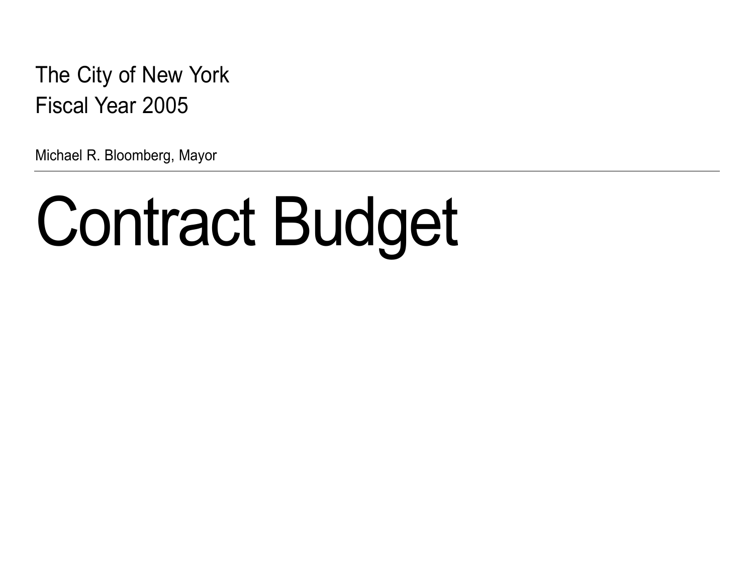The City of New York
Fiscal Year 2005

Michael R. Bloomberg, Mayor

---

# Contract Budget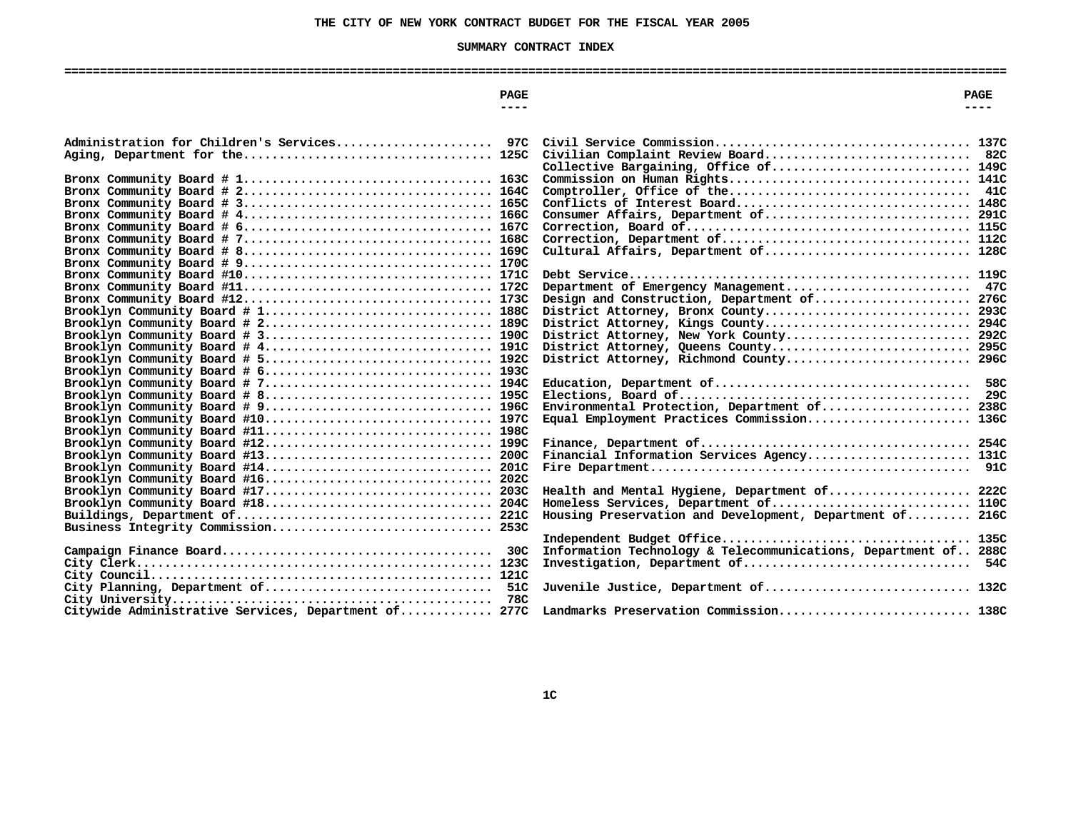# THE CITY OF NEW YORK CONTRACT BUDGET FOR THE FISCAL YEAR 2005

## SUMMARY CONTRACT INDEX

| | PAGE |
|---|---|
| Administration for Children's Services | 97C |
| Aging, Department for the | 125C |
| Bronx Community Board # 1 | 163C |
| Bronx Community Board # 2 | 164C |
| Bronx Community Board # 3 | 165C |
| Bronx Community Board # 4 | 166C |
| Bronx Community Board # 6 | 167C |
| Bronx Community Board # 7 | 168C |
| Bronx Community Board # 8 | 169C |
| Bronx Community Board # 9 | 170C |
| Bronx Community Board #10 | 171C |
| Bronx Community Board #11 | 172C |
| Bronx Community Board #12 | 173C |
| Brooklyn Community Board # 1 | 188C |
| Brooklyn Community Board # 2 | 189C |
| Brooklyn Community Board # 3 | 190C |
| Brooklyn Community Board # 4 | 191C |
| Brooklyn Community Board # 5 | 192C |
| Brooklyn Community Board # 6 | 193C |
| Brooklyn Community Board # 7 | 194C |
| Brooklyn Community Board # 8 | 195C |
| Brooklyn Community Board # 9 | 196C |
| Brooklyn Community Board #10 | 197C |
| Brooklyn Community Board #11 | 198C |
| Brooklyn Community Board #12 | 199C |
| Brooklyn Community Board #13 | 200C |
| Brooklyn Community Board #14 | 201C |
| Brooklyn Community Board #16 | 202C |
| Brooklyn Community Board #17 | 203C |
| Brooklyn Community Board #18 | 204C |
| Buildings, Department of | 221C |
| Business Integrity Commission | 253C |
| Campaign Finance Board | 30C |
| City Clerk | 123C |
| City Council | 121C |
| City Planning, Department of | 51C |
| City University | 78C |
| Citywide Administrative Services, Department of | 277C |
| Civil Service Commission | 137C |
| Civilian Complaint Review Board | 82C |
| Collective Bargaining, Office of | 149C |
| Commission on Human Rights | 141C |
| Comptroller, Office of the | 41C |
| Conflicts of Interest Board | 148C |
| Consumer Affairs, Department of | 291C |
| Correction, Board of | 115C |
| Correction, Department of | 112C |
| Cultural Affairs, Department of | 128C |
| Debt Service | 119C |
| Department of Emergency Management | 47C |
| Design and Construction, Department of | 276C |
| District Attorney, Bronx County | 293C |
| District Attorney, Kings County | 294C |
| District Attorney, New York County | 292C |
| District Attorney, Queens County | 295C |
| District Attorney, Richmond County | 296C |
| Education, Department of | 58C |
| Elections, Board of | 29C |
| Environmental Protection, Department of | 238C |
| Equal Employment Practices Commission | 136C |
| Finance, Department of | 254C |
| Financial Information Services Agency | 131C |
| Fire Department | 91C |
| Health and Mental Hygiene, Department of | 222C |
| Homeless Services, Department of | 110C |
| Housing Preservation and Development, Department of | 216C |
| Independent Budget Office | 135C |
| Information Technology & Telecommunications, Department of | 288C |
| Investigation, Department of | 54C |
| Juvenile Justice, Department of | 132C |
| Landmarks Preservation Commission | 138C |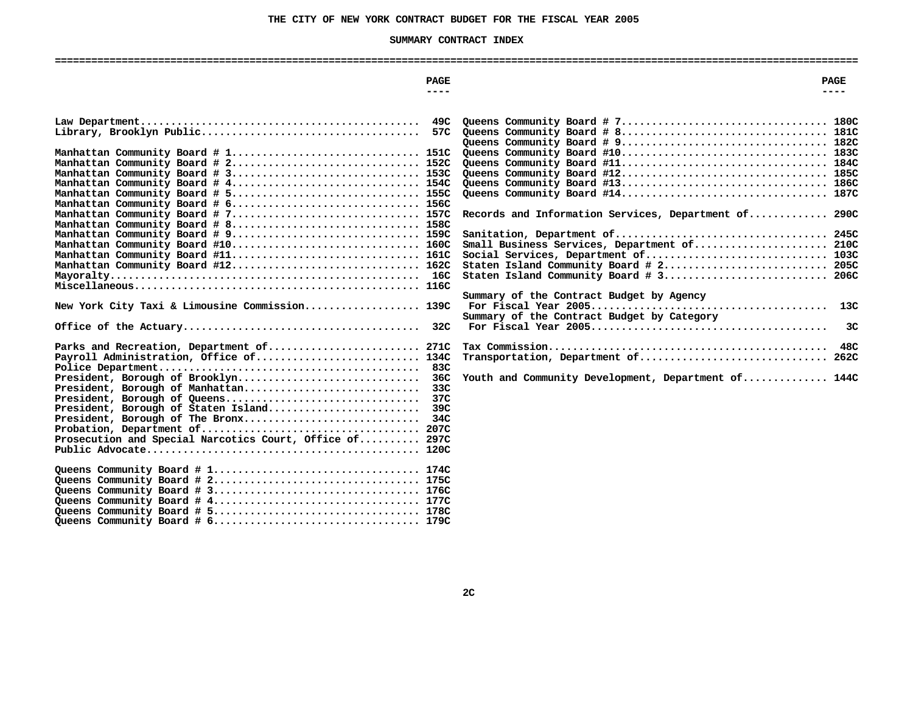# THE CITY OF NEW YORK CONTRACT BUDGET FOR THE FISCAL YEAR 2005

## SUMMARY CONTRACT INDEX

| | PAGE |
|---|---|
| Law Department | 49C |
| Library, Brooklyn Public | 57C |
| Manhattan Community Board # 1 | 151C |
| Manhattan Community Board # 2 | 152C |
| Manhattan Community Board # 3 | 153C |
| Manhattan Community Board # 4 | 154C |
| Manhattan Community Board # 5 | 155C |
| Manhattan Community Board # 6 | 156C |
| Manhattan Community Board # 7 | 157C |
| Manhattan Community Board # 8 | 158C |
| Manhattan Community Board # 9 | 159C |
| Manhattan Community Board #10 | 160C |
| Manhattan Community Board #11 | 161C |
| Manhattan Community Board #12 | 162C |
| Mayoralty | 16C |
| Miscellaneous | 116C |
| New York City Taxi & Limousine Commission | 139C |
| Office of the Actuary | 32C |
| Parks and Recreation, Department of | 271C |
| Payroll Administration, Office of | 134C |
| Police Department | 83C |
| President, Borough of Brooklyn | 36C |
| President, Borough of Manhattan | 33C |
| President, Borough of Queens | 37C |
| President, Borough of Staten Island | 39C |
| President, Borough of The Bronx | 34C |
| Probation, Department of | 207C |
| Prosecution and Special Narcotics Court, Office of | 297C |
| Public Advocate | 120C |
| Queens Community Board # 1 | 174C |
| Queens Community Board # 2 | 175C |
| Queens Community Board # 3 | 176C |
| Queens Community Board # 4 | 177C |
| Queens Community Board # 5 | 178C |
| Queens Community Board # 6 | 179C |
| Queens Community Board # 7 | 180C |
| Queens Community Board # 8 | 181C |
| Queens Community Board # 9 | 182C |
| Queens Community Board #10 | 183C |
| Queens Community Board #11 | 184C |
| Queens Community Board #12 | 185C |
| Queens Community Board #13 | 186C |
| Queens Community Board #14 | 187C |
| Records and Information Services, Department of | 290C |
| Sanitation, Department of | 245C |
| Small Business Services, Department of | 210C |
| Social Services, Department of | 103C |
| Staten Island Community Board # 2 | 205C |
| Staten Island Community Board # 3 | 206C |
| Summary of the Contract Budget by Agency For Fiscal Year 2005 | 13C |
| Summary of the Contract Budget by Category For Fiscal Year 2005 | 3C |
| Tax Commission | 48C |
| Transportation, Department of | 262C |
| Youth and Community Development, Department of | 144C |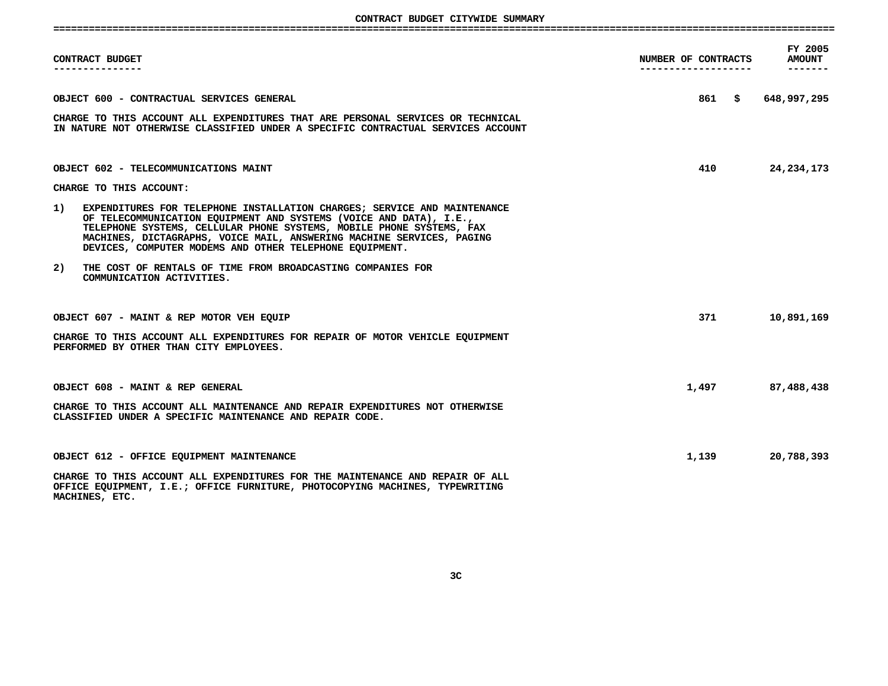# CONTRACT BUDGET CITYWIDE SUMMARY

| CONTRACT BUDGET | NUMBER OF CONTRACTS | FY 2005 AMOUNT |
|---|---|---|
| OBJECT 600 - CONTRACTUAL SERVICES GENERAL | 861 | $ 648,997,295 |
| OBJECT 602 - TELECOMMUNICATIONS MAINT | 410 | 24,234,173 |
| OBJECT 607 - MAINT & REP MOTOR VEH EQUIP | 371 | 10,891,169 |
| OBJECT 608 - MAINT & REP GENERAL | 1,497 | 87,488,438 |
| OBJECT 612 - OFFICE EQUIPMENT MAINTENANCE | 1,139 | 20,788,393 |

**OBJECT 600 - CONTRACTUAL SERVICES GENERAL**

CHARGE TO THIS ACCOUNT ALL EXPENDITURES THAT ARE PERSONAL SERVICES OR TECHNICAL IN NATURE NOT OTHERWISE CLASSIFIED UNDER A SPECIFIC CONTRACTUAL SERVICES ACCOUNT

**OBJECT 602 - TELECOMMUNICATIONS MAINT**

CHARGE TO THIS ACCOUNT:

1) EXPENDITURES FOR TELEPHONE INSTALLATION CHARGES; SERVICE AND MAINTENANCE OF TELECOMMUNICATION EQUIPMENT AND SYSTEMS (VOICE AND DATA), I.E., TELEPHONE SYSTEMS, CELLULAR PHONE SYSTEMS, MOBILE PHONE SYSTEMS, FAX MACHINES, DICTAGRAPHS, VOICE MAIL, ANSWERING MACHINE SERVICES, PAGING DEVICES, COMPUTER MODEMS AND OTHER TELEPHONE EQUIPMENT.

2) THE COST OF RENTALS OF TIME FROM BROADCASTING COMPANIES FOR COMMUNICATION ACTIVITIES.

**OBJECT 607 - MAINT & REP MOTOR VEH EQUIP**

CHARGE TO THIS ACCOUNT ALL EXPENDITURES FOR REPAIR OF MOTOR VEHICLE EQUIPMENT PERFORMED BY OTHER THAN CITY EMPLOYEES.

**OBJECT 608 - MAINT & REP GENERAL**

CHARGE TO THIS ACCOUNT ALL MAINTENANCE AND REPAIR EXPENDITURES NOT OTHERWISE CLASSIFIED UNDER A SPECIFIC MAINTENANCE AND REPAIR CODE.

**OBJECT 612 - OFFICE EQUIPMENT MAINTENANCE**

CHARGE TO THIS ACCOUNT ALL EXPENDITURES FOR THE MAINTENANCE AND REPAIR OF ALL OFFICE EQUIPMENT, I.E.; OFFICE FURNITURE, PHOTOCOPYING MACHINES, TYPEWRITING MACHINES, ETC.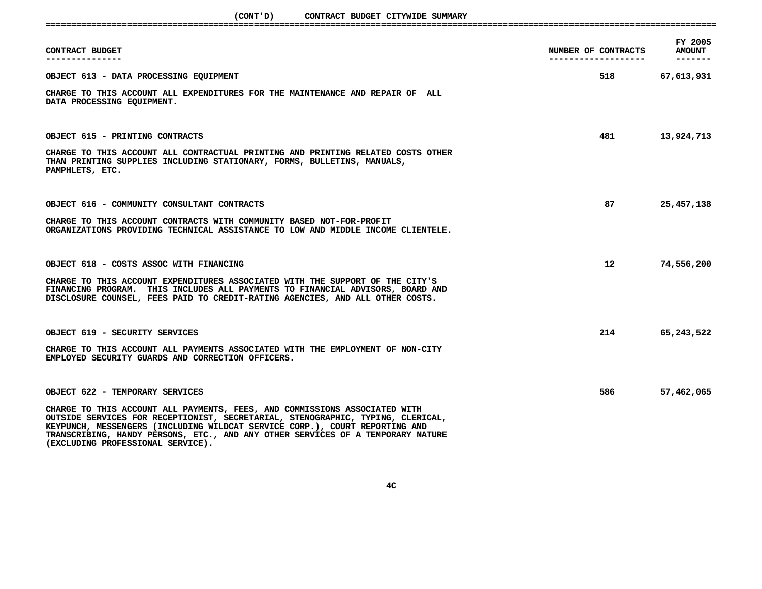# (CONT'D) CONTRACT BUDGET CITYWIDE SUMMARY

| CONTRACT BUDGET | NUMBER OF CONTRACTS | FY 2005 AMOUNT |
|---|---|---|
| OBJECT 613 - DATA PROCESSING EQUIPMENT | 518 | 67,613,931 |
| CHARGE TO THIS ACCOUNT ALL EXPENDITURES FOR THE MAINTENANCE AND REPAIR OF ALL DATA PROCESSING EQUIPMENT. | | |
| OBJECT 615 - PRINTING CONTRACTS | 481 | 13,924,713 |
| CHARGE TO THIS ACCOUNT ALL CONTRACTUAL PRINTING AND PRINTING RELATED COSTS OTHER THAN PRINTING SUPPLIES INCLUDING STATIONARY, FORMS, BULLETINS, MANUALS, PAMPHLETS, ETC. | | |
| OBJECT 616 - COMMUNITY CONSULTANT CONTRACTS | 87 | 25,457,138 |
| CHARGE TO THIS ACCOUNT CONTRACTS WITH COMMUNITY BASED NOT-FOR-PROFIT ORGANIZATIONS PROVIDING TECHNICAL ASSISTANCE TO LOW AND MIDDLE INCOME CLIENTELE. | | |
| OBJECT 618 - COSTS ASSOC WITH FINANCING | 12 | 74,556,200 |
| CHARGE TO THIS ACCOUNT EXPENDITURES ASSOCIATED WITH THE SUPPORT OF THE CITY'S FINANCING PROGRAM. THIS INCLUDES ALL PAYMENTS TO FINANCIAL ADVISORS, BOARD AND DISCLOSURE COUNSEL, FEES PAID TO CREDIT-RATING AGENCIES, AND ALL OTHER COSTS. | | |
| OBJECT 619 - SECURITY SERVICES | 214 | 65,243,522 |
| CHARGE TO THIS ACCOUNT ALL PAYMENTS ASSOCIATED WITH THE EMPLOYMENT OF NON-CITY EMPLOYED SECURITY GUARDS AND CORRECTION OFFICERS. | | |
| OBJECT 622 - TEMPORARY SERVICES | 586 | 57,462,065 |
| CHARGE TO THIS ACCOUNT ALL PAYMENTS, FEES, AND COMMISSIONS ASSOCIATED WITH OUTSIDE SERVICES FOR RECEPTIONIST, SECRETARIAL, STENOGRAPHIC, TYPING, CLERICAL, KEYPUNCH, MESSENGERS (INCLUDING WILDCAT SERVICE CORP.), COURT REPORTING AND TRANSCRIBING, HANDY PERSONS, ETC., AND ANY OTHER SERVICES OF A TEMPORARY NATURE (EXCLUDING PROFESSIONAL SERVICE). | | |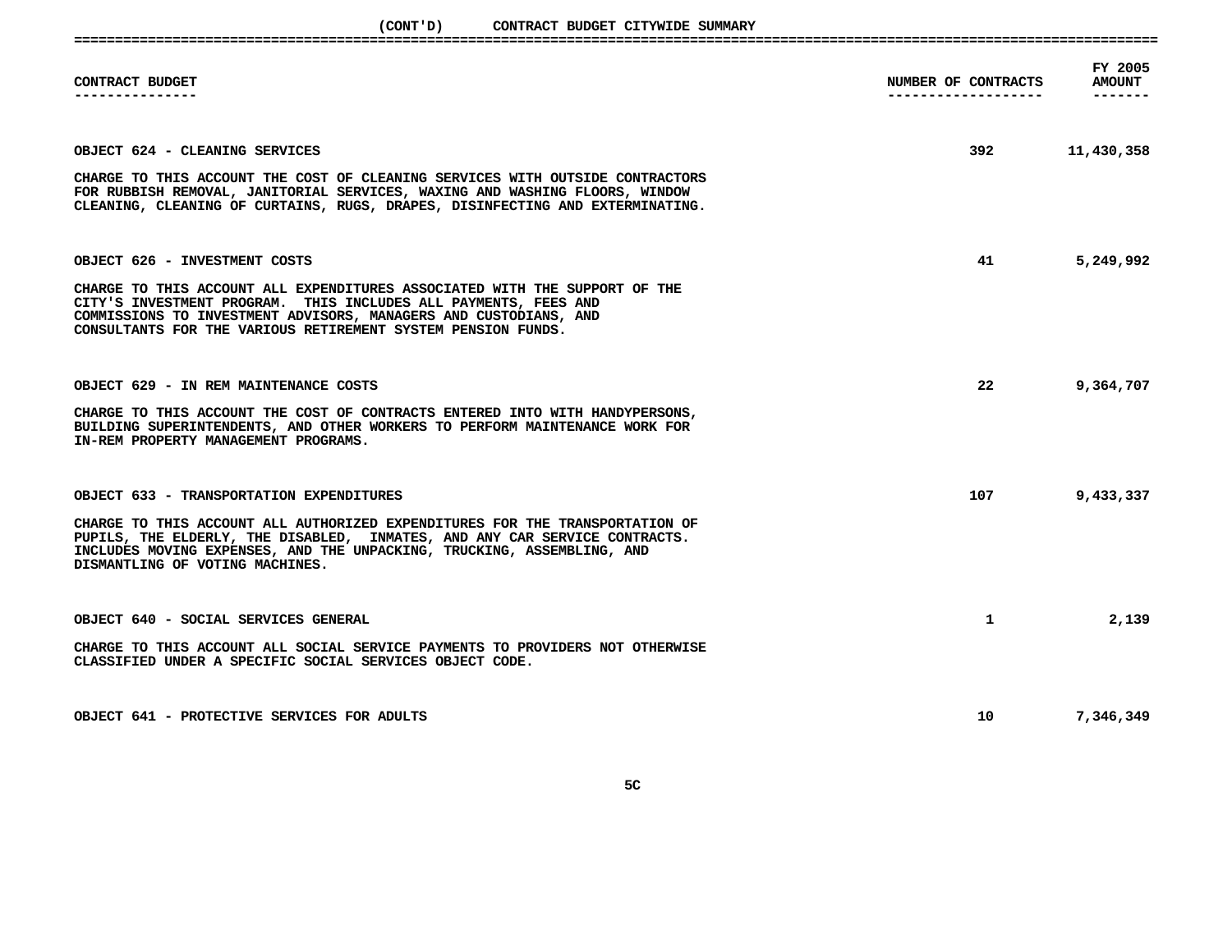(CONT'D) CONTRACT BUDGET CITYWIDE SUMMARY

| CONTRACT BUDGET | NUMBER OF CONTRACTS | FY 2005 AMOUNT |
|---|---|---|
| OBJECT 624 - CLEANING SERVICES | 392 | 11,430,358 |
| CHARGE TO THIS ACCOUNT THE COST OF CLEANING SERVICES WITH OUTSIDE CONTRACTORS FOR RUBBISH REMOVAL, JANITORIAL SERVICES, WAXING AND WASHING FLOORS, WINDOW CLEANING, CLEANING OF CURTAINS, RUGS, DRAPES, DISINFECTING AND EXTERMINATING. | | |
| OBJECT 626 - INVESTMENT COSTS | 41 | 5,249,992 |
| CHARGE TO THIS ACCOUNT ALL EXPENDITURES ASSOCIATED WITH THE SUPPORT OF THE CITY'S INVESTMENT PROGRAM. THIS INCLUDES ALL PAYMENTS, FEES AND COMMISSIONS TO INVESTMENT ADVISORS, MANAGERS AND CUSTODIANS, AND CONSULTANTS FOR THE VARIOUS RETIREMENT SYSTEM PENSION FUNDS. | | |
| OBJECT 629 - IN REM MAINTENANCE COSTS | 22 | 9,364,707 |
| CHARGE TO THIS ACCOUNT THE COST OF CONTRACTS ENTERED INTO WITH HANDYPERSONS, BUILDING SUPERINTENDENTS, AND OTHER WORKERS TO PERFORM MAINTENANCE WORK FOR IN-REM PROPERTY MANAGEMENT PROGRAMS. | | |
| OBJECT 633 - TRANSPORTATION EXPENDITURES | 107 | 9,433,337 |
| CHARGE TO THIS ACCOUNT ALL AUTHORIZED EXPENDITURES FOR THE TRANSPORTATION OF PUPILS, THE ELDERLY, THE DISABLED, INMATES, AND ANY CAR SERVICE CONTRACTS. INCLUDES MOVING EXPENSES, AND THE UNPACKING, TRUCKING, ASSEMBLING, AND DISMANTLING OF VOTING MACHINES. | | |
| OBJECT 640 - SOCIAL SERVICES GENERAL | 1 | 2,139 |
| CHARGE TO THIS ACCOUNT ALL SOCIAL SERVICE PAYMENTS TO PROVIDERS NOT OTHERWISE CLASSIFIED UNDER A SPECIFIC SOCIAL SERVICES OBJECT CODE. | | |
| OBJECT 641 - PROTECTIVE SERVICES FOR ADULTS | 10 | 7,346,349 |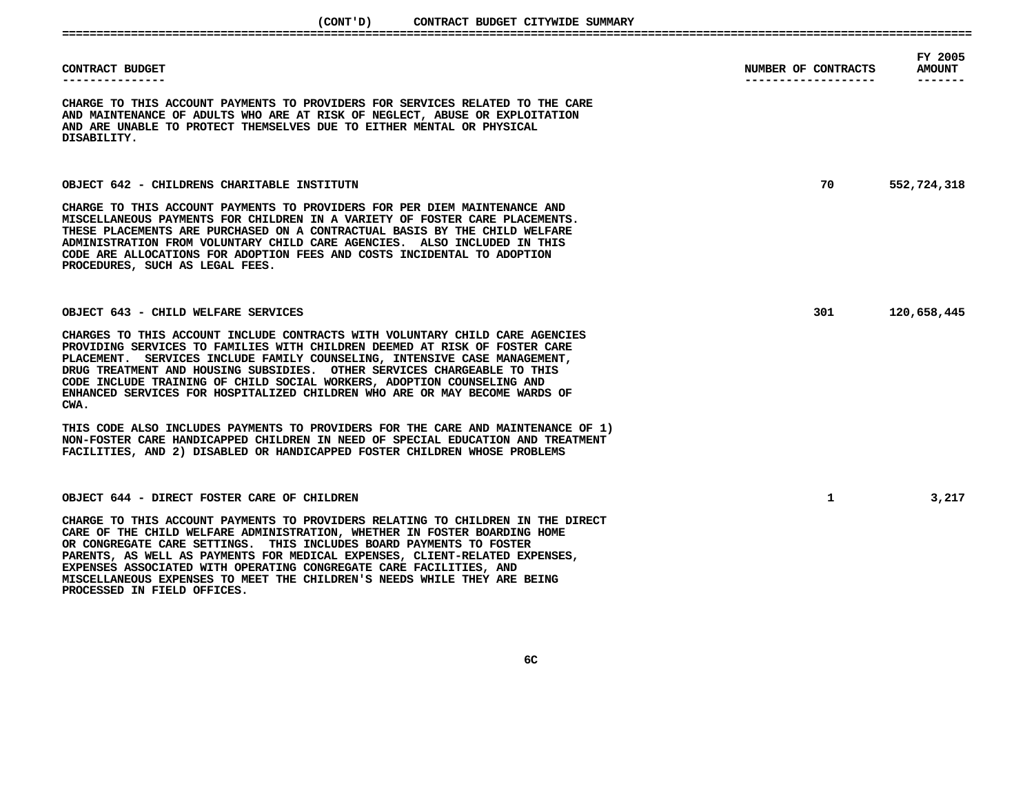(CONT'D) CONTRACT BUDGET CITYWIDE SUMMARY

| CONTRACT BUDGET | NUMBER OF CONTRACTS | FY 2005 AMOUNT |
|---|---|---|

CHARGE TO THIS ACCOUNT PAYMENTS TO PROVIDERS FOR SERVICES RELATED TO THE CARE AND MAINTENANCE OF ADULTS WHO ARE AT RISK OF NEGLECT, ABUSE OR EXPLOITATION AND ARE UNABLE TO PROTECT THEMSELVES DUE TO EITHER MENTAL OR PHYSICAL DISABILITY.

| CONTRACT BUDGET | NUMBER OF CONTRACTS | FY 2005 AMOUNT |
|---|---|---|
| OBJECT 642 - CHILDRENS CHARITABLE INSTITUTN | 70 | 552,724,318 |

CHARGE TO THIS ACCOUNT PAYMENTS TO PROVIDERS FOR PER DIEM MAINTENANCE AND MISCELLANEOUS PAYMENTS FOR CHILDREN IN A VARIETY OF FOSTER CARE PLACEMENTS. THESE PLACEMENTS ARE PURCHASED ON A CONTRACTUAL BASIS BY THE CHILD WELFARE ADMINISTRATION FROM VOLUNTARY CHILD CARE AGENCIES. ALSO INCLUDED IN THIS CODE ARE ALLOCATIONS FOR ADOPTION FEES AND COSTS INCIDENTAL TO ADOPTION PROCEDURES, SUCH AS LEGAL FEES.

| CONTRACT BUDGET | NUMBER OF CONTRACTS | FY 2005 AMOUNT |
|---|---|---|
| OBJECT 643 - CHILD WELFARE SERVICES | 301 | 120,658,445 |

CHARGES TO THIS ACCOUNT INCLUDE CONTRACTS WITH VOLUNTARY CHILD CARE AGENCIES PROVIDING SERVICES TO FAMILIES WITH CHILDREN DEEMED AT RISK OF FOSTER CARE PLACEMENT. SERVICES INCLUDE FAMILY COUNSELING, INTENSIVE CASE MANAGEMENT, DRUG TREATMENT AND HOUSING SUBSIDIES. OTHER SERVICES CHARGEABLE TO THIS CODE INCLUDE TRAINING OF CHILD SOCIAL WORKERS, ADOPTION COUNSELING AND ENHANCED SERVICES FOR HOSPITALIZED CHILDREN WHO ARE OR MAY BECOME WARDS OF CWA.

THIS CODE ALSO INCLUDES PAYMENTS TO PROVIDERS FOR THE CARE AND MAINTENANCE OF 1) NON-FOSTER CARE HANDICAPPED CHILDREN IN NEED OF SPECIAL EDUCATION AND TREATMENT FACILITIES, AND 2) DISABLED OR HANDICAPPED FOSTER CHILDREN WHOSE PROBLEMS

| CONTRACT BUDGET | NUMBER OF CONTRACTS | FY 2005 AMOUNT |
|---|---|---|
| OBJECT 644 - DIRECT FOSTER CARE OF CHILDREN | 1 | 3,217 |

CHARGE TO THIS ACCOUNT PAYMENTS TO PROVIDERS RELATING TO CHILDREN IN THE DIRECT CARE OF THE CHILD WELFARE ADMINISTRATION, WHETHER IN FOSTER BOARDING HOME OR CONGREGATE CARE SETTINGS. THIS INCLUDES BOARD PAYMENTS TO FOSTER PARENTS, AS WELL AS PAYMENTS FOR MEDICAL EXPENSES, CLIENT-RELATED EXPENSES, EXPENSES ASSOCIATED WITH OPERATING CONGREGATE CARE FACILITIES, AND MISCELLANEOUS EXPENSES TO MEET THE CHILDREN'S NEEDS WHILE THEY ARE BEING PROCESSED IN FIELD OFFICES.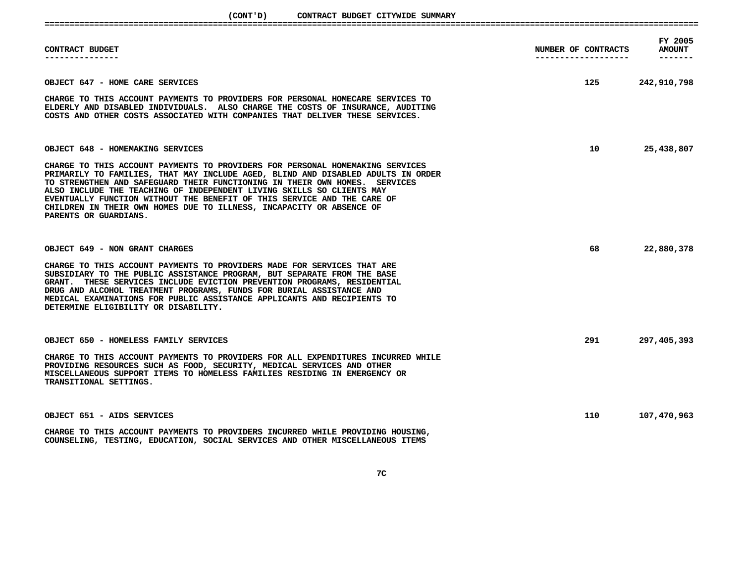# (CONT'D) CONTRACT BUDGET CITYWIDE SUMMARY

| CONTRACT BUDGET | NUMBER OF CONTRACTS | FY 2005 AMOUNT |
|---|---|---|
| OBJECT 647 - HOME CARE SERVICES | 125 | 242,910,798 |

CHARGE TO THIS ACCOUNT PAYMENTS TO PROVIDERS FOR PERSONAL HOMECARE SERVICES TO ELDERLY AND DISABLED INDIVIDUALS. ALSO CHARGE THE COSTS OF INSURANCE, AUDITING COSTS AND OTHER COSTS ASSOCIATED WITH COMPANIES THAT DELIVER THESE SERVICES.

| CONTRACT BUDGET | NUMBER OF CONTRACTS | FY 2005 AMOUNT |
|---|---|---|
| OBJECT 648 - HOMEMAKING SERVICES | 10 | 25,438,807 |

CHARGE TO THIS ACCOUNT PAYMENTS TO PROVIDERS FOR PERSONAL HOMEMAKING SERVICES PRIMARILY TO FAMILIES, THAT MAY INCLUDE AGED, BLIND AND DISABLED ADULTS IN ORDER TO STRENGTHEN AND SAFEGUARD THEIR FUNCTIONING IN THEIR OWN HOMES. SERVICES ALSO INCLUDE THE TEACHING OF INDEPENDENT LIVING SKILLS SO CLIENTS MAY EVENTUALLY FUNCTION WITHOUT THE BENEFIT OF THIS SERVICE AND THE CARE OF CHILDREN IN THEIR OWN HOMES DUE TO ILLNESS, INCAPACITY OR ABSENCE OF PARENTS OR GUARDIANS.

| CONTRACT BUDGET | NUMBER OF CONTRACTS | FY 2005 AMOUNT |
|---|---|---|
| OBJECT 649 - NON GRANT CHARGES | 68 | 22,880,378 |

CHARGE TO THIS ACCOUNT PAYMENTS TO PROVIDERS MADE FOR SERVICES THAT ARE SUBSIDIARY TO THE PUBLIC ASSISTANCE PROGRAM, BUT SEPARATE FROM THE BASE GRANT. THESE SERVICES INCLUDE EVICTION PREVENTION PROGRAMS, RESIDENTIAL DRUG AND ALCOHOL TREATMENT PROGRAMS, FUNDS FOR BURIAL ASSISTANCE AND MEDICAL EXAMINATIONS FOR PUBLIC ASSISTANCE APPLICANTS AND RECIPIENTS TO DETERMINE ELIGIBILITY OR DISABILITY.

| CONTRACT BUDGET | NUMBER OF CONTRACTS | FY 2005 AMOUNT |
|---|---|---|
| OBJECT 650 - HOMELESS FAMILY SERVICES | 291 | 297,405,393 |

CHARGE TO THIS ACCOUNT PAYMENTS TO PROVIDERS FOR ALL EXPENDITURES INCURRED WHILE PROVIDING RESOURCES SUCH AS FOOD, SECURITY, MEDICAL SERVICES AND OTHER MISCELLANEOUS SUPPORT ITEMS TO HOMELESS FAMILIES RESIDING IN EMERGENCY OR TRANSITIONAL SETTINGS.

| CONTRACT BUDGET | NUMBER OF CONTRACTS | FY 2005 AMOUNT |
|---|---|---|
| OBJECT 651 - AIDS SERVICES | 110 | 107,470,963 |

CHARGE TO THIS ACCOUNT PAYMENTS TO PROVIDERS INCURRED WHILE PROVIDING HOUSING, COUNSELING, TESTING, EDUCATION, SOCIAL SERVICES AND OTHER MISCELLANEOUS ITEMS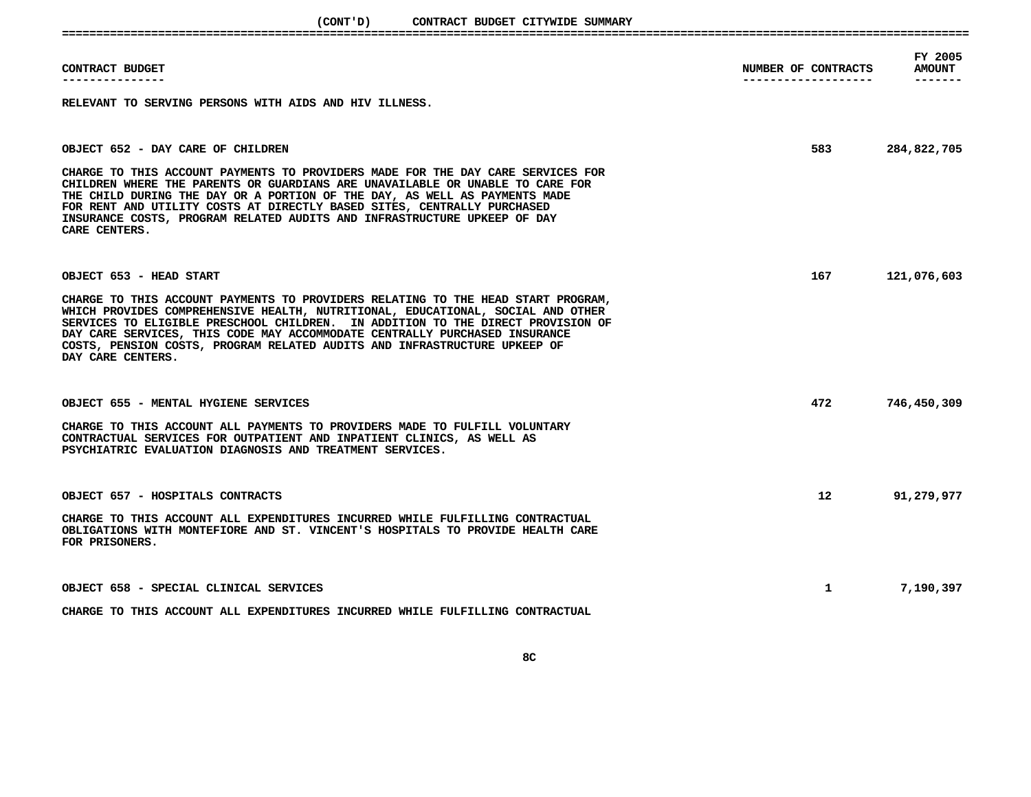| CONTRACT BUDGET | NUMBER OF CONTRACTS | FY 2005 AMOUNT |
|---|---|---|

RELEVANT TO SERVING PERSONS WITH AIDS AND HIV ILLNESS.

| OBJECT 652 - DAY CARE OF CHILDREN | 583 | 284,822,705 |
|---|---|---|

CHARGE TO THIS ACCOUNT PAYMENTS TO PROVIDERS MADE FOR THE DAY CARE SERVICES FOR CHILDREN WHERE THE PARENTS OR GUARDIANS ARE UNAVAILABLE OR UNABLE TO CARE FOR THE CHILD DURING THE DAY OR A PORTION OF THE DAY, AS WELL AS PAYMENTS MADE FOR RENT AND UTILITY COSTS AT DIRECTLY BASED SITES, CENTRALLY PURCHASED INSURANCE COSTS, PROGRAM RELATED AUDITS AND INFRASTRUCTURE UPKEEP OF DAY CARE CENTERS.

| OBJECT 653 - HEAD START | 167 | 121,076,603 |
|---|---|---|

CHARGE TO THIS ACCOUNT PAYMENTS TO PROVIDERS RELATING TO THE HEAD START PROGRAM, WHICH PROVIDES COMPREHENSIVE HEALTH, NUTRITIONAL, EDUCATIONAL, SOCIAL AND OTHER SERVICES TO ELIGIBLE PRESCHOOL CHILDREN. IN ADDITION TO THE DIRECT PROVISION OF DAY CARE SERVICES, THIS CODE MAY ACCOMMODATE CENTRALLY PURCHASED INSURANCE COSTS, PENSION COSTS, PROGRAM RELATED AUDITS AND INFRASTRUCTURE UPKEEP OF DAY CARE CENTERS.

| OBJECT 655 - MENTAL HYGIENE SERVICES | 472 | 746,450,309 |
|---|---|---|

CHARGE TO THIS ACCOUNT ALL PAYMENTS TO PROVIDERS MADE TO FULFILL VOLUNTARY CONTRACTUAL SERVICES FOR OUTPATIENT AND INPATIENT CLINICS, AS WELL AS PSYCHIATRIC EVALUATION DIAGNOSIS AND TREATMENT SERVICES.

| OBJECT 657 - HOSPITALS CONTRACTS | 12 | 91,279,977 |
|---|---|---|

CHARGE TO THIS ACCOUNT ALL EXPENDITURES INCURRED WHILE FULFILLING CONTRACTUAL OBLIGATIONS WITH MONTEFIORE AND ST. VINCENT'S HOSPITALS TO PROVIDE HEALTH CARE FOR PRISONERS.

| OBJECT 658 - SPECIAL CLINICAL SERVICES | 1 | 7,190,397 |
|---|---|---|

CHARGE TO THIS ACCOUNT ALL EXPENDITURES INCURRED WHILE FULFILLING CONTRACTUAL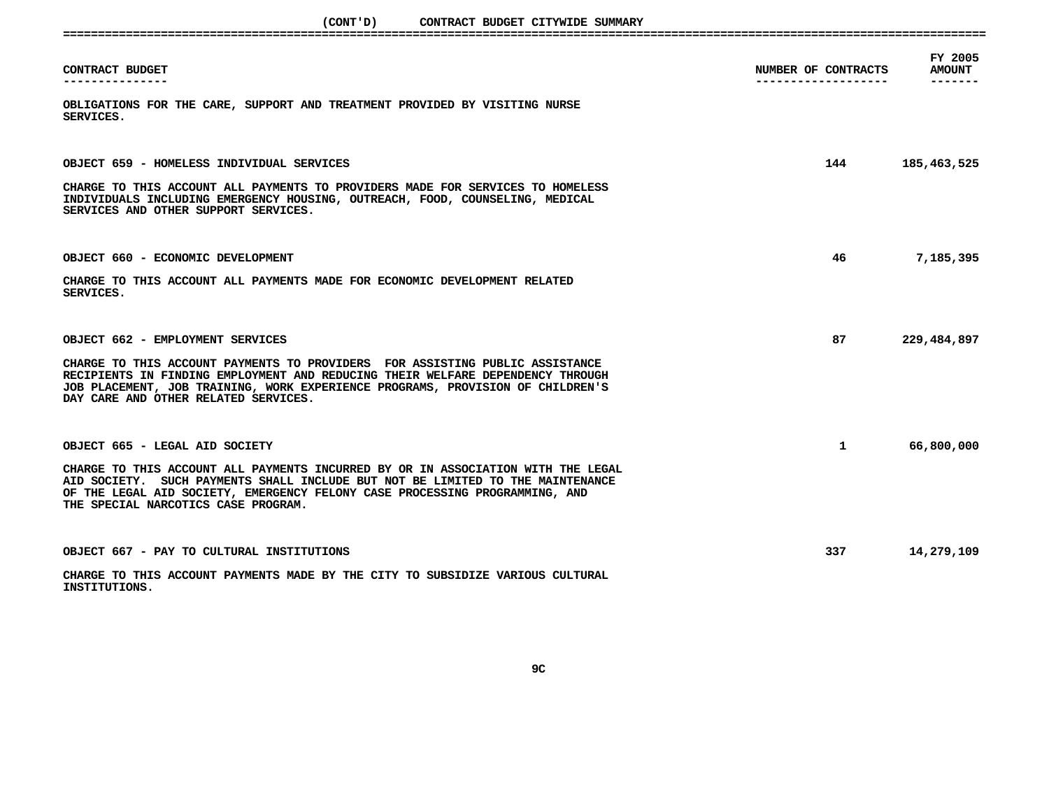(CONT'D) CONTRACT BUDGET CITYWIDE SUMMARY

| CONTRACT BUDGET | NUMBER OF CONTRACTS | FY 2005 AMOUNT |
|---|---|---|
| OBLIGATIONS FOR THE CARE, SUPPORT AND TREATMENT PROVIDED BY VISITING NURSE SERVICES. | | |
| OBJECT 659 - HOMELESS INDIVIDUAL SERVICES | 144 | 185,463,525 |
| CHARGE TO THIS ACCOUNT ALL PAYMENTS TO PROVIDERS MADE FOR SERVICES TO HOMELESS INDIVIDUALS INCLUDING EMERGENCY HOUSING, OUTREACH, FOOD, COUNSELING, MEDICAL SERVICES AND OTHER SUPPORT SERVICES. | | |
| OBJECT 660 - ECONOMIC DEVELOPMENT | 46 | 7,185,395 |
| CHARGE TO THIS ACCOUNT ALL PAYMENTS MADE FOR ECONOMIC DEVELOPMENT RELATED SERVICES. | | |
| OBJECT 662 - EMPLOYMENT SERVICES | 87 | 229,484,897 |
| CHARGE TO THIS ACCOUNT PAYMENTS TO PROVIDERS FOR ASSISTING PUBLIC ASSISTANCE RECIPIENTS IN FINDING EMPLOYMENT AND REDUCING THEIR WELFARE DEPENDENCY THROUGH JOB PLACEMENT, JOB TRAINING, WORK EXPERIENCE PROGRAMS, PROVISION OF CHILDREN'S DAY CARE AND OTHER RELATED SERVICES. | | |
| OBJECT 665 - LEGAL AID SOCIETY | 1 | 66,800,000 |
| CHARGE TO THIS ACCOUNT ALL PAYMENTS INCURRED BY OR IN ASSOCIATION WITH THE LEGAL AID SOCIETY. SUCH PAYMENTS SHALL INCLUDE BUT NOT BE LIMITED TO THE MAINTENANCE OF THE LEGAL AID SOCIETY, EMERGENCY FELONY CASE PROCESSING PROGRAMMING, AND THE SPECIAL NARCOTICS CASE PROGRAM. | | |
| OBJECT 667 - PAY TO CULTURAL INSTITUTIONS | 337 | 14,279,109 |
| CHARGE TO THIS ACCOUNT PAYMENTS MADE BY THE CITY TO SUBSIDIZE VARIOUS CULTURAL INSTITUTIONS. | | |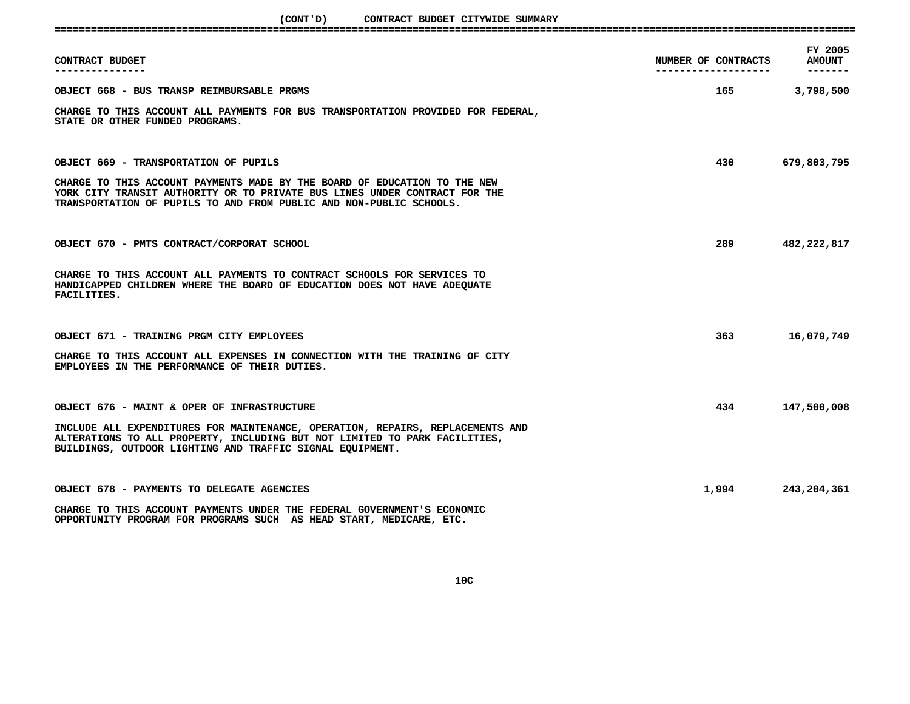## (CONT'D) CONTRACT BUDGET CITYWIDE SUMMARY

| CONTRACT BUDGET | NUMBER OF CONTRACTS | FY 2005 AMOUNT |
|---|---|---|
| OBJECT 668 - BUS TRANSP REIMBURSABLE PRGMS | 165 | 3,798,500 |
| CHARGE TO THIS ACCOUNT ALL PAYMENTS FOR BUS TRANSPORTATION PROVIDED FOR FEDERAL, STATE OR OTHER FUNDED PROGRAMS. | | |
| OBJECT 669 - TRANSPORTATION OF PUPILS | 430 | 679,803,795 |
| CHARGE TO THIS ACCOUNT PAYMENTS MADE BY THE BOARD OF EDUCATION TO THE NEW YORK CITY TRANSIT AUTHORITY OR TO PRIVATE BUS LINES UNDER CONTRACT FOR THE TRANSPORTATION OF PUPILS TO AND FROM PUBLIC AND NON-PUBLIC SCHOOLS. | | |
| OBJECT 670 - PMTS CONTRACT/CORPORAT SCHOOL | 289 | 482,222,817 |
| CHARGE TO THIS ACCOUNT ALL PAYMENTS TO CONTRACT SCHOOLS FOR SERVICES TO HANDICAPPED CHILDREN WHERE THE BOARD OF EDUCATION DOES NOT HAVE ADEQUATE FACILITIES. | | |
| OBJECT 671 - TRAINING PRGM CITY EMPLOYEES | 363 | 16,079,749 |
| CHARGE TO THIS ACCOUNT ALL EXPENSES IN CONNECTION WITH THE TRAINING OF CITY EMPLOYEES IN THE PERFORMANCE OF THEIR DUTIES. | | |
| OBJECT 676 - MAINT & OPER OF INFRASTRUCTURE | 434 | 147,500,008 |
| INCLUDE ALL EXPENDITURES FOR MAINTENANCE, OPERATION, REPAIRS, REPLACEMENTS AND ALTERATIONS TO ALL PROPERTY, INCLUDING BUT NOT LIMITED TO PARK FACILITIES, BUILDINGS, OUTDOOR LIGHTING AND TRAFFIC SIGNAL EQUIPMENT. | | |
| OBJECT 678 - PAYMENTS TO DELEGATE AGENCIES | 1,994 | 243,204,361 |
| CHARGE TO THIS ACCOUNT PAYMENTS UNDER THE FEDERAL GOVERNMENT'S ECONOMIC OPPORTUNITY PROGRAM FOR PROGRAMS SUCH AS HEAD START, MEDICARE, ETC. | | |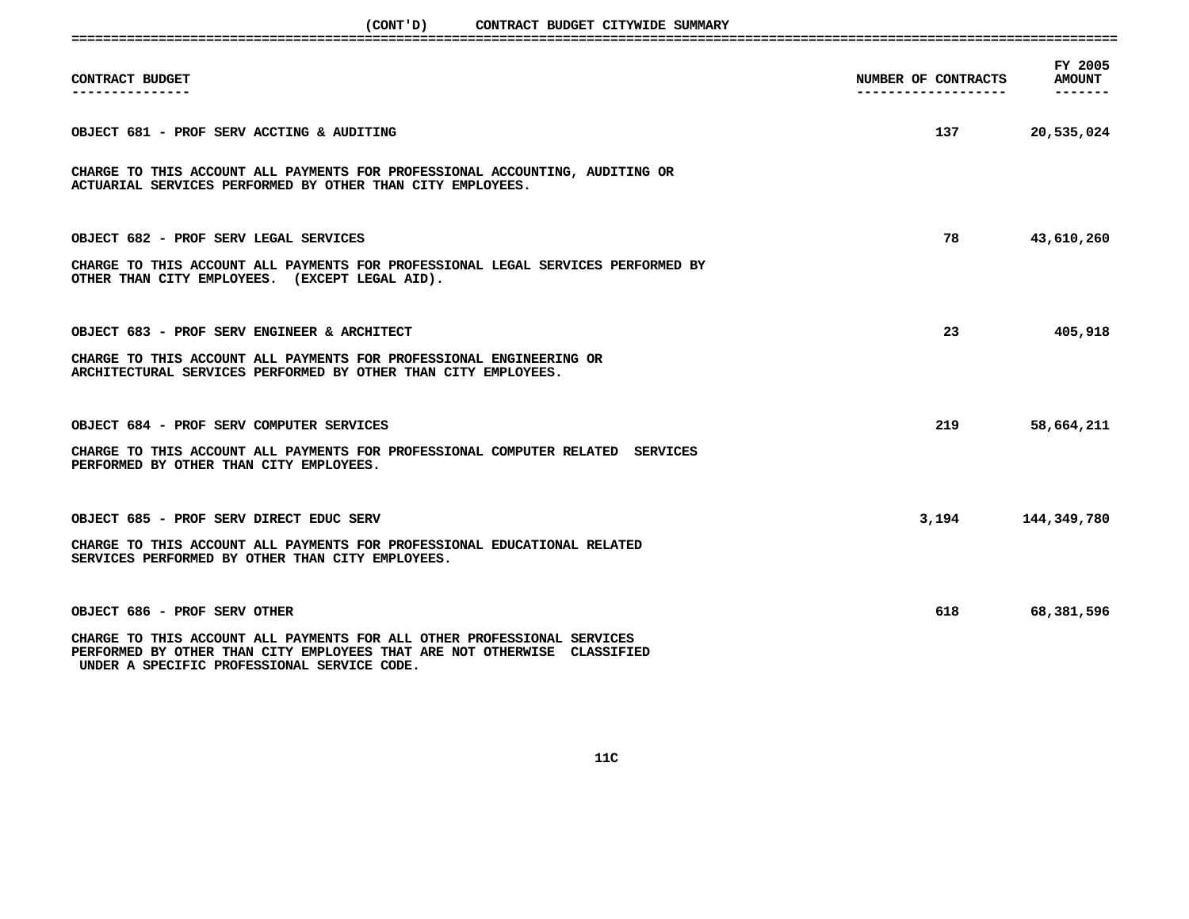# (CONT'D) CONTRACT BUDGET CITYWIDE SUMMARY

| CONTRACT BUDGET | NUMBER OF CONTRACTS | FY 2005 AMOUNT |
|---|---|---|
| OBJECT 681 - PROF SERV ACCTING & AUDITING | 137 | 20,535,024 |
| OBJECT 682 - PROF SERV LEGAL SERVICES | 78 | 43,610,260 |
| OBJECT 683 - PROF SERV ENGINEER & ARCHITECT | 23 | 405,918 |
| OBJECT 684 - PROF SERV COMPUTER SERVICES | 219 | 58,664,211 |
| OBJECT 685 - PROF SERV DIRECT EDUC SERV | 3,194 | 144,349,780 |
| OBJECT 686 - PROF SERV OTHER | 618 | 68,381,596 |

**OBJECT 681 - PROF SERV ACCTING & AUDITING**

CHARGE TO THIS ACCOUNT ALL PAYMENTS FOR PROFESSIONAL ACCOUNTING, AUDITING OR ACTUARIAL SERVICES PERFORMED BY OTHER THAN CITY EMPLOYEES.

**OBJECT 682 - PROF SERV LEGAL SERVICES**

CHARGE TO THIS ACCOUNT ALL PAYMENTS FOR PROFESSIONAL LEGAL SERVICES PERFORMED BY OTHER THAN CITY EMPLOYEES. (EXCEPT LEGAL AID).

**OBJECT 683 - PROF SERV ENGINEER & ARCHITECT**

CHARGE TO THIS ACCOUNT ALL PAYMENTS FOR PROFESSIONAL ENGINEERING OR ARCHITECTURAL SERVICES PERFORMED BY OTHER THAN CITY EMPLOYEES.

**OBJECT 684 - PROF SERV COMPUTER SERVICES**

CHARGE TO THIS ACCOUNT ALL PAYMENTS FOR PROFESSIONAL COMPUTER RELATED SERVICES PERFORMED BY OTHER THAN CITY EMPLOYEES.

**OBJECT 685 - PROF SERV DIRECT EDUC SERV**

CHARGE TO THIS ACCOUNT ALL PAYMENTS FOR PROFESSIONAL EDUCATIONAL RELATED SERVICES PERFORMED BY OTHER THAN CITY EMPLOYEES.

**OBJECT 686 - PROF SERV OTHER**

CHARGE TO THIS ACCOUNT ALL PAYMENTS FOR ALL OTHER PROFESSIONAL SERVICES PERFORMED BY OTHER THAN CITY EMPLOYEES THAT ARE NOT OTHERWISE CLASSIFIED UNDER A SPECIFIC PROFESSIONAL SERVICE CODE.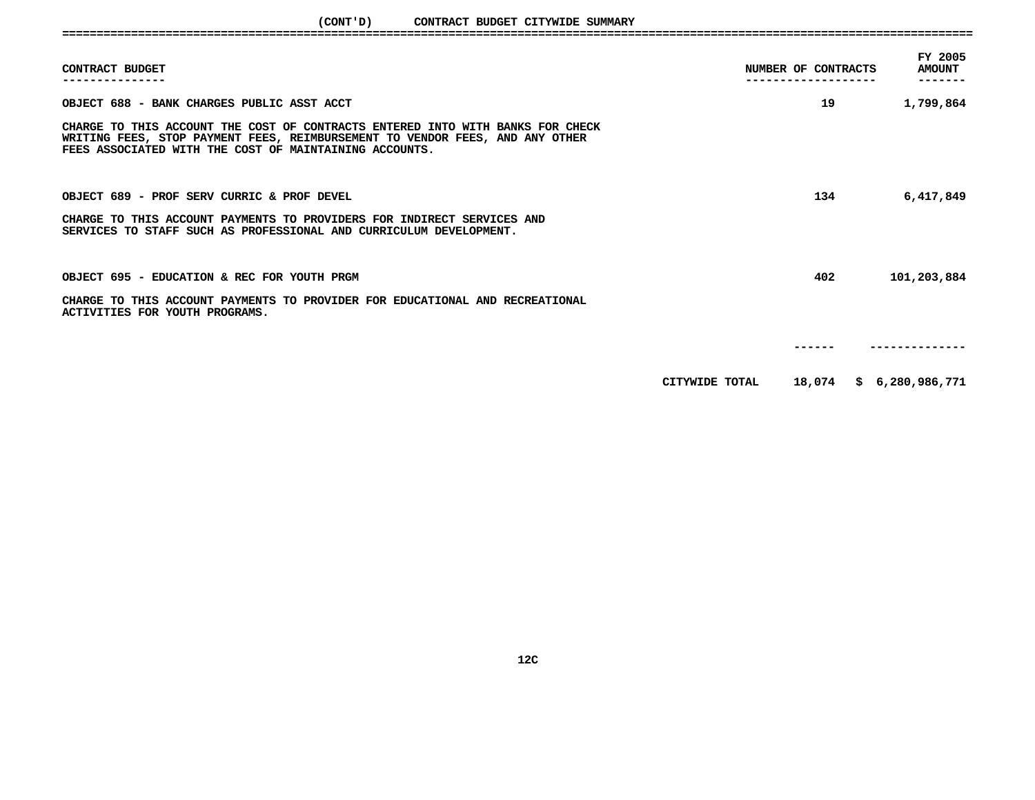## (CONT'D) CONTRACT BUDGET CITYWIDE SUMMARY

| CONTRACT BUDGET | NUMBER OF CONTRACTS | FY 2005 AMOUNT |
|---|---|---|
| OBJECT 688 - BANK CHARGES PUBLIC ASST ACCT | 19 | 1,799,864 |
| OBJECT 689 - PROF SERV CURRIC & PROF DEVEL | 134 | 6,417,849 |
| OBJECT 695 - EDUCATION & REC FOR YOUTH PRGM | 402 | 101,203,884 |
| CITYWIDE TOTAL | 18,074 | $ 6,280,986,771 |

**OBJECT 688 - BANK CHARGES PUBLIC ASST ACCT**

CHARGE TO THIS ACCOUNT THE COST OF CONTRACTS ENTERED INTO WITH BANKS FOR CHECK WRITING FEES, STOP PAYMENT FEES, REIMBURSEMENT TO VENDOR FEES, AND ANY OTHER FEES ASSOCIATED WITH THE COST OF MAINTAINING ACCOUNTS.

**OBJECT 689 - PROF SERV CURRIC & PROF DEVEL**

CHARGE TO THIS ACCOUNT PAYMENTS TO PROVIDERS FOR INDIRECT SERVICES AND SERVICES TO STAFF SUCH AS PROFESSIONAL AND CURRICULUM DEVELOPMENT.

**OBJECT 695 - EDUCATION & REC FOR YOUTH PRGM**

CHARGE TO THIS ACCOUNT PAYMENTS TO PROVIDER FOR EDUCATIONAL AND RECREATIONAL ACTIVITIES FOR YOUTH PROGRAMS.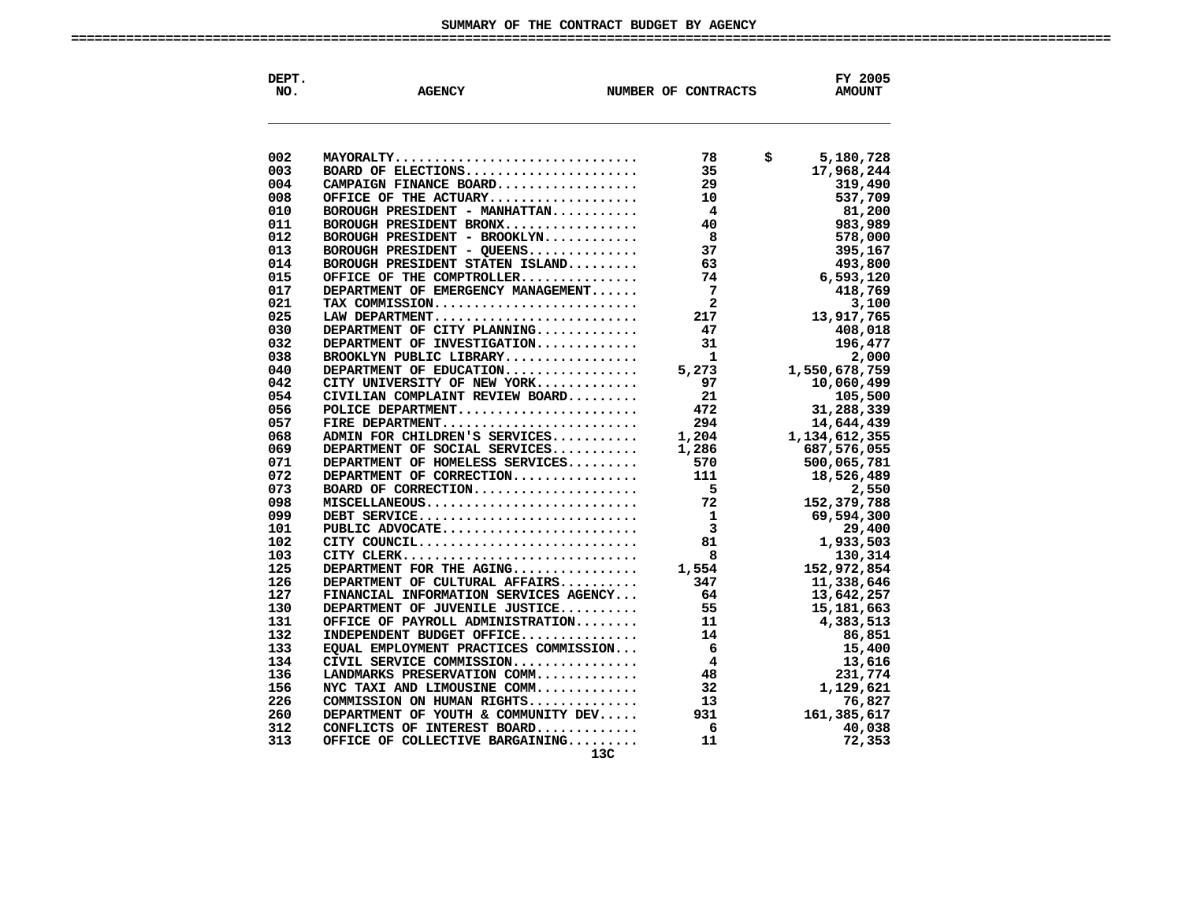# SUMMARY OF THE CONTRACT BUDGET BY AGENCY

| DEPT. NO. | AGENCY | NUMBER OF CONTRACTS | FY 2005 AMOUNT |
|---|---|---|---|
| 002 | MAYORALTY | 78 | $ 5,180,728 |
| 003 | BOARD OF ELECTIONS | 35 | 17,968,244 |
| 004 | CAMPAIGN FINANCE BOARD | 29 | 319,490 |
| 008 | OFFICE OF THE ACTUARY | 10 | 537,709 |
| 010 | BOROUGH PRESIDENT - MANHATTAN | 4 | 81,200 |
| 011 | BOROUGH PRESIDENT BRONX | 40 | 983,989 |
| 012 | BOROUGH PRESIDENT - BROOKLYN | 8 | 578,000 |
| 013 | BOROUGH PRESIDENT - QUEENS | 37 | 395,167 |
| 014 | BOROUGH PRESIDENT STATEN ISLAND | 63 | 493,800 |
| 015 | OFFICE OF THE COMPTROLLER | 74 | 6,593,120 |
| 017 | DEPARTMENT OF EMERGENCY MANAGEMENT | 7 | 418,769 |
| 021 | TAX COMMISSION | 2 | 3,100 |
| 025 | LAW DEPARTMENT | 217 | 13,917,765 |
| 030 | DEPARTMENT OF CITY PLANNING | 47 | 408,018 |
| 032 | DEPARTMENT OF INVESTIGATION | 31 | 196,477 |
| 038 | BROOKLYN PUBLIC LIBRARY | 1 | 2,000 |
| 040 | DEPARTMENT OF EDUCATION | 5,273 | 1,550,678,759 |
| 042 | CITY UNIVERSITY OF NEW YORK | 97 | 10,060,499 |
| 054 | CIVILIAN COMPLAINT REVIEW BOARD | 21 | 105,500 |
| 056 | POLICE DEPARTMENT | 472 | 31,288,339 |
| 057 | FIRE DEPARTMENT | 294 | 14,644,439 |
| 068 | ADMIN FOR CHILDREN'S SERVICES | 1,204 | 1,134,612,355 |
| 069 | DEPARTMENT OF SOCIAL SERVICES | 1,286 | 687,576,055 |
| 071 | DEPARTMENT OF HOMELESS SERVICES | 570 | 500,065,781 |
| 072 | DEPARTMENT OF CORRECTION | 111 | 18,526,489 |
| 073 | BOARD OF CORRECTION | 5 | 2,550 |
| 098 | MISCELLANEOUS | 72 | 152,379,788 |
| 099 | DEBT SERVICE | 1 | 69,594,300 |
| 101 | PUBLIC ADVOCATE | 3 | 29,400 |
| 102 | CITY COUNCIL | 81 | 1,933,503 |
| 103 | CITY CLERK | 8 | 130,314 |
| 125 | DEPARTMENT FOR THE AGING | 1,554 | 152,972,854 |
| 126 | DEPARTMENT OF CULTURAL AFFAIRS | 347 | 11,338,646 |
| 127 | FINANCIAL INFORMATION SERVICES AGENCY | 64 | 13,642,257 |
| 130 | DEPARTMENT OF JUVENILE JUSTICE | 55 | 15,181,663 |
| 131 | OFFICE OF PAYROLL ADMINISTRATION | 11 | 4,383,513 |
| 132 | INDEPENDENT BUDGET OFFICE | 14 | 86,851 |
| 133 | EQUAL EMPLOYMENT PRACTICES COMMISSION | 6 | 15,400 |
| 134 | CIVIL SERVICE COMMISSION | 4 | 13,616 |
| 136 | LANDMARKS PRESERVATION COMM | 48 | 231,774 |
| 156 | NYC TAXI AND LIMOUSINE COMM | 32 | 1,129,621 |
| 226 | COMMISSION ON HUMAN RIGHTS | 13 | 76,827 |
| 260 | DEPARTMENT OF YOUTH & COMMUNITY DEV | 931 | 161,385,617 |
| 312 | CONFLICTS OF INTEREST BOARD | 6 | 40,038 |
| 313 | OFFICE OF COLLECTIVE BARGAINING | 11 | 72,353 |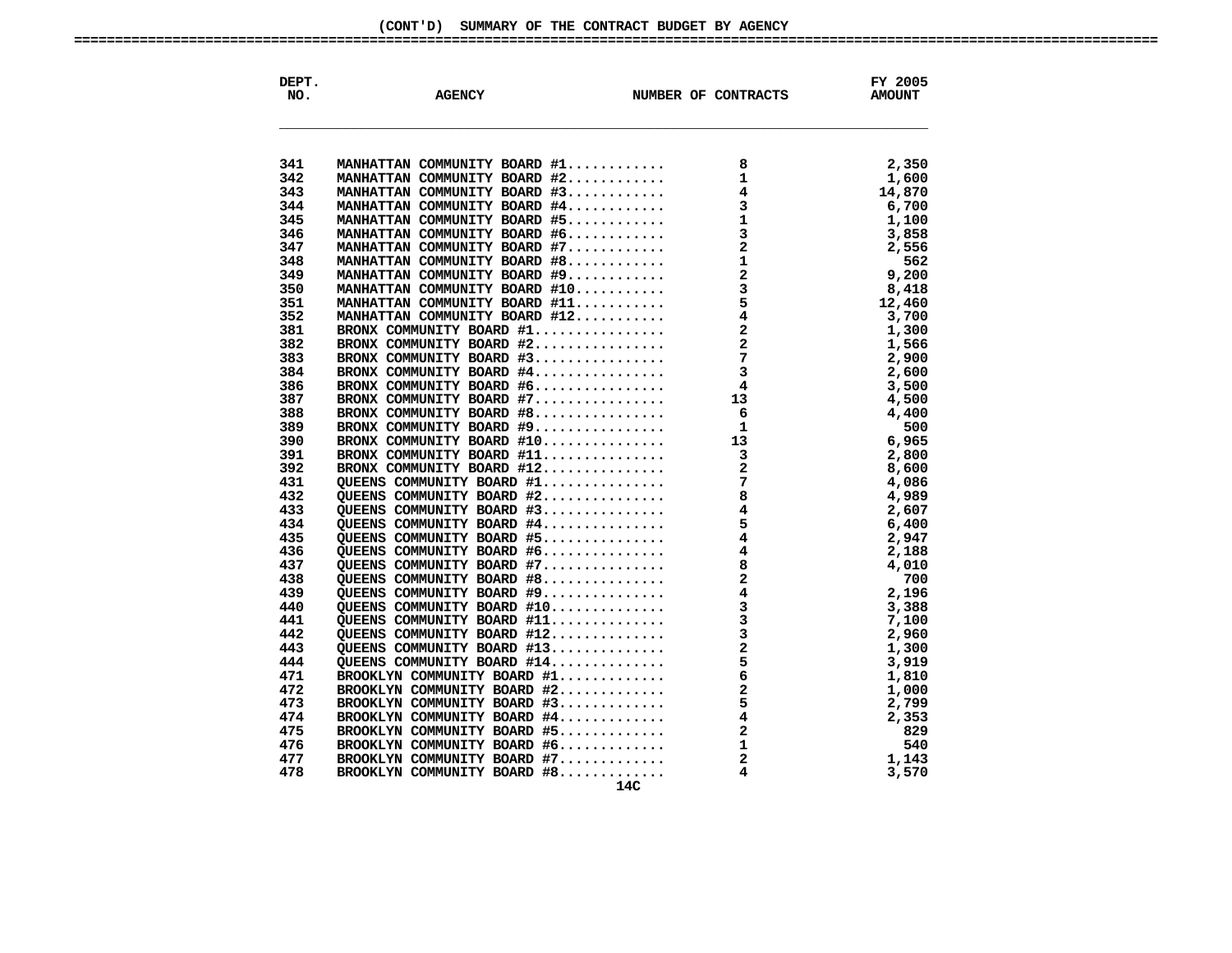## (CONT'D) SUMMARY OF THE CONTRACT BUDGET BY AGENCY

| DEPT. NO. | AGENCY | NUMBER OF CONTRACTS | FY 2005 AMOUNT |
|---|---|---|---|
| 341 | MANHATTAN COMMUNITY BOARD #1............ | 8 | 2,350 |
| 342 | MANHATTAN COMMUNITY BOARD #2............ | 1 | 1,600 |
| 343 | MANHATTAN COMMUNITY BOARD #3............ | 4 | 14,870 |
| 344 | MANHATTAN COMMUNITY BOARD #4............ | 3 | 6,700 |
| 345 | MANHATTAN COMMUNITY BOARD #5............ | 1 | 1,100 |
| 346 | MANHATTAN COMMUNITY BOARD #6............ | 3 | 3,858 |
| 347 | MANHATTAN COMMUNITY BOARD #7............ | 2 | 2,556 |
| 348 | MANHATTAN COMMUNITY BOARD #8............ | 1 | 562 |
| 349 | MANHATTAN COMMUNITY BOARD #9............ | 2 | 9,200 |
| 350 | MANHATTAN COMMUNITY BOARD #10........... | 3 | 8,418 |
| 351 | MANHATTAN COMMUNITY BOARD #11........... | 5 | 12,460 |
| 352 | MANHATTAN COMMUNITY BOARD #12........... | 4 | 3,700 |
| 381 | BRONX COMMUNITY BOARD #1................ | 2 | 1,300 |
| 382 | BRONX COMMUNITY BOARD #2................ | 2 | 1,566 |
| 383 | BRONX COMMUNITY BOARD #3................ | 7 | 2,900 |
| 384 | BRONX COMMUNITY BOARD #4................ | 3 | 2,600 |
| 386 | BRONX COMMUNITY BOARD #6................ | 4 | 3,500 |
| 387 | BRONX COMMUNITY BOARD #7................ | 13 | 4,500 |
| 388 | BRONX COMMUNITY BOARD #8................ | 6 | 4,400 |
| 389 | BRONX COMMUNITY BOARD #9................ | 1 | 500 |
| 390 | BRONX COMMUNITY BOARD #10............... | 13 | 6,965 |
| 391 | BRONX COMMUNITY BOARD #11............... | 3 | 2,800 |
| 392 | BRONX COMMUNITY BOARD #12............... | 2 | 8,600 |
| 431 | QUEENS COMMUNITY BOARD #1............... | 7 | 4,086 |
| 432 | QUEENS COMMUNITY BOARD #2............... | 8 | 4,989 |
| 433 | QUEENS COMMUNITY BOARD #3............... | 4 | 2,607 |
| 434 | QUEENS COMMUNITY BOARD #4............... | 5 | 6,400 |
| 435 | QUEENS COMMUNITY BOARD #5............... | 4 | 2,947 |
| 436 | QUEENS COMMUNITY BOARD #6............... | 4 | 2,188 |
| 437 | QUEENS COMMUNITY BOARD #7............... | 8 | 4,010 |
| 438 | QUEENS COMMUNITY BOARD #8............... | 2 | 700 |
| 439 | QUEENS COMMUNITY BOARD #9............... | 4 | 2,196 |
| 440 | QUEENS COMMUNITY BOARD #10.............. | 3 | 3,388 |
| 441 | QUEENS COMMUNITY BOARD #11.............. | 3 | 7,100 |
| 442 | QUEENS COMMUNITY BOARD #12.............. | 3 | 2,960 |
| 443 | QUEENS COMMUNITY BOARD #13.............. | 2 | 1,300 |
| 444 | QUEENS COMMUNITY BOARD #14.............. | 5 | 3,919 |
| 471 | BROOKLYN COMMUNITY BOARD #1............. | 6 | 1,810 |
| 472 | BROOKLYN COMMUNITY BOARD #2............. | 2 | 1,000 |
| 473 | BROOKLYN COMMUNITY BOARD #3............. | 5 | 2,799 |
| 474 | BROOKLYN COMMUNITY BOARD #4............. | 4 | 2,353 |
| 475 | BROOKLYN COMMUNITY BOARD #5............. | 2 | 829 |
| 476 | BROOKLYN COMMUNITY BOARD #6............. | 1 | 540 |
| 477 | BROOKLYN COMMUNITY BOARD #7............. | 2 | 1,143 |
| 478 | BROOKLYN COMMUNITY BOARD #8............. | 4 | 3,570 |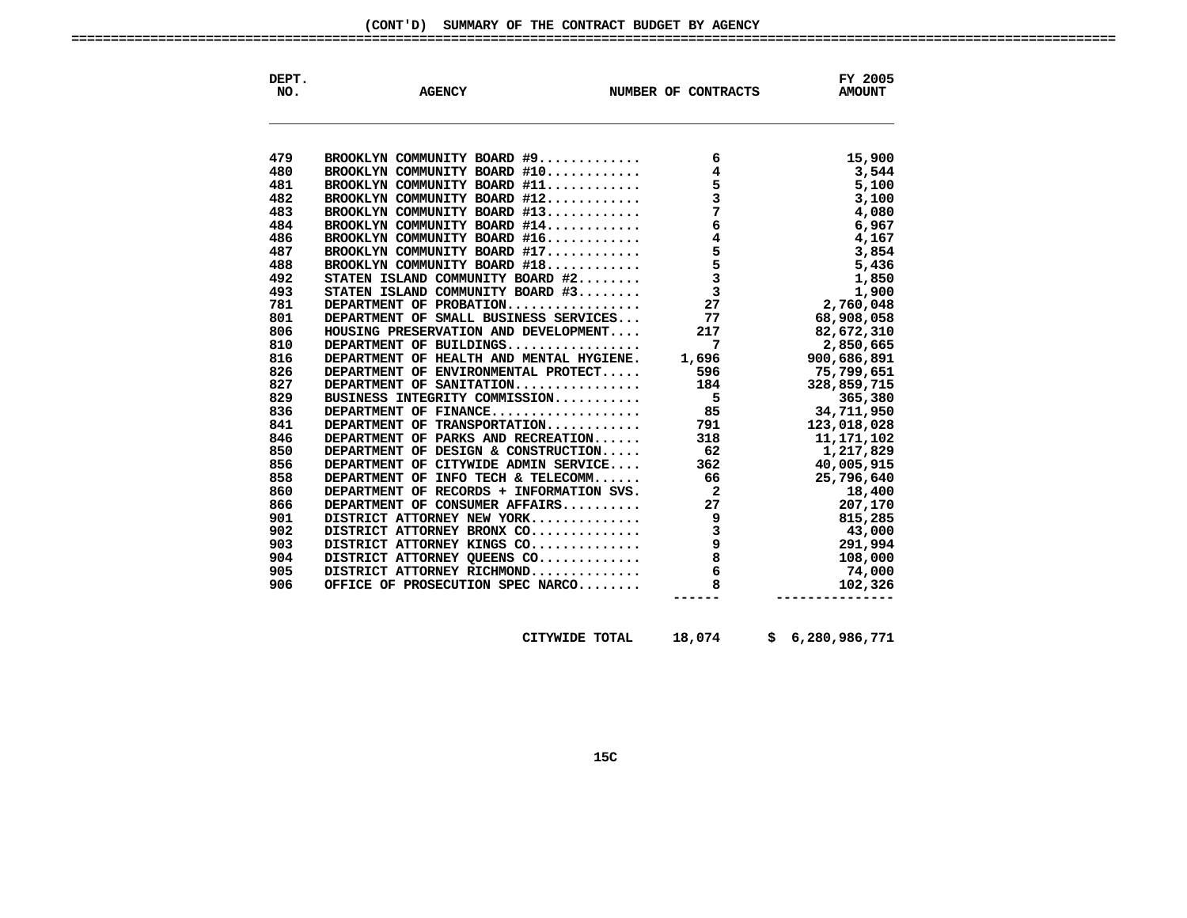## (CONT'D) SUMMARY OF THE CONTRACT BUDGET BY AGENCY

| DEPT. NO. | AGENCY | NUMBER OF CONTRACTS | FY 2005 AMOUNT |
|---|---|---|---|
| 479 | BROOKLYN COMMUNITY BOARD #9............ | 6 | 15,900 |
| 480 | BROOKLYN COMMUNITY BOARD #10........... | 4 | 3,544 |
| 481 | BROOKLYN COMMUNITY BOARD #11........... | 5 | 5,100 |
| 482 | BROOKLYN COMMUNITY BOARD #12........... | 3 | 3,100 |
| 483 | BROOKLYN COMMUNITY BOARD #13........... | 7 | 4,080 |
| 484 | BROOKLYN COMMUNITY BOARD #14........... | 6 | 6,967 |
| 486 | BROOKLYN COMMUNITY BOARD #16........... | 4 | 4,167 |
| 487 | BROOKLYN COMMUNITY BOARD #17........... | 5 | 3,854 |
| 488 | BROOKLYN COMMUNITY BOARD #18........... | 5 | 5,436 |
| 492 | STATEN ISLAND COMMUNITY BOARD #2........ | 3 | 1,850 |
| 493 | STATEN ISLAND COMMUNITY BOARD #3........ | 3 | 1,900 |
| 781 | DEPARTMENT OF PROBATION................ | 27 | 2,760,048 |
| 801 | DEPARTMENT OF SMALL BUSINESS SERVICES... | 77 | 68,908,058 |
| 806 | HOUSING PRESERVATION AND DEVELOPMENT.... | 217 | 82,672,310 |
| 810 | DEPARTMENT OF BUILDINGS................ | 7 | 2,850,665 |
| 816 | DEPARTMENT OF HEALTH AND MENTAL HYGIENE. | 1,696 | 900,686,891 |
| 826 | DEPARTMENT OF ENVIRONMENTAL PROTECT..... | 596 | 75,799,651 |
| 827 | DEPARTMENT OF SANITATION................ | 184 | 328,859,715 |
| 829 | BUSINESS INTEGRITY COMMISSION........... | 5 | 365,380 |
| 836 | DEPARTMENT OF FINANCE................... | 85 | 34,711,950 |
| 841 | DEPARTMENT OF TRANSPORTATION............ | 791 | 123,018,028 |
| 846 | DEPARTMENT OF PARKS AND RECREATION...... | 318 | 11,171,102 |
| 850 | DEPARTMENT OF DESIGN & CONSTRUCTION..... | 62 | 1,217,829 |
| 856 | DEPARTMENT OF CITYWIDE ADMIN SERVICE.... | 362 | 40,005,915 |
| 858 | DEPARTMENT OF INFO TECH & TELECOMM...... | 66 | 25,796,640 |
| 860 | DEPARTMENT OF RECORDS + INFORMATION SVS. | 2 | 18,400 |
| 866 | DEPARTMENT OF CONSUMER AFFAIRS.......... | 27 | 207,170 |
| 901 | DISTRICT ATTORNEY NEW YORK.............. | 9 | 815,285 |
| 902 | DISTRICT ATTORNEY BRONX CO.............. | 3 | 43,000 |
| 903 | DISTRICT ATTORNEY KINGS CO.............. | 9 | 291,994 |
| 904 | DISTRICT ATTORNEY QUEENS CO............. | 8 | 108,000 |
| 905 | DISTRICT ATTORNEY RICHMOND.............. | 6 | 74,000 |
| 906 | OFFICE OF PROSECUTION SPEC NARCO........ | 8 | 102,326 |
| | CITYWIDE TOTAL | 18,074 | $ 6,280,986,771 |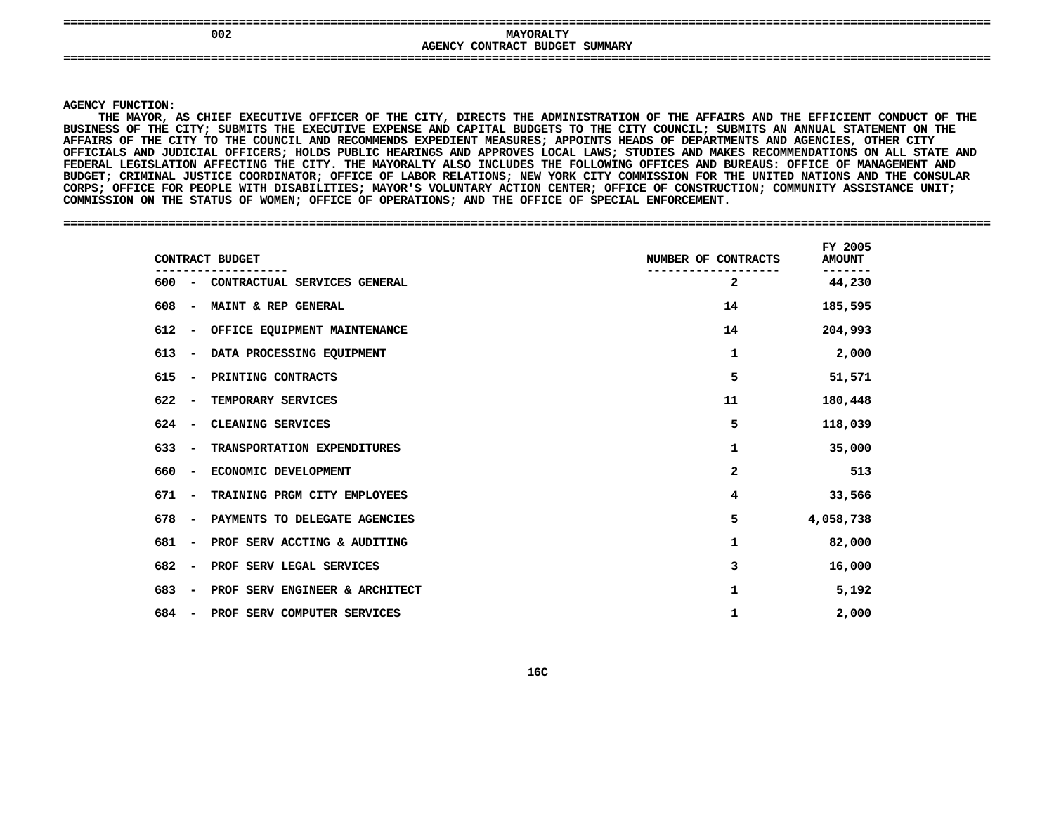# 002 MAYORALTY

## AGENCY CONTRACT BUDGET SUMMARY

**AGENCY FUNCTION:**

THE MAYOR, AS CHIEF EXECUTIVE OFFICER OF THE CITY, DIRECTS THE ADMINISTRATION OF THE AFFAIRS AND THE EFFICIENT CONDUCT OF THE BUSINESS OF THE CITY; SUBMITS THE EXECUTIVE EXPENSE AND CAPITAL BUDGETS TO THE CITY COUNCIL; SUBMITS AN ANNUAL STATEMENT ON THE AFFAIRS OF THE CITY TO THE COUNCIL AND RECOMMENDS EXPEDIENT MEASURES; APPOINTS HEADS OF DEPARTMENTS AND AGENCIES, OTHER CITY OFFICIALS AND JUDICIAL OFFICERS; HOLDS PUBLIC HEARINGS AND APPROVES LOCAL LAWS; STUDIES AND MAKES RECOMMENDATIONS ON ALL STATE AND FEDERAL LEGISLATION AFFECTING THE CITY. THE MAYORALTY ALSO INCLUDES THE FOLLOWING OFFICES AND BUREAUS: OFFICE OF MANAGEMENT AND BUDGET; CRIMINAL JUSTICE COORDINATOR; OFFICE OF LABOR RELATIONS; NEW YORK CITY COMMISSION FOR THE UNITED NATIONS AND THE CONSULAR CORPS; OFFICE FOR PEOPLE WITH DISABILITIES; MAYOR'S VOLUNTARY ACTION CENTER; OFFICE OF CONSTRUCTION; COMMUNITY ASSISTANCE UNIT; COMMISSION ON THE STATUS OF WOMEN; OFFICE OF OPERATIONS; AND THE OFFICE OF SPECIAL ENFORCEMENT.

| CONTRACT BUDGET | NUMBER OF CONTRACTS | FY 2005 AMOUNT |
|---|---|---|
| 600 - CONTRACTUAL SERVICES GENERAL | 2 | 44,230 |
| 608 - MAINT & REP GENERAL | 14 | 185,595 |
| 612 - OFFICE EQUIPMENT MAINTENANCE | 14 | 204,993 |
| 613 - DATA PROCESSING EQUIPMENT | 1 | 2,000 |
| 615 - PRINTING CONTRACTS | 5 | 51,571 |
| 622 - TEMPORARY SERVICES | 11 | 180,448 |
| 624 - CLEANING SERVICES | 5 | 118,039 |
| 633 - TRANSPORTATION EXPENDITURES | 1 | 35,000 |
| 660 - ECONOMIC DEVELOPMENT | 2 | 513 |
| 671 - TRAINING PRGM CITY EMPLOYEES | 4 | 33,566 |
| 678 - PAYMENTS TO DELEGATE AGENCIES | 5 | 4,058,738 |
| 681 - PROF SERV ACCTING & AUDITING | 1 | 82,000 |
| 682 - PROF SERV LEGAL SERVICES | 3 | 16,000 |
| 683 - PROF SERV ENGINEER & ARCHITECT | 1 | 5,192 |
| 684 - PROF SERV COMPUTER SERVICES | 1 | 2,000 |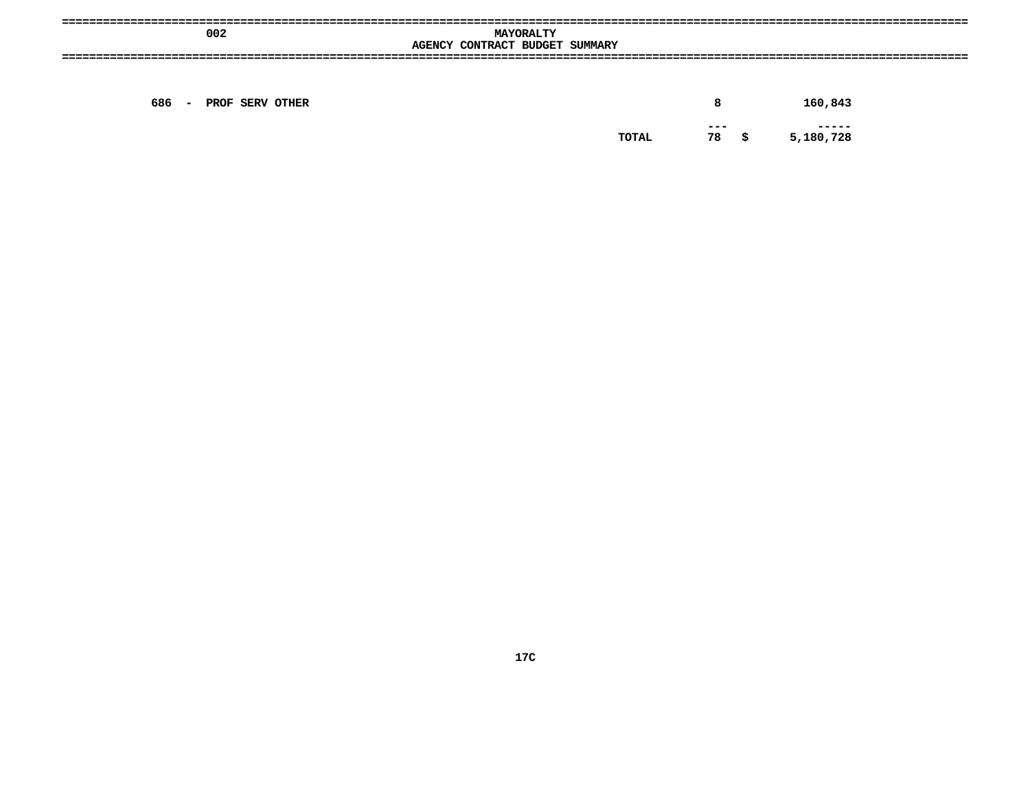## 002 MAYORALTY
## AGENCY CONTRACT BUDGET SUMMARY

| | | | |
|---|---|---|---|
| 686 - PROF SERV OTHER | | 8 | 160,843 |
| | | --- | ----- |
| | TOTAL | 78 | $ 5,180,728 |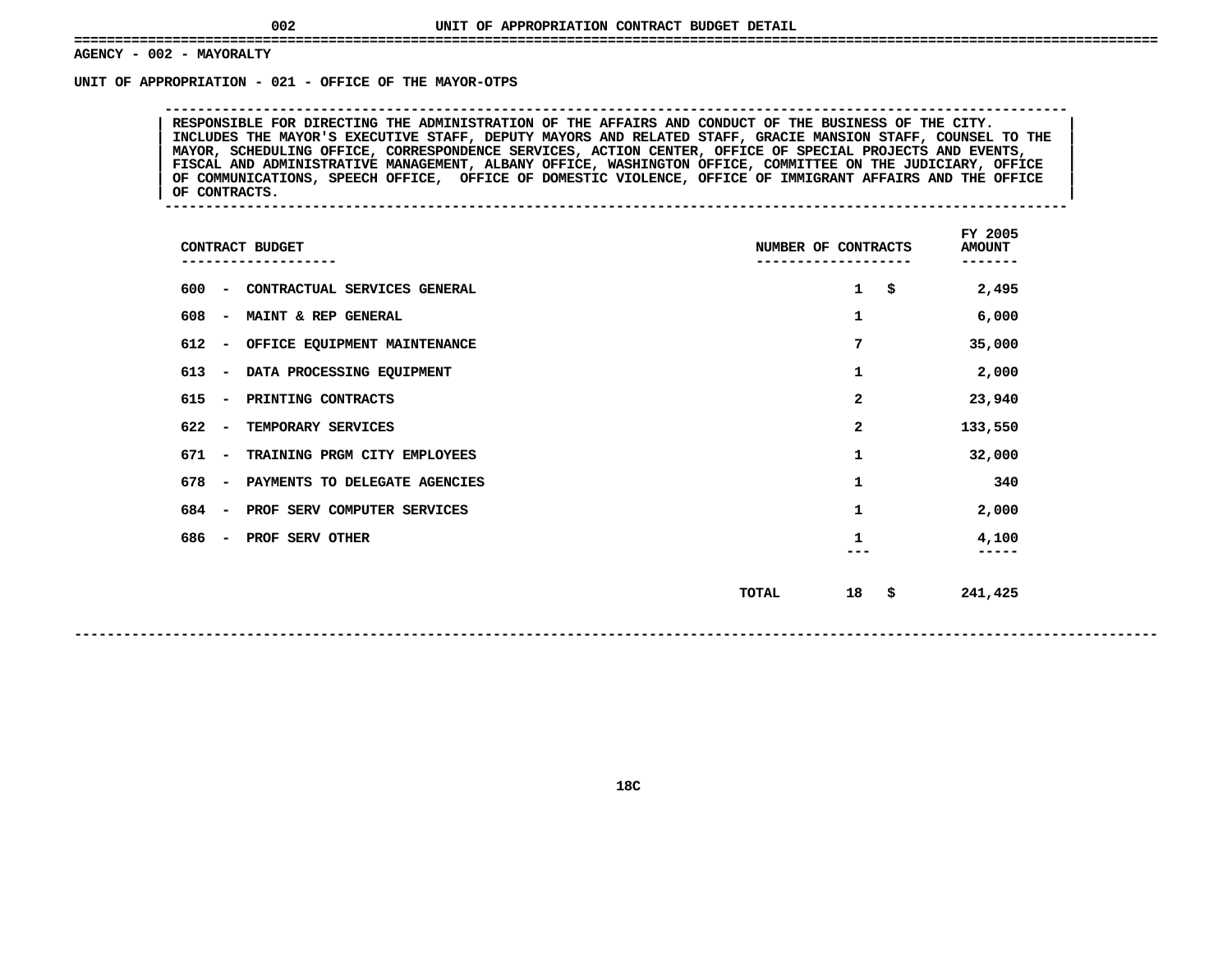# UNIT OF APPROPRIATION CONTRACT BUDGET DETAIL

**AGENCY - 002 - MAYORALTY**

**UNIT OF APPROPRIATION - 021 - OFFICE OF THE MAYOR-OTPS**

RESPONSIBLE FOR DIRECTING THE ADMINISTRATION OF THE AFFAIRS AND CONDUCT OF THE BUSINESS OF THE CITY. INCLUDES THE MAYOR'S EXECUTIVE STAFF, DEPUTY MAYORS AND RELATED STAFF, GRACIE MANSION STAFF, COUNSEL TO THE MAYOR, SCHEDULING OFFICE, CORRESPONDENCE SERVICES, ACTION CENTER, OFFICE OF SPECIAL PROJECTS AND EVENTS, FISCAL AND ADMINISTRATIVE MANAGEMENT, ALBANY OFFICE, WASHINGTON OFFICE, COMMITTEE ON THE JUDICIARY, OFFICE OF COMMUNICATIONS, SPEECH OFFICE, OFFICE OF DOMESTIC VIOLENCE, OFFICE OF IMMIGRANT AFFAIRS AND THE OFFICE OF CONTRACTS.

| CONTRACT BUDGET | NUMBER OF CONTRACTS | FY 2005 AMOUNT |
|---|---|---|
| 600 - CONTRACTUAL SERVICES GENERAL | 1 | $ 2,495 |
| 608 - MAINT & REP GENERAL | 1 | 6,000 |
| 612 - OFFICE EQUIPMENT MAINTENANCE | 7 | 35,000 |
| 613 - DATA PROCESSING EQUIPMENT | 1 | 2,000 |
| 615 - PRINTING CONTRACTS | 2 | 23,940 |
| 622 - TEMPORARY SERVICES | 2 | 133,550 |
| 671 - TRAINING PRGM CITY EMPLOYEES | 1 | 32,000 |
| 678 - PAYMENTS TO DELEGATE AGENCIES | 1 | 340 |
| 684 - PROF SERV COMPUTER SERVICES | 1 | 2,000 |
| 686 - PROF SERV OTHER | 1 | 4,100 |
| TOTAL | 18 | $ 241,425 |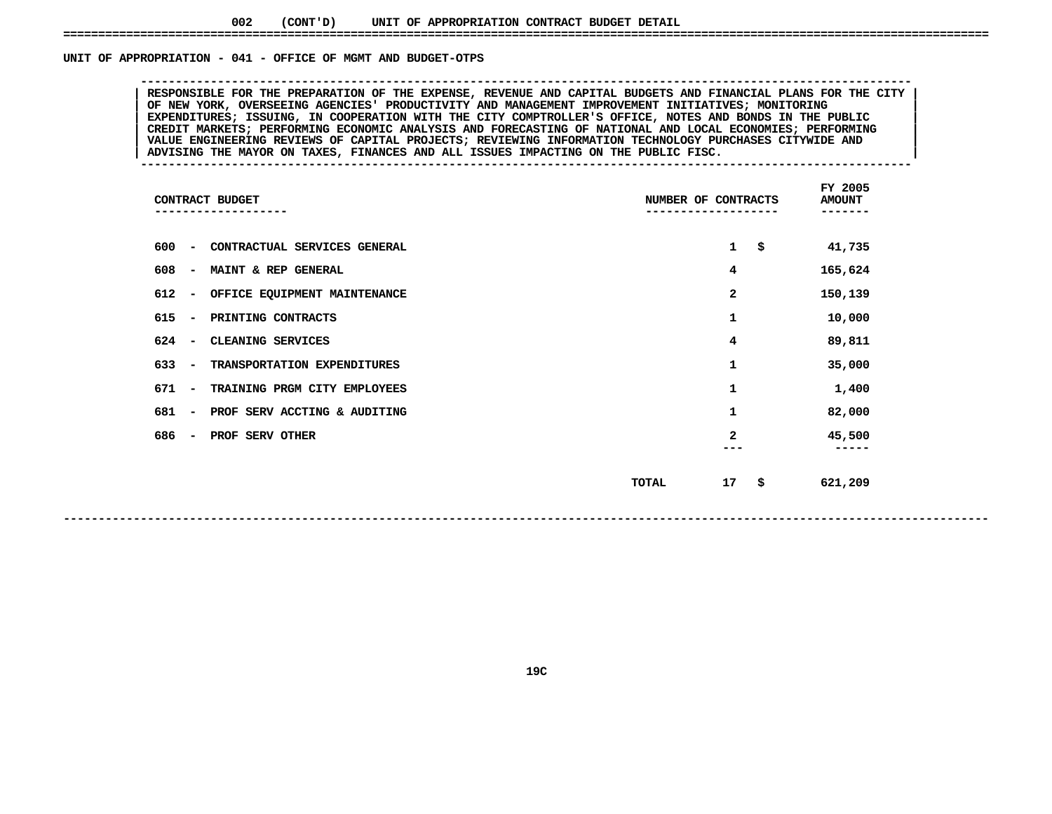002 (CONT'D) UNIT OF APPROPRIATION CONTRACT BUDGET DETAIL

## UNIT OF APPROPRIATION - 041 - OFFICE OF MGMT AND BUDGET-OTPS

RESPONSIBLE FOR THE PREPARATION OF THE EXPENSE, REVENUE AND CAPITAL BUDGETS AND FINANCIAL PLANS FOR THE CITY OF NEW YORK, OVERSEEING AGENCIES' PRODUCTIVITY AND MANAGEMENT IMPROVEMENT INITIATIVES; MONITORING EXPENDITURES; ISSUING, IN COOPERATION WITH THE CITY COMPTROLLER'S OFFICE, NOTES AND BONDS IN THE PUBLIC CREDIT MARKETS; PERFORMING ECONOMIC ANALYSIS AND FORECASTING OF NATIONAL AND LOCAL ECONOMIES; PERFORMING VALUE ENGINEERING REVIEWS OF CAPITAL PROJECTS; REVIEWING INFORMATION TECHNOLOGY PURCHASES CITYWIDE AND ADVISING THE MAYOR ON TAXES, FINANCES AND ALL ISSUES IMPACTING ON THE PUBLIC FISC.

| CONTRACT BUDGET | NUMBER OF CONTRACTS | FY 2005 AMOUNT |
|---|---|---|
| 600 - CONTRACTUAL SERVICES GENERAL | 1 | $ 41,735 |
| 608 - MAINT & REP GENERAL | 4 | 165,624 |
| 612 - OFFICE EQUIPMENT MAINTENANCE | 2 | 150,139 |
| 615 - PRINTING CONTRACTS | 1 | 10,000 |
| 624 - CLEANING SERVICES | 4 | 89,811 |
| 633 - TRANSPORTATION EXPENDITURES | 1 | 35,000 |
| 671 - TRAINING PRGM CITY EMPLOYEES | 1 | 1,400 |
| 681 - PROF SERV ACCTING & AUDITING | 1 | 82,000 |
| 686 - PROF SERV OTHER | 2 | 45,500 |
| TOTAL | 17 | $ 621,209 |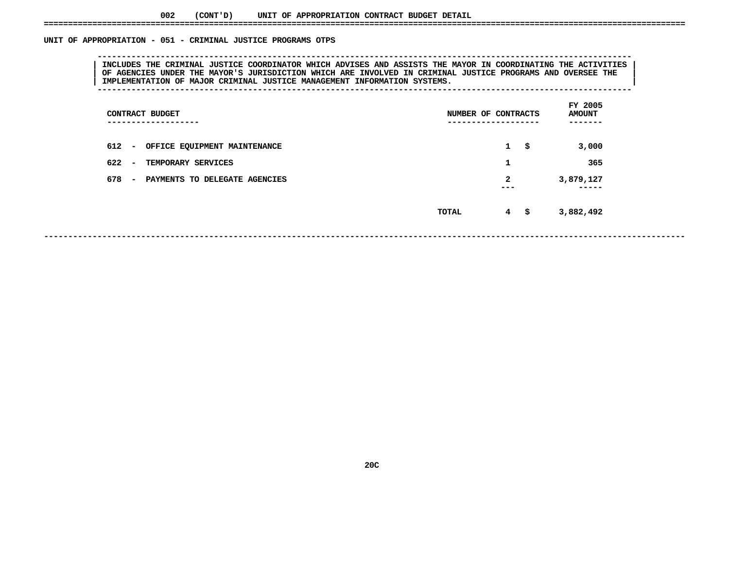002 (CONT'D) UNIT OF APPROPRIATION CONTRACT BUDGET DETAIL

## UNIT OF APPROPRIATION - 051 - CRIMINAL JUSTICE PROGRAMS OTPS

INCLUDES THE CRIMINAL JUSTICE COORDINATOR WHICH ADVISES AND ASSISTS THE MAYOR IN COORDINATING THE ACTIVITIES OF AGENCIES UNDER THE MAYOR'S JURISDICTION WHICH ARE INVOLVED IN CRIMINAL JUSTICE PROGRAMS AND OVERSEE THE IMPLEMENTATION OF MAJOR CRIMINAL JUSTICE MANAGEMENT INFORMATION SYSTEMS.

| CONTRACT BUDGET | NUMBER OF CONTRACTS | FY 2005 AMOUNT |
|---|---|---|
| 612 - OFFICE EQUIPMENT MAINTENANCE | 1 | $ 3,000 |
| 622 - TEMPORARY SERVICES | 1 | 365 |
| 678 - PAYMENTS TO DELEGATE AGENCIES | 2 | 3,879,127 |
| TOTAL | 4 | $ 3,882,492 |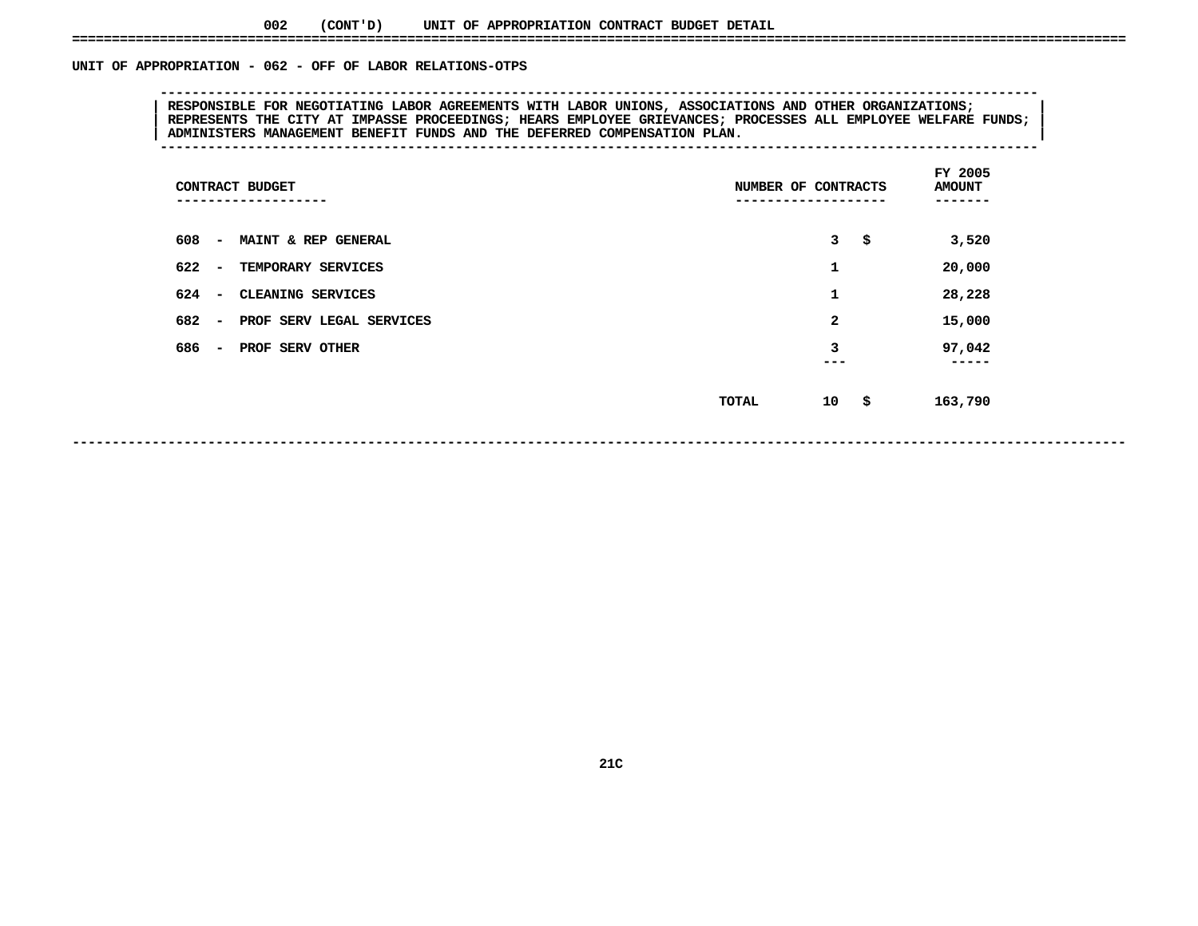002 (CONT'D) UNIT OF APPROPRIATION CONTRACT BUDGET DETAIL

## UNIT OF APPROPRIATION - 062 - OFF OF LABOR RELATIONS-OTPS

RESPONSIBLE FOR NEGOTIATING LABOR AGREEMENTS WITH LABOR UNIONS, ASSOCIATIONS AND OTHER ORGANIZATIONS; REPRESENTS THE CITY AT IMPASSE PROCEEDINGS; HEARS EMPLOYEE GRIEVANCES; PROCESSES ALL EMPLOYEE WELFARE FUNDS; ADMINISTERS MANAGEMENT BENEFIT FUNDS AND THE DEFERRED COMPENSATION PLAN.

| CONTRACT BUDGET | NUMBER OF CONTRACTS | FY 2005 AMOUNT |
|---|---|---|
| 608 - MAINT & REP GENERAL | 3 | $ 3,520 |
| 622 - TEMPORARY SERVICES | 1 | 20,000 |
| 624 - CLEANING SERVICES | 1 | 28,228 |
| 682 - PROF SERV LEGAL SERVICES | 2 | 15,000 |
| 686 - PROF SERV OTHER | 3 | 97,042 |
| TOTAL | 10 | $ 163,790 |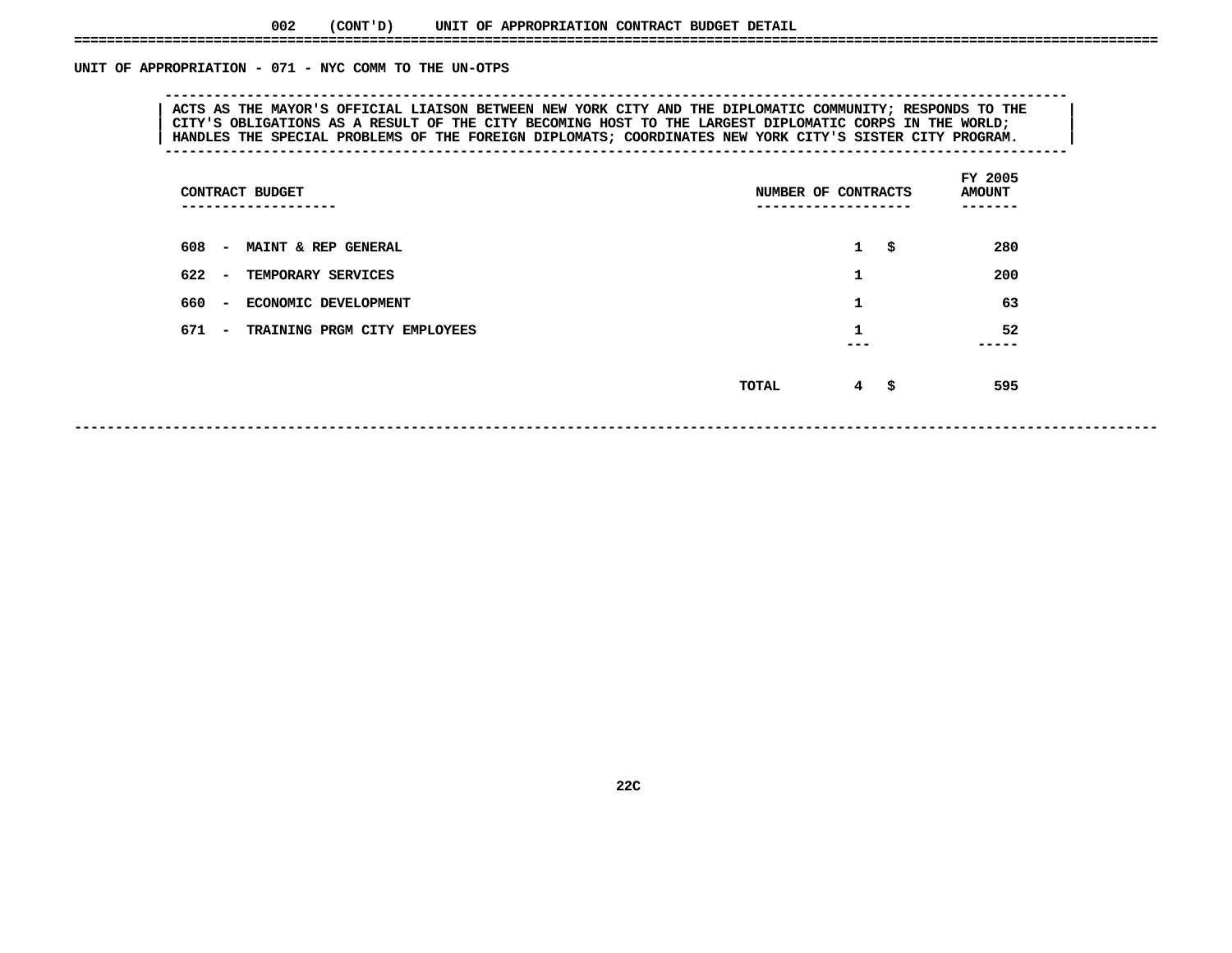## 002 (CONT'D) UNIT OF APPROPRIATION CONTRACT BUDGET DETAIL

### UNIT OF APPROPRIATION - 071 - NYC COMM TO THE UN-OTPS

ACTS AS THE MAYOR'S OFFICIAL LIAISON BETWEEN NEW YORK CITY AND THE DIPLOMATIC COMMUNITY; RESPONDS TO THE CITY'S OBLIGATIONS AS A RESULT OF THE CITY BECOMING HOST TO THE LARGEST DIPLOMATIC CORPS IN THE WORLD; HANDLES THE SPECIAL PROBLEMS OF THE FOREIGN DIPLOMATS; COORDINATES NEW YORK CITY'S SISTER CITY PROGRAM.

| CONTRACT BUDGET | NUMBER OF CONTRACTS | FY 2005 AMOUNT |
|---|---|---|
| 608 - MAINT & REP GENERAL | 1 | $ 280 |
| 622 - TEMPORARY SERVICES | 1 | 200 |
| 660 - ECONOMIC DEVELOPMENT | 1 | 63 |
| 671 - TRAINING PRGM CITY EMPLOYEES | 1 | 52 |
| TOTAL | 4 | $ 595 |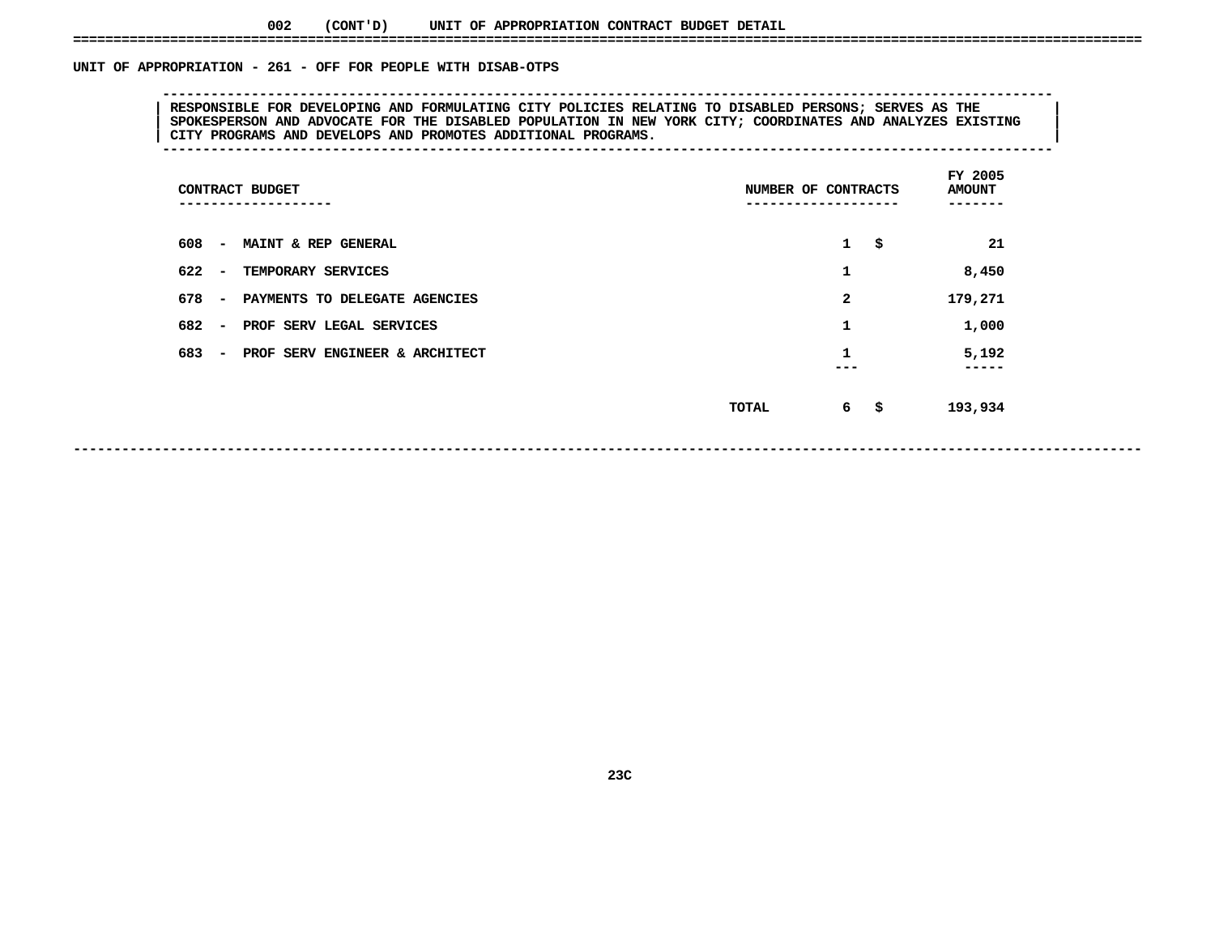002 (CONT'D) UNIT OF APPROPRIATION CONTRACT BUDGET DETAIL

## UNIT OF APPROPRIATION - 261 - OFF FOR PEOPLE WITH DISAB-OTPS

RESPONSIBLE FOR DEVELOPING AND FORMULATING CITY POLICIES RELATING TO DISABLED PERSONS; SERVES AS THE SPOKESPERSON AND ADVOCATE FOR THE DISABLED POPULATION IN NEW YORK CITY; COORDINATES AND ANALYZES EXISTING CITY PROGRAMS AND DEVELOPS AND PROMOTES ADDITIONAL PROGRAMS.

| CONTRACT BUDGET | NUMBER OF CONTRACTS | FY 2005 AMOUNT |
|---|---|---|
| 608 - MAINT & REP GENERAL | 1 | $ 21 |
| 622 - TEMPORARY SERVICES | 1 | 8,450 |
| 678 - PAYMENTS TO DELEGATE AGENCIES | 2 | 179,271 |
| 682 - PROF SERV LEGAL SERVICES | 1 | 1,000 |
| 683 - PROF SERV ENGINEER & ARCHITECT | 1 | 5,192 |
| TOTAL | 6 | $ 193,934 |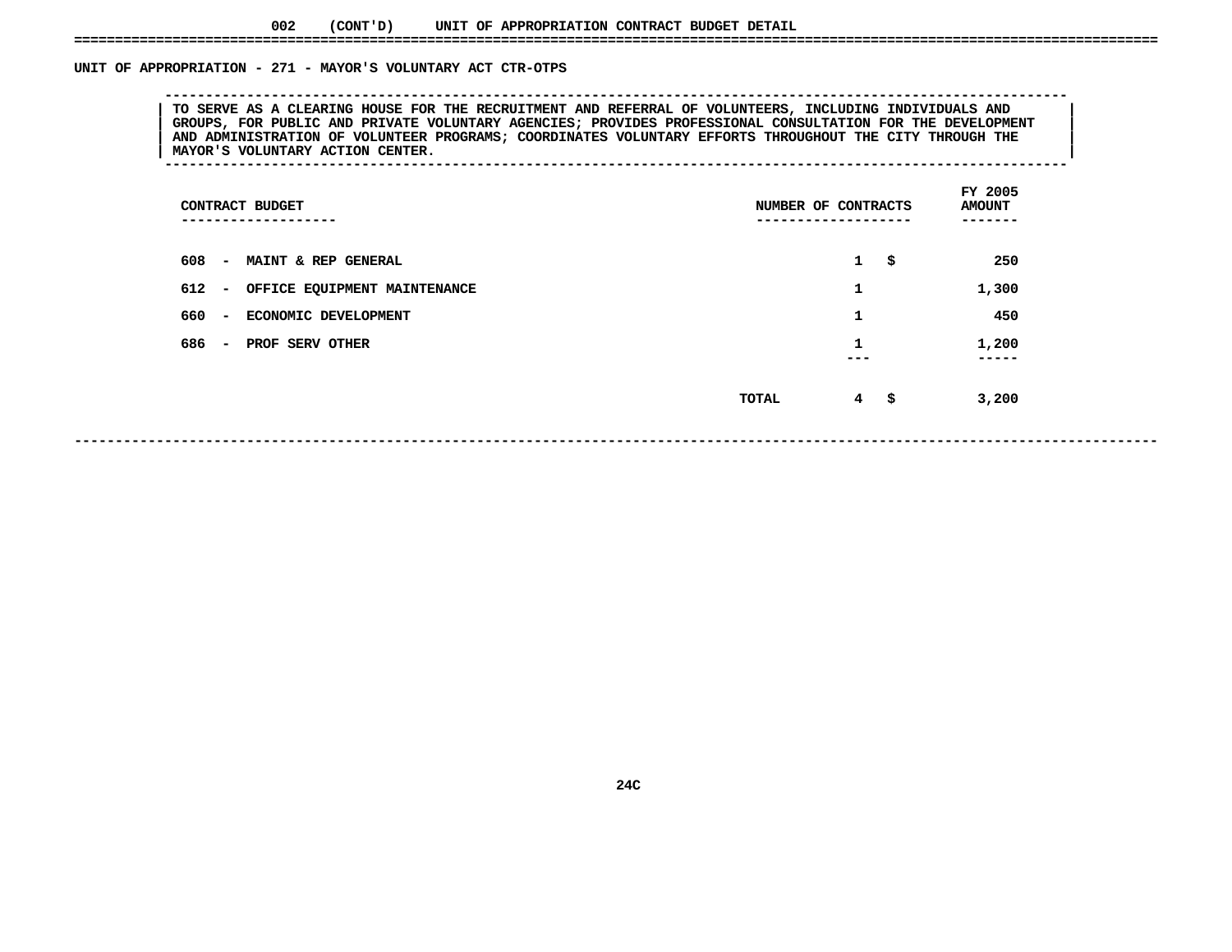## 002 (CONT'D) UNIT OF APPROPRIATION CONTRACT BUDGET DETAIL

### UNIT OF APPROPRIATION - 271 - MAYOR'S VOLUNTARY ACT CTR-OTPS

TO SERVE AS A CLEARING HOUSE FOR THE RECRUITMENT AND REFERRAL OF VOLUNTEERS, INCLUDING INDIVIDUALS AND GROUPS, FOR PUBLIC AND PRIVATE VOLUNTARY AGENCIES; PROVIDES PROFESSIONAL CONSULTATION FOR THE DEVELOPMENT AND ADMINISTRATION OF VOLUNTEER PROGRAMS; COORDINATES VOLUNTARY EFFORTS THROUGHOUT THE CITY THROUGH THE MAYOR'S VOLUNTARY ACTION CENTER.

| CONTRACT BUDGET | NUMBER OF CONTRACTS | FY 2005 AMOUNT |
|---|---|---|
| 608 - MAINT & REP GENERAL | 1 | $ 250 |
| 612 - OFFICE EQUIPMENT MAINTENANCE | 1 | 1,300 |
| 660 - ECONOMIC DEVELOPMENT | 1 | 450 |
| 686 - PROF SERV OTHER | 1 | 1,200 |
| TOTAL | 4 | $ 3,200 |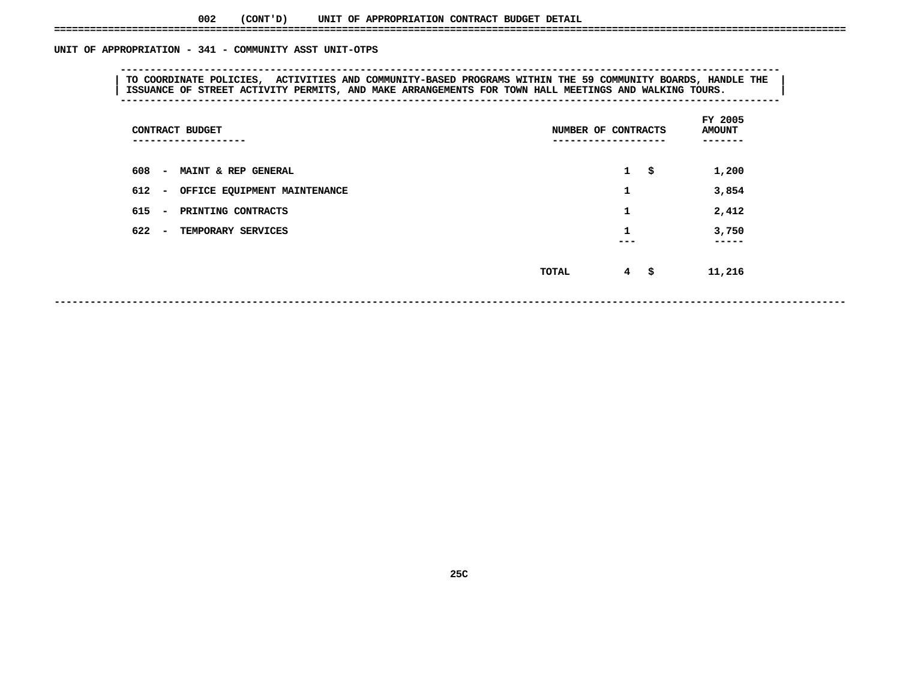002 (CONT'D) UNIT OF APPROPRIATION CONTRACT BUDGET DETAIL

## UNIT OF APPROPRIATION - 341 - COMMUNITY ASST UNIT-OTPS

TO COORDINATE POLICIES, ACTIVITIES AND COMMUNITY-BASED PROGRAMS WITHIN THE 59 COMMUNITY BOARDS, HANDLE THE ISSUANCE OF STREET ACTIVITY PERMITS, AND MAKE ARRANGEMENTS FOR TOWN HALL MEETINGS AND WALKING TOURS.

| CONTRACT BUDGET | NUMBER OF CONTRACTS | FY 2005 AMOUNT |
|---|---|---|
| 608 - MAINT & REP GENERAL | 1 | $ 1,200 |
| 612 - OFFICE EQUIPMENT MAINTENANCE | 1 | 3,854 |
| 615 - PRINTING CONTRACTS | 1 | 2,412 |
| 622 - TEMPORARY SERVICES | 1 | 3,750 |
| TOTAL | 4 | $ 11,216 |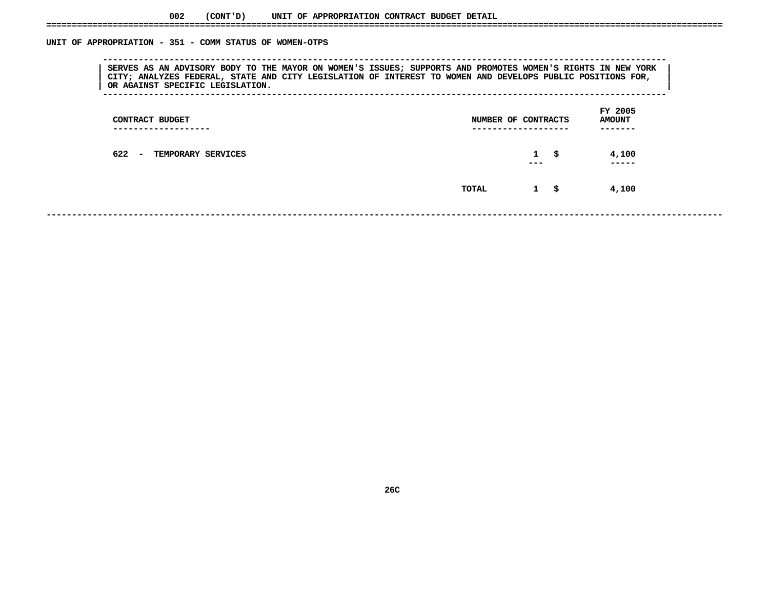## 002 (CONT'D) UNIT OF APPROPRIATION CONTRACT BUDGET DETAIL

### UNIT OF APPROPRIATION - 351 - COMM STATUS OF WOMEN-OTPS

SERVES AS AN ADVISORY BODY TO THE MAYOR ON WOMEN'S ISSUES; SUPPORTS AND PROMOTES WOMEN'S RIGHTS IN NEW YORK CITY; ANALYZES FEDERAL, STATE AND CITY LEGISLATION OF INTEREST TO WOMEN AND DEVELOPS PUBLIC POSITIONS FOR, OR AGAINST SPECIFIC LEGISLATION.

| CONTRACT BUDGET | NUMBER OF CONTRACTS | FY 2005 AMOUNT |
|---|---|---|
| 622 - TEMPORARY SERVICES | 1 | $ 4,100 |
| TOTAL | 1 | $ 4,100 |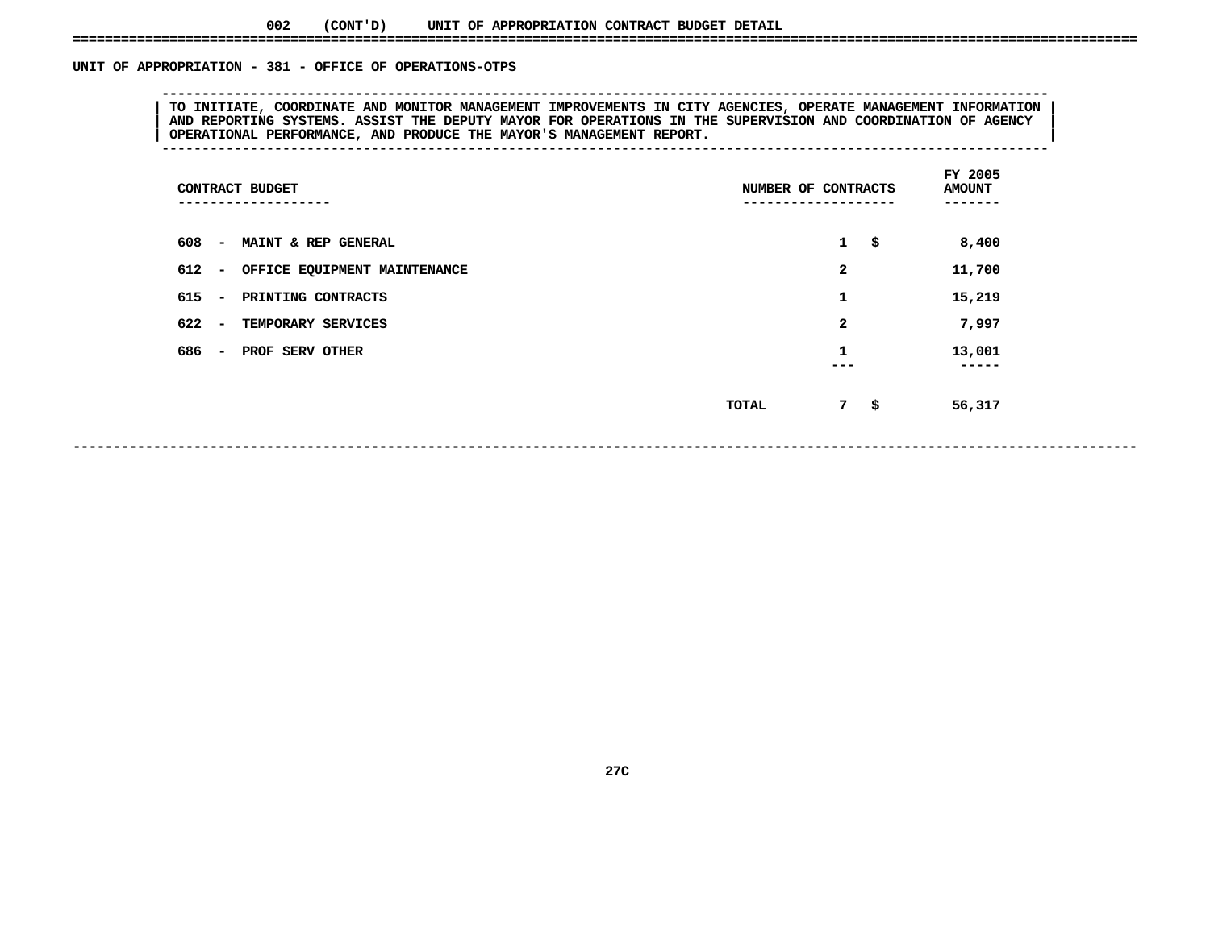002 (CONT'D) UNIT OF APPROPRIATION CONTRACT BUDGET DETAIL

## UNIT OF APPROPRIATION - 381 - OFFICE OF OPERATIONS-OTPS

TO INITIATE, COORDINATE AND MONITOR MANAGEMENT IMPROVEMENTS IN CITY AGENCIES, OPERATE MANAGEMENT INFORMATION AND REPORTING SYSTEMS. ASSIST THE DEPUTY MAYOR FOR OPERATIONS IN THE SUPERVISION AND COORDINATION OF AGENCY OPERATIONAL PERFORMANCE, AND PRODUCE THE MAYOR'S MANAGEMENT REPORT.

| CONTRACT BUDGET | NUMBER OF CONTRACTS | FY 2005 AMOUNT |
|---|---|---|
| 608 - MAINT & REP GENERAL | 1 | $ 8,400 |
| 612 - OFFICE EQUIPMENT MAINTENANCE | 2 | 11,700 |
| 615 - PRINTING CONTRACTS | 1 | 15,219 |
| 622 - TEMPORARY SERVICES | 2 | 7,997 |
| 686 - PROF SERV OTHER | 1 | 13,001 |
| TOTAL | 7 | $ 56,317 |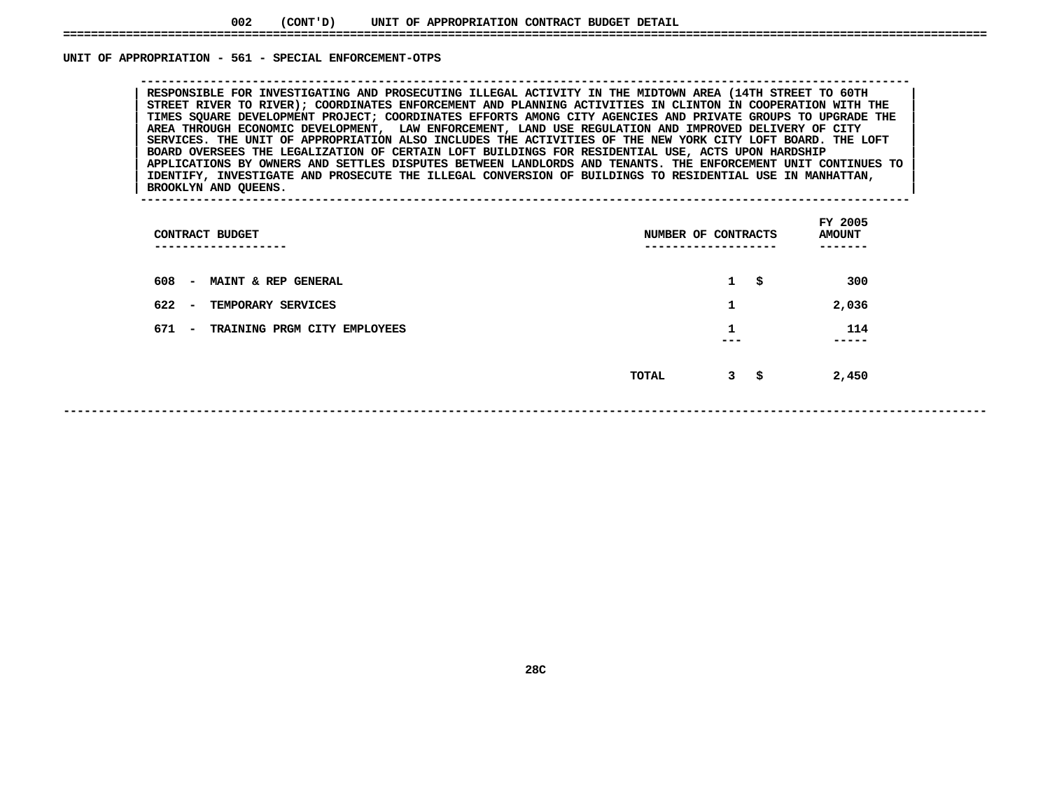002 (CONT'D) UNIT OF APPROPRIATION CONTRACT BUDGET DETAIL

## UNIT OF APPROPRIATION - 561 - SPECIAL ENFORCEMENT-OTPS

RESPONSIBLE FOR INVESTIGATING AND PROSECUTING ILLEGAL ACTIVITY IN THE MIDTOWN AREA (14TH STREET TO 60TH STREET RIVER TO RIVER); COORDINATES ENFORCEMENT AND PLANNING ACTIVITIES IN CLINTON IN COOPERATION WITH THE TIMES SQUARE DEVELOPMENT PROJECT; COORDINATES EFFORTS AMONG CITY AGENCIES AND PRIVATE GROUPS TO UPGRADE THE AREA THROUGH ECONOMIC DEVELOPMENT, LAW ENFORCEMENT, LAND USE REGULATION AND IMPROVED DELIVERY OF CITY SERVICES. THE UNIT OF APPROPRIATION ALSO INCLUDES THE ACTIVITIES OF THE NEW YORK CITY LOFT BOARD. THE LOFT BOARD OVERSEES THE LEGALIZATION OF CERTAIN LOFT BUILDINGS FOR RESIDENTIAL USE, ACTS UPON HARDSHIP APPLICATIONS BY OWNERS AND SETTLES DISPUTES BETWEEN LANDLORDS AND TENANTS. THE ENFORCEMENT UNIT CONTINUES TO IDENTIFY, INVESTIGATE AND PROSECUTE THE ILLEGAL CONVERSION OF BUILDINGS TO RESIDENTIAL USE IN MANHATTAN, BROOKLYN AND QUEENS.

| CONTRACT BUDGET | NUMBER OF CONTRACTS | FY 2005 AMOUNT |
|---|---|---|
| 608 - MAINT & REP GENERAL | 1 | $ 300 |
| 622 - TEMPORARY SERVICES | 1 | 2,036 |
| 671 - TRAINING PRGM CITY EMPLOYEES | 1 | 114 |
| TOTAL | 3 | $ 2,450 |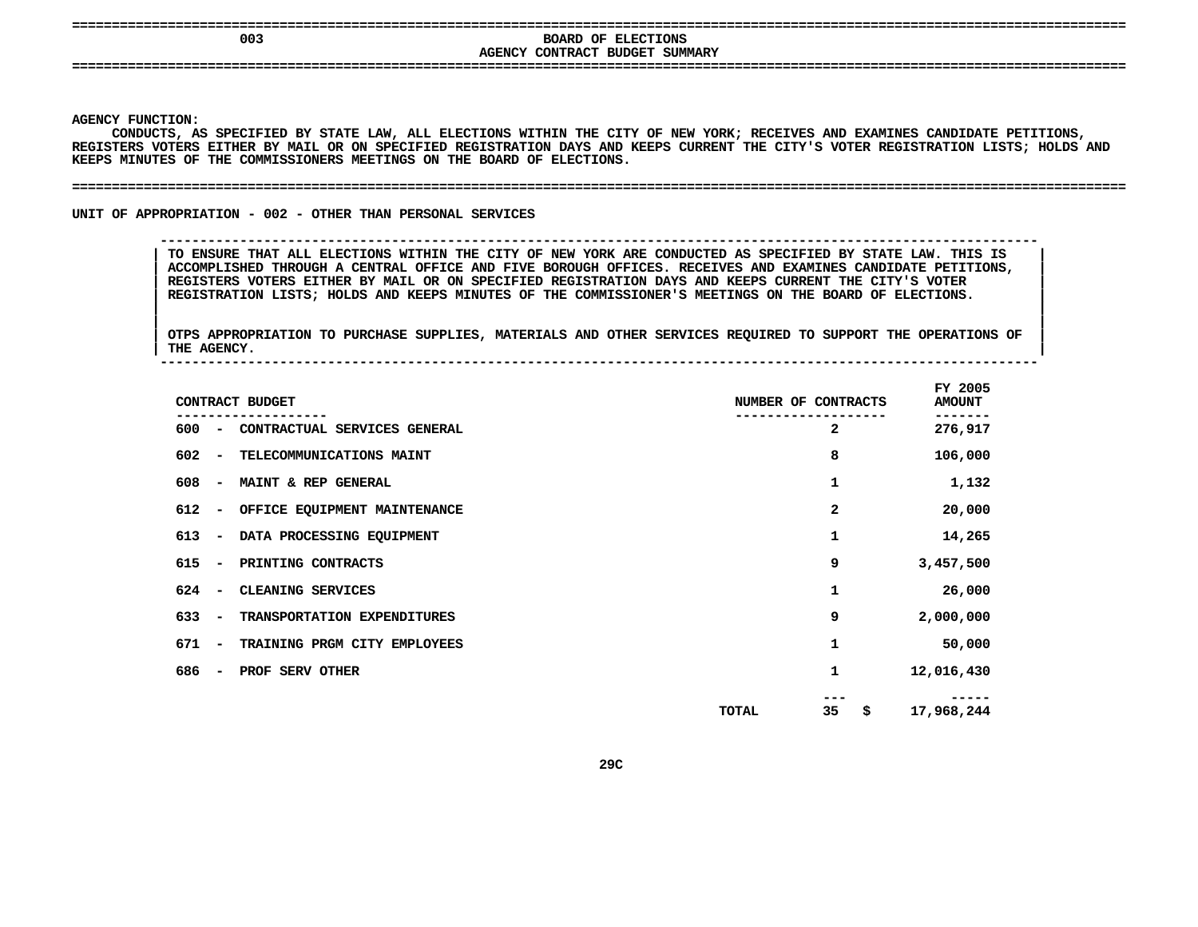# 003 BOARD OF ELECTIONS

## AGENCY CONTRACT BUDGET SUMMARY

**AGENCY FUNCTION:**

CONDUCTS, AS SPECIFIED BY STATE LAW, ALL ELECTIONS WITHIN THE CITY OF NEW YORK; RECEIVES AND EXAMINES CANDIDATE PETITIONS, REGISTERS VOTERS EITHER BY MAIL OR ON SPECIFIED REGISTRATION DAYS AND KEEPS CURRENT THE CITY'S VOTER REGISTRATION LISTS; HOLDS AND KEEPS MINUTES OF THE COMMISSIONERS MEETINGS ON THE BOARD OF ELECTIONS.

## UNIT OF APPROPRIATION - 002 - OTHER THAN PERSONAL SERVICES

TO ENSURE THAT ALL ELECTIONS WITHIN THE CITY OF NEW YORK ARE CONDUCTED AS SPECIFIED BY STATE LAW. THIS IS ACCOMPLISHED THROUGH A CENTRAL OFFICE AND FIVE BOROUGH OFFICES. RECEIVES AND EXAMINES CANDIDATE PETITIONS, REGISTERS VOTERS EITHER BY MAIL OR ON SPECIFIED REGISTRATION DAYS AND KEEPS CURRENT THE CITY'S VOTER REGISTRATION LISTS; HOLDS AND KEEPS MINUTES OF THE COMMISSIONER'S MEETINGS ON THE BOARD OF ELECTIONS.

OTPS APPROPRIATION TO PURCHASE SUPPLIES, MATERIALS AND OTHER SERVICES REQUIRED TO SUPPORT THE OPERATIONS OF THE AGENCY.

| CONTRACT BUDGET | NUMBER OF CONTRACTS | FY 2005 AMOUNT |
|---|---|---|
| 600 - CONTRACTUAL SERVICES GENERAL | 2 | 276,917 |
| 602 - TELECOMMUNICATIONS MAINT | 8 | 106,000 |
| 608 - MAINT & REP GENERAL | 1 | 1,132 |
| 612 - OFFICE EQUIPMENT MAINTENANCE | 2 | 20,000 |
| 613 - DATA PROCESSING EQUIPMENT | 1 | 14,265 |
| 615 - PRINTING CONTRACTS | 9 | 3,457,500 |
| 624 - CLEANING SERVICES | 1 | 26,000 |
| 633 - TRANSPORTATION EXPENDITURES | 9 | 2,000,000 |
| 671 - TRAINING PRGM CITY EMPLOYEES | 1 | 50,000 |
| 686 - PROF SERV OTHER | 1 | 12,016,430 |
| TOTAL | 35 | $ 17,968,244 |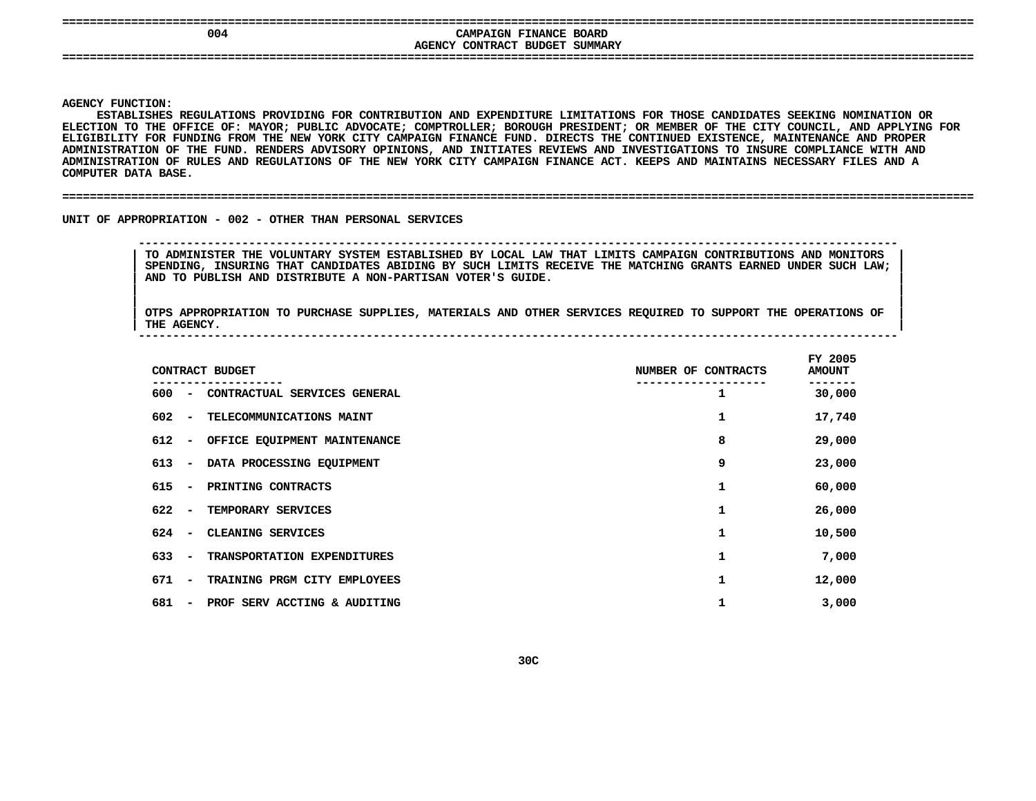## 004 CAMPAIGN FINANCE BOARD
### AGENCY CONTRACT BUDGET SUMMARY

**AGENCY FUNCTION:**

ESTABLISHES REGULATIONS PROVIDING FOR CONTRIBUTION AND EXPENDITURE LIMITATIONS FOR THOSE CANDIDATES SEEKING NOMINATION OR ELECTION TO THE OFFICE OF: MAYOR; PUBLIC ADVOCATE; COMPTROLLER; BOROUGH PRESIDENT; OR MEMBER OF THE CITY COUNCIL, AND APPLYING FOR ELIGIBILITY FOR FUNDING FROM THE NEW YORK CITY CAMPAIGN FINANCE FUND. DIRECTS THE CONTINUED EXISTENCE, MAINTENANCE AND PROPER ADMINISTRATION OF THE FUND. RENDERS ADVISORY OPINIONS, AND INITIATES REVIEWS AND INVESTIGATIONS TO INSURE COMPLIANCE WITH AND ADMINISTRATION OF RULES AND REGULATIONS OF THE NEW YORK CITY CAMPAIGN FINANCE ACT. KEEPS AND MAINTAINS NECESSARY FILES AND A COMPUTER DATA BASE.

**UNIT OF APPROPRIATION - 002 - OTHER THAN PERSONAL SERVICES**

TO ADMINISTER THE VOLUNTARY SYSTEM ESTABLISHED BY LOCAL LAW THAT LIMITS CAMPAIGN CONTRIBUTIONS AND MONITORS SPENDING, INSURING THAT CANDIDATES ABIDING BY SUCH LIMITS RECEIVE THE MATCHING GRANTS EARNED UNDER SUCH LAW; AND TO PUBLISH AND DISTRIBUTE A NON-PARTISAN VOTER'S GUIDE.

OTPS APPROPRIATION TO PURCHASE SUPPLIES, MATERIALS AND OTHER SERVICES REQUIRED TO SUPPORT THE OPERATIONS OF THE AGENCY.

| CONTRACT BUDGET | NUMBER OF CONTRACTS | FY 2005 AMOUNT |
|---|---|---|
| 600 - CONTRACTUAL SERVICES GENERAL | 1 | 30,000 |
| 602 - TELECOMMUNICATIONS MAINT | 1 | 17,740 |
| 612 - OFFICE EQUIPMENT MAINTENANCE | 8 | 29,000 |
| 613 - DATA PROCESSING EQUIPMENT | 9 | 23,000 |
| 615 - PRINTING CONTRACTS | 1 | 60,000 |
| 622 - TEMPORARY SERVICES | 1 | 26,000 |
| 624 - CLEANING SERVICES | 1 | 10,500 |
| 633 - TRANSPORTATION EXPENDITURES | 1 | 7,000 |
| 671 - TRAINING PRGM CITY EMPLOYEES | 1 | 12,000 |
| 681 - PROF SERV ACCTING & AUDITING | 1 | 3,000 |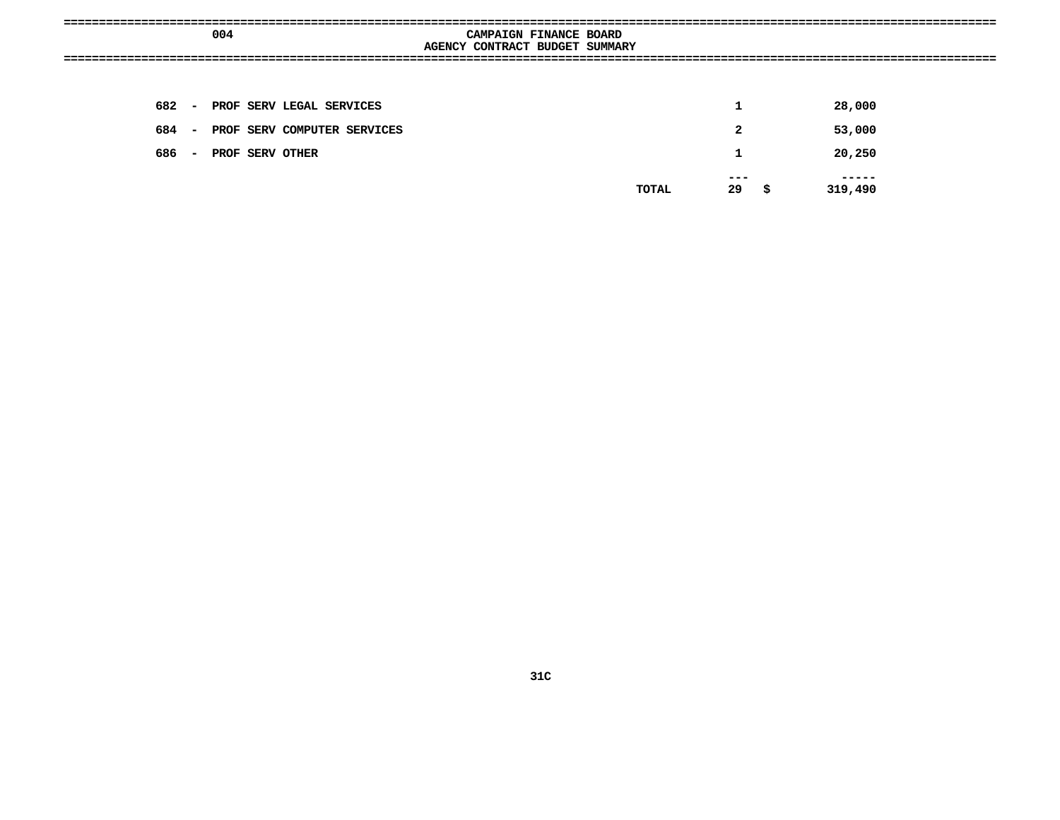004 CAMPAIGN FINANCE BOARD

AGENCY CONTRACT BUDGET SUMMARY

| Code | Description | Count | Amount |
|---|---|---|---|
| 682 - | PROF SERV LEGAL SERVICES | 1 | 28,000 |
| 684 - | PROF SERV COMPUTER SERVICES | 2 | 53,000 |
| 686 - | PROF SERV OTHER | 1 | 20,250 |
| | TOTAL | 29 | $ 319,490 |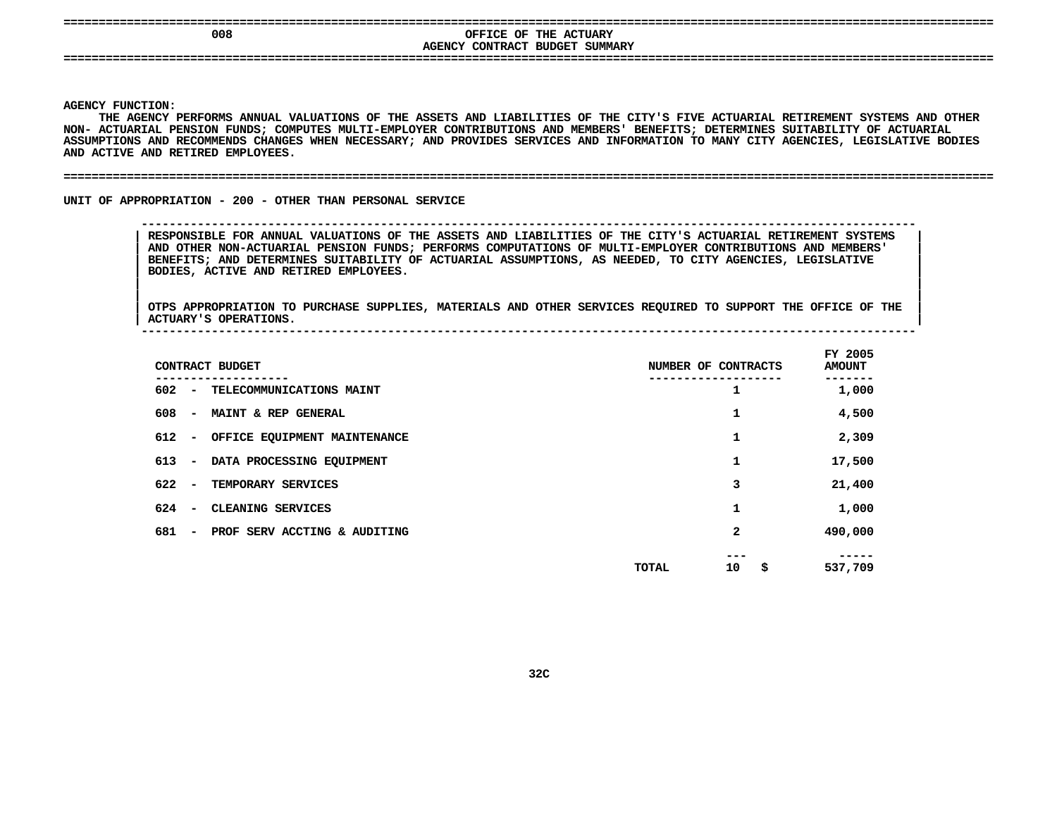# 008 OFFICE OF THE ACTUARY
## AGENCY CONTRACT BUDGET SUMMARY

**AGENCY FUNCTION:**

THE AGENCY PERFORMS ANNUAL VALUATIONS OF THE ASSETS AND LIABILITIES OF THE CITY'S FIVE ACTUARIAL RETIREMENT SYSTEMS AND OTHER NON- ACTUARIAL PENSION FUNDS; COMPUTES MULTI-EMPLOYER CONTRIBUTIONS AND MEMBERS' BENEFITS; DETERMINES SUITABILITY OF ACTUARIAL ASSUMPTIONS AND RECOMMENDS CHANGES WHEN NECESSARY; AND PROVIDES SERVICES AND INFORMATION TO MANY CITY AGENCIES, LEGISLATIVE BODIES AND ACTIVE AND RETIRED EMPLOYEES.

**UNIT OF APPROPRIATION - 200 - OTHER THAN PERSONAL SERVICE**

RESPONSIBLE FOR ANNUAL VALUATIONS OF THE ASSETS AND LIABILITIES OF THE CITY'S ACTUARIAL RETIREMENT SYSTEMS AND OTHER NON-ACTUARIAL PENSION FUNDS; PERFORMS COMPUTATIONS OF MULTI-EMPLOYER CONTRIBUTIONS AND MEMBERS' BENEFITS; AND DETERMINES SUITABILITY OF ACTUARIAL ASSUMPTIONS, AS NEEDED, TO CITY AGENCIES, LEGISLATIVE BODIES, ACTIVE AND RETIRED EMPLOYEES.

OTPS APPROPRIATION TO PURCHASE SUPPLIES, MATERIALS AND OTHER SERVICES REQUIRED TO SUPPORT THE OFFICE OF THE ACTUARY'S OPERATIONS.

| CONTRACT BUDGET | NUMBER OF CONTRACTS | FY 2005 AMOUNT |
|---|---|---|
| 602 - TELECOMMUNICATIONS MAINT | 1 | 1,000 |
| 608 - MAINT & REP GENERAL | 1 | 4,500 |
| 612 - OFFICE EQUIPMENT MAINTENANCE | 1 | 2,309 |
| 613 - DATA PROCESSING EQUIPMENT | 1 | 17,500 |
| 622 - TEMPORARY SERVICES | 3 | 21,400 |
| 624 - CLEANING SERVICES | 1 | 1,000 |
| 681 - PROF SERV ACCTING & AUDITING | 2 | 490,000 |
| TOTAL | 10 | $ 537,709 |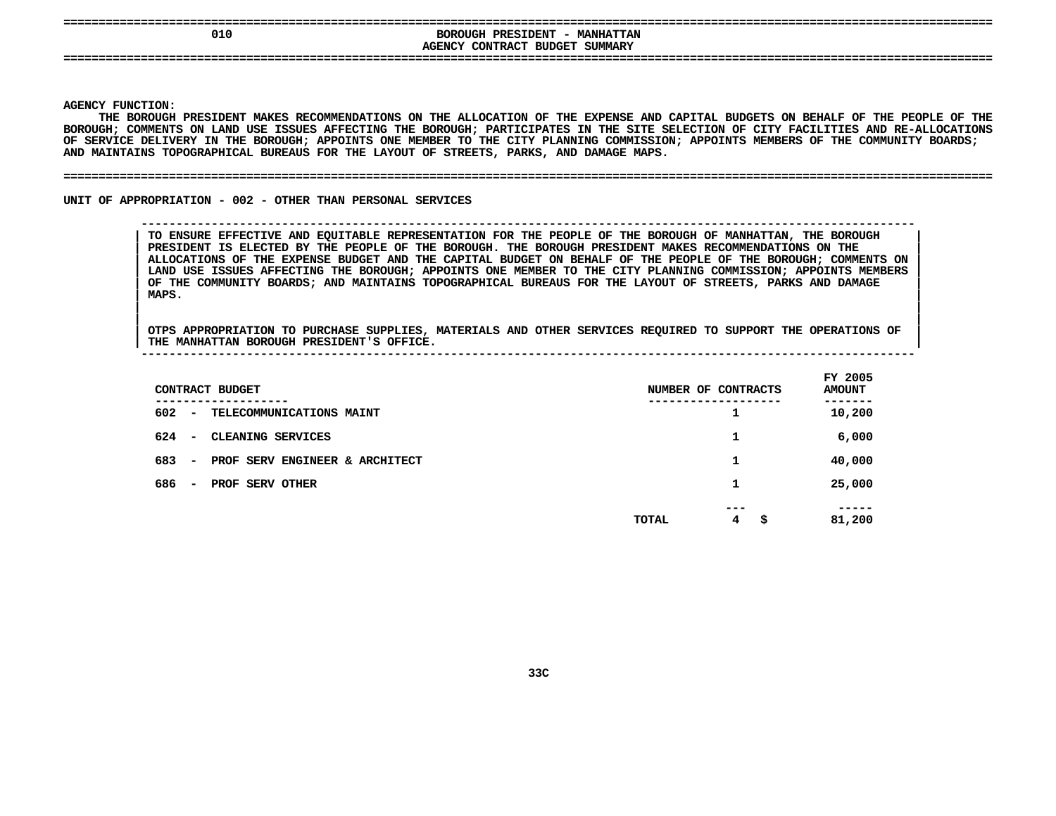# 010 BOROUGH PRESIDENT - MANHATTAN

## AGENCY CONTRACT BUDGET SUMMARY

**AGENCY FUNCTION:**

THE BOROUGH PRESIDENT MAKES RECOMMENDATIONS ON THE ALLOCATION OF THE EXPENSE AND CAPITAL BUDGETS ON BEHALF OF THE PEOPLE OF THE BOROUGH; COMMENTS ON LAND USE ISSUES AFFECTING THE BOROUGH; PARTICIPATES IN THE SITE SELECTION OF CITY FACILITIES AND RE-ALLOCATIONS OF SERVICE DELIVERY IN THE BOROUGH; APPOINTS ONE MEMBER TO THE CITY PLANNING COMMISSION; APPOINTS MEMBERS OF THE COMMUNITY BOARDS; AND MAINTAINS TOPOGRAPHICAL BUREAUS FOR THE LAYOUT OF STREETS, PARKS, AND DAMAGE MAPS.

**UNIT OF APPROPRIATION - 002 - OTHER THAN PERSONAL SERVICES**

TO ENSURE EFFECTIVE AND EQUITABLE REPRESENTATION FOR THE PEOPLE OF THE BOROUGH OF MANHATTAN, THE BOROUGH PRESIDENT IS ELECTED BY THE PEOPLE OF THE BOROUGH. THE BOROUGH PRESIDENT MAKES RECOMMENDATIONS ON THE ALLOCATIONS OF THE EXPENSE BUDGET AND THE CAPITAL BUDGET ON BEHALF OF THE PEOPLE OF THE BOROUGH; COMMENTS ON LAND USE ISSUES AFFECTING THE BOROUGH; APPOINTS ONE MEMBER TO THE CITY PLANNING COMMISSION; APPOINTS MEMBERS OF THE COMMUNITY BOARDS; AND MAINTAINS TOPOGRAPHICAL BUREAUS FOR THE LAYOUT OF STREETS, PARKS AND DAMAGE MAPS.

OTPS APPROPRIATION TO PURCHASE SUPPLIES, MATERIALS AND OTHER SERVICES REQUIRED TO SUPPORT THE OPERATIONS OF THE MANHATTAN BOROUGH PRESIDENT'S OFFICE.

| CONTRACT BUDGET | NUMBER OF CONTRACTS | FY 2005 AMOUNT |
|---|---|---|
| 602 - TELECOMMUNICATIONS MAINT | 1 | 10,200 |
| 624 - CLEANING SERVICES | 1 | 6,000 |
| 683 - PROF SERV ENGINEER & ARCHITECT | 1 | 40,000 |
| 686 - PROF SERV OTHER | 1 | 25,000 |
| TOTAL | 4 | $ 81,200 |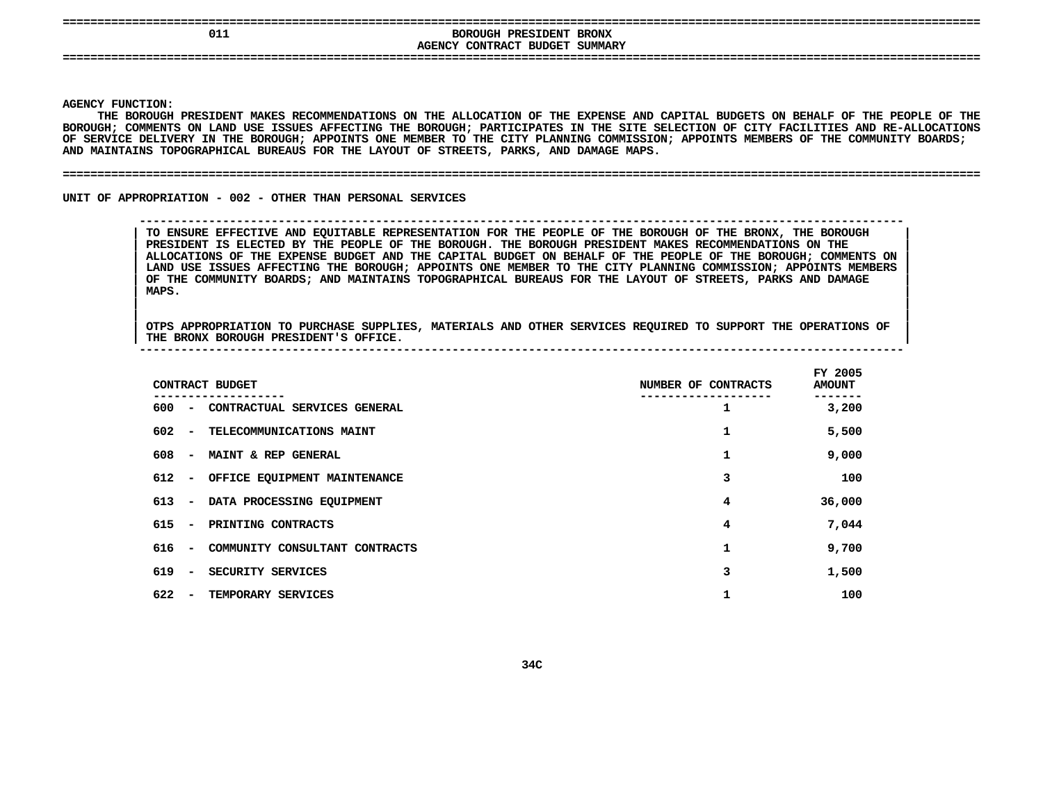# 011 BOROUGH PRESIDENT BRONX

## AGENCY CONTRACT BUDGET SUMMARY

**AGENCY FUNCTION:**

THE BOROUGH PRESIDENT MAKES RECOMMENDATIONS ON THE ALLOCATION OF THE EXPENSE AND CAPITAL BUDGETS ON BEHALF OF THE PEOPLE OF THE BOROUGH; COMMENTS ON LAND USE ISSUES AFFECTING THE BOROUGH; PARTICIPATES IN THE SITE SELECTION OF CITY FACILITIES AND RE-ALLOCATIONS OF SERVICE DELIVERY IN THE BOROUGH; APPOINTS ONE MEMBER TO THE CITY PLANNING COMMISSION; APPOINTS MEMBERS OF THE COMMUNITY BOARDS; AND MAINTAINS TOPOGRAPHICAL BUREAUS FOR THE LAYOUT OF STREETS, PARKS, AND DAMAGE MAPS.

**UNIT OF APPROPRIATION - 002 - OTHER THAN PERSONAL SERVICES**

TO ENSURE EFFECTIVE AND EQUITABLE REPRESENTATION FOR THE PEOPLE OF THE BOROUGH OF THE BRONX, THE BOROUGH PRESIDENT IS ELECTED BY THE PEOPLE OF THE BOROUGH. THE BOROUGH PRESIDENT MAKES RECOMMENDATIONS ON THE ALLOCATIONS OF THE EXPENSE BUDGET AND THE CAPITAL BUDGET ON BEHALF OF THE PEOPLE OF THE BOROUGH; COMMENTS ON LAND USE ISSUES AFFECTING THE BOROUGH; APPOINTS ONE MEMBER TO THE CITY PLANNING COMMISSION; APPOINTS MEMBERS OF THE COMMUNITY BOARDS; AND MAINTAINS TOPOGRAPHICAL BUREAUS FOR THE LAYOUT OF STREETS, PARKS AND DAMAGE MAPS.

OTPS APPROPRIATION TO PURCHASE SUPPLIES, MATERIALS AND OTHER SERVICES REQUIRED TO SUPPORT THE OPERATIONS OF THE BRONX BOROUGH PRESIDENT'S OFFICE.

| CONTRACT BUDGET | NUMBER OF CONTRACTS | FY 2005 AMOUNT |
|---|---|---|
| 600 - CONTRACTUAL SERVICES GENERAL | 1 | 3,200 |
| 602 - TELECOMMUNICATIONS MAINT | 1 | 5,500 |
| 608 - MAINT & REP GENERAL | 1 | 9,000 |
| 612 - OFFICE EQUIPMENT MAINTENANCE | 3 | 100 |
| 613 - DATA PROCESSING EQUIPMENT | 4 | 36,000 |
| 615 - PRINTING CONTRACTS | 4 | 7,044 |
| 616 - COMMUNITY CONSULTANT CONTRACTS | 1 | 9,700 |
| 619 - SECURITY SERVICES | 3 | 1,500 |
| 622 - TEMPORARY SERVICES | 1 | 100 |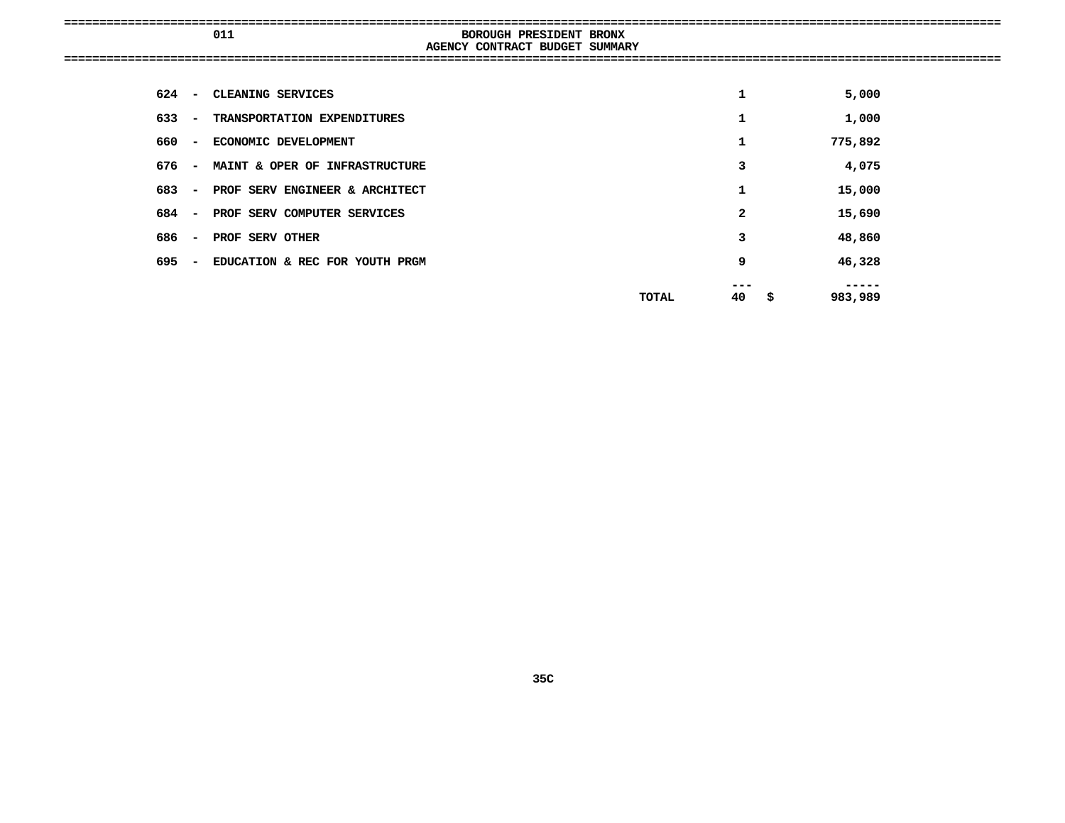011

# BOROUGH PRESIDENT BRONX
## AGENCY CONTRACT BUDGET SUMMARY

| Code | Description | Count | Amount |
|---|---|---|---|
| 624 - | CLEANING SERVICES | 1 | 5,000 |
| 633 - | TRANSPORTATION EXPENDITURES | 1 | 1,000 |
| 660 - | ECONOMIC DEVELOPMENT | 1 | 775,892 |
| 676 - | MAINT & OPER OF INFRASTRUCTURE | 3 | 4,075 |
| 683 - | PROF SERV ENGINEER & ARCHITECT | 1 | 15,000 |
| 684 - | PROF SERV COMPUTER SERVICES | 2 | 15,690 |
| 686 - | PROF SERV OTHER | 3 | 48,860 |
| 695 - | EDUCATION & REC FOR YOUTH PRGM | 9 | 46,328 |
| | TOTAL | 40 | $ 983,989 |

35C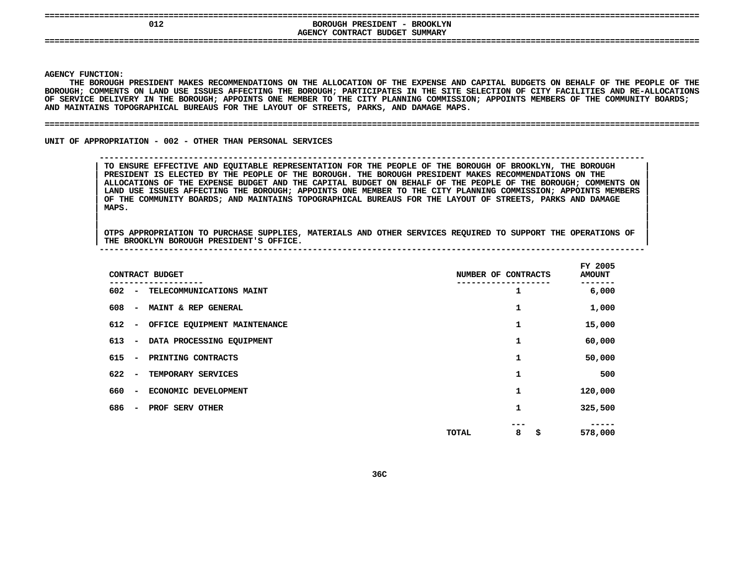# 012 BOROUGH PRESIDENT - BROOKLYN

## AGENCY CONTRACT BUDGET SUMMARY

**AGENCY FUNCTION:**

THE BOROUGH PRESIDENT MAKES RECOMMENDATIONS ON THE ALLOCATION OF THE EXPENSE AND CAPITAL BUDGETS ON BEHALF OF THE PEOPLE OF THE BOROUGH; COMMENTS ON LAND USE ISSUES AFFECTING THE BOROUGH; PARTICIPATES IN THE SITE SELECTION OF CITY FACILITIES AND RE-ALLOCATIONS OF SERVICE DELIVERY IN THE BOROUGH; APPOINTS ONE MEMBER TO THE CITY PLANNING COMMISSION; APPOINTS MEMBERS OF THE COMMUNITY BOARDS; AND MAINTAINS TOPOGRAPHICAL BUREAUS FOR THE LAYOUT OF STREETS, PARKS, AND DAMAGE MAPS.

## UNIT OF APPROPRIATION - 002 - OTHER THAN PERSONAL SERVICES

TO ENSURE EFFECTIVE AND EQUITABLE REPRESENTATION FOR THE PEOPLE OF THE BOROUGH OF BROOKLYN, THE BOROUGH PRESIDENT IS ELECTED BY THE PEOPLE OF THE BOROUGH. THE BOROUGH PRESIDENT MAKES RECOMMENDATIONS ON THE ALLOCATIONS OF THE EXPENSE BUDGET AND THE CAPITAL BUDGET ON BEHALF OF THE PEOPLE OF THE BOROUGH; COMMENTS ON LAND USE ISSUES AFFECTING THE BOROUGH; APPOINTS ONE MEMBER TO THE CITY PLANNING COMMISSION; APPOINTS MEMBERS OF THE COMMUNITY BOARDS; AND MAINTAINS TOPOGRAPHICAL BUREAUS FOR THE LAYOUT OF STREETS, PARKS AND DAMAGE MAPS.

OTPS APPROPRIATION TO PURCHASE SUPPLIES, MATERIALS AND OTHER SERVICES REQUIRED TO SUPPORT THE OPERATIONS OF THE BROOKLYN BOROUGH PRESIDENT'S OFFICE.

| CONTRACT BUDGET | NUMBER OF CONTRACTS | FY 2005 AMOUNT |
|---|---|---|
| 602 - TELECOMMUNICATIONS MAINT | 1 | 6,000 |
| 608 - MAINT & REP GENERAL | 1 | 1,000 |
| 612 - OFFICE EQUIPMENT MAINTENANCE | 1 | 15,000 |
| 613 - DATA PROCESSING EQUIPMENT | 1 | 60,000 |
| 615 - PRINTING CONTRACTS | 1 | 50,000 |
| 622 - TEMPORARY SERVICES | 1 | 500 |
| 660 - ECONOMIC DEVELOPMENT | 1 | 120,000 |
| 686 - PROF SERV OTHER | 1 | 325,500 |
| TOTAL | 8 | $ 578,000 |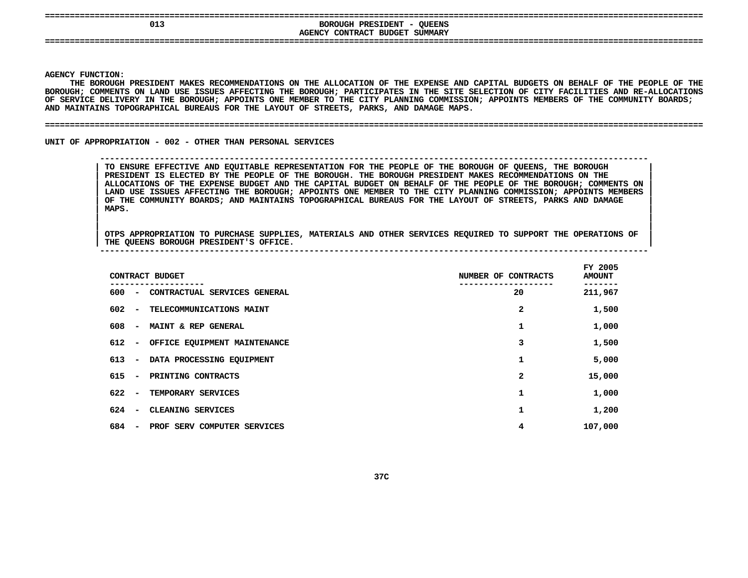# 013 BOROUGH PRESIDENT - QUEENS

## AGENCY CONTRACT BUDGET SUMMARY

**AGENCY FUNCTION:**

THE BOROUGH PRESIDENT MAKES RECOMMENDATIONS ON THE ALLOCATION OF THE EXPENSE AND CAPITAL BUDGETS ON BEHALF OF THE PEOPLE OF THE BOROUGH; COMMENTS ON LAND USE ISSUES AFFECTING THE BOROUGH; PARTICIPATES IN THE SITE SELECTION OF CITY FACILITIES AND RE-ALLOCATIONS OF SERVICE DELIVERY IN THE BOROUGH; APPOINTS ONE MEMBER TO THE CITY PLANNING COMMISSION; APPOINTS MEMBERS OF THE COMMUNITY BOARDS; AND MAINTAINS TOPOGRAPHICAL BUREAUS FOR THE LAYOUT OF STREETS, PARKS, AND DAMAGE MAPS.

### UNIT OF APPROPRIATION - 002 - OTHER THAN PERSONAL SERVICES

TO ENSURE EFFECTIVE AND EQUITABLE REPRESENTATION FOR THE PEOPLE OF THE BOROUGH OF QUEENS, THE BOROUGH PRESIDENT IS ELECTED BY THE PEOPLE OF THE BOROUGH. THE BOROUGH PRESIDENT MAKES RECOMMENDATIONS ON THE ALLOCATIONS OF THE EXPENSE BUDGET AND THE CAPITAL BUDGET ON BEHALF OF THE PEOPLE OF THE BOROUGH; COMMENTS ON LAND USE ISSUES AFFECTING THE BOROUGH; APPOINTS ONE MEMBER TO THE CITY PLANNING COMMISSION; APPOINTS MEMBERS OF THE COMMUNITY BOARDS; AND MAINTAINS TOPOGRAPHICAL BUREAUS FOR THE LAYOUT OF STREETS, PARKS AND DAMAGE MAPS.

OTPS APPROPRIATION TO PURCHASE SUPPLIES, MATERIALS AND OTHER SERVICES REQUIRED TO SUPPORT THE OPERATIONS OF THE QUEENS BOROUGH PRESIDENT'S OFFICE.

| CONTRACT BUDGET | NUMBER OF CONTRACTS | FY 2005 AMOUNT |
|---|---|---|
| 600 - CONTRACTUAL SERVICES GENERAL | 20 | 211,967 |
| 602 - TELECOMMUNICATIONS MAINT | 2 | 1,500 |
| 608 - MAINT & REP GENERAL | 1 | 1,000 |
| 612 - OFFICE EQUIPMENT MAINTENANCE | 3 | 1,500 |
| 613 - DATA PROCESSING EQUIPMENT | 1 | 5,000 |
| 615 - PRINTING CONTRACTS | 2 | 15,000 |
| 622 - TEMPORARY SERVICES | 1 | 1,000 |
| 624 - CLEANING SERVICES | 1 | 1,200 |
| 684 - PROF SERV COMPUTER SERVICES | 4 | 107,000 |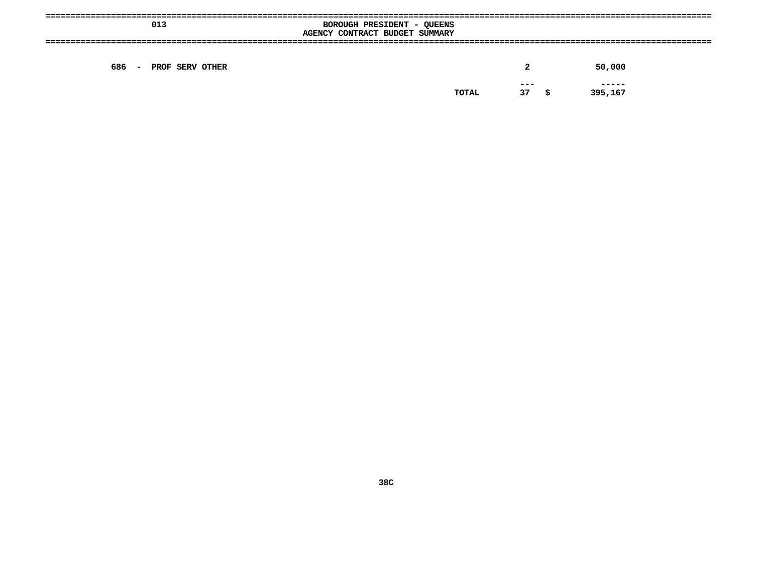013 BOROUGH PRESIDENT - QUEENS

AGENCY CONTRACT BUDGET SUMMARY

| | | | |
|---|---|---|---|
| 686 - PROF SERV OTHER | | 2 | 50,000 |
| | TOTAL | 37 | $ 395,167 |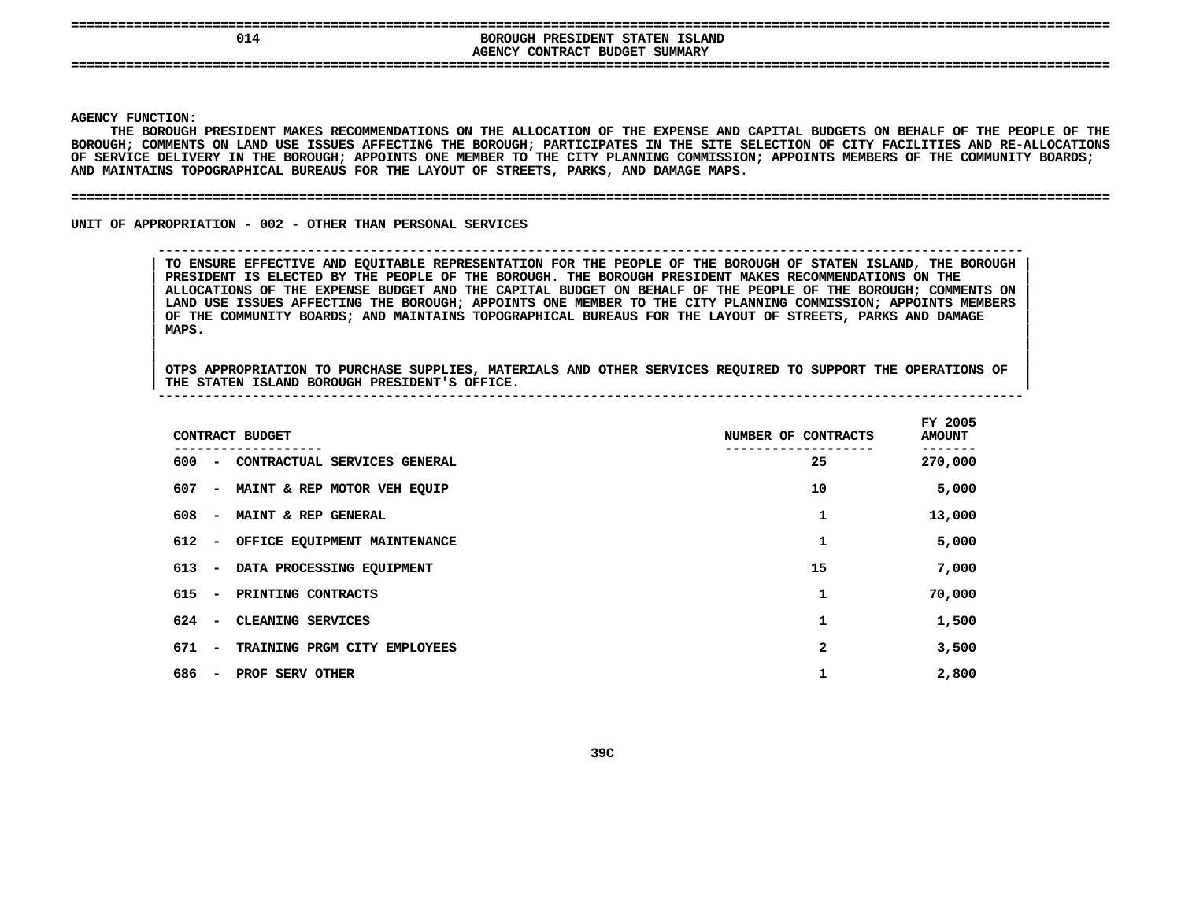# 014 BOROUGH PRESIDENT STATEN ISLAND

## AGENCY CONTRACT BUDGET SUMMARY

**AGENCY FUNCTION:**

THE BOROUGH PRESIDENT MAKES RECOMMENDATIONS ON THE ALLOCATION OF THE EXPENSE AND CAPITAL BUDGETS ON BEHALF OF THE PEOPLE OF THE BOROUGH; COMMENTS ON LAND USE ISSUES AFFECTING THE BOROUGH; PARTICIPATES IN THE SITE SELECTION OF CITY FACILITIES AND RE-ALLOCATIONS OF SERVICE DELIVERY IN THE BOROUGH; APPOINTS ONE MEMBER TO THE CITY PLANNING COMMISSION; APPOINTS MEMBERS OF THE COMMUNITY BOARDS; AND MAINTAINS TOPOGRAPHICAL BUREAUS FOR THE LAYOUT OF STREETS, PARKS, AND DAMAGE MAPS.

**UNIT OF APPROPRIATION - 002 - OTHER THAN PERSONAL SERVICES**

TO ENSURE EFFECTIVE AND EQUITABLE REPRESENTATION FOR THE PEOPLE OF THE BOROUGH OF STATEN ISLAND, THE BOROUGH PRESIDENT IS ELECTED BY THE PEOPLE OF THE BOROUGH. THE BOROUGH PRESIDENT MAKES RECOMMENDATIONS ON THE ALLOCATIONS OF THE EXPENSE BUDGET AND THE CAPITAL BUDGET ON BEHALF OF THE PEOPLE OF THE BOROUGH; COMMENTS ON LAND USE ISSUES AFFECTING THE BOROUGH; APPOINTS ONE MEMBER TO THE CITY PLANNING COMMISSION; APPOINTS MEMBERS OF THE COMMUNITY BOARDS; AND MAINTAINS TOPOGRAPHICAL BUREAUS FOR THE LAYOUT OF STREETS, PARKS AND DAMAGE MAPS.

OTPS APPROPRIATION TO PURCHASE SUPPLIES, MATERIALS AND OTHER SERVICES REQUIRED TO SUPPORT THE OPERATIONS OF THE STATEN ISLAND BOROUGH PRESIDENT'S OFFICE.

| CONTRACT BUDGET | NUMBER OF CONTRACTS | FY 2005 AMOUNT |
|---|---|---|
| 600 - CONTRACTUAL SERVICES GENERAL | 25 | 270,000 |
| 607 - MAINT & REP MOTOR VEH EQUIP | 10 | 5,000 |
| 608 - MAINT & REP GENERAL | 1 | 13,000 |
| 612 - OFFICE EQUIPMENT MAINTENANCE | 1 | 5,000 |
| 613 - DATA PROCESSING EQUIPMENT | 15 | 7,000 |
| 615 - PRINTING CONTRACTS | 1 | 70,000 |
| 624 - CLEANING SERVICES | 1 | 1,500 |
| 671 - TRAINING PRGM CITY EMPLOYEES | 2 | 3,500 |
| 686 - PROF SERV OTHER | 1 | 2,800 |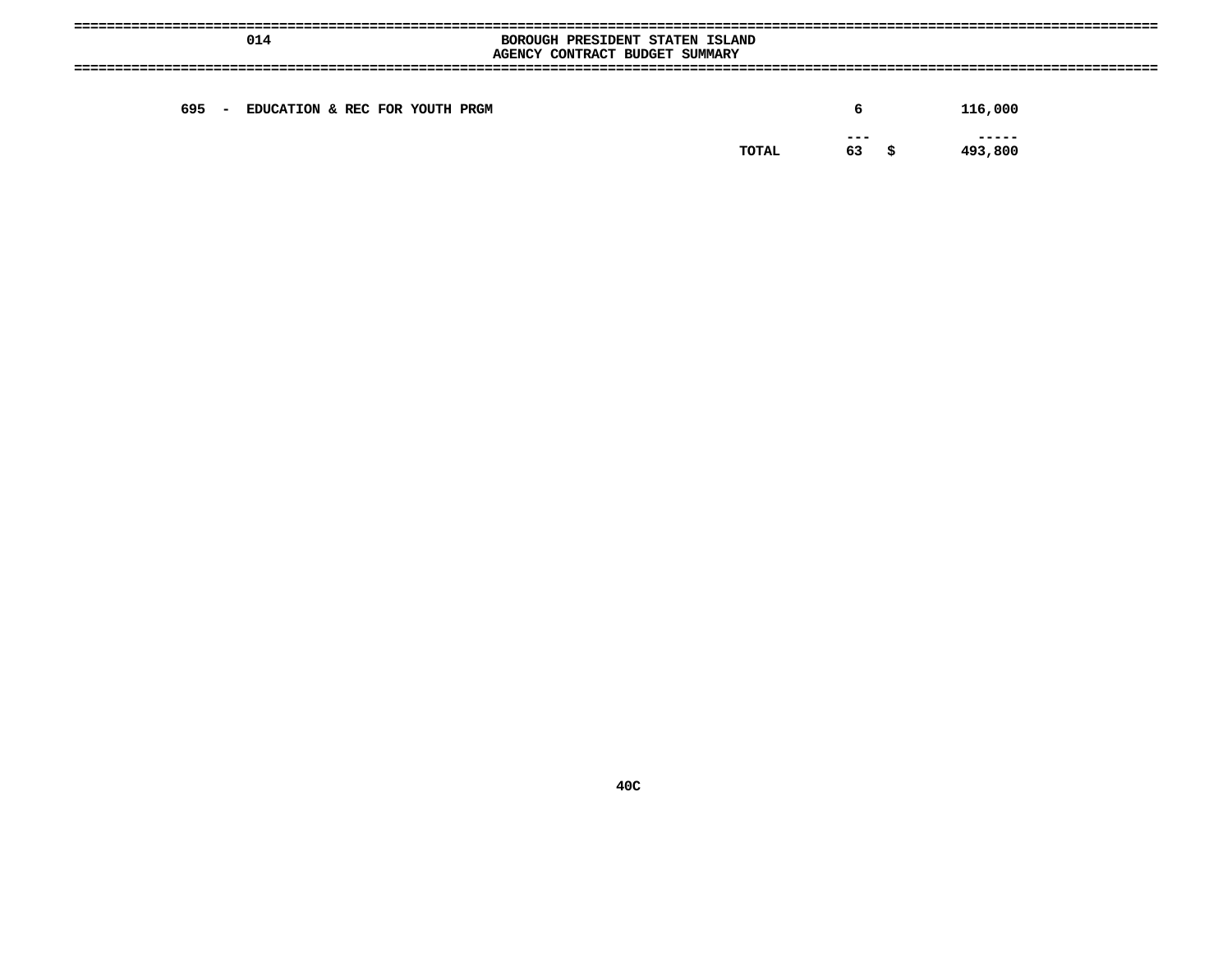014 BOROUGH PRESIDENT STATEN ISLAND

AGENCY CONTRACT BUDGET SUMMARY

| | | | |
|---|---|---|---|
| 695 - EDUCATION & REC FOR YOUTH PRGM | 6 | | 116,000 |
| | --- | | ----- |
| TOTAL | 63 | $ | 493,800 |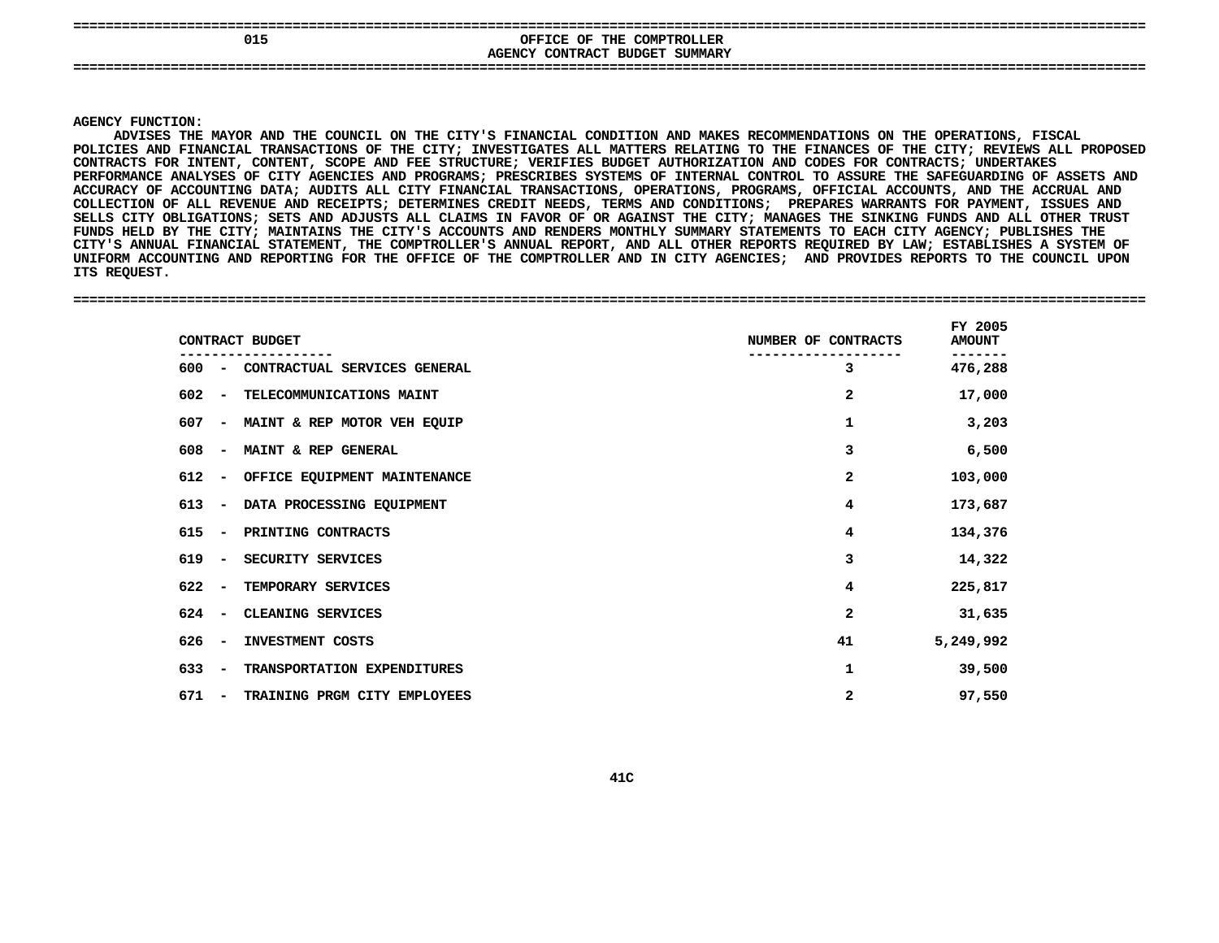# 015 OFFICE OF THE COMPTROLLER
## AGENCY CONTRACT BUDGET SUMMARY

**AGENCY FUNCTION:**

ADVISES THE MAYOR AND THE COUNCIL ON THE CITY'S FINANCIAL CONDITION AND MAKES RECOMMENDATIONS ON THE OPERATIONS, FISCAL POLICIES AND FINANCIAL TRANSACTIONS OF THE CITY; INVESTIGATES ALL MATTERS RELATING TO THE FINANCES OF THE CITY; REVIEWS ALL PROPOSED CONTRACTS FOR INTENT, CONTENT, SCOPE AND FEE STRUCTURE; VERIFIES BUDGET AUTHORIZATION AND CODES FOR CONTRACTS; UNDERTAKES PERFORMANCE ANALYSES OF CITY AGENCIES AND PROGRAMS; PRESCRIBES SYSTEMS OF INTERNAL CONTROL TO ASSURE THE SAFEGUARDING OF ASSETS AND ACCURACY OF ACCOUNTING DATA; AUDITS ALL CITY FINANCIAL TRANSACTIONS, OPERATIONS, PROGRAMS, OFFICIAL ACCOUNTS, AND THE ACCRUAL AND COLLECTION OF ALL REVENUE AND RECEIPTS; DETERMINES CREDIT NEEDS, TERMS AND CONDITIONS; PREPARES WARRANTS FOR PAYMENT, ISSUES AND SELLS CITY OBLIGATIONS; SETS AND ADJUSTS ALL CLAIMS IN FAVOR OF OR AGAINST THE CITY; MANAGES THE SINKING FUNDS AND ALL OTHER TRUST FUNDS HELD BY THE CITY; MAINTAINS THE CITY'S ACCOUNTS AND RENDERS MONTHLY SUMMARY STATEMENTS TO EACH CITY AGENCY; PUBLISHES THE CITY'S ANNUAL FINANCIAL STATEMENT, THE COMPTROLLER'S ANNUAL REPORT, AND ALL OTHER REPORTS REQUIRED BY LAW; ESTABLISHES A SYSTEM OF UNIFORM ACCOUNTING AND REPORTING FOR THE OFFICE OF THE COMPTROLLER AND IN CITY AGENCIES; AND PROVIDES REPORTS TO THE COUNCIL UPON ITS REQUEST.

| CONTRACT BUDGET | NUMBER OF CONTRACTS | FY 2005 AMOUNT |
|---|---|---|
| 600 - CONTRACTUAL SERVICES GENERAL | 3 | 476,288 |
| 602 - TELECOMMUNICATIONS MAINT | 2 | 17,000 |
| 607 - MAINT & REP MOTOR VEH EQUIP | 1 | 3,203 |
| 608 - MAINT & REP GENERAL | 3 | 6,500 |
| 612 - OFFICE EQUIPMENT MAINTENANCE | 2 | 103,000 |
| 613 - DATA PROCESSING EQUIPMENT | 4 | 173,687 |
| 615 - PRINTING CONTRACTS | 4 | 134,376 |
| 619 - SECURITY SERVICES | 3 | 14,322 |
| 622 - TEMPORARY SERVICES | 4 | 225,817 |
| 624 - CLEANING SERVICES | 2 | 31,635 |
| 626 - INVESTMENT COSTS | 41 | 5,249,992 |
| 633 - TRANSPORTATION EXPENDITURES | 1 | 39,500 |
| 671 - TRAINING PRGM CITY EMPLOYEES | 2 | 97,550 |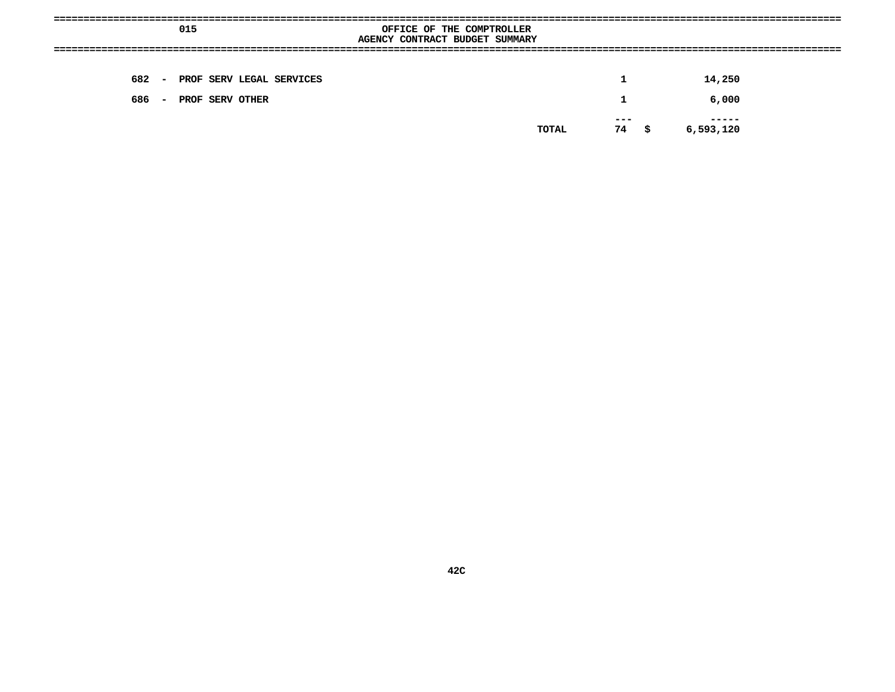015 OFFICE OF THE COMPTROLLER

AGENCY CONTRACT BUDGET SUMMARY

| | | | | |
|---|---|---|---|---|
| 682 - PROF SERV LEGAL SERVICES | | 1 | | 14,250 |
| 686 - PROF SERV OTHER | | 1 | | 6,000 |
| | | --- | | ----- |
| | TOTAL | 74 | $ | 6,593,120 |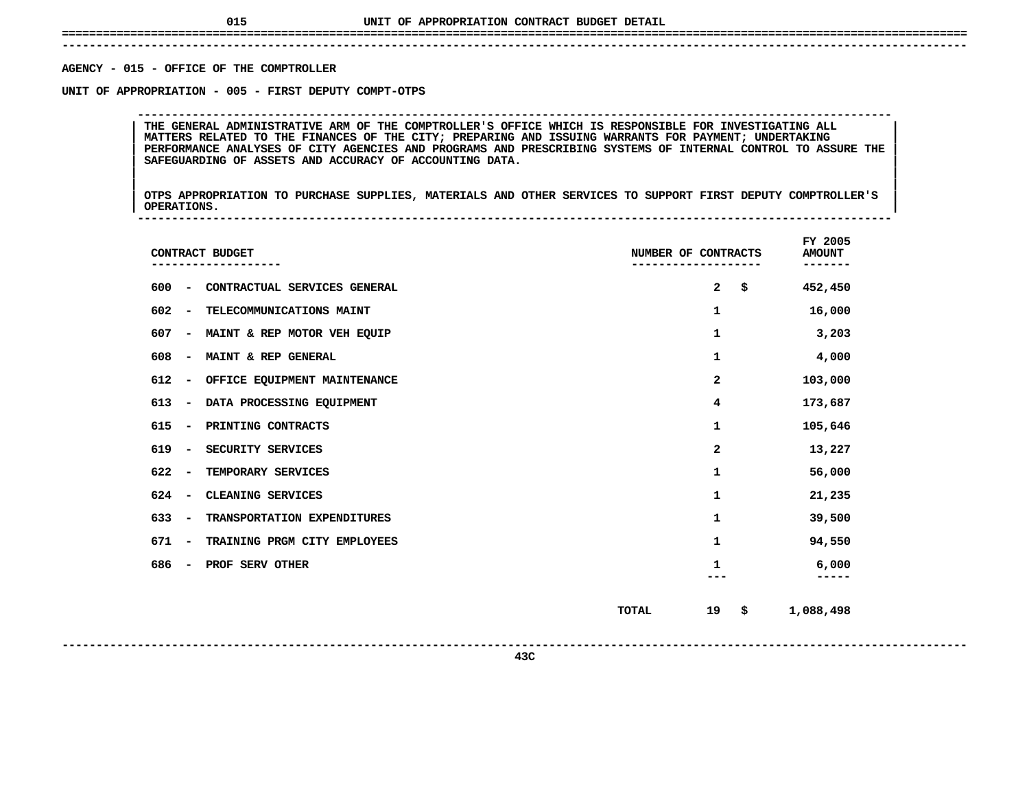# UNIT OF APPROPRIATION CONTRACT BUDGET DETAIL

**AGENCY - 015 - OFFICE OF THE COMPTROLLER**

**UNIT OF APPROPRIATION - 005 - FIRST DEPUTY COMPT-OTPS**

THE GENERAL ADMINISTRATIVE ARM OF THE COMPTROLLER'S OFFICE WHICH IS RESPONSIBLE FOR INVESTIGATING ALL MATTERS RELATED TO THE FINANCES OF THE CITY; PREPARING AND ISSUING WARRANTS FOR PAYMENT; UNDERTAKING PERFORMANCE ANALYSES OF CITY AGENCIES AND PROGRAMS AND PRESCRIBING SYSTEMS OF INTERNAL CONTROL TO ASSURE THE SAFEGUARDING OF ASSETS AND ACCURACY OF ACCOUNTING DATA.

OTPS APPROPRIATION TO PURCHASE SUPPLIES, MATERIALS AND OTHER SERVICES TO SUPPORT FIRST DEPUTY COMPTROLLER'S OPERATIONS.

| CONTRACT BUDGET | NUMBER OF CONTRACTS | FY 2005 AMOUNT |
|---|---|---|
| 600 - CONTRACTUAL SERVICES GENERAL | 2 | $ 452,450 |
| 602 - TELECOMMUNICATIONS MAINT | 1 | 16,000 |
| 607 - MAINT & REP MOTOR VEH EQUIP | 1 | 3,203 |
| 608 - MAINT & REP GENERAL | 1 | 4,000 |
| 612 - OFFICE EQUIPMENT MAINTENANCE | 2 | 103,000 |
| 613 - DATA PROCESSING EQUIPMENT | 4 | 173,687 |
| 615 - PRINTING CONTRACTS | 1 | 105,646 |
| 619 - SECURITY SERVICES | 2 | 13,227 |
| 622 - TEMPORARY SERVICES | 1 | 56,000 |
| 624 - CLEANING SERVICES | 1 | 21,235 |
| 633 - TRANSPORTATION EXPENDITURES | 1 | 39,500 |
| 671 - TRAINING PRGM CITY EMPLOYEES | 1 | 94,550 |
| 686 - PROF SERV OTHER | 1 | 6,000 |
| TOTAL | 19 | $ 1,088,498 |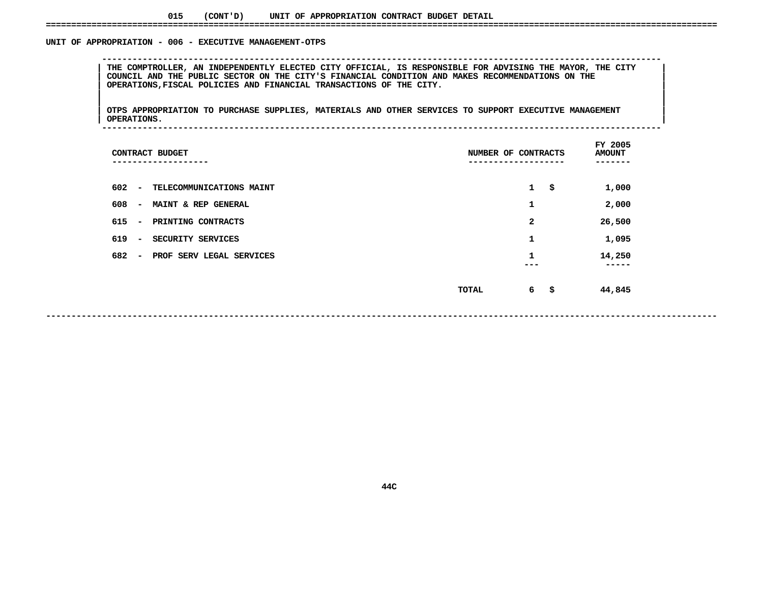015 (CONT'D) UNIT OF APPROPRIATION CONTRACT BUDGET DETAIL

## UNIT OF APPROPRIATION - 006 - EXECUTIVE MANAGEMENT-OTPS

THE COMPTROLLER, AN INDEPENDENTLY ELECTED CITY OFFICIAL, IS RESPONSIBLE FOR ADVISING THE MAYOR, THE CITY COUNCIL AND THE PUBLIC SECTOR ON THE CITY'S FINANCIAL CONDITION AND MAKES RECOMMENDATIONS ON THE OPERATIONS,FISCAL POLICIES AND FINANCIAL TRANSACTIONS OF THE CITY.

OTPS APPROPRIATION TO PURCHASE SUPPLIES, MATERIALS AND OTHER SERVICES TO SUPPORT EXECUTIVE MANAGEMENT OPERATIONS.

| CONTRACT BUDGET | NUMBER OF CONTRACTS | FY 2005 AMOUNT |
|---|---|---|
| 602 - TELECOMMUNICATIONS MAINT | 1 | $ 1,000 |
| 608 - MAINT & REP GENERAL | 1 | 2,000 |
| 615 - PRINTING CONTRACTS | 2 | 26,500 |
| 619 - SECURITY SERVICES | 1 | 1,095 |
| 682 - PROF SERV LEGAL SERVICES | 1 | 14,250 |
| TOTAL | 6 | $ 44,845 |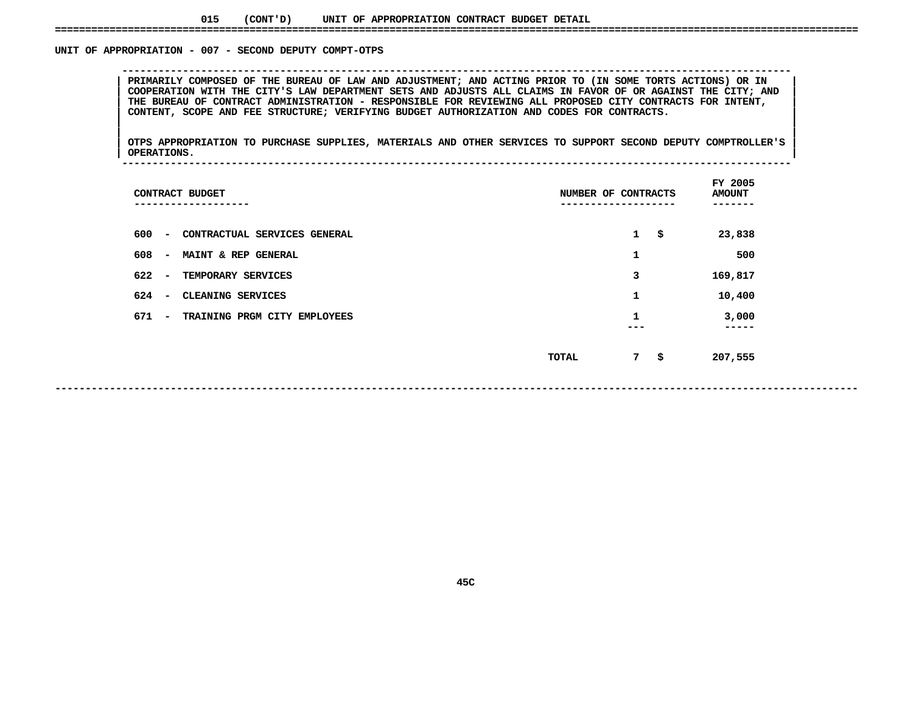015 (CONT'D) UNIT OF APPROPRIATION CONTRACT BUDGET DETAIL

## UNIT OF APPROPRIATION - 007 - SECOND DEPUTY COMPT-OTPS

PRIMARILY COMPOSED OF THE BUREAU OF LAW AND ADJUSTMENT; AND ACTING PRIOR TO (IN SOME TORTS ACTIONS) OR IN COOPERATION WITH THE CITY'S LAW DEPARTMENT SETS AND ADJUSTS ALL CLAIMS IN FAVOR OF OR AGAINST THE CITY; AND THE BUREAU OF CONTRACT ADMINISTRATION - RESPONSIBLE FOR REVIEWING ALL PROPOSED CITY CONTRACTS FOR INTENT, CONTENT, SCOPE AND FEE STRUCTURE; VERIFYING BUDGET AUTHORIZATION AND CODES FOR CONTRACTS.

OTPS APPROPRIATION TO PURCHASE SUPPLIES, MATERIALS AND OTHER SERVICES TO SUPPORT SECOND DEPUTY COMPTROLLER'S OPERATIONS.

| CONTRACT BUDGET | NUMBER OF CONTRACTS | FY 2005 AMOUNT |
|---|---|---|
| 600 - CONTRACTUAL SERVICES GENERAL | 1 | $ 23,838 |
| 608 - MAINT & REP GENERAL | 1 | 500 |
| 622 - TEMPORARY SERVICES | 3 | 169,817 |
| 624 - CLEANING SERVICES | 1 | 10,400 |
| 671 - TRAINING PRGM CITY EMPLOYEES | 1 | 3,000 |
| TOTAL | 7 | $ 207,555 |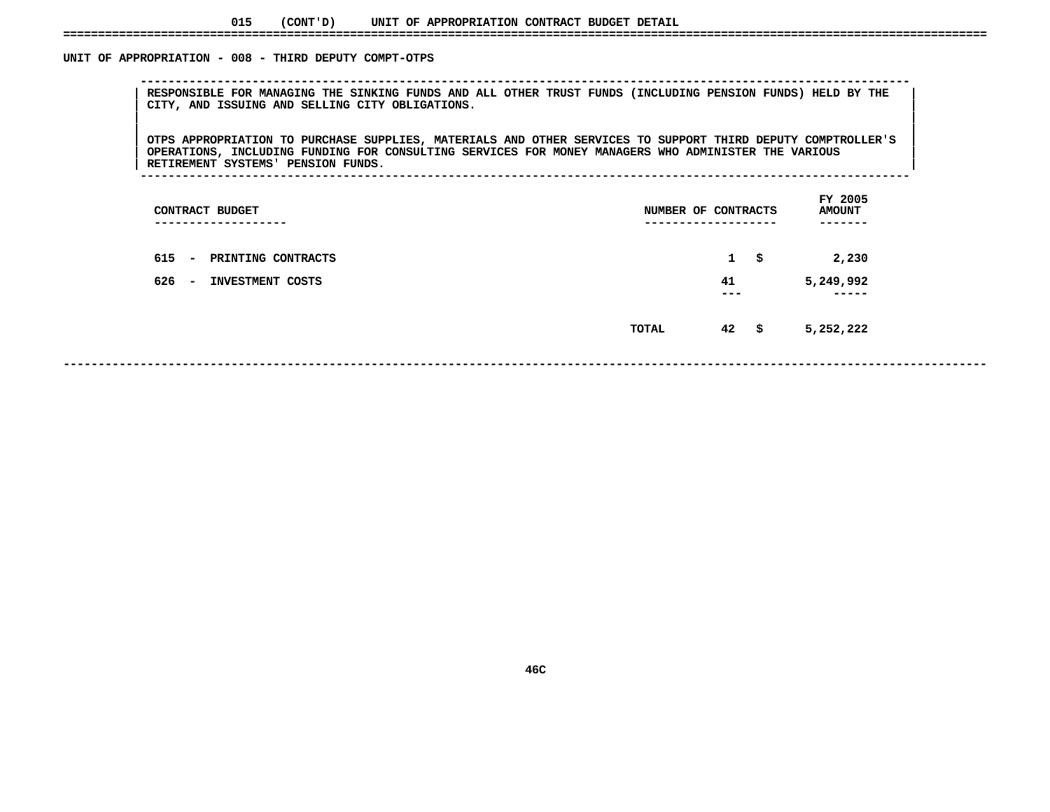015 (CONT'D) UNIT OF APPROPRIATION CONTRACT BUDGET DETAIL

## UNIT OF APPROPRIATION - 008 - THIRD DEPUTY COMPT-OTPS

RESPONSIBLE FOR MANAGING THE SINKING FUNDS AND ALL OTHER TRUST FUNDS (INCLUDING PENSION FUNDS) HELD BY THE CITY, AND ISSUING AND SELLING CITY OBLIGATIONS.

OTPS APPROPRIATION TO PURCHASE SUPPLIES, MATERIALS AND OTHER SERVICES TO SUPPORT THIRD DEPUTY COMPTROLLER'S OPERATIONS, INCLUDING FUNDING FOR CONSULTING SERVICES FOR MONEY MANAGERS WHO ADMINISTER THE VARIOUS RETIREMENT SYSTEMS' PENSION FUNDS.

| CONTRACT BUDGET | NUMBER OF CONTRACTS | FY 2005 AMOUNT |
|---|---|---|
| 615 - PRINTING CONTRACTS | 1 | $ 2,230 |
| 626 - INVESTMENT COSTS | 41 | 5,249,992 |
| TOTAL | 42 | $ 5,252,222 |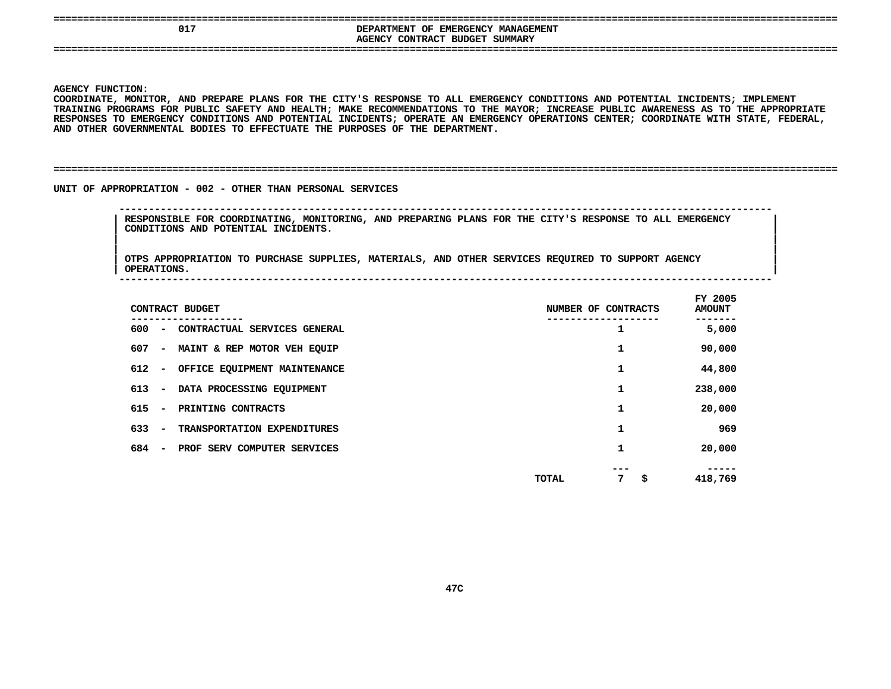017 DEPARTMENT OF EMERGENCY MANAGEMENT

AGENCY CONTRACT BUDGET SUMMARY

**AGENCY FUNCTION:**

COORDINATE, MONITOR, AND PREPARE PLANS FOR THE CITY'S RESPONSE TO ALL EMERGENCY CONDITIONS AND POTENTIAL INCIDENTS; IMPLEMENT TRAINING PROGRAMS FOR PUBLIC SAFETY AND HEALTH; MAKE RECOMMENDATIONS TO THE MAYOR; INCREASE PUBLIC AWARENESS AS TO THE APPROPRIATE RESPONSES TO EMERGENCY CONDITIONS AND POTENTIAL INCIDENTS; OPERATE AN EMERGENCY OPERATIONS CENTER; COORDINATE WITH STATE, FEDERAL, AND OTHER GOVERNMENTAL BODIES TO EFFECTUATE THE PURPOSES OF THE DEPARTMENT.

## UNIT OF APPROPRIATION - 002 - OTHER THAN PERSONAL SERVICES

RESPONSIBLE FOR COORDINATING, MONITORING, AND PREPARING PLANS FOR THE CITY'S RESPONSE TO ALL EMERGENCY CONDITIONS AND POTENTIAL INCIDENTS.

OTPS APPROPRIATION TO PURCHASE SUPPLIES, MATERIALS, AND OTHER SERVICES REQUIRED TO SUPPORT AGENCY OPERATIONS.

| CONTRACT BUDGET | NUMBER OF CONTRACTS | FY 2005 AMOUNT |
|---|---|---|
| 600 - CONTRACTUAL SERVICES GENERAL | 1 | 5,000 |
| 607 - MAINT & REP MOTOR VEH EQUIP | 1 | 90,000 |
| 612 - OFFICE EQUIPMENT MAINTENANCE | 1 | 44,800 |
| 613 - DATA PROCESSING EQUIPMENT | 1 | 238,000 |
| 615 - PRINTING CONTRACTS | 1 | 20,000 |
| 633 - TRANSPORTATION EXPENDITURES | 1 | 969 |
| 684 - PROF SERV COMPUTER SERVICES | 1 | 20,000 |
| TOTAL | 7 | $ 418,769 |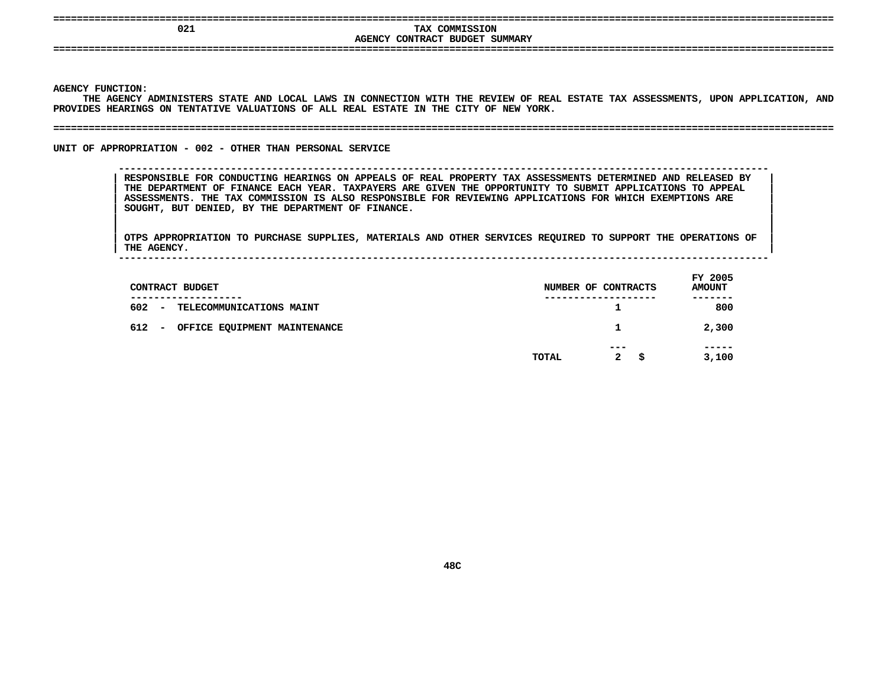# 021 TAX COMMISSION
## AGENCY CONTRACT BUDGET SUMMARY

**AGENCY FUNCTION:**

THE AGENCY ADMINISTERS STATE AND LOCAL LAWS IN CONNECTION WITH THE REVIEW OF REAL ESTATE TAX ASSESSMENTS, UPON APPLICATION, AND PROVIDES HEARINGS ON TENTATIVE VALUATIONS OF ALL REAL ESTATE IN THE CITY OF NEW YORK.

**UNIT OF APPROPRIATION - 002 - OTHER THAN PERSONAL SERVICE**

RESPONSIBLE FOR CONDUCTING HEARINGS ON APPEALS OF REAL PROPERTY TAX ASSESSMENTS DETERMINED AND RELEASED BY THE DEPARTMENT OF FINANCE EACH YEAR. TAXPAYERS ARE GIVEN THE OPPORTUNITY TO SUBMIT APPLICATIONS TO APPEAL ASSESSMENTS. THE TAX COMMISSION IS ALSO RESPONSIBLE FOR REVIEWING APPLICATIONS FOR WHICH EXEMPTIONS ARE SOUGHT, BUT DENIED, BY THE DEPARTMENT OF FINANCE.

OTPS APPROPRIATION TO PURCHASE SUPPLIES, MATERIALS AND OTHER SERVICES REQUIRED TO SUPPORT THE OPERATIONS OF THE AGENCY.

| CONTRACT BUDGET | NUMBER OF CONTRACTS | FY 2005 AMOUNT |
|---|---|---|
| 602 - TELECOMMUNICATIONS MAINT | 1 | 800 |
| 612 - OFFICE EQUIPMENT MAINTENANCE | 1 | 2,300 |
| TOTAL | 2 | $ 3,100 |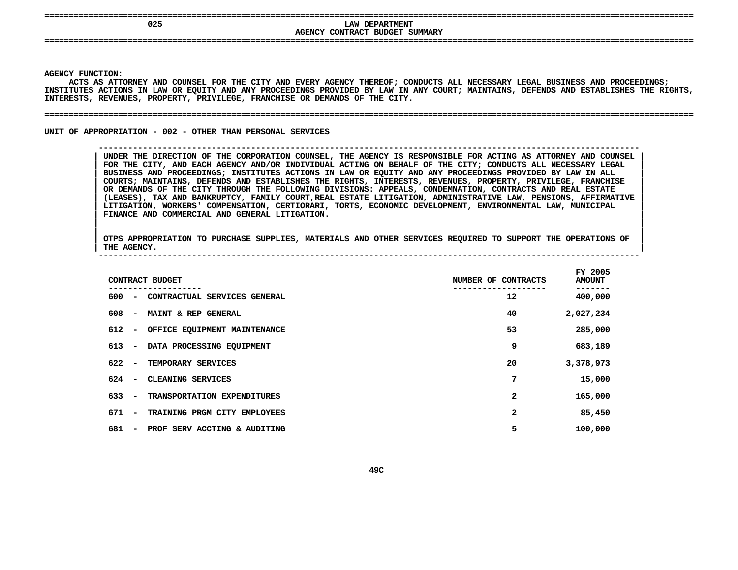# 025 LAW DEPARTMENT
## AGENCY CONTRACT BUDGET SUMMARY

**AGENCY FUNCTION:**
ACTS AS ATTORNEY AND COUNSEL FOR THE CITY AND EVERY AGENCY THEREOF; CONDUCTS ALL NECESSARY LEGAL BUSINESS AND PROCEEDINGS; INSTITUTES ACTIONS IN LAW OR EQUITY AND ANY PROCEEDINGS PROVIDED BY LAW IN ANY COURT; MAINTAINS, DEFENDS AND ESTABLISHES THE RIGHTS, INTERESTS, REVENUES, PROPERTY, PRIVILEGE, FRANCHISE OR DEMANDS OF THE CITY.

**UNIT OF APPROPRIATION - 002 - OTHER THAN PERSONAL SERVICES**

UNDER THE DIRECTION OF THE CORPORATION COUNSEL, THE AGENCY IS RESPONSIBLE FOR ACTING AS ATTORNEY AND COUNSEL FOR THE CITY, AND EACH AGENCY AND/OR INDIVIDUAL ACTING ON BEHALF OF THE CITY; CONDUCTS ALL NECESSARY LEGAL BUSINESS AND PROCEEDINGS; INSTITUTES ACTIONS IN LAW OR EQUITY AND ANY PROCEEDINGS PROVIDED BY LAW IN ALL COURTS; MAINTAINS, DEFENDS AND ESTABLISHES THE RIGHTS, INTERESTS, REVENUES, PROPERTY, PRIVILEGE, FRANCHISE OR DEMANDS OF THE CITY THROUGH THE FOLLOWING DIVISIONS: APPEALS, CONDEMNATION, CONTRACTS AND REAL ESTATE (LEASES), TAX AND BANKRUPTCY, FAMILY COURT,REAL ESTATE LITIGATION, ADMINISTRATIVE LAW, PENSIONS, AFFIRMATIVE LITIGATION, WORKERS' COMPENSATION, CERTIORARI, TORTS, ECONOMIC DEVELOPMENT, ENVIRONMENTAL LAW, MUNICIPAL FINANCE AND COMMERCIAL AND GENERAL LITIGATION.

OTPS APPROPRIATION TO PURCHASE SUPPLIES, MATERIALS AND OTHER SERVICES REQUIRED TO SUPPORT THE OPERATIONS OF THE AGENCY.

| CONTRACT BUDGET | NUMBER OF CONTRACTS | FY 2005 AMOUNT |
|---|---|---|
| 600 - CONTRACTUAL SERVICES GENERAL | 12 | 400,000 |
| 608 - MAINT & REP GENERAL | 40 | 2,027,234 |
| 612 - OFFICE EQUIPMENT MAINTENANCE | 53 | 285,000 |
| 613 - DATA PROCESSING EQUIPMENT | 9 | 683,189 |
| 622 - TEMPORARY SERVICES | 20 | 3,378,973 |
| 624 - CLEANING SERVICES | 7 | 15,000 |
| 633 - TRANSPORTATION EXPENDITURES | 2 | 165,000 |
| 671 - TRAINING PRGM CITY EMPLOYEES | 2 | 85,450 |
| 681 - PROF SERV ACCTING & AUDITING | 5 | 100,000 |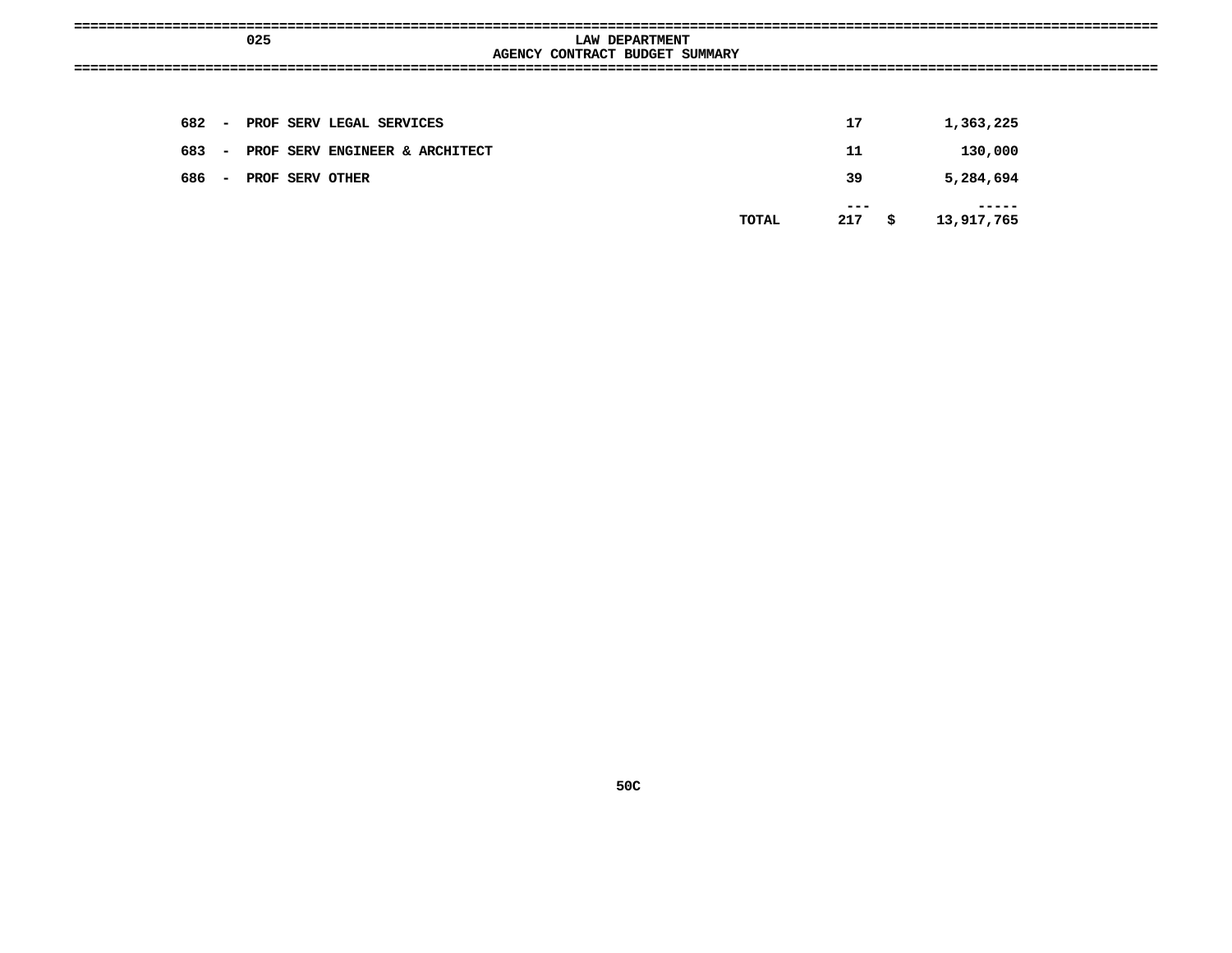025 LAW DEPARTMENT

AGENCY CONTRACT BUDGET SUMMARY

| | | | | |
|---|---|---|---|---|
| 682 - | PROF SERV LEGAL SERVICES | | 17 | 1,363,225 |
| 683 - | PROF SERV ENGINEER & ARCHITECT | | 11 | 130,000 |
| 686 - | PROF SERV OTHER | | 39 | 5,284,694 |
| | | | --- | ----- |
| | | TOTAL | 217 | $ 13,917,765 |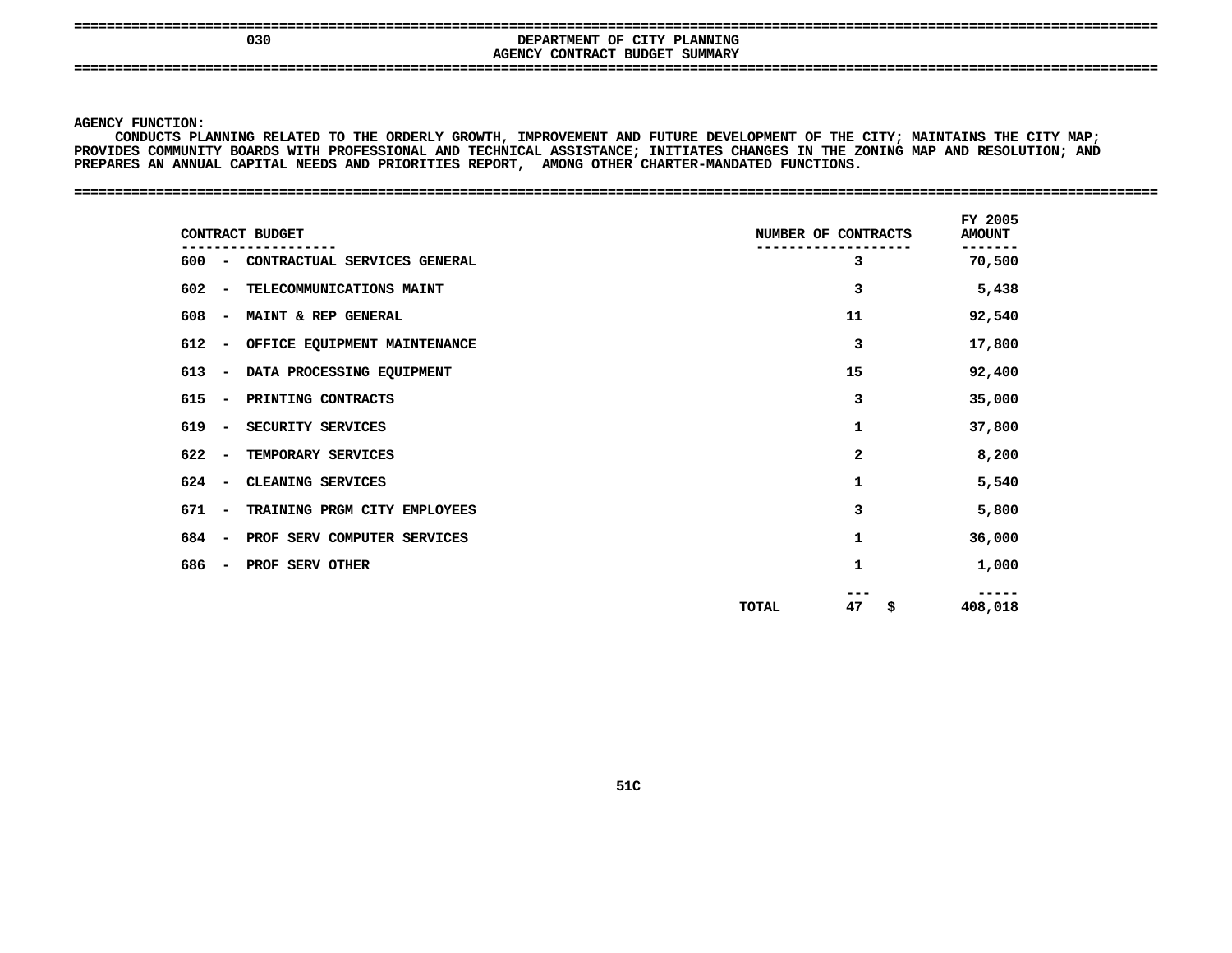# 030 DEPARTMENT OF CITY PLANNING

## AGENCY CONTRACT BUDGET SUMMARY

**AGENCY FUNCTION:**

CONDUCTS PLANNING RELATED TO THE ORDERLY GROWTH, IMPROVEMENT AND FUTURE DEVELOPMENT OF THE CITY; MAINTAINS THE CITY MAP; PROVIDES COMMUNITY BOARDS WITH PROFESSIONAL AND TECHNICAL ASSISTANCE; INITIATES CHANGES IN THE ZONING MAP AND RESOLUTION; AND PREPARES AN ANNUAL CAPITAL NEEDS AND PRIORITIES REPORT, AMONG OTHER CHARTER-MANDATED FUNCTIONS.

| CONTRACT BUDGET | NUMBER OF CONTRACTS | FY 2005 AMOUNT |
|---|---|---|
| 600 - CONTRACTUAL SERVICES GENERAL | 3 | 70,500 |
| 602 - TELECOMMUNICATIONS MAINT | 3 | 5,438 |
| 608 - MAINT & REP GENERAL | 11 | 92,540 |
| 612 - OFFICE EQUIPMENT MAINTENANCE | 3 | 17,800 |
| 613 - DATA PROCESSING EQUIPMENT | 15 | 92,400 |
| 615 - PRINTING CONTRACTS | 3 | 35,000 |
| 619 - SECURITY SERVICES | 1 | 37,800 |
| 622 - TEMPORARY SERVICES | 2 | 8,200 |
| 624 - CLEANING SERVICES | 1 | 5,540 |
| 671 - TRAINING PRGM CITY EMPLOYEES | 3 | 5,800 |
| 684 - PROF SERV COMPUTER SERVICES | 1 | 36,000 |
| 686 - PROF SERV OTHER | 1 | 1,000 |
| TOTAL | 47 | $ 408,018 |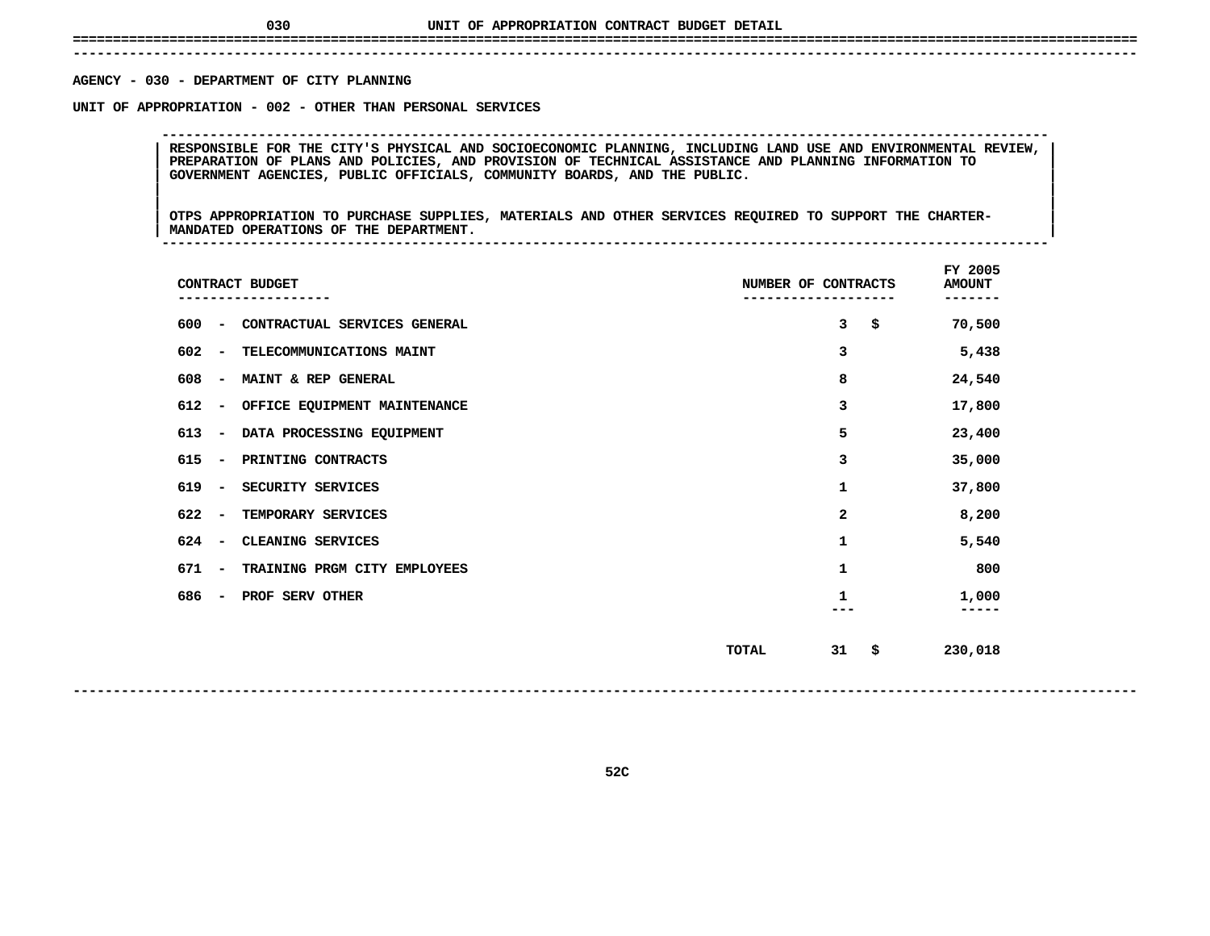# UNIT OF APPROPRIATION CONTRACT BUDGET DETAIL

**AGENCY - 030 - DEPARTMENT OF CITY PLANNING**

**UNIT OF APPROPRIATION - 002 - OTHER THAN PERSONAL SERVICES**

RESPONSIBLE FOR THE CITY'S PHYSICAL AND SOCIOECONOMIC PLANNING, INCLUDING LAND USE AND ENVIRONMENTAL REVIEW, PREPARATION OF PLANS AND POLICIES, AND PROVISION OF TECHNICAL ASSISTANCE AND PLANNING INFORMATION TO GOVERNMENT AGENCIES, PUBLIC OFFICIALS, COMMUNITY BOARDS, AND THE PUBLIC.

OTPS APPROPRIATION TO PURCHASE SUPPLIES, MATERIALS AND OTHER SERVICES REQUIRED TO SUPPORT THE CHARTER-MANDATED OPERATIONS OF THE DEPARTMENT.

| CONTRACT BUDGET | NUMBER OF CONTRACTS | FY 2005 AMOUNT |
|---|---|---|
| 600 - CONTRACTUAL SERVICES GENERAL | 3 | $ 70,500 |
| 602 - TELECOMMUNICATIONS MAINT | 3 | 5,438 |
| 608 - MAINT & REP GENERAL | 8 | 24,540 |
| 612 - OFFICE EQUIPMENT MAINTENANCE | 3 | 17,800 |
| 613 - DATA PROCESSING EQUIPMENT | 5 | 23,400 |
| 615 - PRINTING CONTRACTS | 3 | 35,000 |
| 619 - SECURITY SERVICES | 1 | 37,800 |
| 622 - TEMPORARY SERVICES | 2 | 8,200 |
| 624 - CLEANING SERVICES | 1 | 5,540 |
| 671 - TRAINING PRGM CITY EMPLOYEES | 1 | 800 |
| 686 - PROF SERV OTHER | 1 | 1,000 |
| TOTAL | 31 | $ 230,018 |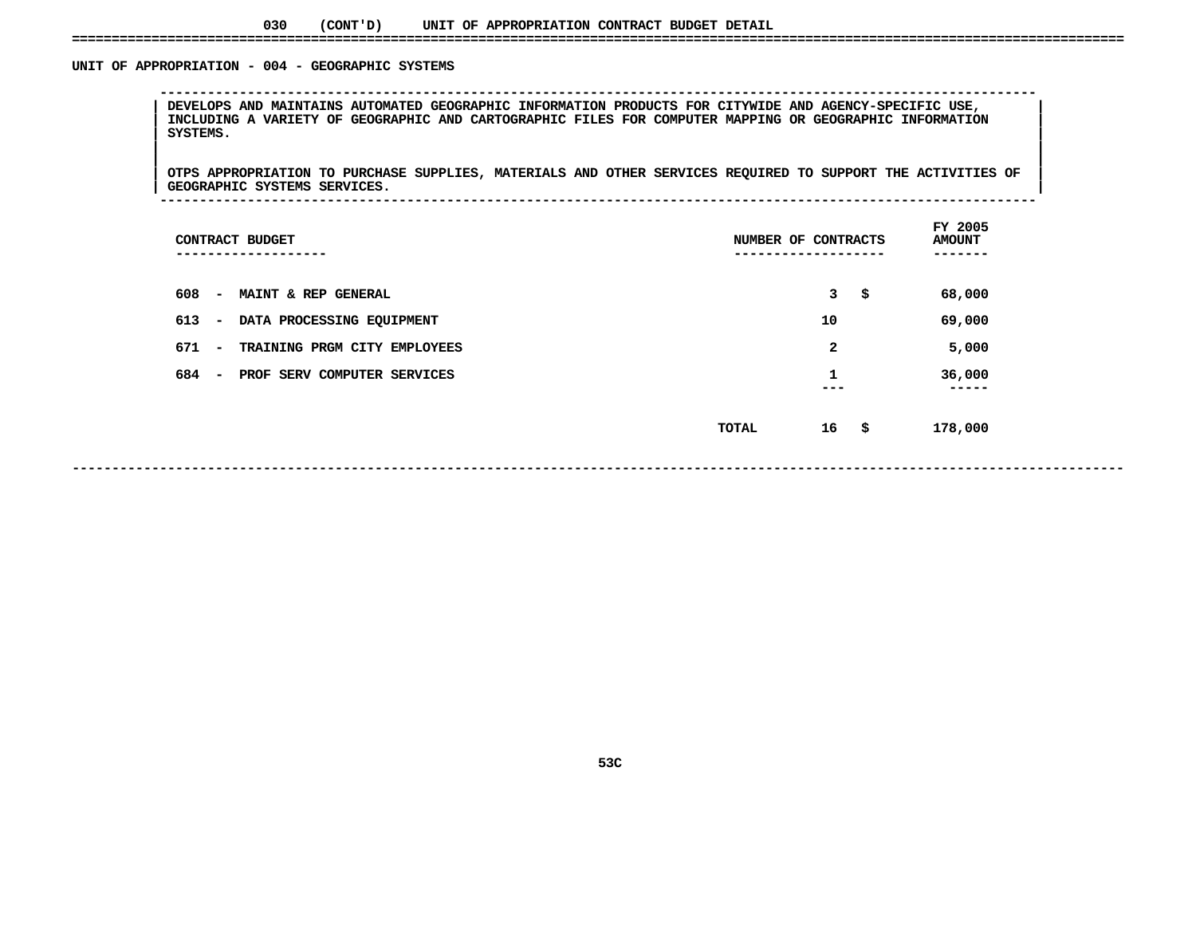## 030 (CONT'D) UNIT OF APPROPRIATION CONTRACT BUDGET DETAIL

### UNIT OF APPROPRIATION - 004 - GEOGRAPHIC SYSTEMS

DEVELOPS AND MAINTAINS AUTOMATED GEOGRAPHIC INFORMATION PRODUCTS FOR CITYWIDE AND AGENCY-SPECIFIC USE, INCLUDING A VARIETY OF GEOGRAPHIC AND CARTOGRAPHIC FILES FOR COMPUTER MAPPING OR GEOGRAPHIC INFORMATION SYSTEMS.

OTPS APPROPRIATION TO PURCHASE SUPPLIES, MATERIALS AND OTHER SERVICES REQUIRED TO SUPPORT THE ACTIVITIES OF GEOGRAPHIC SYSTEMS SERVICES.

| CONTRACT BUDGET | NUMBER OF CONTRACTS | FY 2005 AMOUNT |
|---|---|---|
| 608 - MAINT & REP GENERAL | 3 | $ 68,000 |
| 613 - DATA PROCESSING EQUIPMENT | 10 | 69,000 |
| 671 - TRAINING PRGM CITY EMPLOYEES | 2 | 5,000 |
| 684 - PROF SERV COMPUTER SERVICES | 1 | 36,000 |
| TOTAL | 16 | $ 178,000 |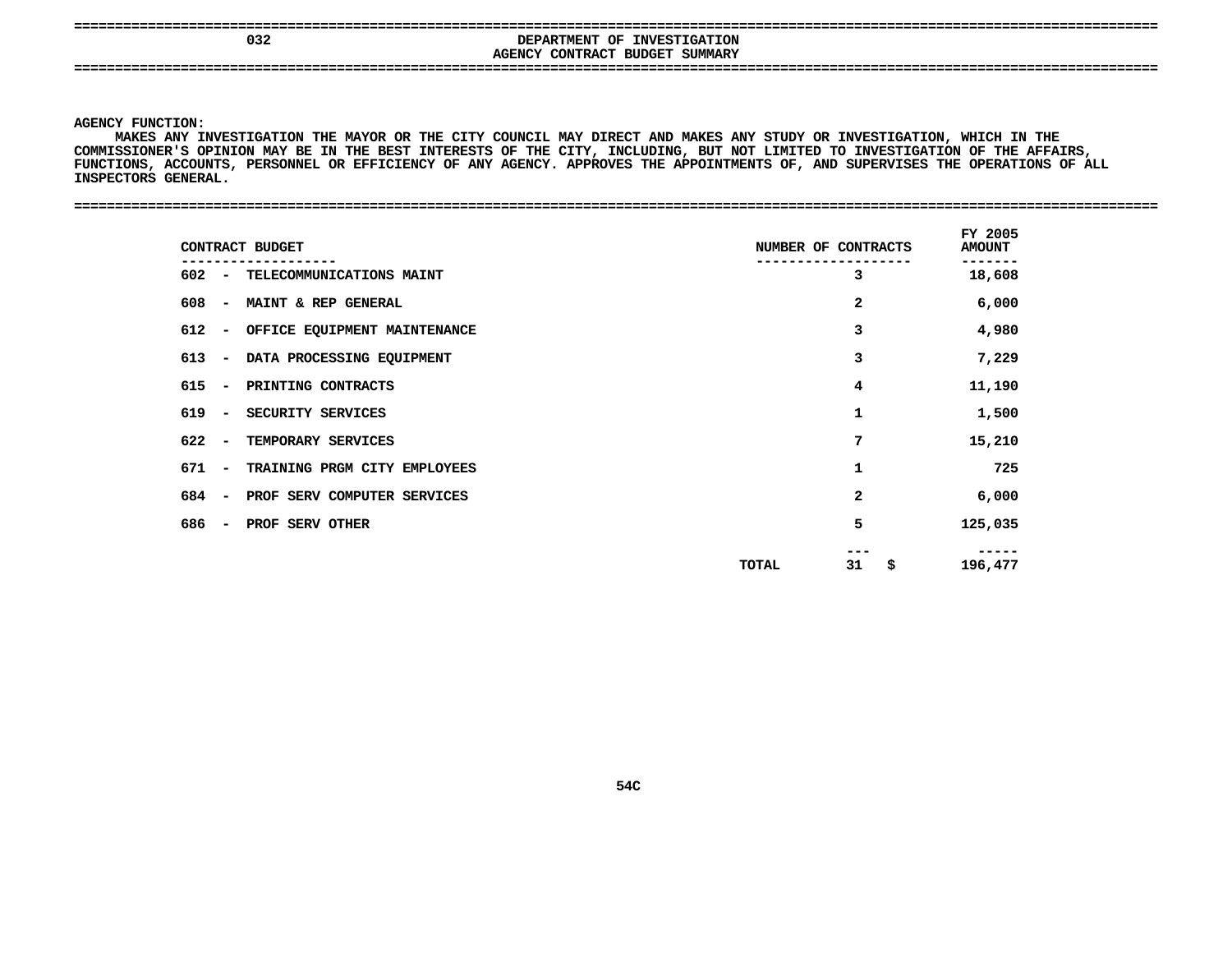# 032 DEPARTMENT OF INVESTIGATION

## AGENCY CONTRACT BUDGET SUMMARY

**AGENCY FUNCTION:**
MAKES ANY INVESTIGATION THE MAYOR OR THE CITY COUNCIL MAY DIRECT AND MAKES ANY STUDY OR INVESTIGATION, WHICH IN THE COMMISSIONER'S OPINION MAY BE IN THE BEST INTERESTS OF THE CITY, INCLUDING, BUT NOT LIMITED TO INVESTIGATION OF THE AFFAIRS, FUNCTIONS, ACCOUNTS, PERSONNEL OR EFFICIENCY OF ANY AGENCY. APPROVES THE APPOINTMENTS OF, AND SUPERVISES THE OPERATIONS OF ALL INSPECTORS GENERAL.

| CONTRACT BUDGET | NUMBER OF CONTRACTS | FY 2005 AMOUNT |
|---|---|---|
| 602 - TELECOMMUNICATIONS MAINT | 3 | 18,608 |
| 608 - MAINT & REP GENERAL | 2 | 6,000 |
| 612 - OFFICE EQUIPMENT MAINTENANCE | 3 | 4,980 |
| 613 - DATA PROCESSING EQUIPMENT | 3 | 7,229 |
| 615 - PRINTING CONTRACTS | 4 | 11,190 |
| 619 - SECURITY SERVICES | 1 | 1,500 |
| 622 - TEMPORARY SERVICES | 7 | 15,210 |
| 671 - TRAINING PRGM CITY EMPLOYEES | 1 | 725 |
| 684 - PROF SERV COMPUTER SERVICES | 2 | 6,000 |
| 686 - PROF SERV OTHER | 5 | 125,035 |
| TOTAL | 31 | $ 196,477 |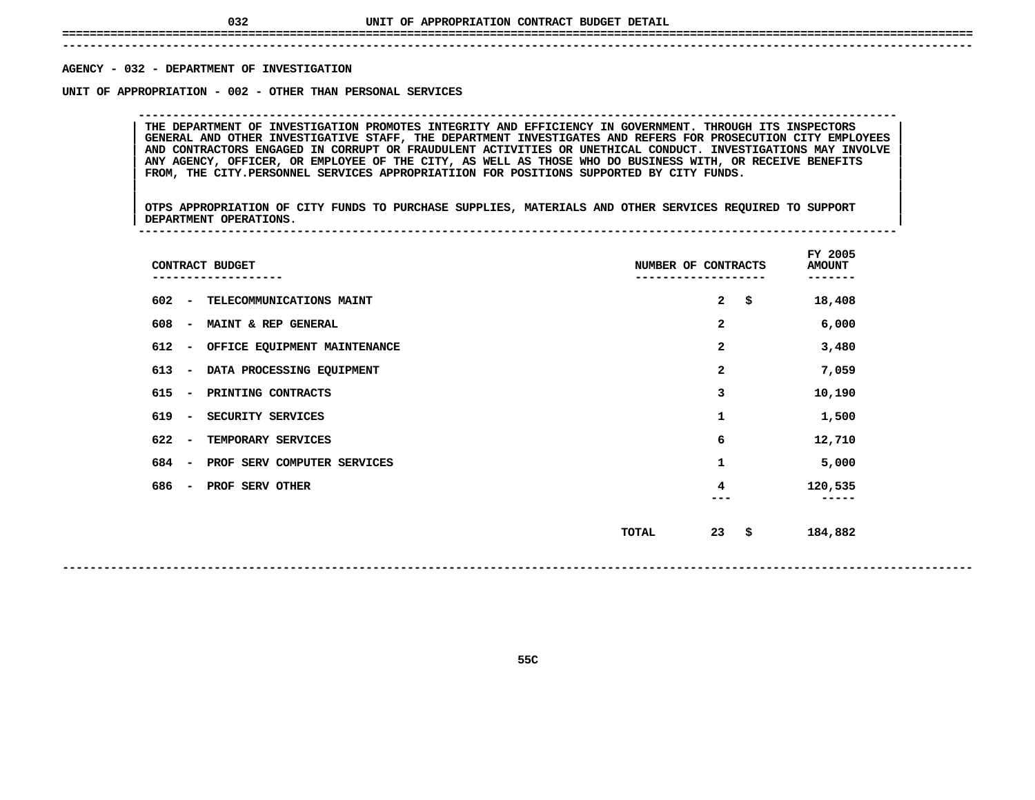# UNIT OF APPROPRIATION CONTRACT BUDGET DETAIL

**AGENCY - 032 - DEPARTMENT OF INVESTIGATION**

**UNIT OF APPROPRIATION - 002 - OTHER THAN PERSONAL SERVICES**

THE DEPARTMENT OF INVESTIGATION PROMOTES INTEGRITY AND EFFICIENCY IN GOVERNMENT. THROUGH ITS INSPECTORS GENERAL AND OTHER INVESTIGATIVE STAFF, THE DEPARTMENT INVESTIGATES AND REFERS FOR PROSECUTION CITY EMPLOYEES AND CONTRACTORS ENGAGED IN CORRUPT OR FRAUDULENT ACTIVITIES OR UNETHICAL CONDUCT. INVESTIGATIONS MAY INVOLVE ANY AGENCY, OFFICER, OR EMPLOYEE OF THE CITY, AS WELL AS THOSE WHO DO BUSINESS WITH, OR RECEIVE BENEFITS FROM, THE CITY.PERSONNEL SERVICES APPROPRIATIION FOR POSITIONS SUPPORTED BY CITY FUNDS.

OTPS APPROPRIATION OF CITY FUNDS TO PURCHASE SUPPLIES, MATERIALS AND OTHER SERVICES REQUIRED TO SUPPORT DEPARTMENT OPERATIONS.

| CONTRACT BUDGET | NUMBER OF CONTRACTS | FY 2005 AMOUNT |
|---|---|---|
| 602 - TELECOMMUNICATIONS MAINT | 2 | $ 18,408 |
| 608 - MAINT & REP GENERAL | 2 | 6,000 |
| 612 - OFFICE EQUIPMENT MAINTENANCE | 2 | 3,480 |
| 613 - DATA PROCESSING EQUIPMENT | 2 | 7,059 |
| 615 - PRINTING CONTRACTS | 3 | 10,190 |
| 619 - SECURITY SERVICES | 1 | 1,500 |
| 622 - TEMPORARY SERVICES | 6 | 12,710 |
| 684 - PROF SERV COMPUTER SERVICES | 1 | 5,000 |
| 686 - PROF SERV OTHER | 4 | 120,535 |
| TOTAL | 23 | $ 184,882 |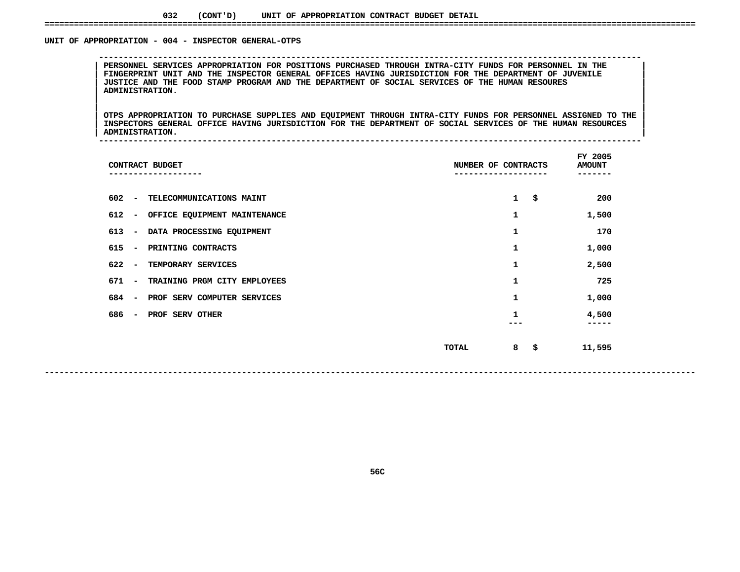032 (CONT'D) UNIT OF APPROPRIATION CONTRACT BUDGET DETAIL

## UNIT OF APPROPRIATION - 004 - INSPECTOR GENERAL-OTPS

PERSONNEL SERVICES APPROPRIATION FOR POSITIONS PURCHASED THROUGH INTRA-CITY FUNDS FOR PERSONNEL IN THE FINGERPRINT UNIT AND THE INSPECTOR GENERAL OFFICES HAVING JURISDICTION FOR THE DEPARTMENT OF JUVENILE JUSTICE AND THE FOOD STAMP PROGRAM AND THE DEPARTMENT OF SOCIAL SERVICES OF THE HUMAN RESOURES ADMINISTRATION.

OTPS APPROPRIATION TO PURCHASE SUPPLIES AND EQUIPMENT THROUGH INTRA-CITY FUNDS FOR PERSONNEL ASSIGNED TO THE INSPECTORS GENERAL OFFICE HAVING JURISDICTION FOR THE DEPARTMENT OF SOCIAL SERVICES OF THE HUMAN RESOURCES ADMINISTRATION.

| CONTRACT BUDGET | NUMBER OF CONTRACTS | FY 2005 AMOUNT |
|---|---|---|
| 602 - TELECOMMUNICATIONS MAINT | 1 | $ 200 |
| 612 - OFFICE EQUIPMENT MAINTENANCE | 1 | 1,500 |
| 613 - DATA PROCESSING EQUIPMENT | 1 | 170 |
| 615 - PRINTING CONTRACTS | 1 | 1,000 |
| 622 - TEMPORARY SERVICES | 1 | 2,500 |
| 671 - TRAINING PRGM CITY EMPLOYEES | 1 | 725 |
| 684 - PROF SERV COMPUTER SERVICES | 1 | 1,000 |
| 686 - PROF SERV OTHER | 1 | 4,500 |
| TOTAL | 8 | $ 11,595 |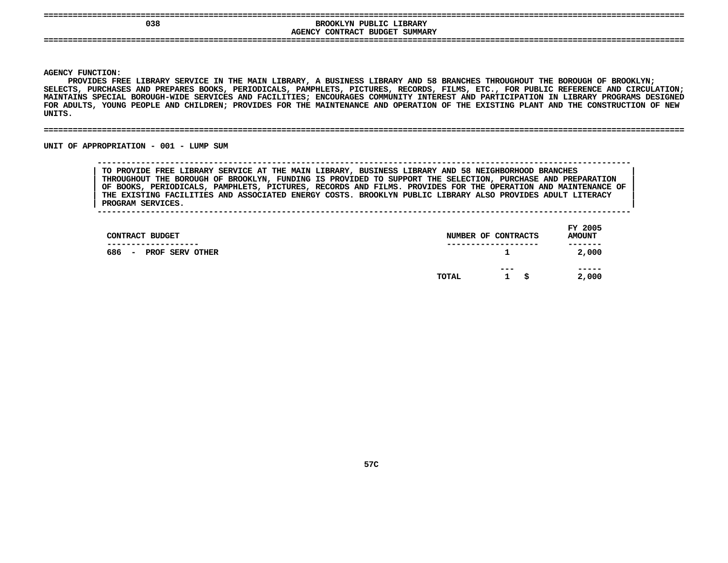# 038 BROOKLYN PUBLIC LIBRARY

## AGENCY CONTRACT BUDGET SUMMARY

**AGENCY FUNCTION:**

PROVIDES FREE LIBRARY SERVICE IN THE MAIN LIBRARY, A BUSINESS LIBRARY AND 58 BRANCHES THROUGHOUT THE BOROUGH OF BROOKLYN; SELECTS, PURCHASES AND PREPARES BOOKS, PERIODICALS, PAMPHLETS, PICTURES, RECORDS, FILMS, ETC., FOR PUBLIC REFERENCE AND CIRCULATION; MAINTAINS SPECIAL BOROUGH-WIDE SERVICES AND FACILITIES; ENCOURAGES COMMUNITY INTEREST AND PARTICIPATION IN LIBRARY PROGRAMS DESIGNED FOR ADULTS, YOUNG PEOPLE AND CHILDREN; PROVIDES FOR THE MAINTENANCE AND OPERATION OF THE EXISTING PLANT AND THE CONSTRUCTION OF NEW UNITS.

**UNIT OF APPROPRIATION - 001 - LUMP SUM**

TO PROVIDE FREE LIBRARY SERVICE AT THE MAIN LIBRARY, BUSINESS LIBRARY AND 58 NEIGHBORHOOD BRANCHES THROUGHOUT THE BOROUGH OF BROOKLYN, FUNDING IS PROVIDED TO SUPPORT THE SELECTION, PURCHASE AND PREPARATION OF BOOKS, PERIODICALS, PAMPHLETS, PICTURES, RECORDS AND FILMS. PROVIDES FOR THE OPERATION AND MAINTENANCE OF THE EXISTING FACILITIES AND ASSOCIATED ENERGY COSTS. BROOKLYN PUBLIC LIBRARY ALSO PROVIDES ADULT LITERACY PROGRAM SERVICES.

| CONTRACT BUDGET | NUMBER OF CONTRACTS | FY 2005 AMOUNT |
|---|---|---|
| 686 - PROF SERV OTHER | 1 | 2,000 |
| TOTAL | 1 | $ 2,000 |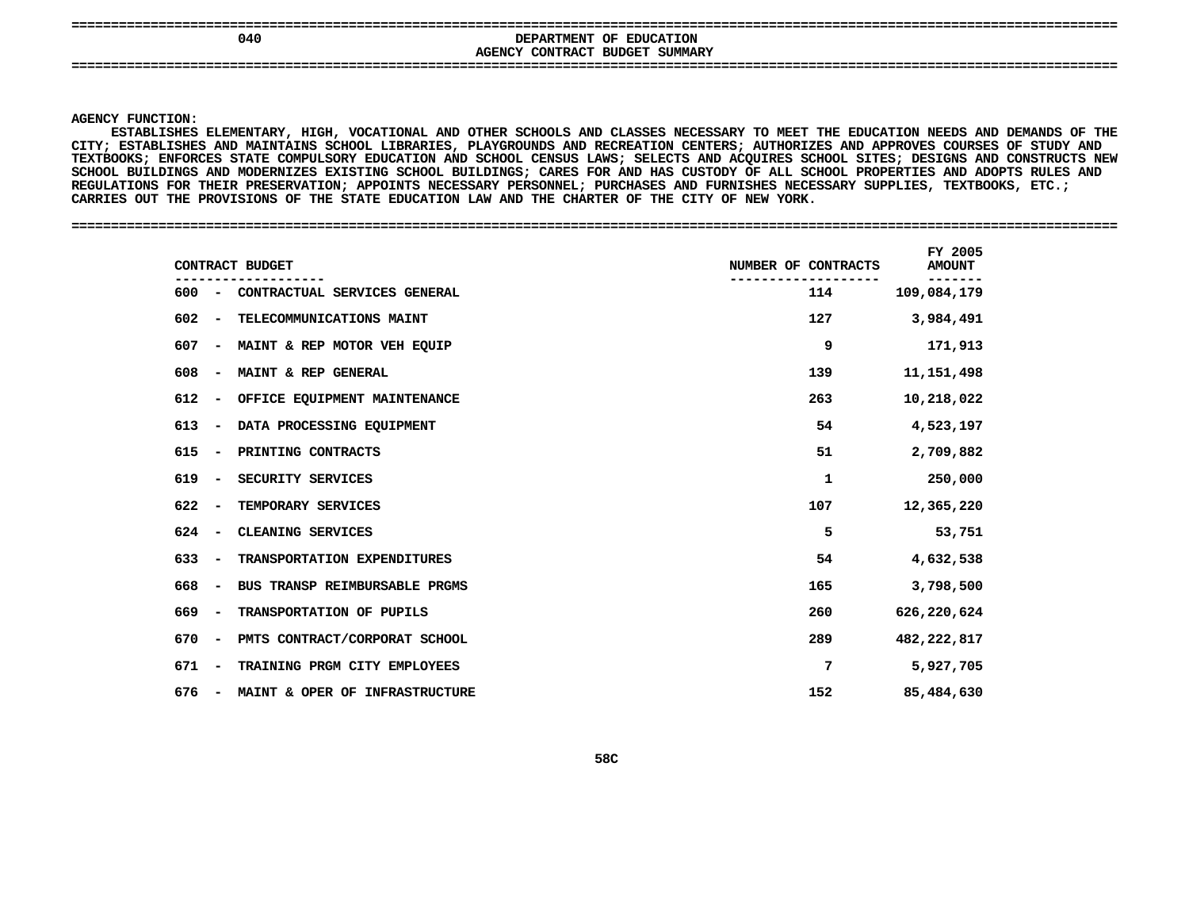040

# DEPARTMENT OF EDUCATION

## AGENCY CONTRACT BUDGET SUMMARY

**AGENCY FUNCTION:**

ESTABLISHES ELEMENTARY, HIGH, VOCATIONAL AND OTHER SCHOOLS AND CLASSES NECESSARY TO MEET THE EDUCATION NEEDS AND DEMANDS OF THE CITY; ESTABLISHES AND MAINTAINS SCHOOL LIBRARIES, PLAYGROUNDS AND RECREATION CENTERS; AUTHORIZES AND APPROVES COURSES OF STUDY AND TEXTBOOKS; ENFORCES STATE COMPULSORY EDUCATION AND SCHOOL CENSUS LAWS; SELECTS AND ACQUIRES SCHOOL SITES; DESIGNS AND CONSTRUCTS NEW SCHOOL BUILDINGS AND MODERNIZES EXISTING SCHOOL BUILDINGS; CARES FOR AND HAS CUSTODY OF ALL SCHOOL PROPERTIES AND ADOPTS RULES AND REGULATIONS FOR THEIR PRESERVATION; APPOINTS NECESSARY PERSONNEL; PURCHASES AND FURNISHES NECESSARY SUPPLIES, TEXTBOOKS, ETC.; CARRIES OUT THE PROVISIONS OF THE STATE EDUCATION LAW AND THE CHARTER OF THE CITY OF NEW YORK.

| CONTRACT BUDGET | NUMBER OF CONTRACTS | FY 2005 AMOUNT |
|---|---|---|
| 600 - CONTRACTUAL SERVICES GENERAL | 114 | 109,084,179 |
| 602 - TELECOMMUNICATIONS MAINT | 127 | 3,984,491 |
| 607 - MAINT & REP MOTOR VEH EQUIP | 9 | 171,913 |
| 608 - MAINT & REP GENERAL | 139 | 11,151,498 |
| 612 - OFFICE EQUIPMENT MAINTENANCE | 263 | 10,218,022 |
| 613 - DATA PROCESSING EQUIPMENT | 54 | 4,523,197 |
| 615 - PRINTING CONTRACTS | 51 | 2,709,882 |
| 619 - SECURITY SERVICES | 1 | 250,000 |
| 622 - TEMPORARY SERVICES | 107 | 12,365,220 |
| 624 - CLEANING SERVICES | 5 | 53,751 |
| 633 - TRANSPORTATION EXPENDITURES | 54 | 4,632,538 |
| 668 - BUS TRANSP REIMBURSABLE PRGMS | 165 | 3,798,500 |
| 669 - TRANSPORTATION OF PUPILS | 260 | 626,220,624 |
| 670 - PMTS CONTRACT/CORPORAT SCHOOL | 289 | 482,222,817 |
| 671 - TRAINING PRGM CITY EMPLOYEES | 7 | 5,927,705 |
| 676 - MAINT & OPER OF INFRASTRUCTURE | 152 | 85,484,630 |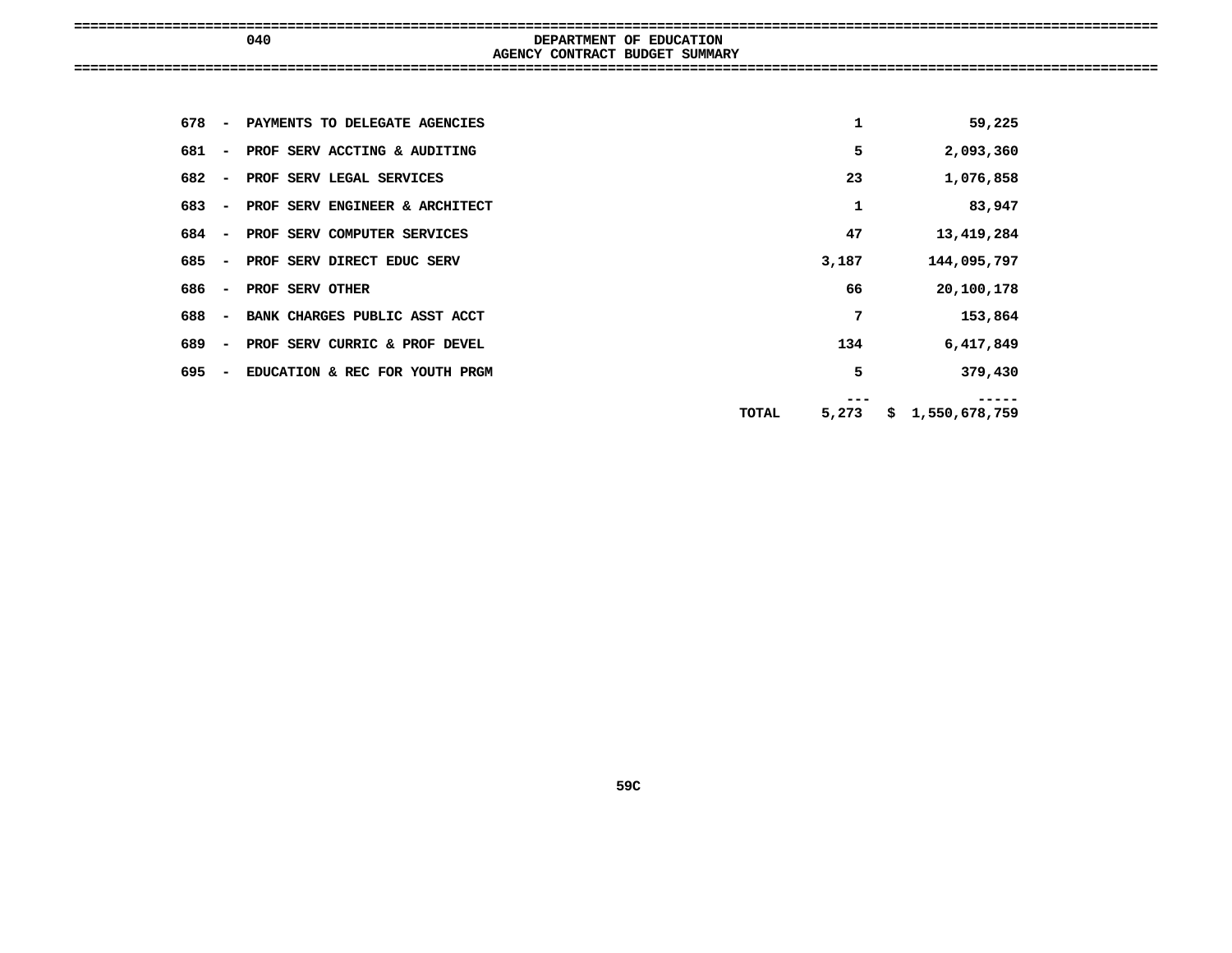040 DEPARTMENT OF EDUCATION

AGENCY CONTRACT BUDGET SUMMARY

| Code | Description | Count | Amount |
|---|---|---|---|
| 678 | PAYMENTS TO DELEGATE AGENCIES | 1 | 59,225 |
| 681 | PROF SERV ACCTING & AUDITING | 5 | 2,093,360 |
| 682 | PROF SERV LEGAL SERVICES | 23 | 1,076,858 |
| 683 | PROF SERV ENGINEER & ARCHITECT | 1 | 83,947 |
| 684 | PROF SERV COMPUTER SERVICES | 47 | 13,419,284 |
| 685 | PROF SERV DIRECT EDUC SERV | 3,187 | 144,095,797 |
| 686 | PROF SERV OTHER | 66 | 20,100,178 |
| 688 | BANK CHARGES PUBLIC ASST ACCT | 7 | 153,864 |
| 689 | PROF SERV CURRIC & PROF DEVEL | 134 | 6,417,849 |
| 695 | EDUCATION & REC FOR YOUTH PRGM | 5 | 379,430 |
| | TOTAL | 5,273 | $ 1,550,678,759 |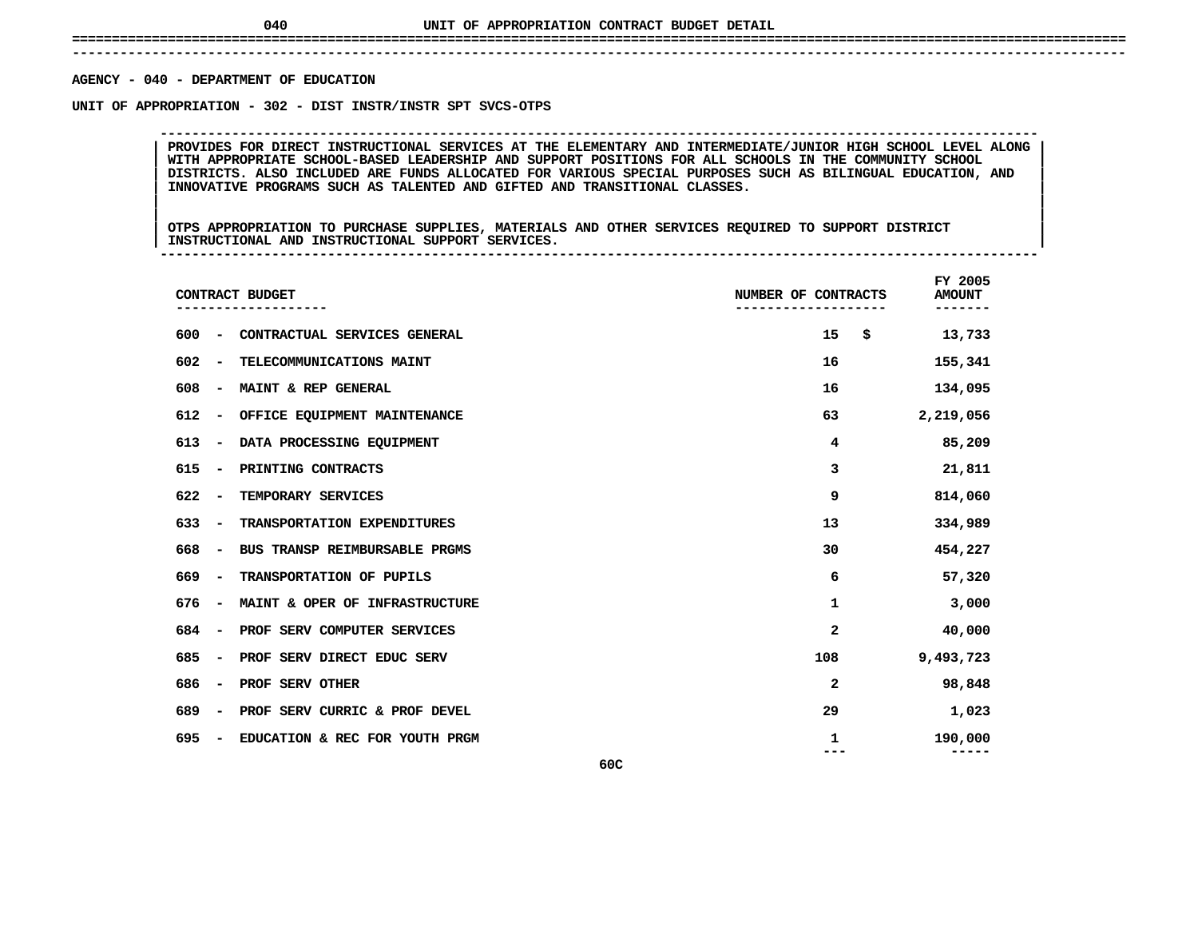# UNIT OF APPROPRIATION CONTRACT BUDGET DETAIL

**AGENCY - 040 - DEPARTMENT OF EDUCATION**

**UNIT OF APPROPRIATION - 302 - DIST INSTR/INSTR SPT SVCS-OTPS**

PROVIDES FOR DIRECT INSTRUCTIONAL SERVICES AT THE ELEMENTARY AND INTERMEDIATE/JUNIOR HIGH SCHOOL LEVEL ALONG WITH APPROPRIATE SCHOOL-BASED LEADERSHIP AND SUPPORT POSITIONS FOR ALL SCHOOLS IN THE COMMUNITY SCHOOL DISTRICTS. ALSO INCLUDED ARE FUNDS ALLOCATED FOR VARIOUS SPECIAL PURPOSES SUCH AS BILINGUAL EDUCATION, AND INNOVATIVE PROGRAMS SUCH AS TALENTED AND GIFTED AND TRANSITIONAL CLASSES.

OTPS APPROPRIATION TO PURCHASE SUPPLIES, MATERIALS AND OTHER SERVICES REQUIRED TO SUPPORT DISTRICT INSTRUCTIONAL AND INSTRUCTIONAL SUPPORT SERVICES.

| CONTRACT BUDGET | NUMBER OF CONTRACTS | FY 2005 AMOUNT |
|---|---|---|
| 600 - CONTRACTUAL SERVICES GENERAL | 15 | $ 13,733 |
| 602 - TELECOMMUNICATIONS MAINT | 16 | 155,341 |
| 608 - MAINT & REP GENERAL | 16 | 134,095 |
| 612 - OFFICE EQUIPMENT MAINTENANCE | 63 | 2,219,056 |
| 613 - DATA PROCESSING EQUIPMENT | 4 | 85,209 |
| 615 - PRINTING CONTRACTS | 3 | 21,811 |
| 622 - TEMPORARY SERVICES | 9 | 814,060 |
| 633 - TRANSPORTATION EXPENDITURES | 13 | 334,989 |
| 668 - BUS TRANSP REIMBURSABLE PRGMS | 30 | 454,227 |
| 669 - TRANSPORTATION OF PUPILS | 6 | 57,320 |
| 676 - MAINT & OPER OF INFRASTRUCTURE | 1 | 3,000 |
| 684 - PROF SERV COMPUTER SERVICES | 2 | 40,000 |
| 685 - PROF SERV DIRECT EDUC SERV | 108 | 9,493,723 |
| 686 - PROF SERV OTHER | 2 | 98,848 |
| 689 - PROF SERV CURRIC & PROF DEVEL | 29 | 1,023 |
| 695 - EDUCATION & REC FOR YOUTH PRGM | 1 | 190,000 |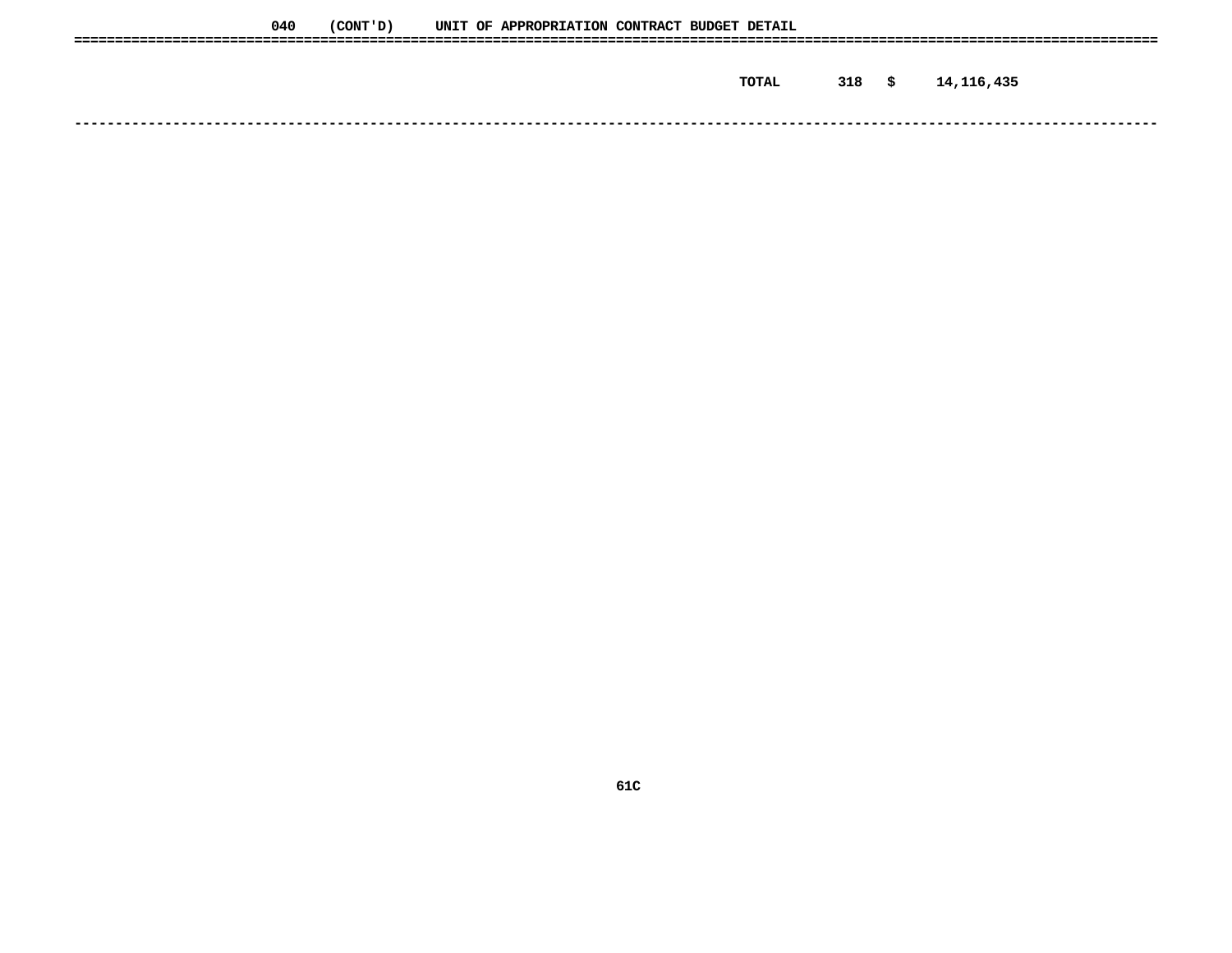## 040 (CONT'D) UNIT OF APPROPRIATION CONTRACT BUDGET DETAIL

| | | | |
|---|---|---|---|
| TOTAL | 318 | $ | 14,116,435 |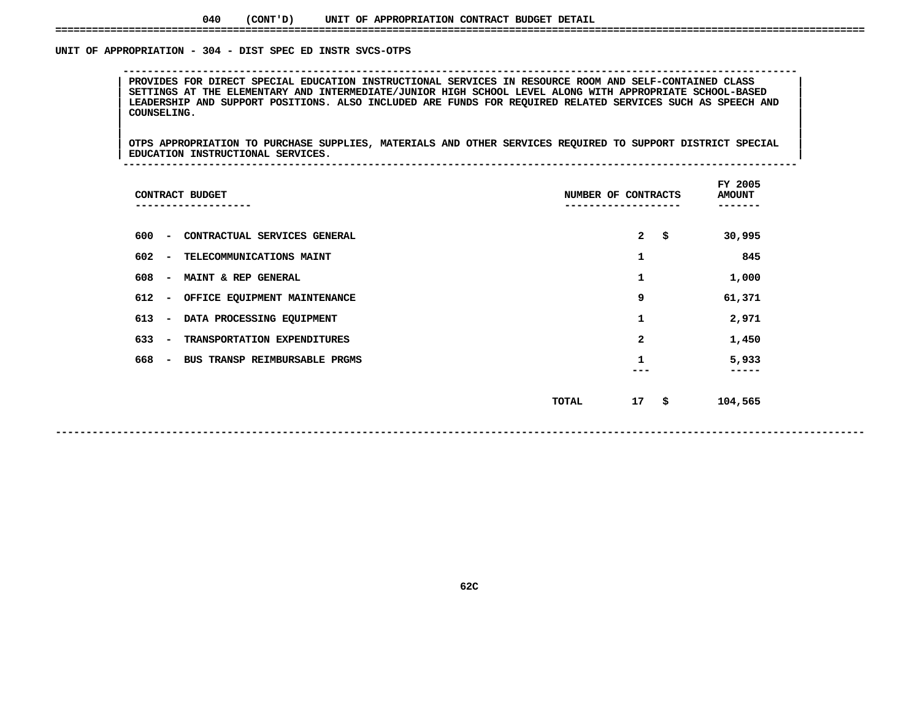040 (CONT'D) UNIT OF APPROPRIATION CONTRACT BUDGET DETAIL

## UNIT OF APPROPRIATION - 304 - DIST SPEC ED INSTR SVCS-OTPS

PROVIDES FOR DIRECT SPECIAL EDUCATION INSTRUCTIONAL SERVICES IN RESOURCE ROOM AND SELF-CONTAINED CLASS SETTINGS AT THE ELEMENTARY AND INTERMEDIATE/JUNIOR HIGH SCHOOL LEVEL ALONG WITH APPROPRIATE SCHOOL-BASED LEADERSHIP AND SUPPORT POSITIONS. ALSO INCLUDED ARE FUNDS FOR REQUIRED RELATED SERVICES SUCH AS SPEECH AND COUNSELING.

OTPS APPROPRIATION TO PURCHASE SUPPLIES, MATERIALS AND OTHER SERVICES REQUIRED TO SUPPORT DISTRICT SPECIAL EDUCATION INSTRUCTIONAL SERVICES.

| CONTRACT BUDGET | NUMBER OF CONTRACTS | FY 2005 AMOUNT |
|---|---|---|
| 600 - CONTRACTUAL SERVICES GENERAL | 2 | $ 30,995 |
| 602 - TELECOMMUNICATIONS MAINT | 1 | 845 |
| 608 - MAINT & REP GENERAL | 1 | 1,000 |
| 612 - OFFICE EQUIPMENT MAINTENANCE | 9 | 61,371 |
| 613 - DATA PROCESSING EQUIPMENT | 1 | 2,971 |
| 633 - TRANSPORTATION EXPENDITURES | 2 | 1,450 |
| 668 - BUS TRANSP REIMBURSABLE PRGMS | 1 | 5,933 |
| TOTAL | 17 | $ 104,565 |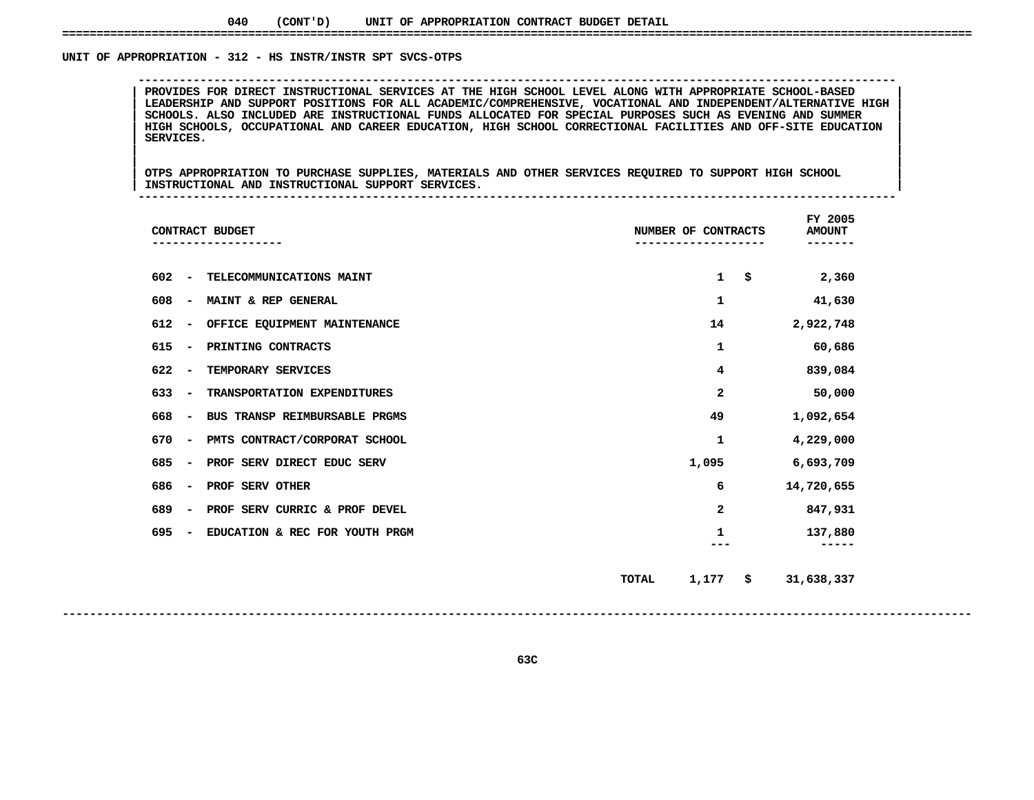040 (CONT'D) UNIT OF APPROPRIATION CONTRACT BUDGET DETAIL

## UNIT OF APPROPRIATION - 312 - HS INSTR/INSTR SPT SVCS-OTPS

PROVIDES FOR DIRECT INSTRUCTIONAL SERVICES AT THE HIGH SCHOOL LEVEL ALONG WITH APPROPRIATE SCHOOL-BASED LEADERSHIP AND SUPPORT POSITIONS FOR ALL ACADEMIC/COMPREHENSIVE, VOCATIONAL AND INDEPENDENT/ALTERNATIVE HIGH SCHOOLS. ALSO INCLUDED ARE INSTRUCTIONAL FUNDS ALLOCATED FOR SPECIAL PURPOSES SUCH AS EVENING AND SUMMER HIGH SCHOOLS, OCCUPATIONAL AND CAREER EDUCATION, HIGH SCHOOL CORRECTIONAL FACILITIES AND OFF-SITE EDUCATION SERVICES.

OTPS APPROPRIATION TO PURCHASE SUPPLIES, MATERIALS AND OTHER SERVICES REQUIRED TO SUPPORT HIGH SCHOOL INSTRUCTIONAL AND INSTRUCTIONAL SUPPORT SERVICES.

| CONTRACT BUDGET | NUMBER OF CONTRACTS | FY 2005 AMOUNT |
|---|---|---|
| 602 - TELECOMMUNICATIONS MAINT | 1 | $ 2,360 |
| 608 - MAINT & REP GENERAL | 1 | 41,630 |
| 612 - OFFICE EQUIPMENT MAINTENANCE | 14 | 2,922,748 |
| 615 - PRINTING CONTRACTS | 1 | 60,686 |
| 622 - TEMPORARY SERVICES | 4 | 839,084 |
| 633 - TRANSPORTATION EXPENDITURES | 2 | 50,000 |
| 668 - BUS TRANSP REIMBURSABLE PRGMS | 49 | 1,092,654 |
| 670 - PMTS CONTRACT/CORPORAT SCHOOL | 1 | 4,229,000 |
| 685 - PROF SERV DIRECT EDUC SERV | 1,095 | 6,693,709 |
| 686 - PROF SERV OTHER | 6 | 14,720,655 |
| 689 - PROF SERV CURRIC & PROF DEVEL | 2 | 847,931 |
| 695 - EDUCATION & REC FOR YOUTH PRGM | 1 | 137,880 |
| TOTAL | 1,177 | $ 31,638,337 |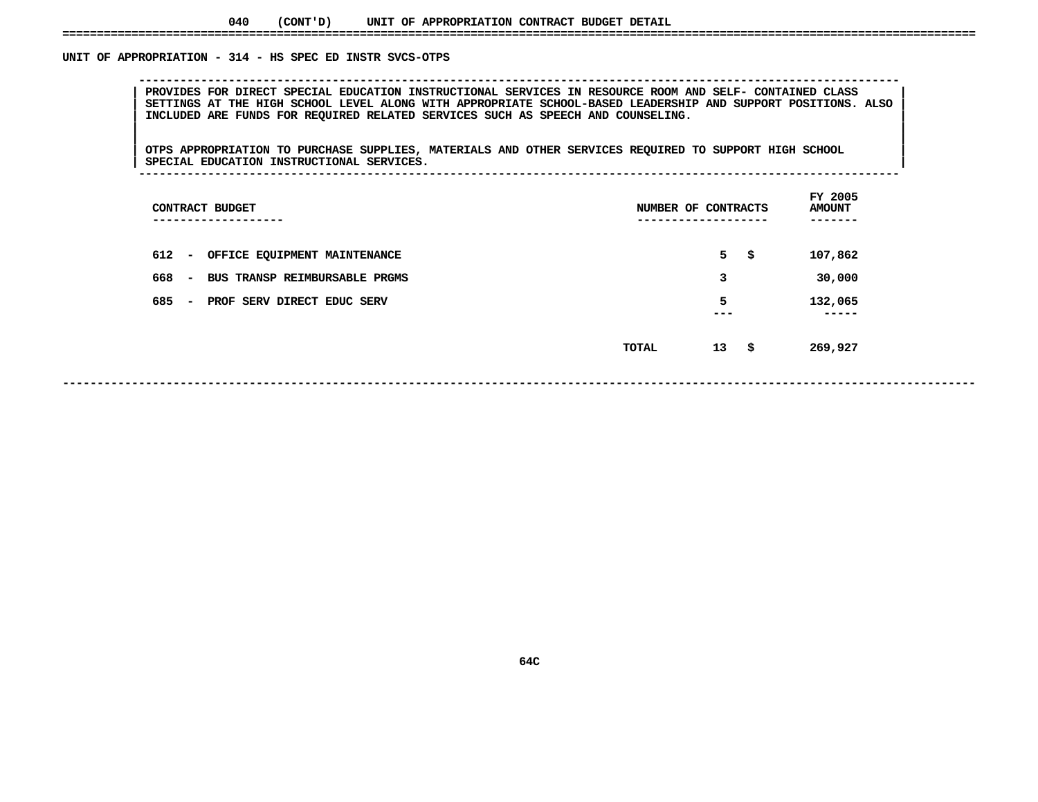040 (CONT'D) UNIT OF APPROPRIATION CONTRACT BUDGET DETAIL

## UNIT OF APPROPRIATION - 314 - HS SPEC ED INSTR SVCS-OTPS

PROVIDES FOR DIRECT SPECIAL EDUCATION INSTRUCTIONAL SERVICES IN RESOURCE ROOM AND SELF- CONTAINED CLASS SETTINGS AT THE HIGH SCHOOL LEVEL ALONG WITH APPROPRIATE SCHOOL-BASED LEADERSHIP AND SUPPORT POSITIONS. ALSO INCLUDED ARE FUNDS FOR REQUIRED RELATED SERVICES SUCH AS SPEECH AND COUNSELING.

OTPS APPROPRIATION TO PURCHASE SUPPLIES, MATERIALS AND OTHER SERVICES REQUIRED TO SUPPORT HIGH SCHOOL SPECIAL EDUCATION INSTRUCTIONAL SERVICES.

| CONTRACT BUDGET | NUMBER OF CONTRACTS | FY 2005 AMOUNT |
|---|---|---|
| 612 - OFFICE EQUIPMENT MAINTENANCE | 5 | $ 107,862 |
| 668 - BUS TRANSP REIMBURSABLE PRGMS | 3 | 30,000 |
| 685 - PROF SERV DIRECT EDUC SERV | 5 | 132,065 |
| TOTAL | 13 | $ 269,927 |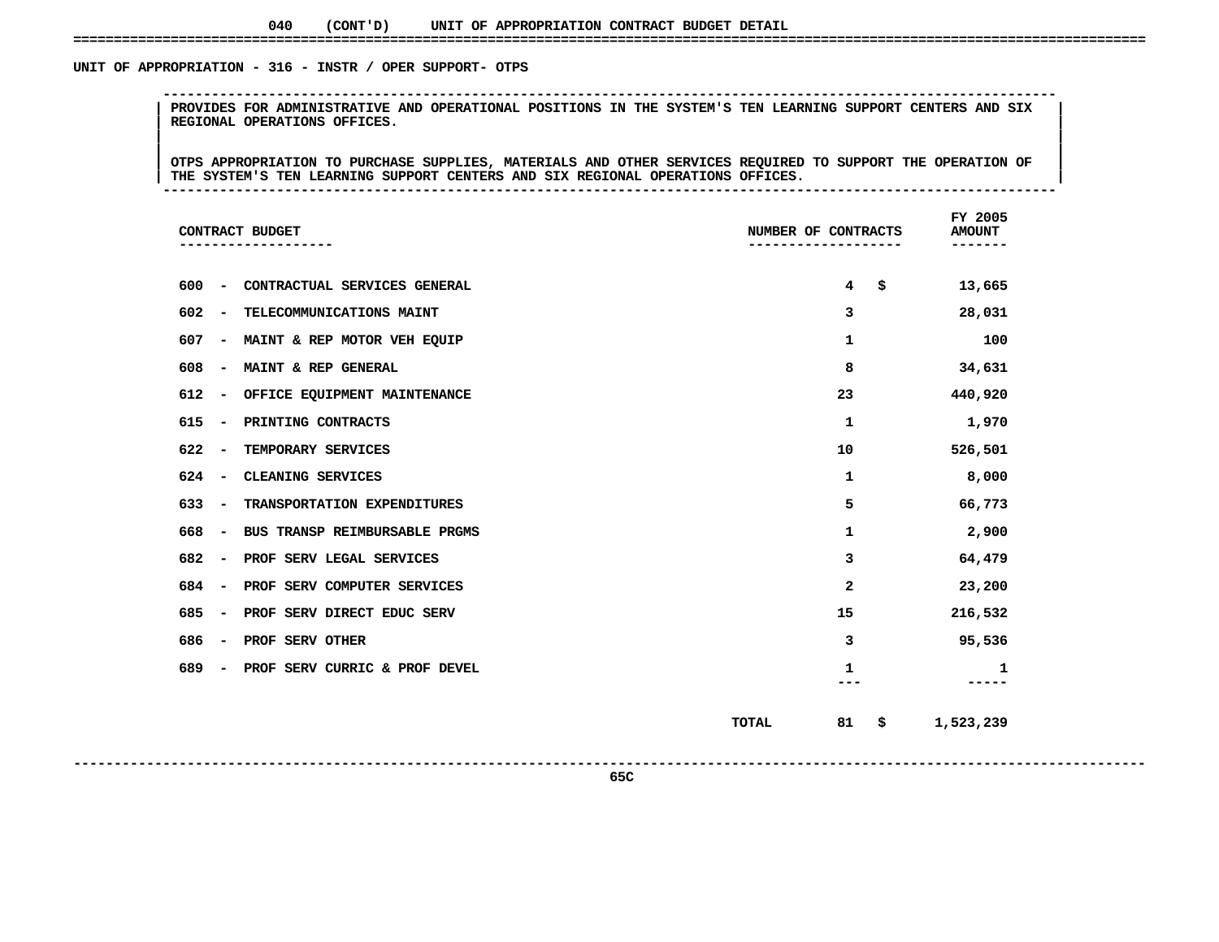## 040 (CONT'D) UNIT OF APPROPRIATION CONTRACT BUDGET DETAIL

### UNIT OF APPROPRIATION - 316 - INSTR / OPER SUPPORT- OTPS

PROVIDES FOR ADMINISTRATIVE AND OPERATIONAL POSITIONS IN THE SYSTEM'S TEN LEARNING SUPPORT CENTERS AND SIX REGIONAL OPERATIONS OFFICES.

OTPS APPROPRIATION TO PURCHASE SUPPLIES, MATERIALS AND OTHER SERVICES REQUIRED TO SUPPORT THE OPERATION OF THE SYSTEM'S TEN LEARNING SUPPORT CENTERS AND SIX REGIONAL OPERATIONS OFFICES.

| CONTRACT BUDGET | NUMBER OF CONTRACTS | FY 2005 AMOUNT |
|---|---|---|
| 600 - CONTRACTUAL SERVICES GENERAL | 4 | $ 13,665 |
| 602 - TELECOMMUNICATIONS MAINT | 3 | 28,031 |
| 607 - MAINT & REP MOTOR VEH EQUIP | 1 | 100 |
| 608 - MAINT & REP GENERAL | 8 | 34,631 |
| 612 - OFFICE EQUIPMENT MAINTENANCE | 23 | 440,920 |
| 615 - PRINTING CONTRACTS | 1 | 1,970 |
| 622 - TEMPORARY SERVICES | 10 | 526,501 |
| 624 - CLEANING SERVICES | 1 | 8,000 |
| 633 - TRANSPORTATION EXPENDITURES | 5 | 66,773 |
| 668 - BUS TRANSP REIMBURSABLE PRGMS | 1 | 2,900 |
| 682 - PROF SERV LEGAL SERVICES | 3 | 64,479 |
| 684 - PROF SERV COMPUTER SERVICES | 2 | 23,200 |
| 685 - PROF SERV DIRECT EDUC SERV | 15 | 216,532 |
| 686 - PROF SERV OTHER | 3 | 95,536 |
| 689 - PROF SERV CURRIC & PROF DEVEL | 1 | 1 |
| TOTAL | 81 | $ 1,523,239 |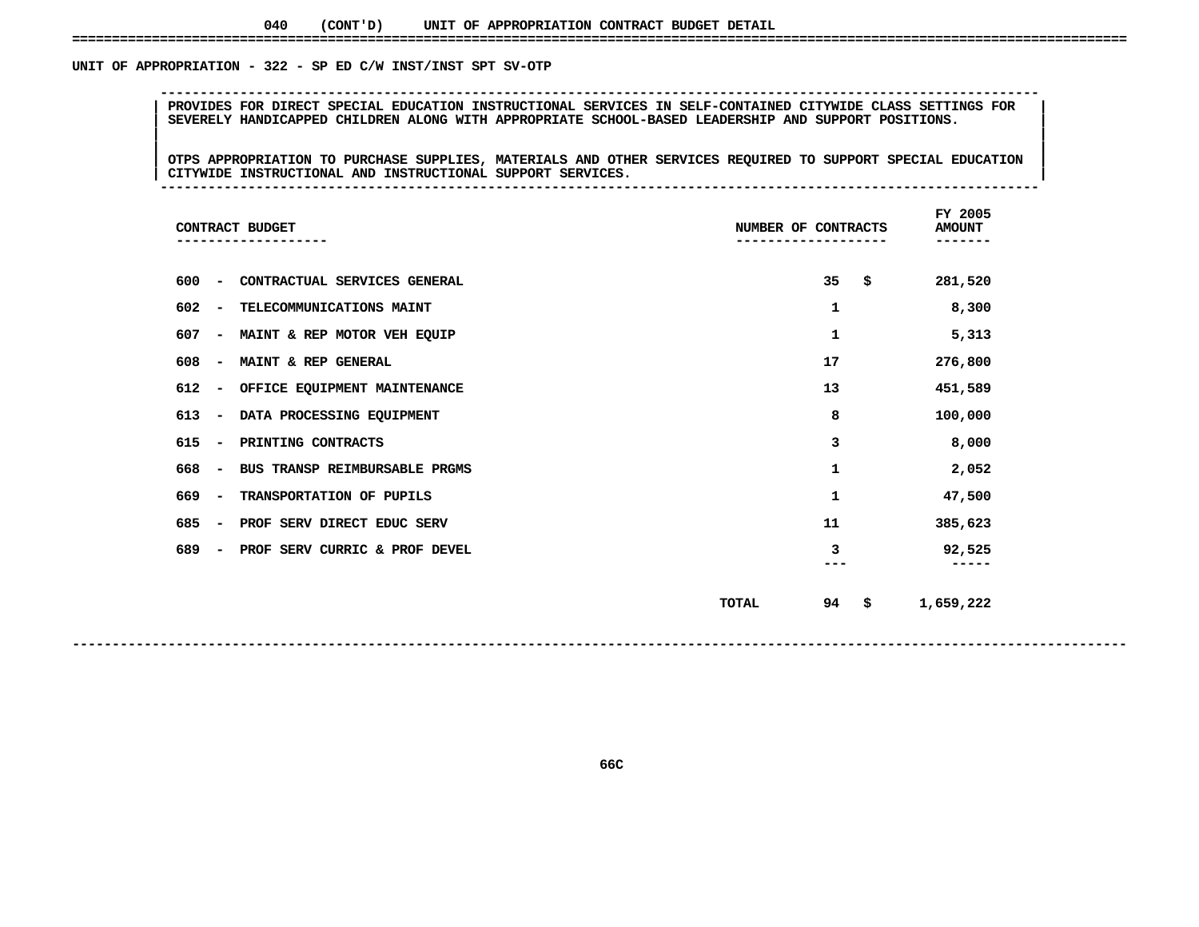040 (CONT'D) UNIT OF APPROPRIATION CONTRACT BUDGET DETAIL

## UNIT OF APPROPRIATION - 322 - SP ED C/W INST/INST SPT SV-OTP

PROVIDES FOR DIRECT SPECIAL EDUCATION INSTRUCTIONAL SERVICES IN SELF-CONTAINED CITYWIDE CLASS SETTINGS FOR SEVERELY HANDICAPPED CHILDREN ALONG WITH APPROPRIATE SCHOOL-BASED LEADERSHIP AND SUPPORT POSITIONS.

OTPS APPROPRIATION TO PURCHASE SUPPLIES, MATERIALS AND OTHER SERVICES REQUIRED TO SUPPORT SPECIAL EDUCATION CITYWIDE INSTRUCTIONAL AND INSTRUCTIONAL SUPPORT SERVICES.

| CONTRACT BUDGET | NUMBER OF CONTRACTS | FY 2005 AMOUNT |
|---|---|---|
| 600 - CONTRACTUAL SERVICES GENERAL | 35 | $ 281,520 |
| 602 - TELECOMMUNICATIONS MAINT | 1 | 8,300 |
| 607 - MAINT & REP MOTOR VEH EQUIP | 1 | 5,313 |
| 608 - MAINT & REP GENERAL | 17 | 276,800 |
| 612 - OFFICE EQUIPMENT MAINTENANCE | 13 | 451,589 |
| 613 - DATA PROCESSING EQUIPMENT | 8 | 100,000 |
| 615 - PRINTING CONTRACTS | 3 | 8,000 |
| 668 - BUS TRANSP REIMBURSABLE PRGMS | 1 | 2,052 |
| 669 - TRANSPORTATION OF PUPILS | 1 | 47,500 |
| 685 - PROF SERV DIRECT EDUC SERV | 11 | 385,623 |
| 689 - PROF SERV CURRIC & PROF DEVEL | 3 | 92,525 |
| TOTAL | 94 | $ 1,659,222 |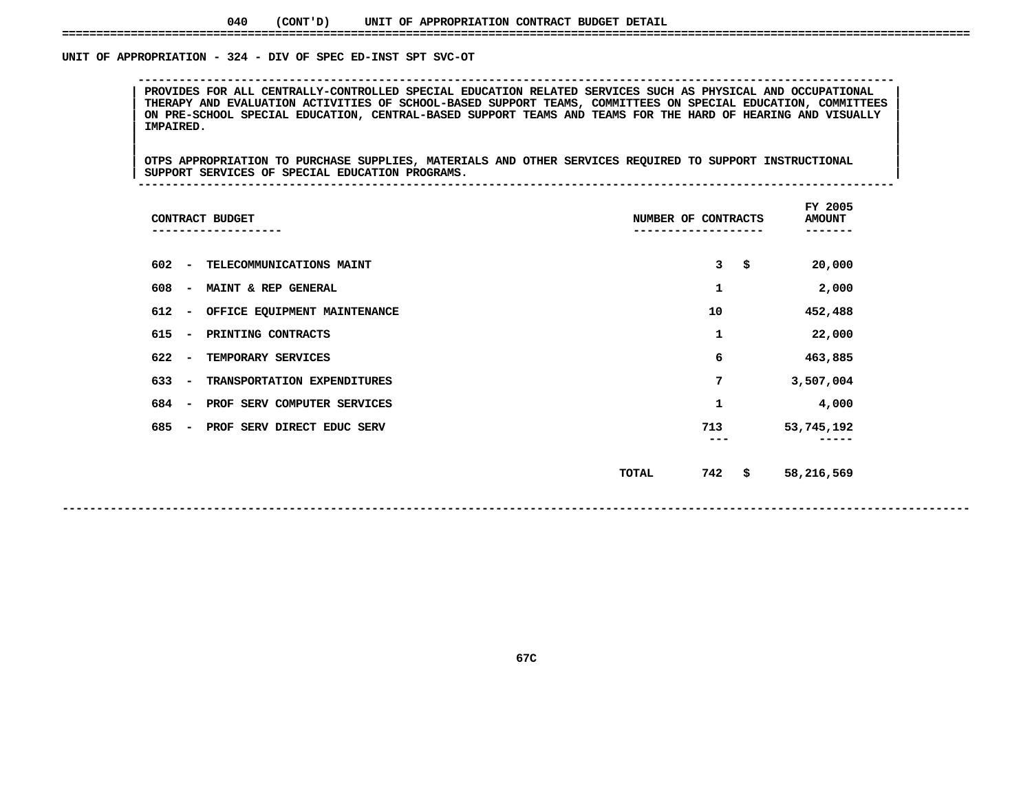040 (CONT'D) UNIT OF APPROPRIATION CONTRACT BUDGET DETAIL

## UNIT OF APPROPRIATION - 324 - DIV OF SPEC ED-INST SPT SVC-OT

PROVIDES FOR ALL CENTRALLY-CONTROLLED SPECIAL EDUCATION RELATED SERVICES SUCH AS PHYSICAL AND OCCUPATIONAL THERAPY AND EVALUATION ACTIVITIES OF SCHOOL-BASED SUPPORT TEAMS, COMMITTEES ON SPECIAL EDUCATION, COMMITTEES ON PRE-SCHOOL SPECIAL EDUCATION, CENTRAL-BASED SUPPORT TEAMS AND TEAMS FOR THE HARD OF HEARING AND VISUALLY IMPAIRED.

OTPS APPROPRIATION TO PURCHASE SUPPLIES, MATERIALS AND OTHER SERVICES REQUIRED TO SUPPORT INSTRUCTIONAL SUPPORT SERVICES OF SPECIAL EDUCATION PROGRAMS.

| CONTRACT BUDGET | NUMBER OF CONTRACTS | FY 2005 AMOUNT |
|---|---|---|
| 602 - TELECOMMUNICATIONS MAINT | 3 | $ 20,000 |
| 608 - MAINT & REP GENERAL | 1 | 2,000 |
| 612 - OFFICE EQUIPMENT MAINTENANCE | 10 | 452,488 |
| 615 - PRINTING CONTRACTS | 1 | 22,000 |
| 622 - TEMPORARY SERVICES | 6 | 463,885 |
| 633 - TRANSPORTATION EXPENDITURES | 7 | 3,507,004 |
| 684 - PROF SERV COMPUTER SERVICES | 1 | 4,000 |
| 685 - PROF SERV DIRECT EDUC SERV | 713 | 53,745,192 |
| TOTAL | 742 | $ 58,216,569 |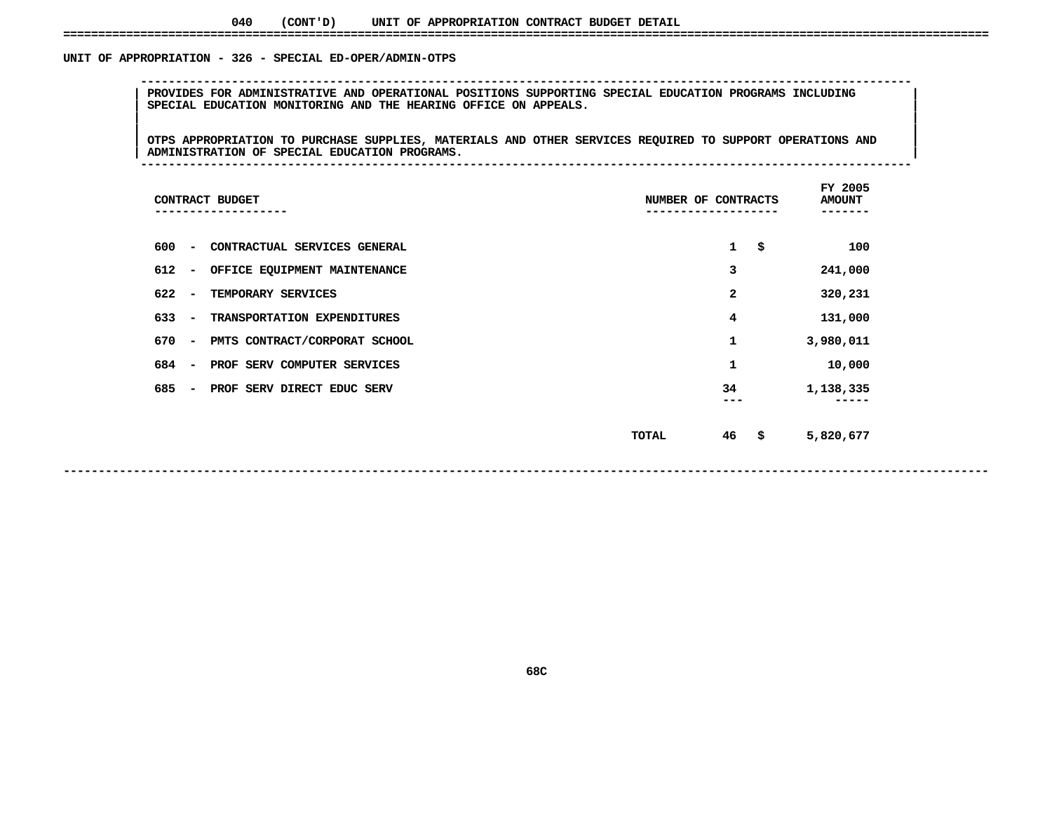040 (CONT'D) UNIT OF APPROPRIATION CONTRACT BUDGET DETAIL

## UNIT OF APPROPRIATION - 326 - SPECIAL ED-OPER/ADMIN-OTPS

PROVIDES FOR ADMINISTRATIVE AND OPERATIONAL POSITIONS SUPPORTING SPECIAL EDUCATION PROGRAMS INCLUDING SPECIAL EDUCATION MONITORING AND THE HEARING OFFICE ON APPEALS.

OTPS APPROPRIATION TO PURCHASE SUPPLIES, MATERIALS AND OTHER SERVICES REQUIRED TO SUPPORT OPERATIONS AND ADMINISTRATION OF SPECIAL EDUCATION PROGRAMS.

| CONTRACT BUDGET | NUMBER OF CONTRACTS | FY 2005 AMOUNT |
|---|---|---|
| 600 - CONTRACTUAL SERVICES GENERAL | 1 | $ 100 |
| 612 - OFFICE EQUIPMENT MAINTENANCE | 3 | 241,000 |
| 622 - TEMPORARY SERVICES | 2 | 320,231 |
| 633 - TRANSPORTATION EXPENDITURES | 4 | 131,000 |
| 670 - PMTS CONTRACT/CORPORAT SCHOOL | 1 | 3,980,011 |
| 684 - PROF SERV COMPUTER SERVICES | 1 | 10,000 |
| 685 - PROF SERV DIRECT EDUC SERV | 34 | 1,138,335 |
| TOTAL | 46 | $ 5,820,677 |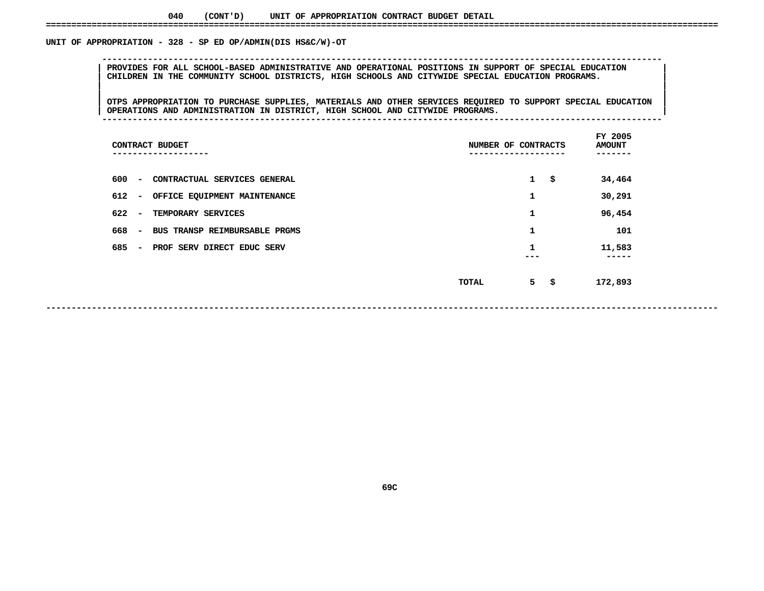040 (CONT'D) UNIT OF APPROPRIATION CONTRACT BUDGET DETAIL

## UNIT OF APPROPRIATION - 328 - SP ED OP/ADMIN(DIS HS&C/W)-OT

PROVIDES FOR ALL SCHOOL-BASED ADMINISTRATIVE AND OPERATIONAL POSITIONS IN SUPPORT OF SPECIAL EDUCATION CHILDREN IN THE COMMUNITY SCHOOL DISTRICTS, HIGH SCHOOLS AND CITYWIDE SPECIAL EDUCATION PROGRAMS.

OTPS APPROPRIATION TO PURCHASE SUPPLIES, MATERIALS AND OTHER SERVICES REQUIRED TO SUPPORT SPECIAL EDUCATION OPERATIONS AND ADMINISTRATION IN DISTRICT, HIGH SCHOOL AND CITYWIDE PROGRAMS.

| CONTRACT BUDGET | NUMBER OF CONTRACTS | FY 2005 AMOUNT |
|---|---|---|
| 600 - CONTRACTUAL SERVICES GENERAL | 1 | $ 34,464 |
| 612 - OFFICE EQUIPMENT MAINTENANCE | 1 | 30,291 |
| 622 - TEMPORARY SERVICES | 1 | 96,454 |
| 668 - BUS TRANSP REIMBURSABLE PRGMS | 1 | 101 |
| 685 - PROF SERV DIRECT EDUC SERV | 1 | 11,583 |
| TOTAL | 5 | $ 172,893 |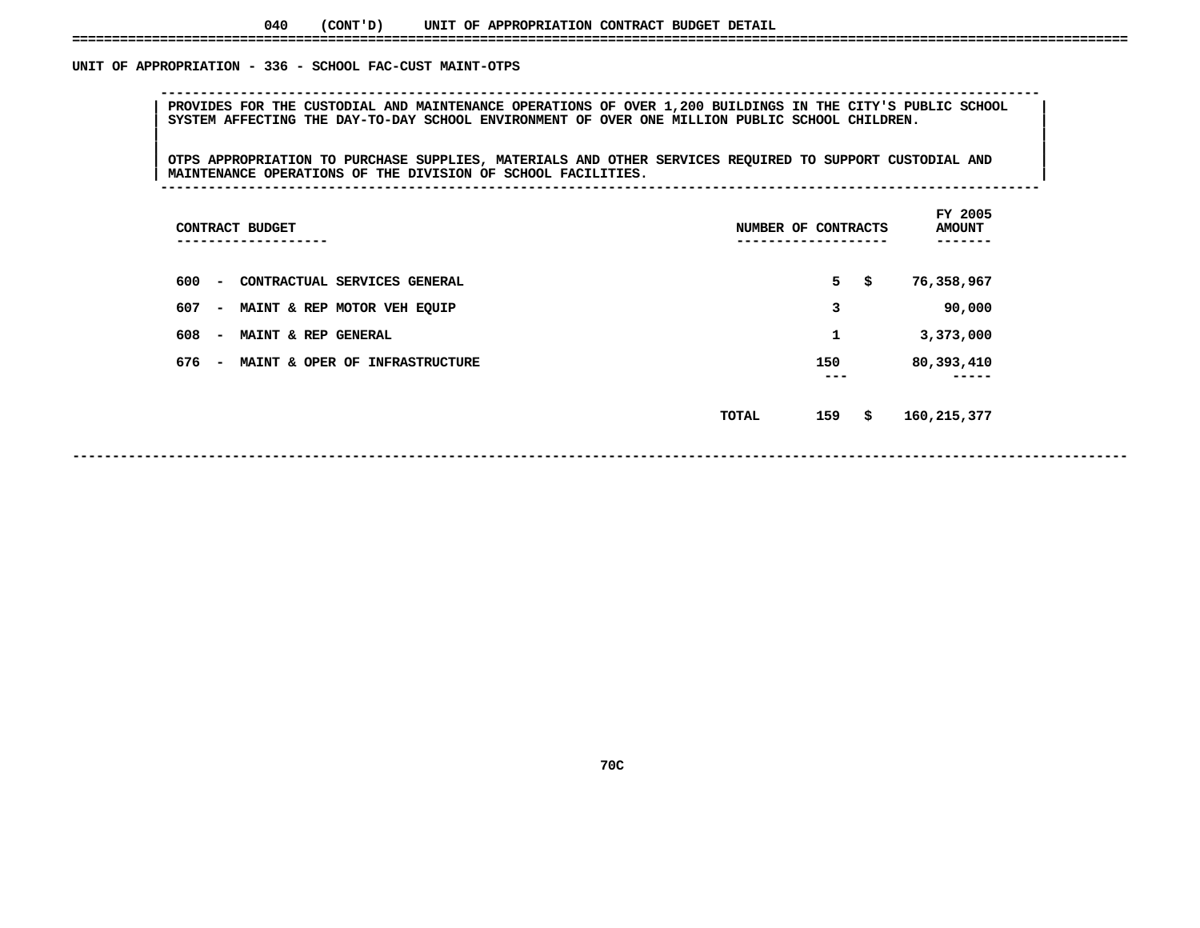# 040 (CONT'D) UNIT OF APPROPRIATION CONTRACT BUDGET DETAIL

## UNIT OF APPROPRIATION - 336 - SCHOOL FAC-CUST MAINT-OTPS

PROVIDES FOR THE CUSTODIAL AND MAINTENANCE OPERATIONS OF OVER 1,200 BUILDINGS IN THE CITY'S PUBLIC SCHOOL SYSTEM AFFECTING THE DAY-TO-DAY SCHOOL ENVIRONMENT OF OVER ONE MILLION PUBLIC SCHOOL CHILDREN.

OTPS APPROPRIATION TO PURCHASE SUPPLIES, MATERIALS AND OTHER SERVICES REQUIRED TO SUPPORT CUSTODIAL AND MAINTENANCE OPERATIONS OF THE DIVISION OF SCHOOL FACILITIES.

| CONTRACT BUDGET | | NUMBER OF CONTRACTS | FY 2005 AMOUNT |
|---|---|---|---|
| 600 - CONTRACTUAL SERVICES GENERAL | | 5 | $ 76,358,967 |
| 607 - MAINT & REP MOTOR VEH EQUIP | | 3 | 90,000 |
| 608 - MAINT & REP GENERAL | | 1 | 3,373,000 |
| 676 - MAINT & OPER OF INFRASTRUCTURE | | 150 | 80,393,410 |
| | TOTAL | 159 | $ 160,215,377 |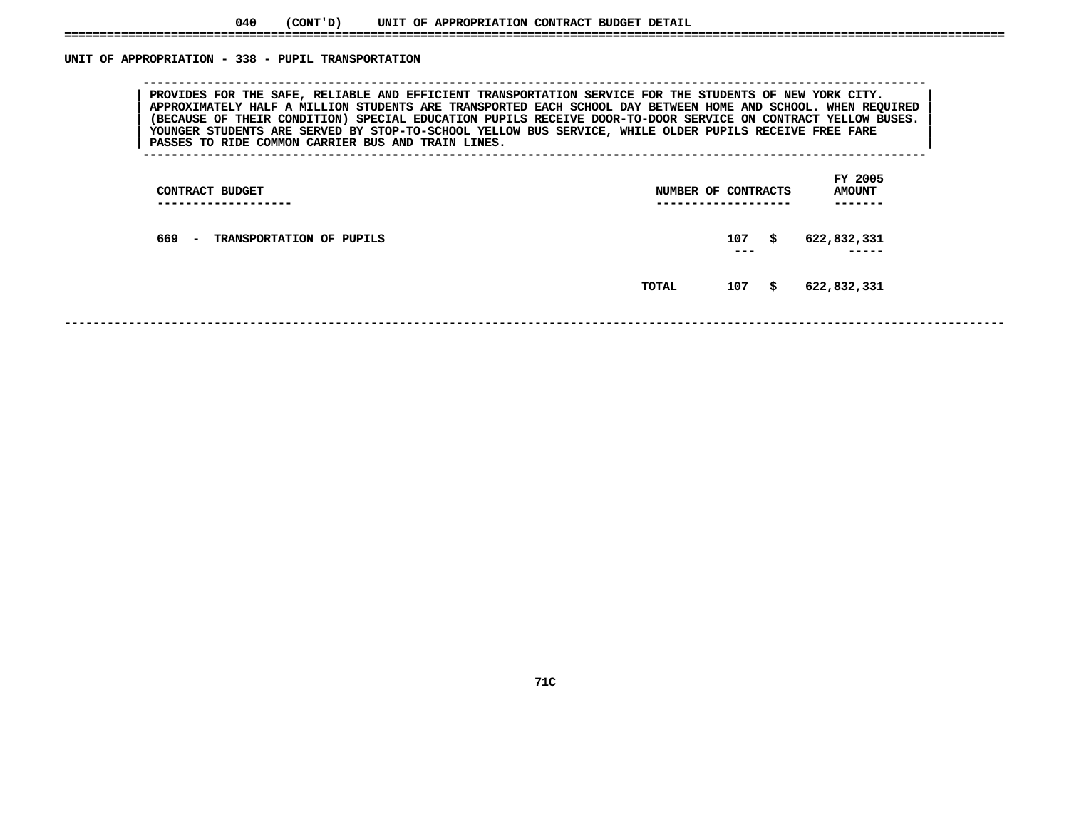040 (CONT'D) UNIT OF APPROPRIATION CONTRACT BUDGET DETAIL

## UNIT OF APPROPRIATION - 338 - PUPIL TRANSPORTATION

PROVIDES FOR THE SAFE, RELIABLE AND EFFICIENT TRANSPORTATION SERVICE FOR THE STUDENTS OF NEW YORK CITY. APPROXIMATELY HALF A MILLION STUDENTS ARE TRANSPORTED EACH SCHOOL DAY BETWEEN HOME AND SCHOOL. WHEN REQUIRED (BECAUSE OF THEIR CONDITION) SPECIAL EDUCATION PUPILS RECEIVE DOOR-TO-DOOR SERVICE ON CONTRACT YELLOW BUSES. YOUNGER STUDENTS ARE SERVED BY STOP-TO-SCHOOL YELLOW BUS SERVICE, WHILE OLDER PUPILS RECEIVE FREE FARE PASSES TO RIDE COMMON CARRIER BUS AND TRAIN LINES.

| CONTRACT BUDGET | NUMBER OF CONTRACTS | FY 2005 AMOUNT |
|---|---|---|
| 669 - TRANSPORTATION OF PUPILS | 107 | $ 622,832,331 |
| TOTAL | 107 | $ 622,832,331 |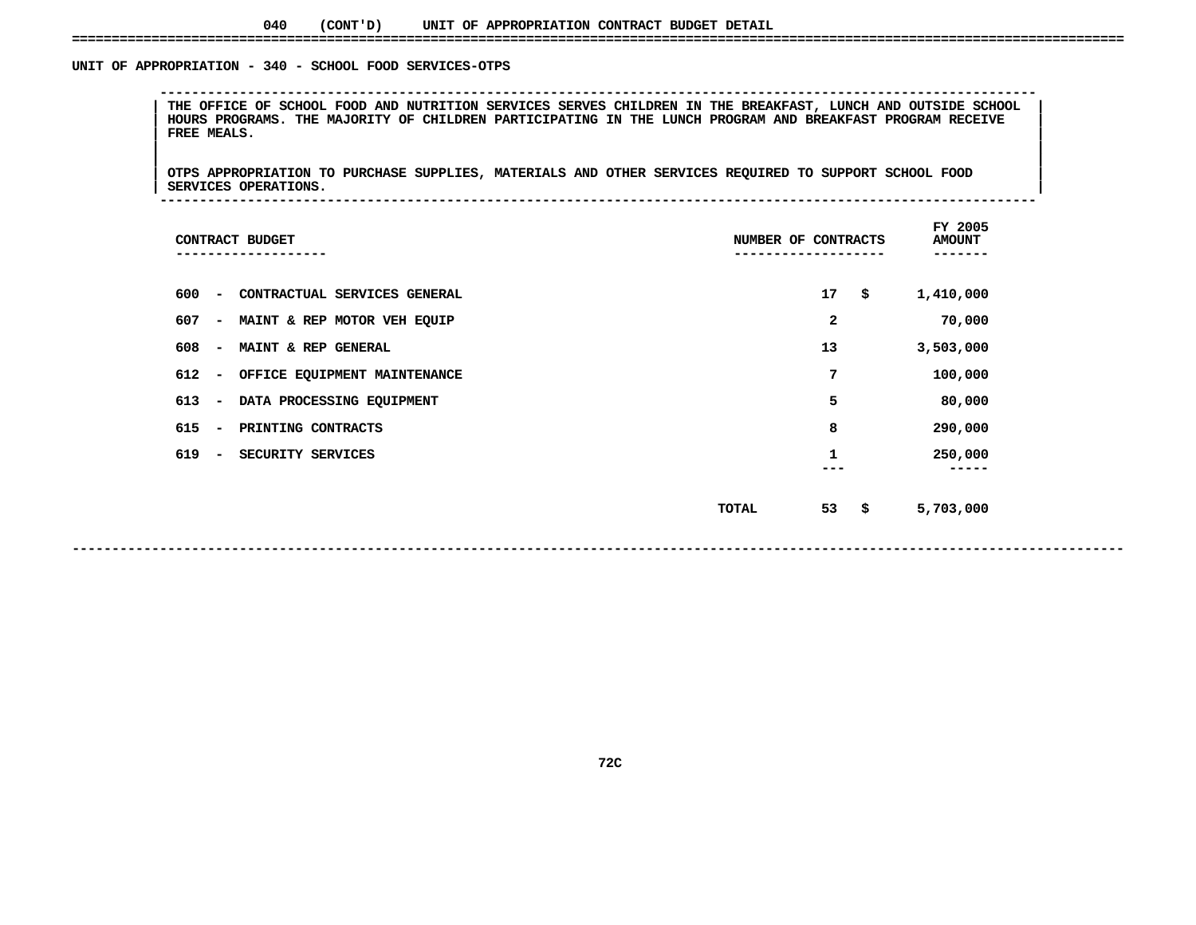040 (CONT'D) UNIT OF APPROPRIATION CONTRACT BUDGET DETAIL

## UNIT OF APPROPRIATION - 340 - SCHOOL FOOD SERVICES-OTPS

THE OFFICE OF SCHOOL FOOD AND NUTRITION SERVICES SERVES CHILDREN IN THE BREAKFAST, LUNCH AND OUTSIDE SCHOOL HOURS PROGRAMS. THE MAJORITY OF CHILDREN PARTICIPATING IN THE LUNCH PROGRAM AND BREAKFAST PROGRAM RECEIVE FREE MEALS.

OTPS APPROPRIATION TO PURCHASE SUPPLIES, MATERIALS AND OTHER SERVICES REQUIRED TO SUPPORT SCHOOL FOOD SERVICES OPERATIONS.

| CONTRACT BUDGET | NUMBER OF CONTRACTS | FY 2005 AMOUNT |
|---|---|---|
| 600 - CONTRACTUAL SERVICES GENERAL | 17 | $ 1,410,000 |
| 607 - MAINT & REP MOTOR VEH EQUIP | 2 | 70,000 |
| 608 - MAINT & REP GENERAL | 13 | 3,503,000 |
| 612 - OFFICE EQUIPMENT MAINTENANCE | 7 | 100,000 |
| 613 - DATA PROCESSING EQUIPMENT | 5 | 80,000 |
| 615 - PRINTING CONTRACTS | 8 | 290,000 |
| 619 - SECURITY SERVICES | 1 | 250,000 |
| TOTAL | 53 | $ 5,703,000 |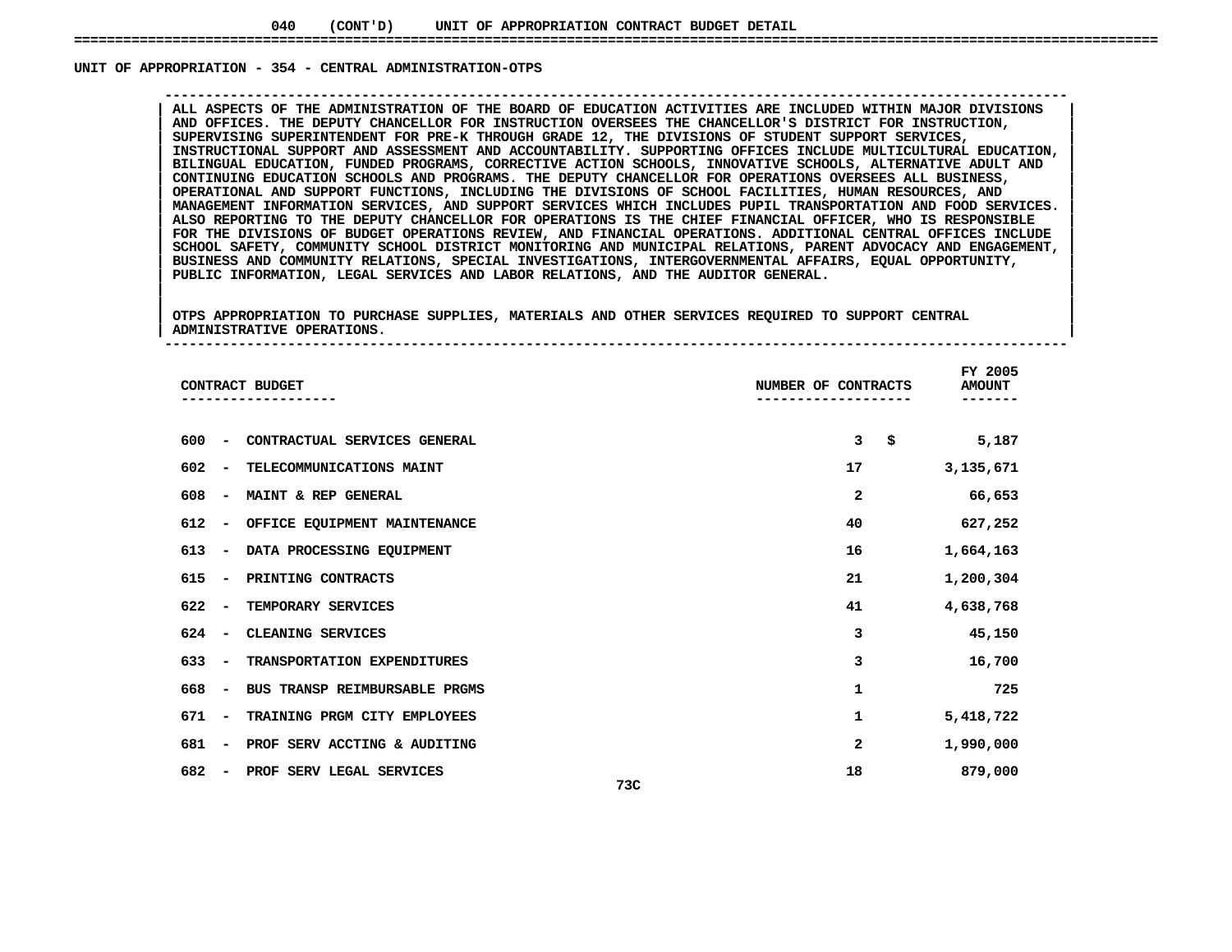040 (CONT'D) UNIT OF APPROPRIATION CONTRACT BUDGET DETAIL

## UNIT OF APPROPRIATION - 354 - CENTRAL ADMINISTRATION-OTPS

ALL ASPECTS OF THE ADMINISTRATION OF THE BOARD OF EDUCATION ACTIVITIES ARE INCLUDED WITHIN MAJOR DIVISIONS AND OFFICES. THE DEPUTY CHANCELLOR FOR INSTRUCTION OVERSEES THE CHANCELLOR'S DISTRICT FOR INSTRUCTION, SUPERVISING SUPERINTENDENT FOR PRE-K THROUGH GRADE 12, THE DIVISIONS OF STUDENT SUPPORT SERVICES, INSTRUCTIONAL SUPPORT AND ASSESSMENT AND ACCOUNTABILITY. SUPPORTING OFFICES INCLUDE MULTICULTURAL EDUCATION, BILINGUAL EDUCATION, FUNDED PROGRAMS, CORRECTIVE ACTION SCHOOLS, INNOVATIVE SCHOOLS, ALTERNATIVE ADULT AND CONTINUING EDUCATION SCHOOLS AND PROGRAMS. THE DEPUTY CHANCELLOR FOR OPERATIONS OVERSEES ALL BUSINESS, OPERATIONAL AND SUPPORT FUNCTIONS, INCLUDING THE DIVISIONS OF SCHOOL FACILITIES, HUMAN RESOURCES, AND MANAGEMENT INFORMATION SERVICES, AND SUPPORT SERVICES WHICH INCLUDES PUPIL TRANSPORTATION AND FOOD SERVICES. ALSO REPORTING TO THE DEPUTY CHANCELLOR FOR OPERATIONS IS THE CHIEF FINANCIAL OFFICER, WHO IS RESPONSIBLE FOR THE DIVISIONS OF BUDGET OPERATIONS REVIEW, AND FINANCIAL OPERATIONS. ADDITIONAL CENTRAL OFFICES INCLUDE SCHOOL SAFETY, COMMUNITY SCHOOL DISTRICT MONITORING AND MUNICIPAL RELATIONS, PARENT ADVOCACY AND ENGAGEMENT, BUSINESS AND COMMUNITY RELATIONS, SPECIAL INVESTIGATIONS, INTERGOVERNMENTAL AFFAIRS, EQUAL OPPORTUNITY, PUBLIC INFORMATION, LEGAL SERVICES AND LABOR RELATIONS, AND THE AUDITOR GENERAL.

OTPS APPROPRIATION TO PURCHASE SUPPLIES, MATERIALS AND OTHER SERVICES REQUIRED TO SUPPORT CENTRAL ADMINISTRATIVE OPERATIONS.

| CONTRACT BUDGET | NUMBER OF CONTRACTS | FY 2005 AMOUNT |
|---|---|---|
| 600 - CONTRACTUAL SERVICES GENERAL | 3 | $ 5,187 |
| 602 - TELECOMMUNICATIONS MAINT | 17 | 3,135,671 |
| 608 - MAINT & REP GENERAL | 2 | 66,653 |
| 612 - OFFICE EQUIPMENT MAINTENANCE | 40 | 627,252 |
| 613 - DATA PROCESSING EQUIPMENT | 16 | 1,664,163 |
| 615 - PRINTING CONTRACTS | 21 | 1,200,304 |
| 622 - TEMPORARY SERVICES | 41 | 4,638,768 |
| 624 - CLEANING SERVICES | 3 | 45,150 |
| 633 - TRANSPORTATION EXPENDITURES | 3 | 16,700 |
| 668 - BUS TRANSP REIMBURSABLE PRGMS | 1 | 725 |
| 671 - TRAINING PRGM CITY EMPLOYEES | 1 | 5,418,722 |
| 681 - PROF SERV ACCTING & AUDITING | 2 | 1,990,000 |
| 682 - PROF SERV LEGAL SERVICES | 18 | 879,000 |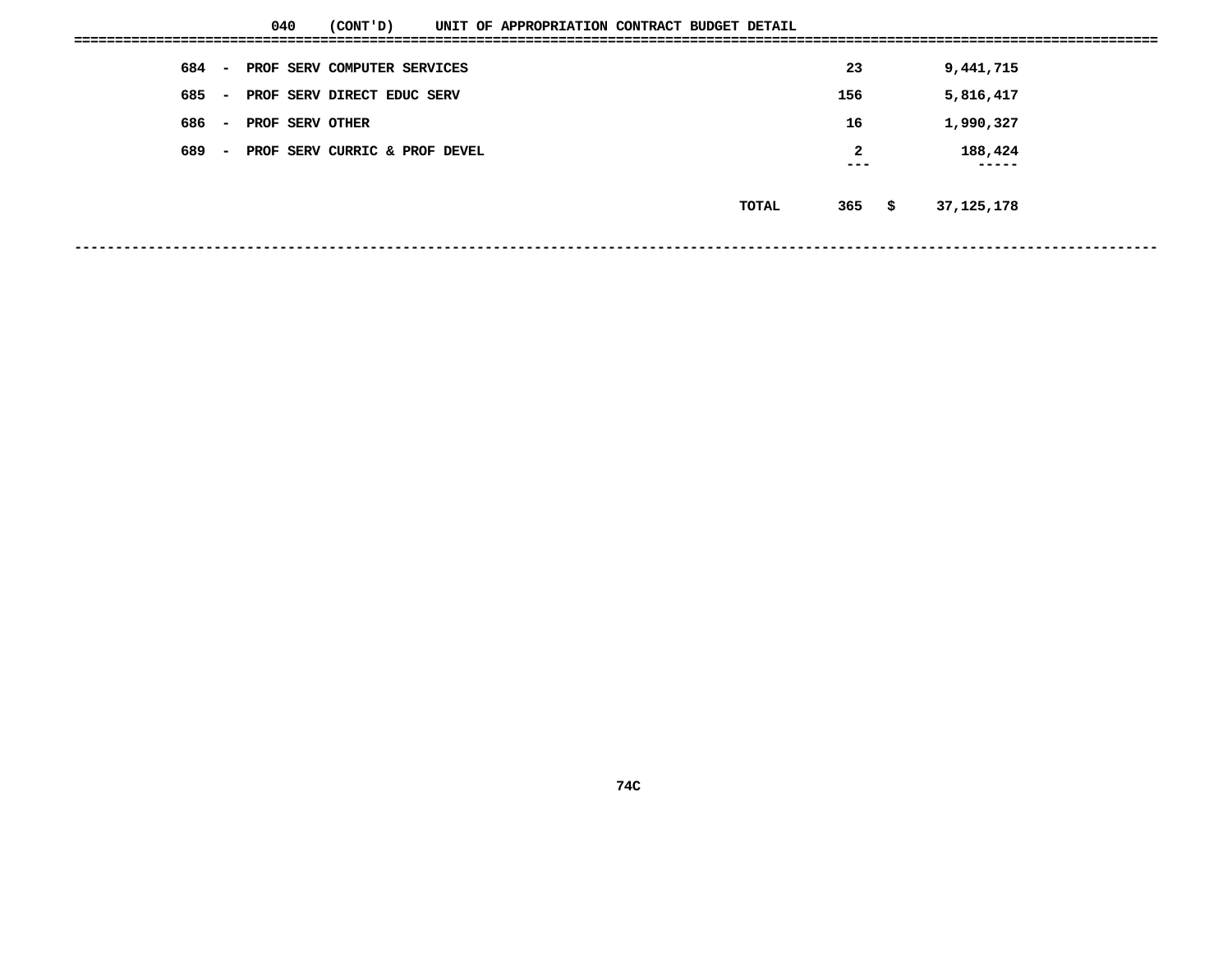040 (CONT'D) UNIT OF APPROPRIATION CONTRACT BUDGET DETAIL

| Code | Description | | Count | | Amount |
|---|---|---|---|---|---|
| 684 - | PROF SERV COMPUTER SERVICES | | 23 | | 9,441,715 |
| 685 - | PROF SERV DIRECT EDUC SERV | | 156 | | 5,816,417 |
| 686 - | PROF SERV OTHER | | 16 | | 1,990,327 |
| 689 - | PROF SERV CURRIC & PROF DEVEL | | 2 | | 188,424 |
| | | TOTAL | 365 | $ | 37,125,178 |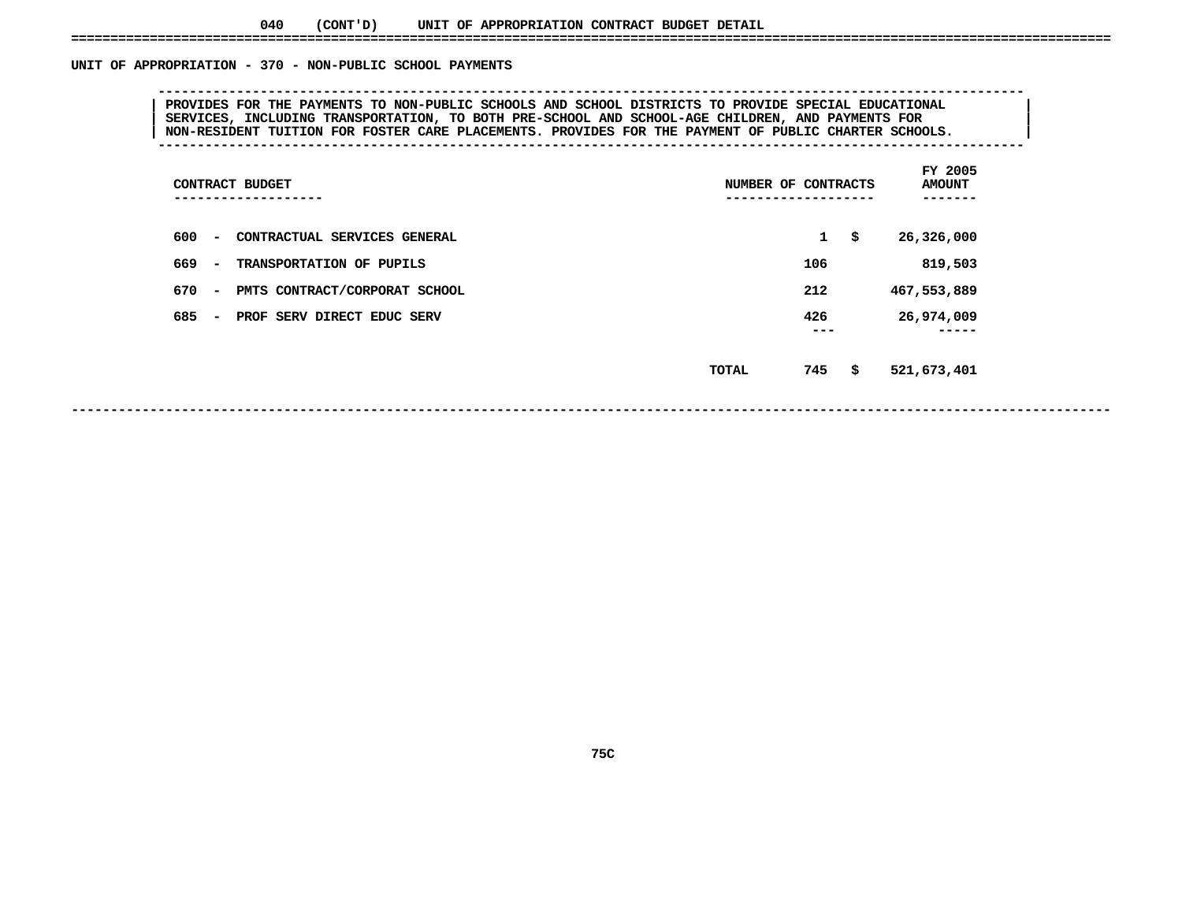040 (CONT'D) UNIT OF APPROPRIATION CONTRACT BUDGET DETAIL

## UNIT OF APPROPRIATION - 370 - NON-PUBLIC SCHOOL PAYMENTS

PROVIDES FOR THE PAYMENTS TO NON-PUBLIC SCHOOLS AND SCHOOL DISTRICTS TO PROVIDE SPECIAL EDUCATIONAL SERVICES, INCLUDING TRANSPORTATION, TO BOTH PRE-SCHOOL AND SCHOOL-AGE CHILDREN, AND PAYMENTS FOR NON-RESIDENT TUITION FOR FOSTER CARE PLACEMENTS. PROVIDES FOR THE PAYMENT OF PUBLIC CHARTER SCHOOLS.

| CONTRACT BUDGET | NUMBER OF CONTRACTS | FY 2005 AMOUNT |
|---|---|---|
| 600 - CONTRACTUAL SERVICES GENERAL | 1 | $ 26,326,000 |
| 669 - TRANSPORTATION OF PUPILS | 106 | 819,503 |
| 670 - PMTS CONTRACT/CORPORAT SCHOOL | 212 | 467,553,889 |
| 685 - PROF SERV DIRECT EDUC SERV | 426 | 26,974,009 |
| TOTAL | 745 | $ 521,673,401 |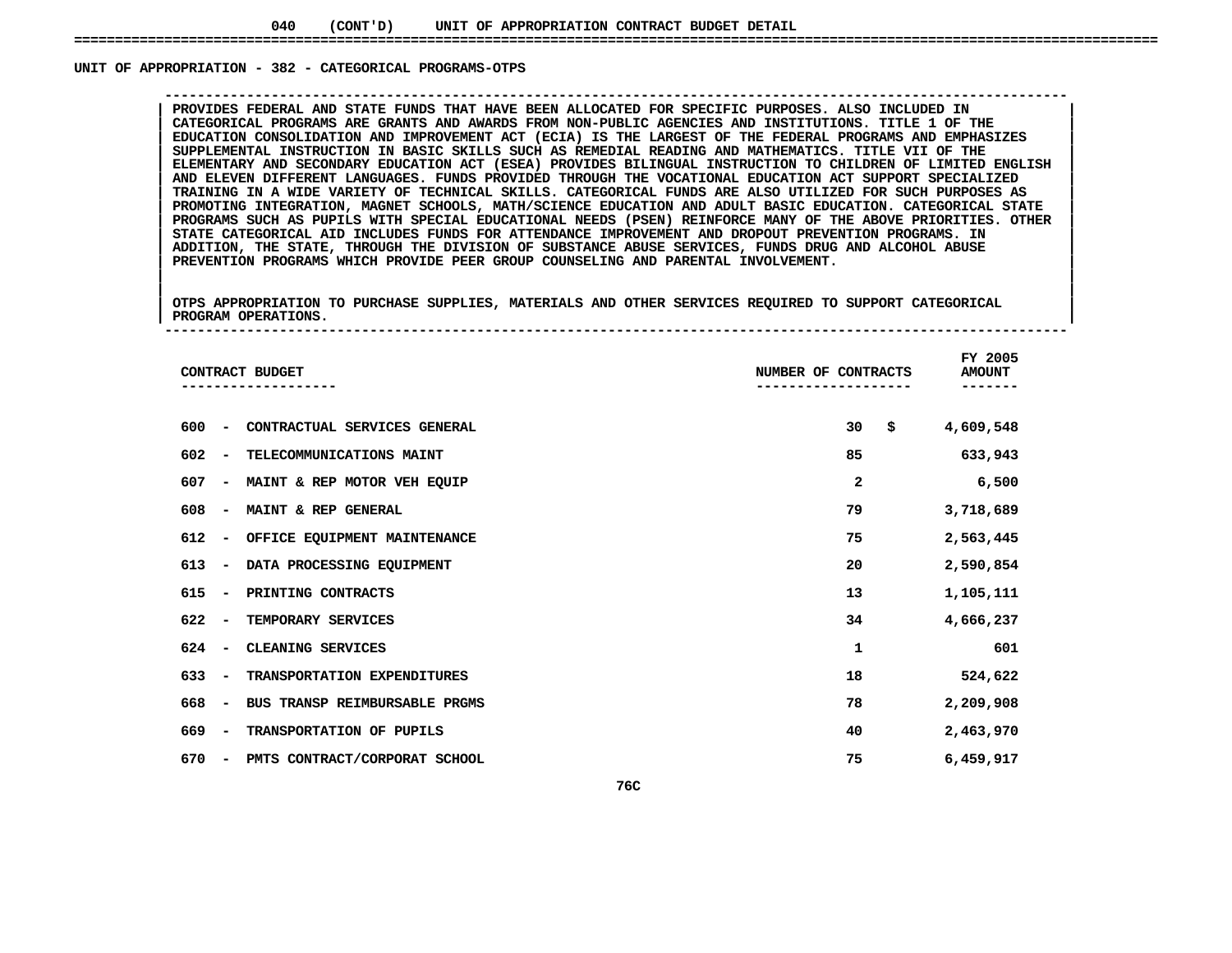040 (CONT'D) UNIT OF APPROPRIATION CONTRACT BUDGET DETAIL

## UNIT OF APPROPRIATION - 382 - CATEGORICAL PROGRAMS-OTPS

PROVIDES FEDERAL AND STATE FUNDS THAT HAVE BEEN ALLOCATED FOR SPECIFIC PURPOSES. ALSO INCLUDED IN CATEGORICAL PROGRAMS ARE GRANTS AND AWARDS FROM NON-PUBLIC AGENCIES AND INSTITUTIONS. TITLE 1 OF THE EDUCATION CONSOLIDATION AND IMPROVEMENT ACT (ECIA) IS THE LARGEST OF THE FEDERAL PROGRAMS AND EMPHASIZES SUPPLEMENTAL INSTRUCTION IN BASIC SKILLS SUCH AS REMEDIAL READING AND MATHEMATICS. TITLE VII OF THE ELEMENTARY AND SECONDARY EDUCATION ACT (ESEA) PROVIDES BILINGUAL INSTRUCTION TO CHILDREN OF LIMITED ENGLISH AND ELEVEN DIFFERENT LANGUAGES. FUNDS PROVIDED THROUGH THE VOCATIONAL EDUCATION ACT SUPPORT SPECIALIZED TRAINING IN A WIDE VARIETY OF TECHNICAL SKILLS. CATEGORICAL FUNDS ARE ALSO UTILIZED FOR SUCH PURPOSES AS PROMOTING INTEGRATION, MAGNET SCHOOLS, MATH/SCIENCE EDUCATION AND ADULT BASIC EDUCATION. CATEGORICAL STATE PROGRAMS SUCH AS PUPILS WITH SPECIAL EDUCATIONAL NEEDS (PSEN) REINFORCE MANY OF THE ABOVE PRIORITIES. OTHER STATE CATEGORICAL AID INCLUDES FUNDS FOR ATTENDANCE IMPROVEMENT AND DROPOUT PREVENTION PROGRAMS. IN ADDITION, THE STATE, THROUGH THE DIVISION OF SUBSTANCE ABUSE SERVICES, FUNDS DRUG AND ALCOHOL ABUSE PREVENTION PROGRAMS WHICH PROVIDE PEER GROUP COUNSELING AND PARENTAL INVOLVEMENT.

OTPS APPROPRIATION TO PURCHASE SUPPLIES, MATERIALS AND OTHER SERVICES REQUIRED TO SUPPORT CATEGORICAL PROGRAM OPERATIONS.

| CONTRACT BUDGET | NUMBER OF CONTRACTS | FY 2005 AMOUNT |
|---|---|---|
| 600 - CONTRACTUAL SERVICES GENERAL | 30 | $ 4,609,548 |
| 602 - TELECOMMUNICATIONS MAINT | 85 | 633,943 |
| 607 - MAINT & REP MOTOR VEH EQUIP | 2 | 6,500 |
| 608 - MAINT & REP GENERAL | 79 | 3,718,689 |
| 612 - OFFICE EQUIPMENT MAINTENANCE | 75 | 2,563,445 |
| 613 - DATA PROCESSING EQUIPMENT | 20 | 2,590,854 |
| 615 - PRINTING CONTRACTS | 13 | 1,105,111 |
| 622 - TEMPORARY SERVICES | 34 | 4,666,237 |
| 624 - CLEANING SERVICES | 1 | 601 |
| 633 - TRANSPORTATION EXPENDITURES | 18 | 524,622 |
| 668 - BUS TRANSP REIMBURSABLE PRGMS | 78 | 2,209,908 |
| 669 - TRANSPORTATION OF PUPILS | 40 | 2,463,970 |
| 670 - PMTS CONTRACT/CORPORAT SCHOOL | 75 | 6,459,917 |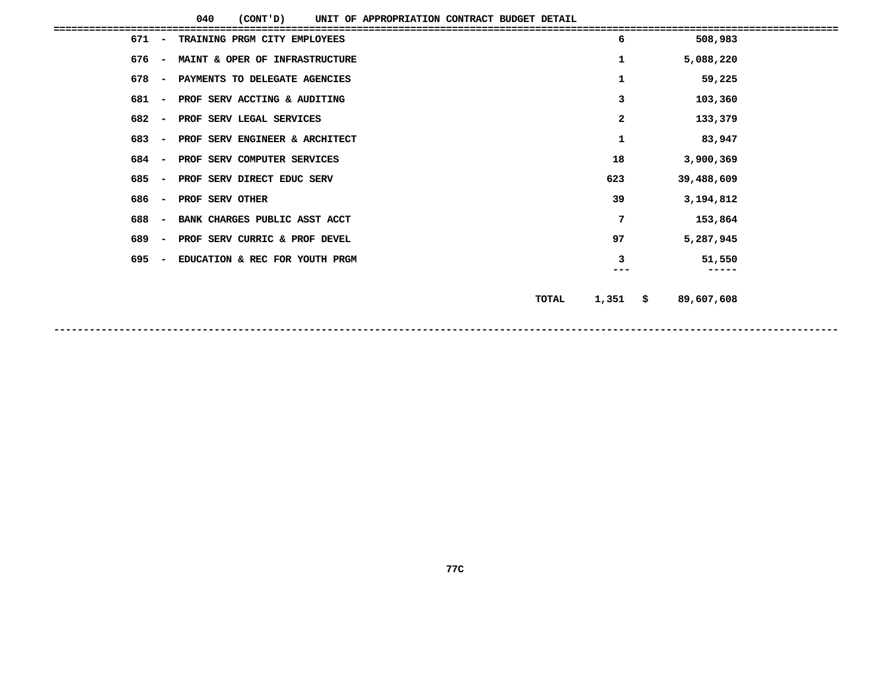040 (CONT'D) UNIT OF APPROPRIATION CONTRACT BUDGET DETAIL

| Code | | Description | | Count | | Amount |
|---|---|---|---|---|---|---|
| 671 | - | TRAINING PRGM CITY EMPLOYEES | | 6 | | 508,983 |
| 676 | - | MAINT & OPER OF INFRASTRUCTURE | | 1 | | 5,088,220 |
| 678 | - | PAYMENTS TO DELEGATE AGENCIES | | 1 | | 59,225 |
| 681 | - | PROF SERV ACCTING & AUDITING | | 3 | | 103,360 |
| 682 | - | PROF SERV LEGAL SERVICES | | 2 | | 133,379 |
| 683 | - | PROF SERV ENGINEER & ARCHITECT | | 1 | | 83,947 |
| 684 | - | PROF SERV COMPUTER SERVICES | | 18 | | 3,900,369 |
| 685 | - | PROF SERV DIRECT EDUC SERV | | 623 | | 39,488,609 |
| 686 | - | PROF SERV OTHER | | 39 | | 3,194,812 |
| 688 | - | BANK CHARGES PUBLIC ASST ACCT | | 7 | | 153,864 |
| 689 | - | PROF SERV CURRIC & PROF DEVEL | | 97 | | 5,287,945 |
| 695 | - | EDUCATION & REC FOR YOUTH PRGM | | 3 | | 51,550 |
| | | | TOTAL | 1,351 | $ | 89,607,608 |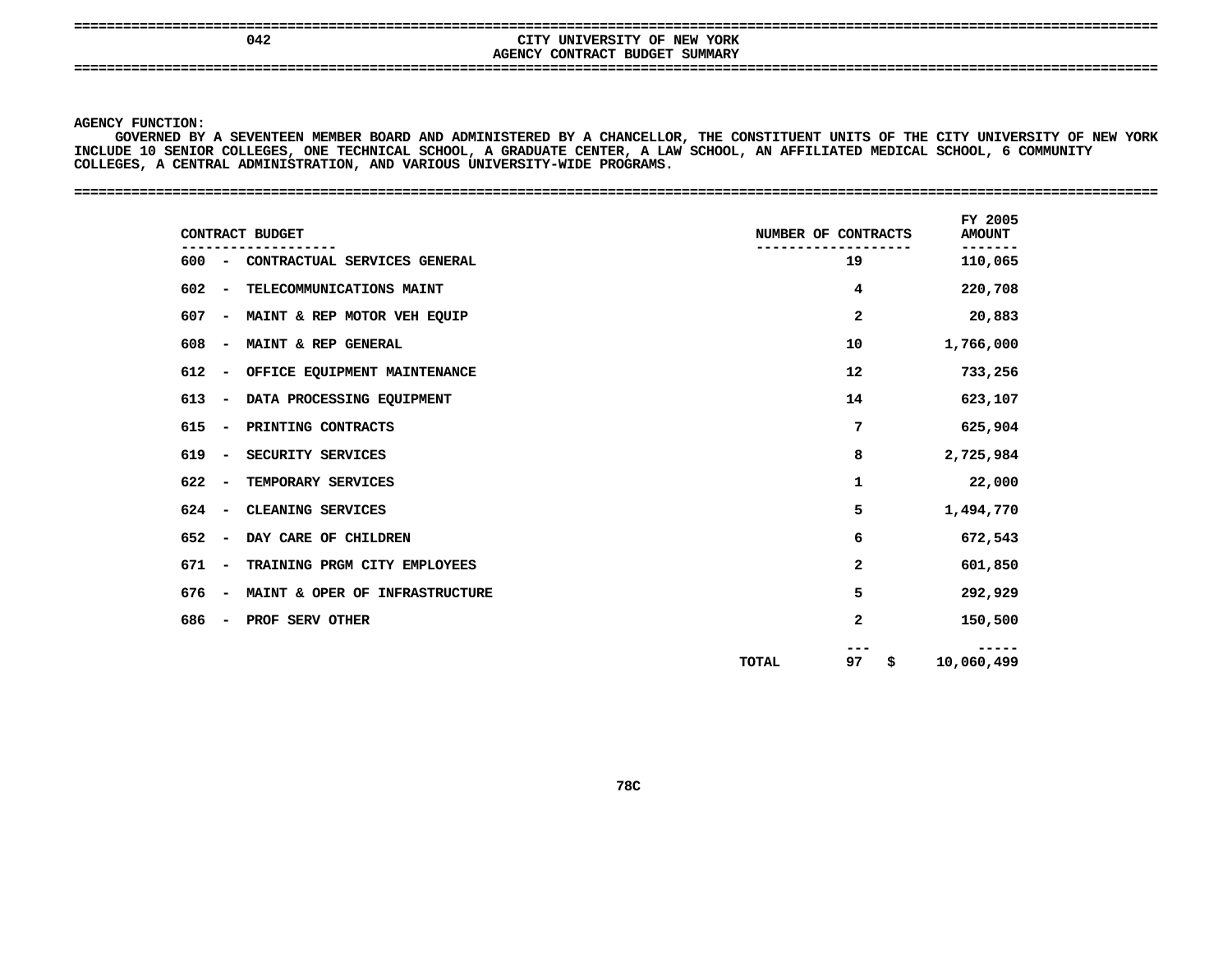# 042 CITY UNIVERSITY OF NEW YORK
## AGENCY CONTRACT BUDGET SUMMARY

**AGENCY FUNCTION:**

GOVERNED BY A SEVENTEEN MEMBER BOARD AND ADMINISTERED BY A CHANCELLOR, THE CONSTITUENT UNITS OF THE CITY UNIVERSITY OF NEW YORK INCLUDE 10 SENIOR COLLEGES, ONE TECHNICAL SCHOOL, A GRADUATE CENTER, A LAW SCHOOL, AN AFFILIATED MEDICAL SCHOOL, 6 COMMUNITY COLLEGES, A CENTRAL ADMINISTRATION, AND VARIOUS UNIVERSITY-WIDE PROGRAMS.

| CONTRACT BUDGET | NUMBER OF CONTRACTS | FY 2005 AMOUNT |
|---|---|---|
| 600 - CONTRACTUAL SERVICES GENERAL | 19 | 110,065 |
| 602 - TELECOMMUNICATIONS MAINT | 4 | 220,708 |
| 607 - MAINT & REP MOTOR VEH EQUIP | 2 | 20,883 |
| 608 - MAINT & REP GENERAL | 10 | 1,766,000 |
| 612 - OFFICE EQUIPMENT MAINTENANCE | 12 | 733,256 |
| 613 - DATA PROCESSING EQUIPMENT | 14 | 623,107 |
| 615 - PRINTING CONTRACTS | 7 | 625,904 |
| 619 - SECURITY SERVICES | 8 | 2,725,984 |
| 622 - TEMPORARY SERVICES | 1 | 22,000 |
| 624 - CLEANING SERVICES | 5 | 1,494,770 |
| 652 - DAY CARE OF CHILDREN | 6 | 672,543 |
| 671 - TRAINING PRGM CITY EMPLOYEES | 2 | 601,850 |
| 676 - MAINT & OPER OF INFRASTRUCTURE | 5 | 292,929 |
| 686 - PROF SERV OTHER | 2 | 150,500 |
| TOTAL | 97 | $ 10,060,499 |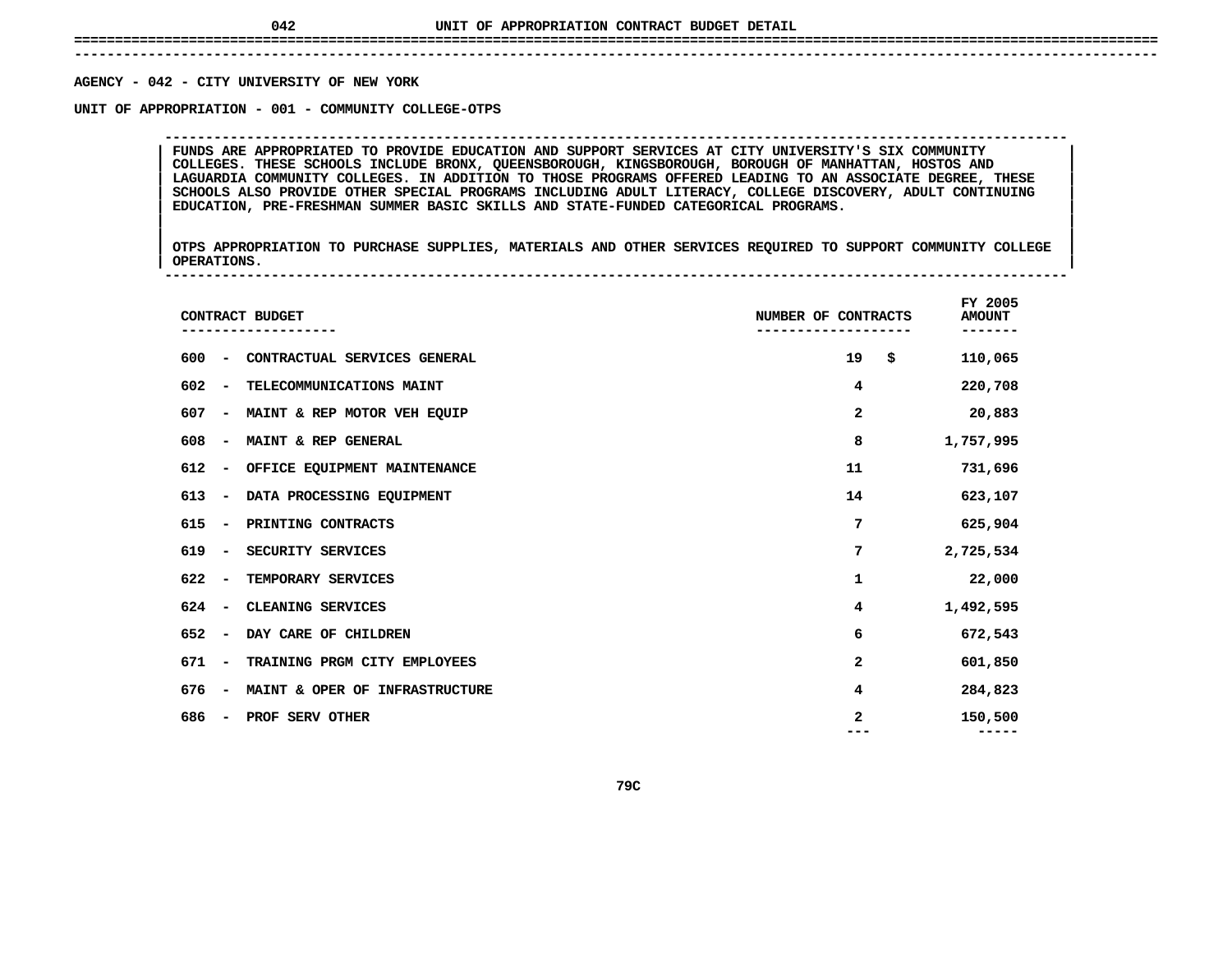# UNIT OF APPROPRIATION CONTRACT BUDGET DETAIL

**AGENCY - 042 - CITY UNIVERSITY OF NEW YORK**

**UNIT OF APPROPRIATION - 001 - COMMUNITY COLLEGE-OTPS**

FUNDS ARE APPROPRIATED TO PROVIDE EDUCATION AND SUPPORT SERVICES AT CITY UNIVERSITY'S SIX COMMUNITY COLLEGES. THESE SCHOOLS INCLUDE BRONX, QUEENSBOROUGH, KINGSBOROUGH, BOROUGH OF MANHATTAN, HOSTOS AND LAGUARDIA COMMUNITY COLLEGES. IN ADDITION TO THOSE PROGRAMS OFFERED LEADING TO AN ASSOCIATE DEGREE, THESE SCHOOLS ALSO PROVIDE OTHER SPECIAL PROGRAMS INCLUDING ADULT LITERACY, COLLEGE DISCOVERY, ADULT CONTINUING EDUCATION, PRE-FRESHMAN SUMMER BASIC SKILLS AND STATE-FUNDED CATEGORICAL PROGRAMS.

OTPS APPROPRIATION TO PURCHASE SUPPLIES, MATERIALS AND OTHER SERVICES REQUIRED TO SUPPORT COMMUNITY COLLEGE OPERATIONS.

| CONTRACT BUDGET | NUMBER OF CONTRACTS | FY 2005 AMOUNT |
|---|---|---|
| 600 - CONTRACTUAL SERVICES GENERAL | 19 | $ 110,065 |
| 602 - TELECOMMUNICATIONS MAINT | 4 | 220,708 |
| 607 - MAINT & REP MOTOR VEH EQUIP | 2 | 20,883 |
| 608 - MAINT & REP GENERAL | 8 | 1,757,995 |
| 612 - OFFICE EQUIPMENT MAINTENANCE | 11 | 731,696 |
| 613 - DATA PROCESSING EQUIPMENT | 14 | 623,107 |
| 615 - PRINTING CONTRACTS | 7 | 625,904 |
| 619 - SECURITY SERVICES | 7 | 2,725,534 |
| 622 - TEMPORARY SERVICES | 1 | 22,000 |
| 624 - CLEANING SERVICES | 4 | 1,492,595 |
| 652 - DAY CARE OF CHILDREN | 6 | 672,543 |
| 671 - TRAINING PRGM CITY EMPLOYEES | 2 | 601,850 |
| 676 - MAINT & OPER OF INFRASTRUCTURE | 4 | 284,823 |
| 686 - PROF SERV OTHER | 2 | 150,500 |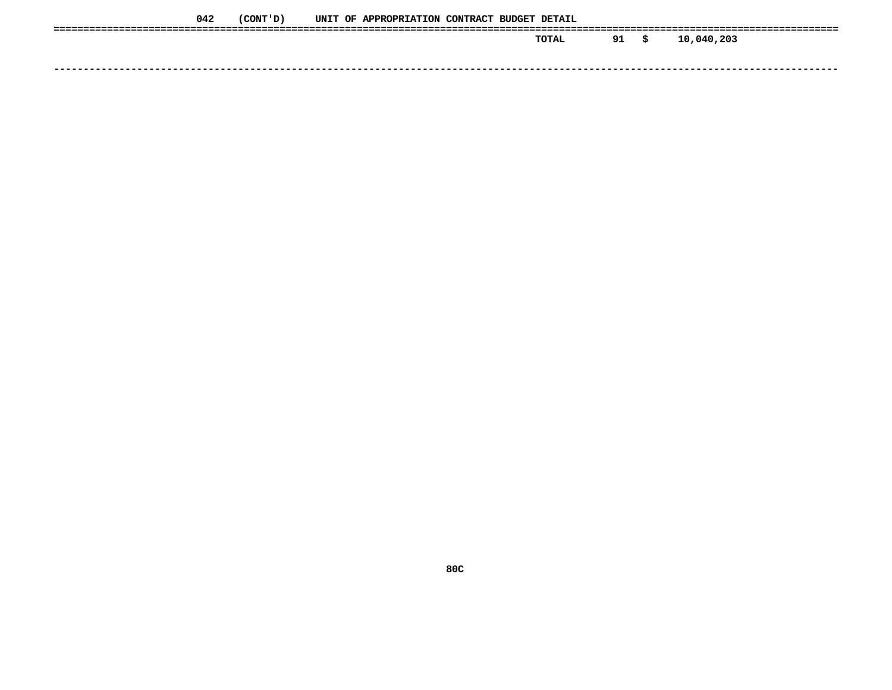042 (CONT'D) UNIT OF APPROPRIATION CONTRACT BUDGET DETAIL

| | | | |
|---|---|---|---|
| TOTAL | 91 | $ | 10,040,203 |

80C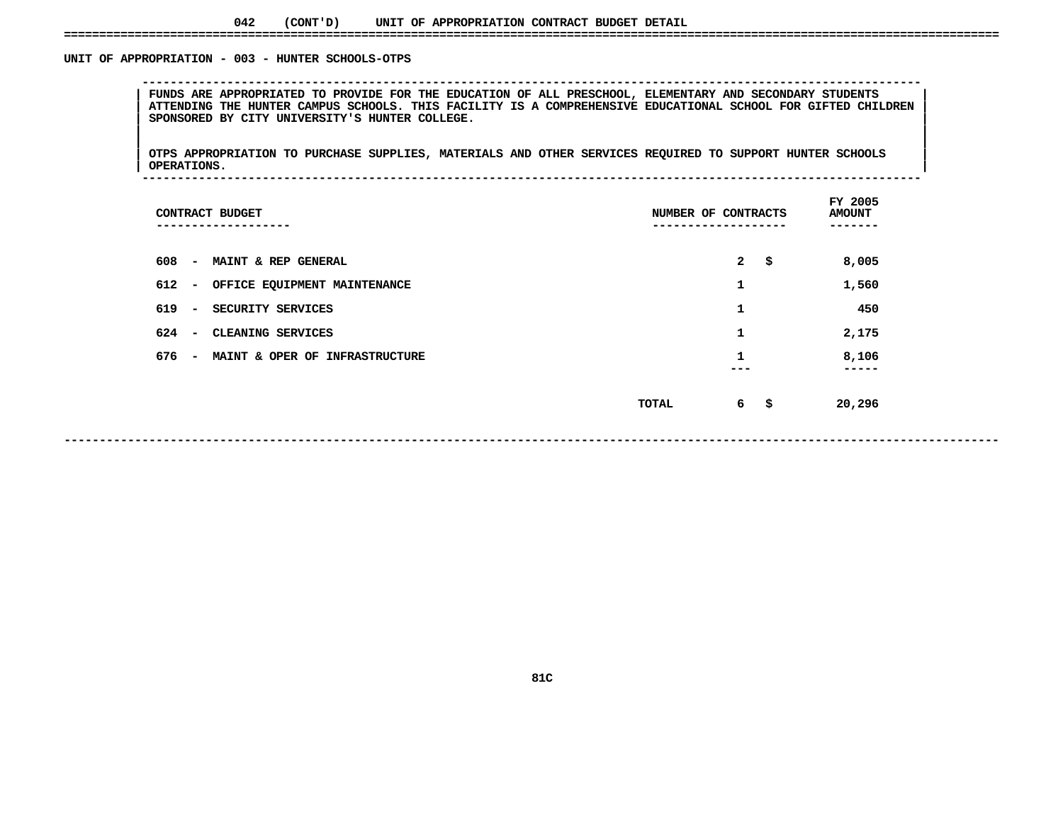## 042 (CONT'D) UNIT OF APPROPRIATION CONTRACT BUDGET DETAIL

### UNIT OF APPROPRIATION - 003 - HUNTER SCHOOLS-OTPS

FUNDS ARE APPROPRIATED TO PROVIDE FOR THE EDUCATION OF ALL PRESCHOOL, ELEMENTARY AND SECONDARY STUDENTS ATTENDING THE HUNTER CAMPUS SCHOOLS. THIS FACILITY IS A COMPREHENSIVE EDUCATIONAL SCHOOL FOR GIFTED CHILDREN SPONSORED BY CITY UNIVERSITY'S HUNTER COLLEGE.

OTPS APPROPRIATION TO PURCHASE SUPPLIES, MATERIALS AND OTHER SERVICES REQUIRED TO SUPPORT HUNTER SCHOOLS OPERATIONS.

| CONTRACT BUDGET | NUMBER OF CONTRACTS | FY 2005 AMOUNT |
|---|---|---|
| 608 - MAINT & REP GENERAL | 2 | $ 8,005 |
| 612 - OFFICE EQUIPMENT MAINTENANCE | 1 | 1,560 |
| 619 - SECURITY SERVICES | 1 | 450 |
| 624 - CLEANING SERVICES | 1 | 2,175 |
| 676 - MAINT & OPER OF INFRASTRUCTURE | 1 | 8,106 |
| TOTAL | 6 | $ 20,296 |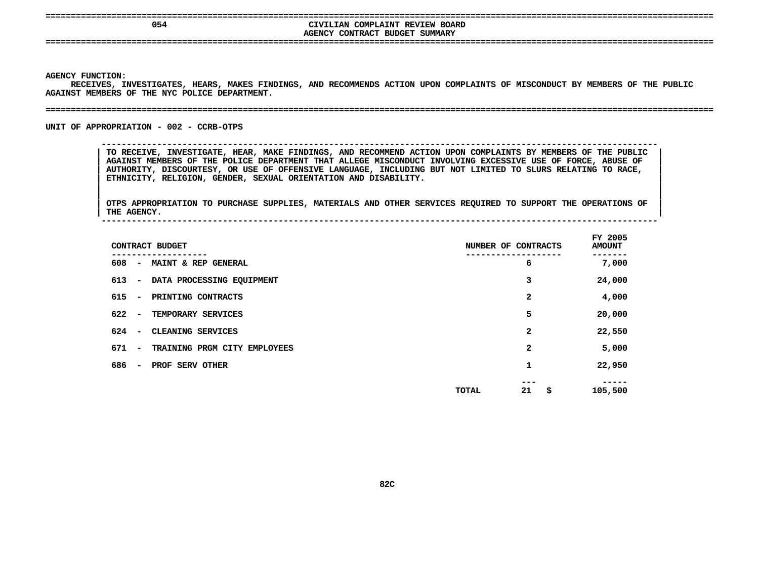# 054 CIVILIAN COMPLAINT REVIEW BOARD

## AGENCY CONTRACT BUDGET SUMMARY

**AGENCY FUNCTION:**

RECEIVES, INVESTIGATES, HEARS, MAKES FINDINGS, AND RECOMMENDS ACTION UPON COMPLAINTS OF MISCONDUCT BY MEMBERS OF THE PUBLIC AGAINST MEMBERS OF THE NYC POLICE DEPARTMENT.

### UNIT OF APPROPRIATION - 002 - CCRB-OTPS

TO RECEIVE, INVESTIGATE, HEAR, MAKE FINDINGS, AND RECOMMEND ACTION UPON COMPLAINTS BY MEMBERS OF THE PUBLIC AGAINST MEMBERS OF THE POLICE DEPARTMENT THAT ALLEGE MISCONDUCT INVOLVING EXCESSIVE USE OF FORCE, ABUSE OF AUTHORITY, DISCOURTESY, OR USE OF OFFENSIVE LANGUAGE, INCLUDING BUT NOT LIMITED TO SLURS RELATING TO RACE, ETHNICITY, RELIGION, GENDER, SEXUAL ORIENTATION AND DISABILITY.

OTPS APPROPRIATION TO PURCHASE SUPPLIES, MATERIALS AND OTHER SERVICES REQUIRED TO SUPPORT THE OPERATIONS OF THE AGENCY.

| CONTRACT BUDGET | NUMBER OF CONTRACTS | FY 2005 AMOUNT |
|---|---|---|
| 608 - MAINT & REP GENERAL | 6 | 7,000 |
| 613 - DATA PROCESSING EQUIPMENT | 3 | 24,000 |
| 615 - PRINTING CONTRACTS | 2 | 4,000 |
| 622 - TEMPORARY SERVICES | 5 | 20,000 |
| 624 - CLEANING SERVICES | 2 | 22,550 |
| 671 - TRAINING PRGM CITY EMPLOYEES | 2 | 5,000 |
| 686 - PROF SERV OTHER | 1 | 22,950 |
| TOTAL | 21 | $ 105,500 |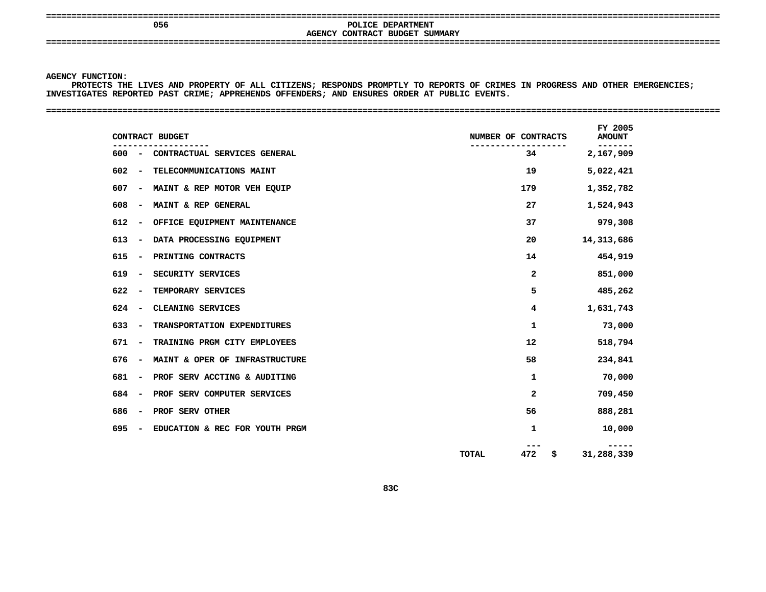# 056 POLICE DEPARTMENT

## AGENCY CONTRACT BUDGET SUMMARY

**AGENCY FUNCTION:**

PROTECTS THE LIVES AND PROPERTY OF ALL CITIZENS; RESPONDS PROMPTLY TO REPORTS OF CRIMES IN PROGRESS AND OTHER EMERGENCIES; INVESTIGATES REPORTED PAST CRIME; APPREHENDS OFFENDERS; AND ENSURES ORDER AT PUBLIC EVENTS.

| CONTRACT BUDGET | | NUMBER OF CONTRACTS | FY 2005 AMOUNT |
|---|---|---|---|
| 600 - CONTRACTUAL SERVICES GENERAL | | 34 | 2,167,909 |
| 602 - TELECOMMUNICATIONS MAINT | | 19 | 5,022,421 |
| 607 - MAINT & REP MOTOR VEH EQUIP | | 179 | 1,352,782 |
| 608 - MAINT & REP GENERAL | | 27 | 1,524,943 |
| 612 - OFFICE EQUIPMENT MAINTENANCE | | 37 | 979,308 |
| 613 - DATA PROCESSING EQUIPMENT | | 20 | 14,313,686 |
| 615 - PRINTING CONTRACTS | | 14 | 454,919 |
| 619 - SECURITY SERVICES | | 2 | 851,000 |
| 622 - TEMPORARY SERVICES | | 5 | 485,262 |
| 624 - CLEANING SERVICES | | 4 | 1,631,743 |
| 633 - TRANSPORTATION EXPENDITURES | | 1 | 73,000 |
| 671 - TRAINING PRGM CITY EMPLOYEES | | 12 | 518,794 |
| 676 - MAINT & OPER OF INFRASTRUCTURE | | 58 | 234,841 |
| 681 - PROF SERV ACCTING & AUDITING | | 1 | 70,000 |
| 684 - PROF SERV COMPUTER SERVICES | | 2 | 709,450 |
| 686 - PROF SERV OTHER | | 56 | 888,281 |
| 695 - EDUCATION & REC FOR YOUTH PRGM | | 1 | 10,000 |
| | TOTAL | 472 | $ 31,288,339 |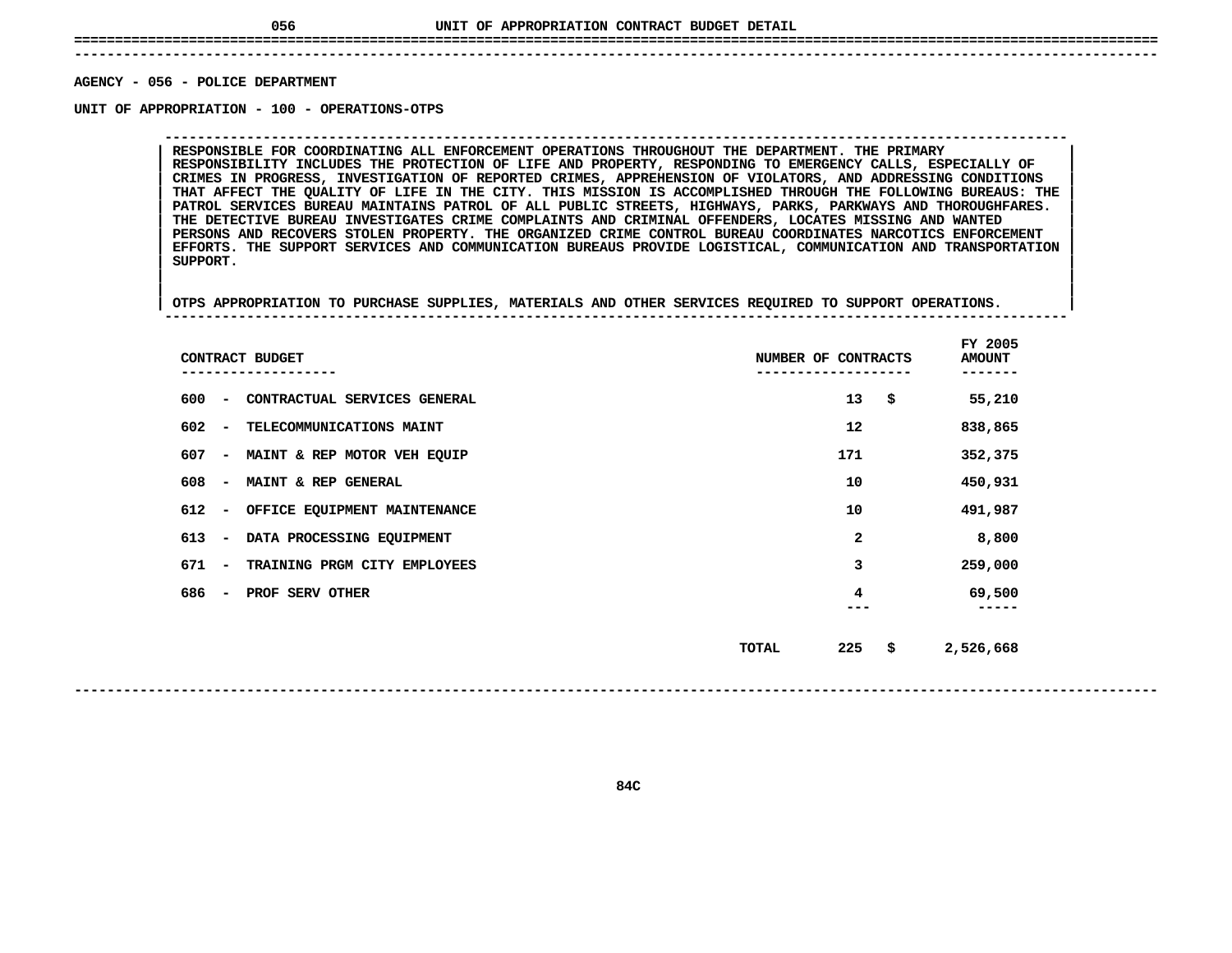# UNIT OF APPROPRIATION CONTRACT BUDGET DETAIL

**AGENCY - 056 - POLICE DEPARTMENT**

**UNIT OF APPROPRIATION - 100 - OPERATIONS-OTPS**

RESPONSIBLE FOR COORDINATING ALL ENFORCEMENT OPERATIONS THROUGHOUT THE DEPARTMENT. THE PRIMARY RESPONSIBILITY INCLUDES THE PROTECTION OF LIFE AND PROPERTY, RESPONDING TO EMERGENCY CALLS, ESPECIALLY OF CRIMES IN PROGRESS, INVESTIGATION OF REPORTED CRIMES, APPREHENSION OF VIOLATORS, AND ADDRESSING CONDITIONS THAT AFFECT THE QUALITY OF LIFE IN THE CITY. THIS MISSION IS ACCOMPLISHED THROUGH THE FOLLOWING BUREAUS: THE PATROL SERVICES BUREAU MAINTAINS PATROL OF ALL PUBLIC STREETS, HIGHWAYS, PARKS, PARKWAYS AND THOROUGHFARES. THE DETECTIVE BUREAU INVESTIGATES CRIME COMPLAINTS AND CRIMINAL OFFENDERS, LOCATES MISSING AND WANTED PERSONS AND RECOVERS STOLEN PROPERTY. THE ORGANIZED CRIME CONTROL BUREAU COORDINATES NARCOTICS ENFORCEMENT EFFORTS. THE SUPPORT SERVICES AND COMMUNICATION BUREAUS PROVIDE LOGISTICAL, COMMUNICATION AND TRANSPORTATION SUPPORT.

OTPS APPROPRIATION TO PURCHASE SUPPLIES, MATERIALS AND OTHER SERVICES REQUIRED TO SUPPORT OPERATIONS.

| CONTRACT BUDGET | NUMBER OF CONTRACTS | FY 2005 AMOUNT |
|---|---|---|
| 600 - CONTRACTUAL SERVICES GENERAL | 13 | $ 55,210 |
| 602 - TELECOMMUNICATIONS MAINT | 12 | 838,865 |
| 607 - MAINT & REP MOTOR VEH EQUIP | 171 | 352,375 |
| 608 - MAINT & REP GENERAL | 10 | 450,931 |
| 612 - OFFICE EQUIPMENT MAINTENANCE | 10 | 491,987 |
| 613 - DATA PROCESSING EQUIPMENT | 2 | 8,800 |
| 671 - TRAINING PRGM CITY EMPLOYEES | 3 | 259,000 |
| 686 - PROF SERV OTHER | 4 | 69,500 |
| TOTAL | 225 | $ 2,526,668 |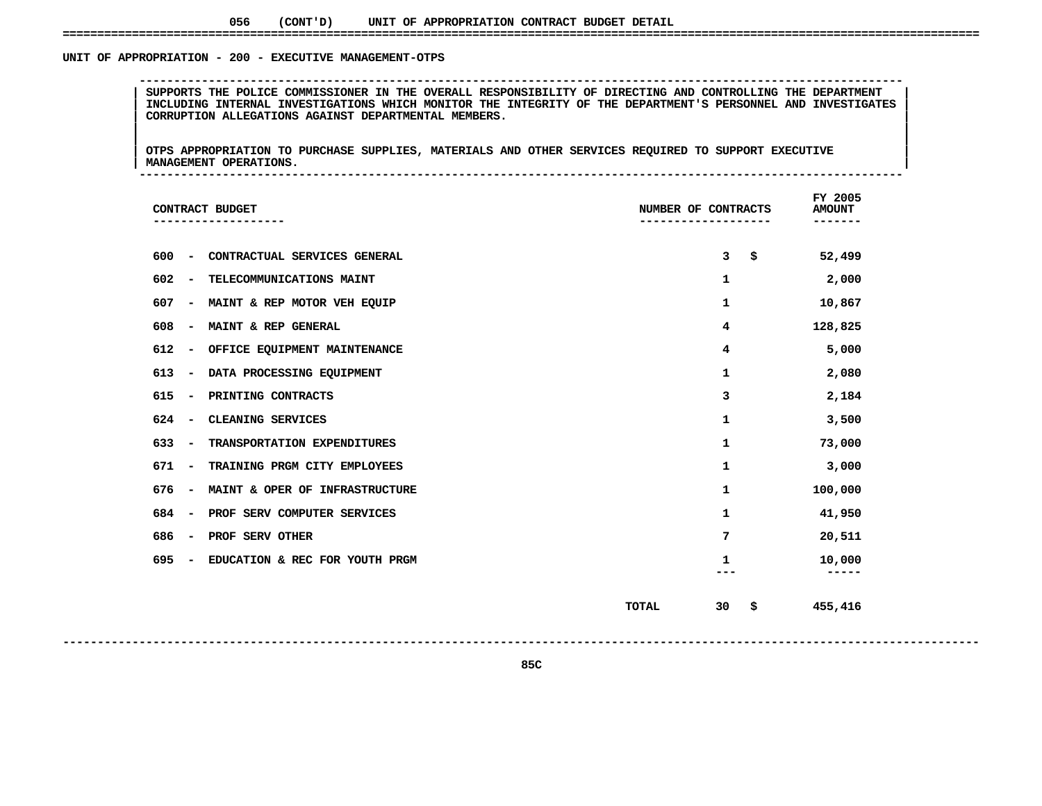056 (CONT'D) UNIT OF APPROPRIATION CONTRACT BUDGET DETAIL

## UNIT OF APPROPRIATION - 200 - EXECUTIVE MANAGEMENT-OTPS

SUPPORTS THE POLICE COMMISSIONER IN THE OVERALL RESPONSIBILITY OF DIRECTING AND CONTROLLING THE DEPARTMENT INCLUDING INTERNAL INVESTIGATIONS WHICH MONITOR THE INTEGRITY OF THE DEPARTMENT'S PERSONNEL AND INVESTIGATES CORRUPTION ALLEGATIONS AGAINST DEPARTMENTAL MEMBERS.

OTPS APPROPRIATION TO PURCHASE SUPPLIES, MATERIALS AND OTHER SERVICES REQUIRED TO SUPPORT EXECUTIVE MANAGEMENT OPERATIONS.

| CONTRACT BUDGET | NUMBER OF CONTRACTS | FY 2005 AMOUNT |
|---|---|---|
| 600 - CONTRACTUAL SERVICES GENERAL | 3 | $ 52,499 |
| 602 - TELECOMMUNICATIONS MAINT | 1 | 2,000 |
| 607 - MAINT & REP MOTOR VEH EQUIP | 1 | 10,867 |
| 608 - MAINT & REP GENERAL | 4 | 128,825 |
| 612 - OFFICE EQUIPMENT MAINTENANCE | 4 | 5,000 |
| 613 - DATA PROCESSING EQUIPMENT | 1 | 2,080 |
| 615 - PRINTING CONTRACTS | 3 | 2,184 |
| 624 - CLEANING SERVICES | 1 | 3,500 |
| 633 - TRANSPORTATION EXPENDITURES | 1 | 73,000 |
| 671 - TRAINING PRGM CITY EMPLOYEES | 1 | 3,000 |
| 676 - MAINT & OPER OF INFRASTRUCTURE | 1 | 100,000 |
| 684 - PROF SERV COMPUTER SERVICES | 1 | 41,950 |
| 686 - PROF SERV OTHER | 7 | 20,511 |
| 695 - EDUCATION & REC FOR YOUTH PRGM | 1 | 10,000 |
| TOTAL | 30 | $ 455,416 |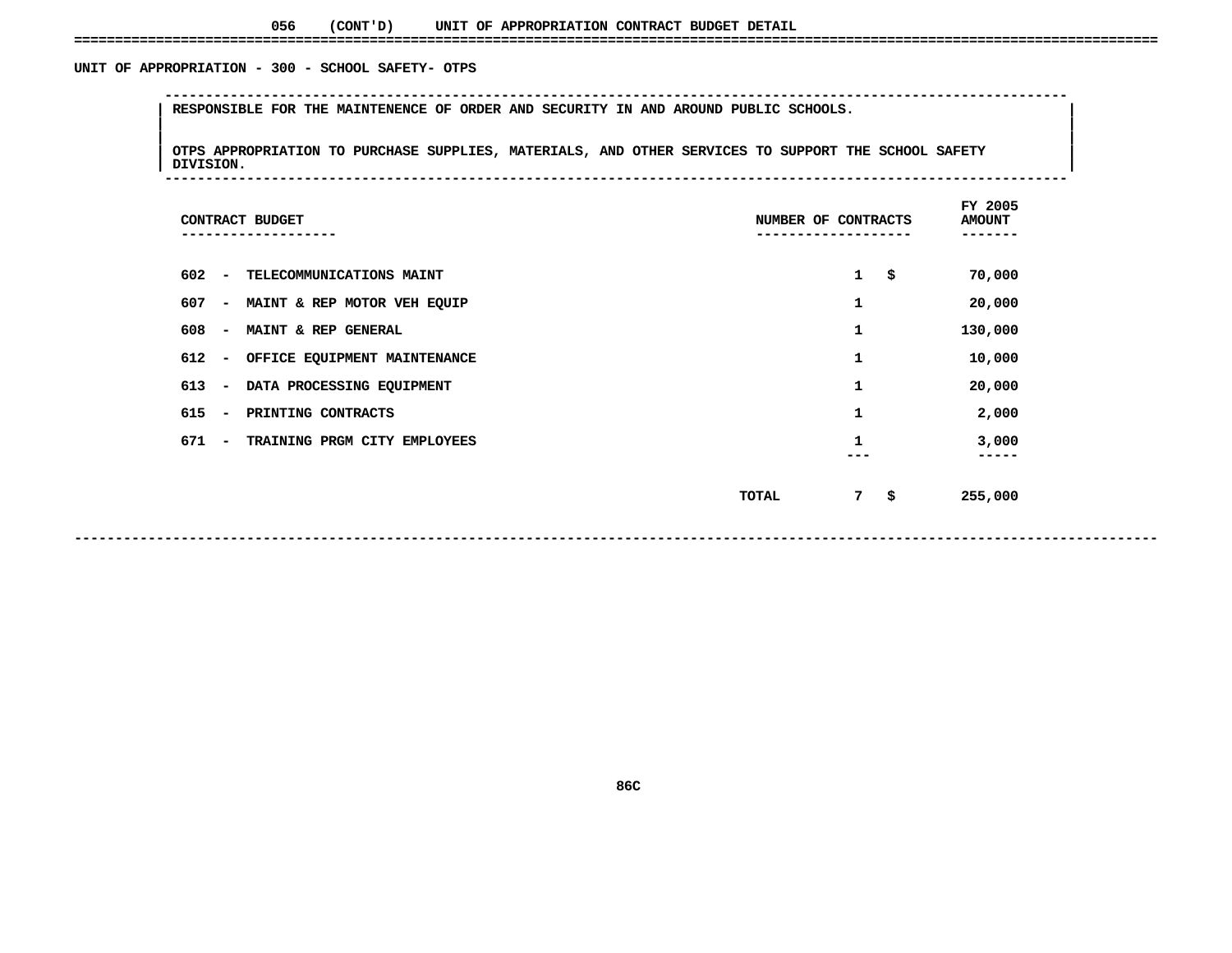056 (CONT'D) UNIT OF APPROPRIATION CONTRACT BUDGET DETAIL

## UNIT OF APPROPRIATION - 300 - SCHOOL SAFETY- OTPS

RESPONSIBLE FOR THE MAINTENENCE OF ORDER AND SECURITY IN AND AROUND PUBLIC SCHOOLS.

OTPS APPROPRIATION TO PURCHASE SUPPLIES, MATERIALS, AND OTHER SERVICES TO SUPPORT THE SCHOOL SAFETY DIVISION.

| CONTRACT BUDGET | NUMBER OF CONTRACTS | FY 2005 AMOUNT |
|---|---|---|
| 602 - TELECOMMUNICATIONS MAINT | 1 | $ 70,000 |
| 607 - MAINT & REP MOTOR VEH EQUIP | 1 | 20,000 |
| 608 - MAINT & REP GENERAL | 1 | 130,000 |
| 612 - OFFICE EQUIPMENT MAINTENANCE | 1 | 10,000 |
| 613 - DATA PROCESSING EQUIPMENT | 1 | 20,000 |
| 615 - PRINTING CONTRACTS | 1 | 2,000 |
| 671 - TRAINING PRGM CITY EMPLOYEES | 1 | 3,000 |
| TOTAL | 7 | $ 255,000 |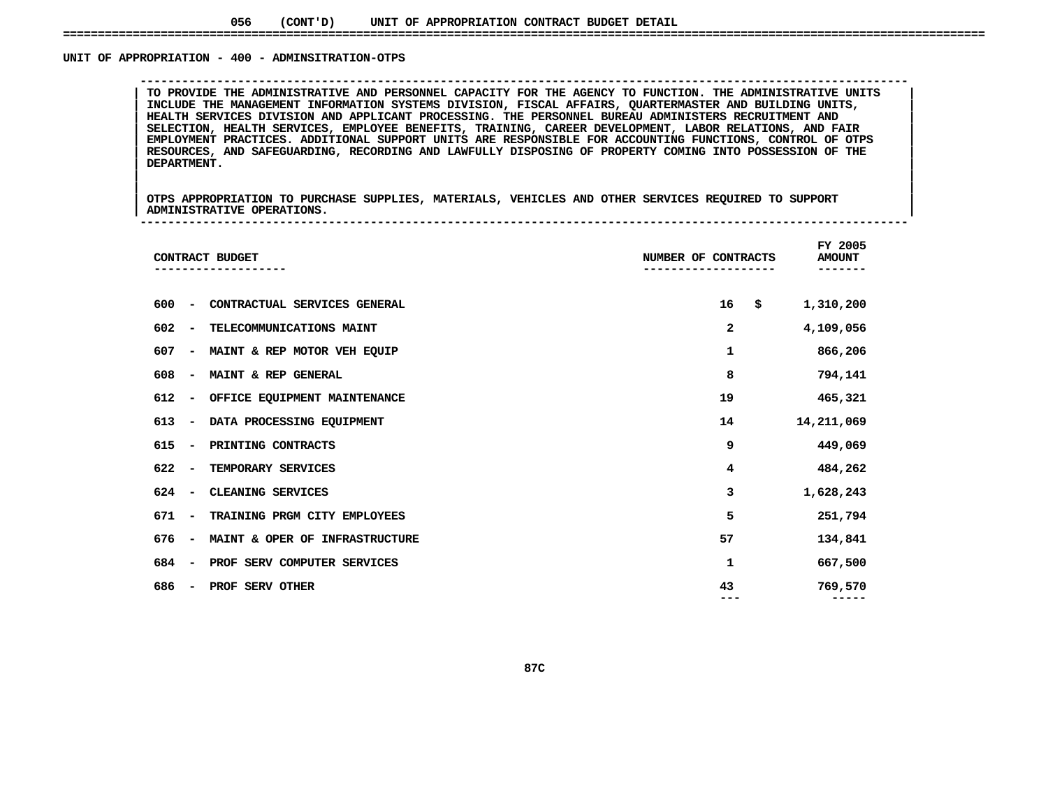056 (CONT'D) UNIT OF APPROPRIATION CONTRACT BUDGET DETAIL

## UNIT OF APPROPRIATION - 400 - ADMINSITRATION-OTPS

TO PROVIDE THE ADMINISTRATIVE AND PERSONNEL CAPACITY FOR THE AGENCY TO FUNCTION. THE ADMINISTRATIVE UNITS INCLUDE THE MANAGEMENT INFORMATION SYSTEMS DIVISION, FISCAL AFFAIRS, QUARTERMASTER AND BUILDING UNITS, HEALTH SERVICES DIVISION AND APPLICANT PROCESSING. THE PERSONNEL BUREAU ADMINISTERS RECRUITMENT AND SELECTION, HEALTH SERVICES, EMPLOYEE BENEFITS, TRAINING, CAREER DEVELOPMENT, LABOR RELATIONS, AND FAIR EMPLOYMENT PRACTICES. ADDITIONAL SUPPORT UNITS ARE RESPONSIBLE FOR ACCOUNTING FUNCTIONS, CONTROL OF OTPS RESOURCES, AND SAFEGUARDING, RECORDING AND LAWFULLY DISPOSING OF PROPERTY COMING INTO POSSESSION OF THE DEPARTMENT.

OTPS APPROPRIATION TO PURCHASE SUPPLIES, MATERIALS, VEHICLES AND OTHER SERVICES REQUIRED TO SUPPORT ADMINISTRATIVE OPERATIONS.

| CONTRACT BUDGET | NUMBER OF CONTRACTS | FY 2005 AMOUNT |
|---|---|---|
| 600 - CONTRACTUAL SERVICES GENERAL | 16 | $ 1,310,200 |
| 602 - TELECOMMUNICATIONS MAINT | 2 | 4,109,056 |
| 607 - MAINT & REP MOTOR VEH EQUIP | 1 | 866,206 |
| 608 - MAINT & REP GENERAL | 8 | 794,141 |
| 612 - OFFICE EQUIPMENT MAINTENANCE | 19 | 465,321 |
| 613 - DATA PROCESSING EQUIPMENT | 14 | 14,211,069 |
| 615 - PRINTING CONTRACTS | 9 | 449,069 |
| 622 - TEMPORARY SERVICES | 4 | 484,262 |
| 624 - CLEANING SERVICES | 3 | 1,628,243 |
| 671 - TRAINING PRGM CITY EMPLOYEES | 5 | 251,794 |
| 676 - MAINT & OPER OF INFRASTRUCTURE | 57 | 134,841 |
| 684 - PROF SERV COMPUTER SERVICES | 1 | 667,500 |
| 686 - PROF SERV OTHER | 43 | 769,570 |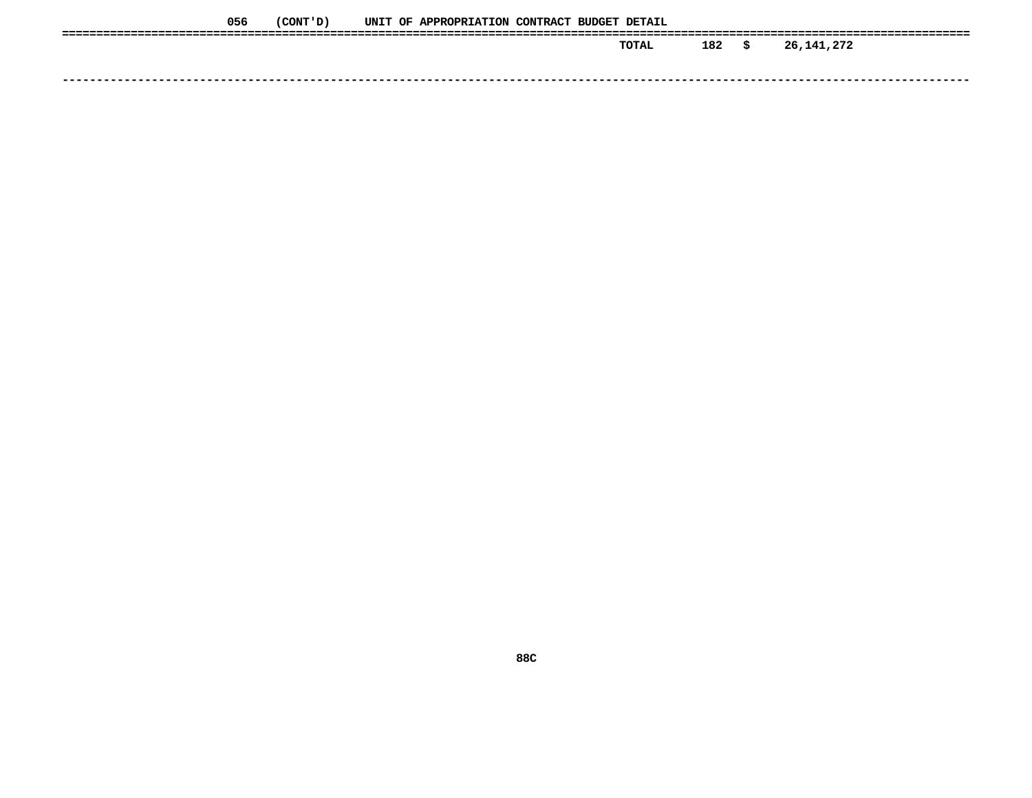056 (CONT'D) UNIT OF APPROPRIATION CONTRACT BUDGET DETAIL

| | | | |
|---|---|---|---|
| TOTAL | 182 | $ | 26,141,272 |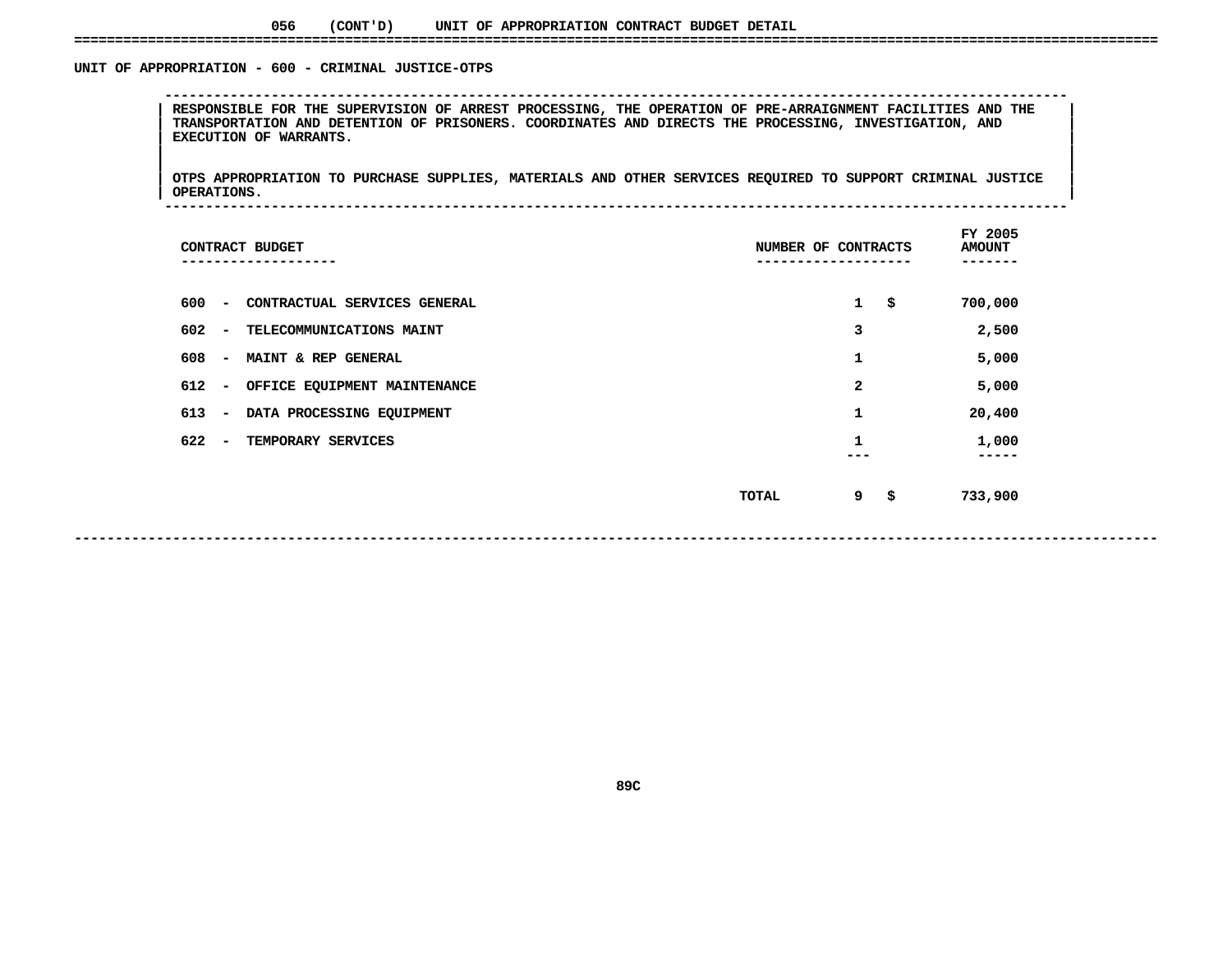056 (CONT'D) UNIT OF APPROPRIATION CONTRACT BUDGET DETAIL

## UNIT OF APPROPRIATION - 600 - CRIMINAL JUSTICE-OTPS

RESPONSIBLE FOR THE SUPERVISION OF ARREST PROCESSING, THE OPERATION OF PRE-ARRAIGNMENT FACILITIES AND THE TRANSPORTATION AND DETENTION OF PRISONERS. COORDINATES AND DIRECTS THE PROCESSING, INVESTIGATION, AND EXECUTION OF WARRANTS.

OTPS APPROPRIATION TO PURCHASE SUPPLIES, MATERIALS AND OTHER SERVICES REQUIRED TO SUPPORT CRIMINAL JUSTICE OPERATIONS.

| CONTRACT BUDGET | | NUMBER OF CONTRACTS | FY 2005 AMOUNT |
|---|---|---|---|
| 600 - CONTRACTUAL SERVICES GENERAL | | 1 | $ 700,000 |
| 602 - TELECOMMUNICATIONS MAINT | | 3 | 2,500 |
| 608 - MAINT & REP GENERAL | | 1 | 5,000 |
| 612 - OFFICE EQUIPMENT MAINTENANCE | | 2 | 5,000 |
| 613 - DATA PROCESSING EQUIPMENT | | 1 | 20,400 |
| 622 - TEMPORARY SERVICES | | 1 | 1,000 |
| | TOTAL | 9 | $ 733,900 |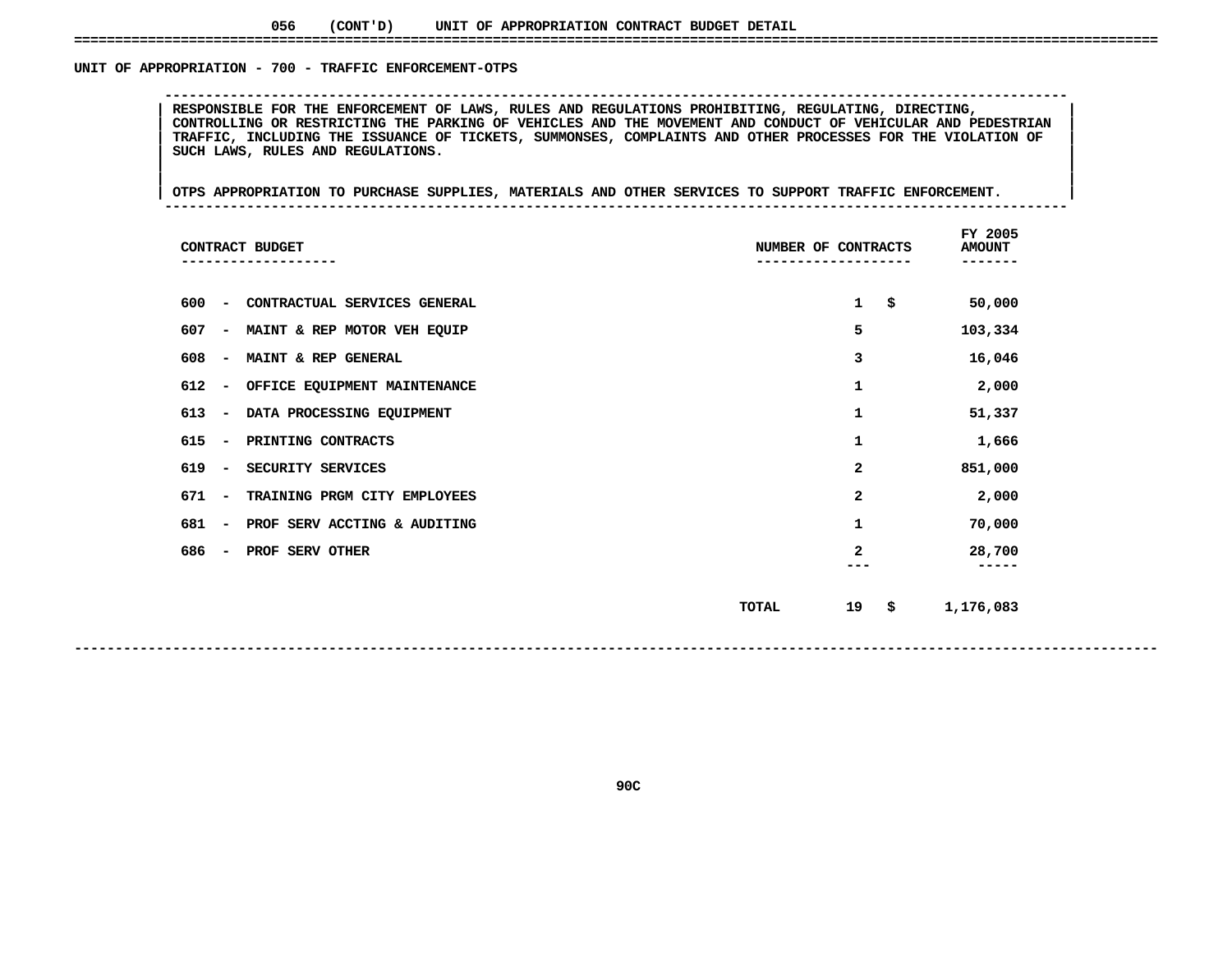056 (CONT'D) UNIT OF APPROPRIATION CONTRACT BUDGET DETAIL

## UNIT OF APPROPRIATION - 700 - TRAFFIC ENFORCEMENT-OTPS

RESPONSIBLE FOR THE ENFORCEMENT OF LAWS, RULES AND REGULATIONS PROHIBITING, REGULATING, DIRECTING, CONTROLLING OR RESTRICTING THE PARKING OF VEHICLES AND THE MOVEMENT AND CONDUCT OF VEHICULAR AND PEDESTRIAN TRAFFIC, INCLUDING THE ISSUANCE OF TICKETS, SUMMONSES, COMPLAINTS AND OTHER PROCESSES FOR THE VIOLATION OF SUCH LAWS, RULES AND REGULATIONS.

OTPS APPROPRIATION TO PURCHASE SUPPLIES, MATERIALS AND OTHER SERVICES TO SUPPORT TRAFFIC ENFORCEMENT.

| CONTRACT BUDGET | NUMBER OF CONTRACTS | FY 2005 AMOUNT |
|---|---|---|
| 600 - CONTRACTUAL SERVICES GENERAL | 1 | $ 50,000 |
| 607 - MAINT & REP MOTOR VEH EQUIP | 5 | 103,334 |
| 608 - MAINT & REP GENERAL | 3 | 16,046 |
| 612 - OFFICE EQUIPMENT MAINTENANCE | 1 | 2,000 |
| 613 - DATA PROCESSING EQUIPMENT | 1 | 51,337 |
| 615 - PRINTING CONTRACTS | 1 | 1,666 |
| 619 - SECURITY SERVICES | 2 | 851,000 |
| 671 - TRAINING PRGM CITY EMPLOYEES | 2 | 2,000 |
| 681 - PROF SERV ACCTING & AUDITING | 1 | 70,000 |
| 686 - PROF SERV OTHER | 2 | 28,700 |
| TOTAL | 19 | $ 1,176,083 |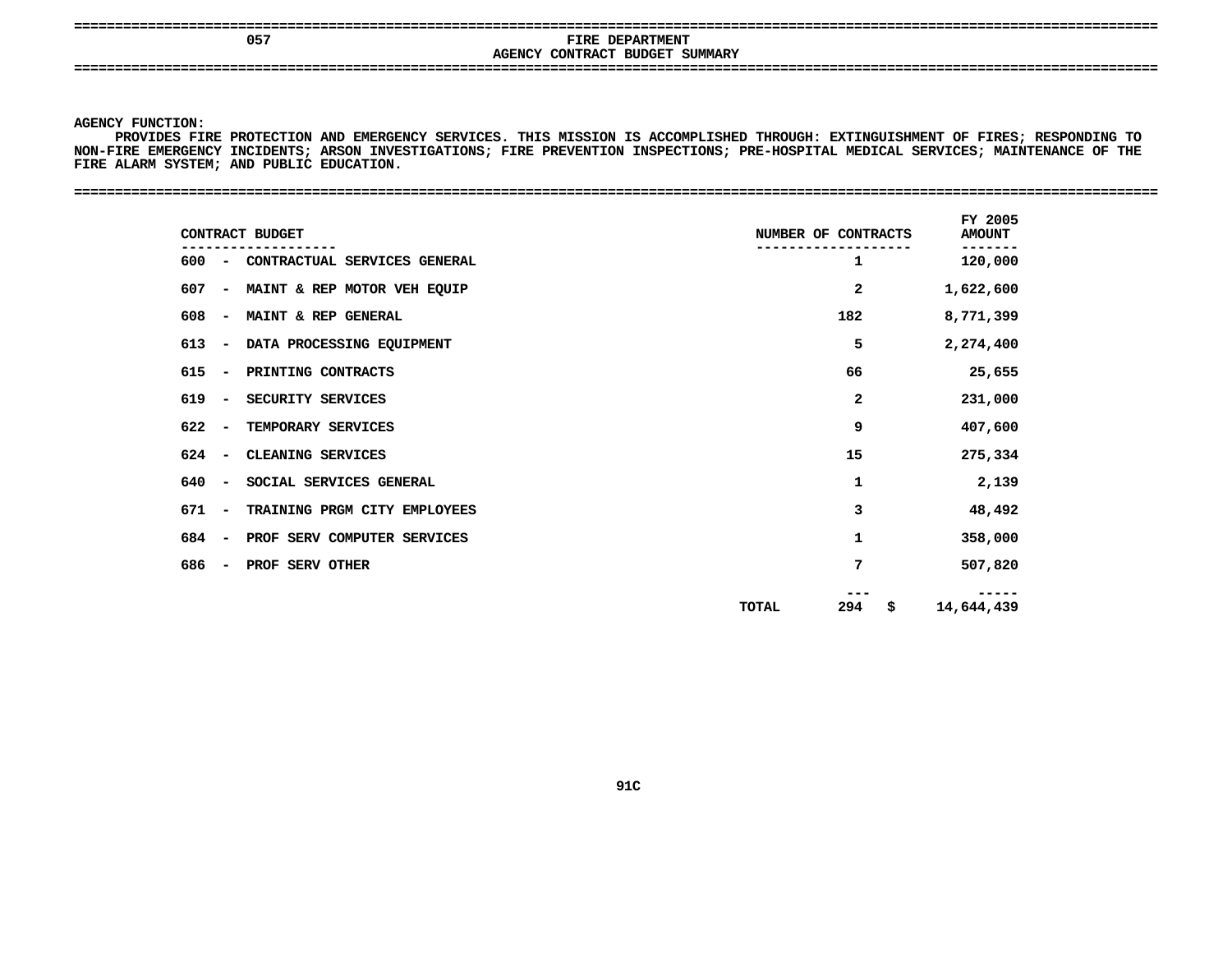057 FIRE DEPARTMENT

## AGENCY CONTRACT BUDGET SUMMARY

AGENCY FUNCTION:

PROVIDES FIRE PROTECTION AND EMERGENCY SERVICES. THIS MISSION IS ACCOMPLISHED THROUGH: EXTINGUISHMENT OF FIRES; RESPONDING TO NON-FIRE EMERGENCY INCIDENTS; ARSON INVESTIGATIONS; FIRE PREVENTION INSPECTIONS; PRE-HOSPITAL MEDICAL SERVICES; MAINTENANCE OF THE FIRE ALARM SYSTEM; AND PUBLIC EDUCATION.

| CONTRACT BUDGET | NUMBER OF CONTRACTS | FY 2005 AMOUNT |
|---|---|---|
| 600 - CONTRACTUAL SERVICES GENERAL | 1 | 120,000 |
| 607 - MAINT & REP MOTOR VEH EQUIP | 2 | 1,622,600 |
| 608 - MAINT & REP GENERAL | 182 | 8,771,399 |
| 613 - DATA PROCESSING EQUIPMENT | 5 | 2,274,400 |
| 615 - PRINTING CONTRACTS | 66 | 25,655 |
| 619 - SECURITY SERVICES | 2 | 231,000 |
| 622 - TEMPORARY SERVICES | 9 | 407,600 |
| 624 - CLEANING SERVICES | 15 | 275,334 |
| 640 - SOCIAL SERVICES GENERAL | 1 | 2,139 |
| 671 - TRAINING PRGM CITY EMPLOYEES | 3 | 48,492 |
| 684 - PROF SERV COMPUTER SERVICES | 1 | 358,000 |
| 686 - PROF SERV OTHER | 7 | 507,820 |
| TOTAL | 294 | $ 14,644,439 |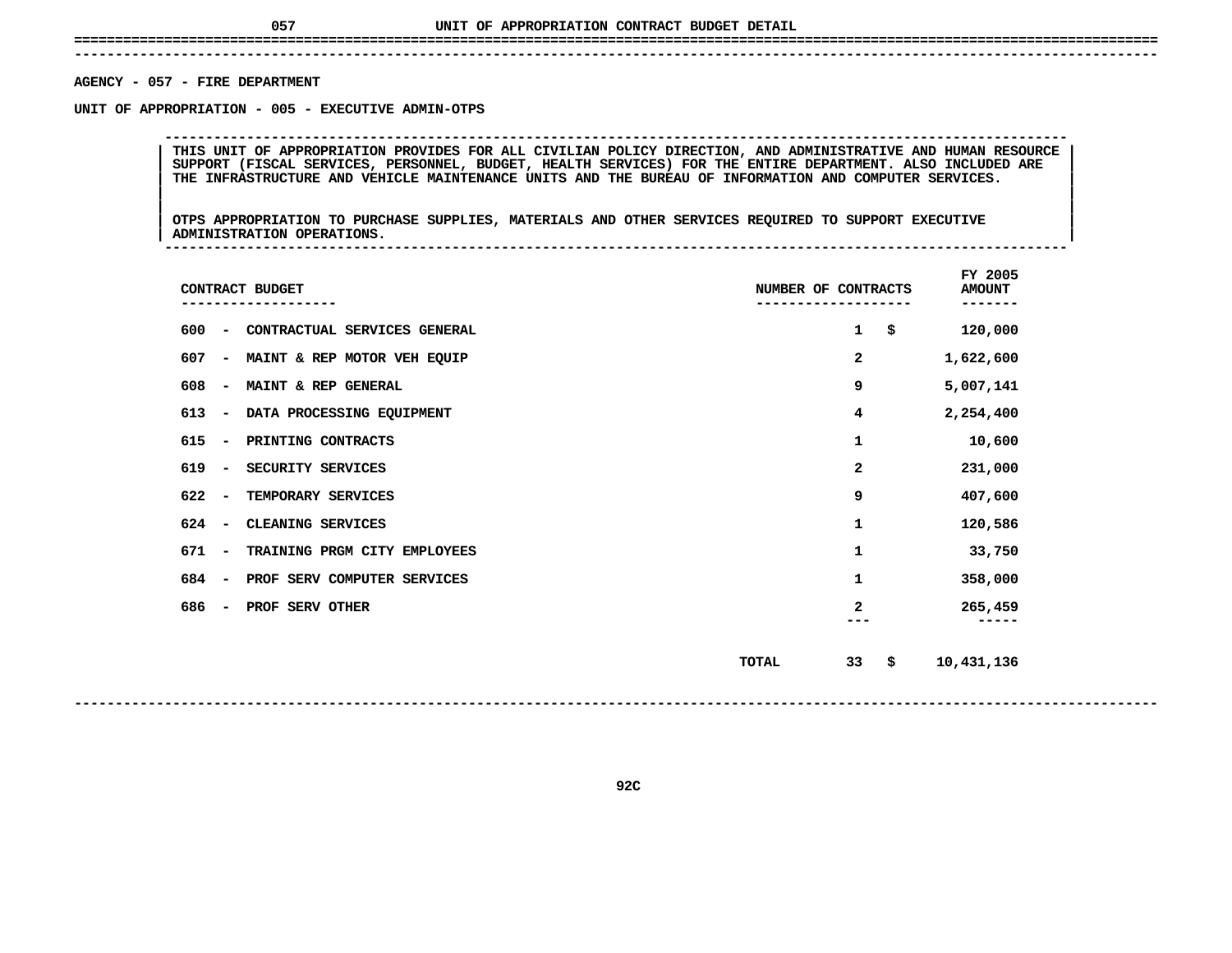# UNIT OF APPROPRIATION CONTRACT BUDGET DETAIL

**AGENCY - 057 - FIRE DEPARTMENT**

**UNIT OF APPROPRIATION - 005 - EXECUTIVE ADMIN-OTPS**

THIS UNIT OF APPROPRIATION PROVIDES FOR ALL CIVILIAN POLICY DIRECTION, AND ADMINISTRATIVE AND HUMAN RESOURCE SUPPORT (FISCAL SERVICES, PERSONNEL, BUDGET, HEALTH SERVICES) FOR THE ENTIRE DEPARTMENT. ALSO INCLUDED ARE THE INFRASTRUCTURE AND VEHICLE MAINTENANCE UNITS AND THE BUREAU OF INFORMATION AND COMPUTER SERVICES.

OTPS APPROPRIATION TO PURCHASE SUPPLIES, MATERIALS AND OTHER SERVICES REQUIRED TO SUPPORT EXECUTIVE ADMINISTRATION OPERATIONS.

| CONTRACT BUDGET | NUMBER OF CONTRACTS | FY 2005 AMOUNT |
|---|---|---|
| 600 - CONTRACTUAL SERVICES GENERAL | 1 | $ 120,000 |
| 607 - MAINT & REP MOTOR VEH EQUIP | 2 | 1,622,600 |
| 608 - MAINT & REP GENERAL | 9 | 5,007,141 |
| 613 - DATA PROCESSING EQUIPMENT | 4 | 2,254,400 |
| 615 - PRINTING CONTRACTS | 1 | 10,600 |
| 619 - SECURITY SERVICES | 2 | 231,000 |
| 622 - TEMPORARY SERVICES | 9 | 407,600 |
| 624 - CLEANING SERVICES | 1 | 120,586 |
| 671 - TRAINING PRGM CITY EMPLOYEES | 1 | 33,750 |
| 684 - PROF SERV COMPUTER SERVICES | 1 | 358,000 |
| 686 - PROF SERV OTHER | 2 | 265,459 |
| TOTAL | 33 | $ 10,431,136 |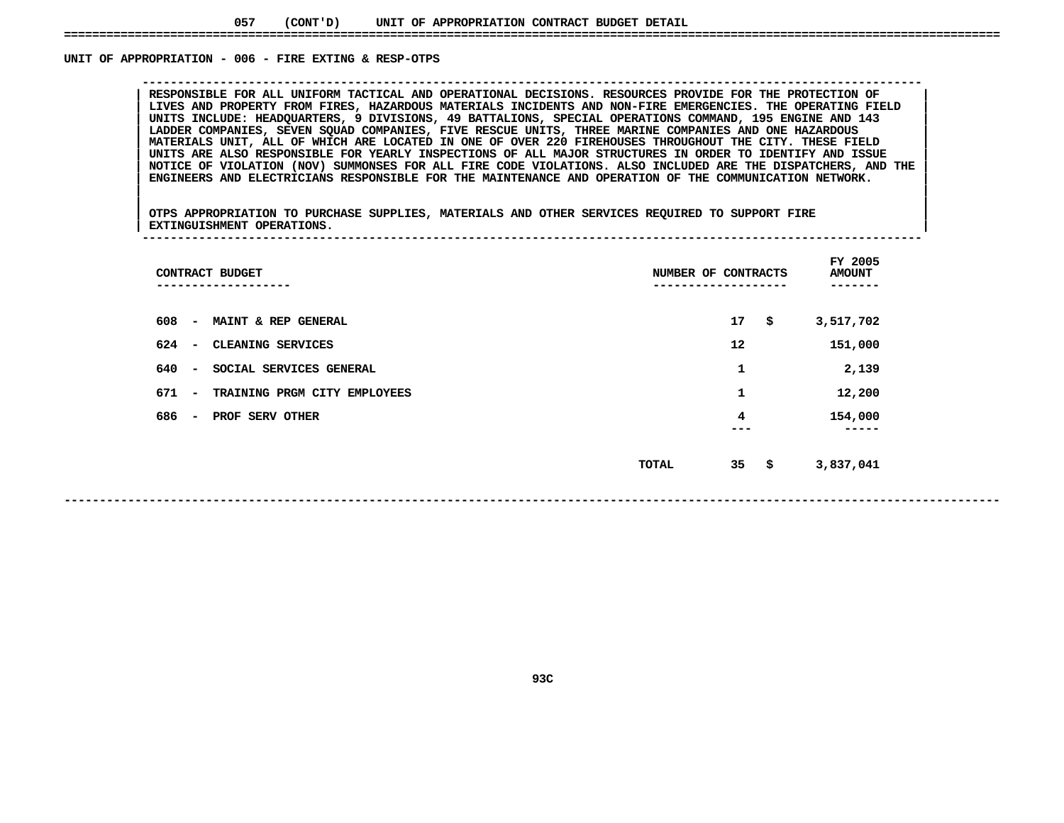057 (CONT'D) UNIT OF APPROPRIATION CONTRACT BUDGET DETAIL

## UNIT OF APPROPRIATION - 006 - FIRE EXTING & RESP-OTPS

RESPONSIBLE FOR ALL UNIFORM TACTICAL AND OPERATIONAL DECISIONS. RESOURCES PROVIDE FOR THE PROTECTION OF LIVES AND PROPERTY FROM FIRES, HAZARDOUS MATERIALS INCIDENTS AND NON-FIRE EMERGENCIES. THE OPERATING FIELD UNITS INCLUDE: HEADQUARTERS, 9 DIVISIONS, 49 BATTALIONS, SPECIAL OPERATIONS COMMAND, 195 ENGINE AND 143 LADDER COMPANIES, SEVEN SQUAD COMPANIES, FIVE RESCUE UNITS, THREE MARINE COMPANIES AND ONE HAZARDOUS MATERIALS UNIT, ALL OF WHICH ARE LOCATED IN ONE OF OVER 220 FIREHOUSES THROUGHOUT THE CITY. THESE FIELD UNITS ARE ALSO RESPONSIBLE FOR YEARLY INSPECTIONS OF ALL MAJOR STRUCTURES IN ORDER TO IDENTIFY AND ISSUE NOTICE OF VIOLATION (NOV) SUMMONSES FOR ALL FIRE CODE VIOLATIONS. ALSO INCLUDED ARE THE DISPATCHERS, AND THE ENGINEERS AND ELECTRICIANS RESPONSIBLE FOR THE MAINTENANCE AND OPERATION OF THE COMMUNICATION NETWORK.

OTPS APPROPRIATION TO PURCHASE SUPPLIES, MATERIALS AND OTHER SERVICES REQUIRED TO SUPPORT FIRE EXTINGUISHMENT OPERATIONS.

| CONTRACT BUDGET | NUMBER OF CONTRACTS | FY 2005 AMOUNT |
|---|---|---|
| 608 - MAINT & REP GENERAL | 17 | $ 3,517,702 |
| 624 - CLEANING SERVICES | 12 | 151,000 |
| 640 - SOCIAL SERVICES GENERAL | 1 | 2,139 |
| 671 - TRAINING PRGM CITY EMPLOYEES | 1 | 12,200 |
| 686 - PROF SERV OTHER | 4 | 154,000 |
| TOTAL | 35 | $ 3,837,041 |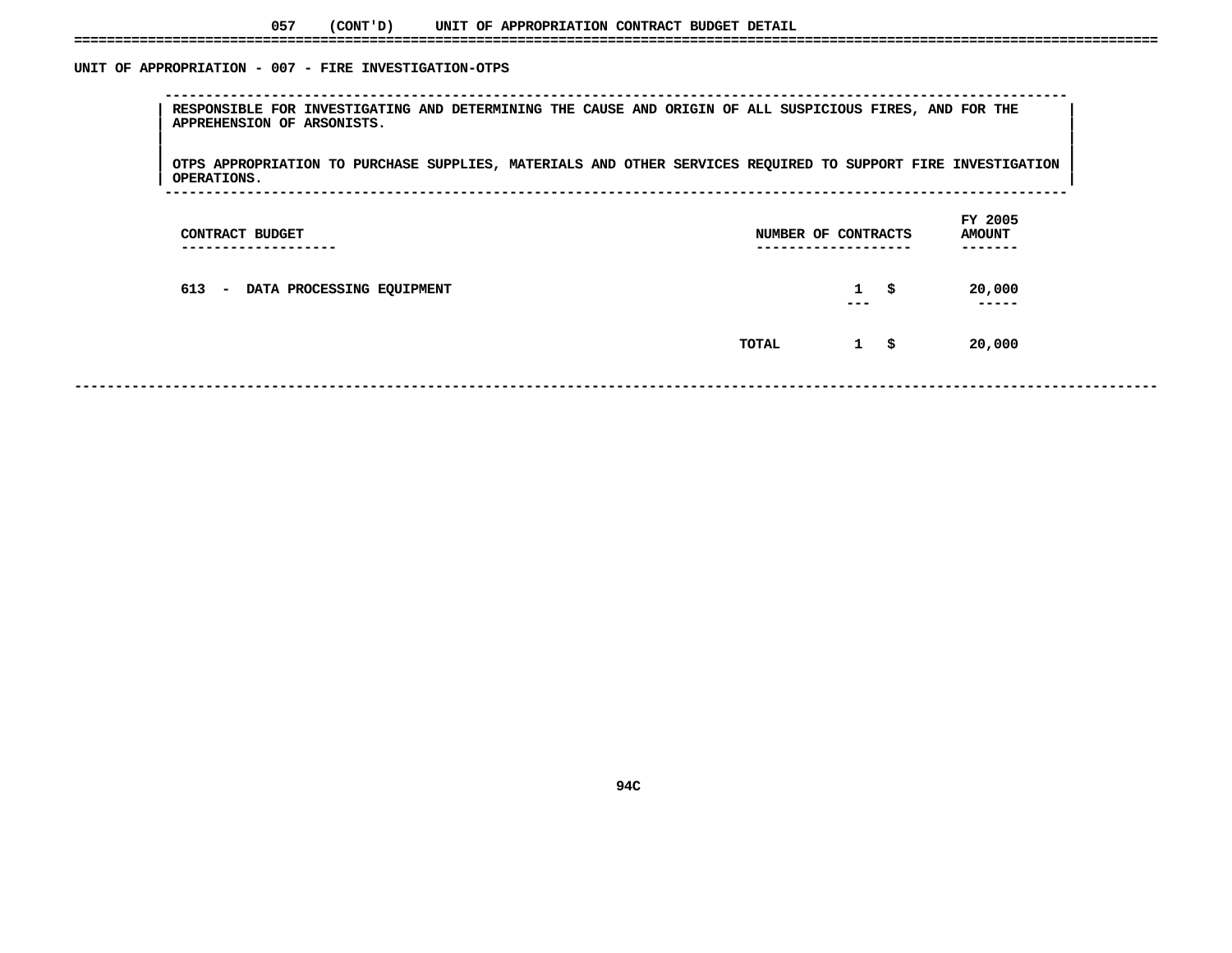057 (CONT'D) UNIT OF APPROPRIATION CONTRACT BUDGET DETAIL

## UNIT OF APPROPRIATION - 007 - FIRE INVESTIGATION-OTPS

RESPONSIBLE FOR INVESTIGATING AND DETERMINING THE CAUSE AND ORIGIN OF ALL SUSPICIOUS FIRES, AND FOR THE APPREHENSION OF ARSONISTS.

OTPS APPROPRIATION TO PURCHASE SUPPLIES, MATERIALS AND OTHER SERVICES REQUIRED TO SUPPORT FIRE INVESTIGATION OPERATIONS.

| CONTRACT BUDGET | NUMBER OF CONTRACTS | FY 2005 AMOUNT |
|---|---|---|
| 613 - DATA PROCESSING EQUIPMENT | 1 | $ 20,000 |
| TOTAL | 1 | $ 20,000 |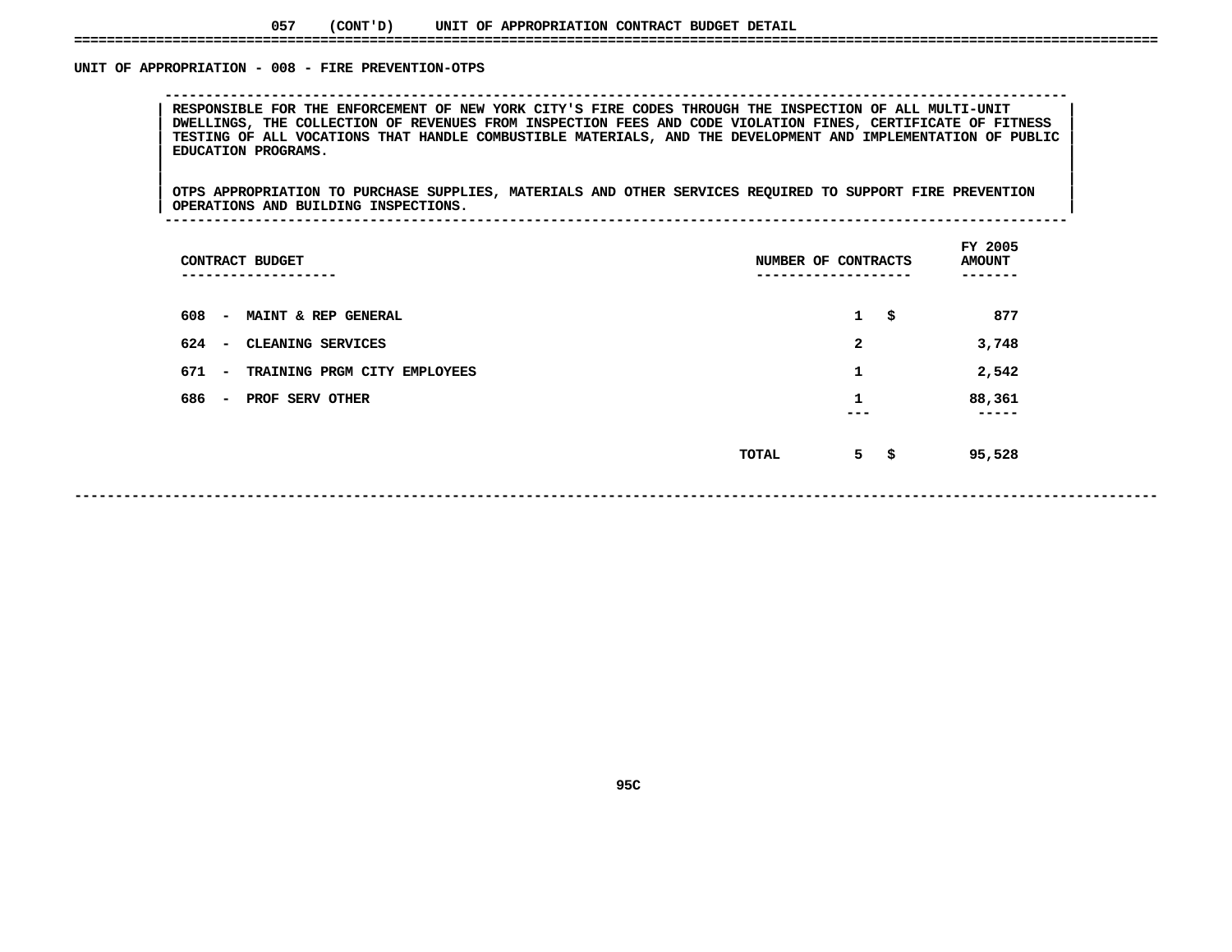057 (CONT'D) UNIT OF APPROPRIATION CONTRACT BUDGET DETAIL

## UNIT OF APPROPRIATION - 008 - FIRE PREVENTION-OTPS

RESPONSIBLE FOR THE ENFORCEMENT OF NEW YORK CITY'S FIRE CODES THROUGH THE INSPECTION OF ALL MULTI-UNIT DWELLINGS, THE COLLECTION OF REVENUES FROM INSPECTION FEES AND CODE VIOLATION FINES, CERTIFICATE OF FITNESS TESTING OF ALL VOCATIONS THAT HANDLE COMBUSTIBLE MATERIALS, AND THE DEVELOPMENT AND IMPLEMENTATION OF PUBLIC EDUCATION PROGRAMS.

OTPS APPROPRIATION TO PURCHASE SUPPLIES, MATERIALS AND OTHER SERVICES REQUIRED TO SUPPORT FIRE PREVENTION OPERATIONS AND BUILDING INSPECTIONS.

| CONTRACT BUDGET | NUMBER OF CONTRACTS | FY 2005 AMOUNT |
|---|---|---|
| 608 - MAINT & REP GENERAL | 1 | $ 877 |
| 624 - CLEANING SERVICES | 2 | 3,748 |
| 671 - TRAINING PRGM CITY EMPLOYEES | 1 | 2,542 |
| 686 - PROF SERV OTHER | 1 | 88,361 |
| TOTAL | 5 | $ 95,528 |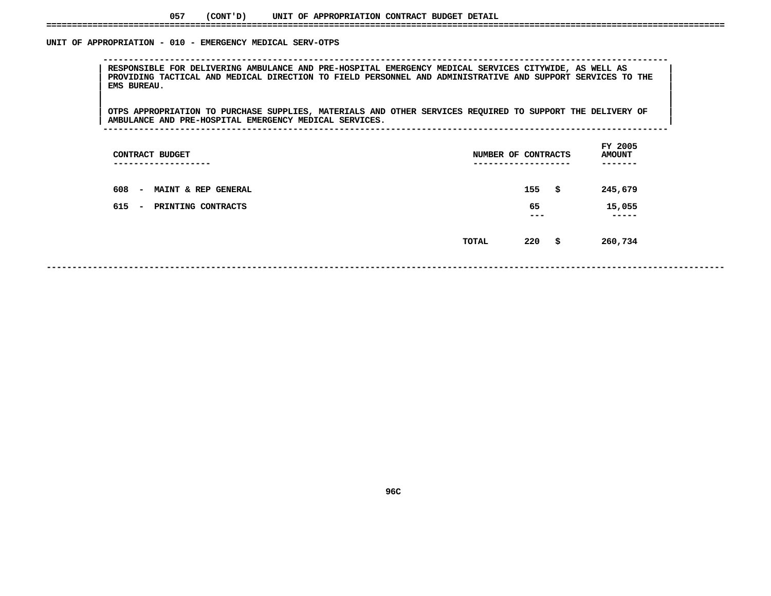057 (CONT'D) UNIT OF APPROPRIATION CONTRACT BUDGET DETAIL

## UNIT OF APPROPRIATION - 010 - EMERGENCY MEDICAL SERV-OTPS

RESPONSIBLE FOR DELIVERING AMBULANCE AND PRE-HOSPITAL EMERGENCY MEDICAL SERVICES CITYWIDE, AS WELL AS PROVIDING TACTICAL AND MEDICAL DIRECTION TO FIELD PERSONNEL AND ADMINISTRATIVE AND SUPPORT SERVICES TO THE EMS BUREAU.

OTPS APPROPRIATION TO PURCHASE SUPPLIES, MATERIALS AND OTHER SERVICES REQUIRED TO SUPPORT THE DELIVERY OF AMBULANCE AND PRE-HOSPITAL EMERGENCY MEDICAL SERVICES.

| CONTRACT BUDGET | NUMBER OF CONTRACTS | FY 2005 AMOUNT |
|---|---|---|
| 608 - MAINT & REP GENERAL | 155 | $ 245,679 |
| 615 - PRINTING CONTRACTS | 65 | 15,055 |
| TOTAL | 220 | $ 260,734 |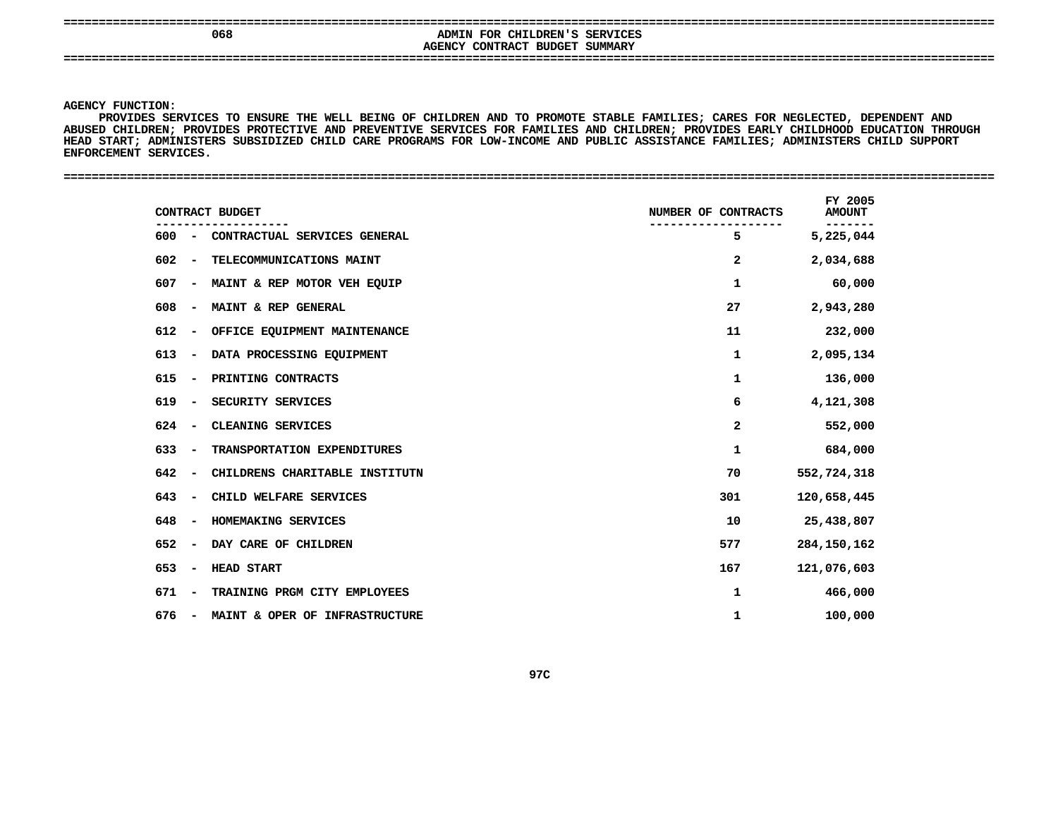068 ADMIN FOR CHILDREN'S SERVICES

AGENCY CONTRACT BUDGET SUMMARY

AGENCY FUNCTION:

PROVIDES SERVICES TO ENSURE THE WELL BEING OF CHILDREN AND TO PROMOTE STABLE FAMILIES; CARES FOR NEGLECTED, DEPENDENT AND ABUSED CHILDREN; PROVIDES PROTECTIVE AND PREVENTIVE SERVICES FOR FAMILIES AND CHILDREN; PROVIDES EARLY CHILDHOOD EDUCATION THROUGH HEAD START; ADMINISTERS SUBSIDIZED CHILD CARE PROGRAMS FOR LOW-INCOME AND PUBLIC ASSISTANCE FAMILIES; ADMINISTERS CHILD SUPPORT ENFORCEMENT SERVICES.

| CONTRACT BUDGET | NUMBER OF CONTRACTS | FY 2005 AMOUNT |
|---|---|---|
| 600 - CONTRACTUAL SERVICES GENERAL | 5 | 5,225,044 |
| 602 - TELECOMMUNICATIONS MAINT | 2 | 2,034,688 |
| 607 - MAINT & REP MOTOR VEH EQUIP | 1 | 60,000 |
| 608 - MAINT & REP GENERAL | 27 | 2,943,280 |
| 612 - OFFICE EQUIPMENT MAINTENANCE | 11 | 232,000 |
| 613 - DATA PROCESSING EQUIPMENT | 1 | 2,095,134 |
| 615 - PRINTING CONTRACTS | 1 | 136,000 |
| 619 - SECURITY SERVICES | 6 | 4,121,308 |
| 624 - CLEANING SERVICES | 2 | 552,000 |
| 633 - TRANSPORTATION EXPENDITURES | 1 | 684,000 |
| 642 - CHILDRENS CHARITABLE INSTITUTN | 70 | 552,724,318 |
| 643 - CHILD WELFARE SERVICES | 301 | 120,658,445 |
| 648 - HOMEMAKING SERVICES | 10 | 25,438,807 |
| 652 - DAY CARE OF CHILDREN | 577 | 284,150,162 |
| 653 - HEAD START | 167 | 121,076,603 |
| 671 - TRAINING PRGM CITY EMPLOYEES | 1 | 466,000 |
| 676 - MAINT & OPER OF INFRASTRUCTURE | 1 | 100,000 |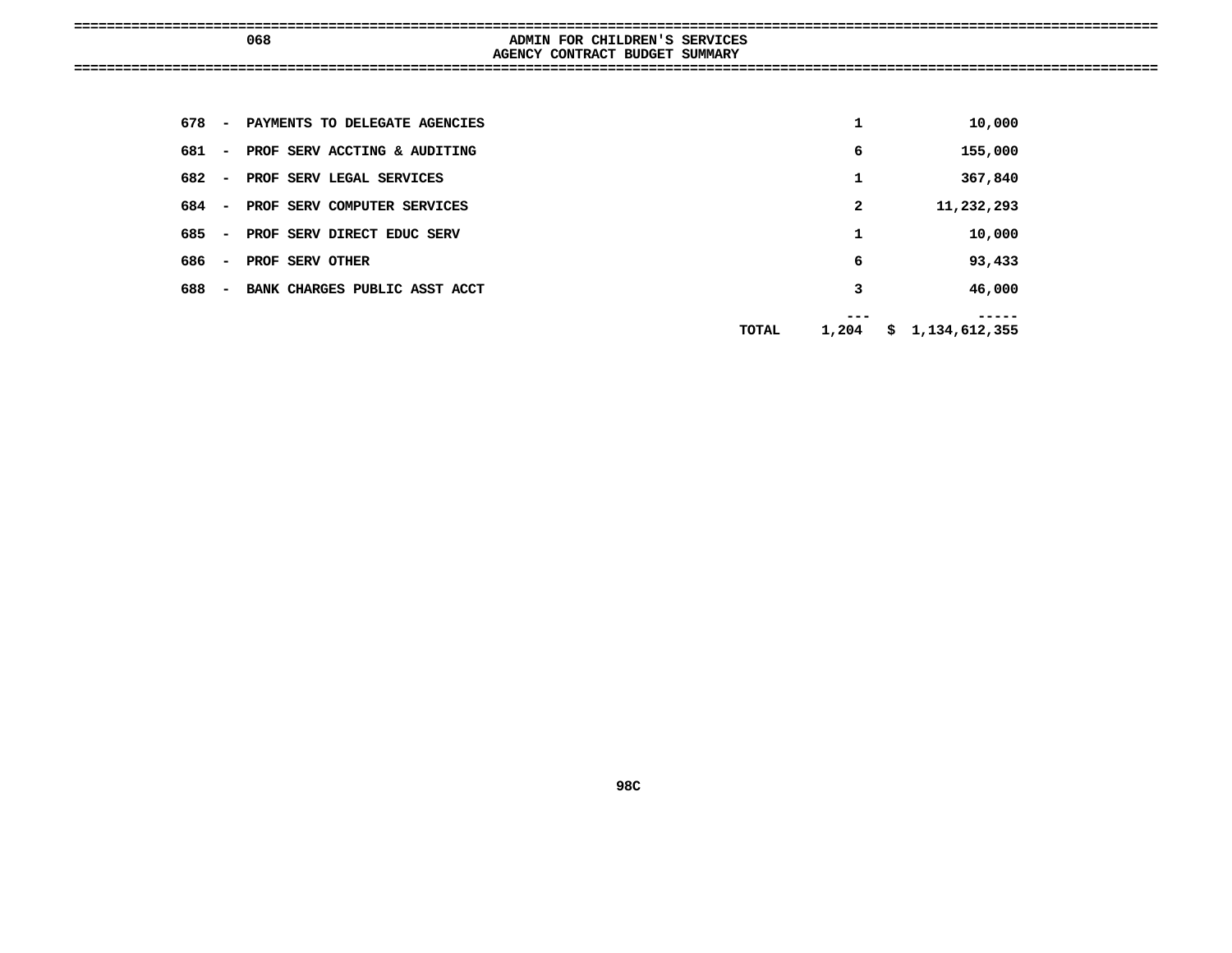068 ADMIN FOR CHILDREN'S SERVICES

AGENCY CONTRACT BUDGET SUMMARY

| | | | |
|---|---|---|---|
| 678 - PAYMENTS TO DELEGATE AGENCIES | | 1 | 10,000 |
| 681 - PROF SERV ACCTING & AUDITING | | 6 | 155,000 |
| 682 - PROF SERV LEGAL SERVICES | | 1 | 367,840 |
| 684 - PROF SERV COMPUTER SERVICES | | 2 | 11,232,293 |
| 685 - PROF SERV DIRECT EDUC SERV | | 1 | 10,000 |
| 686 - PROF SERV OTHER | | 6 | 93,433 |
| 688 - BANK CHARGES PUBLIC ASST ACCT | | 3 | 46,000 |
| | | --- | ----- |
| | TOTAL | 1,204 | $ 1,134,612,355 |

98C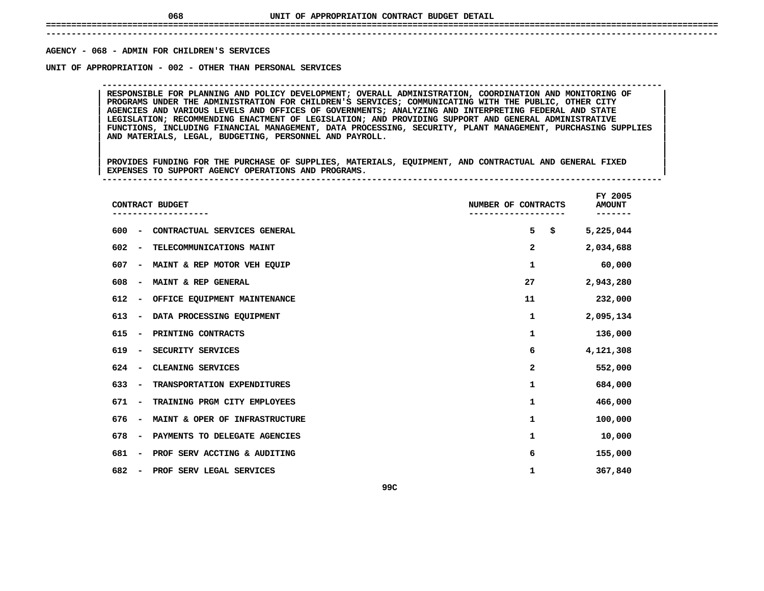# 068 UNIT OF APPROPRIATION CONTRACT BUDGET DETAIL

AGENCY - 068 - ADMIN FOR CHILDREN'S SERVICES

UNIT OF APPROPRIATION - 002 - OTHER THAN PERSONAL SERVICES

RESPONSIBLE FOR PLANNING AND POLICY DEVELOPMENT; OVERALL ADMINISTRATION, COORDINATION AND MONITORING OF PROGRAMS UNDER THE ADMINISTRATION FOR CHILDREN'S SERVICES; COMMUNICATING WITH THE PUBLIC, OTHER CITY AGENCIES AND VARIOUS LEVELS AND OFFICES OF GOVERNMENTS; ANALYZING AND INTERPRETING FEDERAL AND STATE LEGISLATION; RECOMMENDING ENACTMENT OF LEGISLATION; AND PROVIDING SUPPORT AND GENERAL ADMINISTRATIVE FUNCTIONS, INCLUDING FINANCIAL MANAGEMENT, DATA PROCESSING, SECURITY, PLANT MANAGEMENT, PURCHASING SUPPLIES AND MATERIALS, LEGAL, BUDGETING, PERSONNEL AND PAYROLL.

PROVIDES FUNDING FOR THE PURCHASE OF SUPPLIES, MATERIALS, EQUIPMENT, AND CONTRACTUAL AND GENERAL FIXED EXPENSES TO SUPPORT AGENCY OPERATIONS AND PROGRAMS.

| CONTRACT BUDGET | NUMBER OF CONTRACTS | FY 2005 AMOUNT |
|---|---|---|
| 600 - CONTRACTUAL SERVICES GENERAL | 5 | $ 5,225,044 |
| 602 - TELECOMMUNICATIONS MAINT | 2 | 2,034,688 |
| 607 - MAINT & REP MOTOR VEH EQUIP | 1 | 60,000 |
| 608 - MAINT & REP GENERAL | 27 | 2,943,280 |
| 612 - OFFICE EQUIPMENT MAINTENANCE | 11 | 232,000 |
| 613 - DATA PROCESSING EQUIPMENT | 1 | 2,095,134 |
| 615 - PRINTING CONTRACTS | 1 | 136,000 |
| 619 - SECURITY SERVICES | 6 | 4,121,308 |
| 624 - CLEANING SERVICES | 2 | 552,000 |
| 633 - TRANSPORTATION EXPENDITURES | 1 | 684,000 |
| 671 - TRAINING PRGM CITY EMPLOYEES | 1 | 466,000 |
| 676 - MAINT & OPER OF INFRASTRUCTURE | 1 | 100,000 |
| 678 - PAYMENTS TO DELEGATE AGENCIES | 1 | 10,000 |
| 681 - PROF SERV ACCTING & AUDITING | 6 | 155,000 |
| 682 - PROF SERV LEGAL SERVICES | 1 | 367,840 |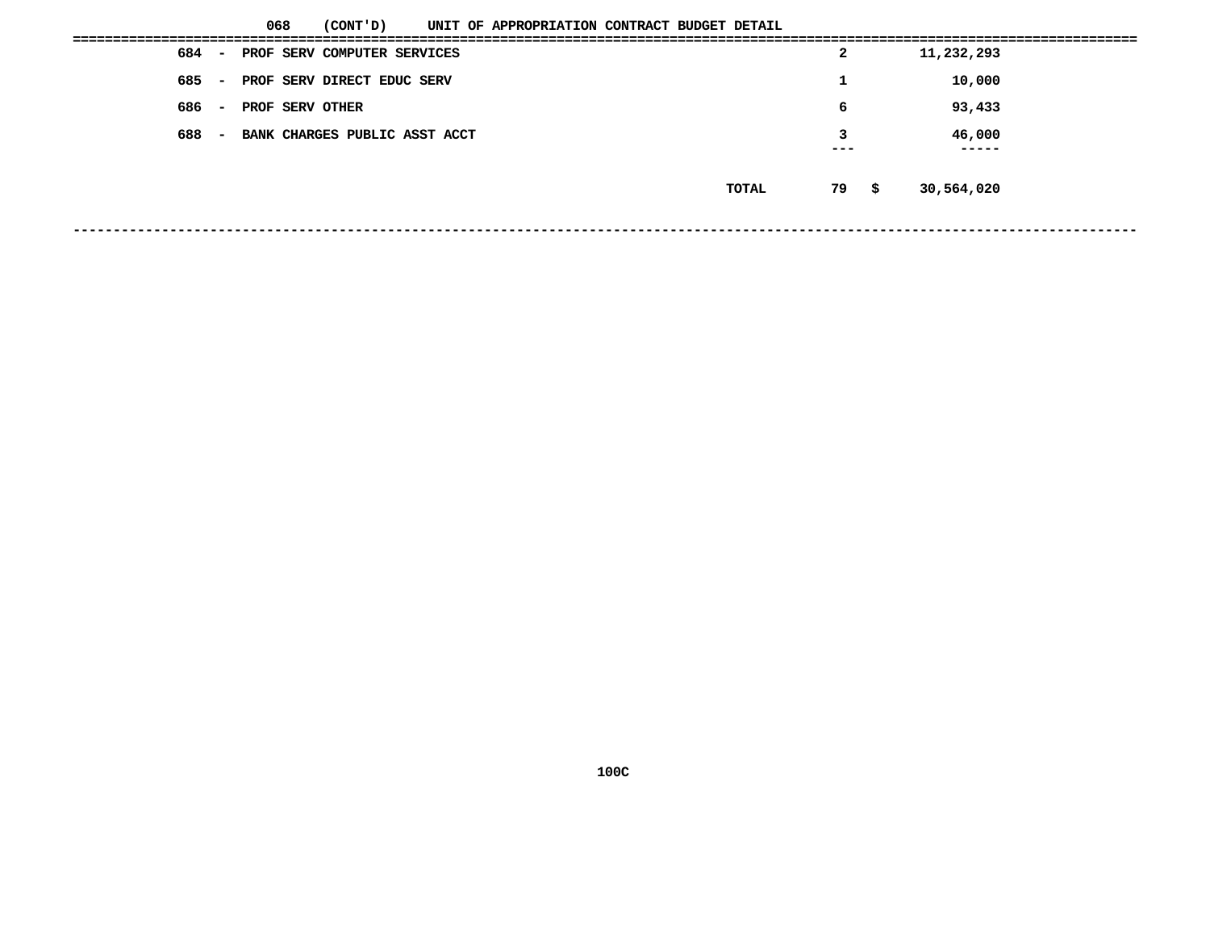068 (CONT'D) UNIT OF APPROPRIATION CONTRACT BUDGET DETAIL

| Code | Description | Number | Amount |
|---|---|---|---|
| 684 | PROF SERV COMPUTER SERVICES | 2 | 11,232,293 |
| 685 | PROF SERV DIRECT EDUC SERV | 1 | 10,000 |
| 686 | PROF SERV OTHER | 6 | 93,433 |
| 688 | BANK CHARGES PUBLIC ASST ACCT | 3 | 46,000 |
| | TOTAL | 79 | $ 30,564,020 |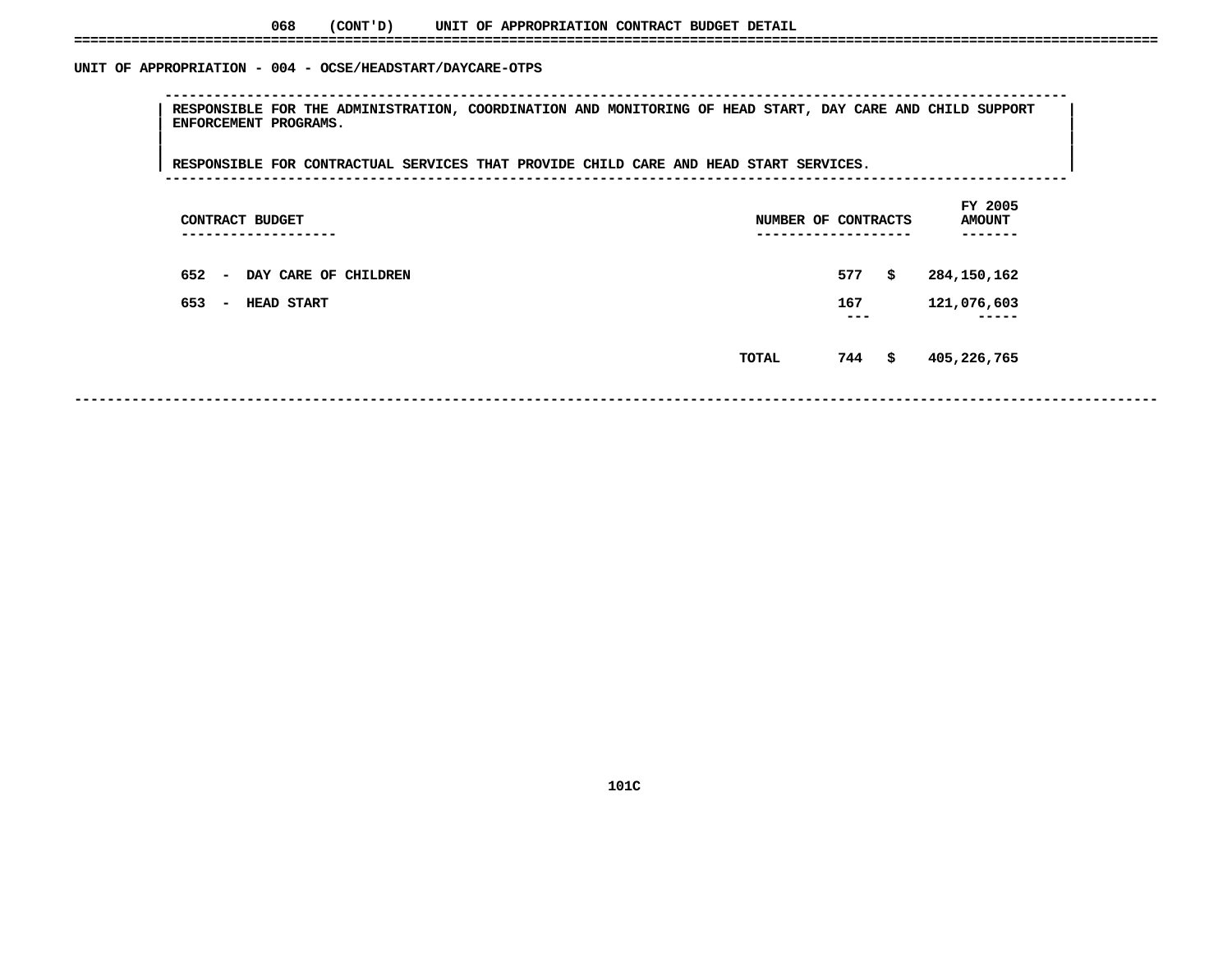068 (CONT'D) UNIT OF APPROPRIATION CONTRACT BUDGET DETAIL

## UNIT OF APPROPRIATION - 004 - OCSE/HEADSTART/DAYCARE-OTPS

RESPONSIBLE FOR THE ADMINISTRATION, COORDINATION AND MONITORING OF HEAD START, DAY CARE AND CHILD SUPPORT ENFORCEMENT PROGRAMS.

RESPONSIBLE FOR CONTRACTUAL SERVICES THAT PROVIDE CHILD CARE AND HEAD START SERVICES.

| CONTRACT BUDGET | NUMBER OF CONTRACTS | FY 2005 AMOUNT |
|---|---|---|
| 652 - DAY CARE OF CHILDREN | 577 | $ 284,150,162 |
| 653 - HEAD START | 167 | 121,076,603 |
| TOTAL | 744 | $ 405,226,765 |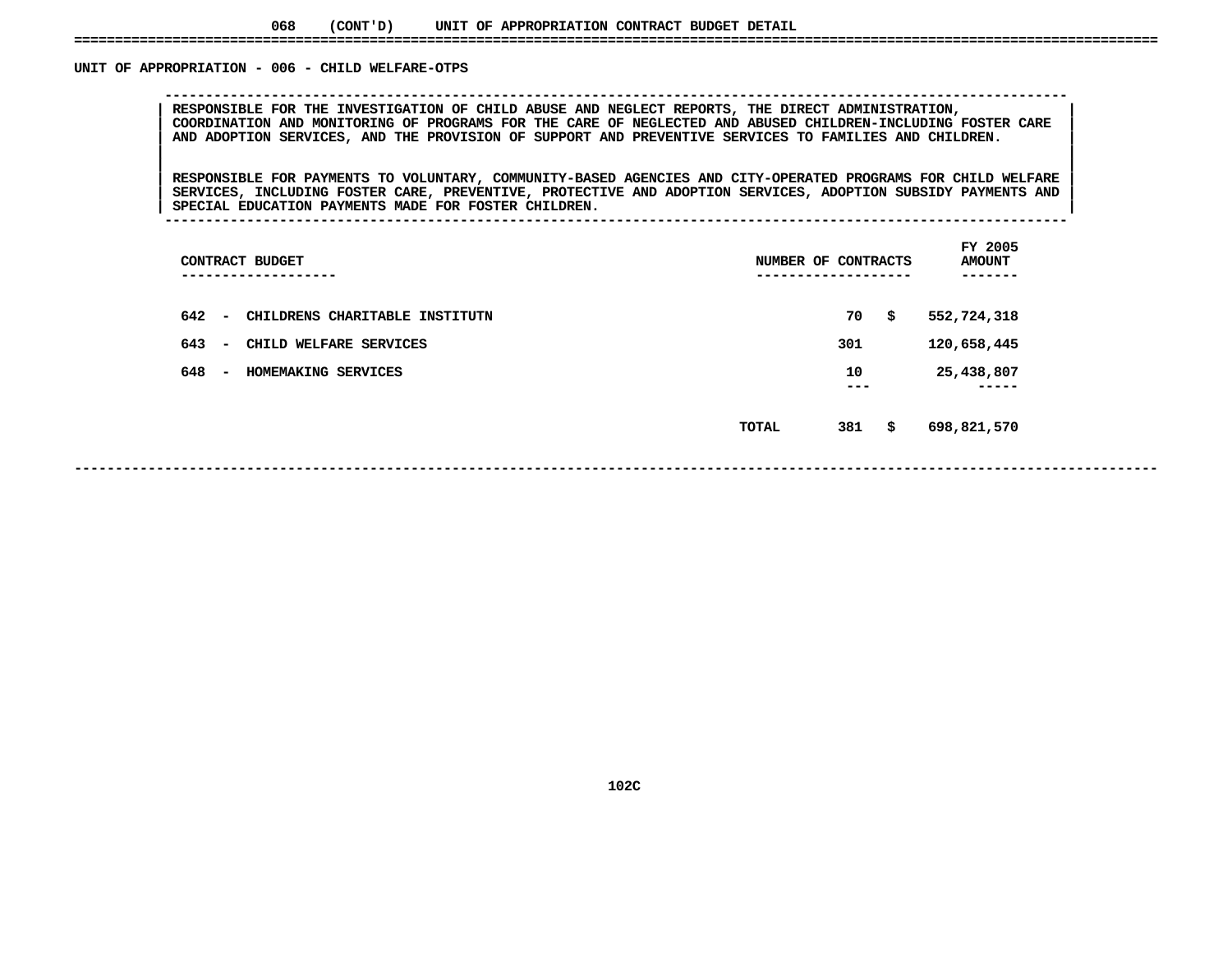068 (CONT'D) UNIT OF APPROPRIATION CONTRACT BUDGET DETAIL

## UNIT OF APPROPRIATION - 006 - CHILD WELFARE-OTPS

RESPONSIBLE FOR THE INVESTIGATION OF CHILD ABUSE AND NEGLECT REPORTS, THE DIRECT ADMINISTRATION, COORDINATION AND MONITORING OF PROGRAMS FOR THE CARE OF NEGLECTED AND ABUSED CHILDREN-INCLUDING FOSTER CARE AND ADOPTION SERVICES, AND THE PROVISION OF SUPPORT AND PREVENTIVE SERVICES TO FAMILIES AND CHILDREN.

RESPONSIBLE FOR PAYMENTS TO VOLUNTARY, COMMUNITY-BASED AGENCIES AND CITY-OPERATED PROGRAMS FOR CHILD WELFARE SERVICES, INCLUDING FOSTER CARE, PREVENTIVE, PROTECTIVE AND ADOPTION SERVICES, ADOPTION SUBSIDY PAYMENTS AND SPECIAL EDUCATION PAYMENTS MADE FOR FOSTER CHILDREN.

| CONTRACT BUDGET | NUMBER OF CONTRACTS | FY 2005 AMOUNT |
|---|---|---|
| 642 - CHILDRENS CHARITABLE INSTITUTN | 70 | $ 552,724,318 |
| 643 - CHILD WELFARE SERVICES | 301 | 120,658,445 |
| 648 - HOMEMAKING SERVICES | 10 | 25,438,807 |
| TOTAL | 381 | $ 698,821,570 |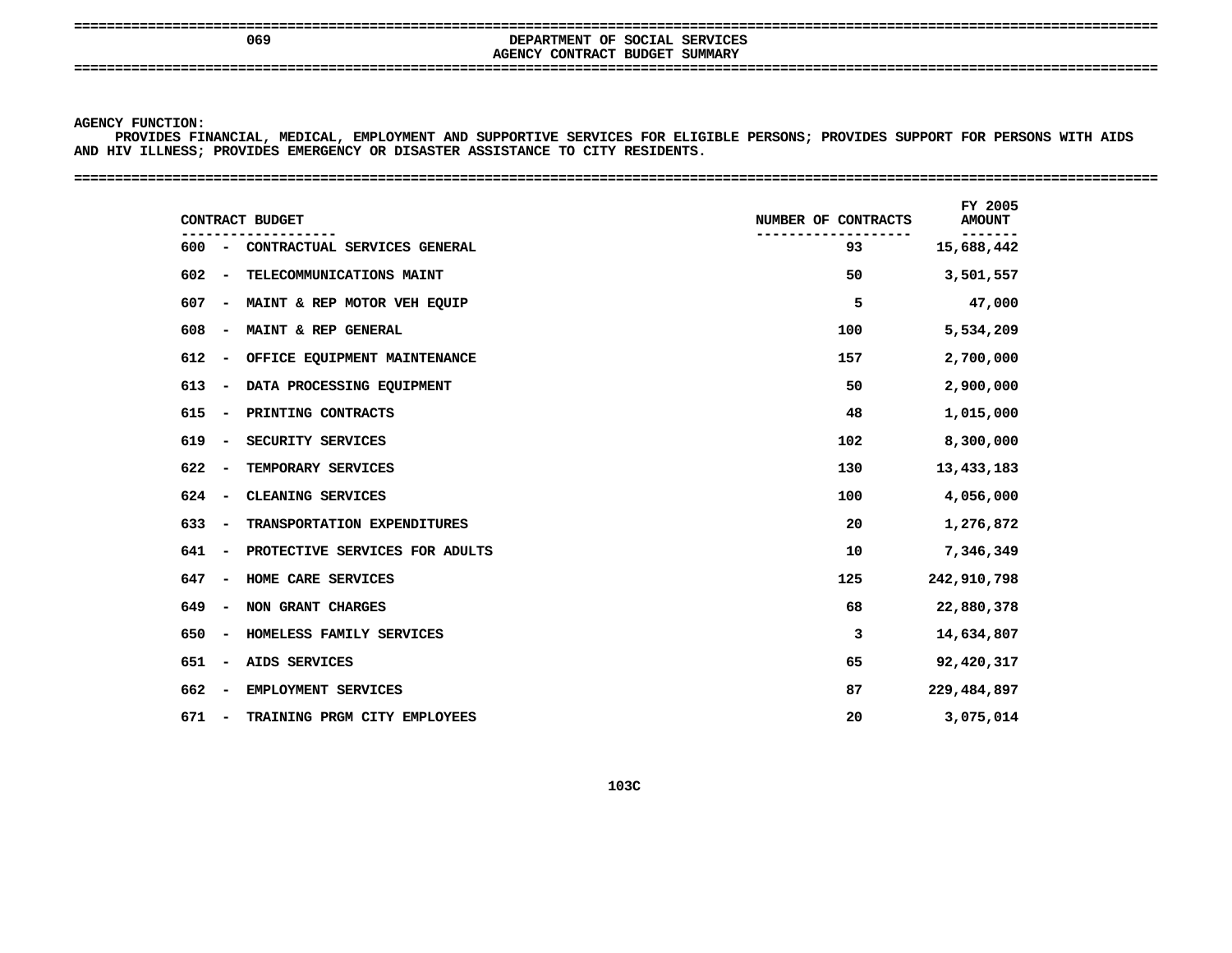# 069 DEPARTMENT OF SOCIAL SERVICES

## AGENCY CONTRACT BUDGET SUMMARY

**AGENCY FUNCTION:**

PROVIDES FINANCIAL, MEDICAL, EMPLOYMENT AND SUPPORTIVE SERVICES FOR ELIGIBLE PERSONS; PROVIDES SUPPORT FOR PERSONS WITH AIDS AND HIV ILLNESS; PROVIDES EMERGENCY OR DISASTER ASSISTANCE TO CITY RESIDENTS.

| CONTRACT BUDGET | NUMBER OF CONTRACTS | FY 2005 AMOUNT |
|---|---|---|
| 600 - CONTRACTUAL SERVICES GENERAL | 93 | 15,688,442 |
| 602 - TELECOMMUNICATIONS MAINT | 50 | 3,501,557 |
| 607 - MAINT & REP MOTOR VEH EQUIP | 5 | 47,000 |
| 608 - MAINT & REP GENERAL | 100 | 5,534,209 |
| 612 - OFFICE EQUIPMENT MAINTENANCE | 157 | 2,700,000 |
| 613 - DATA PROCESSING EQUIPMENT | 50 | 2,900,000 |
| 615 - PRINTING CONTRACTS | 48 | 1,015,000 |
| 619 - SECURITY SERVICES | 102 | 8,300,000 |
| 622 - TEMPORARY SERVICES | 130 | 13,433,183 |
| 624 - CLEANING SERVICES | 100 | 4,056,000 |
| 633 - TRANSPORTATION EXPENDITURES | 20 | 1,276,872 |
| 641 - PROTECTIVE SERVICES FOR ADULTS | 10 | 7,346,349 |
| 647 - HOME CARE SERVICES | 125 | 242,910,798 |
| 649 - NON GRANT CHARGES | 68 | 22,880,378 |
| 650 - HOMELESS FAMILY SERVICES | 3 | 14,634,807 |
| 651 - AIDS SERVICES | 65 | 92,420,317 |
| 662 - EMPLOYMENT SERVICES | 87 | 229,484,897 |
| 671 - TRAINING PRGM CITY EMPLOYEES | 20 | 3,075,014 |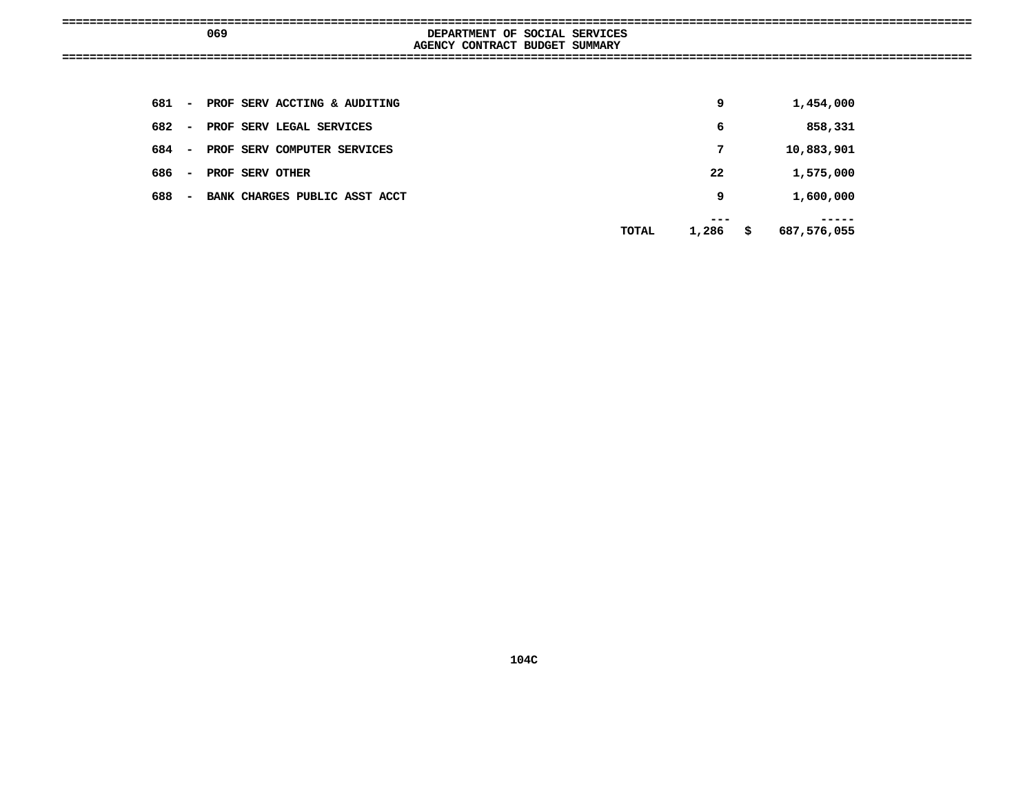069 DEPARTMENT OF SOCIAL SERVICES

AGENCY CONTRACT BUDGET SUMMARY

| Code | Description | | Count | | Amount |
|---|---|---|---|---|---|
| 681 - | PROF SERV ACCTING & AUDITING | | 9 | | 1,454,000 |
| 682 - | PROF SERV LEGAL SERVICES | | 6 | | 858,331 |
| 684 - | PROF SERV COMPUTER SERVICES | | 7 | | 10,883,901 |
| 686 - | PROF SERV OTHER | | 22 | | 1,575,000 |
| 688 - | BANK CHARGES PUBLIC ASST ACCT | | 9 | | 1,600,000 |
| | | | --- | | ----- |
| | | TOTAL | 1,286 | $ | 687,576,055 |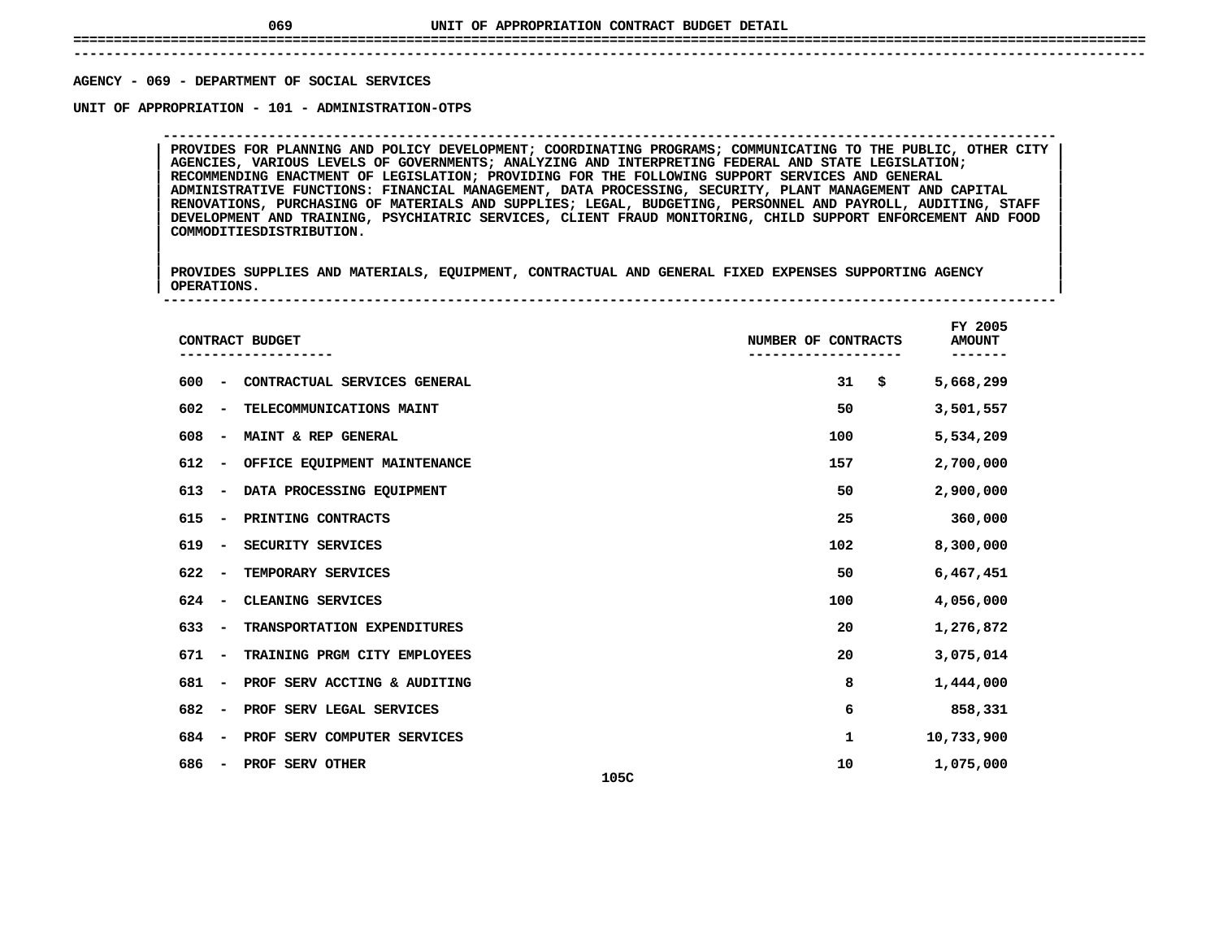# UNIT OF APPROPRIATION CONTRACT BUDGET DETAIL

**AGENCY - 069 - DEPARTMENT OF SOCIAL SERVICES**

**UNIT OF APPROPRIATION - 101 - ADMINISTRATION-OTPS**

PROVIDES FOR PLANNING AND POLICY DEVELOPMENT; COORDINATING PROGRAMS; COMMUNICATING TO THE PUBLIC, OTHER CITY AGENCIES, VARIOUS LEVELS OF GOVERNMENTS; ANALYZING AND INTERPRETING FEDERAL AND STATE LEGISLATION; RECOMMENDING ENACTMENT OF LEGISLATION; PROVIDING FOR THE FOLLOWING SUPPORT SERVICES AND GENERAL ADMINISTRATIVE FUNCTIONS: FINANCIAL MANAGEMENT, DATA PROCESSING, SECURITY, PLANT MANAGEMENT AND CAPITAL RENOVATIONS, PURCHASING OF MATERIALS AND SUPPLIES; LEGAL, BUDGETING, PERSONNEL AND PAYROLL, AUDITING, STAFF DEVELOPMENT AND TRAINING, PSYCHIATRIC SERVICES, CLIENT FRAUD MONITORING, CHILD SUPPORT ENFORCEMENT AND FOOD COMMODITIESDISTRIBUTION.

PROVIDES SUPPLIES AND MATERIALS, EQUIPMENT, CONTRACTUAL AND GENERAL FIXED EXPENSES SUPPORTING AGENCY OPERATIONS.

| CONTRACT BUDGET | NUMBER OF CONTRACTS | FY 2005 AMOUNT |
|---|---|---|
| 600 - CONTRACTUAL SERVICES GENERAL | 31 | $ 5,668,299 |
| 602 - TELECOMMUNICATIONS MAINT | 50 | 3,501,557 |
| 608 - MAINT & REP GENERAL | 100 | 5,534,209 |
| 612 - OFFICE EQUIPMENT MAINTENANCE | 157 | 2,700,000 |
| 613 - DATA PROCESSING EQUIPMENT | 50 | 2,900,000 |
| 615 - PRINTING CONTRACTS | 25 | 360,000 |
| 619 - SECURITY SERVICES | 102 | 8,300,000 |
| 622 - TEMPORARY SERVICES | 50 | 6,467,451 |
| 624 - CLEANING SERVICES | 100 | 4,056,000 |
| 633 - TRANSPORTATION EXPENDITURES | 20 | 1,276,872 |
| 671 - TRAINING PRGM CITY EMPLOYEES | 20 | 3,075,014 |
| 681 - PROF SERV ACCTING & AUDITING | 8 | 1,444,000 |
| 682 - PROF SERV LEGAL SERVICES | 6 | 858,331 |
| 684 - PROF SERV COMPUTER SERVICES | 1 | 10,733,900 |
| 686 - PROF SERV OTHER | 10 | 1,075,000 |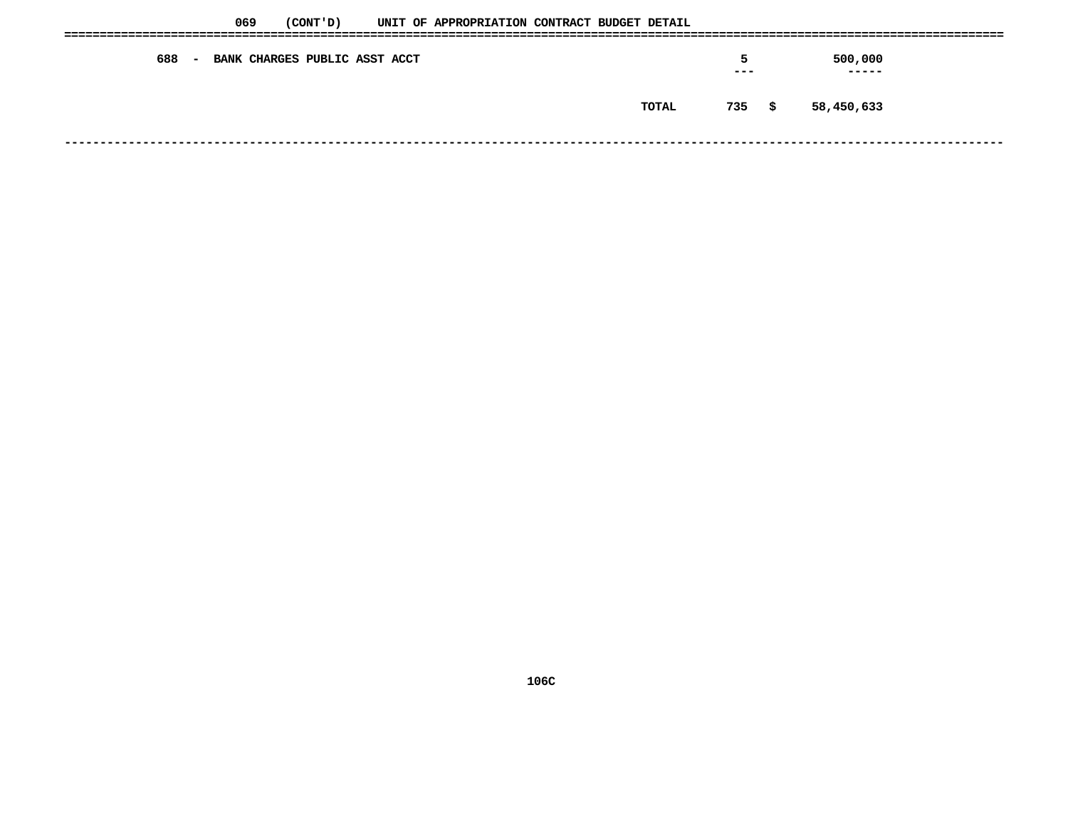069 (CONT'D) UNIT OF APPROPRIATION CONTRACT BUDGET DETAIL

| | | | |
|---|---|---|---|
| 688 - BANK CHARGES PUBLIC ASST ACCT | | 5 | 500,000 |
| | TOTAL | 735 | $ 58,450,633 |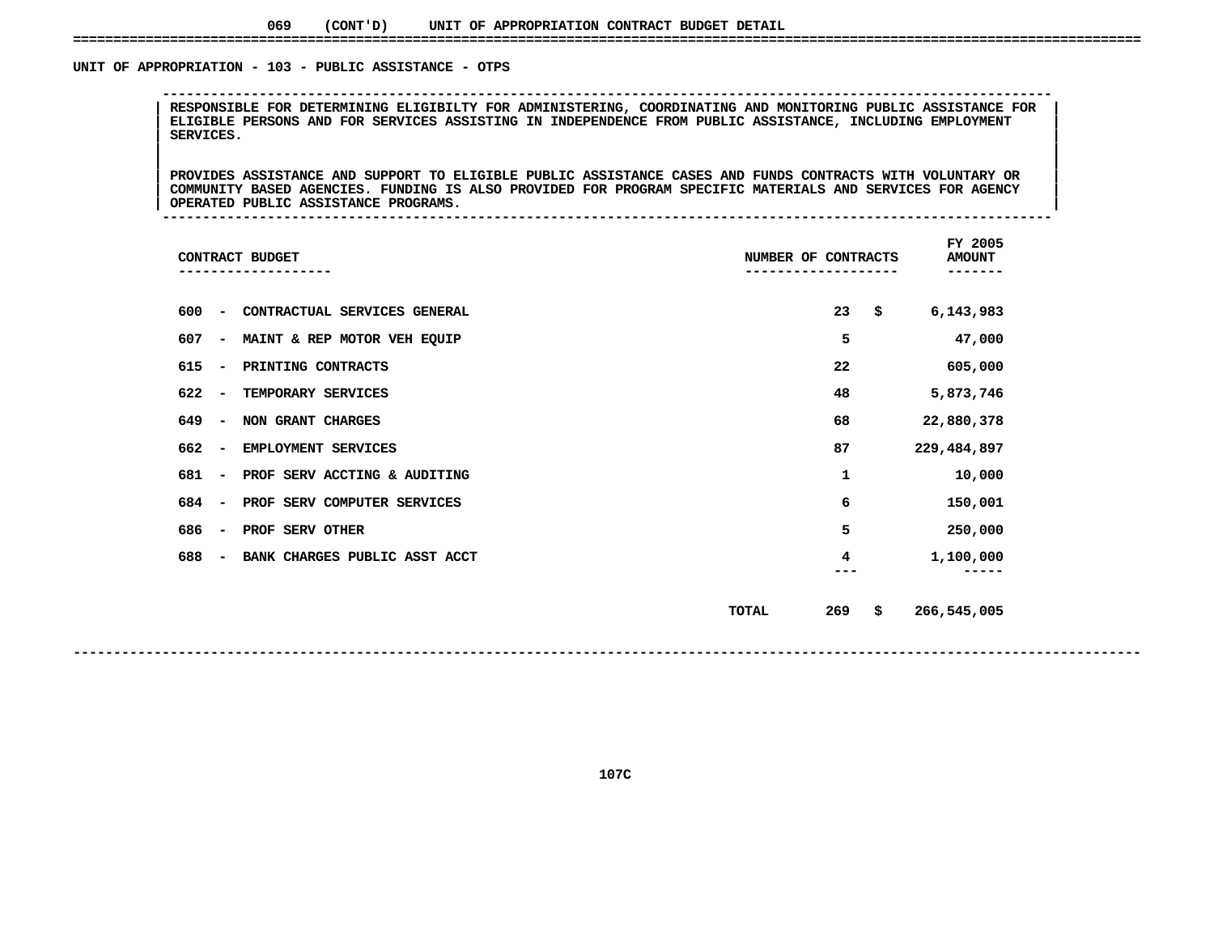069 (CONT'D) UNIT OF APPROPRIATION CONTRACT BUDGET DETAIL

## UNIT OF APPROPRIATION - 103 - PUBLIC ASSISTANCE - OTPS

RESPONSIBLE FOR DETERMINING ELIGIBILTY FOR ADMINISTERING, COORDINATING AND MONITORING PUBLIC ASSISTANCE FOR ELIGIBLE PERSONS AND FOR SERVICES ASSISTING IN INDEPENDENCE FROM PUBLIC ASSISTANCE, INCLUDING EMPLOYMENT SERVICES.

PROVIDES ASSISTANCE AND SUPPORT TO ELIGIBLE PUBLIC ASSISTANCE CASES AND FUNDS CONTRACTS WITH VOLUNTARY OR COMMUNITY BASED AGENCIES. FUNDING IS ALSO PROVIDED FOR PROGRAM SPECIFIC MATERIALS AND SERVICES FOR AGENCY OPERATED PUBLIC ASSISTANCE PROGRAMS.

| CONTRACT BUDGET | NUMBER OF CONTRACTS | FY 2005 AMOUNT |
|---|---|---|
| 600 - CONTRACTUAL SERVICES GENERAL | 23 | $ 6,143,983 |
| 607 - MAINT & REP MOTOR VEH EQUIP | 5 | 47,000 |
| 615 - PRINTING CONTRACTS | 22 | 605,000 |
| 622 - TEMPORARY SERVICES | 48 | 5,873,746 |
| 649 - NON GRANT CHARGES | 68 | 22,880,378 |
| 662 - EMPLOYMENT SERVICES | 87 | 229,484,897 |
| 681 - PROF SERV ACCTING & AUDITING | 1 | 10,000 |
| 684 - PROF SERV COMPUTER SERVICES | 6 | 150,001 |
| 686 - PROF SERV OTHER | 5 | 250,000 |
| 688 - BANK CHARGES PUBLIC ASST ACCT | 4 | 1,100,000 |
| TOTAL | 269 | $ 266,545,005 |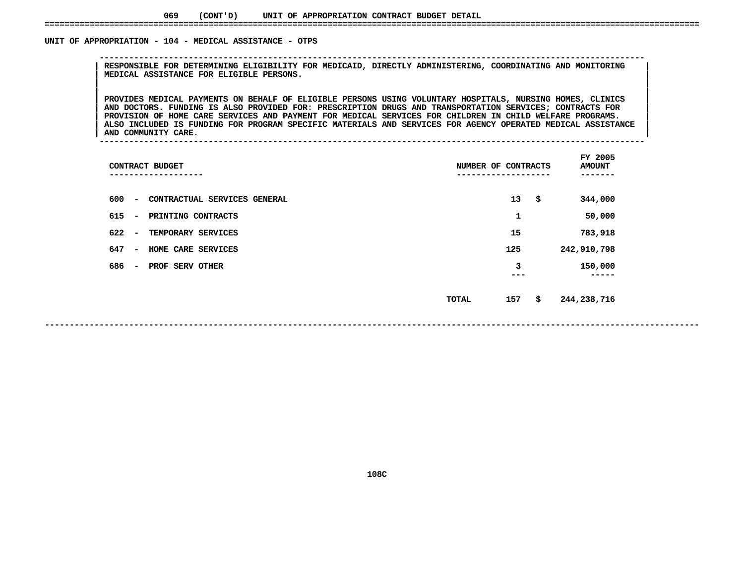069 (CONT'D) UNIT OF APPROPRIATION CONTRACT BUDGET DETAIL

## UNIT OF APPROPRIATION - 104 - MEDICAL ASSISTANCE - OTPS

RESPONSIBLE FOR DETERMINING ELIGIBILITY FOR MEDICAID, DIRECTLY ADMINISTERING, COORDINATING AND MONITORING MEDICAL ASSISTANCE FOR ELIGIBLE PERSONS.

PROVIDES MEDICAL PAYMENTS ON BEHALF OF ELIGIBLE PERSONS USING VOLUNTARY HOSPITALS, NURSING HOMES, CLINICS AND DOCTORS. FUNDING IS ALSO PROVIDED FOR: PRESCRIPTION DRUGS AND TRANSPORTATION SERVICES; CONTRACTS FOR PROVISION OF HOME CARE SERVICES AND PAYMENT FOR MEDICAL SERVICES FOR CHILDREN IN CHILD WELFARE PROGRAMS. ALSO INCLUDED IS FUNDING FOR PROGRAM SPECIFIC MATERIALS AND SERVICES FOR AGENCY OPERATED MEDICAL ASSISTANCE AND COMMUNITY CARE.

| CONTRACT BUDGET | NUMBER OF CONTRACTS | FY 2005 AMOUNT |
|---|---|---|
| 600 - CONTRACTUAL SERVICES GENERAL | 13 | $ 344,000 |
| 615 - PRINTING CONTRACTS | 1 | 50,000 |
| 622 - TEMPORARY SERVICES | 15 | 783,918 |
| 647 - HOME CARE SERVICES | 125 | 242,910,798 |
| 686 - PROF SERV OTHER | 3 | 150,000 |
| TOTAL | 157 | $ 244,238,716 |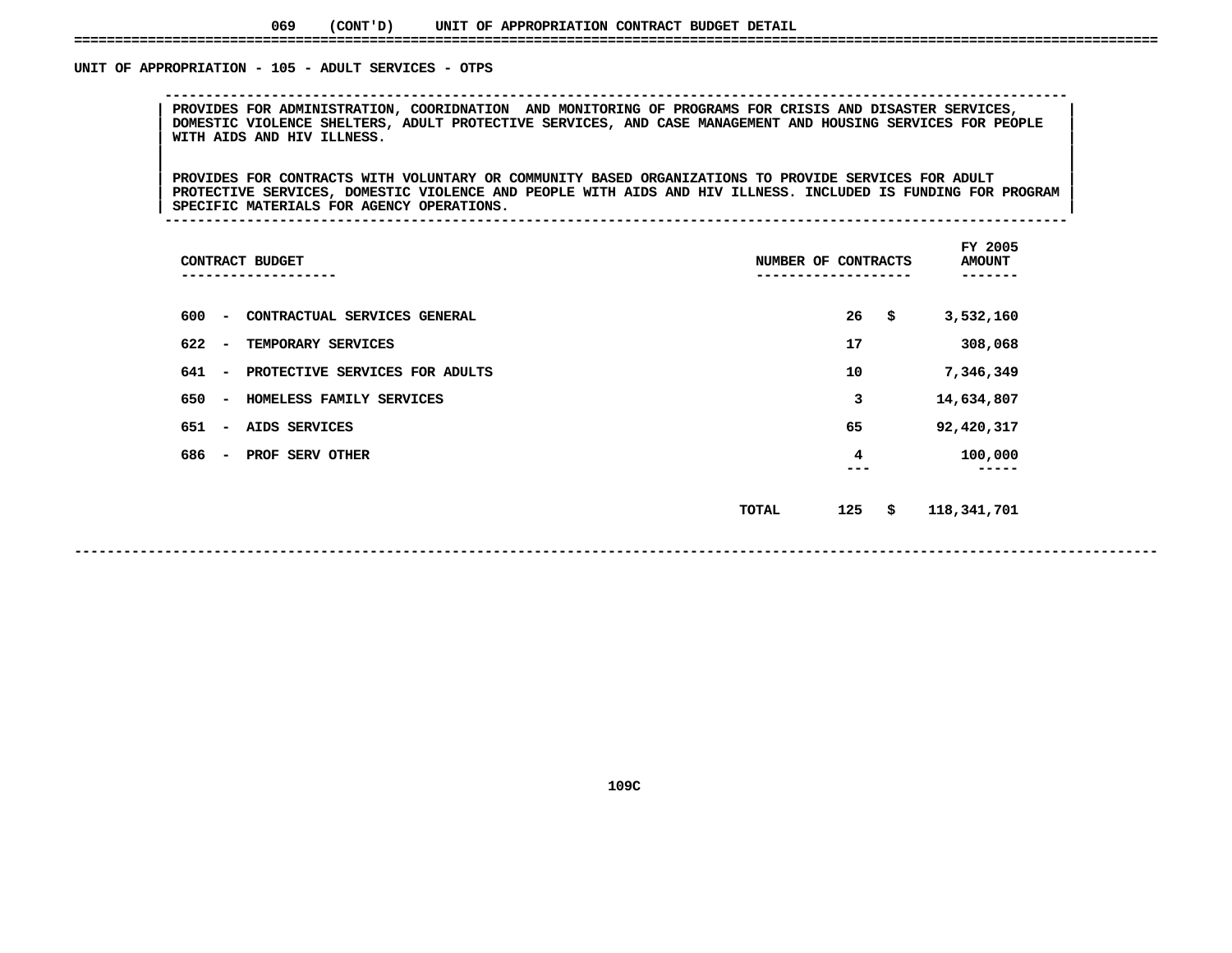069 (CONT'D) UNIT OF APPROPRIATION CONTRACT BUDGET DETAIL

## UNIT OF APPROPRIATION - 105 - ADULT SERVICES - OTPS

PROVIDES FOR ADMINISTRATION, COORIDNATION AND MONITORING OF PROGRAMS FOR CRISIS AND DISASTER SERVICES, DOMESTIC VIOLENCE SHELTERS, ADULT PROTECTIVE SERVICES, AND CASE MANAGEMENT AND HOUSING SERVICES FOR PEOPLE WITH AIDS AND HIV ILLNESS.

PROVIDES FOR CONTRACTS WITH VOLUNTARY OR COMMUNITY BASED ORGANIZATIONS TO PROVIDE SERVICES FOR ADULT PROTECTIVE SERVICES, DOMESTIC VIOLENCE AND PEOPLE WITH AIDS AND HIV ILLNESS. INCLUDED IS FUNDING FOR PROGRAM SPECIFIC MATERIALS FOR AGENCY OPERATIONS.

| CONTRACT BUDGET | NUMBER OF CONTRACTS | FY 2005 AMOUNT |
|---|---|---|
| 600 - CONTRACTUAL SERVICES GENERAL | 26 | $ 3,532,160 |
| 622 - TEMPORARY SERVICES | 17 | 308,068 |
| 641 - PROTECTIVE SERVICES FOR ADULTS | 10 | 7,346,349 |
| 650 - HOMELESS FAMILY SERVICES | 3 | 14,634,807 |
| 651 - AIDS SERVICES | 65 | 92,420,317 |
| 686 - PROF SERV OTHER | 4 | 100,000 |
| TOTAL | 125 | $ 118,341,701 |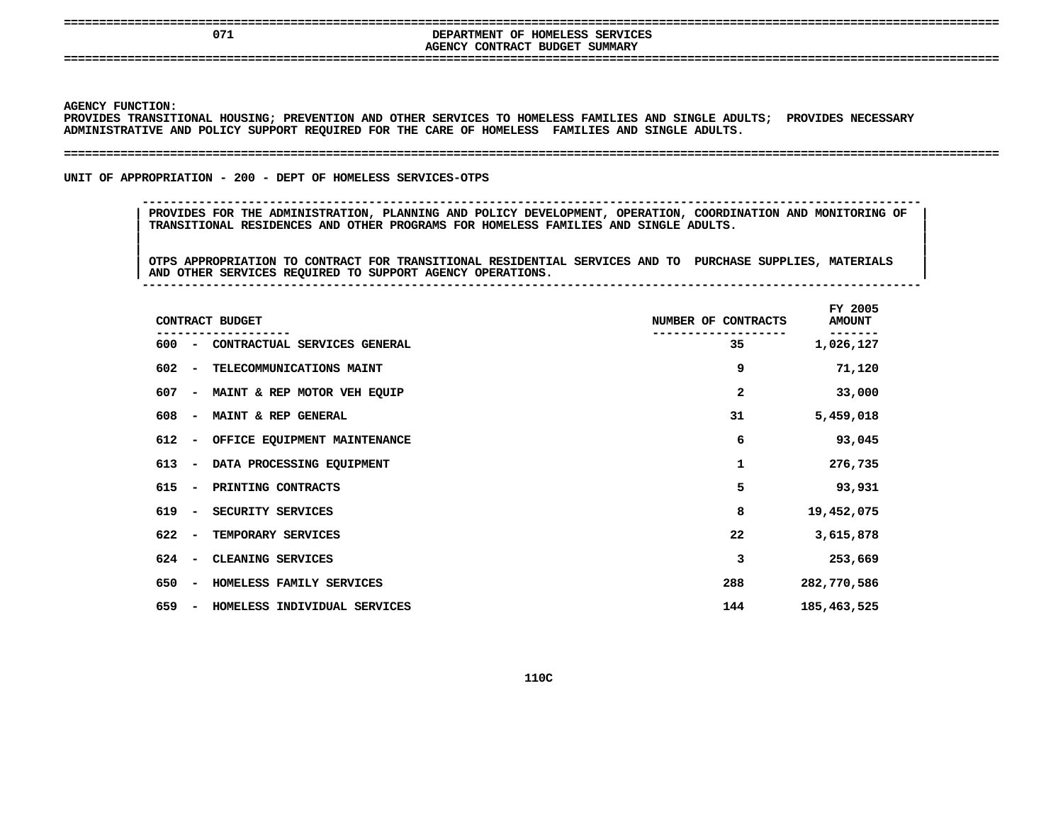# 071 DEPARTMENT OF HOMELESS SERVICES

## AGENCY CONTRACT BUDGET SUMMARY

**AGENCY FUNCTION:**
PROVIDES TRANSITIONAL HOUSING; PREVENTION AND OTHER SERVICES TO HOMELESS FAMILIES AND SINGLE ADULTS; PROVIDES NECESSARY ADMINISTRATIVE AND POLICY SUPPORT REQUIRED FOR THE CARE OF HOMELESS FAMILIES AND SINGLE ADULTS.

**UNIT OF APPROPRIATION - 200 - DEPT OF HOMELESS SERVICES-OTPS**

PROVIDES FOR THE ADMINISTRATION, PLANNING AND POLICY DEVELOPMENT, OPERATION, COORDINATION AND MONITORING OF TRANSITIONAL RESIDENCES AND OTHER PROGRAMS FOR HOMELESS FAMILIES AND SINGLE ADULTS.

OTPS APPROPRIATION TO CONTRACT FOR TRANSITIONAL RESIDENTIAL SERVICES AND TO PURCHASE SUPPLIES, MATERIALS AND OTHER SERVICES REQUIRED TO SUPPORT AGENCY OPERATIONS.

| CONTRACT BUDGET | NUMBER OF CONTRACTS | FY 2005 AMOUNT |
|---|---|---|
| 600 - CONTRACTUAL SERVICES GENERAL | 35 | 1,026,127 |
| 602 - TELECOMMUNICATIONS MAINT | 9 | 71,120 |
| 607 - MAINT & REP MOTOR VEH EQUIP | 2 | 33,000 |
| 608 - MAINT & REP GENERAL | 31 | 5,459,018 |
| 612 - OFFICE EQUIPMENT MAINTENANCE | 6 | 93,045 |
| 613 - DATA PROCESSING EQUIPMENT | 1 | 276,735 |
| 615 - PRINTING CONTRACTS | 5 | 93,931 |
| 619 - SECURITY SERVICES | 8 | 19,452,075 |
| 622 - TEMPORARY SERVICES | 22 | 3,615,878 |
| 624 - CLEANING SERVICES | 3 | 253,669 |
| 650 - HOMELESS FAMILY SERVICES | 288 | 282,770,586 |
| 659 - HOMELESS INDIVIDUAL SERVICES | 144 | 185,463,525 |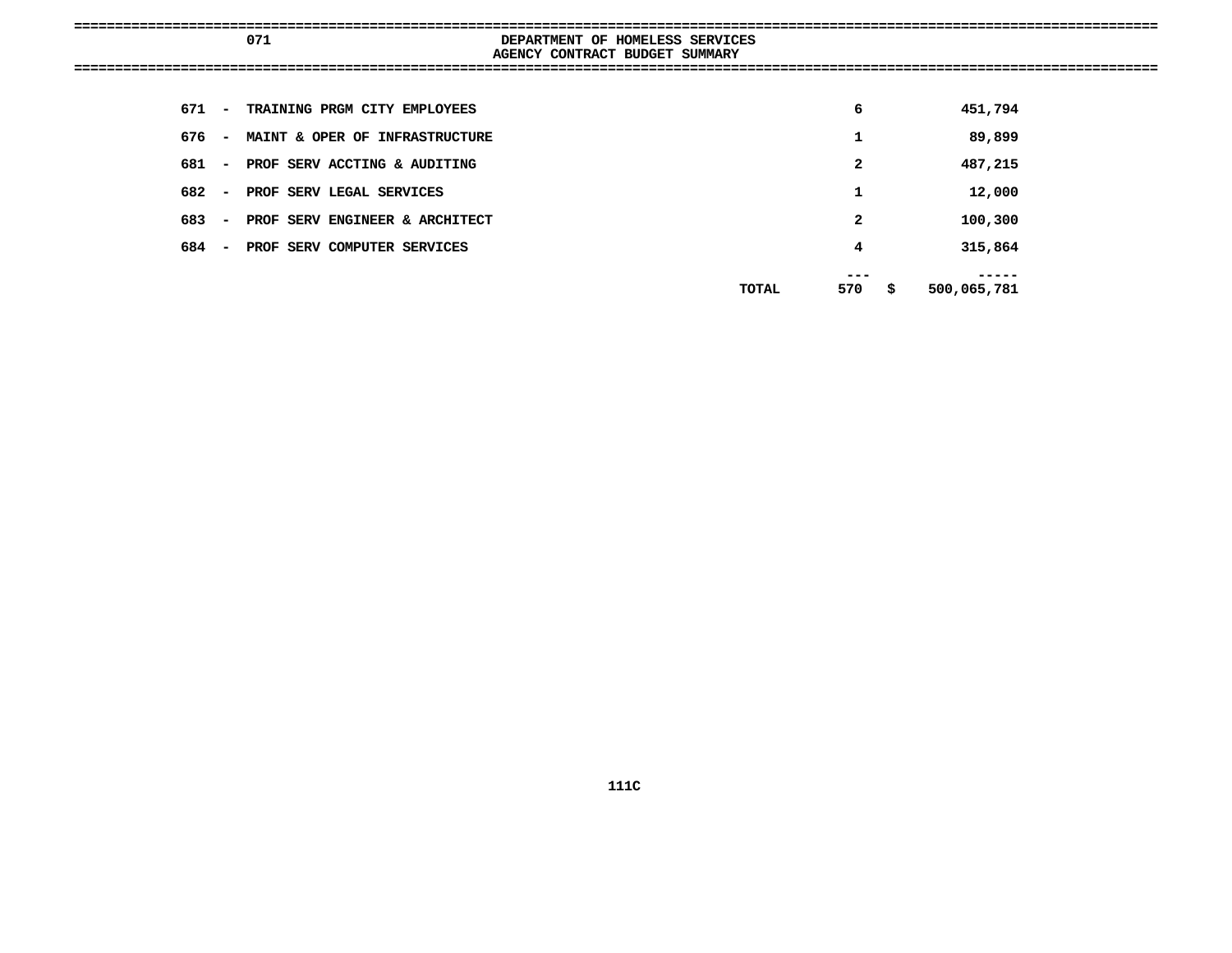# 071 DEPARTMENT OF HOMELESS SERVICES

## AGENCY CONTRACT BUDGET SUMMARY

| | | | | |
|---|---|---|---|---|
| 671 - | TRAINING PRGM CITY EMPLOYEES | | 6 | 451,794 |
| 676 - | MAINT & OPER OF INFRASTRUCTURE | | 1 | 89,899 |
| 681 - | PROF SERV ACCTING & AUDITING | | 2 | 487,215 |
| 682 - | PROF SERV LEGAL SERVICES | | 1 | 12,000 |
| 683 - | PROF SERV ENGINEER & ARCHITECT | | 2 | 100,300 |
| 684 - | PROF SERV COMPUTER SERVICES | | 4 | 315,864 |
| | | TOTAL | 570 | $ 500,065,781 |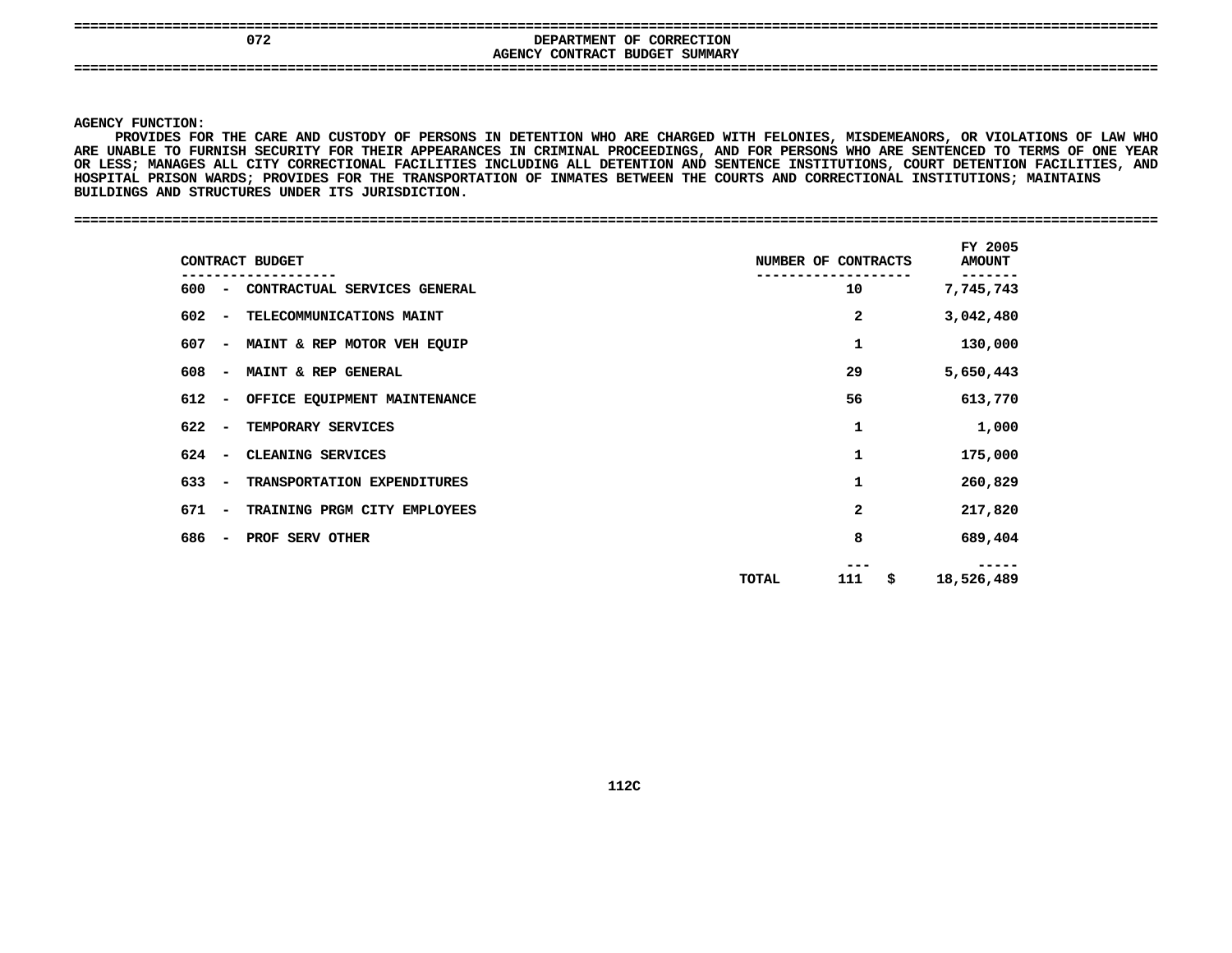# 072 DEPARTMENT OF CORRECTION

## AGENCY CONTRACT BUDGET SUMMARY

**AGENCY FUNCTION:**

PROVIDES FOR THE CARE AND CUSTODY OF PERSONS IN DETENTION WHO ARE CHARGED WITH FELONIES, MISDEMEANORS, OR VIOLATIONS OF LAW WHO ARE UNABLE TO FURNISH SECURITY FOR THEIR APPEARANCES IN CRIMINAL PROCEEDINGS, AND FOR PERSONS WHO ARE SENTENCED TO TERMS OF ONE YEAR OR LESS; MANAGES ALL CITY CORRECTIONAL FACILITIES INCLUDING ALL DETENTION AND SENTENCE INSTITUTIONS, COURT DETENTION FACILITIES, AND HOSPITAL PRISON WARDS; PROVIDES FOR THE TRANSPORTATION OF INMATES BETWEEN THE COURTS AND CORRECTIONAL INSTITUTIONS; MAINTAINS BUILDINGS AND STRUCTURES UNDER ITS JURISDICTION.

| CONTRACT BUDGET | NUMBER OF CONTRACTS | FY 2005 AMOUNT |
|---|---|---|
| 600 - CONTRACTUAL SERVICES GENERAL | 10 | 7,745,743 |
| 602 - TELECOMMUNICATIONS MAINT | 2 | 3,042,480 |
| 607 - MAINT & REP MOTOR VEH EQUIP | 1 | 130,000 |
| 608 - MAINT & REP GENERAL | 29 | 5,650,443 |
| 612 - OFFICE EQUIPMENT MAINTENANCE | 56 | 613,770 |
| 622 - TEMPORARY SERVICES | 1 | 1,000 |
| 624 - CLEANING SERVICES | 1 | 175,000 |
| 633 - TRANSPORTATION EXPENDITURES | 1 | 260,829 |
| 671 - TRAINING PRGM CITY EMPLOYEES | 2 | 217,820 |
| 686 - PROF SERV OTHER | 8 | 689,404 |
| TOTAL | 111 | $ 18,526,489 |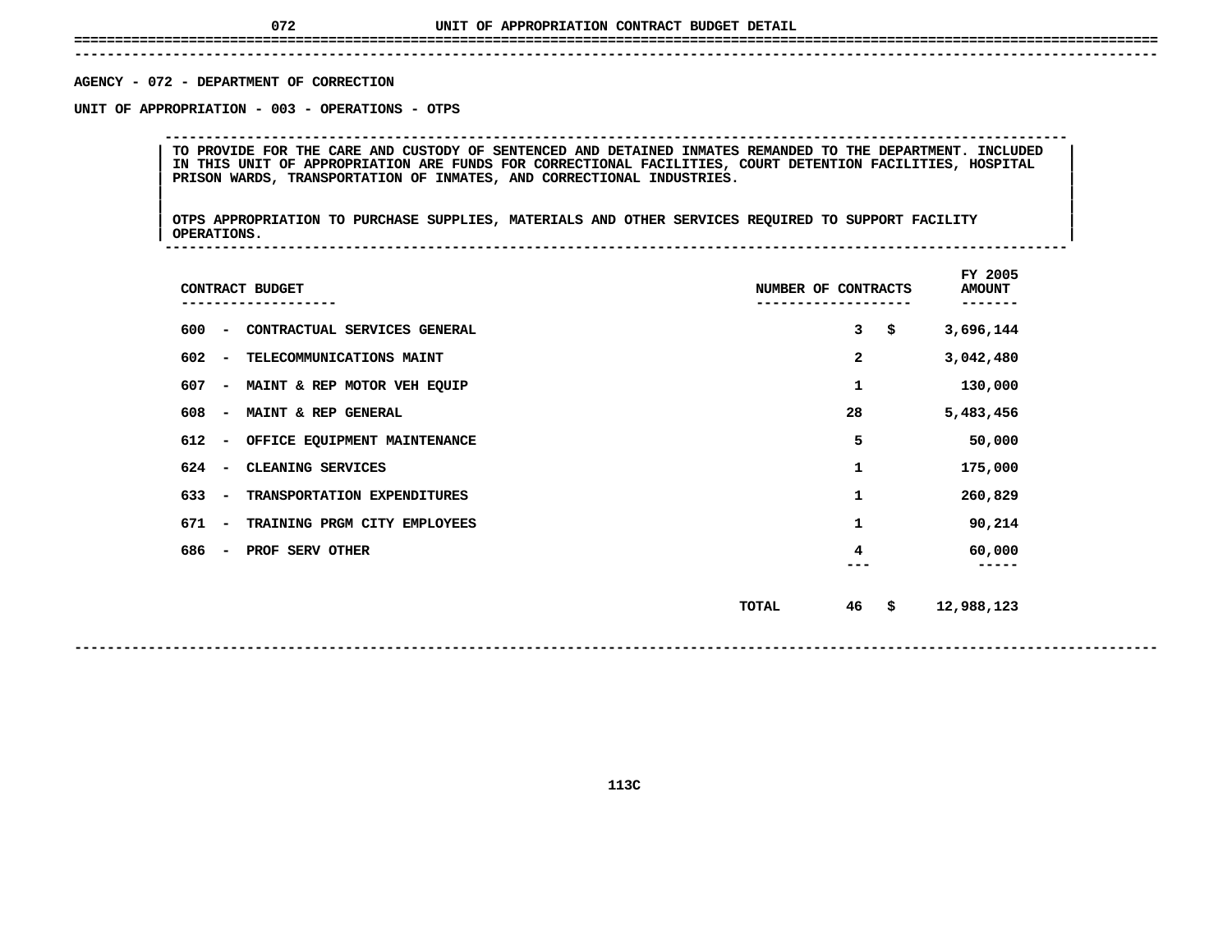# UNIT OF APPROPRIATION CONTRACT BUDGET DETAIL

**AGENCY - 072 - DEPARTMENT OF CORRECTION**

**UNIT OF APPROPRIATION - 003 - OPERATIONS - OTPS**

TO PROVIDE FOR THE CARE AND CUSTODY OF SENTENCED AND DETAINED INMATES REMANDED TO THE DEPARTMENT. INCLUDED IN THIS UNIT OF APPROPRIATION ARE FUNDS FOR CORRECTIONAL FACILITIES, COURT DETENTION FACILITIES, HOSPITAL PRISON WARDS, TRANSPORTATION OF INMATES, AND CORRECTIONAL INDUSTRIES.

OTPS APPROPRIATION TO PURCHASE SUPPLIES, MATERIALS AND OTHER SERVICES REQUIRED TO SUPPORT FACILITY OPERATIONS.

| CONTRACT BUDGET | NUMBER OF CONTRACTS | FY 2005 AMOUNT |
|---|---|---|
| 600 - CONTRACTUAL SERVICES GENERAL | 3 | $ 3,696,144 |
| 602 - TELECOMMUNICATIONS MAINT | 2 | 3,042,480 |
| 607 - MAINT & REP MOTOR VEH EQUIP | 1 | 130,000 |
| 608 - MAINT & REP GENERAL | 28 | 5,483,456 |
| 612 - OFFICE EQUIPMENT MAINTENANCE | 5 | 50,000 |
| 624 - CLEANING SERVICES | 1 | 175,000 |
| 633 - TRANSPORTATION EXPENDITURES | 1 | 260,829 |
| 671 - TRAINING PRGM CITY EMPLOYEES | 1 | 90,214 |
| 686 - PROF SERV OTHER | 4 | 60,000 |
| TOTAL | 46 | $ 12,988,123 |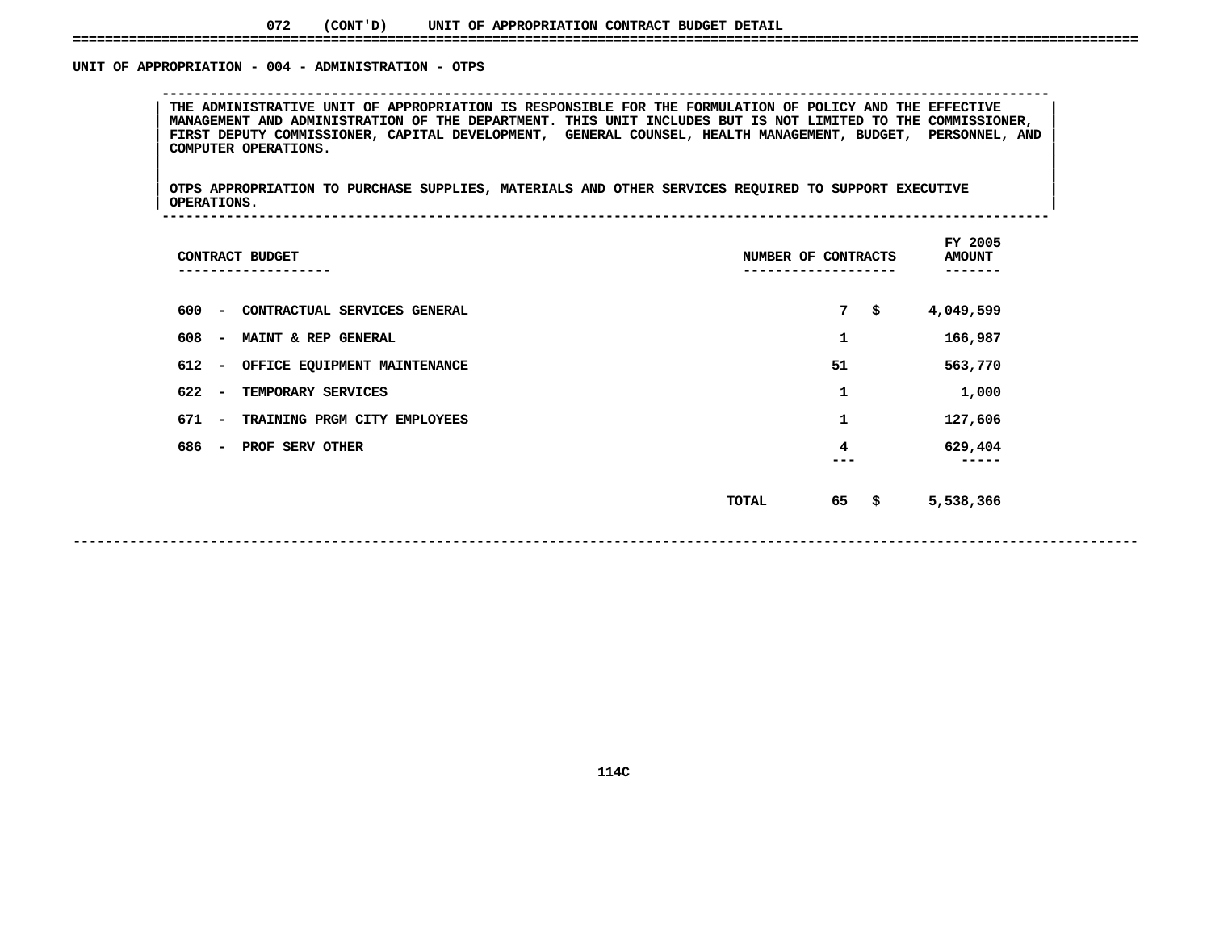072 (CONT'D) UNIT OF APPROPRIATION CONTRACT BUDGET DETAIL

## UNIT OF APPROPRIATION - 004 - ADMINISTRATION - OTPS

THE ADMINISTRATIVE UNIT OF APPROPRIATION IS RESPONSIBLE FOR THE FORMULATION OF POLICY AND THE EFFECTIVE MANAGEMENT AND ADMINISTRATION OF THE DEPARTMENT. THIS UNIT INCLUDES BUT IS NOT LIMITED TO THE COMMISSIONER, FIRST DEPUTY COMMISSIONER, CAPITAL DEVELOPMENT, GENERAL COUNSEL, HEALTH MANAGEMENT, BUDGET, PERSONNEL, AND COMPUTER OPERATIONS.

OTPS APPROPRIATION TO PURCHASE SUPPLIES, MATERIALS AND OTHER SERVICES REQUIRED TO SUPPORT EXECUTIVE OPERATIONS.

| CONTRACT BUDGET | NUMBER OF CONTRACTS | FY 2005 AMOUNT |
|---|---|---|
| 600 - CONTRACTUAL SERVICES GENERAL | 7 | $ 4,049,599 |
| 608 - MAINT & REP GENERAL | 1 | 166,987 |
| 612 - OFFICE EQUIPMENT MAINTENANCE | 51 | 563,770 |
| 622 - TEMPORARY SERVICES | 1 | 1,000 |
| 671 - TRAINING PRGM CITY EMPLOYEES | 1 | 127,606 |
| 686 - PROF SERV OTHER | 4 | 629,404 |
| TOTAL | 65 | $ 5,538,366 |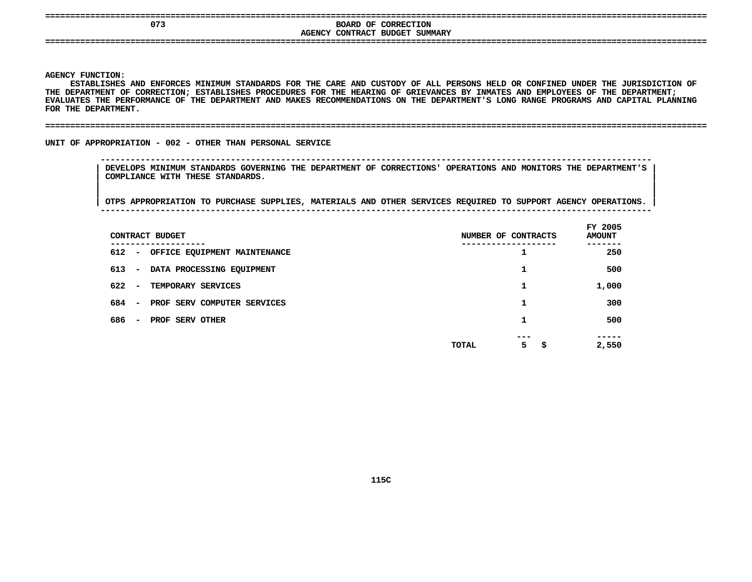# 073 BOARD OF CORRECTION

## AGENCY CONTRACT BUDGET SUMMARY

**AGENCY FUNCTION:**

ESTABLISHES AND ENFORCES MINIMUM STANDARDS FOR THE CARE AND CUSTODY OF ALL PERSONS HELD OR CONFINED UNDER THE JURISDICTION OF THE DEPARTMENT OF CORRECTION; ESTABLISHES PROCEDURES FOR THE HEARING OF GRIEVANCES BY INMATES AND EMPLOYEES OF THE DEPARTMENT; EVALUATES THE PERFORMANCE OF THE DEPARTMENT AND MAKES RECOMMENDATIONS ON THE DEPARTMENT'S LONG RANGE PROGRAMS AND CAPITAL PLANNING FOR THE DEPARTMENT.

## UNIT OF APPROPRIATION - 002 - OTHER THAN PERSONAL SERVICE

DEVELOPS MINIMUM STANDARDS GOVERNING THE DEPARTMENT OF CORRECTIONS' OPERATIONS AND MONITORS THE DEPARTMENT'S COMPLIANCE WITH THESE STANDARDS.

OTPS APPROPRIATION TO PURCHASE SUPPLIES, MATERIALS AND OTHER SERVICES REQUIRED TO SUPPORT AGENCY OPERATIONS.

| CONTRACT BUDGET | NUMBER OF CONTRACTS | FY 2005 AMOUNT |
|---|---|---|
| 612 - OFFICE EQUIPMENT MAINTENANCE | 1 | 250 |
| 613 - DATA PROCESSING EQUIPMENT | 1 | 500 |
| 622 - TEMPORARY SERVICES | 1 | 1,000 |
| 684 - PROF SERV COMPUTER SERVICES | 1 | 300 |
| 686 - PROF SERV OTHER | 1 | 500 |
| TOTAL | 5 | $ 2,550 |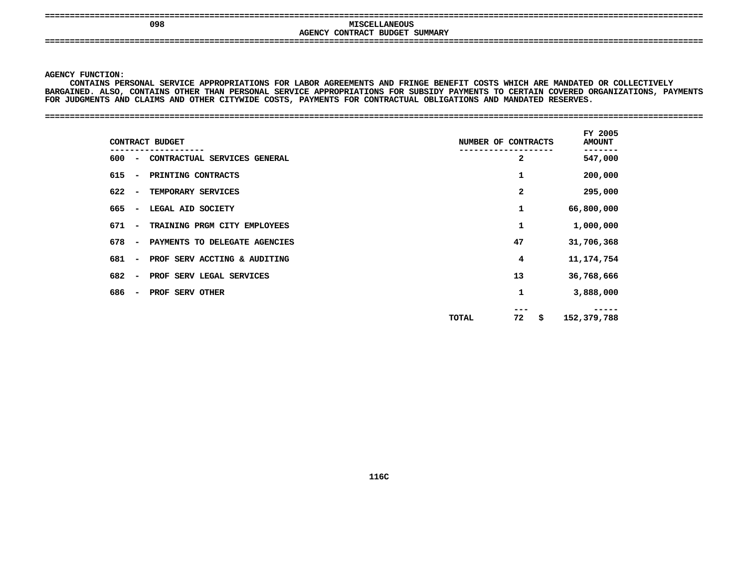# 098 MISCELLANEOUS

## AGENCY CONTRACT BUDGET SUMMARY

**AGENCY FUNCTION:**

CONTAINS PERSONAL SERVICE APPROPRIATIONS FOR LABOR AGREEMENTS AND FRINGE BENEFIT COSTS WHICH ARE MANDATED OR COLLECTIVELY BARGAINED. ALSO, CONTAINS OTHER THAN PERSONAL SERVICE APPROPRIATIONS FOR SUBSIDY PAYMENTS TO CERTAIN COVERED ORGANIZATIONS, PAYMENTS FOR JUDGMENTS AND CLAIMS AND OTHER CITYWIDE COSTS, PAYMENTS FOR CONTRACTUAL OBLIGATIONS AND MANDATED RESERVES.

| CONTRACT BUDGET | NUMBER OF CONTRACTS | FY 2005 AMOUNT |
|---|---|---|
| 600 - CONTRACTUAL SERVICES GENERAL | 2 | 547,000 |
| 615 - PRINTING CONTRACTS | 1 | 200,000 |
| 622 - TEMPORARY SERVICES | 2 | 295,000 |
| 665 - LEGAL AID SOCIETY | 1 | 66,800,000 |
| 671 - TRAINING PRGM CITY EMPLOYEES | 1 | 1,000,000 |
| 678 - PAYMENTS TO DELEGATE AGENCIES | 47 | 31,706,368 |
| 681 - PROF SERV ACCTING & AUDITING | 4 | 11,174,754 |
| 682 - PROF SERV LEGAL SERVICES | 13 | 36,768,666 |
| 686 - PROF SERV OTHER | 1 | 3,888,000 |
| TOTAL | 72 | $ 152,379,788 |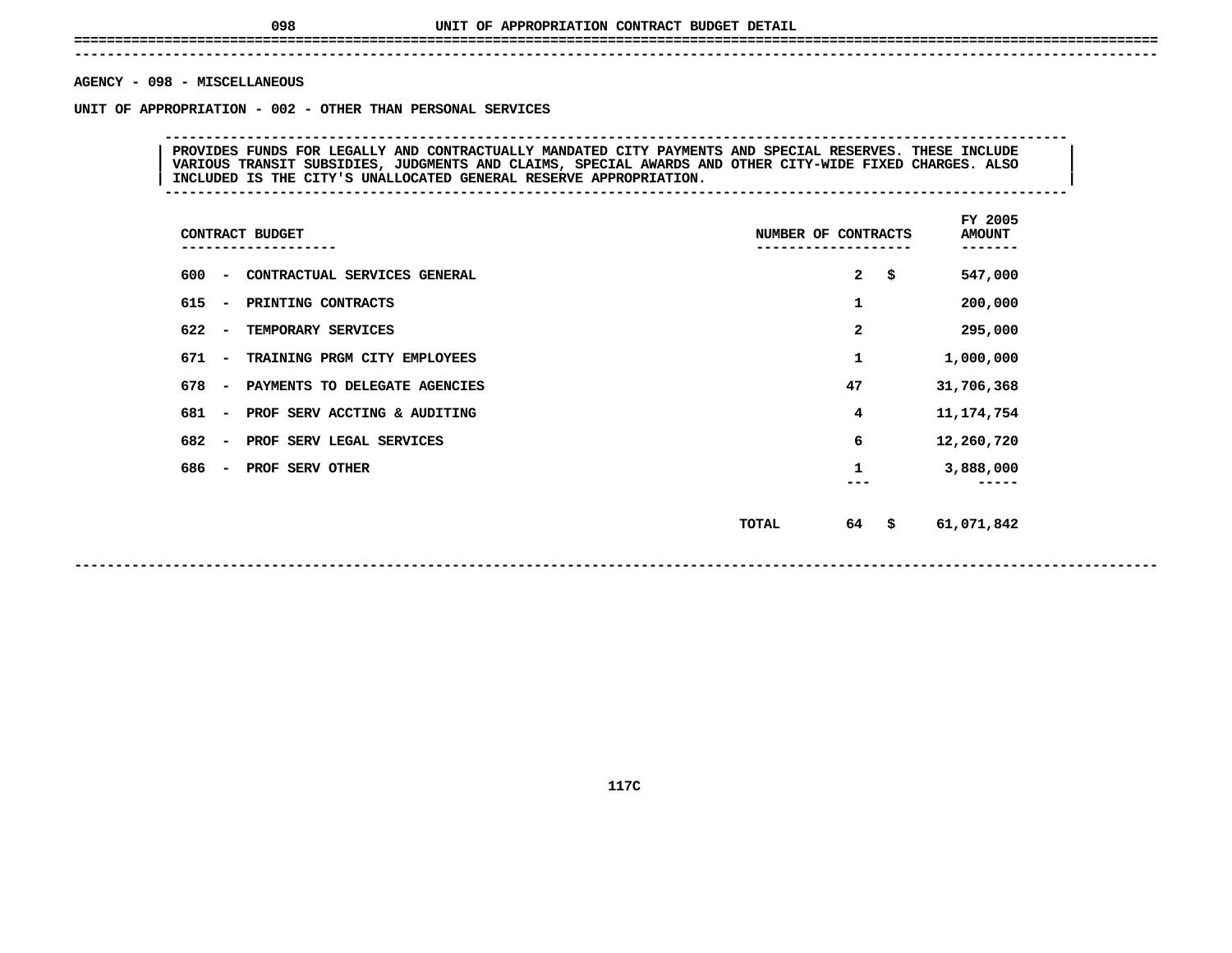# UNIT OF APPROPRIATION CONTRACT BUDGET DETAIL

**AGENCY - 098 - MISCELLANEOUS**

**UNIT OF APPROPRIATION - 002 - OTHER THAN PERSONAL SERVICES**

PROVIDES FUNDS FOR LEGALLY AND CONTRACTUALLY MANDATED CITY PAYMENTS AND SPECIAL RESERVES. THESE INCLUDE VARIOUS TRANSIT SUBSIDIES, JUDGMENTS AND CLAIMS, SPECIAL AWARDS AND OTHER CITY-WIDE FIXED CHARGES. ALSO INCLUDED IS THE CITY'S UNALLOCATED GENERAL RESERVE APPROPRIATION.

| CONTRACT BUDGET | NUMBER OF CONTRACTS | FY 2005 AMOUNT |
|---|---|---|
| 600 - CONTRACTUAL SERVICES GENERAL | 2 | $ 547,000 |
| 615 - PRINTING CONTRACTS | 1 | 200,000 |
| 622 - TEMPORARY SERVICES | 2 | 295,000 |
| 671 - TRAINING PRGM CITY EMPLOYEES | 1 | 1,000,000 |
| 678 - PAYMENTS TO DELEGATE AGENCIES | 47 | 31,706,368 |
| 681 - PROF SERV ACCTING & AUDITING | 4 | 11,174,754 |
| 682 - PROF SERV LEGAL SERVICES | 6 | 12,260,720 |
| 686 - PROF SERV OTHER | 1 | 3,888,000 |
| TOTAL | 64 | $ 61,071,842 |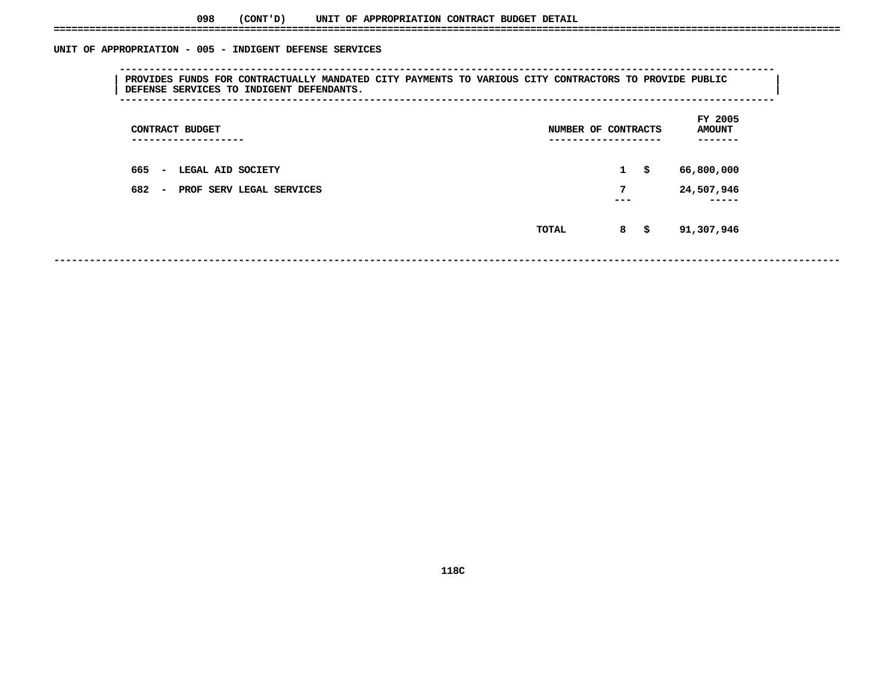098 (CONT'D) UNIT OF APPROPRIATION CONTRACT BUDGET DETAIL

## UNIT OF APPROPRIATION - 005 - INDIGENT DEFENSE SERVICES

PROVIDES FUNDS FOR CONTRACTUALLY MANDATED CITY PAYMENTS TO VARIOUS CITY CONTRACTORS TO PROVIDE PUBLIC DEFENSE SERVICES TO INDIGENT DEFENDANTS.

| CONTRACT BUDGET | NUMBER OF CONTRACTS | FY 2005 AMOUNT |
|---|---|---|
| 665 - LEGAL AID SOCIETY | 1 | $ 66,800,000 |
| 682 - PROF SERV LEGAL SERVICES | 7 | 24,507,946 |
| TOTAL | 8 | $ 91,307,946 |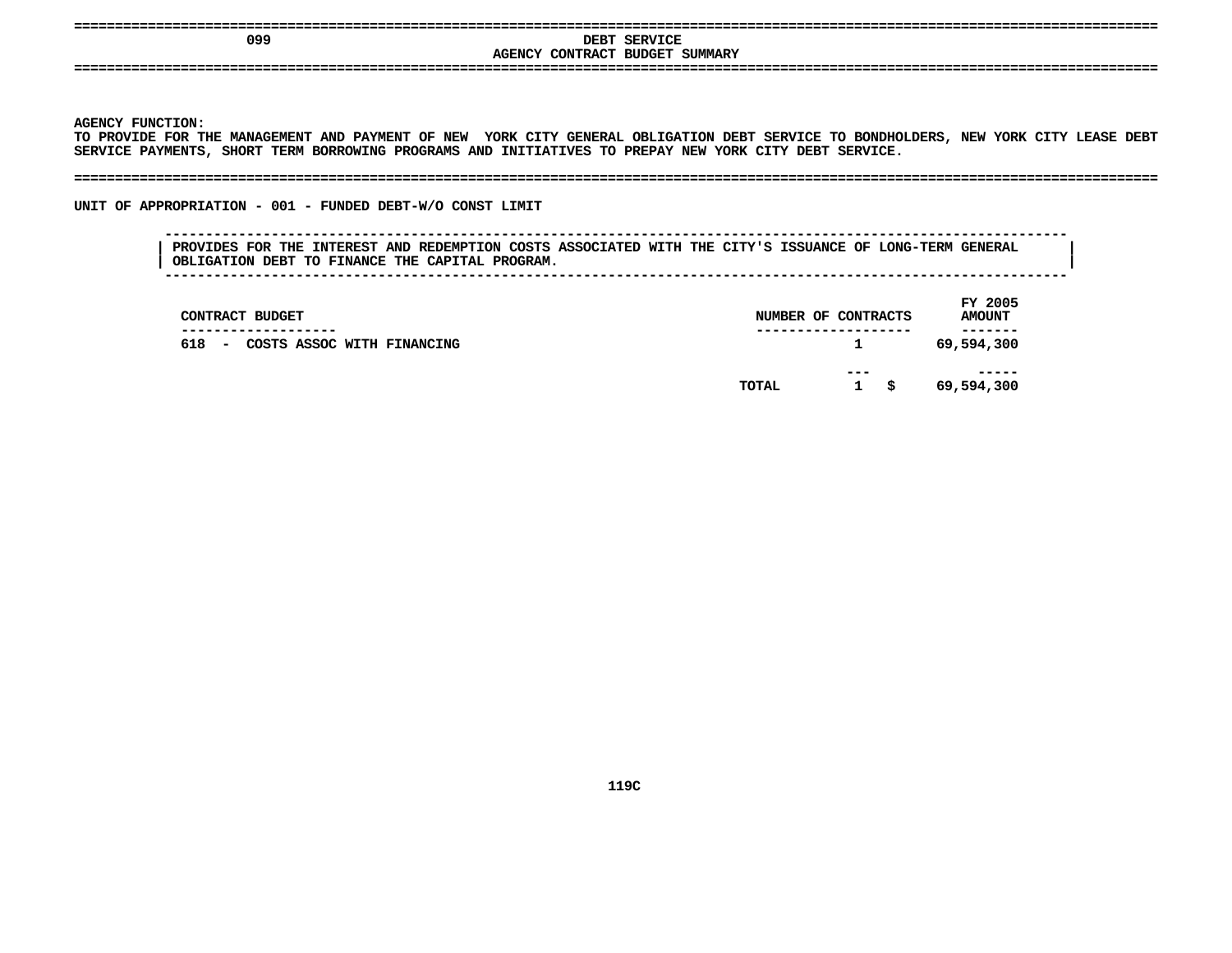# 099 DEBT SERVICE

## AGENCY CONTRACT BUDGET SUMMARY

**AGENCY FUNCTION:**
TO PROVIDE FOR THE MANAGEMENT AND PAYMENT OF NEW YORK CITY GENERAL OBLIGATION DEBT SERVICE TO BONDHOLDERS, NEW YORK CITY LEASE DEBT SERVICE PAYMENTS, SHORT TERM BORROWING PROGRAMS AND INITIATIVES TO PREPAY NEW YORK CITY DEBT SERVICE.

### UNIT OF APPROPRIATION - 001 - FUNDED DEBT-W/O CONST LIMIT

PROVIDES FOR THE INTEREST AND REDEMPTION COSTS ASSOCIATED WITH THE CITY'S ISSUANCE OF LONG-TERM GENERAL OBLIGATION DEBT TO FINANCE THE CAPITAL PROGRAM.

| CONTRACT BUDGET | NUMBER OF CONTRACTS | FY 2005 AMOUNT |
|---|---|---|
| 618 - COSTS ASSOC WITH FINANCING | 1 | 69,594,300 |
| TOTAL | 1 | $ 69,594,300 |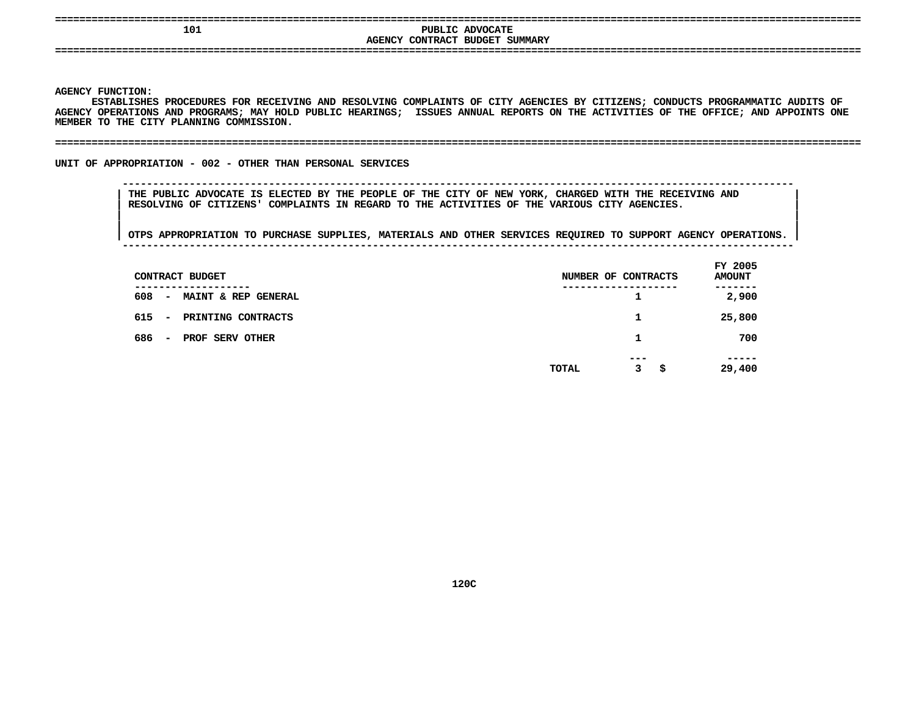# 101 PUBLIC ADVOCATE

## AGENCY CONTRACT BUDGET SUMMARY

**AGENCY FUNCTION:**

ESTABLISHES PROCEDURES FOR RECEIVING AND RESOLVING COMPLAINTS OF CITY AGENCIES BY CITIZENS; CONDUCTS PROGRAMMATIC AUDITS OF AGENCY OPERATIONS AND PROGRAMS; MAY HOLD PUBLIC HEARINGS; ISSUES ANNUAL REPORTS ON THE ACTIVITIES OF THE OFFICE; AND APPOINTS ONE MEMBER TO THE CITY PLANNING COMMISSION.

**UNIT OF APPROPRIATION - 002 - OTHER THAN PERSONAL SERVICES**

THE PUBLIC ADVOCATE IS ELECTED BY THE PEOPLE OF THE CITY OF NEW YORK, CHARGED WITH THE RECEIVING AND RESOLVING OF CITIZENS' COMPLAINTS IN REGARD TO THE ACTIVITIES OF THE VARIOUS CITY AGENCIES.

OTPS APPROPRIATION TO PURCHASE SUPPLIES, MATERIALS AND OTHER SERVICES REQUIRED TO SUPPORT AGENCY OPERATIONS.

| CONTRACT BUDGET | | NUMBER OF CONTRACTS | FY 2005 AMOUNT |
|---|---|---|---|
| 608 - MAINT & REP GENERAL | | 1 | 2,900 |
| 615 - PRINTING CONTRACTS | | 1 | 25,800 |
| 686 - PROF SERV OTHER | | 1 | 700 |
| | TOTAL | 3 | $ 29,400 |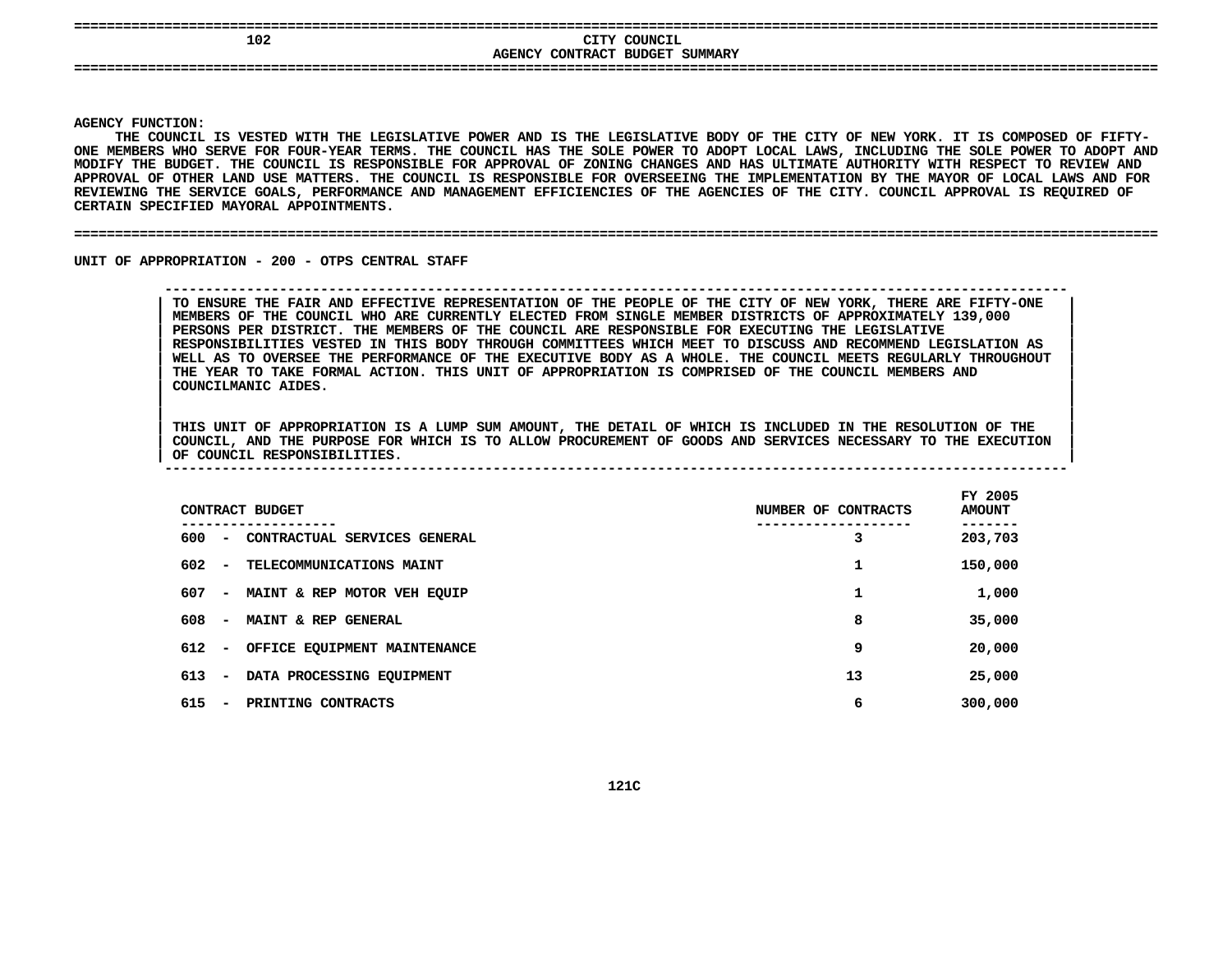## CITY COUNCIL

### AGENCY CONTRACT BUDGET SUMMARY

**AGENCY FUNCTION:**

THE COUNCIL IS VESTED WITH THE LEGISLATIVE POWER AND IS THE LEGISLATIVE BODY OF THE CITY OF NEW YORK. IT IS COMPOSED OF FIFTY-ONE MEMBERS WHO SERVE FOR FOUR-YEAR TERMS. THE COUNCIL HAS THE SOLE POWER TO ADOPT LOCAL LAWS, INCLUDING THE SOLE POWER TO ADOPT AND MODIFY THE BUDGET. THE COUNCIL IS RESPONSIBLE FOR APPROVAL OF ZONING CHANGES AND HAS ULTIMATE AUTHORITY WITH RESPECT TO REVIEW AND APPROVAL OF OTHER LAND USE MATTERS. THE COUNCIL IS RESPONSIBLE FOR OVERSEEING THE IMPLEMENTATION BY THE MAYOR OF LOCAL LAWS AND FOR REVIEWING THE SERVICE GOALS, PERFORMANCE AND MANAGEMENT EFFICIENCIES OF THE AGENCIES OF THE CITY. COUNCIL APPROVAL IS REQUIRED OF CERTAIN SPECIFIED MAYORAL APPOINTMENTS.

**UNIT OF APPROPRIATION - 200 - OTPS CENTRAL STAFF**

TO ENSURE THE FAIR AND EFFECTIVE REPRESENTATION OF THE PEOPLE OF THE CITY OF NEW YORK, THERE ARE FIFTY-ONE MEMBERS OF THE COUNCIL WHO ARE CURRENTLY ELECTED FROM SINGLE MEMBER DISTRICTS OF APPROXIMATELY 139,000 PERSONS PER DISTRICT. THE MEMBERS OF THE COUNCIL ARE RESPONSIBLE FOR EXECUTING THE LEGISLATIVE RESPONSIBILITIES VESTED IN THIS BODY THROUGH COMMITTEES WHICH MEET TO DISCUSS AND RECOMMEND LEGISLATION AS WELL AS TO OVERSEE THE PERFORMANCE OF THE EXECUTIVE BODY AS A WHOLE. THE COUNCIL MEETS REGULARLY THROUGHOUT THE YEAR TO TAKE FORMAL ACTION. THIS UNIT OF APPROPRIATION IS COMPRISED OF THE COUNCIL MEMBERS AND COUNCILMANIC AIDES.

THIS UNIT OF APPROPRIATION IS A LUMP SUM AMOUNT, THE DETAIL OF WHICH IS INCLUDED IN THE RESOLUTION OF THE COUNCIL, AND THE PURPOSE FOR WHICH IS TO ALLOW PROCUREMENT OF GOODS AND SERVICES NECESSARY TO THE EXECUTION OF COUNCIL RESPONSIBILITIES.

| CONTRACT BUDGET | NUMBER OF CONTRACTS | FY 2005 AMOUNT |
|---|---|---|
| 600 - CONTRACTUAL SERVICES GENERAL | 3 | 203,703 |
| 602 - TELECOMMUNICATIONS MAINT | 1 | 150,000 |
| 607 - MAINT & REP MOTOR VEH EQUIP | 1 | 1,000 |
| 608 - MAINT & REP GENERAL | 8 | 35,000 |
| 612 - OFFICE EQUIPMENT MAINTENANCE | 9 | 20,000 |
| 613 - DATA PROCESSING EQUIPMENT | 13 | 25,000 |
| 615 - PRINTING CONTRACTS | 6 | 300,000 |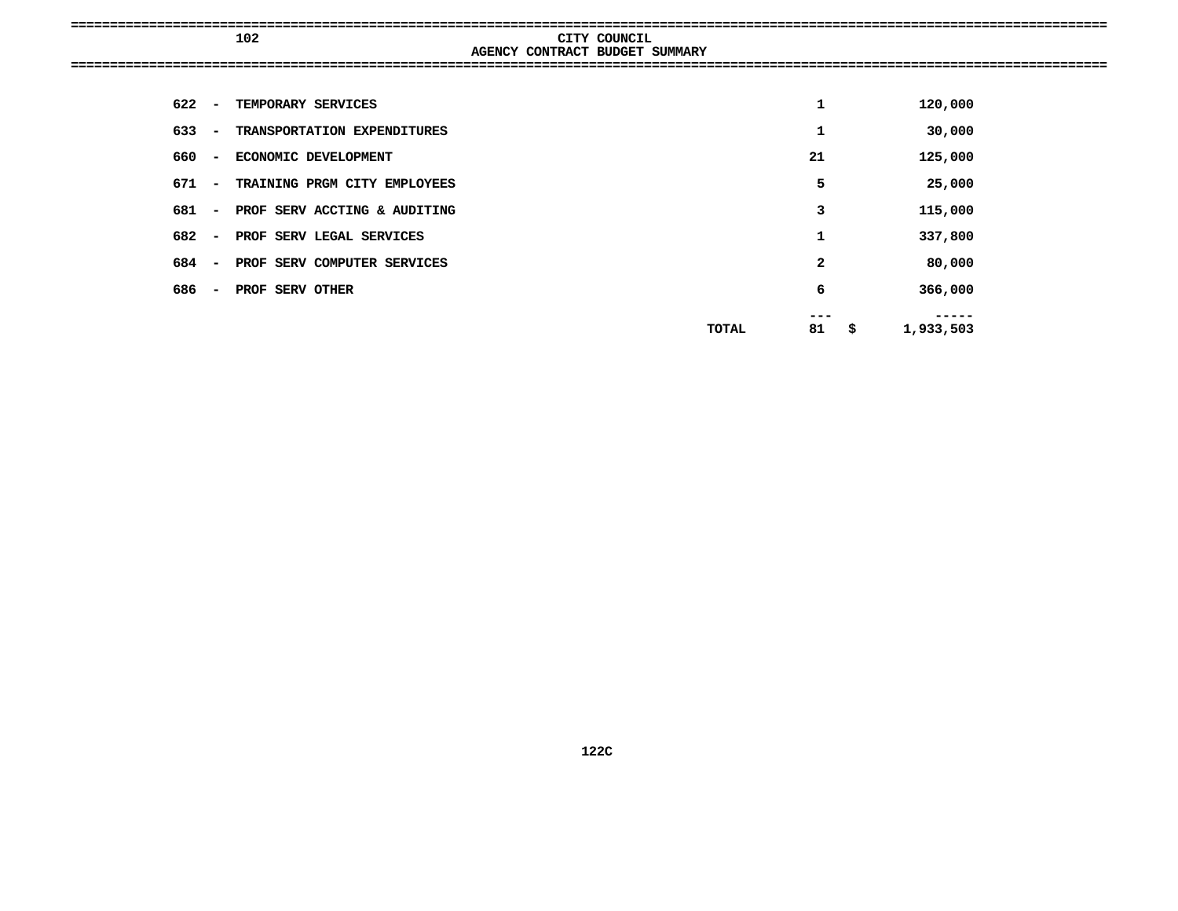## 102 CITY COUNCIL

## AGENCY CONTRACT BUDGET SUMMARY

| Code | Description | Number | Amount |
|---|---|---|---|
| 622 | TEMPORARY SERVICES | 1 | 120,000 |
| 633 | TRANSPORTATION EXPENDITURES | 1 | 30,000 |
| 660 | ECONOMIC DEVELOPMENT | 21 | 125,000 |
| 671 | TRAINING PRGM CITY EMPLOYEES | 5 | 25,000 |
| 681 | PROF SERV ACCTING & AUDITING | 3 | 115,000 |
| 682 | PROF SERV LEGAL SERVICES | 1 | 337,800 |
| 684 | PROF SERV COMPUTER SERVICES | 2 | 80,000 |
| 686 | PROF SERV OTHER | 6 | 366,000 |
| | TOTAL | 81 | $ 1,933,503 |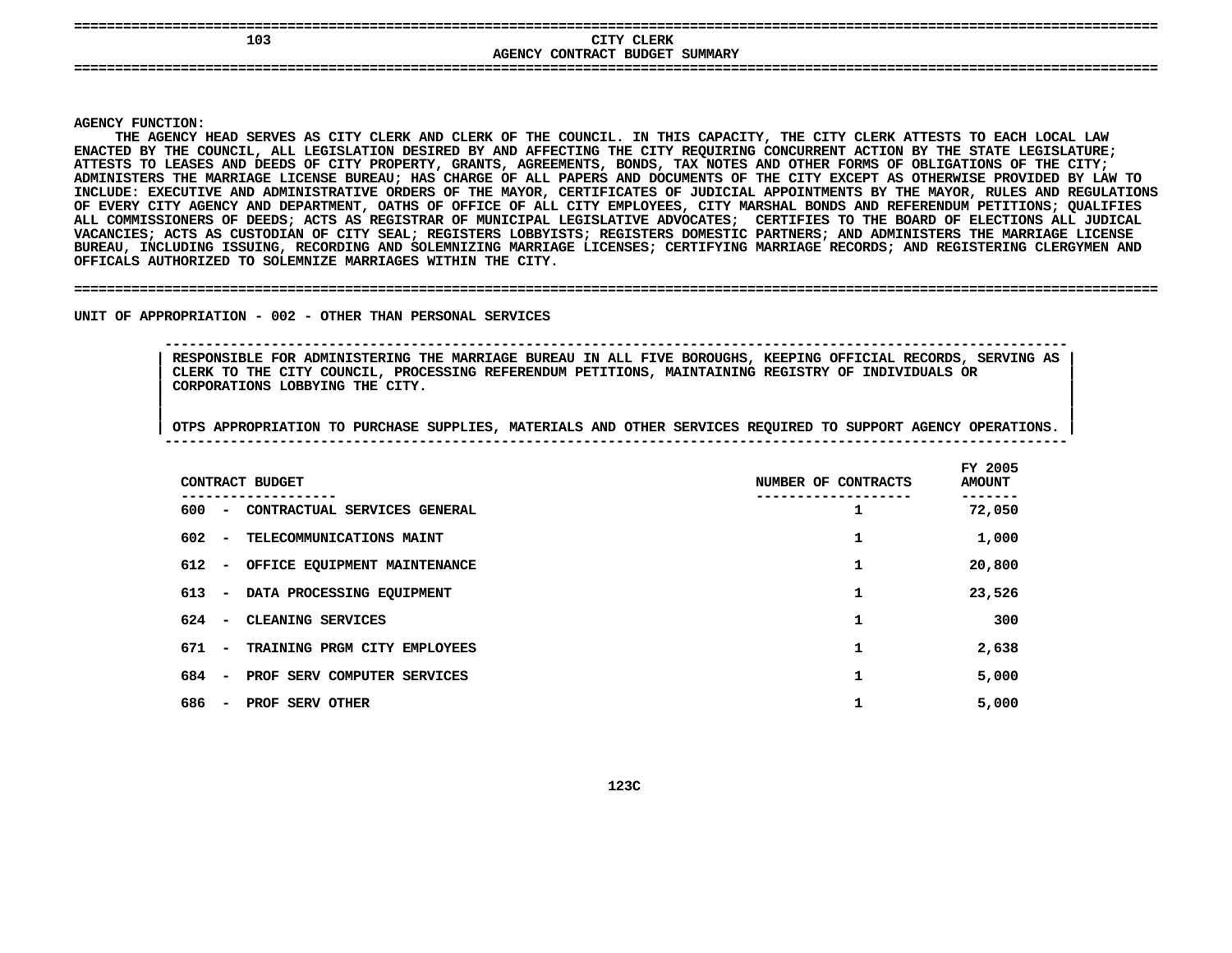# 103 CITY CLERK

## AGENCY CONTRACT BUDGET SUMMARY

**AGENCY FUNCTION:**

THE AGENCY HEAD SERVES AS CITY CLERK AND CLERK OF THE COUNCIL. IN THIS CAPACITY, THE CITY CLERK ATTESTS TO EACH LOCAL LAW ENACTED BY THE COUNCIL, ALL LEGISLATION DESIRED BY AND AFFECTING THE CITY REQUIRING CONCURRENT ACTION BY THE STATE LEGISLATURE; ATTESTS TO LEASES AND DEEDS OF CITY PROPERTY, GRANTS, AGREEMENTS, BONDS, TAX NOTES AND OTHER FORMS OF OBLIGATIONS OF THE CITY; ADMINISTERS THE MARRIAGE LICENSE BUREAU; HAS CHARGE OF ALL PAPERS AND DOCUMENTS OF THE CITY EXCEPT AS OTHERWISE PROVIDED BY LAW TO INCLUDE: EXECUTIVE AND ADMINISTRATIVE ORDERS OF THE MAYOR, CERTIFICATES OF JUDICIAL APPOINTMENTS BY THE MAYOR, RULES AND REGULATIONS OF EVERY CITY AGENCY AND DEPARTMENT, OATHS OF OFFICE OF ALL CITY EMPLOYEES, CITY MARSHAL BONDS AND REFERENDUM PETITIONS; QUALIFIES ALL COMMISSIONERS OF DEEDS; ACTS AS REGISTRAR OF MUNICIPAL LEGISLATIVE ADVOCATES; CERTIFIES TO THE BOARD OF ELECTIONS ALL JUDICAL VACANCIES; ACTS AS CUSTODIAN OF CITY SEAL; REGISTERS LOBBYISTS; REGISTERS DOMESTIC PARTNERS; AND ADMINISTERS THE MARRIAGE LICENSE BUREAU, INCLUDING ISSUING, RECORDING AND SOLEMNIZING MARRIAGE LICENSES; CERTIFYING MARRIAGE RECORDS; AND REGISTERING CLERGYMEN AND OFFICALS AUTHORIZED TO SOLEMNIZE MARRIAGES WITHIN THE CITY.

**UNIT OF APPROPRIATION - 002 - OTHER THAN PERSONAL SERVICES**

RESPONSIBLE FOR ADMINISTERING THE MARRIAGE BUREAU IN ALL FIVE BOROUGHS, KEEPING OFFICIAL RECORDS, SERVING AS CLERK TO THE CITY COUNCIL, PROCESSING REFERENDUM PETITIONS, MAINTAINING REGISTRY OF INDIVIDUALS OR CORPORATIONS LOBBYING THE CITY.

OTPS APPROPRIATION TO PURCHASE SUPPLIES, MATERIALS AND OTHER SERVICES REQUIRED TO SUPPORT AGENCY OPERATIONS.

| CONTRACT BUDGET | NUMBER OF CONTRACTS | FY 2005 AMOUNT |
|---|---|---|
| 600 - CONTRACTUAL SERVICES GENERAL | 1 | 72,050 |
| 602 - TELECOMMUNICATIONS MAINT | 1 | 1,000 |
| 612 - OFFICE EQUIPMENT MAINTENANCE | 1 | 20,800 |
| 613 - DATA PROCESSING EQUIPMENT | 1 | 23,526 |
| 624 - CLEANING SERVICES | 1 | 300 |
| 671 - TRAINING PRGM CITY EMPLOYEES | 1 | 2,638 |
| 684 - PROF SERV COMPUTER SERVICES | 1 | 5,000 |
| 686 - PROF SERV OTHER | 1 | 5,000 |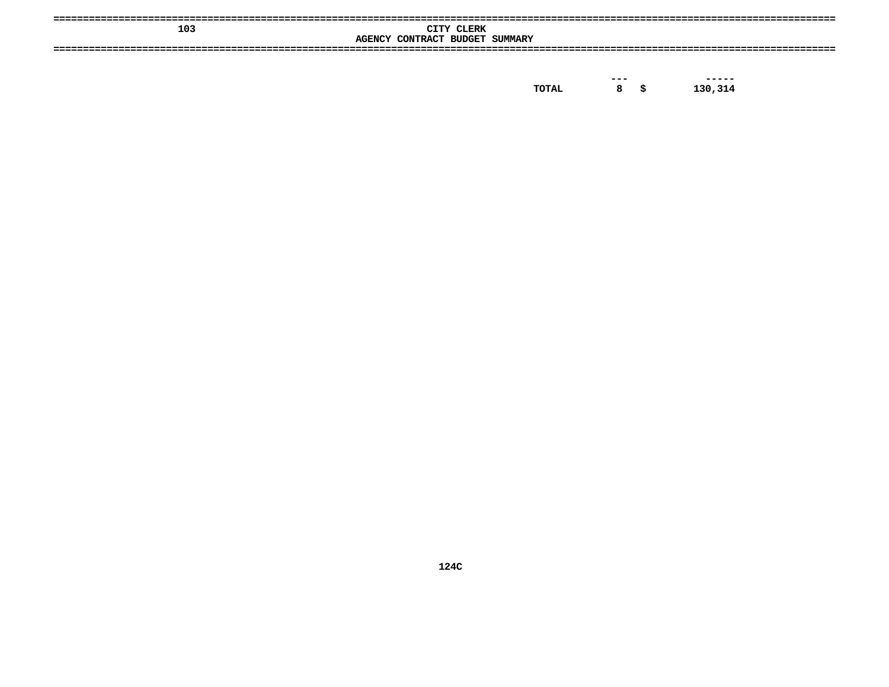# 103 CITY CLERK

## AGENCY CONTRACT BUDGET SUMMARY

| | | | |
|---|---|---|---|
| TOTAL | 8 | $ | 130,314 |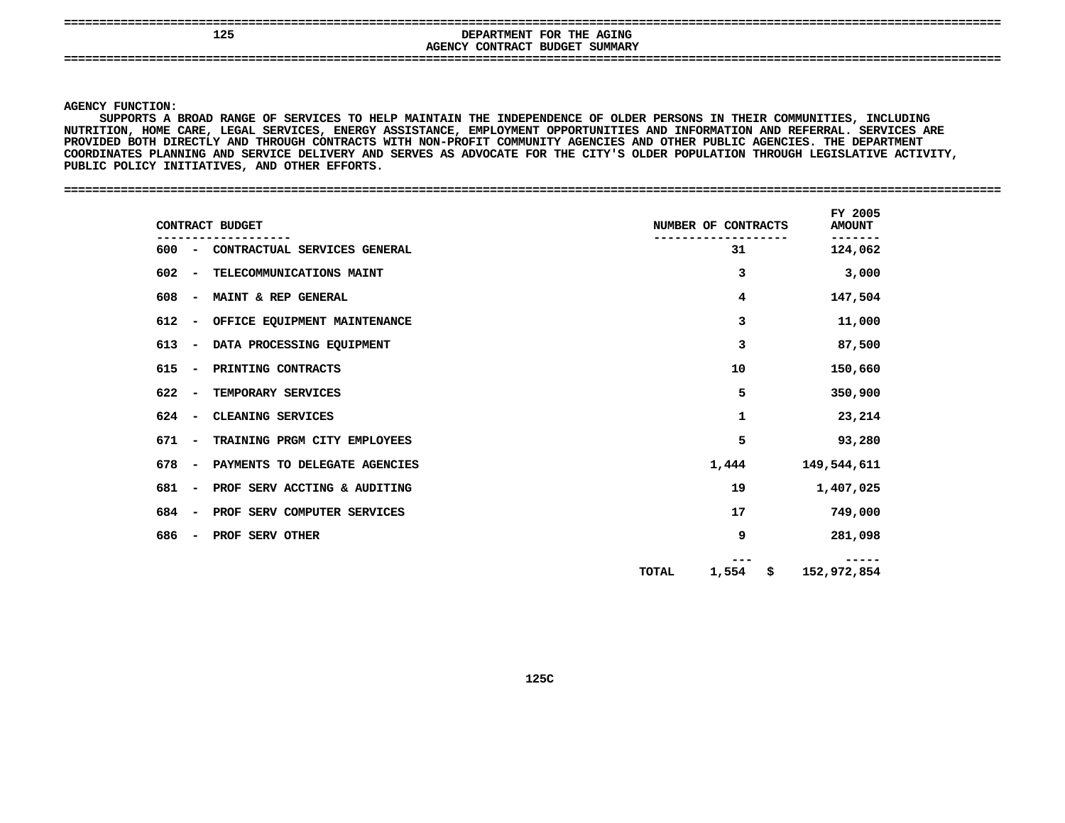# DEPARTMENT FOR THE AGING

## AGENCY CONTRACT BUDGET SUMMARY

**AGENCY FUNCTION:**

SUPPORTS A BROAD RANGE OF SERVICES TO HELP MAINTAIN THE INDEPENDENCE OF OLDER PERSONS IN THEIR COMMUNITIES, INCLUDING NUTRITION, HOME CARE, LEGAL SERVICES, ENERGY ASSISTANCE, EMPLOYMENT OPPORTUNITIES AND INFORMATION AND REFERRAL. SERVICES ARE PROVIDED BOTH DIRECTLY AND THROUGH CONTRACTS WITH NON-PROFIT COMMUNITY AGENCIES AND OTHER PUBLIC AGENCIES. THE DEPARTMENT COORDINATES PLANNING AND SERVICE DELIVERY AND SERVES AS ADVOCATE FOR THE CITY'S OLDER POPULATION THROUGH LEGISLATIVE ACTIVITY, PUBLIC POLICY INITIATIVES, AND OTHER EFFORTS.

| CONTRACT BUDGET | NUMBER OF CONTRACTS | FY 2005 AMOUNT |
|---|---|---|
| 600 - CONTRACTUAL SERVICES GENERAL | 31 | 124,062 |
| 602 - TELECOMMUNICATIONS MAINT | 3 | 3,000 |
| 608 - MAINT & REP GENERAL | 4 | 147,504 |
| 612 - OFFICE EQUIPMENT MAINTENANCE | 3 | 11,000 |
| 613 - DATA PROCESSING EQUIPMENT | 3 | 87,500 |
| 615 - PRINTING CONTRACTS | 10 | 150,660 |
| 622 - TEMPORARY SERVICES | 5 | 350,900 |
| 624 - CLEANING SERVICES | 1 | 23,214 |
| 671 - TRAINING PRGM CITY EMPLOYEES | 5 | 93,280 |
| 678 - PAYMENTS TO DELEGATE AGENCIES | 1,444 | 149,544,611 |
| 681 - PROF SERV ACCTING & AUDITING | 19 | 1,407,025 |
| 684 - PROF SERV COMPUTER SERVICES | 17 | 749,000 |
| 686 - PROF SERV OTHER | 9 | 281,098 |
| TOTAL | 1,554 | $ 152,972,854 |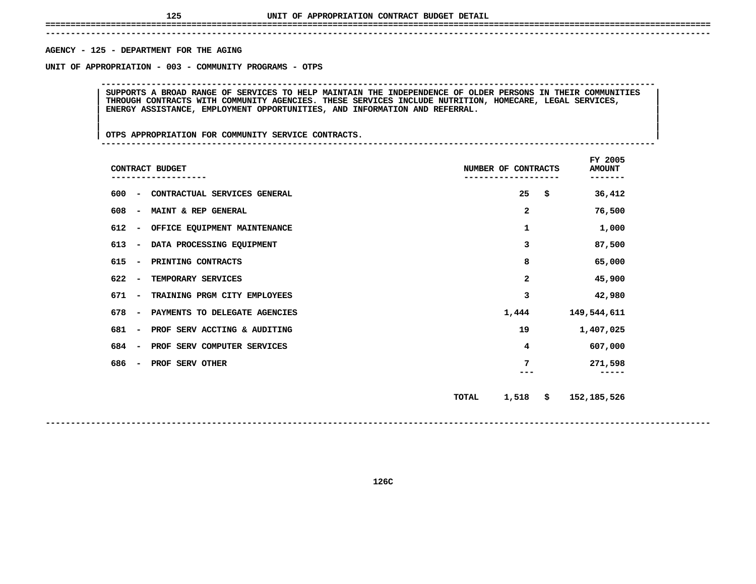# UNIT OF APPROPRIATION CONTRACT BUDGET DETAIL

**AGENCY - 125 - DEPARTMENT FOR THE AGING**

**UNIT OF APPROPRIATION - 003 - COMMUNITY PROGRAMS - OTPS**

SUPPORTS A BROAD RANGE OF SERVICES TO HELP MAINTAIN THE INDEPENDENCE OF OLDER PERSONS IN THEIR COMMUNITIES THROUGH CONTRACTS WITH COMMUNITY AGENCIES. THESE SERVICES INCLUDE NUTRITION, HOMECARE, LEGAL SERVICES, ENERGY ASSISTANCE, EMPLOYMENT OPPORTUNITIES, AND INFORMATION AND REFERRAL.

OTPS APPROPRIATION FOR COMMUNITY SERVICE CONTRACTS.

| CONTRACT BUDGET | NUMBER OF CONTRACTS | FY 2005 AMOUNT |
|---|---|---|
| 600 - CONTRACTUAL SERVICES GENERAL | 25 | $ 36,412 |
| 608 - MAINT & REP GENERAL | 2 | 76,500 |
| 612 - OFFICE EQUIPMENT MAINTENANCE | 1 | 1,000 |
| 613 - DATA PROCESSING EQUIPMENT | 3 | 87,500 |
| 615 - PRINTING CONTRACTS | 8 | 65,000 |
| 622 - TEMPORARY SERVICES | 2 | 45,900 |
| 671 - TRAINING PRGM CITY EMPLOYEES | 3 | 42,980 |
| 678 - PAYMENTS TO DELEGATE AGENCIES | 1,444 | 149,544,611 |
| 681 - PROF SERV ACCTING & AUDITING | 19 | 1,407,025 |
| 684 - PROF SERV COMPUTER SERVICES | 4 | 607,000 |
| 686 - PROF SERV OTHER | 7 | 271,598 |
| TOTAL | 1,518 | $ 152,185,526 |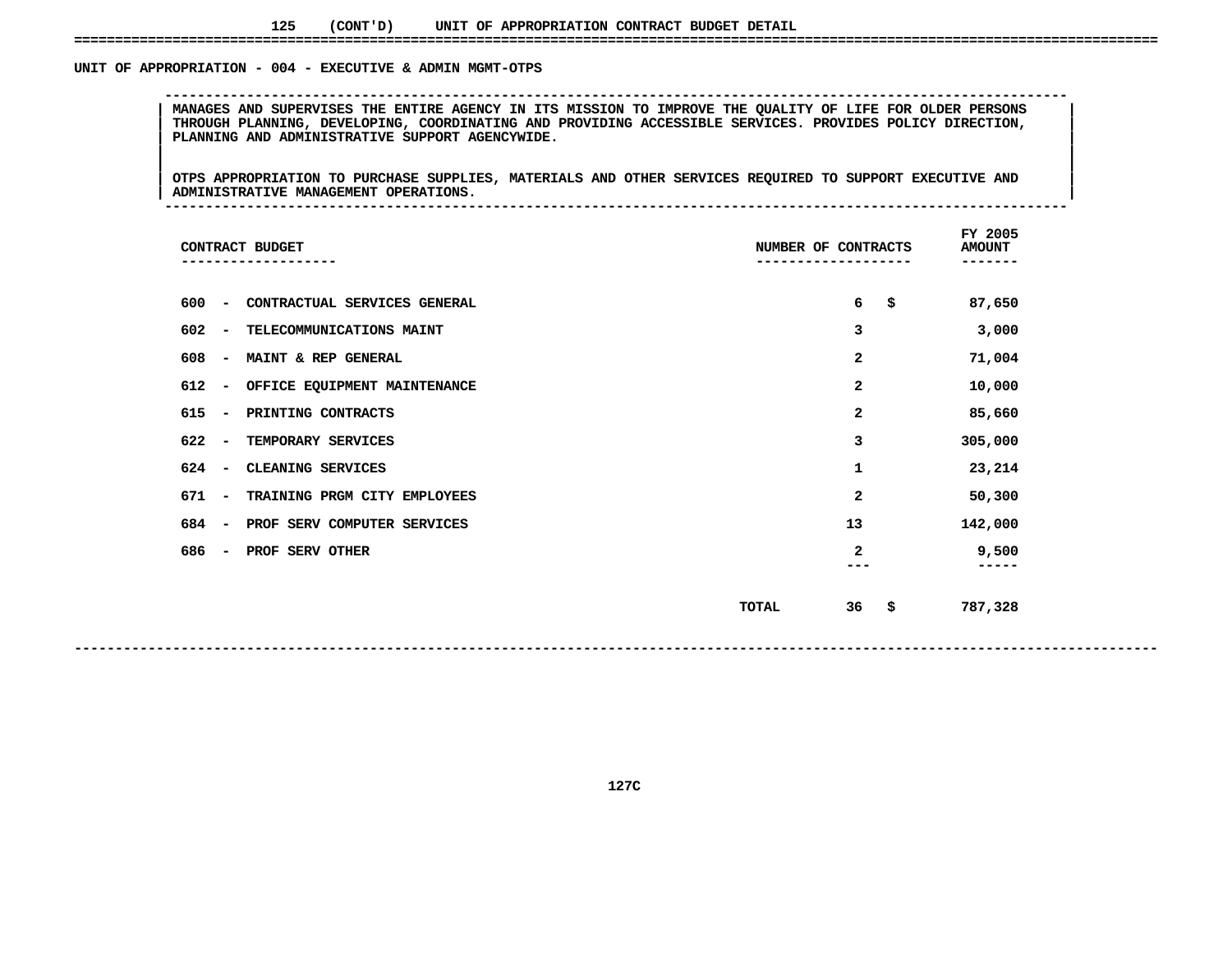125 (CONT'D) UNIT OF APPROPRIATION CONTRACT BUDGET DETAIL

UNIT OF APPROPRIATION - 004 - EXECUTIVE & ADMIN MGMT-OTPS

MANAGES AND SUPERVISES THE ENTIRE AGENCY IN ITS MISSION TO IMPROVE THE QUALITY OF LIFE FOR OLDER PERSONS THROUGH PLANNING, DEVELOPING, COORDINATING AND PROVIDING ACCESSIBLE SERVICES. PROVIDES POLICY DIRECTION, PLANNING AND ADMINISTRATIVE SUPPORT AGENCYWIDE.

OTPS APPROPRIATION TO PURCHASE SUPPLIES, MATERIALS AND OTHER SERVICES REQUIRED TO SUPPORT EXECUTIVE AND ADMINISTRATIVE MANAGEMENT OPERATIONS.

| CONTRACT BUDGET | NUMBER OF CONTRACTS | FY 2005 AMOUNT |
|---|---|---|
| 600 - CONTRACTUAL SERVICES GENERAL | 6 | $ 87,650 |
| 602 - TELECOMMUNICATIONS MAINT | 3 | 3,000 |
| 608 - MAINT & REP GENERAL | 2 | 71,004 |
| 612 - OFFICE EQUIPMENT MAINTENANCE | 2 | 10,000 |
| 615 - PRINTING CONTRACTS | 2 | 85,660 |
| 622 - TEMPORARY SERVICES | 3 | 305,000 |
| 624 - CLEANING SERVICES | 1 | 23,214 |
| 671 - TRAINING PRGM CITY EMPLOYEES | 2 | 50,300 |
| 684 - PROF SERV COMPUTER SERVICES | 13 | 142,000 |
| 686 - PROF SERV OTHER | 2 | 9,500 |
| TOTAL | 36 | $ 787,328 |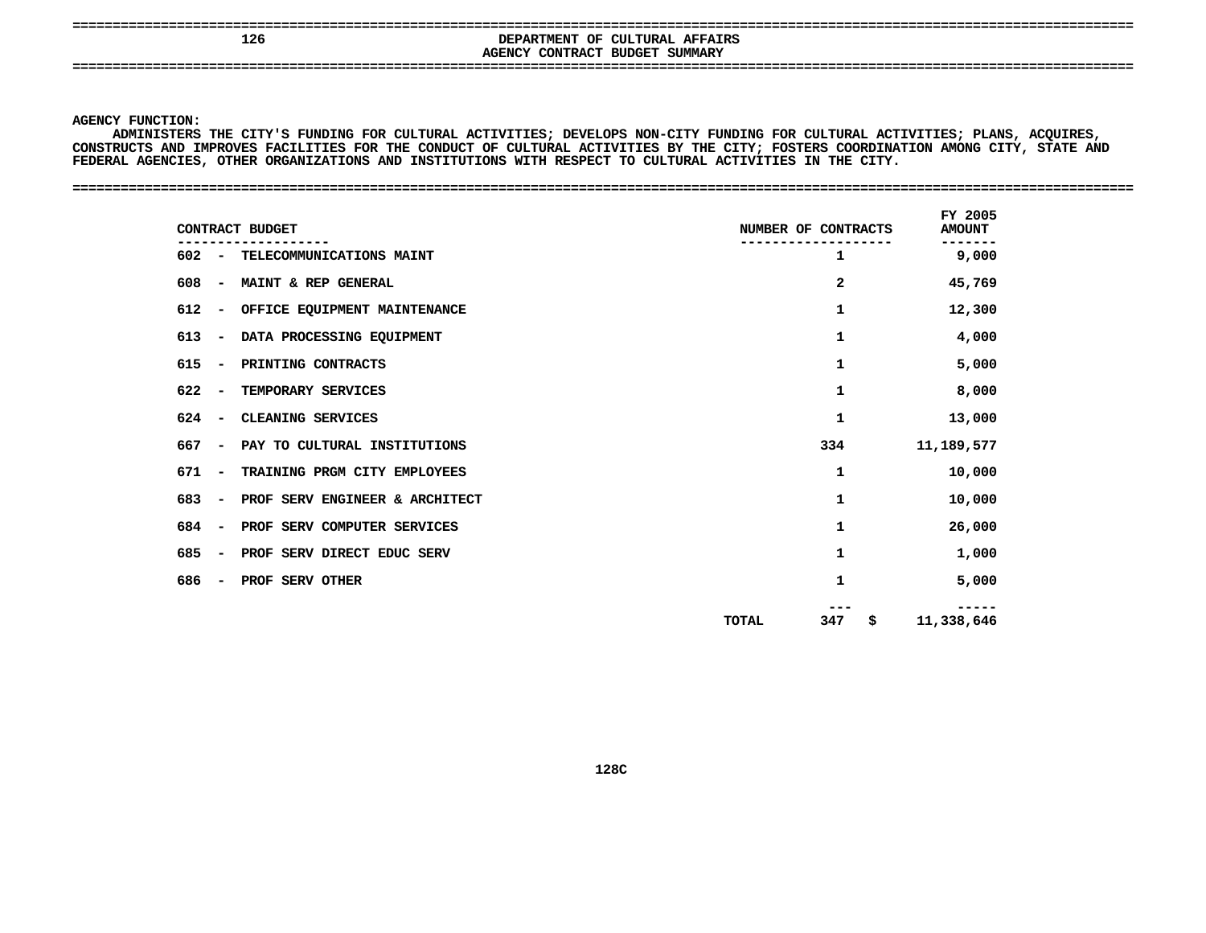# 126 DEPARTMENT OF CULTURAL AFFAIRS

## AGENCY CONTRACT BUDGET SUMMARY

**AGENCY FUNCTION:**

ADMINISTERS THE CITY'S FUNDING FOR CULTURAL ACTIVITIES; DEVELOPS NON-CITY FUNDING FOR CULTURAL ACTIVITIES; PLANS, ACQUIRES, CONSTRUCTS AND IMPROVES FACILITIES FOR THE CONDUCT OF CULTURAL ACTIVITIES BY THE CITY; FOSTERS COORDINATION AMONG CITY, STATE AND FEDERAL AGENCIES, OTHER ORGANIZATIONS AND INSTITUTIONS WITH RESPECT TO CULTURAL ACTIVITIES IN THE CITY.

| CONTRACT BUDGET | NUMBER OF CONTRACTS | FY 2005 AMOUNT |
|---|---|---|
| 602 - TELECOMMUNICATIONS MAINT | 1 | 9,000 |
| 608 - MAINT & REP GENERAL | 2 | 45,769 |
| 612 - OFFICE EQUIPMENT MAINTENANCE | 1 | 12,300 |
| 613 - DATA PROCESSING EQUIPMENT | 1 | 4,000 |
| 615 - PRINTING CONTRACTS | 1 | 5,000 |
| 622 - TEMPORARY SERVICES | 1 | 8,000 |
| 624 - CLEANING SERVICES | 1 | 13,000 |
| 667 - PAY TO CULTURAL INSTITUTIONS | 334 | 11,189,577 |
| 671 - TRAINING PRGM CITY EMPLOYEES | 1 | 10,000 |
| 683 - PROF SERV ENGINEER & ARCHITECT | 1 | 10,000 |
| 684 - PROF SERV COMPUTER SERVICES | 1 | 26,000 |
| 685 - PROF SERV DIRECT EDUC SERV | 1 | 1,000 |
| 686 - PROF SERV OTHER | 1 | 5,000 |
| TOTAL | 347 | $ 11,338,646 |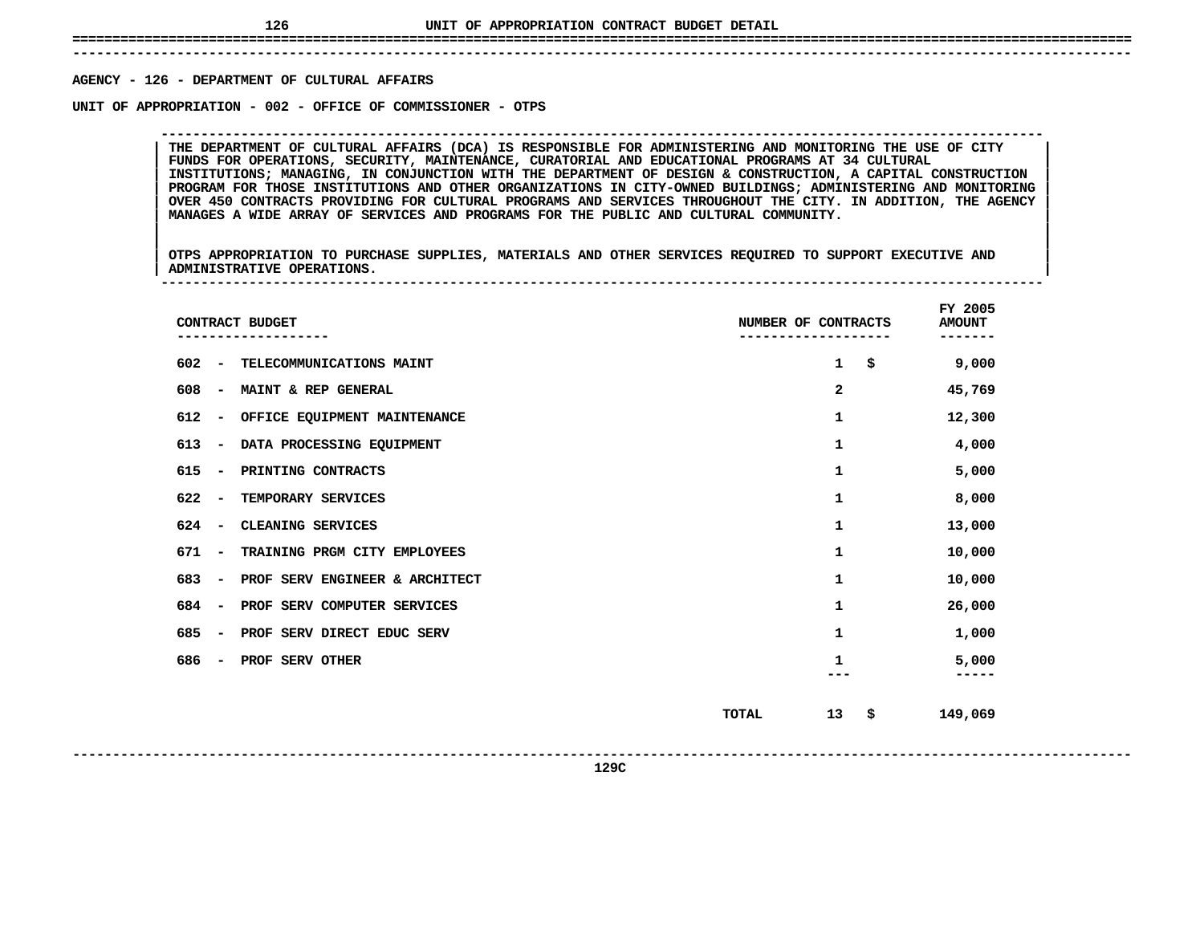# UNIT OF APPROPRIATION CONTRACT BUDGET DETAIL

**AGENCY - 126 - DEPARTMENT OF CULTURAL AFFAIRS**

**UNIT OF APPROPRIATION - 002 - OFFICE OF COMMISSIONER - OTPS**

THE DEPARTMENT OF CULTURAL AFFAIRS (DCA) IS RESPONSIBLE FOR ADMINISTERING AND MONITORING THE USE OF CITY FUNDS FOR OPERATIONS, SECURITY, MAINTENANCE, CURATORIAL AND EDUCATIONAL PROGRAMS AT 34 CULTURAL INSTITUTIONS; MANAGING, IN CONJUNCTION WITH THE DEPARTMENT OF DESIGN & CONSTRUCTION, A CAPITAL CONSTRUCTION PROGRAM FOR THOSE INSTITUTIONS AND OTHER ORGANIZATIONS IN CITY-OWNED BUILDINGS; ADMINISTERING AND MONITORING OVER 450 CONTRACTS PROVIDING FOR CULTURAL PROGRAMS AND SERVICES THROUGHOUT THE CITY. IN ADDITION, THE AGENCY MANAGES A WIDE ARRAY OF SERVICES AND PROGRAMS FOR THE PUBLIC AND CULTURAL COMMUNITY.

OTPS APPROPRIATION TO PURCHASE SUPPLIES, MATERIALS AND OTHER SERVICES REQUIRED TO SUPPORT EXECUTIVE AND ADMINISTRATIVE OPERATIONS.

| CONTRACT BUDGET | NUMBER OF CONTRACTS | FY 2005 AMOUNT |
|---|---|---|
| 602 - TELECOMMUNICATIONS MAINT | 1 | $ 9,000 |
| 608 - MAINT & REP GENERAL | 2 | 45,769 |
| 612 - OFFICE EQUIPMENT MAINTENANCE | 1 | 12,300 |
| 613 - DATA PROCESSING EQUIPMENT | 1 | 4,000 |
| 615 - PRINTING CONTRACTS | 1 | 5,000 |
| 622 - TEMPORARY SERVICES | 1 | 8,000 |
| 624 - CLEANING SERVICES | 1 | 13,000 |
| 671 - TRAINING PRGM CITY EMPLOYEES | 1 | 10,000 |
| 683 - PROF SERV ENGINEER & ARCHITECT | 1 | 10,000 |
| 684 - PROF SERV COMPUTER SERVICES | 1 | 26,000 |
| 685 - PROF SERV DIRECT EDUC SERV | 1 | 1,000 |
| 686 - PROF SERV OTHER | 1 | 5,000 |
| TOTAL | 13 | $ 149,069 |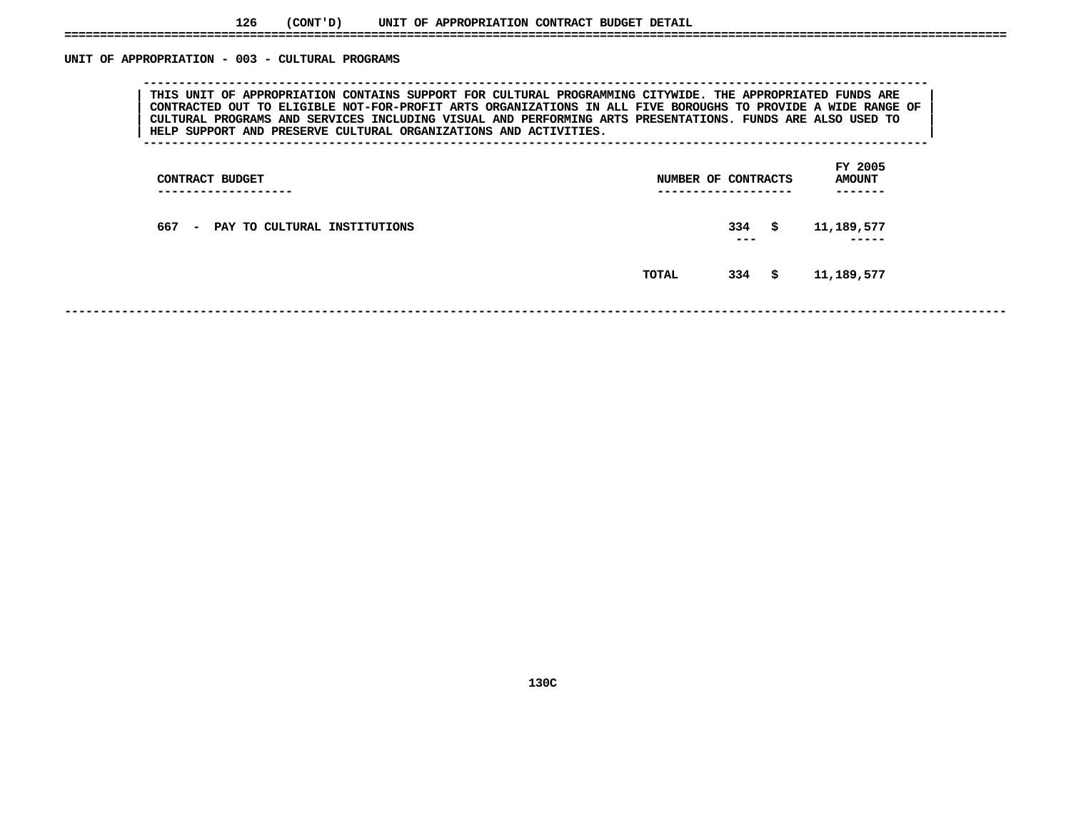## 126 (CONT'D) UNIT OF APPROPRIATION CONTRACT BUDGET DETAIL

### UNIT OF APPROPRIATION - 003 - CULTURAL PROGRAMS

THIS UNIT OF APPROPRIATION CONTAINS SUPPORT FOR CULTURAL PROGRAMMING CITYWIDE. THE APPROPRIATED FUNDS ARE CONTRACTED OUT TO ELIGIBLE NOT-FOR-PROFIT ARTS ORGANIZATIONS IN ALL FIVE BOROUGHS TO PROVIDE A WIDE RANGE OF CULTURAL PROGRAMS AND SERVICES INCLUDING VISUAL AND PERFORMING ARTS PRESENTATIONS. FUNDS ARE ALSO USED TO HELP SUPPORT AND PRESERVE CULTURAL ORGANIZATIONS AND ACTIVITIES.

| CONTRACT BUDGET | NUMBER OF CONTRACTS | FY 2005 AMOUNT |
|---|---|---|
| 667 - PAY TO CULTURAL INSTITUTIONS | 334 | $ 11,189,577 |
| TOTAL | 334 | $ 11,189,577 |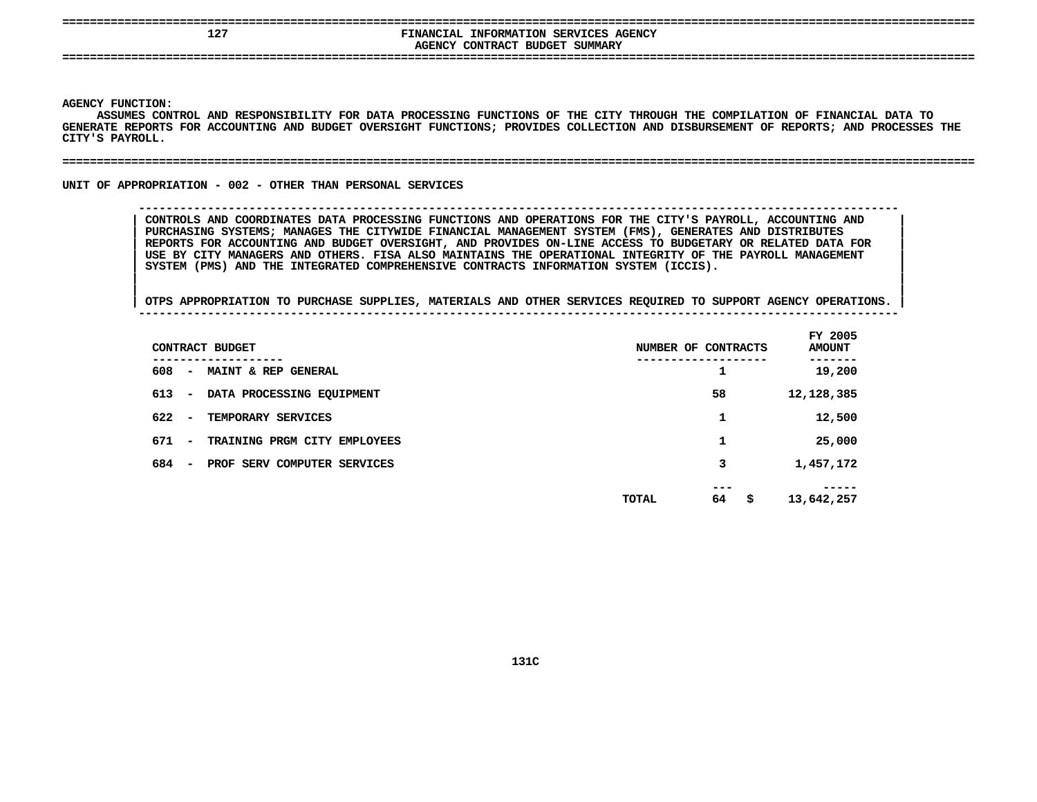## FINANCIAL INFORMATION SERVICES AGENCY
### AGENCY CONTRACT BUDGET SUMMARY

**AGENCY FUNCTION:**
ASSUMES CONTROL AND RESPONSIBILITY FOR DATA PROCESSING FUNCTIONS OF THE CITY THROUGH THE COMPILATION OF FINANCIAL DATA TO GENERATE REPORTS FOR ACCOUNTING AND BUDGET OVERSIGHT FUNCTIONS; PROVIDES COLLECTION AND DISBURSEMENT OF REPORTS; AND PROCESSES THE CITY'S PAYROLL.

**UNIT OF APPROPRIATION - 002 - OTHER THAN PERSONAL SERVICES**

CONTROLS AND COORDINATES DATA PROCESSING FUNCTIONS AND OPERATIONS FOR THE CITY'S PAYROLL, ACCOUNTING AND PURCHASING SYSTEMS; MANAGES THE CITYWIDE FINANCIAL MANAGEMENT SYSTEM (FMS), GENERATES AND DISTRIBUTES REPORTS FOR ACCOUNTING AND BUDGET OVERSIGHT, AND PROVIDES ON-LINE ACCESS TO BUDGETARY OR RELATED DATA FOR USE BY CITY MANAGERS AND OTHERS. FISA ALSO MAINTAINS THE OPERATIONAL INTEGRITY OF THE PAYROLL MANAGEMENT SYSTEM (PMS) AND THE INTEGRATED COMPREHENSIVE CONTRACTS INFORMATION SYSTEM (ICCIS).

OTPS APPROPRIATION TO PURCHASE SUPPLIES, MATERIALS AND OTHER SERVICES REQUIRED TO SUPPORT AGENCY OPERATIONS.

| CONTRACT BUDGET | NUMBER OF CONTRACTS | FY 2005 AMOUNT |
|---|---|---|
| 608 - MAINT & REP GENERAL | 1 | 19,200 |
| 613 - DATA PROCESSING EQUIPMENT | 58 | 12,128,385 |
| 622 - TEMPORARY SERVICES | 1 | 12,500 |
| 671 - TRAINING PRGM CITY EMPLOYEES | 1 | 25,000 |
| 684 - PROF SERV COMPUTER SERVICES | 3 | 1,457,172 |
| TOTAL | 64 | $ 13,642,257 |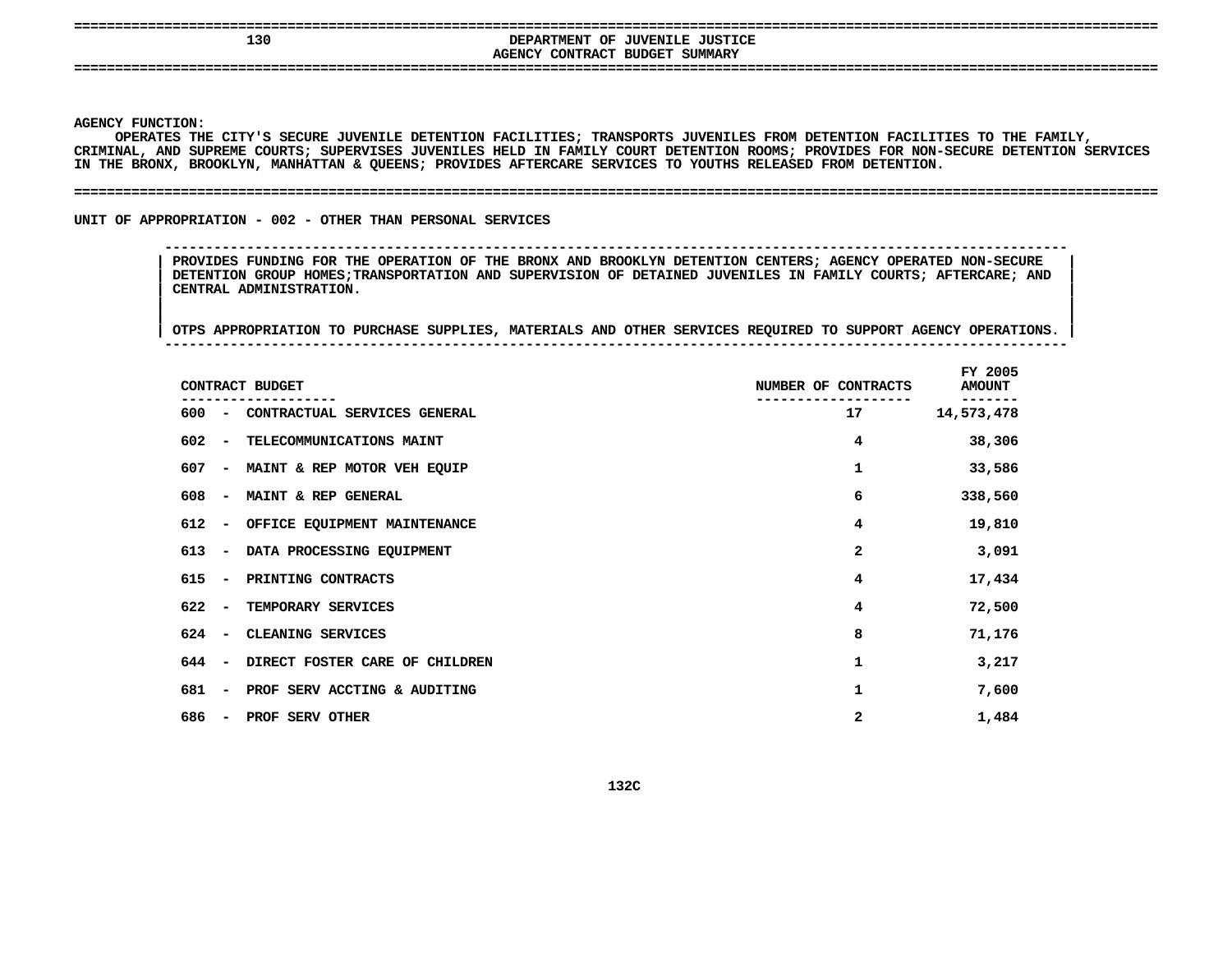# 130 DEPARTMENT OF JUVENILE JUSTICE

## AGENCY CONTRACT BUDGET SUMMARY

**AGENCY FUNCTION:**

OPERATES THE CITY'S SECURE JUVENILE DETENTION FACILITIES; TRANSPORTS JUVENILES FROM DETENTION FACILITIES TO THE FAMILY, CRIMINAL, AND SUPREME COURTS; SUPERVISES JUVENILES HELD IN FAMILY COURT DETENTION ROOMS; PROVIDES FOR NON-SECURE DETENTION SERVICES IN THE BRONX, BROOKLYN, MANHATTAN & QUEENS; PROVIDES AFTERCARE SERVICES TO YOUTHS RELEASED FROM DETENTION.

### UNIT OF APPROPRIATION - 002 - OTHER THAN PERSONAL SERVICES

PROVIDES FUNDING FOR THE OPERATION OF THE BRONX AND BROOKLYN DETENTION CENTERS; AGENCY OPERATED NON-SECURE DETENTION GROUP HOMES;TRANSPORTATION AND SUPERVISION OF DETAINED JUVENILES IN FAMILY COURTS; AFTERCARE; AND CENTRAL ADMINISTRATION.

OTPS APPROPRIATION TO PURCHASE SUPPLIES, MATERIALS AND OTHER SERVICES REQUIRED TO SUPPORT AGENCY OPERATIONS.

| CONTRACT BUDGET | NUMBER OF CONTRACTS | FY 2005 AMOUNT |
|---|---|---|
| 600 - CONTRACTUAL SERVICES GENERAL | 17 | 14,573,478 |
| 602 - TELECOMMUNICATIONS MAINT | 4 | 38,306 |
| 607 - MAINT & REP MOTOR VEH EQUIP | 1 | 33,586 |
| 608 - MAINT & REP GENERAL | 6 | 338,560 |
| 612 - OFFICE EQUIPMENT MAINTENANCE | 4 | 19,810 |
| 613 - DATA PROCESSING EQUIPMENT | 2 | 3,091 |
| 615 - PRINTING CONTRACTS | 4 | 17,434 |
| 622 - TEMPORARY SERVICES | 4 | 72,500 |
| 624 - CLEANING SERVICES | 8 | 71,176 |
| 644 - DIRECT FOSTER CARE OF CHILDREN | 1 | 3,217 |
| 681 - PROF SERV ACCTING & AUDITING | 1 | 7,600 |
| 686 - PROF SERV OTHER | 2 | 1,484 |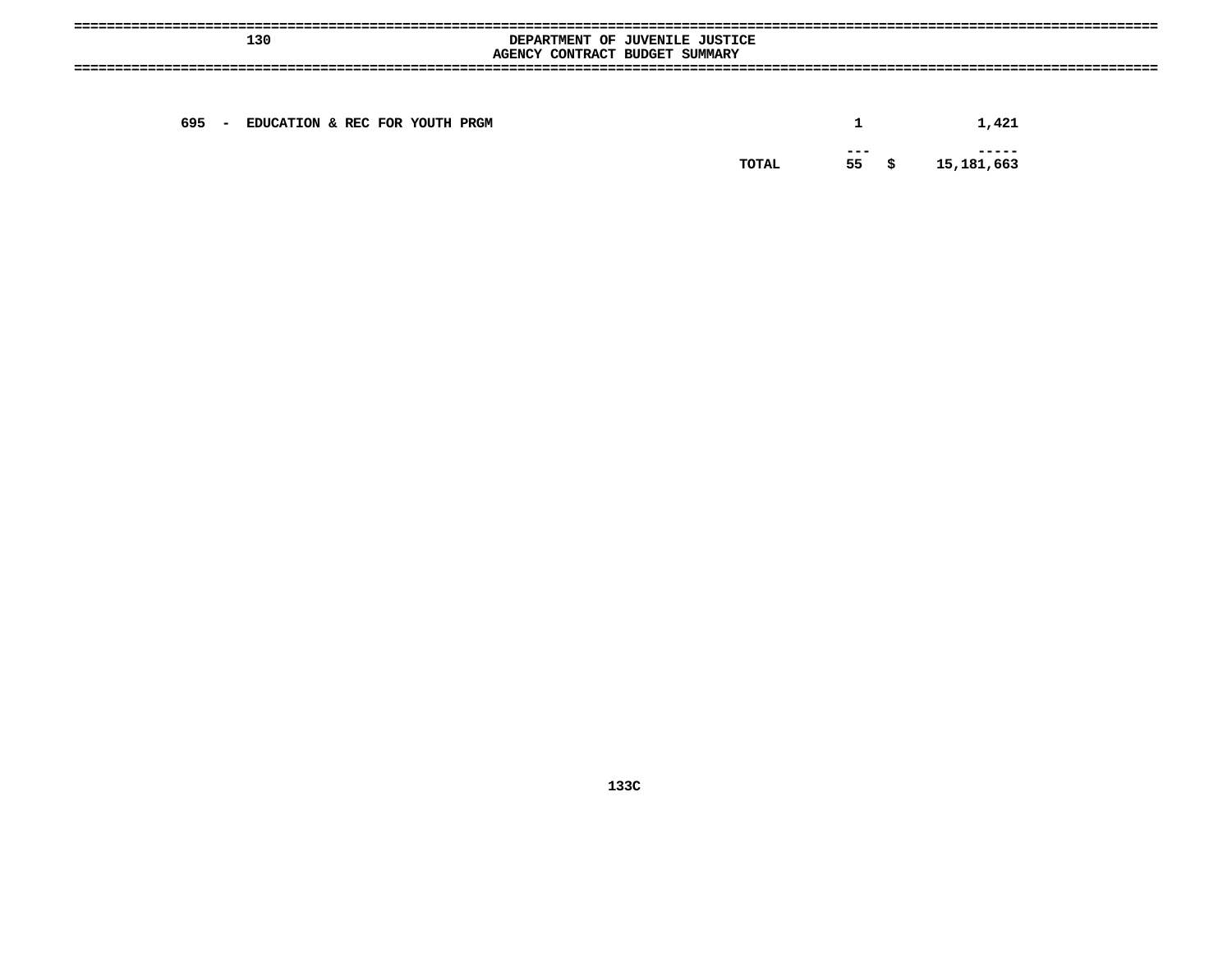# DEPARTMENT OF JUVENILE JUSTICE
## AGENCY CONTRACT BUDGET SUMMARY

130

| | | | |
|---|---|---|---|
| 695 - EDUCATION & REC FOR YOUTH PRGM | | 1 | 1,421 |
| | TOTAL | 55 | $ 15,181,663 |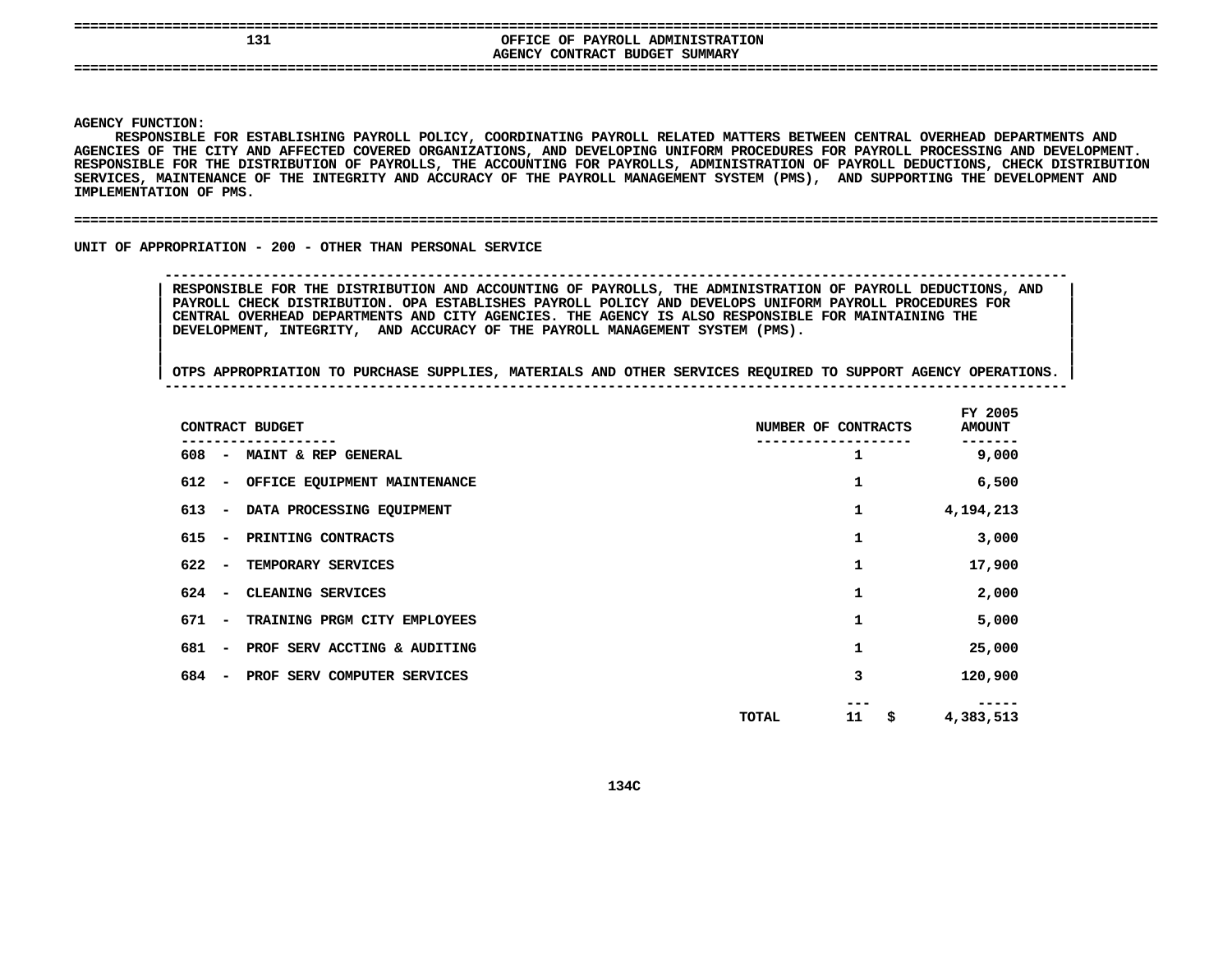# OFFICE OF PAYROLL ADMINISTRATION

## AGENCY CONTRACT BUDGET SUMMARY

**AGENCY FUNCTION:**

RESPONSIBLE FOR ESTABLISHING PAYROLL POLICY, COORDINATING PAYROLL RELATED MATTERS BETWEEN CENTRAL OVERHEAD DEPARTMENTS AND AGENCIES OF THE CITY AND AFFECTED COVERED ORGANIZATIONS, AND DEVELOPING UNIFORM PROCEDURES FOR PAYROLL PROCESSING AND DEVELOPMENT. RESPONSIBLE FOR THE DISTRIBUTION OF PAYROLLS, THE ACCOUNTING FOR PAYROLLS, ADMINISTRATION OF PAYROLL DEDUCTIONS, CHECK DISTRIBUTION SERVICES, MAINTENANCE OF THE INTEGRITY AND ACCURACY OF THE PAYROLL MANAGEMENT SYSTEM (PMS), AND SUPPORTING THE DEVELOPMENT AND IMPLEMENTATION OF PMS.

### UNIT OF APPROPRIATION - 200 - OTHER THAN PERSONAL SERVICE

RESPONSIBLE FOR THE DISTRIBUTION AND ACCOUNTING OF PAYROLLS, THE ADMINISTRATION OF PAYROLL DEDUCTIONS, AND PAYROLL CHECK DISTRIBUTION. OPA ESTABLISHES PAYROLL POLICY AND DEVELOPS UNIFORM PAYROLL PROCEDURES FOR CENTRAL OVERHEAD DEPARTMENTS AND CITY AGENCIES. THE AGENCY IS ALSO RESPONSIBLE FOR MAINTAINING THE DEVELOPMENT, INTEGRITY, AND ACCURACY OF THE PAYROLL MANAGEMENT SYSTEM (PMS).

OTPS APPROPRIATION TO PURCHASE SUPPLIES, MATERIALS AND OTHER SERVICES REQUIRED TO SUPPORT AGENCY OPERATIONS.

| CONTRACT BUDGET | NUMBER OF CONTRACTS | FY 2005 AMOUNT |
|---|---|---|
| 608 - MAINT & REP GENERAL | 1 | 9,000 |
| 612 - OFFICE EQUIPMENT MAINTENANCE | 1 | 6,500 |
| 613 - DATA PROCESSING EQUIPMENT | 1 | 4,194,213 |
| 615 - PRINTING CONTRACTS | 1 | 3,000 |
| 622 - TEMPORARY SERVICES | 1 | 17,900 |
| 624 - CLEANING SERVICES | 1 | 2,000 |
| 671 - TRAINING PRGM CITY EMPLOYEES | 1 | 5,000 |
| 681 - PROF SERV ACCTING & AUDITING | 1 | 25,000 |
| 684 - PROF SERV COMPUTER SERVICES | 3 | 120,900 |
| TOTAL | 11 | $ 4,383,513 |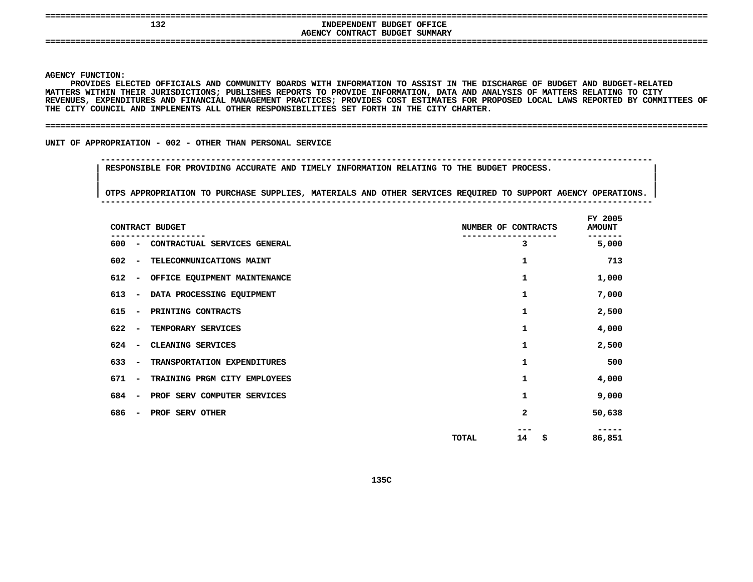# INDEPENDENT BUDGET OFFICE
## AGENCY CONTRACT BUDGET SUMMARY

**AGENCY FUNCTION:**
PROVIDES ELECTED OFFICIALS AND COMMUNITY BOARDS WITH INFORMATION TO ASSIST IN THE DISCHARGE OF BUDGET AND BUDGET-RELATED MATTERS WITHIN THEIR JURISDICTIONS; PUBLISHES REPORTS TO PROVIDE INFORMATION, DATA AND ANALYSIS OF MATTERS RELATING TO CITY REVENUES, EXPENDITURES AND FINANCIAL MANAGEMENT PRACTICES; PROVIDES COST ESTIMATES FOR PROPOSED LOCAL LAWS REPORTED BY COMMITTEES OF THE CITY COUNCIL AND IMPLEMENTS ALL OTHER RESPONSIBILITIES SET FORTH IN THE CITY CHARTER.

**UNIT OF APPROPRIATION - 002 - OTHER THAN PERSONAL SERVICE**

RESPONSIBLE FOR PROVIDING ACCURATE AND TIMELY INFORMATION RELATING TO THE BUDGET PROCESS.

OTPS APPROPRIATION TO PURCHASE SUPPLIES, MATERIALS AND OTHER SERVICES REQUIRED TO SUPPORT AGENCY OPERATIONS.

| CONTRACT BUDGET | NUMBER OF CONTRACTS | FY 2005 AMOUNT |
|---|---|---|
| 600 - CONTRACTUAL SERVICES GENERAL | 3 | 5,000 |
| 602 - TELECOMMUNICATIONS MAINT | 1 | 713 |
| 612 - OFFICE EQUIPMENT MAINTENANCE | 1 | 1,000 |
| 613 - DATA PROCESSING EQUIPMENT | 1 | 7,000 |
| 615 - PRINTING CONTRACTS | 1 | 2,500 |
| 622 - TEMPORARY SERVICES | 1 | 4,000 |
| 624 - CLEANING SERVICES | 1 | 2,500 |
| 633 - TRANSPORTATION EXPENDITURES | 1 | 500 |
| 671 - TRAINING PRGM CITY EMPLOYEES | 1 | 4,000 |
| 684 - PROF SERV COMPUTER SERVICES | 1 | 9,000 |
| 686 - PROF SERV OTHER | 2 | 50,638 |
| TOTAL | 14 | $ 86,851 |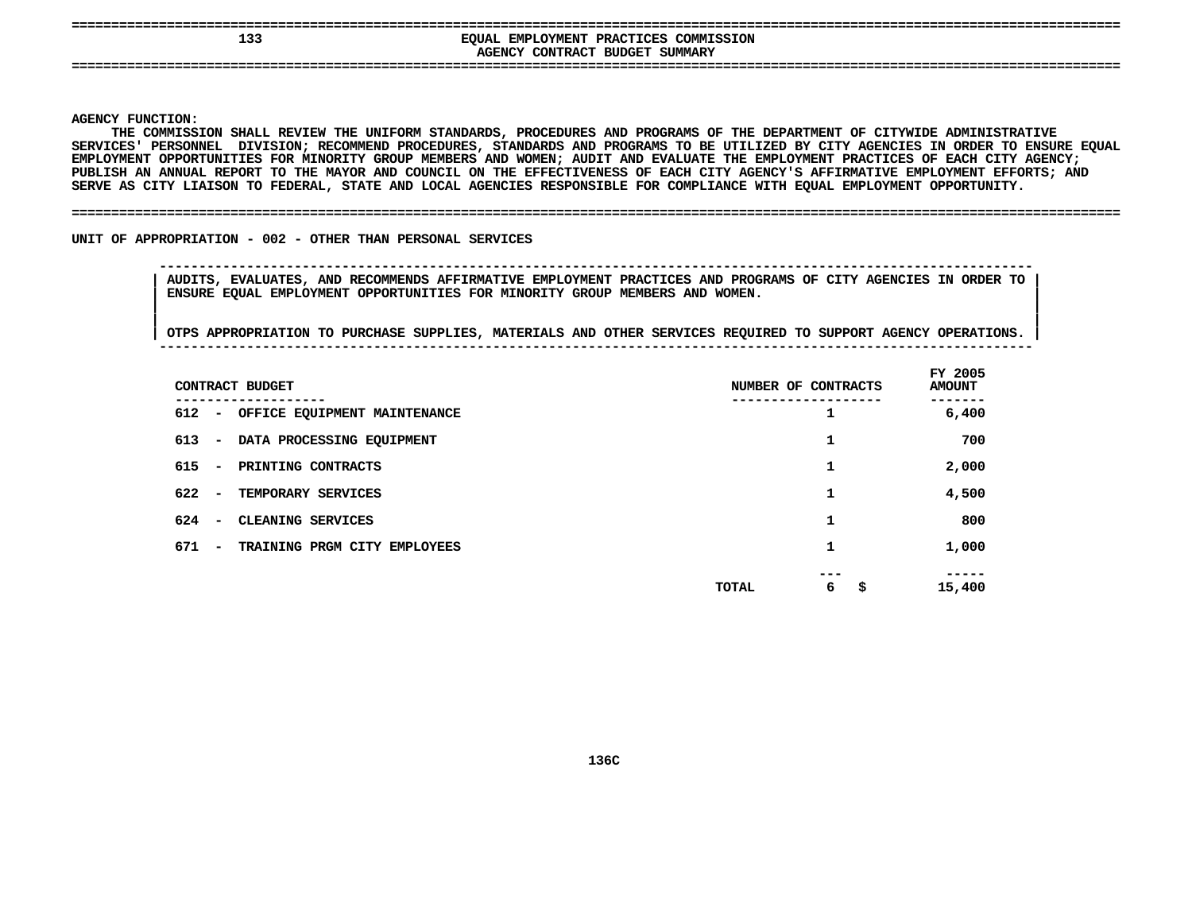# EQUAL EMPLOYMENT PRACTICES COMMISSION

## AGENCY CONTRACT BUDGET SUMMARY

133

**AGENCY FUNCTION:**

THE COMMISSION SHALL REVIEW THE UNIFORM STANDARDS, PROCEDURES AND PROGRAMS OF THE DEPARTMENT OF CITYWIDE ADMINISTRATIVE SERVICES' PERSONNEL DIVISION; RECOMMEND PROCEDURES, STANDARDS AND PROGRAMS TO BE UTILIZED BY CITY AGENCIES IN ORDER TO ENSURE EQUAL EMPLOYMENT OPPORTUNITIES FOR MINORITY GROUP MEMBERS AND WOMEN; AUDIT AND EVALUATE THE EMPLOYMENT PRACTICES OF EACH CITY AGENCY; PUBLISH AN ANNUAL REPORT TO THE MAYOR AND COUNCIL ON THE EFFECTIVENESS OF EACH CITY AGENCY'S AFFIRMATIVE EMPLOYMENT EFFORTS; AND SERVE AS CITY LIAISON TO FEDERAL, STATE AND LOCAL AGENCIES RESPONSIBLE FOR COMPLIANCE WITH EQUAL EMPLOYMENT OPPORTUNITY.

**UNIT OF APPROPRIATION - 002 - OTHER THAN PERSONAL SERVICES**

AUDITS, EVALUATES, AND RECOMMENDS AFFIRMATIVE EMPLOYMENT PRACTICES AND PROGRAMS OF CITY AGENCIES IN ORDER TO ENSURE EQUAL EMPLOYMENT OPPORTUNITIES FOR MINORITY GROUP MEMBERS AND WOMEN.

OTPS APPROPRIATION TO PURCHASE SUPPLIES, MATERIALS AND OTHER SERVICES REQUIRED TO SUPPORT AGENCY OPERATIONS.

| CONTRACT BUDGET | NUMBER OF CONTRACTS | FY 2005 AMOUNT |
|---|---|---|
| 612 - OFFICE EQUIPMENT MAINTENANCE | 1 | 6,400 |
| 613 - DATA PROCESSING EQUIPMENT | 1 | 700 |
| 615 - PRINTING CONTRACTS | 1 | 2,000 |
| 622 - TEMPORARY SERVICES | 1 | 4,500 |
| 624 - CLEANING SERVICES | 1 | 800 |
| 671 - TRAINING PRGM CITY EMPLOYEES | 1 | 1,000 |
| TOTAL | 6 | $ 15,400 |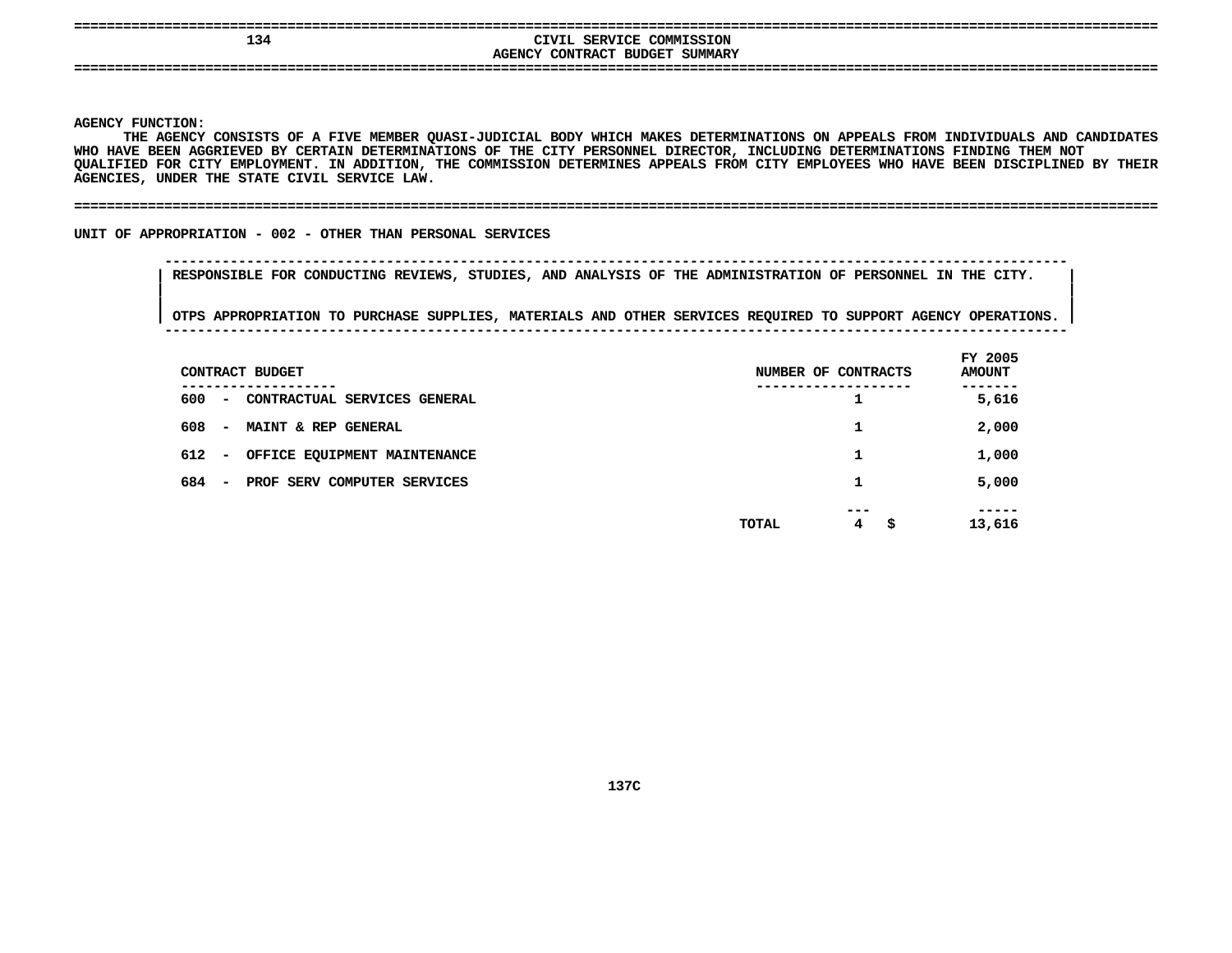# CIVIL SERVICE COMMISSION

## AGENCY CONTRACT BUDGET SUMMARY

**AGENCY FUNCTION:**

THE AGENCY CONSISTS OF A FIVE MEMBER QUASI-JUDICIAL BODY WHICH MAKES DETERMINATIONS ON APPEALS FROM INDIVIDUALS AND CANDIDATES WHO HAVE BEEN AGGRIEVED BY CERTAIN DETERMINATIONS OF THE CITY PERSONNEL DIRECTOR, INCLUDING DETERMINATIONS FINDING THEM NOT QUALIFIED FOR CITY EMPLOYMENT. IN ADDITION, THE COMMISSION DETERMINES APPEALS FROM CITY EMPLOYEES WHO HAVE BEEN DISCIPLINED BY THEIR AGENCIES, UNDER THE STATE CIVIL SERVICE LAW.

UNIT OF APPROPRIATION - 002 - OTHER THAN PERSONAL SERVICES

RESPONSIBLE FOR CONDUCTING REVIEWS, STUDIES, AND ANALYSIS OF THE ADMINISTRATION OF PERSONNEL IN THE CITY.

OTPS APPROPRIATION TO PURCHASE SUPPLIES, MATERIALS AND OTHER SERVICES REQUIRED TO SUPPORT AGENCY OPERATIONS.

| CONTRACT BUDGET | NUMBER OF CONTRACTS | FY 2005 AMOUNT |
|---|---|---|
| 600 - CONTRACTUAL SERVICES GENERAL | 1 | 5,616 |
| 608 - MAINT & REP GENERAL | 1 | 2,000 |
| 612 - OFFICE EQUIPMENT MAINTENANCE | 1 | 1,000 |
| 684 - PROF SERV COMPUTER SERVICES | 1 | 5,000 |
| TOTAL | 4 | $ 13,616 |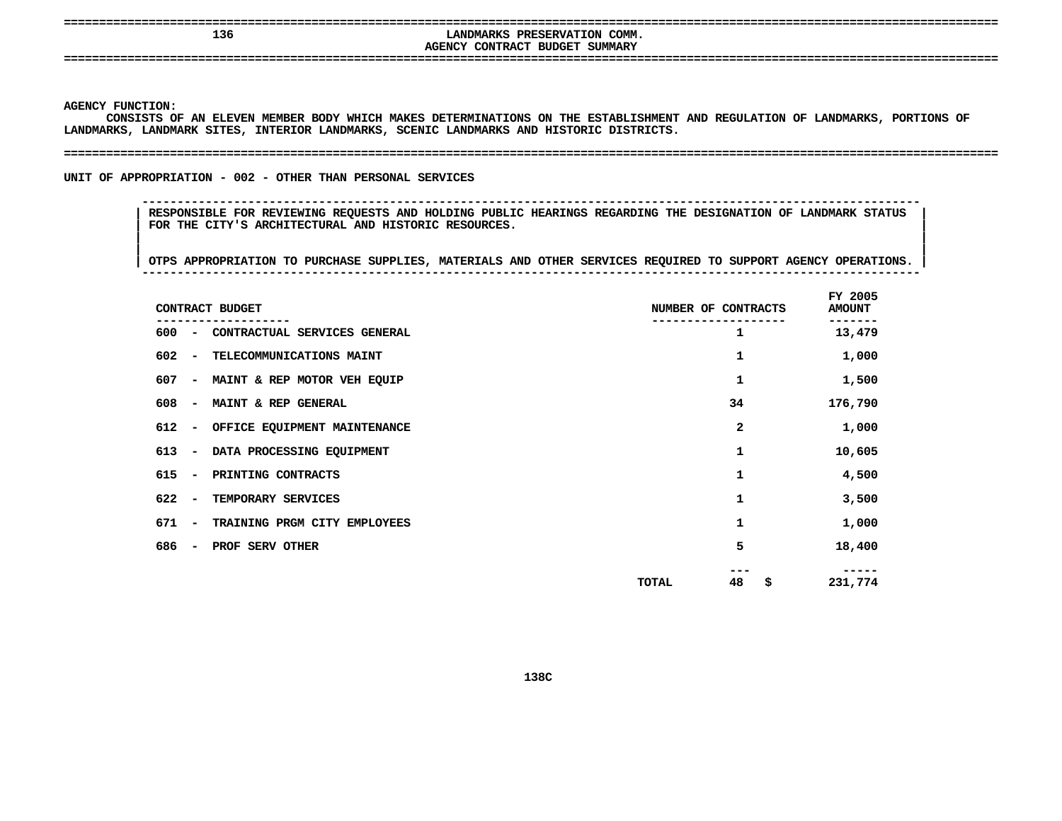# LANDMARKS PRESERVATION COMM.

## AGENCY CONTRACT BUDGET SUMMARY

**AGENCY FUNCTION:**

CONSISTS OF AN ELEVEN MEMBER BODY WHICH MAKES DETERMINATIONS ON THE ESTABLISHMENT AND REGULATION OF LANDMARKS, PORTIONS OF LANDMARKS, LANDMARK SITES, INTERIOR LANDMARKS, SCENIC LANDMARKS AND HISTORIC DISTRICTS.

**UNIT OF APPROPRIATION - 002 - OTHER THAN PERSONAL SERVICES**

RESPONSIBLE FOR REVIEWING REQUESTS AND HOLDING PUBLIC HEARINGS REGARDING THE DESIGNATION OF LANDMARK STATUS FOR THE CITY'S ARCHITECTURAL AND HISTORIC RESOURCES.

OTPS APPROPRIATION TO PURCHASE SUPPLIES, MATERIALS AND OTHER SERVICES REQUIRED TO SUPPORT AGENCY OPERATIONS.

| CONTRACT BUDGET | NUMBER OF CONTRACTS | FY 2005 AMOUNT |
|---|---|---|
| 600 - CONTRACTUAL SERVICES GENERAL | 1 | 13,479 |
| 602 - TELECOMMUNICATIONS MAINT | 1 | 1,000 |
| 607 - MAINT & REP MOTOR VEH EQUIP | 1 | 1,500 |
| 608 - MAINT & REP GENERAL | 34 | 176,790 |
| 612 - OFFICE EQUIPMENT MAINTENANCE | 2 | 1,000 |
| 613 - DATA PROCESSING EQUIPMENT | 1 | 10,605 |
| 615 - PRINTING CONTRACTS | 1 | 4,500 |
| 622 - TEMPORARY SERVICES | 1 | 3,500 |
| 671 - TRAINING PRGM CITY EMPLOYEES | 1 | 1,000 |
| 686 - PROF SERV OTHER | 5 | 18,400 |
| TOTAL | 48 | $ 231,774 |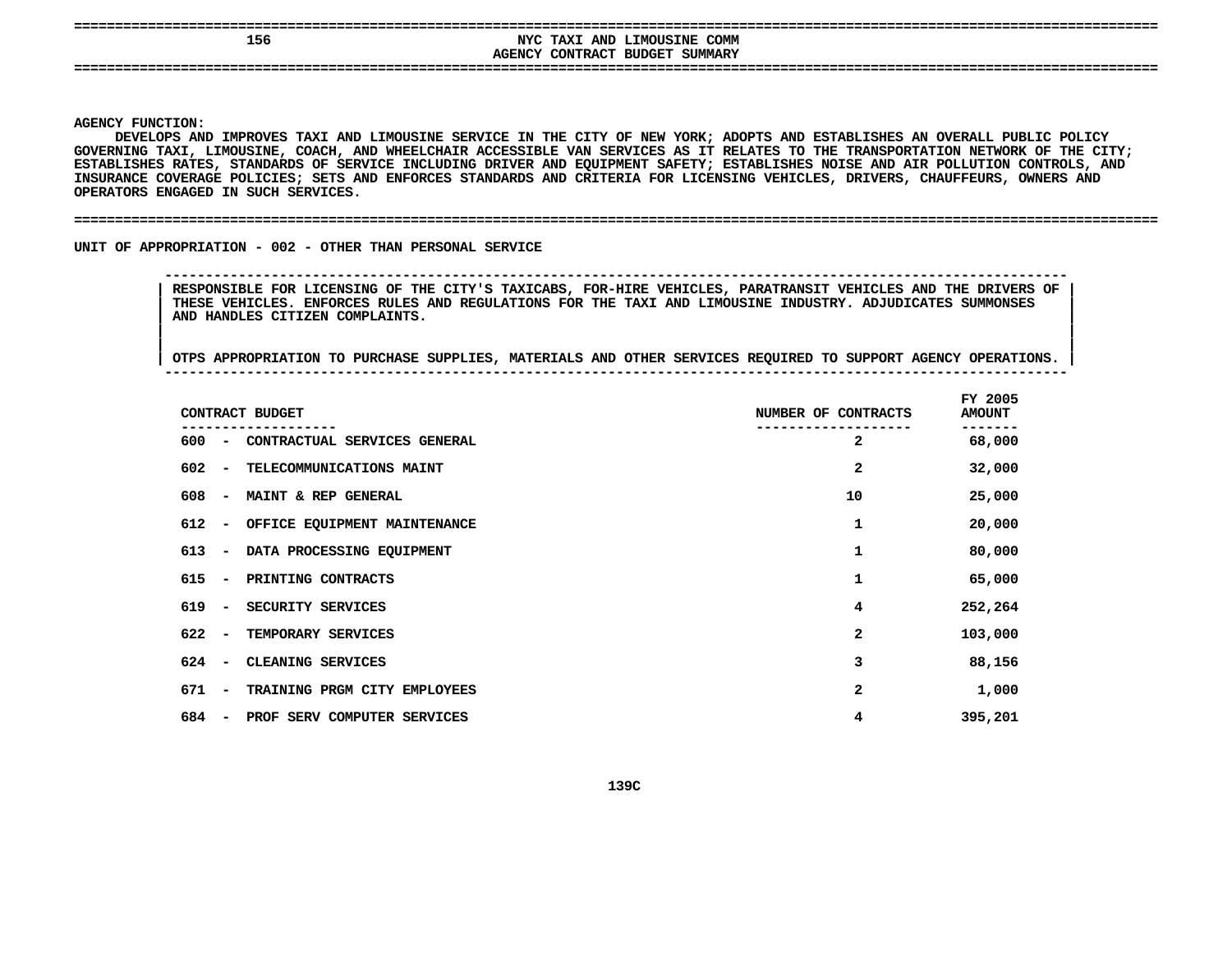## NYC TAXI AND LIMOUSINE COMM
## AGENCY CONTRACT BUDGET SUMMARY

**AGENCY FUNCTION:**

DEVELOPS AND IMPROVES TAXI AND LIMOUSINE SERVICE IN THE CITY OF NEW YORK; ADOPTS AND ESTABLISHES AN OVERALL PUBLIC POLICY GOVERNING TAXI, LIMOUSINE, COACH, AND WHEELCHAIR ACCESSIBLE VAN SERVICES AS IT RELATES TO THE TRANSPORTATION NETWORK OF THE CITY; ESTABLISHES RATES, STANDARDS OF SERVICE INCLUDING DRIVER AND EQUIPMENT SAFETY; ESTABLISHES NOISE AND AIR POLLUTION CONTROLS, AND INSURANCE COVERAGE POLICIES; SETS AND ENFORCES STANDARDS AND CRITERIA FOR LICENSING VEHICLES, DRIVERS, CHAUFFEURS, OWNERS AND OPERATORS ENGAGED IN SUCH SERVICES.

**UNIT OF APPROPRIATION - 002 - OTHER THAN PERSONAL SERVICE**

RESPONSIBLE FOR LICENSING OF THE CITY'S TAXICABS, FOR-HIRE VEHICLES, PARATRANSIT VEHICLES AND THE DRIVERS OF THESE VEHICLES. ENFORCES RULES AND REGULATIONS FOR THE TAXI AND LIMOUSINE INDUSTRY. ADJUDICATES SUMMONSES AND HANDLES CITIZEN COMPLAINTS.

OTPS APPROPRIATION TO PURCHASE SUPPLIES, MATERIALS AND OTHER SERVICES REQUIRED TO SUPPORT AGENCY OPERATIONS.

| CONTRACT BUDGET | NUMBER OF CONTRACTS | FY 2005 AMOUNT |
|---|---|---|
| 600 - CONTRACTUAL SERVICES GENERAL | 2 | 68,000 |
| 602 - TELECOMMUNICATIONS MAINT | 2 | 32,000 |
| 608 - MAINT & REP GENERAL | 10 | 25,000 |
| 612 - OFFICE EQUIPMENT MAINTENANCE | 1 | 20,000 |
| 613 - DATA PROCESSING EQUIPMENT | 1 | 80,000 |
| 615 - PRINTING CONTRACTS | 1 | 65,000 |
| 619 - SECURITY SERVICES | 4 | 252,264 |
| 622 - TEMPORARY SERVICES | 2 | 103,000 |
| 624 - CLEANING SERVICES | 3 | 88,156 |
| 671 - TRAINING PRGM CITY EMPLOYEES | 2 | 1,000 |
| 684 - PROF SERV COMPUTER SERVICES | 4 | 395,201 |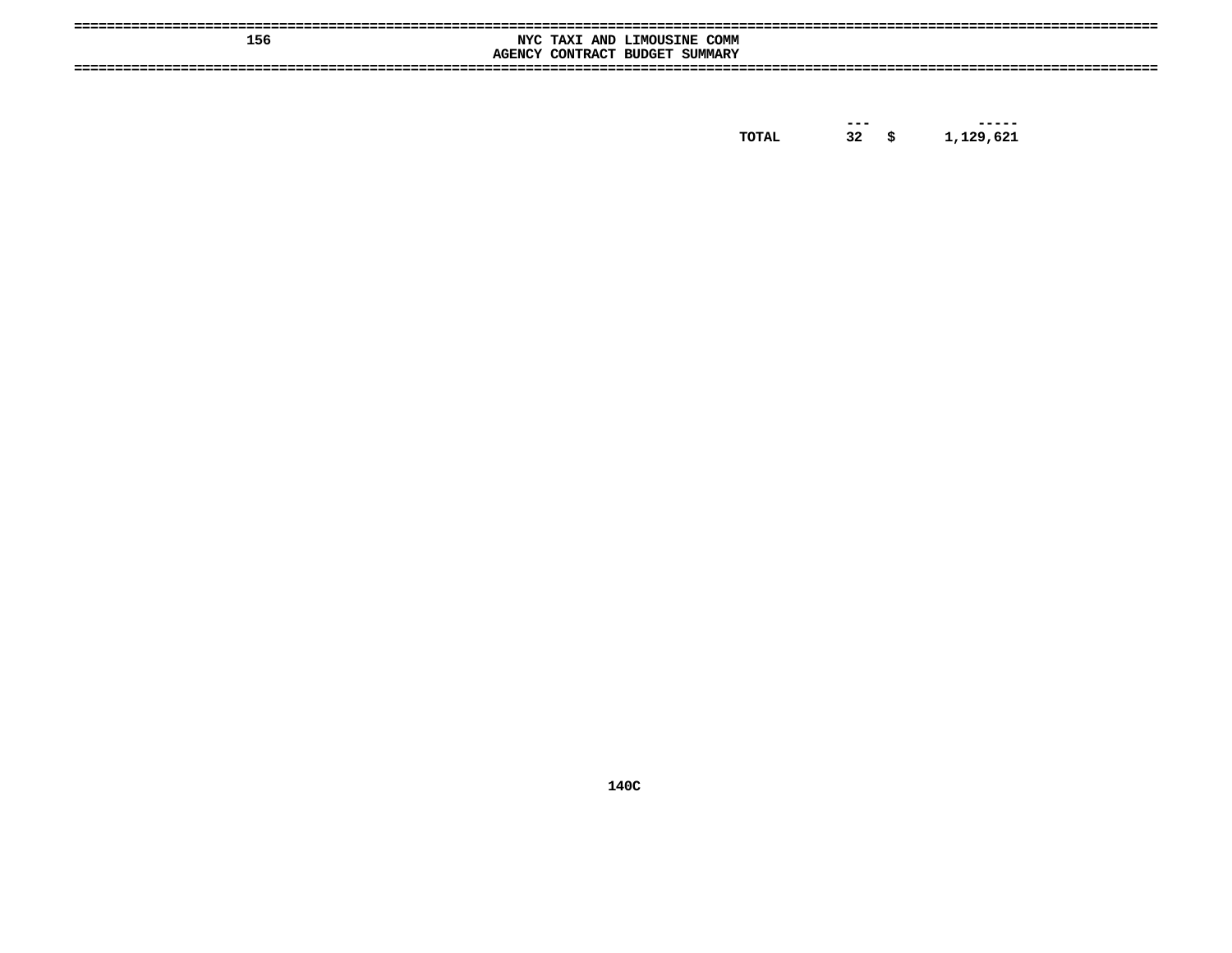156 NYC TAXI AND LIMOUSINE COMM

AGENCY CONTRACT BUDGET SUMMARY

| | | | |
|---|---|---|---|
| | --- | | ----- |
| TOTAL | 32 | $ | 1,129,621 |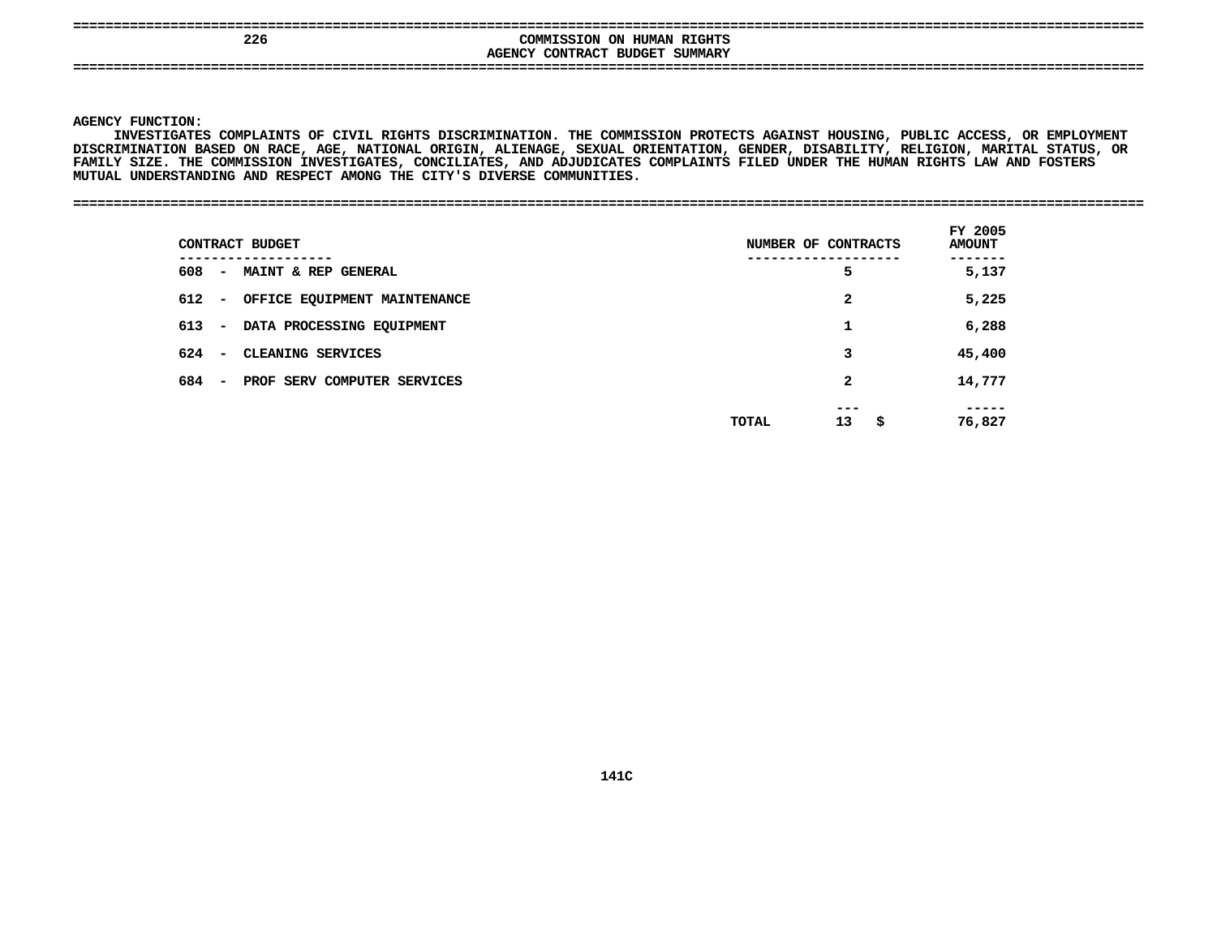# 226 COMMISSION ON HUMAN RIGHTS

## AGENCY CONTRACT BUDGET SUMMARY

**AGENCY FUNCTION:**

INVESTIGATES COMPLAINTS OF CIVIL RIGHTS DISCRIMINATION. THE COMMISSION PROTECTS AGAINST HOUSING, PUBLIC ACCESS, OR EMPLOYMENT DISCRIMINATION BASED ON RACE, AGE, NATIONAL ORIGIN, ALIENAGE, SEXUAL ORIENTATION, GENDER, DISABILITY, RELIGION, MARITAL STATUS, OR FAMILY SIZE. THE COMMISSION INVESTIGATES, CONCILIATES, AND ADJUDICATES COMPLAINTS FILED UNDER THE HUMAN RIGHTS LAW AND FOSTERS MUTUAL UNDERSTANDING AND RESPECT AMONG THE CITY'S DIVERSE COMMUNITIES.

| CONTRACT BUDGET | NUMBER OF CONTRACTS | FY 2005 AMOUNT |
|---|---|---|
| 608 - MAINT & REP GENERAL | 5 | 5,137 |
| 612 - OFFICE EQUIPMENT MAINTENANCE | 2 | 5,225 |
| 613 - DATA PROCESSING EQUIPMENT | 1 | 6,288 |
| 624 - CLEANING SERVICES | 3 | 45,400 |
| 684 - PROF SERV COMPUTER SERVICES | 2 | 14,777 |
| TOTAL | 13 | $ 76,827 |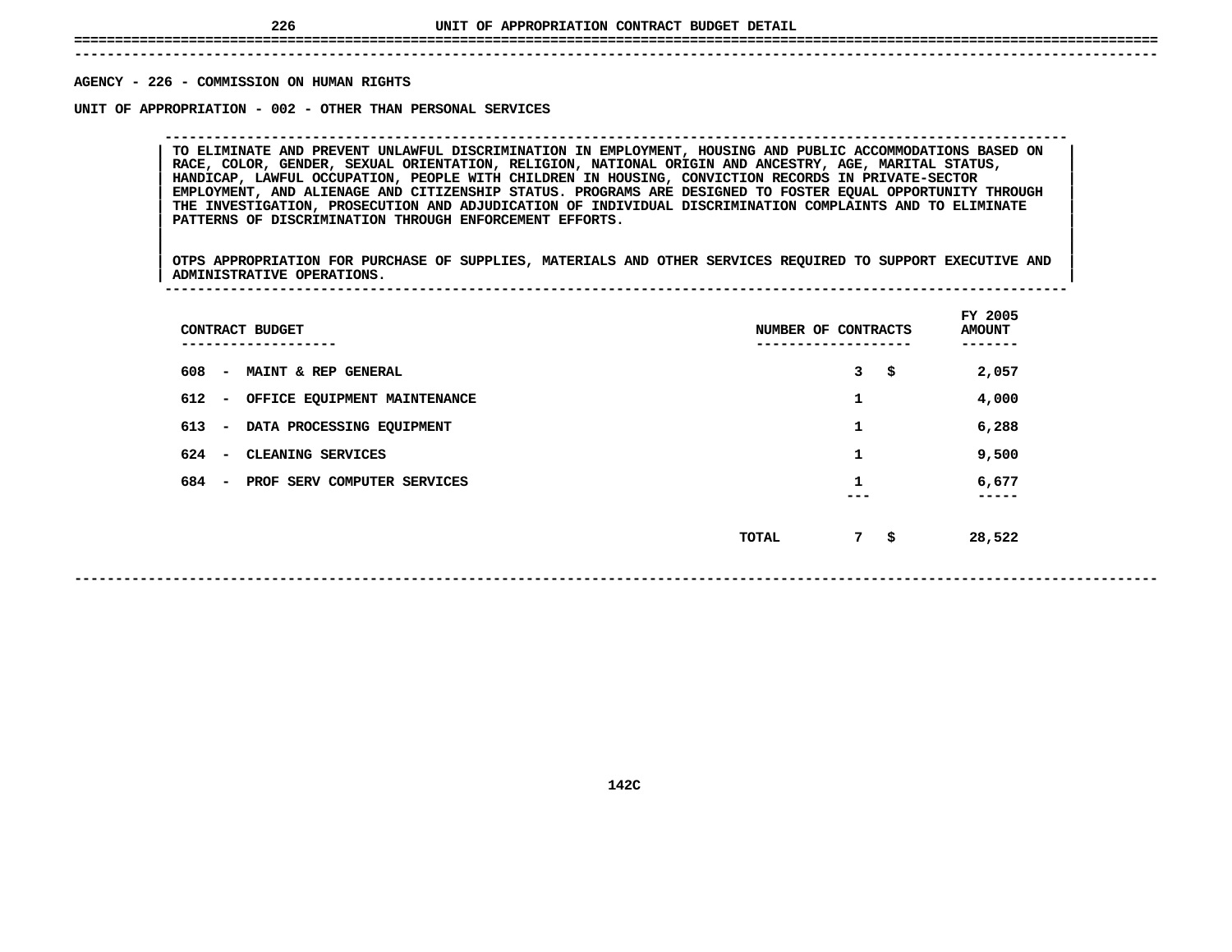# UNIT OF APPROPRIATION CONTRACT BUDGET DETAIL

AGENCY - 226 - COMMISSION ON HUMAN RIGHTS

UNIT OF APPROPRIATION - 002 - OTHER THAN PERSONAL SERVICES

TO ELIMINATE AND PREVENT UNLAWFUL DISCRIMINATION IN EMPLOYMENT, HOUSING AND PUBLIC ACCOMMODATIONS BASED ON RACE, COLOR, GENDER, SEXUAL ORIENTATION, RELIGION, NATIONAL ORIGIN AND ANCESTRY, AGE, MARITAL STATUS, HANDICAP, LAWFUL OCCUPATION, PEOPLE WITH CHILDREN IN HOUSING, CONVICTION RECORDS IN PRIVATE-SECTOR EMPLOYMENT, AND ALIENAGE AND CITIZENSHIP STATUS. PROGRAMS ARE DESIGNED TO FOSTER EQUAL OPPORTUNITY THROUGH THE INVESTIGATION, PROSECUTION AND ADJUDICATION OF INDIVIDUAL DISCRIMINATION COMPLAINTS AND TO ELIMINATE PATTERNS OF DISCRIMINATION THROUGH ENFORCEMENT EFFORTS.

OTPS APPROPRIATION FOR PURCHASE OF SUPPLIES, MATERIALS AND OTHER SERVICES REQUIRED TO SUPPORT EXECUTIVE AND ADMINISTRATIVE OPERATIONS.

| CONTRACT BUDGET | NUMBER OF CONTRACTS | FY 2005 AMOUNT |
|---|---|---|
| 608 - MAINT & REP GENERAL | 3 | $ 2,057 |
| 612 - OFFICE EQUIPMENT MAINTENANCE | 1 | 4,000 |
| 613 - DATA PROCESSING EQUIPMENT | 1 | 6,288 |
| 624 - CLEANING SERVICES | 1 | 9,500 |
| 684 - PROF SERV COMPUTER SERVICES | 1 | 6,677 |
| TOTAL | 7 | $ 28,522 |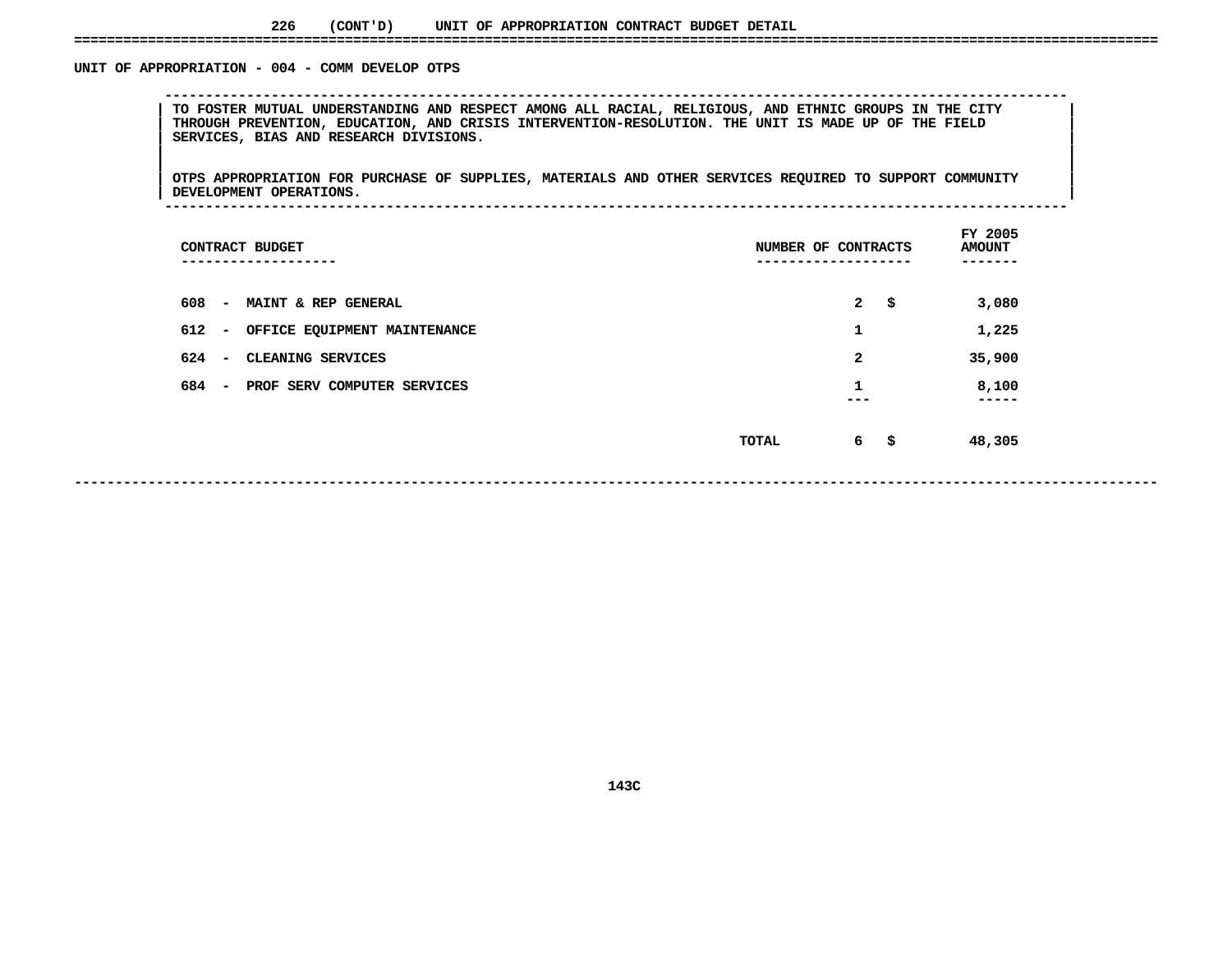226 (CONT'D) UNIT OF APPROPRIATION CONTRACT BUDGET DETAIL

## UNIT OF APPROPRIATION - 004 - COMM DEVELOP OTPS

TO FOSTER MUTUAL UNDERSTANDING AND RESPECT AMONG ALL RACIAL, RELIGIOUS, AND ETHNIC GROUPS IN THE CITY THROUGH PREVENTION, EDUCATION, AND CRISIS INTERVENTION-RESOLUTION. THE UNIT IS MADE UP OF THE FIELD SERVICES, BIAS AND RESEARCH DIVISIONS.

OTPS APPROPRIATION FOR PURCHASE OF SUPPLIES, MATERIALS AND OTHER SERVICES REQUIRED TO SUPPORT COMMUNITY DEVELOPMENT OPERATIONS.

| CONTRACT BUDGET | NUMBER OF CONTRACTS | FY 2005 AMOUNT |
|---|---|---|
| 608 - MAINT & REP GENERAL | 2 | $ 3,080 |
| 612 - OFFICE EQUIPMENT MAINTENANCE | 1 | 1,225 |
| 624 - CLEANING SERVICES | 2 | 35,900 |
| 684 - PROF SERV COMPUTER SERVICES | 1 | 8,100 |
| TOTAL | 6 | $ 48,305 |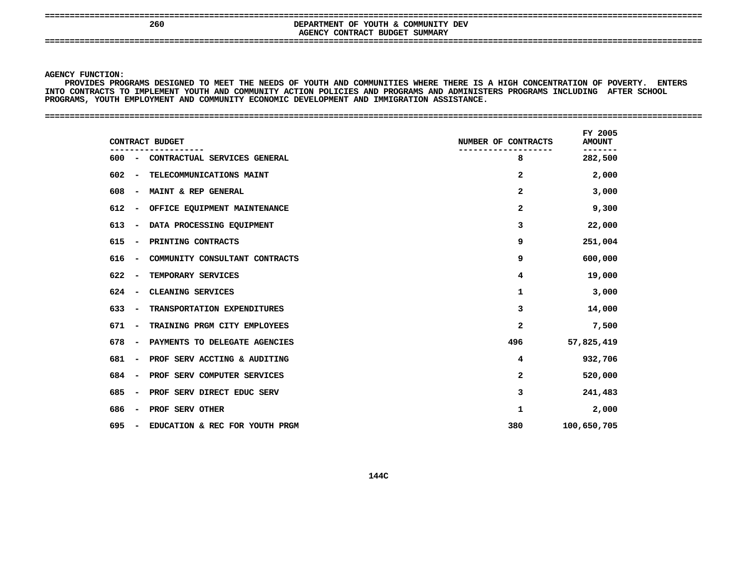# 260 DEPARTMENT OF YOUTH & COMMUNITY DEV

## AGENCY CONTRACT BUDGET SUMMARY

**AGENCY FUNCTION:**

PROVIDES PROGRAMS DESIGNED TO MEET THE NEEDS OF YOUTH AND COMMUNITIES WHERE THERE IS A HIGH CONCENTRATION OF POVERTY. ENTERS INTO CONTRACTS TO IMPLEMENT YOUTH AND COMMUNITY ACTION POLICIES AND PROGRAMS AND ADMINISTERS PROGRAMS INCLUDING AFTER SCHOOL PROGRAMS, YOUTH EMPLOYMENT AND COMMUNITY ECONOMIC DEVELOPMENT AND IMMIGRATION ASSISTANCE.

| CONTRACT BUDGET | NUMBER OF CONTRACTS | FY 2005 AMOUNT |
|---|---|---|
| 600 - CONTRACTUAL SERVICES GENERAL | 8 | 282,500 |
| 602 - TELECOMMUNICATIONS MAINT | 2 | 2,000 |
| 608 - MAINT & REP GENERAL | 2 | 3,000 |
| 612 - OFFICE EQUIPMENT MAINTENANCE | 2 | 9,300 |
| 613 - DATA PROCESSING EQUIPMENT | 3 | 22,000 |
| 615 - PRINTING CONTRACTS | 9 | 251,004 |
| 616 - COMMUNITY CONSULTANT CONTRACTS | 9 | 600,000 |
| 622 - TEMPORARY SERVICES | 4 | 19,000 |
| 624 - CLEANING SERVICES | 1 | 3,000 |
| 633 - TRANSPORTATION EXPENDITURES | 3 | 14,000 |
| 671 - TRAINING PRGM CITY EMPLOYEES | 2 | 7,500 |
| 678 - PAYMENTS TO DELEGATE AGENCIES | 496 | 57,825,419 |
| 681 - PROF SERV ACCTING & AUDITING | 4 | 932,706 |
| 684 - PROF SERV COMPUTER SERVICES | 2 | 520,000 |
| 685 - PROF SERV DIRECT EDUC SERV | 3 | 241,483 |
| 686 - PROF SERV OTHER | 1 | 2,000 |
| 695 - EDUCATION & REC FOR YOUTH PRGM | 380 | 100,650,705 |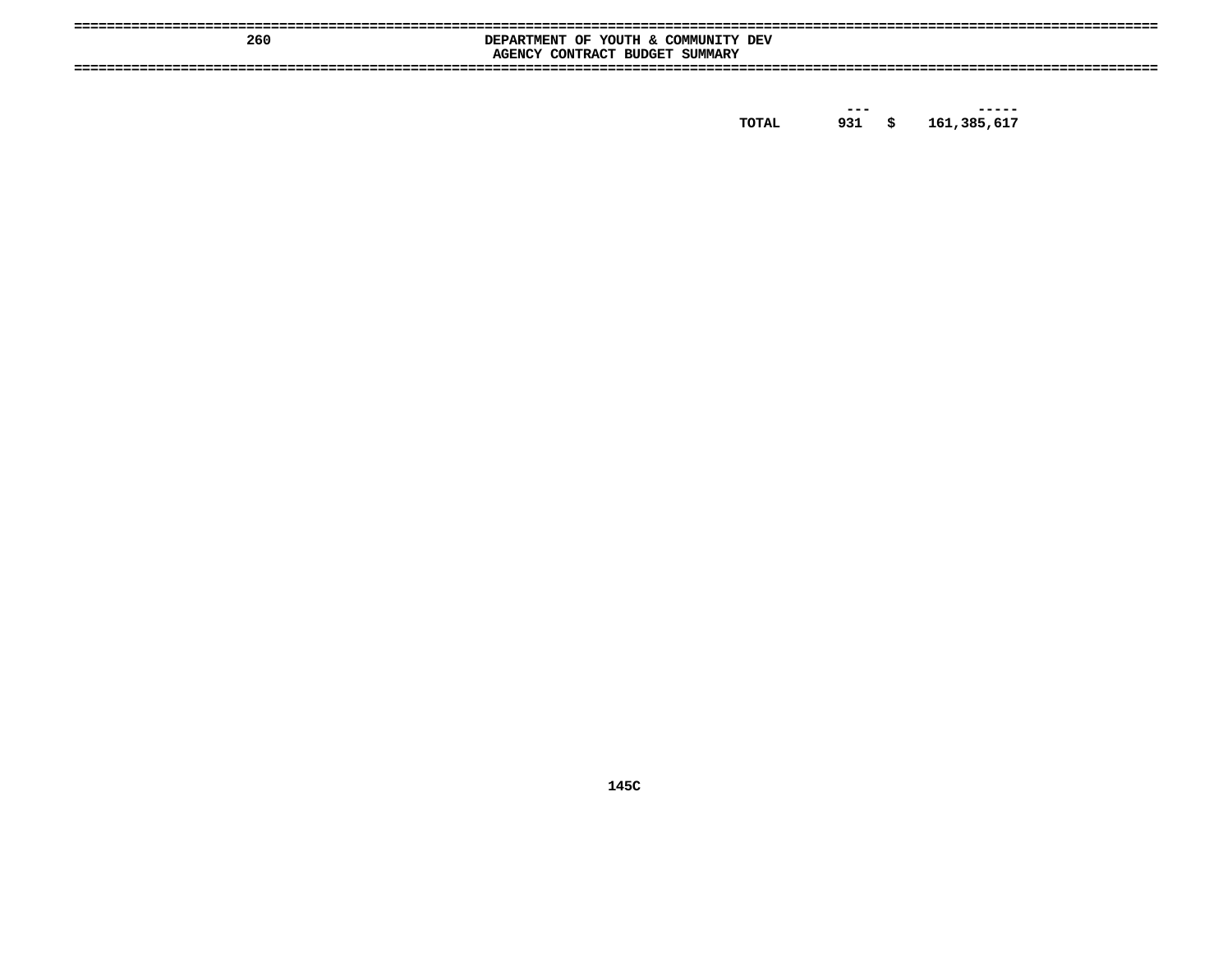**260 DEPARTMENT OF YOUTH & COMMUNITY DEV**
**AGENCY CONTRACT BUDGET SUMMARY**

| | | | |
|---|---|---|---|
| | --- | | ----- |
| TOTAL | 931 | $ | 161,385,617 |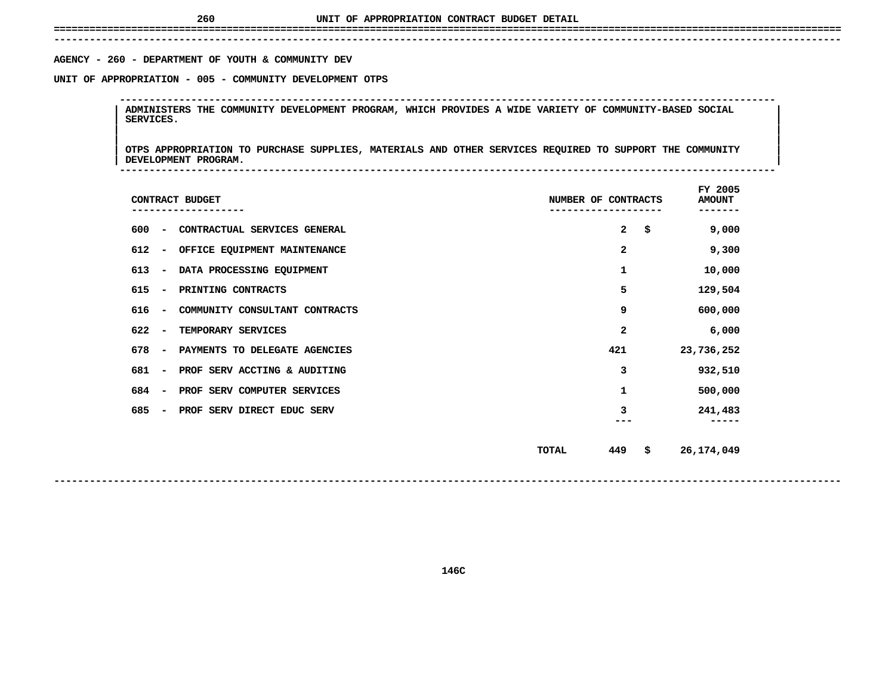# UNIT OF APPROPRIATION CONTRACT BUDGET DETAIL

AGENCY - 260 - DEPARTMENT OF YOUTH & COMMUNITY DEV

UNIT OF APPROPRIATION - 005 - COMMUNITY DEVELOPMENT OTPS

ADMINISTERS THE COMMUNITY DEVELOPMENT PROGRAM, WHICH PROVIDES A WIDE VARIETY OF COMMUNITY-BASED SOCIAL SERVICES.

OTPS APPROPRIATION TO PURCHASE SUPPLIES, MATERIALS AND OTHER SERVICES REQUIRED TO SUPPORT THE COMMUNITY DEVELOPMENT PROGRAM.

| CONTRACT BUDGET | NUMBER OF CONTRACTS | FY 2005 AMOUNT |
|---|---|---|
| 600 - CONTRACTUAL SERVICES GENERAL | 2 | $ 9,000 |
| 612 - OFFICE EQUIPMENT MAINTENANCE | 2 | 9,300 |
| 613 - DATA PROCESSING EQUIPMENT | 1 | 10,000 |
| 615 - PRINTING CONTRACTS | 5 | 129,504 |
| 616 - COMMUNITY CONSULTANT CONTRACTS | 9 | 600,000 |
| 622 - TEMPORARY SERVICES | 2 | 6,000 |
| 678 - PAYMENTS TO DELEGATE AGENCIES | 421 | 23,736,252 |
| 681 - PROF SERV ACCTING & AUDITING | 3 | 932,510 |
| 684 - PROF SERV COMPUTER SERVICES | 1 | 500,000 |
| 685 - PROF SERV DIRECT EDUC SERV | 3 | 241,483 |
| TOTAL | 449 | $ 26,174,049 |

146C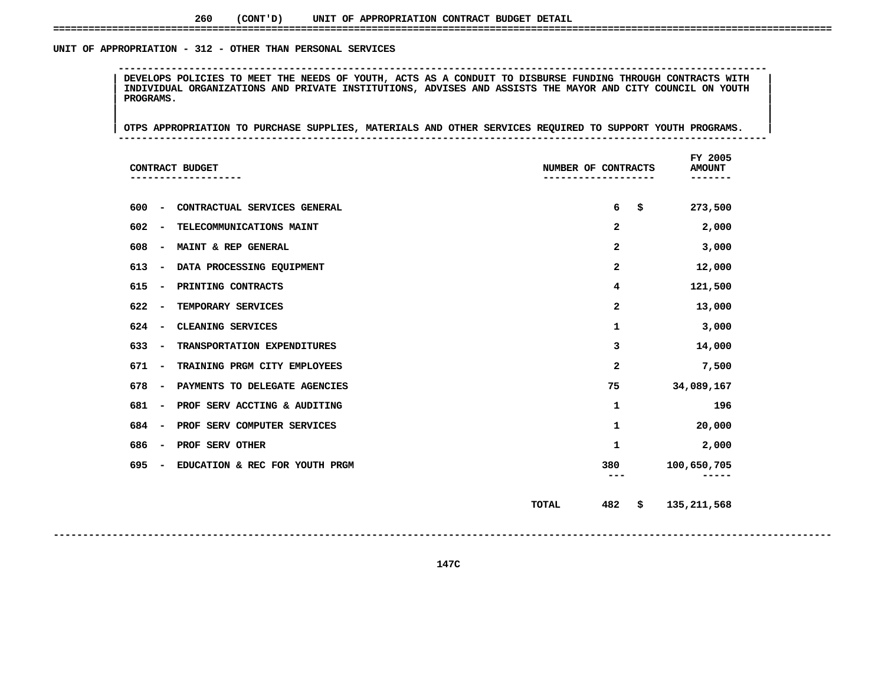## 260 (CONT'D) UNIT OF APPROPRIATION CONTRACT BUDGET DETAIL

### UNIT OF APPROPRIATION - 312 - OTHER THAN PERSONAL SERVICES

DEVELOPS POLICIES TO MEET THE NEEDS OF YOUTH, ACTS AS A CONDUIT TO DISBURSE FUNDING THROUGH CONTRACTS WITH INDIVIDUAL ORGANIZATIONS AND PRIVATE INSTITUTIONS, ADVISES AND ASSISTS THE MAYOR AND CITY COUNCIL ON YOUTH PROGRAMS.

OTPS APPROPRIATION TO PURCHASE SUPPLIES, MATERIALS AND OTHER SERVICES REQUIRED TO SUPPORT YOUTH PROGRAMS.

| CONTRACT BUDGET | NUMBER OF CONTRACTS | FY 2005 AMOUNT |
|---|---|---|
| 600 - CONTRACTUAL SERVICES GENERAL | 6 | $ 273,500 |
| 602 - TELECOMMUNICATIONS MAINT | 2 | 2,000 |
| 608 - MAINT & REP GENERAL | 2 | 3,000 |
| 613 - DATA PROCESSING EQUIPMENT | 2 | 12,000 |
| 615 - PRINTING CONTRACTS | 4 | 121,500 |
| 622 - TEMPORARY SERVICES | 2 | 13,000 |
| 624 - CLEANING SERVICES | 1 | 3,000 |
| 633 - TRANSPORTATION EXPENDITURES | 3 | 14,000 |
| 671 - TRAINING PRGM CITY EMPLOYEES | 2 | 7,500 |
| 678 - PAYMENTS TO DELEGATE AGENCIES | 75 | 34,089,167 |
| 681 - PROF SERV ACCTING & AUDITING | 1 | 196 |
| 684 - PROF SERV COMPUTER SERVICES | 1 | 20,000 |
| 686 - PROF SERV OTHER | 1 | 2,000 |
| 695 - EDUCATION & REC FOR YOUTH PRGM | 380 | 100,650,705 |
| TOTAL | 482 | $ 135,211,568 |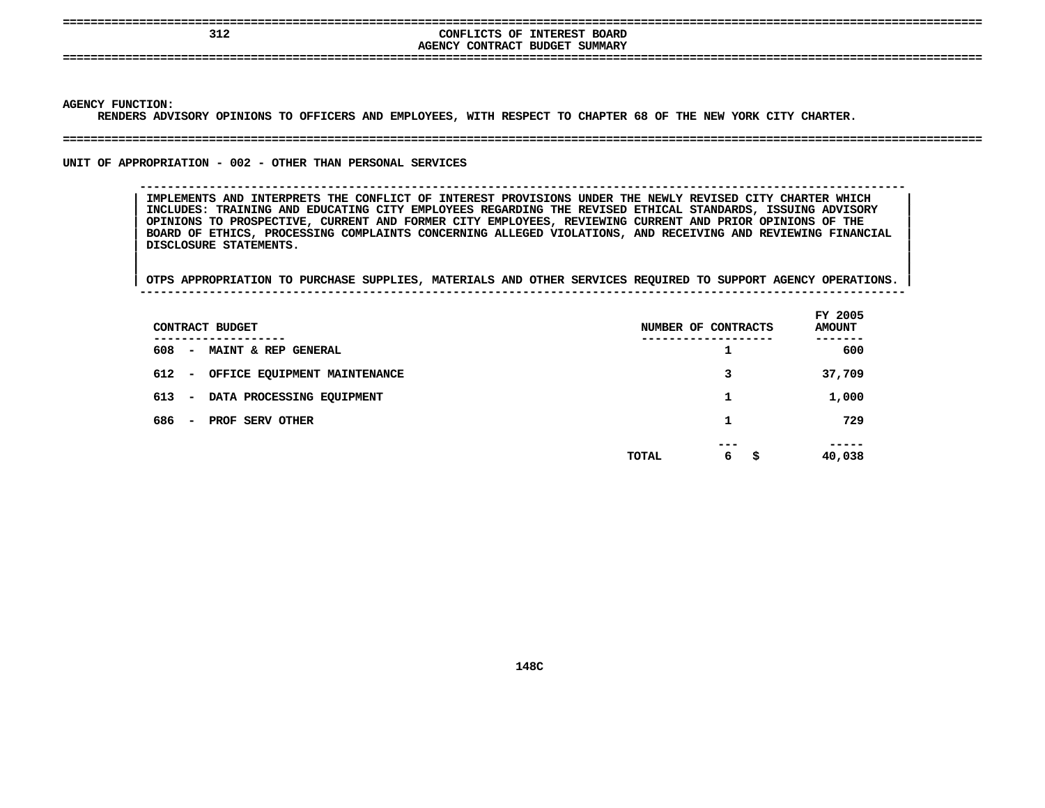# 312 CONFLICTS OF INTEREST BOARD

## AGENCY CONTRACT BUDGET SUMMARY

**AGENCY FUNCTION:**

RENDERS ADVISORY OPINIONS TO OFFICERS AND EMPLOYEES, WITH RESPECT TO CHAPTER 68 OF THE NEW YORK CITY CHARTER.

## UNIT OF APPROPRIATION - 002 - OTHER THAN PERSONAL SERVICES

IMPLEMENTS AND INTERPRETS THE CONFLICT OF INTEREST PROVISIONS UNDER THE NEWLY REVISED CITY CHARTER WHICH INCLUDES: TRAINING AND EDUCATING CITY EMPLOYEES REGARDING THE REVISED ETHICAL STANDARDS, ISSUING ADVISORY OPINIONS TO PROSPECTIVE, CURRENT AND FORMER CITY EMPLOYEES, REVIEWING CURRENT AND PRIOR OPINIONS OF THE BOARD OF ETHICS, PROCESSING COMPLAINTS CONCERNING ALLEGED VIOLATIONS, AND RECEIVING AND REVIEWING FINANCIAL DISCLOSURE STATEMENTS.

OTPS APPROPRIATION TO PURCHASE SUPPLIES, MATERIALS AND OTHER SERVICES REQUIRED TO SUPPORT AGENCY OPERATIONS.

| CONTRACT BUDGET | NUMBER OF CONTRACTS | FY 2005 AMOUNT |
|---|---|---|
| 608 - MAINT & REP GENERAL | 1 | 600 |
| 612 - OFFICE EQUIPMENT MAINTENANCE | 3 | 37,709 |
| 613 - DATA PROCESSING EQUIPMENT | 1 | 1,000 |
| 686 - PROF SERV OTHER | 1 | 729 |
| TOTAL | 6 | $ 40,038 |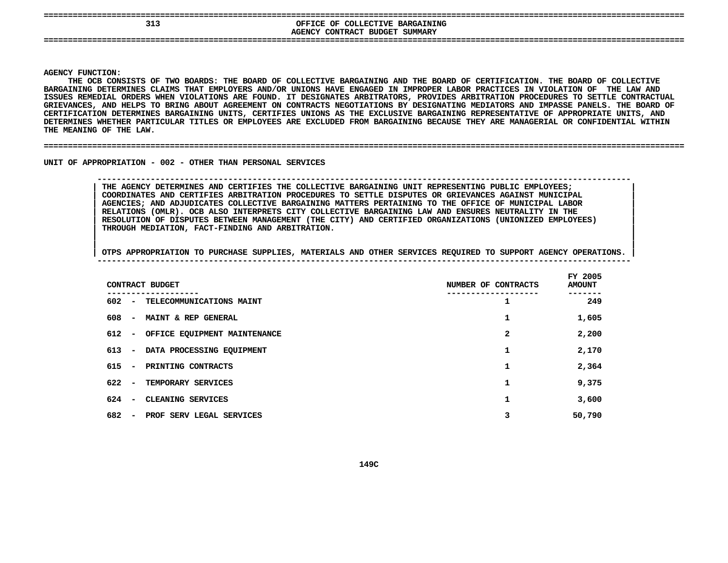# 313 OFFICE OF COLLECTIVE BARGAINING
## AGENCY CONTRACT BUDGET SUMMARY

**AGENCY FUNCTION:**

THE OCB CONSISTS OF TWO BOARDS: THE BOARD OF COLLECTIVE BARGAINING AND THE BOARD OF CERTIFICATION. THE BOARD OF COLLECTIVE BARGAINING DETERMINES CLAIMS THAT EMPLOYERS AND/OR UNIONS HAVE ENGAGED IN IMPROPER LABOR PRACTICES IN VIOLATION OF THE LAW AND ISSUES REMEDIAL ORDERS WHEN VIOLATIONS ARE FOUND. IT DESIGNATES ARBITRATORS, PROVIDES ARBITRATION PROCEDURES TO SETTLE CONTRACTUAL GRIEVANCES, AND HELPS TO BRING ABOUT AGREEMENT ON CONTRACTS NEGOTIATIONS BY DESIGNATING MEDIATORS AND IMPASSE PANELS. THE BOARD OF CERTIFICATION DETERMINES BARGAINING UNITS, CERTIFIES UNIONS AS THE EXCLUSIVE BARGAINING REPRESENTATIVE OF APPROPRIATE UNITS, AND DETERMINES WHETHER PARTICULAR TITLES OR EMPLOYEES ARE EXCLUDED FROM BARGAINING BECAUSE THEY ARE MANAGERIAL OR CONFIDENTIAL WITHIN THE MEANING OF THE LAW.

## UNIT OF APPROPRIATION - 002 - OTHER THAN PERSONAL SERVICES

THE AGENCY DETERMINES AND CERTIFIES THE COLLECTIVE BARGAINING UNIT REPRESENTING PUBLIC EMPLOYEES; COORDINATES AND CERTIFIES ARBITRATION PROCEDURES TO SETTLE DISPUTES OR GRIEVANCES AGAINST MUNICIPAL AGENCIES; AND ADJUDICATES COLLECTIVE BARGAINING MATTERS PERTAINING TO THE OFFICE OF MUNICIPAL LABOR RELATIONS (OMLR). OCB ALSO INTERPRETS CITY COLLECTIVE BARGAINING LAW AND ENSURES NEUTRALITY IN THE RESOLUTION OF DISPUTES BETWEEN MANAGEMENT (THE CITY) AND CERTIFIED ORGANIZATIONS (UNIONIZED EMPLOYEES) THROUGH MEDIATION, FACT-FINDING AND ARBITRATION.

OTPS APPROPRIATION TO PURCHASE SUPPLIES, MATERIALS AND OTHER SERVICES REQUIRED TO SUPPORT AGENCY OPERATIONS.

| CONTRACT BUDGET | NUMBER OF CONTRACTS | FY 2005 AMOUNT |
|---|---|---|
| 602 - TELECOMMUNICATIONS MAINT | 1 | 249 |
| 608 - MAINT & REP GENERAL | 1 | 1,605 |
| 612 - OFFICE EQUIPMENT MAINTENANCE | 2 | 2,200 |
| 613 - DATA PROCESSING EQUIPMENT | 1 | 2,170 |
| 615 - PRINTING CONTRACTS | 1 | 2,364 |
| 622 - TEMPORARY SERVICES | 1 | 9,375 |
| 624 - CLEANING SERVICES | 1 | 3,600 |
| 682 - PROF SERV LEGAL SERVICES | 3 | 50,790 |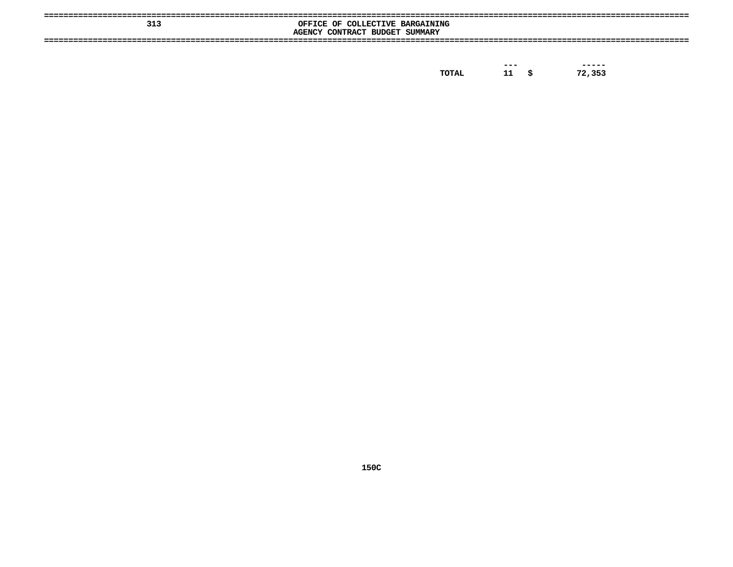# 313 OFFICE OF COLLECTIVE BARGAINING

## AGENCY CONTRACT BUDGET SUMMARY

| | | | |
|---|---|---|---|
| TOTAL | 11 | $ | 72,353 |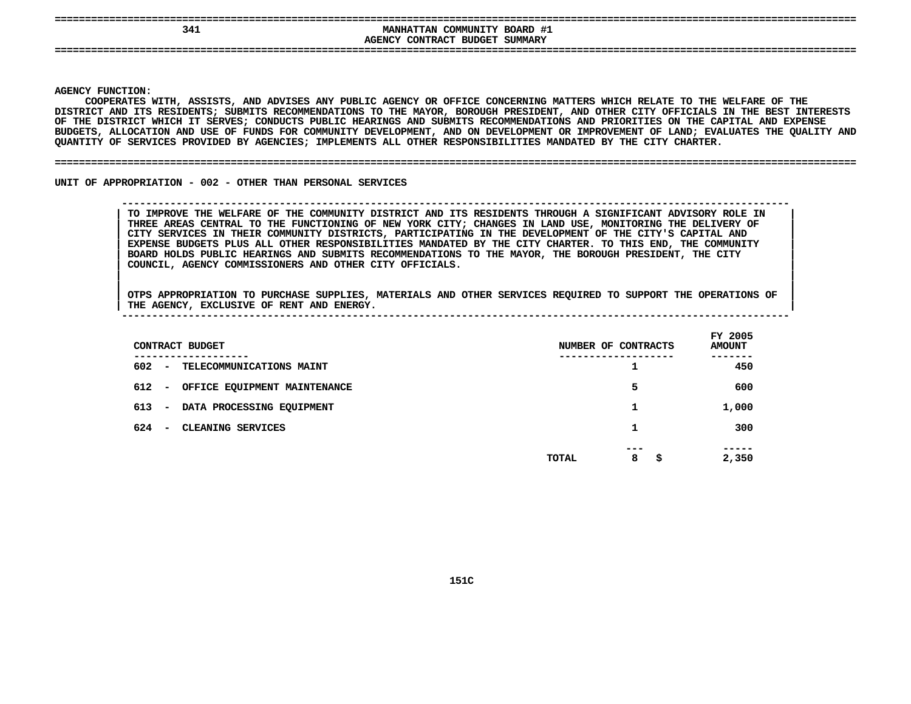## 341 MANHATTAN COMMUNITY BOARD #1
## AGENCY CONTRACT BUDGET SUMMARY

**AGENCY FUNCTION:**

COOPERATES WITH, ASSISTS, AND ADVISES ANY PUBLIC AGENCY OR OFFICE CONCERNING MATTERS WHICH RELATE TO THE WELFARE OF THE DISTRICT AND ITS RESIDENTS; SUBMITS RECOMMENDATIONS TO THE MAYOR, BOROUGH PRESIDENT, AND OTHER CITY OFFICIALS IN THE BEST INTERESTS OF THE DISTRICT WHICH IT SERVES; CONDUCTS PUBLIC HEARINGS AND SUBMITS RECOMMENDATIONS AND PRIORITIES ON THE CAPITAL AND EXPENSE BUDGETS, ALLOCATION AND USE OF FUNDS FOR COMMUNITY DEVELOPMENT, AND ON DEVELOPMENT OR IMPROVEMENT OF LAND; EVALUATES THE QUALITY AND QUANTITY OF SERVICES PROVIDED BY AGENCIES; IMPLEMENTS ALL OTHER RESPONSIBILITIES MANDATED BY THE CITY CHARTER.

### UNIT OF APPROPRIATION - 002 - OTHER THAN PERSONAL SERVICES

TO IMPROVE THE WELFARE OF THE COMMUNITY DISTRICT AND ITS RESIDENTS THROUGH A SIGNIFICANT ADVISORY ROLE IN THREE AREAS CENTRAL TO THE FUNCTIONING OF NEW YORK CITY; CHANGES IN LAND USE, MONITORING THE DELIVERY OF CITY SERVICES IN THEIR COMMUNITY DISTRICTS, PARTICIPATING IN THE DEVELOPMENT OF THE CITY'S CAPITAL AND EXPENSE BUDGETS PLUS ALL OTHER RESPONSIBILITIES MANDATED BY THE CITY CHARTER. TO THIS END, THE COMMUNITY BOARD HOLDS PUBLIC HEARINGS AND SUBMITS RECOMMENDATIONS TO THE MAYOR, THE BOROUGH PRESIDENT, THE CITY COUNCIL, AGENCY COMMISSIONERS AND OTHER CITY OFFICIALS.

OTPS APPROPRIATION TO PURCHASE SUPPLIES, MATERIALS AND OTHER SERVICES REQUIRED TO SUPPORT THE OPERATIONS OF THE AGENCY, EXCLUSIVE OF RENT AND ENERGY.

| CONTRACT BUDGET | NUMBER OF CONTRACTS | FY 2005 AMOUNT |
|---|---|---|
| 602 - TELECOMMUNICATIONS MAINT | 1 | 450 |
| 612 - OFFICE EQUIPMENT MAINTENANCE | 5 | 600 |
| 613 - DATA PROCESSING EQUIPMENT | 1 | 1,000 |
| 624 - CLEANING SERVICES | 1 | 300 |
| TOTAL | 8 | $ 2,350 |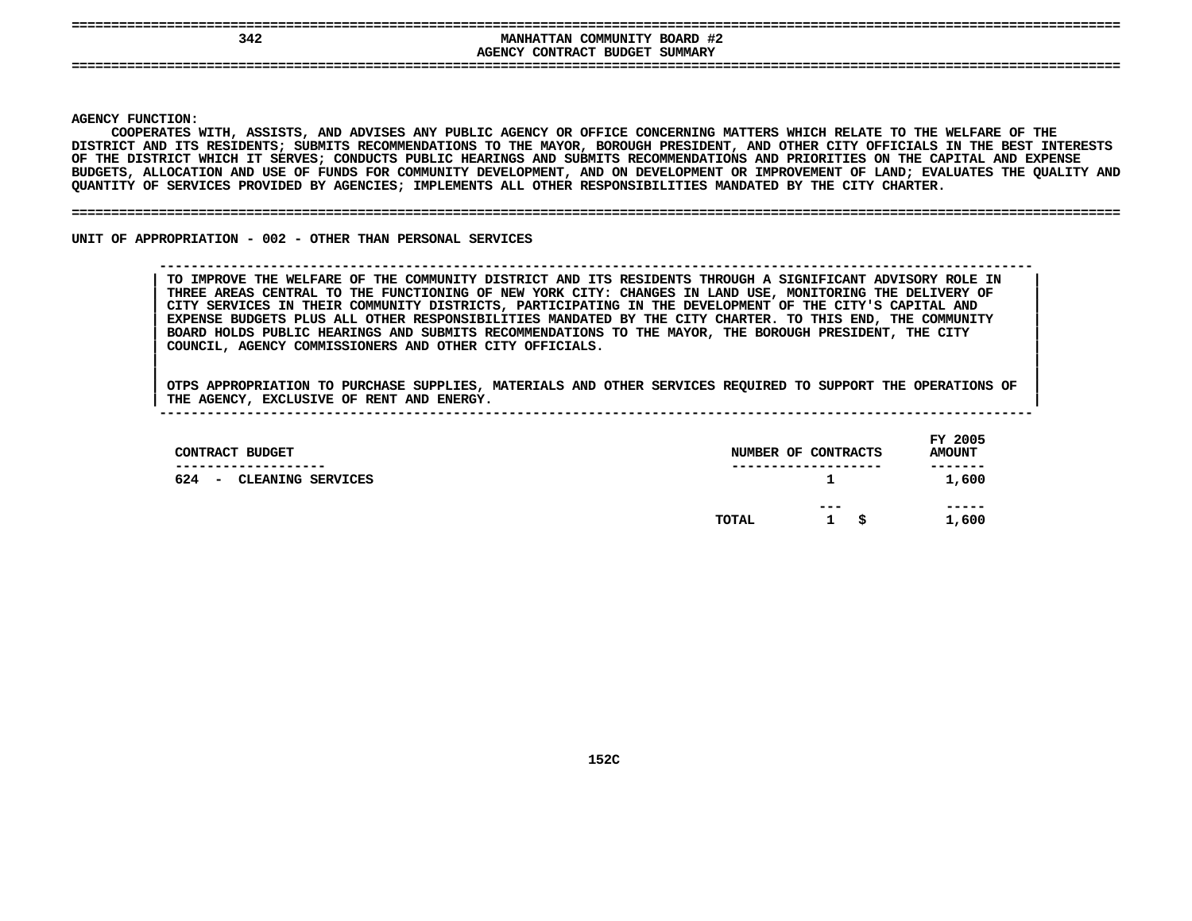# MANHATTAN COMMUNITY BOARD #2

## AGENCY CONTRACT BUDGET SUMMARY

**AGENCY FUNCTION:**

COOPERATES WITH, ASSISTS, AND ADVISES ANY PUBLIC AGENCY OR OFFICE CONCERNING MATTERS WHICH RELATE TO THE WELFARE OF THE DISTRICT AND ITS RESIDENTS; SUBMITS RECOMMENDATIONS TO THE MAYOR, BOROUGH PRESIDENT, AND OTHER CITY OFFICIALS IN THE BEST INTERESTS OF THE DISTRICT WHICH IT SERVES; CONDUCTS PUBLIC HEARINGS AND SUBMITS RECOMMENDATIONS AND PRIORITIES ON THE CAPITAL AND EXPENSE BUDGETS, ALLOCATION AND USE OF FUNDS FOR COMMUNITY DEVELOPMENT, AND ON DEVELOPMENT OR IMPROVEMENT OF LAND; EVALUATES THE QUALITY AND QUANTITY OF SERVICES PROVIDED BY AGENCIES; IMPLEMENTS ALL OTHER RESPONSIBILITIES MANDATED BY THE CITY CHARTER.

**UNIT OF APPROPRIATION - 002 - OTHER THAN PERSONAL SERVICES**

TO IMPROVE THE WELFARE OF THE COMMUNITY DISTRICT AND ITS RESIDENTS THROUGH A SIGNIFICANT ADVISORY ROLE IN THREE AREAS CENTRAL TO THE FUNCTIONING OF NEW YORK CITY: CHANGES IN LAND USE, MONITORING THE DELIVERY OF CITY SERVICES IN THEIR COMMUNITY DISTRICTS, PARTICIPATING IN THE DEVELOPMENT OF THE CITY'S CAPITAL AND EXPENSE BUDGETS PLUS ALL OTHER RESPONSIBILITIES MANDATED BY THE CITY CHARTER. TO THIS END, THE COMMUNITY BOARD HOLDS PUBLIC HEARINGS AND SUBMITS RECOMMENDATIONS TO THE MAYOR, THE BOROUGH PRESIDENT, THE CITY COUNCIL, AGENCY COMMISSIONERS AND OTHER CITY OFFICIALS.

OTPS APPROPRIATION TO PURCHASE SUPPLIES, MATERIALS AND OTHER SERVICES REQUIRED TO SUPPORT THE OPERATIONS OF THE AGENCY, EXCLUSIVE OF RENT AND ENERGY.

| CONTRACT BUDGET | NUMBER OF CONTRACTS | FY 2005 AMOUNT |
|---|---|---|
| 624 - CLEANING SERVICES | 1 | 1,600 |
| TOTAL | 1 | $ 1,600 |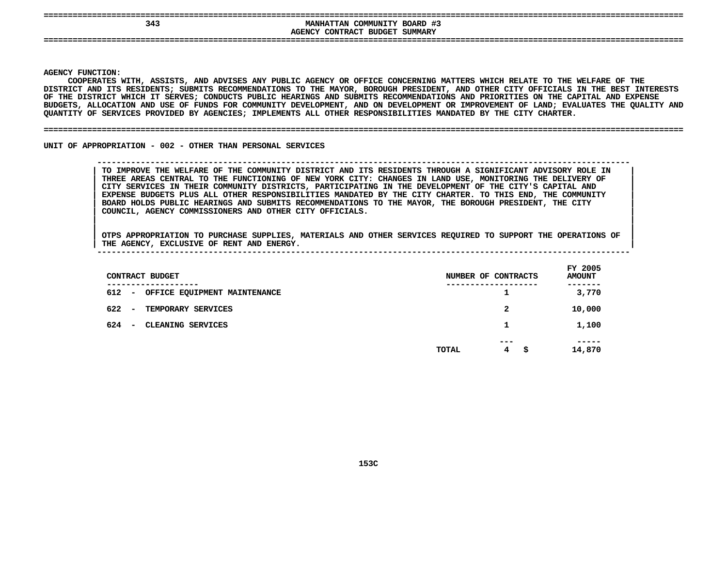# MANHATTAN COMMUNITY BOARD #3

## AGENCY CONTRACT BUDGET SUMMARY

**AGENCY FUNCTION:**

COOPERATES WITH, ASSISTS, AND ADVISES ANY PUBLIC AGENCY OR OFFICE CONCERNING MATTERS WHICH RELATE TO THE WELFARE OF THE DISTRICT AND ITS RESIDENTS; SUBMITS RECOMMENDATIONS TO THE MAYOR, BOROUGH PRESIDENT, AND OTHER CITY OFFICIALS IN THE BEST INTERESTS OF THE DISTRICT WHICH IT SERVES; CONDUCTS PUBLIC HEARINGS AND SUBMITS RECOMMENDATIONS AND PRIORITIES ON THE CAPITAL AND EXPENSE BUDGETS, ALLOCATION AND USE OF FUNDS FOR COMMUNITY DEVELOPMENT, AND ON DEVELOPMENT OR IMPROVEMENT OF LAND; EVALUATES THE QUALITY AND QUANTITY OF SERVICES PROVIDED BY AGENCIES; IMPLEMENTS ALL OTHER RESPONSIBILITIES MANDATED BY THE CITY CHARTER.

**UNIT OF APPROPRIATION - 002 - OTHER THAN PERSONAL SERVICES**

TO IMPROVE THE WELFARE OF THE COMMUNITY DISTRICT AND ITS RESIDENTS THROUGH A SIGNIFICANT ADVISORY ROLE IN THREE AREAS CENTRAL TO THE FUNCTIONING OF NEW YORK CITY: CHANGES IN LAND USE, MONITORING THE DELIVERY OF CITY SERVICES IN THEIR COMMUNITY DISTRICTS, PARTICIPATING IN THE DEVELOPMENT OF THE CITY'S CAPITAL AND EXPENSE BUDGETS PLUS ALL OTHER RESPONSIBILITIES MANDATED BY THE CITY CHARTER. TO THIS END, THE COMMUNITY BOARD HOLDS PUBLIC HEARINGS AND SUBMITS RECOMMENDATIONS TO THE MAYOR, THE BOROUGH PRESIDENT, THE CITY COUNCIL, AGENCY COMMISSIONERS AND OTHER CITY OFFICIALS.

OTPS APPROPRIATION TO PURCHASE SUPPLIES, MATERIALS AND OTHER SERVICES REQUIRED TO SUPPORT THE OPERATIONS OF THE AGENCY, EXCLUSIVE OF RENT AND ENERGY.

| CONTRACT BUDGET | NUMBER OF CONTRACTS | FY 2005 AMOUNT |
|---|---|---|
| 612 - OFFICE EQUIPMENT MAINTENANCE | 1 | 3,770 |
| 622 - TEMPORARY SERVICES | 2 | 10,000 |
| 624 - CLEANING SERVICES | 1 | 1,100 |
| TOTAL | 4 | $ 14,870 |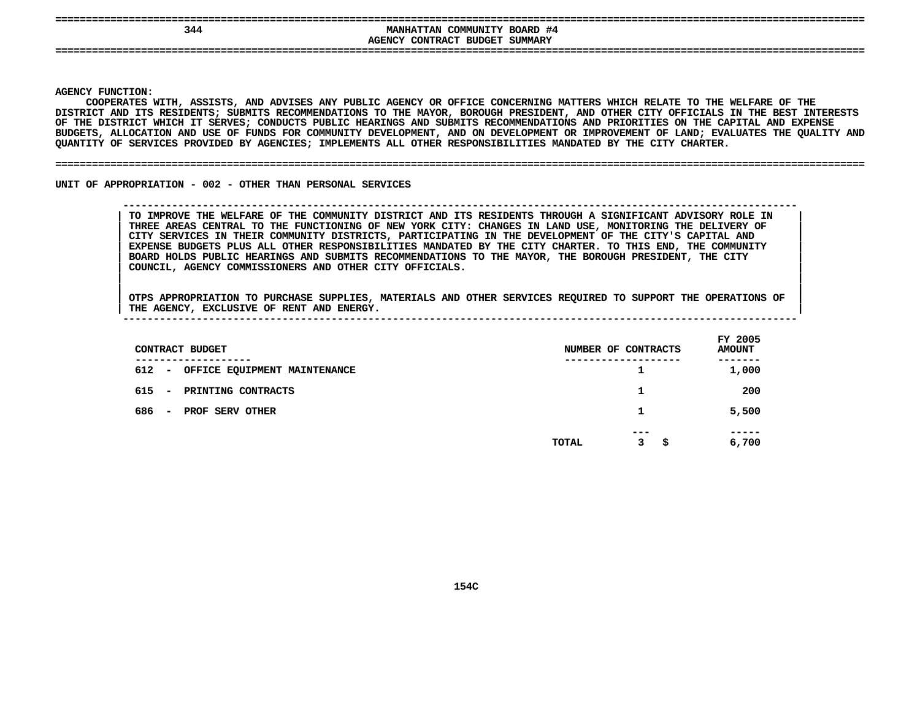# MANHATTAN COMMUNITY BOARD #4

## AGENCY CONTRACT BUDGET SUMMARY

**AGENCY FUNCTION:**

COOPERATES WITH, ASSISTS, AND ADVISES ANY PUBLIC AGENCY OR OFFICE CONCERNING MATTERS WHICH RELATE TO THE WELFARE OF THE DISTRICT AND ITS RESIDENTS; SUBMITS RECOMMENDATIONS TO THE MAYOR, BOROUGH PRESIDENT, AND OTHER CITY OFFICIALS IN THE BEST INTERESTS OF THE DISTRICT WHICH IT SERVES; CONDUCTS PUBLIC HEARINGS AND SUBMITS RECOMMENDATIONS AND PRIORITIES ON THE CAPITAL AND EXPENSE BUDGETS, ALLOCATION AND USE OF FUNDS FOR COMMUNITY DEVELOPMENT, AND ON DEVELOPMENT OR IMPROVEMENT OF LAND; EVALUATES THE QUALITY AND QUANTITY OF SERVICES PROVIDED BY AGENCIES; IMPLEMENTS ALL OTHER RESPONSIBILITIES MANDATED BY THE CITY CHARTER.

**UNIT OF APPROPRIATION - 002 - OTHER THAN PERSONAL SERVICES**

TO IMPROVE THE WELFARE OF THE COMMUNITY DISTRICT AND ITS RESIDENTS THROUGH A SIGNIFICANT ADVISORY ROLE IN THREE AREAS CENTRAL TO THE FUNCTIONING OF NEW YORK CITY: CHANGES IN LAND USE, MONITORING THE DELIVERY OF CITY SERVICES IN THEIR COMMUNITY DISTRICTS, PARTICIPATING IN THE DEVELOPMENT OF THE CITY'S CAPITAL AND EXPENSE BUDGETS PLUS ALL OTHER RESPONSIBILITIES MANDATED BY THE CITY CHARTER. TO THIS END, THE COMMUNITY BOARD HOLDS PUBLIC HEARINGS AND SUBMITS RECOMMENDATIONS TO THE MAYOR, THE BOROUGH PRESIDENT, THE CITY COUNCIL, AGENCY COMMISSIONERS AND OTHER CITY OFFICIALS.

OTPS APPROPRIATION TO PURCHASE SUPPLIES, MATERIALS AND OTHER SERVICES REQUIRED TO SUPPORT THE OPERATIONS OF THE AGENCY, EXCLUSIVE OF RENT AND ENERGY.

| CONTRACT BUDGET | NUMBER OF CONTRACTS | FY 2005 AMOUNT |
|---|---|---|
| 612 - OFFICE EQUIPMENT MAINTENANCE | 1 | 1,000 |
| 615 - PRINTING CONTRACTS | 1 | 200 |
| 686 - PROF SERV OTHER | 1 | 5,500 |
| TOTAL | 3 | $ 6,700 |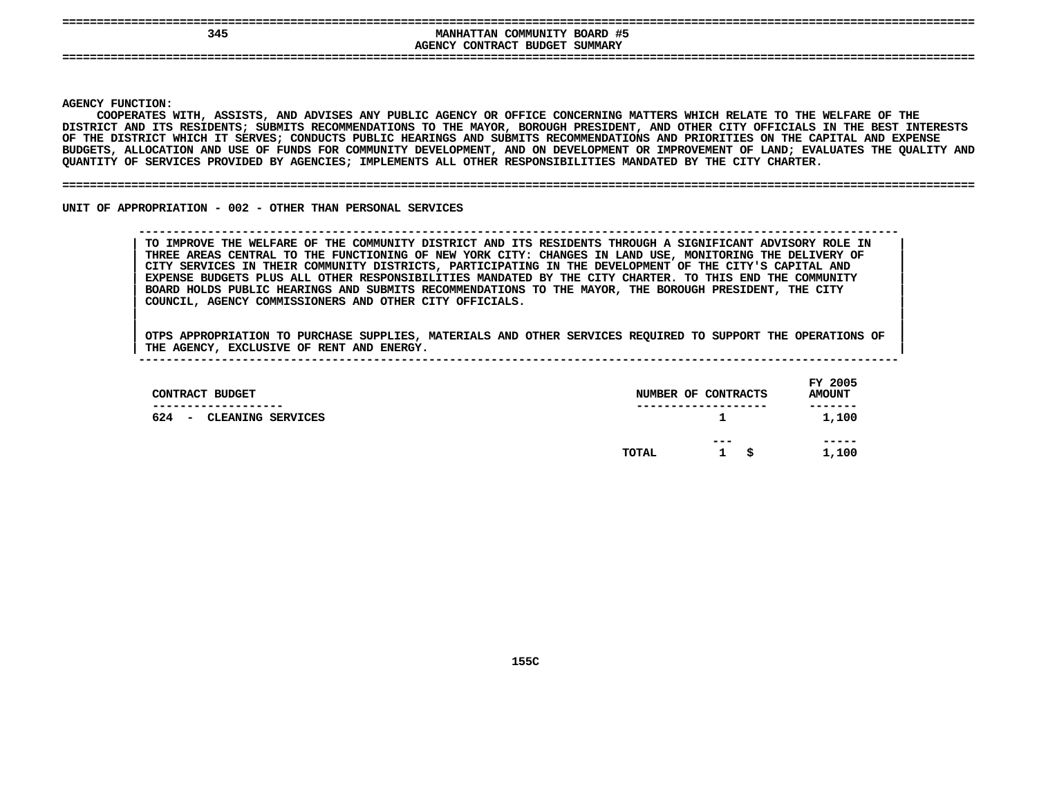# MANHATTAN COMMUNITY BOARD #5
## AGENCY CONTRACT BUDGET SUMMARY

**AGENCY FUNCTION:**

COOPERATES WITH, ASSISTS, AND ADVISES ANY PUBLIC AGENCY OR OFFICE CONCERNING MATTERS WHICH RELATE TO THE WELFARE OF THE DISTRICT AND ITS RESIDENTS; SUBMITS RECOMMENDATIONS TO THE MAYOR, BOROUGH PRESIDENT, AND OTHER CITY OFFICIALS IN THE BEST INTERESTS OF THE DISTRICT WHICH IT SERVES; CONDUCTS PUBLIC HEARINGS AND SUBMITS RECOMMENDATIONS AND PRIORITIES ON THE CAPITAL AND EXPENSE BUDGETS, ALLOCATION AND USE OF FUNDS FOR COMMUNITY DEVELOPMENT, AND ON DEVELOPMENT OR IMPROVEMENT OF LAND; EVALUATES THE QUALITY AND QUANTITY OF SERVICES PROVIDED BY AGENCIES; IMPLEMENTS ALL OTHER RESPONSIBILITIES MANDATED BY THE CITY CHARTER.

**UNIT OF APPROPRIATION - 002 - OTHER THAN PERSONAL SERVICES**

TO IMPROVE THE WELFARE OF THE COMMUNITY DISTRICT AND ITS RESIDENTS THROUGH A SIGNIFICANT ADVISORY ROLE IN THREE AREAS CENTRAL TO THE FUNCTIONING OF NEW YORK CITY: CHANGES IN LAND USE, MONITORING THE DELIVERY OF CITY SERVICES IN THEIR COMMUNITY DISTRICTS, PARTICIPATING IN THE DEVELOPMENT OF THE CITY'S CAPITAL AND EXPENSE BUDGETS PLUS ALL OTHER RESPONSIBILITIES MANDATED BY THE CITY CHARTER. TO THIS END THE COMMUNITY BOARD HOLDS PUBLIC HEARINGS AND SUBMITS RECOMMENDATIONS TO THE MAYOR, THE BOROUGH PRESIDENT, THE CITY COUNCIL, AGENCY COMMISSIONERS AND OTHER CITY OFFICIALS.

OTPS APPROPRIATION TO PURCHASE SUPPLIES, MATERIALS AND OTHER SERVICES REQUIRED TO SUPPORT THE OPERATIONS OF THE AGENCY, EXCLUSIVE OF RENT AND ENERGY.

| CONTRACT BUDGET | NUMBER OF CONTRACTS | FY 2005 AMOUNT |
|---|---|---|
| 624 - CLEANING SERVICES | 1 | 1,100 |
| TOTAL | 1 | $ 1,100 |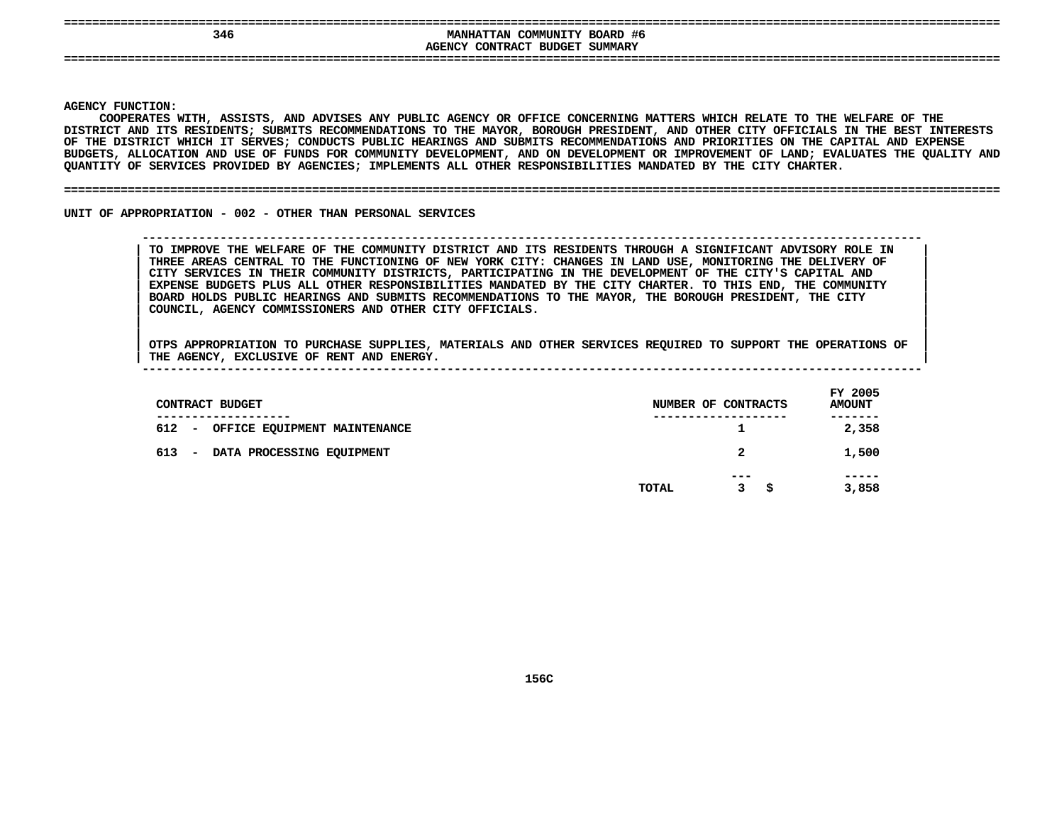# MANHATTAN COMMUNITY BOARD #6
## AGENCY CONTRACT BUDGET SUMMARY

**AGENCY FUNCTION:**
COOPERATES WITH, ASSISTS, AND ADVISES ANY PUBLIC AGENCY OR OFFICE CONCERNING MATTERS WHICH RELATE TO THE WELFARE OF THE DISTRICT AND ITS RESIDENTS; SUBMITS RECOMMENDATIONS TO THE MAYOR, BOROUGH PRESIDENT, AND OTHER CITY OFFICIALS IN THE BEST INTERESTS OF THE DISTRICT WHICH IT SERVES; CONDUCTS PUBLIC HEARINGS AND SUBMITS RECOMMENDATIONS AND PRIORITIES ON THE CAPITAL AND EXPENSE BUDGETS, ALLOCATION AND USE OF FUNDS FOR COMMUNITY DEVELOPMENT, AND ON DEVELOPMENT OR IMPROVEMENT OF LAND; EVALUATES THE QUALITY AND QUANTITY OF SERVICES PROVIDED BY AGENCIES; IMPLEMENTS ALL OTHER RESPONSIBILITIES MANDATED BY THE CITY CHARTER.

**UNIT OF APPROPRIATION - 002 - OTHER THAN PERSONAL SERVICES**

TO IMPROVE THE WELFARE OF THE COMMUNITY DISTRICT AND ITS RESIDENTS THROUGH A SIGNIFICANT ADVISORY ROLE IN THREE AREAS CENTRAL TO THE FUNCTIONING OF NEW YORK CITY: CHANGES IN LAND USE, MONITORING THE DELIVERY OF CITY SERVICES IN THEIR COMMUNITY DISTRICTS, PARTICIPATING IN THE DEVELOPMENT OF THE CITY'S CAPITAL AND EXPENSE BUDGETS PLUS ALL OTHER RESPONSIBILITIES MANDATED BY THE CITY CHARTER. TO THIS END, THE COMMUNITY BOARD HOLDS PUBLIC HEARINGS AND SUBMITS RECOMMENDATIONS TO THE MAYOR, THE BOROUGH PRESIDENT, THE CITY COUNCIL, AGENCY COMMISSIONERS AND OTHER CITY OFFICIALS.

OTPS APPROPRIATION TO PURCHASE SUPPLIES, MATERIALS AND OTHER SERVICES REQUIRED TO SUPPORT THE OPERATIONS OF THE AGENCY, EXCLUSIVE OF RENT AND ENERGY.

| CONTRACT BUDGET | NUMBER OF CONTRACTS | FY 2005 AMOUNT |
|---|---|---|
| 612 - OFFICE EQUIPMENT MAINTENANCE | 1 | 2,358 |
| 613 - DATA PROCESSING EQUIPMENT | 2 | 1,500 |
| TOTAL | 3 | $ 3,858 |

156C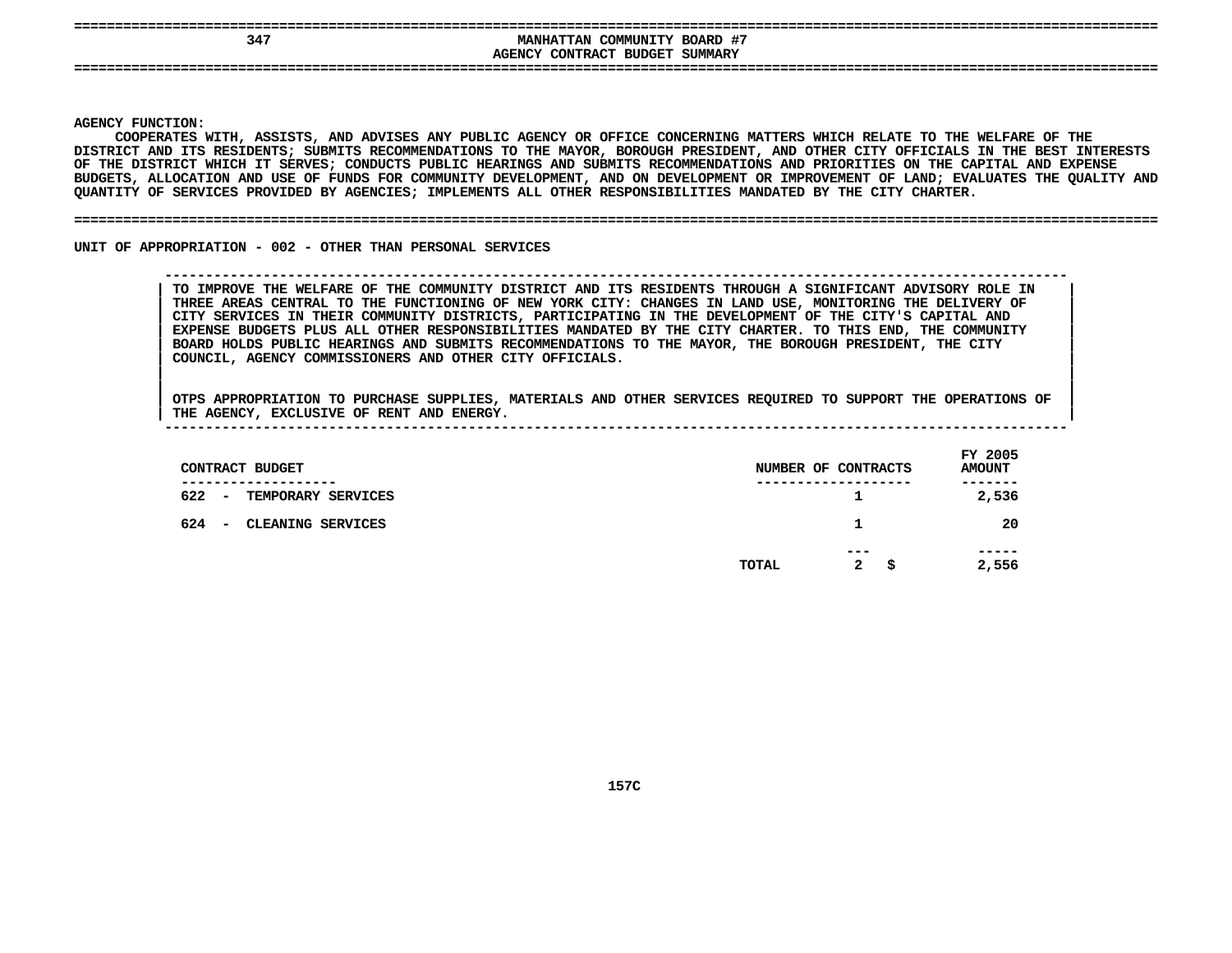# MANHATTAN COMMUNITY BOARD #7

## AGENCY CONTRACT BUDGET SUMMARY

**AGENCY FUNCTION:**

COOPERATES WITH, ASSISTS, AND ADVISES ANY PUBLIC AGENCY OR OFFICE CONCERNING MATTERS WHICH RELATE TO THE WELFARE OF THE DISTRICT AND ITS RESIDENTS; SUBMITS RECOMMENDATIONS TO THE MAYOR, BOROUGH PRESIDENT, AND OTHER CITY OFFICIALS IN THE BEST INTERESTS OF THE DISTRICT WHICH IT SERVES; CONDUCTS PUBLIC HEARINGS AND SUBMITS RECOMMENDATIONS AND PRIORITIES ON THE CAPITAL AND EXPENSE BUDGETS, ALLOCATION AND USE OF FUNDS FOR COMMUNITY DEVELOPMENT, AND ON DEVELOPMENT OR IMPROVEMENT OF LAND; EVALUATES THE QUALITY AND QUANTITY OF SERVICES PROVIDED BY AGENCIES; IMPLEMENTS ALL OTHER RESPONSIBILITIES MANDATED BY THE CITY CHARTER.

**UNIT OF APPROPRIATION - 002 - OTHER THAN PERSONAL SERVICES**

TO IMPROVE THE WELFARE OF THE COMMUNITY DISTRICT AND ITS RESIDENTS THROUGH A SIGNIFICANT ADVISORY ROLE IN THREE AREAS CENTRAL TO THE FUNCTIONING OF NEW YORK CITY: CHANGES IN LAND USE, MONITORING THE DELIVERY OF CITY SERVICES IN THEIR COMMUNITY DISTRICTS, PARTICIPATING IN THE DEVELOPMENT OF THE CITY'S CAPITAL AND EXPENSE BUDGETS PLUS ALL OTHER RESPONSIBILITIES MANDATED BY THE CITY CHARTER. TO THIS END, THE COMMUNITY BOARD HOLDS PUBLIC HEARINGS AND SUBMITS RECOMMENDATIONS TO THE MAYOR, THE BOROUGH PRESIDENT, THE CITY COUNCIL, AGENCY COMMISSIONERS AND OTHER CITY OFFICIALS.

OTPS APPROPRIATION TO PURCHASE SUPPLIES, MATERIALS AND OTHER SERVICES REQUIRED TO SUPPORT THE OPERATIONS OF THE AGENCY, EXCLUSIVE OF RENT AND ENERGY.

| CONTRACT BUDGET | NUMBER OF CONTRACTS | FY 2005 AMOUNT |
|---|---|---|
| 622 - TEMPORARY SERVICES | 1 | 2,536 |
| 624 - CLEANING SERVICES | 1 | 20 |
| TOTAL | 2 | $ 2,556 |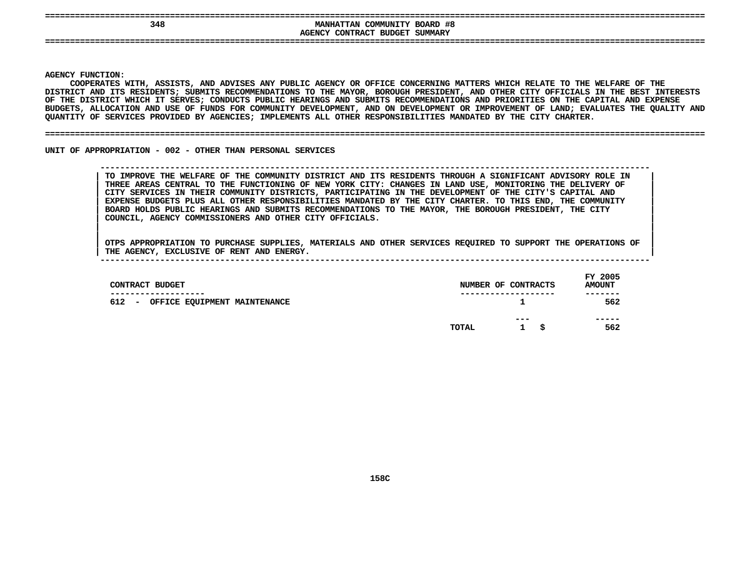# MANHATTAN COMMUNITY BOARD #8
## AGENCY CONTRACT BUDGET SUMMARY

**AGENCY FUNCTION:**
COOPERATES WITH, ASSISTS, AND ADVISES ANY PUBLIC AGENCY OR OFFICE CONCERNING MATTERS WHICH RELATE TO THE WELFARE OF THE DISTRICT AND ITS RESIDENTS; SUBMITS RECOMMENDATIONS TO THE MAYOR, BOROUGH PRESIDENT, AND OTHER CITY OFFICIALS IN THE BEST INTERESTS OF THE DISTRICT WHICH IT SERVES; CONDUCTS PUBLIC HEARINGS AND SUBMITS RECOMMENDATIONS AND PRIORITIES ON THE CAPITAL AND EXPENSE BUDGETS, ALLOCATION AND USE OF FUNDS FOR COMMUNITY DEVELOPMENT, AND ON DEVELOPMENT OR IMPROVEMENT OF LAND; EVALUATES THE QUALITY AND QUANTITY OF SERVICES PROVIDED BY AGENCIES; IMPLEMENTS ALL OTHER RESPONSIBILITIES MANDATED BY THE CITY CHARTER.

**UNIT OF APPROPRIATION - 002 - OTHER THAN PERSONAL SERVICES**

TO IMPROVE THE WELFARE OF THE COMMUNITY DISTRICT AND ITS RESIDENTS THROUGH A SIGNIFICANT ADVISORY ROLE IN THREE AREAS CENTRAL TO THE FUNCTIONING OF NEW YORK CITY: CHANGES IN LAND USE, MONITORING THE DELIVERY OF CITY SERVICES IN THEIR COMMUNITY DISTRICTS, PARTICIPATING IN THE DEVELOPMENT OF THE CITY'S CAPITAL AND EXPENSE BUDGETS PLUS ALL OTHER RESPONSIBILITIES MANDATED BY THE CITY CHARTER. TO THIS END, THE COMMUNITY BOARD HOLDS PUBLIC HEARINGS AND SUBMITS RECOMMENDATIONS TO THE MAYOR, THE BOROUGH PRESIDENT, THE CITY COUNCIL, AGENCY COMMISSIONERS AND OTHER CITY OFFICIALS.

OTPS APPROPRIATION TO PURCHASE SUPPLIES, MATERIALS AND OTHER SERVICES REQUIRED TO SUPPORT THE OPERATIONS OF THE AGENCY, EXCLUSIVE OF RENT AND ENERGY.

| CONTRACT BUDGET | NUMBER OF CONTRACTS | FY 2005 AMOUNT |
|---|---|---|
| 612 - OFFICE EQUIPMENT MAINTENANCE | 1 | 562 |
| TOTAL | 1 | $ 562 |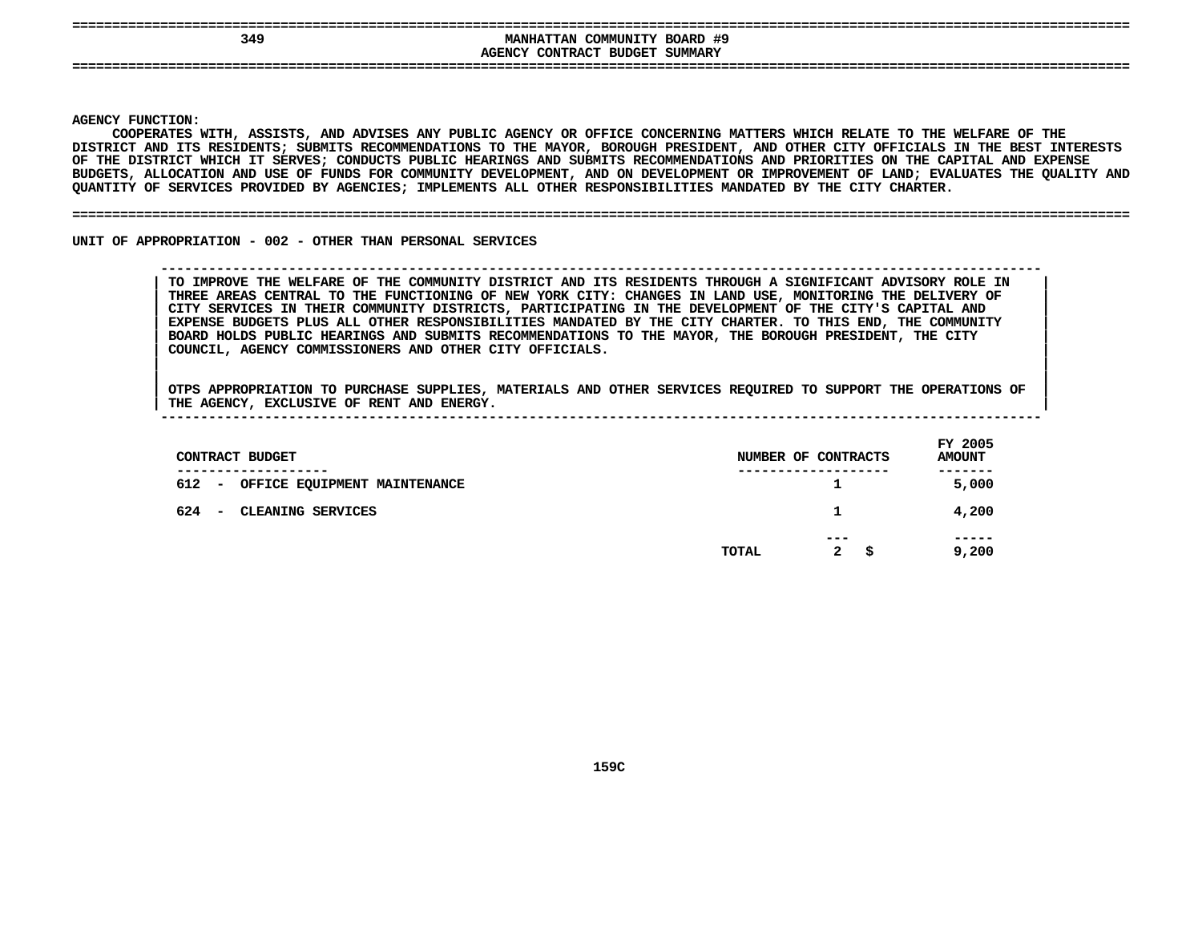# MANHATTAN COMMUNITY BOARD #9

## AGENCY CONTRACT BUDGET SUMMARY

**AGENCY FUNCTION:**

COOPERATES WITH, ASSISTS, AND ADVISES ANY PUBLIC AGENCY OR OFFICE CONCERNING MATTERS WHICH RELATE TO THE WELFARE OF THE DISTRICT AND ITS RESIDENTS; SUBMITS RECOMMENDATIONS TO THE MAYOR, BOROUGH PRESIDENT, AND OTHER CITY OFFICIALS IN THE BEST INTERESTS OF THE DISTRICT WHICH IT SERVES; CONDUCTS PUBLIC HEARINGS AND SUBMITS RECOMMENDATIONS AND PRIORITIES ON THE CAPITAL AND EXPENSE BUDGETS, ALLOCATION AND USE OF FUNDS FOR COMMUNITY DEVELOPMENT, AND ON DEVELOPMENT OR IMPROVEMENT OF LAND; EVALUATES THE QUALITY AND QUANTITY OF SERVICES PROVIDED BY AGENCIES; IMPLEMENTS ALL OTHER RESPONSIBILITIES MANDATED BY THE CITY CHARTER.

**UNIT OF APPROPRIATION - 002 - OTHER THAN PERSONAL SERVICES**

TO IMPROVE THE WELFARE OF THE COMMUNITY DISTRICT AND ITS RESIDENTS THROUGH A SIGNIFICANT ADVISORY ROLE IN THREE AREAS CENTRAL TO THE FUNCTIONING OF NEW YORK CITY: CHANGES IN LAND USE, MONITORING THE DELIVERY OF CITY SERVICES IN THEIR COMMUNITY DISTRICTS, PARTICIPATING IN THE DEVELOPMENT OF THE CITY'S CAPITAL AND EXPENSE BUDGETS PLUS ALL OTHER RESPONSIBILITIES MANDATED BY THE CITY CHARTER. TO THIS END, THE COMMUNITY BOARD HOLDS PUBLIC HEARINGS AND SUBMITS RECOMMENDATIONS TO THE MAYOR, THE BOROUGH PRESIDENT, THE CITY COUNCIL, AGENCY COMMISSIONERS AND OTHER CITY OFFICIALS.

OTPS APPROPRIATION TO PURCHASE SUPPLIES, MATERIALS AND OTHER SERVICES REQUIRED TO SUPPORT THE OPERATIONS OF THE AGENCY, EXCLUSIVE OF RENT AND ENERGY.

| CONTRACT BUDGET | NUMBER OF CONTRACTS | FY 2005 AMOUNT |
|---|---|---|
| 612 - OFFICE EQUIPMENT MAINTENANCE | 1 | 5,000 |
| 624 - CLEANING SERVICES | 1 | 4,200 |
| TOTAL | 2 | $ 9,200 |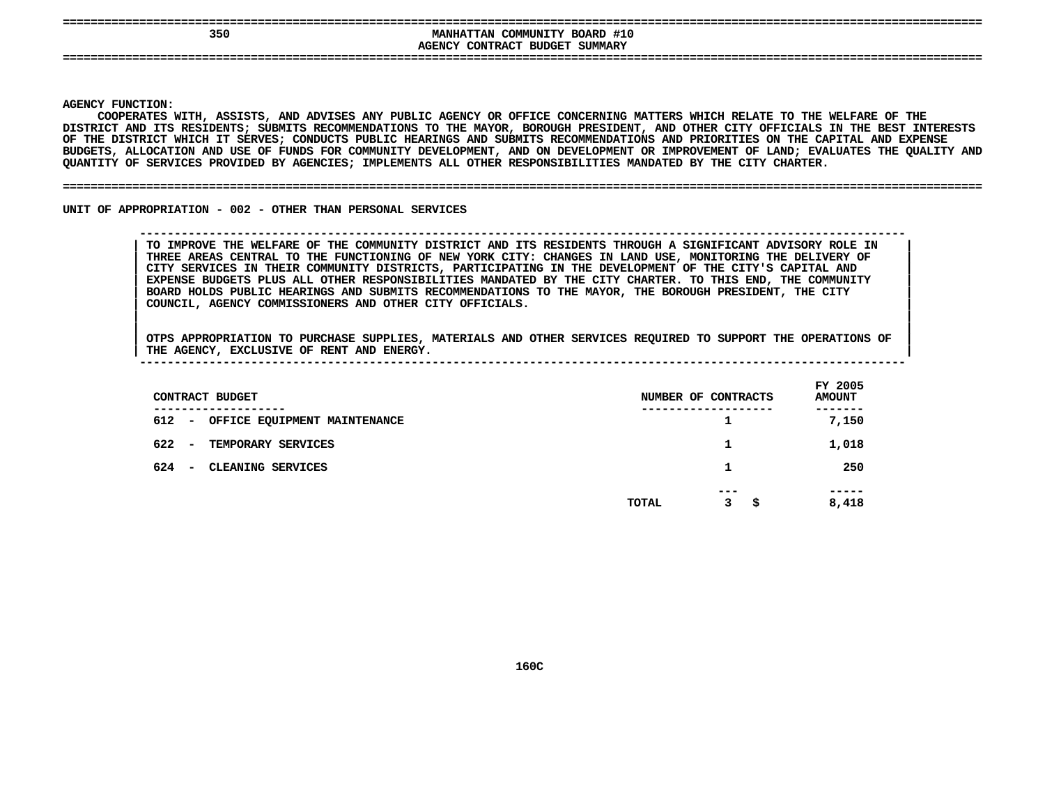# MANHATTAN COMMUNITY BOARD #10

## AGENCY CONTRACT BUDGET SUMMARY

**AGENCY FUNCTION:**

COOPERATES WITH, ASSISTS, AND ADVISES ANY PUBLIC AGENCY OR OFFICE CONCERNING MATTERS WHICH RELATE TO THE WELFARE OF THE DISTRICT AND ITS RESIDENTS; SUBMITS RECOMMENDATIONS TO THE MAYOR, BOROUGH PRESIDENT, AND OTHER CITY OFFICIALS IN THE BEST INTERESTS OF THE DISTRICT WHICH IT SERVES; CONDUCTS PUBLIC HEARINGS AND SUBMITS RECOMMENDATIONS AND PRIORITIES ON THE CAPITAL AND EXPENSE BUDGETS, ALLOCATION AND USE OF FUNDS FOR COMMUNITY DEVELOPMENT, AND ON DEVELOPMENT OR IMPROVEMENT OF LAND; EVALUATES THE QUALITY AND QUANTITY OF SERVICES PROVIDED BY AGENCIES; IMPLEMENTS ALL OTHER RESPONSIBILITIES MANDATED BY THE CITY CHARTER.

**UNIT OF APPROPRIATION - 002 - OTHER THAN PERSONAL SERVICES**

TO IMPROVE THE WELFARE OF THE COMMUNITY DISTRICT AND ITS RESIDENTS THROUGH A SIGNIFICANT ADVISORY ROLE IN THREE AREAS CENTRAL TO THE FUNCTIONING OF NEW YORK CITY: CHANGES IN LAND USE, MONITORING THE DELIVERY OF CITY SERVICES IN THEIR COMMUNITY DISTRICTS, PARTICIPATING IN THE DEVELOPMENT OF THE CITY'S CAPITAL AND EXPENSE BUDGETS PLUS ALL OTHER RESPONSIBILITIES MANDATED BY THE CITY CHARTER. TO THIS END, THE COMMUNITY BOARD HOLDS PUBLIC HEARINGS AND SUBMITS RECOMMENDATIONS TO THE MAYOR, THE BOROUGH PRESIDENT, THE CITY COUNCIL, AGENCY COMMISSIONERS AND OTHER CITY OFFICIALS.

OTPS APPROPRIATION TO PURCHASE SUPPLIES, MATERIALS AND OTHER SERVICES REQUIRED TO SUPPORT THE OPERATIONS OF THE AGENCY, EXCLUSIVE OF RENT AND ENERGY.

| CONTRACT BUDGET | NUMBER OF CONTRACTS | FY 2005 AMOUNT |
|---|---|---|
| 612 - OFFICE EQUIPMENT MAINTENANCE | 1 | 7,150 |
| 622 - TEMPORARY SERVICES | 1 | 1,018 |
| 624 - CLEANING SERVICES | 1 | 250 |
| TOTAL | 3 | $ 8,418 |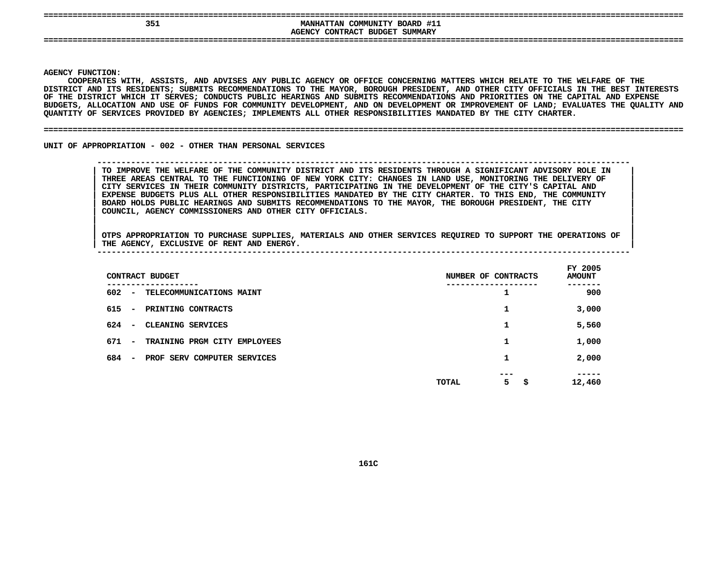# MANHATTAN COMMUNITY BOARD #11
## AGENCY CONTRACT BUDGET SUMMARY

351

**AGENCY FUNCTION:**

COOPERATES WITH, ASSISTS, AND ADVISES ANY PUBLIC AGENCY OR OFFICE CONCERNING MATTERS WHICH RELATE TO THE WELFARE OF THE DISTRICT AND ITS RESIDENTS; SUBMITS RECOMMENDATIONS TO THE MAYOR, BOROUGH PRESIDENT, AND OTHER CITY OFFICIALS IN THE BEST INTERESTS OF THE DISTRICT WHICH IT SERVES; CONDUCTS PUBLIC HEARINGS AND SUBMITS RECOMMENDATIONS AND PRIORITIES ON THE CAPITAL AND EXPENSE BUDGETS, ALLOCATION AND USE OF FUNDS FOR COMMUNITY DEVELOPMENT, AND ON DEVELOPMENT OR IMPROVEMENT OF LAND; EVALUATES THE QUALITY AND QUANTITY OF SERVICES PROVIDED BY AGENCIES; IMPLEMENTS ALL OTHER RESPONSIBILITIES MANDATED BY THE CITY CHARTER.

**UNIT OF APPROPRIATION - 002 - OTHER THAN PERSONAL SERVICES**

TO IMPROVE THE WELFARE OF THE COMMUNITY DISTRICT AND ITS RESIDENTS THROUGH A SIGNIFICANT ADVISORY ROLE IN THREE AREAS CENTRAL TO THE FUNCTIONING OF NEW YORK CITY: CHANGES IN LAND USE, MONITORING THE DELIVERY OF CITY SERVICES IN THEIR COMMUNITY DISTRICTS, PARTICIPATING IN THE DEVELOPMENT OF THE CITY'S CAPITAL AND EXPENSE BUDGETS PLUS ALL OTHER RESPONSIBILITIES MANDATED BY THE CITY CHARTER. TO THIS END, THE COMMUNITY BOARD HOLDS PUBLIC HEARINGS AND SUBMITS RECOMMENDATIONS TO THE MAYOR, THE BOROUGH PRESIDENT, THE CITY COUNCIL, AGENCY COMMISSIONERS AND OTHER CITY OFFICIALS.

OTPS APPROPRIATION TO PURCHASE SUPPLIES, MATERIALS AND OTHER SERVICES REQUIRED TO SUPPORT THE OPERATIONS OF THE AGENCY, EXCLUSIVE OF RENT AND ENERGY.

| CONTRACT BUDGET | NUMBER OF CONTRACTS | FY 2005 AMOUNT |
|---|---|---|
| 602 - TELECOMMUNICATIONS MAINT | 1 | 900 |
| 615 - PRINTING CONTRACTS | 1 | 3,000 |
| 624 - CLEANING SERVICES | 1 | 5,560 |
| 671 - TRAINING PRGM CITY EMPLOYEES | 1 | 1,000 |
| 684 - PROF SERV COMPUTER SERVICES | 1 | 2,000 |
| TOTAL | 5 | $ 12,460 |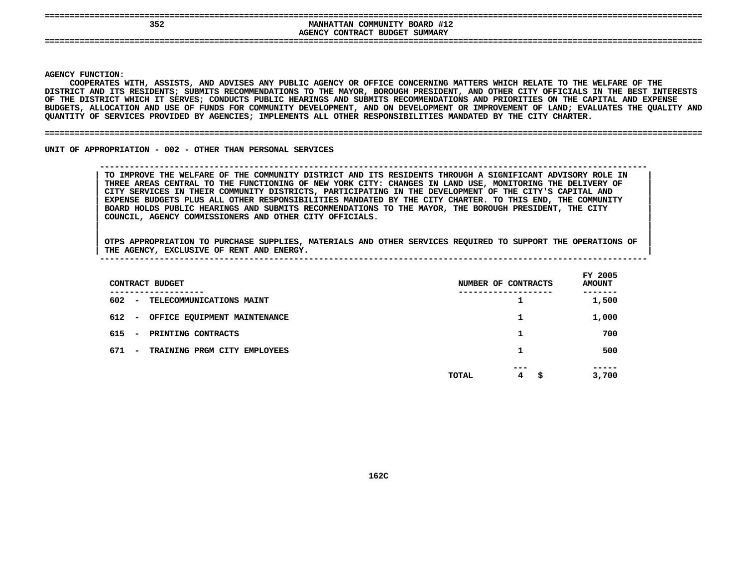# MANHATTAN COMMUNITY BOARD #12
## AGENCY CONTRACT BUDGET SUMMARY

**AGENCY FUNCTION:**
COOPERATES WITH, ASSISTS, AND ADVISES ANY PUBLIC AGENCY OR OFFICE CONCERNING MATTERS WHICH RELATE TO THE WELFARE OF THE DISTRICT AND ITS RESIDENTS; SUBMITS RECOMMENDATIONS TO THE MAYOR, BOROUGH PRESIDENT, AND OTHER CITY OFFICIALS IN THE BEST INTERESTS OF THE DISTRICT WHICH IT SERVES; CONDUCTS PUBLIC HEARINGS AND SUBMITS RECOMMENDATIONS AND PRIORITIES ON THE CAPITAL AND EXPENSE BUDGETS, ALLOCATION AND USE OF FUNDS FOR COMMUNITY DEVELOPMENT, AND ON DEVELOPMENT OR IMPROVEMENT OF LAND; EVALUATES THE QUALITY AND QUANTITY OF SERVICES PROVIDED BY AGENCIES; IMPLEMENTS ALL OTHER RESPONSIBILITIES MANDATED BY THE CITY CHARTER.

**UNIT OF APPROPRIATION - 002 - OTHER THAN PERSONAL SERVICES**

TO IMPROVE THE WELFARE OF THE COMMUNITY DISTRICT AND ITS RESIDENTS THROUGH A SIGNIFICANT ADVISORY ROLE IN THREE AREAS CENTRAL TO THE FUNCTIONING OF NEW YORK CITY: CHANGES IN LAND USE, MONITORING THE DELIVERY OF CITY SERVICES IN THEIR COMMUNITY DISTRICTS, PARTICIPATING IN THE DEVELOPMENT OF THE CITY'S CAPITAL AND EXPENSE BUDGETS PLUS ALL OTHER RESPONSIBILITIES MANDATED BY THE CITY CHARTER. TO THIS END, THE COMMUNITY BOARD HOLDS PUBLIC HEARINGS AND SUBMITS RECOMMENDATIONS TO THE MAYOR, THE BOROUGH PRESIDENT, THE CITY COUNCIL, AGENCY COMMISSIONERS AND OTHER CITY OFFICIALS.

OTPS APPROPRIATION TO PURCHASE SUPPLIES, MATERIALS AND OTHER SERVICES REQUIRED TO SUPPORT THE OPERATIONS OF THE AGENCY, EXCLUSIVE OF RENT AND ENERGY.

| CONTRACT BUDGET | NUMBER OF CONTRACTS | FY 2005 AMOUNT |
|---|---|---|
| 602 - TELECOMMUNICATIONS MAINT | 1 | 1,500 |
| 612 - OFFICE EQUIPMENT MAINTENANCE | 1 | 1,000 |
| 615 - PRINTING CONTRACTS | 1 | 700 |
| 671 - TRAINING PRGM CITY EMPLOYEES | 1 | 500 |
| TOTAL | 4 | $ 3,700 |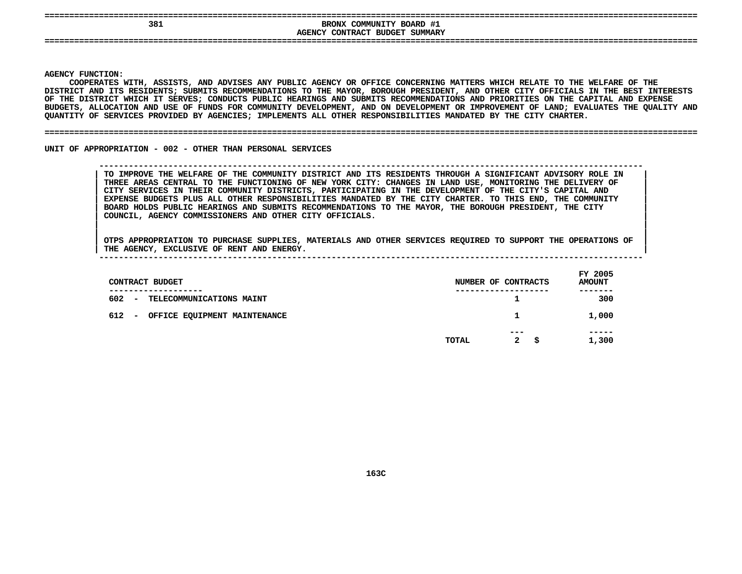381 BRONX COMMUNITY BOARD #1

AGENCY CONTRACT BUDGET SUMMARY

AGENCY FUNCTION:

COOPERATES WITH, ASSISTS, AND ADVISES ANY PUBLIC AGENCY OR OFFICE CONCERNING MATTERS WHICH RELATE TO THE WELFARE OF THE DISTRICT AND ITS RESIDENTS; SUBMITS RECOMMENDATIONS TO THE MAYOR, BOROUGH PRESIDENT, AND OTHER CITY OFFICIALS IN THE BEST INTERESTS OF THE DISTRICT WHICH IT SERVES; CONDUCTS PUBLIC HEARINGS AND SUBMITS RECOMMENDATIONS AND PRIORITIES ON THE CAPITAL AND EXPENSE BUDGETS, ALLOCATION AND USE OF FUNDS FOR COMMUNITY DEVELOPMENT, AND ON DEVELOPMENT OR IMPROVEMENT OF LAND; EVALUATES THE QUALITY AND QUANTITY OF SERVICES PROVIDED BY AGENCIES; IMPLEMENTS ALL OTHER RESPONSIBILITIES MANDATED BY THE CITY CHARTER.

UNIT OF APPROPRIATION - 002 - OTHER THAN PERSONAL SERVICES

TO IMPROVE THE WELFARE OF THE COMMUNITY DISTRICT AND ITS RESIDENTS THROUGH A SIGNIFICANT ADVISORY ROLE IN THREE AREAS CENTRAL TO THE FUNCTIONING OF NEW YORK CITY: CHANGES IN LAND USE, MONITORING THE DELIVERY OF CITY SERVICES IN THEIR COMMUNITY DISTRICTS, PARTICIPATING IN THE DEVELOPMENT OF THE CITY'S CAPITAL AND EXPENSE BUDGETS PLUS ALL OTHER RESPONSIBILITIES MANDATED BY THE CITY CHARTER. TO THIS END, THE COMMUNITY BOARD HOLDS PUBLIC HEARINGS AND SUBMITS RECOMMENDATIONS TO THE MAYOR, THE BOROUGH PRESIDENT, THE CITY COUNCIL, AGENCY COMMISSIONERS AND OTHER CITY OFFICIALS.

OTPS APPROPRIATION TO PURCHASE SUPPLIES, MATERIALS AND OTHER SERVICES REQUIRED TO SUPPORT THE OPERATIONS OF THE AGENCY, EXCLUSIVE OF RENT AND ENERGY.

| CONTRACT BUDGET | NUMBER OF CONTRACTS | FY 2005 AMOUNT |
|---|---|---|
| 602 - TELECOMMUNICATIONS MAINT | 1 | 300 |
| 612 - OFFICE EQUIPMENT MAINTENANCE | 1 | 1,000 |
| TOTAL | 2 | $ 1,300 |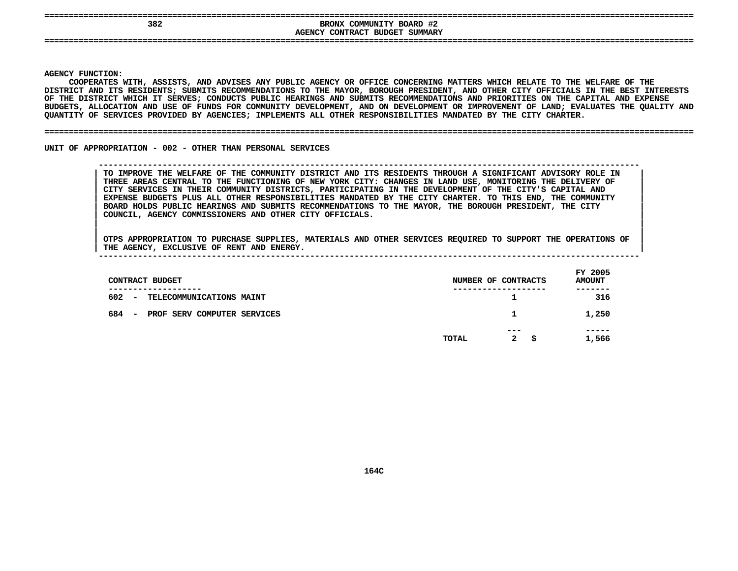# BRONX COMMUNITY BOARD #2

## AGENCY CONTRACT BUDGET SUMMARY

**AGENCY FUNCTION:**

COOPERATES WITH, ASSISTS, AND ADVISES ANY PUBLIC AGENCY OR OFFICE CONCERNING MATTERS WHICH RELATE TO THE WELFARE OF THE DISTRICT AND ITS RESIDENTS; SUBMITS RECOMMENDATIONS TO THE MAYOR, BOROUGH PRESIDENT, AND OTHER CITY OFFICIALS IN THE BEST INTERESTS OF THE DISTRICT WHICH IT SERVES; CONDUCTS PUBLIC HEARINGS AND SUBMITS RECOMMENDATIONS AND PRIORITIES ON THE CAPITAL AND EXPENSE BUDGETS, ALLOCATION AND USE OF FUNDS FOR COMMUNITY DEVELOPMENT, AND ON DEVELOPMENT OR IMPROVEMENT OF LAND; EVALUATES THE QUALITY AND QUANTITY OF SERVICES PROVIDED BY AGENCIES; IMPLEMENTS ALL OTHER RESPONSIBILITIES MANDATED BY THE CITY CHARTER.

**UNIT OF APPROPRIATION - 002 - OTHER THAN PERSONAL SERVICES**

TO IMPROVE THE WELFARE OF THE COMMUNITY DISTRICT AND ITS RESIDENTS THROUGH A SIGNIFICANT ADVISORY ROLE IN THREE AREAS CENTRAL TO THE FUNCTIONING OF NEW YORK CITY: CHANGES IN LAND USE, MONITORING THE DELIVERY OF CITY SERVICES IN THEIR COMMUNITY DISTRICTS, PARTICIPATING IN THE DEVELOPMENT OF THE CITY'S CAPITAL AND EXPENSE BUDGETS PLUS ALL OTHER RESPONSIBILITIES MANDATED BY THE CITY CHARTER. TO THIS END, THE COMMUNITY BOARD HOLDS PUBLIC HEARINGS AND SUBMITS RECOMMENDATIONS TO THE MAYOR, THE BOROUGH PRESIDENT, THE CITY COUNCIL, AGENCY COMMISSIONERS AND OTHER CITY OFFICIALS.

OTPS APPROPRIATION TO PURCHASE SUPPLIES, MATERIALS AND OTHER SERVICES REQUIRED TO SUPPORT THE OPERATIONS OF THE AGENCY, EXCLUSIVE OF RENT AND ENERGY.

| CONTRACT BUDGET | NUMBER OF CONTRACTS | FY 2005 AMOUNT |
|---|---|---|
| 602 - TELECOMMUNICATIONS MAINT | 1 | 316 |
| 684 - PROF SERV COMPUTER SERVICES | 1 | 1,250 |
| TOTAL | 2 | $ 1,566 |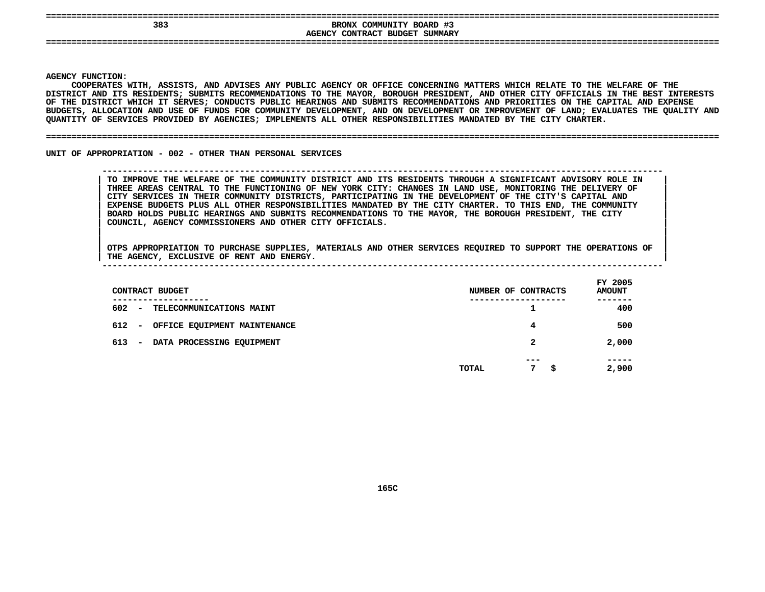# BRONX COMMUNITY BOARD #3

## AGENCY CONTRACT BUDGET SUMMARY

383

**AGENCY FUNCTION:**

COOPERATES WITH, ASSISTS, AND ADVISES ANY PUBLIC AGENCY OR OFFICE CONCERNING MATTERS WHICH RELATE TO THE WELFARE OF THE DISTRICT AND ITS RESIDENTS; SUBMITS RECOMMENDATIONS TO THE MAYOR, BOROUGH PRESIDENT, AND OTHER CITY OFFICIALS IN THE BEST INTERESTS OF THE DISTRICT WHICH IT SERVES; CONDUCTS PUBLIC HEARINGS AND SUBMITS RECOMMENDATIONS AND PRIORITIES ON THE CAPITAL AND EXPENSE BUDGETS, ALLOCATION AND USE OF FUNDS FOR COMMUNITY DEVELOPMENT, AND ON DEVELOPMENT OR IMPROVEMENT OF LAND; EVALUATES THE QUALITY AND QUANTITY OF SERVICES PROVIDED BY AGENCIES; IMPLEMENTS ALL OTHER RESPONSIBILITIES MANDATED BY THE CITY CHARTER.

**UNIT OF APPROPRIATION - 002 - OTHER THAN PERSONAL SERVICES**

TO IMPROVE THE WELFARE OF THE COMMUNITY DISTRICT AND ITS RESIDENTS THROUGH A SIGNIFICANT ADVISORY ROLE IN THREE AREAS CENTRAL TO THE FUNCTIONING OF NEW YORK CITY: CHANGES IN LAND USE, MONITORING THE DELIVERY OF CITY SERVICES IN THEIR COMMUNITY DISTRICTS, PARTICIPATING IN THE DEVELOPMENT OF THE CITY'S CAPITAL AND EXPENSE BUDGETS PLUS ALL OTHER RESPONSIBILITIES MANDATED BY THE CITY CHARTER. TO THIS END, THE COMMUNITY BOARD HOLDS PUBLIC HEARINGS AND SUBMITS RECOMMENDATIONS TO THE MAYOR, THE BOROUGH PRESIDENT, THE CITY COUNCIL, AGENCY COMMISSIONERS AND OTHER CITY OFFICIALS.

OTPS APPROPRIATION TO PURCHASE SUPPLIES, MATERIALS AND OTHER SERVICES REQUIRED TO SUPPORT THE OPERATIONS OF THE AGENCY, EXCLUSIVE OF RENT AND ENERGY.

| CONTRACT BUDGET | NUMBER OF CONTRACTS | FY 2005 AMOUNT |
|---|---|---|
| 602 - TELECOMMUNICATIONS MAINT | 1 | 400 |
| 612 - OFFICE EQUIPMENT MAINTENANCE | 4 | 500 |
| 613 - DATA PROCESSING EQUIPMENT | 2 | 2,000 |
| TOTAL | 7 | $ 2,900 |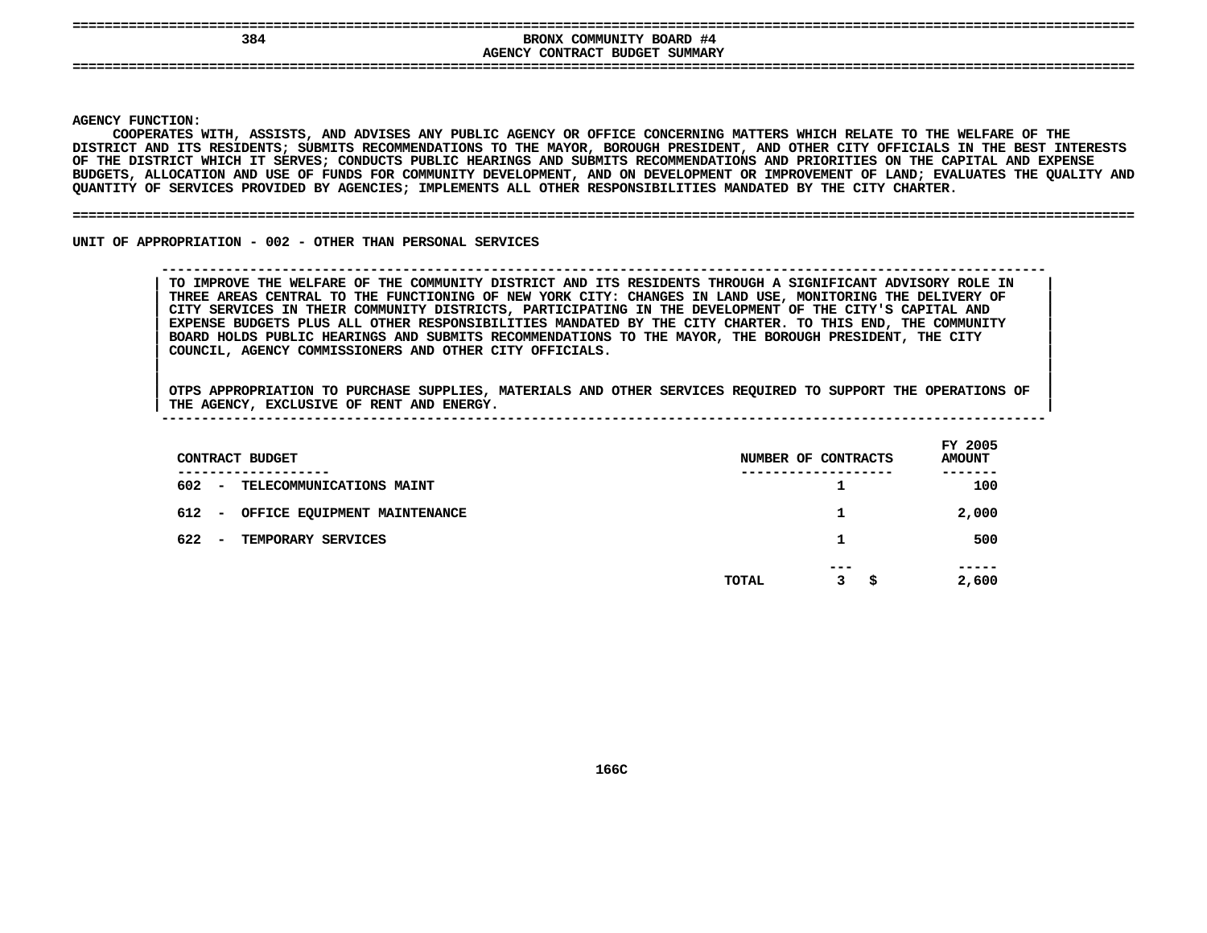# BRONX COMMUNITY BOARD #4
## AGENCY CONTRACT BUDGET SUMMARY

**AGENCY FUNCTION:**
COOPERATES WITH, ASSISTS, AND ADVISES ANY PUBLIC AGENCY OR OFFICE CONCERNING MATTERS WHICH RELATE TO THE WELFARE OF THE DISTRICT AND ITS RESIDENTS; SUBMITS RECOMMENDATIONS TO THE MAYOR, BOROUGH PRESIDENT, AND OTHER CITY OFFICIALS IN THE BEST INTERESTS OF THE DISTRICT WHICH IT SERVES; CONDUCTS PUBLIC HEARINGS AND SUBMITS RECOMMENDATIONS AND PRIORITIES ON THE CAPITAL AND EXPENSE BUDGETS, ALLOCATION AND USE OF FUNDS FOR COMMUNITY DEVELOPMENT, AND ON DEVELOPMENT OR IMPROVEMENT OF LAND; EVALUATES THE QUALITY AND QUANTITY OF SERVICES PROVIDED BY AGENCIES; IMPLEMENTS ALL OTHER RESPONSIBILITIES MANDATED BY THE CITY CHARTER.

**UNIT OF APPROPRIATION - 002 - OTHER THAN PERSONAL SERVICES**

TO IMPROVE THE WELFARE OF THE COMMUNITY DISTRICT AND ITS RESIDENTS THROUGH A SIGNIFICANT ADVISORY ROLE IN THREE AREAS CENTRAL TO THE FUNCTIONING OF NEW YORK CITY: CHANGES IN LAND USE, MONITORING THE DELIVERY OF CITY SERVICES IN THEIR COMMUNITY DISTRICTS, PARTICIPATING IN THE DEVELOPMENT OF THE CITY'S CAPITAL AND EXPENSE BUDGETS PLUS ALL OTHER RESPONSIBILITIES MANDATED BY THE CITY CHARTER. TO THIS END, THE COMMUNITY BOARD HOLDS PUBLIC HEARINGS AND SUBMITS RECOMMENDATIONS TO THE MAYOR, THE BOROUGH PRESIDENT, THE CITY COUNCIL, AGENCY COMMISSIONERS AND OTHER CITY OFFICIALS.

OTPS APPROPRIATION TO PURCHASE SUPPLIES, MATERIALS AND OTHER SERVICES REQUIRED TO SUPPORT THE OPERATIONS OF THE AGENCY, EXCLUSIVE OF RENT AND ENERGY.

| CONTRACT BUDGET | NUMBER OF CONTRACTS | FY 2005 AMOUNT |
|---|---|---|
| 602 - TELECOMMUNICATIONS MAINT | 1 | 100 |
| 612 - OFFICE EQUIPMENT MAINTENANCE | 1 | 2,000 |
| 622 - TEMPORARY SERVICES | 1 | 500 |
| TOTAL | 3 | $ 2,600 |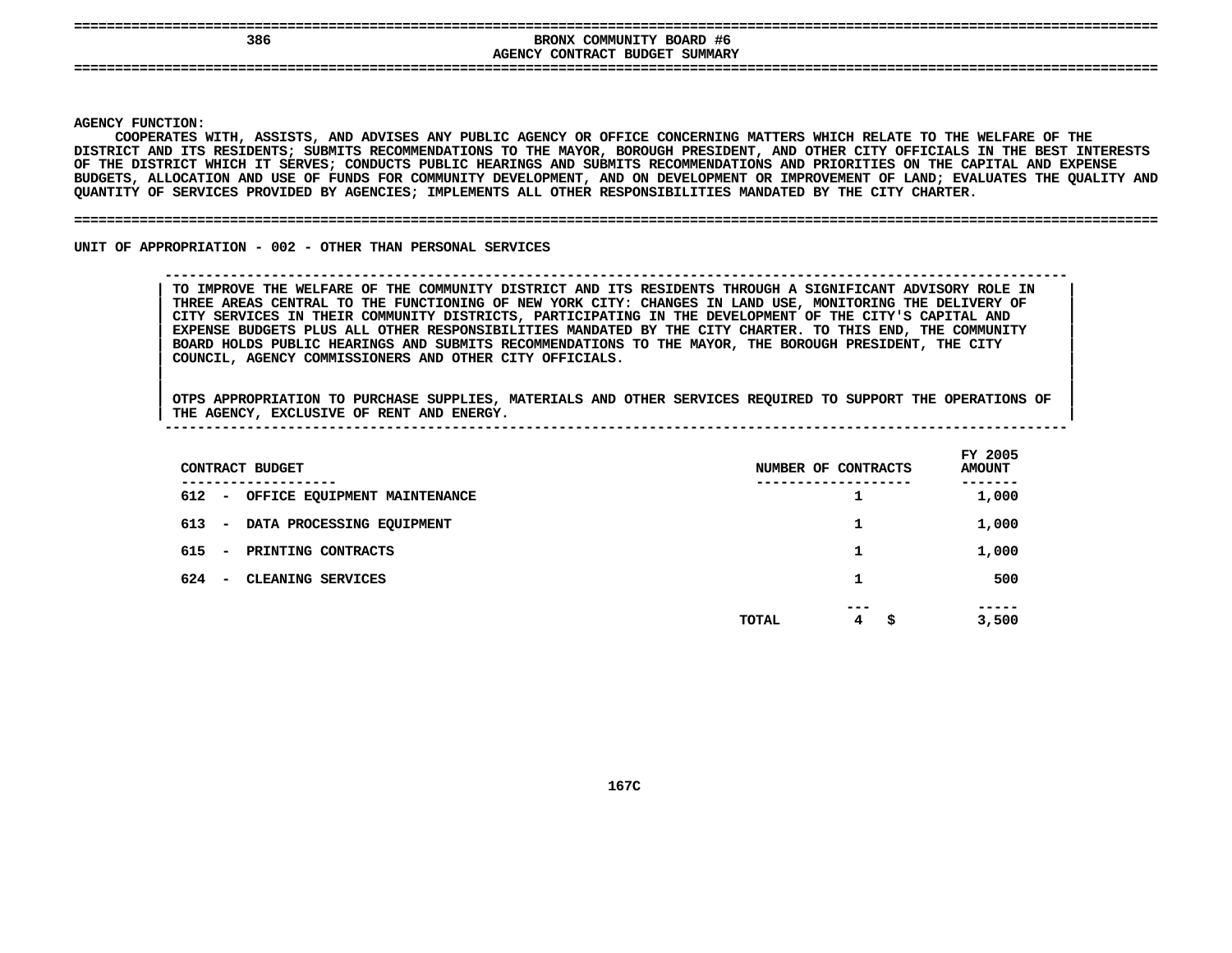# BRONX COMMUNITY BOARD #6
## AGENCY CONTRACT BUDGET SUMMARY

**AGENCY FUNCTION:**
COOPERATES WITH, ASSISTS, AND ADVISES ANY PUBLIC AGENCY OR OFFICE CONCERNING MATTERS WHICH RELATE TO THE WELFARE OF THE DISTRICT AND ITS RESIDENTS; SUBMITS RECOMMENDATIONS TO THE MAYOR, BOROUGH PRESIDENT, AND OTHER CITY OFFICIALS IN THE BEST INTERESTS OF THE DISTRICT WHICH IT SERVES; CONDUCTS PUBLIC HEARINGS AND SUBMITS RECOMMENDATIONS AND PRIORITIES ON THE CAPITAL AND EXPENSE BUDGETS, ALLOCATION AND USE OF FUNDS FOR COMMUNITY DEVELOPMENT, AND ON DEVELOPMENT OR IMPROVEMENT OF LAND; EVALUATES THE QUALITY AND QUANTITY OF SERVICES PROVIDED BY AGENCIES; IMPLEMENTS ALL OTHER RESPONSIBILITIES MANDATED BY THE CITY CHARTER.

**UNIT OF APPROPRIATION - 002 - OTHER THAN PERSONAL SERVICES**

TO IMPROVE THE WELFARE OF THE COMMUNITY DISTRICT AND ITS RESIDENTS THROUGH A SIGNIFICANT ADVISORY ROLE IN THREE AREAS CENTRAL TO THE FUNCTIONING OF NEW YORK CITY: CHANGES IN LAND USE, MONITORING THE DELIVERY OF CITY SERVICES IN THEIR COMMUNITY DISTRICTS, PARTICIPATING IN THE DEVELOPMENT OF THE CITY'S CAPITAL AND EXPENSE BUDGETS PLUS ALL OTHER RESPONSIBILITIES MANDATED BY THE CITY CHARTER. TO THIS END, THE COMMUNITY BOARD HOLDS PUBLIC HEARINGS AND SUBMITS RECOMMENDATIONS TO THE MAYOR, THE BOROUGH PRESIDENT, THE CITY COUNCIL, AGENCY COMMISSIONERS AND OTHER CITY OFFICIALS.

OTPS APPROPRIATION TO PURCHASE SUPPLIES, MATERIALS AND OTHER SERVICES REQUIRED TO SUPPORT THE OPERATIONS OF THE AGENCY, EXCLUSIVE OF RENT AND ENERGY.

| CONTRACT BUDGET | NUMBER OF CONTRACTS | FY 2005 AMOUNT |
|---|---|---|
| 612 - OFFICE EQUIPMENT MAINTENANCE | 1 | 1,000 |
| 613 - DATA PROCESSING EQUIPMENT | 1 | 1,000 |
| 615 - PRINTING CONTRACTS | 1 | 1,000 |
| 624 - CLEANING SERVICES | 1 | 500 |
| TOTAL | 4 | $ 3,500 |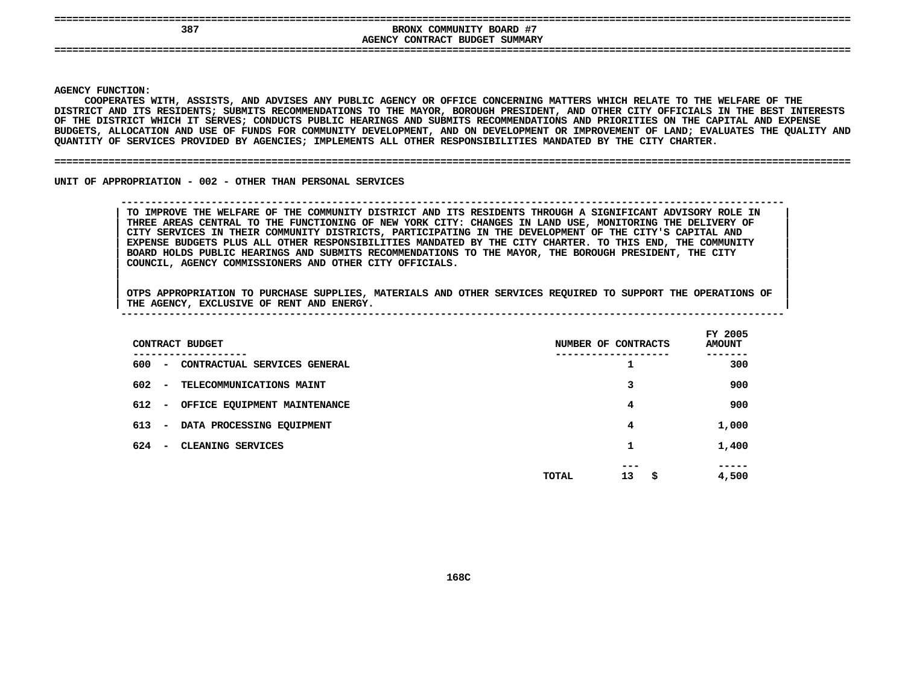# BRONX COMMUNITY BOARD #7

## AGENCY CONTRACT BUDGET SUMMARY

**AGENCY FUNCTION:**

COOPERATES WITH, ASSISTS, AND ADVISES ANY PUBLIC AGENCY OR OFFICE CONCERNING MATTERS WHICH RELATE TO THE WELFARE OF THE DISTRICT AND ITS RESIDENTS; SUBMITS RECOMMENDATIONS TO THE MAYOR, BOROUGH PRESIDENT, AND OTHER CITY OFFICIALS IN THE BEST INTERESTS OF THE DISTRICT WHICH IT SERVES; CONDUCTS PUBLIC HEARINGS AND SUBMITS RECOMMENDATIONS AND PRIORITIES ON THE CAPITAL AND EXPENSE BUDGETS, ALLOCATION AND USE OF FUNDS FOR COMMUNITY DEVELOPMENT, AND ON DEVELOPMENT OR IMPROVEMENT OF LAND; EVALUATES THE QUALITY AND QUANTITY OF SERVICES PROVIDED BY AGENCIES; IMPLEMENTS ALL OTHER RESPONSIBILITIES MANDATED BY THE CITY CHARTER.

**UNIT OF APPROPRIATION - 002 - OTHER THAN PERSONAL SERVICES**

TO IMPROVE THE WELFARE OF THE COMMUNITY DISTRICT AND ITS RESIDENTS THROUGH A SIGNIFICANT ADVISORY ROLE IN THREE AREAS CENTRAL TO THE FUNCTIONING OF NEW YORK CITY: CHANGES IN LAND USE, MONITORING THE DELIVERY OF CITY SERVICES IN THEIR COMMUNITY DISTRICTS, PARTICIPATING IN THE DEVELOPMENT OF THE CITY'S CAPITAL AND EXPENSE BUDGETS PLUS ALL OTHER RESPONSIBILITIES MANDATED BY THE CITY CHARTER. TO THIS END, THE COMMUNITY BOARD HOLDS PUBLIC HEARINGS AND SUBMITS RECOMMENDATIONS TO THE MAYOR, THE BOROUGH PRESIDENT, THE CITY COUNCIL, AGENCY COMMISSIONERS AND OTHER CITY OFFICIALS.

OTPS APPROPRIATION TO PURCHASE SUPPLIES, MATERIALS AND OTHER SERVICES REQUIRED TO SUPPORT THE OPERATIONS OF THE AGENCY, EXCLUSIVE OF RENT AND ENERGY.

| CONTRACT BUDGET | NUMBER OF CONTRACTS | FY 2005 AMOUNT |
|---|---|---|
| 600 - CONTRACTUAL SERVICES GENERAL | 1 | 300 |
| 602 - TELECOMMUNICATIONS MAINT | 3 | 900 |
| 612 - OFFICE EQUIPMENT MAINTENANCE | 4 | 900 |
| 613 - DATA PROCESSING EQUIPMENT | 4 | 1,000 |
| 624 - CLEANING SERVICES | 1 | 1,400 |
| TOTAL | 13 | $ 4,500 |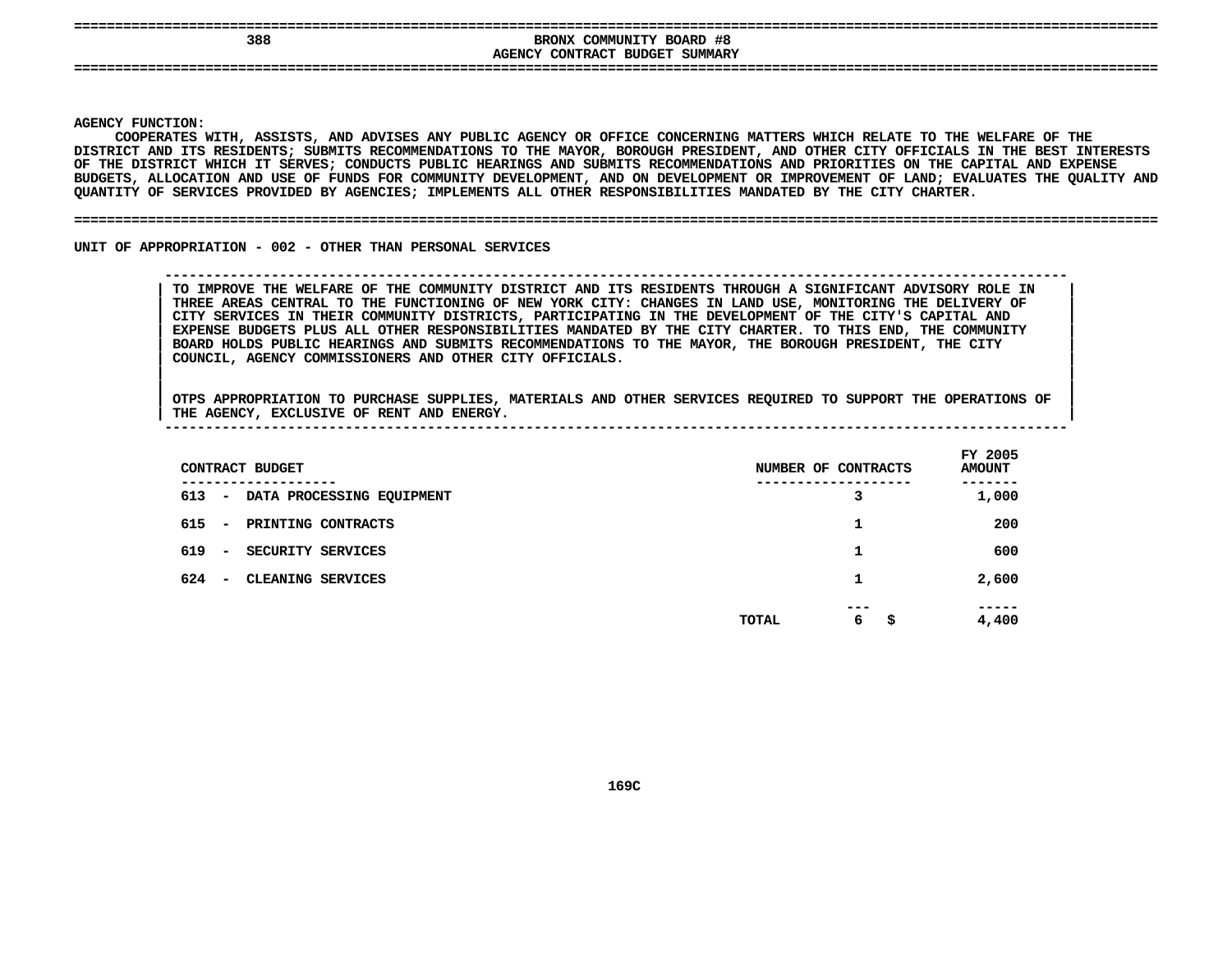# BRONX COMMUNITY BOARD #8

## AGENCY CONTRACT BUDGET SUMMARY

**AGENCY FUNCTION:**

COOPERATES WITH, ASSISTS, AND ADVISES ANY PUBLIC AGENCY OR OFFICE CONCERNING MATTERS WHICH RELATE TO THE WELFARE OF THE DISTRICT AND ITS RESIDENTS; SUBMITS RECOMMENDATIONS TO THE MAYOR, BOROUGH PRESIDENT, AND OTHER CITY OFFICIALS IN THE BEST INTERESTS OF THE DISTRICT WHICH IT SERVES; CONDUCTS PUBLIC HEARINGS AND SUBMITS RECOMMENDATIONS AND PRIORITIES ON THE CAPITAL AND EXPENSE BUDGETS, ALLOCATION AND USE OF FUNDS FOR COMMUNITY DEVELOPMENT, AND ON DEVELOPMENT OR IMPROVEMENT OF LAND; EVALUATES THE QUALITY AND QUANTITY OF SERVICES PROVIDED BY AGENCIES; IMPLEMENTS ALL OTHER RESPONSIBILITIES MANDATED BY THE CITY CHARTER.

**UNIT OF APPROPRIATION - 002 - OTHER THAN PERSONAL SERVICES**

TO IMPROVE THE WELFARE OF THE COMMUNITY DISTRICT AND ITS RESIDENTS THROUGH A SIGNIFICANT ADVISORY ROLE IN THREE AREAS CENTRAL TO THE FUNCTIONING OF NEW YORK CITY: CHANGES IN LAND USE, MONITORING THE DELIVERY OF CITY SERVICES IN THEIR COMMUNITY DISTRICTS, PARTICIPATING IN THE DEVELOPMENT OF THE CITY'S CAPITAL AND EXPENSE BUDGETS PLUS ALL OTHER RESPONSIBILITIES MANDATED BY THE CITY CHARTER. TO THIS END, THE COMMUNITY BOARD HOLDS PUBLIC HEARINGS AND SUBMITS RECOMMENDATIONS TO THE MAYOR, THE BOROUGH PRESIDENT, THE CITY COUNCIL, AGENCY COMMISSIONERS AND OTHER CITY OFFICIALS.

OTPS APPROPRIATION TO PURCHASE SUPPLIES, MATERIALS AND OTHER SERVICES REQUIRED TO SUPPORT THE OPERATIONS OF THE AGENCY, EXCLUSIVE OF RENT AND ENERGY.

| CONTRACT BUDGET | NUMBER OF CONTRACTS | FY 2005 AMOUNT |
|---|---|---|
| 613 - DATA PROCESSING EQUIPMENT | 3 | 1,000 |
| 615 - PRINTING CONTRACTS | 1 | 200 |
| 619 - SECURITY SERVICES | 1 | 600 |
| 624 - CLEANING SERVICES | 1 | 2,600 |
| TOTAL | 6 | $ 4,400 |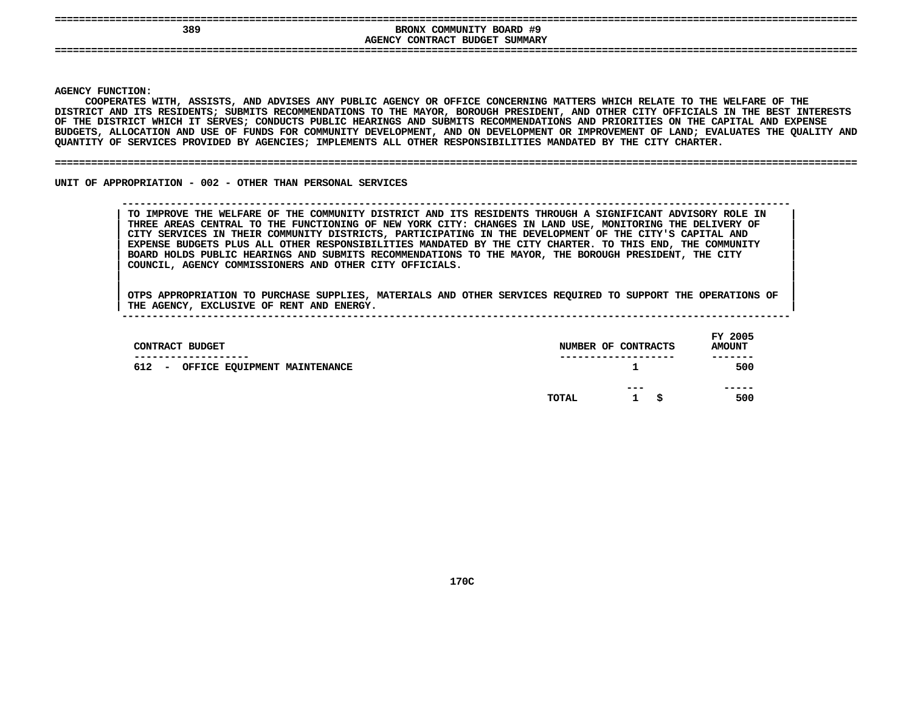# BRONX COMMUNITY BOARD #9

## AGENCY CONTRACT BUDGET SUMMARY

**AGENCY FUNCTION:**

COOPERATES WITH, ASSISTS, AND ADVISES ANY PUBLIC AGENCY OR OFFICE CONCERNING MATTERS WHICH RELATE TO THE WELFARE OF THE DISTRICT AND ITS RESIDENTS; SUBMITS RECOMMENDATIONS TO THE MAYOR, BOROUGH PRESIDENT, AND OTHER CITY OFFICIALS IN THE BEST INTERESTS OF THE DISTRICT WHICH IT SERVES; CONDUCTS PUBLIC HEARINGS AND SUBMITS RECOMMENDATIONS AND PRIORITIES ON THE CAPITAL AND EXPENSE BUDGETS, ALLOCATION AND USE OF FUNDS FOR COMMUNITY DEVELOPMENT, AND ON DEVELOPMENT OR IMPROVEMENT OF LAND; EVALUATES THE QUALITY AND QUANTITY OF SERVICES PROVIDED BY AGENCIES; IMPLEMENTS ALL OTHER RESPONSIBILITIES MANDATED BY THE CITY CHARTER.

**UNIT OF APPROPRIATION - 002 - OTHER THAN PERSONAL SERVICES**

TO IMPROVE THE WELFARE OF THE COMMUNITY DISTRICT AND ITS RESIDENTS THROUGH A SIGNIFICANT ADVISORY ROLE IN THREE AREAS CENTRAL TO THE FUNCTIONING OF NEW YORK CITY: CHANGES IN LAND USE, MONITORING THE DELIVERY OF CITY SERVICES IN THEIR COMMUNITY DISTRICTS, PARTICIPATING IN THE DEVELOPMENT OF THE CITY'S CAPITAL AND EXPENSE BUDGETS PLUS ALL OTHER RESPONSIBILITIES MANDATED BY THE CITY CHARTER. TO THIS END, THE COMMUNITY BOARD HOLDS PUBLIC HEARINGS AND SUBMITS RECOMMENDATIONS TO THE MAYOR, THE BOROUGH PRESIDENT, THE CITY COUNCIL, AGENCY COMMISSIONERS AND OTHER CITY OFFICIALS.

OTPS APPROPRIATION TO PURCHASE SUPPLIES, MATERIALS AND OTHER SERVICES REQUIRED TO SUPPORT THE OPERATIONS OF THE AGENCY, EXCLUSIVE OF RENT AND ENERGY.

| CONTRACT BUDGET | NUMBER OF CONTRACTS | FY 2005 AMOUNT |
|---|---|---|
| 612 - OFFICE EQUIPMENT MAINTENANCE | 1 | 500 |
| TOTAL | 1 | $ 500 |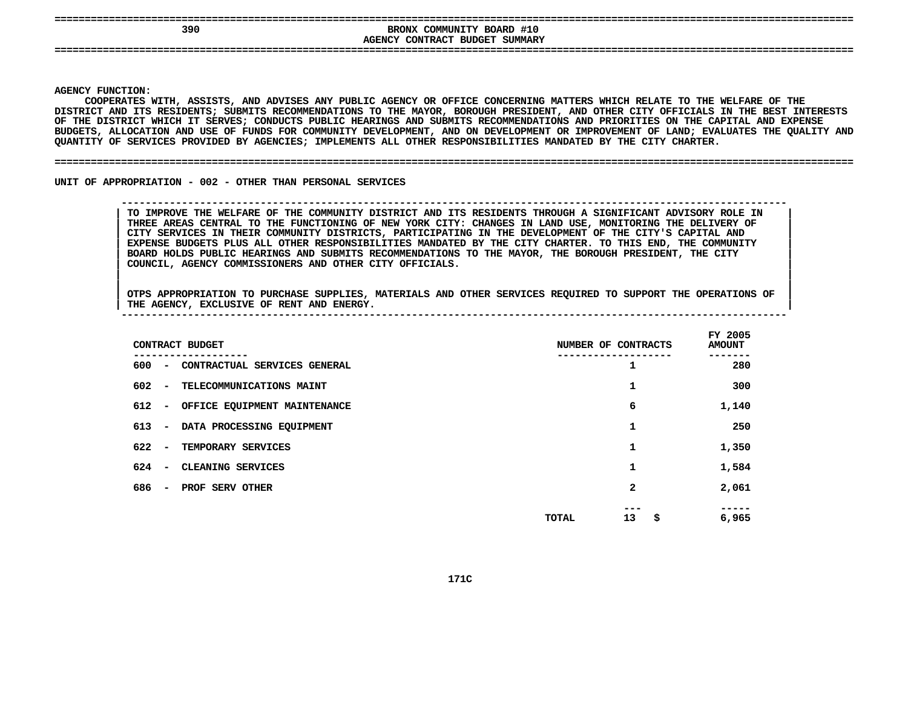# BRONX COMMUNITY BOARD #10
## AGENCY CONTRACT BUDGET SUMMARY

**AGENCY FUNCTION:**
COOPERATES WITH, ASSISTS, AND ADVISES ANY PUBLIC AGENCY OR OFFICE CONCERNING MATTERS WHICH RELATE TO THE WELFARE OF THE DISTRICT AND ITS RESIDENTS; SUBMITS RECOMMENDATIONS TO THE MAYOR, BOROUGH PRESIDENT, AND OTHER CITY OFFICIALS IN THE BEST INTERESTS OF THE DISTRICT WHICH IT SERVES; CONDUCTS PUBLIC HEARINGS AND SUBMITS RECOMMENDATIONS AND PRIORITIES ON THE CAPITAL AND EXPENSE BUDGETS, ALLOCATION AND USE OF FUNDS FOR COMMUNITY DEVELOPMENT, AND ON DEVELOPMENT OR IMPROVEMENT OF LAND; EVALUATES THE QUALITY AND QUANTITY OF SERVICES PROVIDED BY AGENCIES; IMPLEMENTS ALL OTHER RESPONSIBILITIES MANDATED BY THE CITY CHARTER.

**UNIT OF APPROPRIATION - 002 - OTHER THAN PERSONAL SERVICES**

TO IMPROVE THE WELFARE OF THE COMMUNITY DISTRICT AND ITS RESIDENTS THROUGH A SIGNIFICANT ADVISORY ROLE IN THREE AREAS CENTRAL TO THE FUNCTIONING OF NEW YORK CITY: CHANGES IN LAND USE, MONITORING THE DELIVERY OF CITY SERVICES IN THEIR COMMUNITY DISTRICTS, PARTICIPATING IN THE DEVELOPMENT OF THE CITY'S CAPITAL AND EXPENSE BUDGETS PLUS ALL OTHER RESPONSIBILITIES MANDATED BY THE CITY CHARTER. TO THIS END, THE COMMUNITY BOARD HOLDS PUBLIC HEARINGS AND SUBMITS RECOMMENDATIONS TO THE MAYOR, THE BOROUGH PRESIDENT, THE CITY COUNCIL, AGENCY COMMISSIONERS AND OTHER CITY OFFICIALS.

OTPS APPROPRIATION TO PURCHASE SUPPLIES, MATERIALS AND OTHER SERVICES REQUIRED TO SUPPORT THE OPERATIONS OF THE AGENCY, EXCLUSIVE OF RENT AND ENERGY.

| CONTRACT BUDGET | NUMBER OF CONTRACTS | FY 2005 AMOUNT |
|---|---|---|
| 600 - CONTRACTUAL SERVICES GENERAL | 1 | 280 |
| 602 - TELECOMMUNICATIONS MAINT | 1 | 300 |
| 612 - OFFICE EQUIPMENT MAINTENANCE | 6 | 1,140 |
| 613 - DATA PROCESSING EQUIPMENT | 1 | 250 |
| 622 - TEMPORARY SERVICES | 1 | 1,350 |
| 624 - CLEANING SERVICES | 1 | 1,584 |
| 686 - PROF SERV OTHER | 2 | 2,061 |
| TOTAL | 13 | $ 6,965 |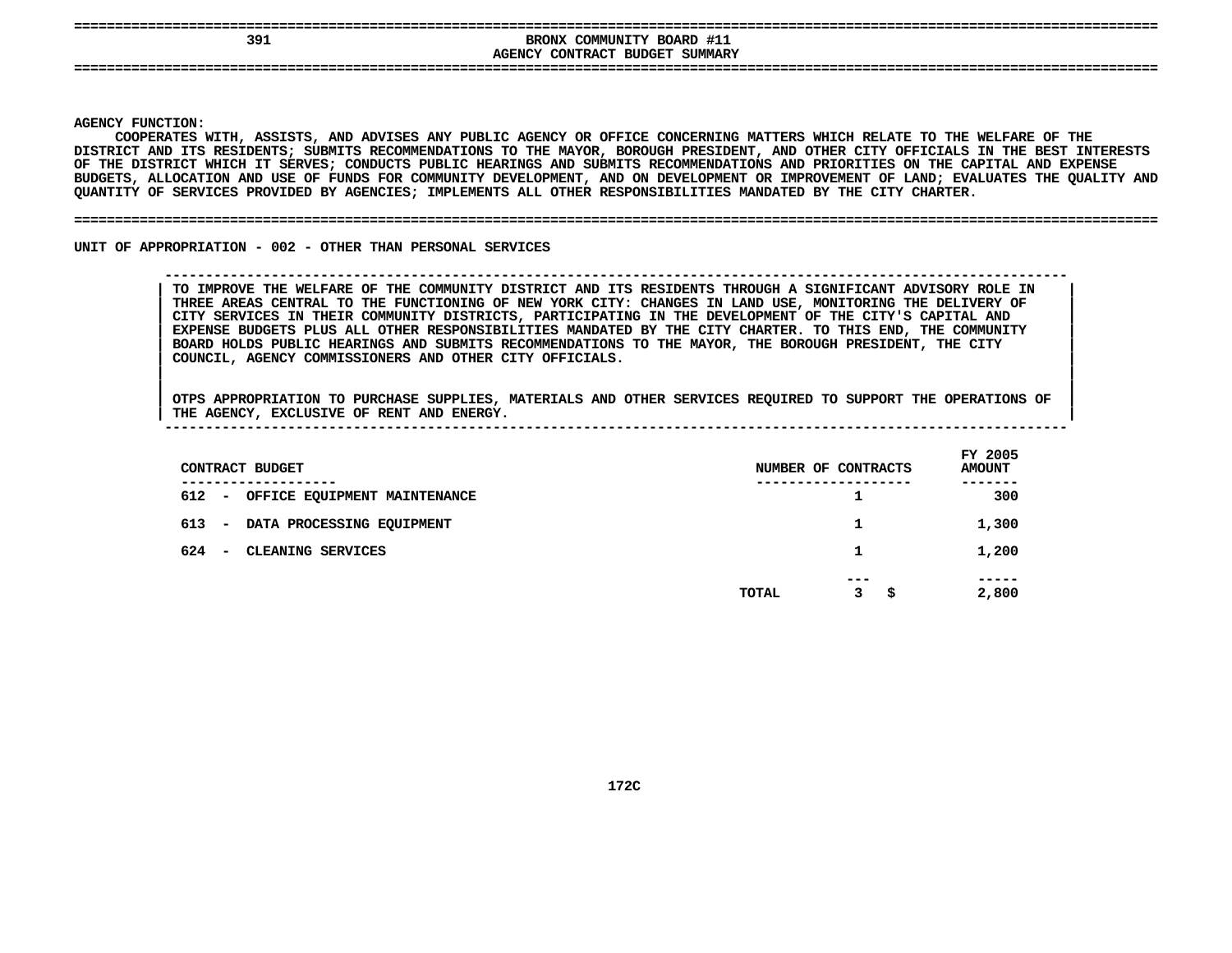# 391 BRONX COMMUNITY BOARD #11

## AGENCY CONTRACT BUDGET SUMMARY

**AGENCY FUNCTION:**

COOPERATES WITH, ASSISTS, AND ADVISES ANY PUBLIC AGENCY OR OFFICE CONCERNING MATTERS WHICH RELATE TO THE WELFARE OF THE DISTRICT AND ITS RESIDENTS; SUBMITS RECOMMENDATIONS TO THE MAYOR, BOROUGH PRESIDENT, AND OTHER CITY OFFICIALS IN THE BEST INTERESTS OF THE DISTRICT WHICH IT SERVES; CONDUCTS PUBLIC HEARINGS AND SUBMITS RECOMMENDATIONS AND PRIORITIES ON THE CAPITAL AND EXPENSE BUDGETS, ALLOCATION AND USE OF FUNDS FOR COMMUNITY DEVELOPMENT, AND ON DEVELOPMENT OR IMPROVEMENT OF LAND; EVALUATES THE QUALITY AND QUANTITY OF SERVICES PROVIDED BY AGENCIES; IMPLEMENTS ALL OTHER RESPONSIBILITIES MANDATED BY THE CITY CHARTER.

**UNIT OF APPROPRIATION - 002 - OTHER THAN PERSONAL SERVICES**

TO IMPROVE THE WELFARE OF THE COMMUNITY DISTRICT AND ITS RESIDENTS THROUGH A SIGNIFICANT ADVISORY ROLE IN THREE AREAS CENTRAL TO THE FUNCTIONING OF NEW YORK CITY: CHANGES IN LAND USE, MONITORING THE DELIVERY OF CITY SERVICES IN THEIR COMMUNITY DISTRICTS, PARTICIPATING IN THE DEVELOPMENT OF THE CITY'S CAPITAL AND EXPENSE BUDGETS PLUS ALL OTHER RESPONSIBILITIES MANDATED BY THE CITY CHARTER. TO THIS END, THE COMMUNITY BOARD HOLDS PUBLIC HEARINGS AND SUBMITS RECOMMENDATIONS TO THE MAYOR, THE BOROUGH PRESIDENT, THE CITY COUNCIL, AGENCY COMMISSIONERS AND OTHER CITY OFFICIALS.

OTPS APPROPRIATION TO PURCHASE SUPPLIES, MATERIALS AND OTHER SERVICES REQUIRED TO SUPPORT THE OPERATIONS OF THE AGENCY, EXCLUSIVE OF RENT AND ENERGY.

| CONTRACT BUDGET | NUMBER OF CONTRACTS | FY 2005 AMOUNT |
|---|---|---|
| 612 - OFFICE EQUIPMENT MAINTENANCE | 1 | 300 |
| 613 - DATA PROCESSING EQUIPMENT | 1 | 1,300 |
| 624 - CLEANING SERVICES | 1 | 1,200 |
| TOTAL | 3 | $ 2,800 |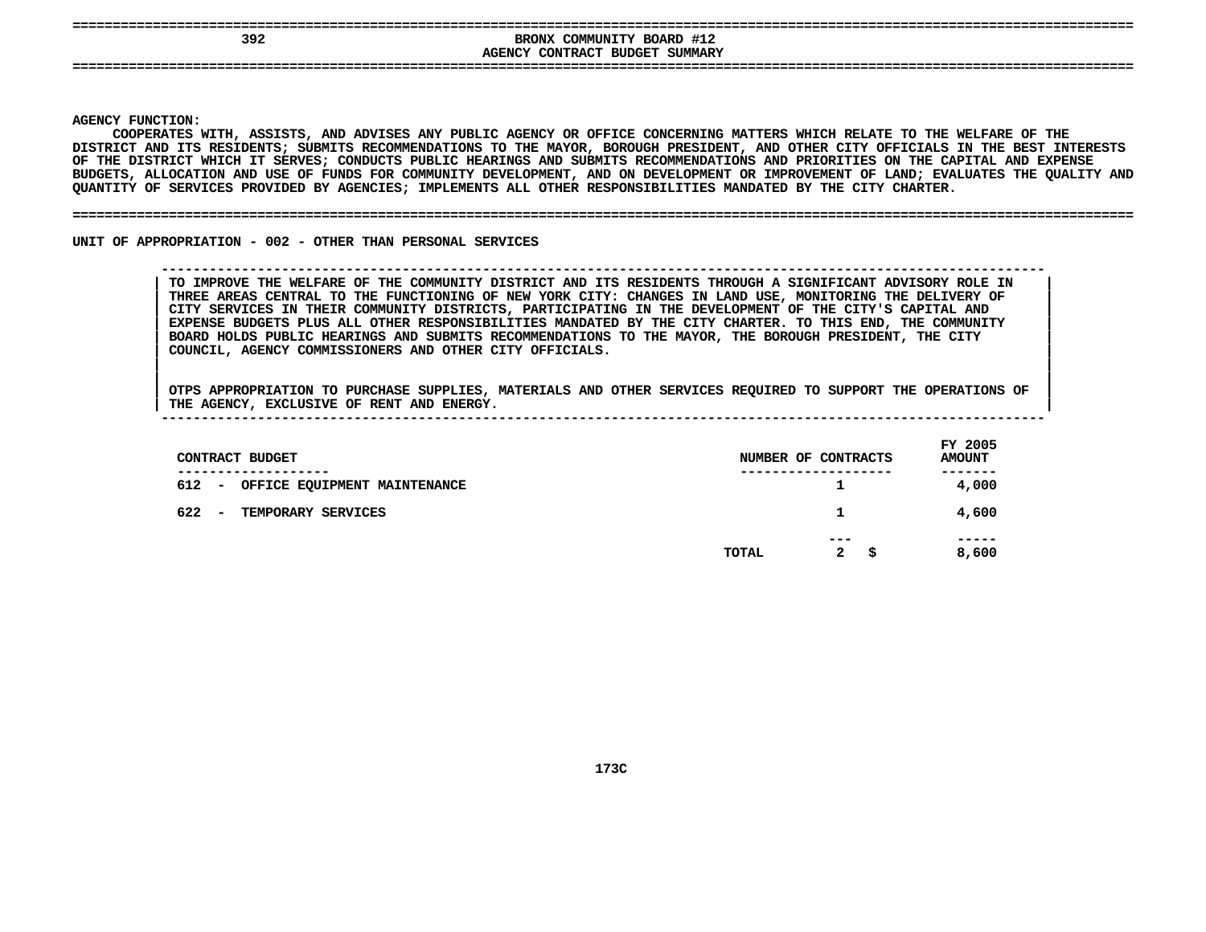# BRONX COMMUNITY BOARD #12
## AGENCY CONTRACT BUDGET SUMMARY

**AGENCY FUNCTION:**
COOPERATES WITH, ASSISTS, AND ADVISES ANY PUBLIC AGENCY OR OFFICE CONCERNING MATTERS WHICH RELATE TO THE WELFARE OF THE DISTRICT AND ITS RESIDENTS; SUBMITS RECOMMENDATIONS TO THE MAYOR, BOROUGH PRESIDENT, AND OTHER CITY OFFICIALS IN THE BEST INTERESTS OF THE DISTRICT WHICH IT SERVES; CONDUCTS PUBLIC HEARINGS AND SUBMITS RECOMMENDATIONS AND PRIORITIES ON THE CAPITAL AND EXPENSE BUDGETS, ALLOCATION AND USE OF FUNDS FOR COMMUNITY DEVELOPMENT, AND ON DEVELOPMENT OR IMPROVEMENT OF LAND; EVALUATES THE QUALITY AND QUANTITY OF SERVICES PROVIDED BY AGENCIES; IMPLEMENTS ALL OTHER RESPONSIBILITIES MANDATED BY THE CITY CHARTER.

**UNIT OF APPROPRIATION - 002 - OTHER THAN PERSONAL SERVICES**

TO IMPROVE THE WELFARE OF THE COMMUNITY DISTRICT AND ITS RESIDENTS THROUGH A SIGNIFICANT ADVISORY ROLE IN THREE AREAS CENTRAL TO THE FUNCTIONING OF NEW YORK CITY: CHANGES IN LAND USE, MONITORING THE DELIVERY OF CITY SERVICES IN THEIR COMMUNITY DISTRICTS, PARTICIPATING IN THE DEVELOPMENT OF THE CITY'S CAPITAL AND EXPENSE BUDGETS PLUS ALL OTHER RESPONSIBILITIES MANDATED BY THE CITY CHARTER. TO THIS END, THE COMMUNITY BOARD HOLDS PUBLIC HEARINGS AND SUBMITS RECOMMENDATIONS TO THE MAYOR, THE BOROUGH PRESIDENT, THE CITY COUNCIL, AGENCY COMMISSIONERS AND OTHER CITY OFFICIALS.

OTPS APPROPRIATION TO PURCHASE SUPPLIES, MATERIALS AND OTHER SERVICES REQUIRED TO SUPPORT THE OPERATIONS OF THE AGENCY, EXCLUSIVE OF RENT AND ENERGY.

| CONTRACT BUDGET | NUMBER OF CONTRACTS | FY 2005 AMOUNT |
|---|---|---|
| 612 - OFFICE EQUIPMENT MAINTENANCE | 1 | 4,000 |
| 622 - TEMPORARY SERVICES | 1 | 4,600 |
| TOTAL | 2 | $ 8,600 |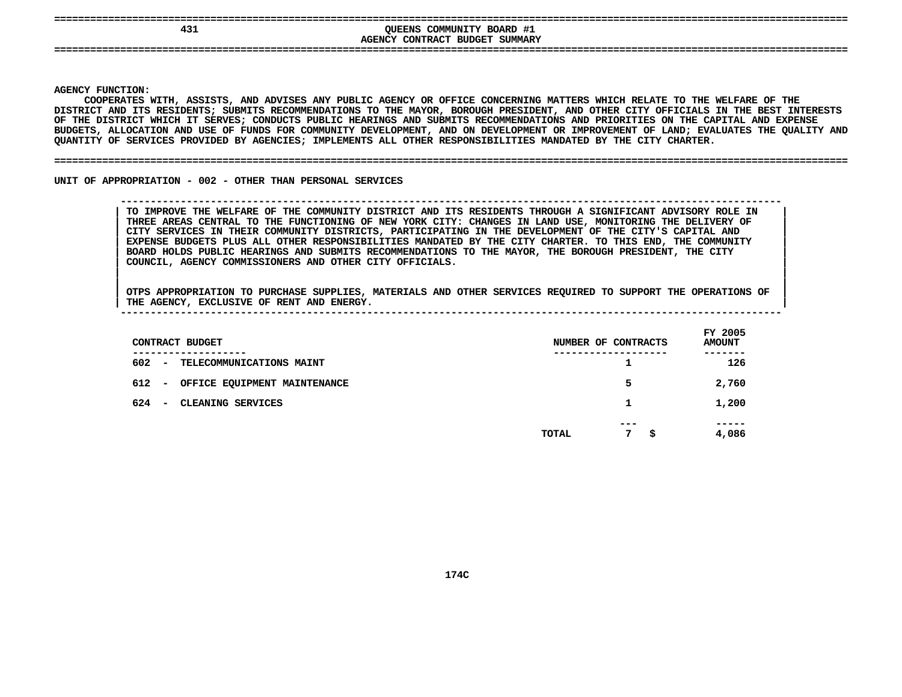# QUEENS COMMUNITY BOARD #1

## AGENCY CONTRACT BUDGET SUMMARY

**AGENCY FUNCTION:**

COOPERATES WITH, ASSISTS, AND ADVISES ANY PUBLIC AGENCY OR OFFICE CONCERNING MATTERS WHICH RELATE TO THE WELFARE OF THE DISTRICT AND ITS RESIDENTS; SUBMITS RECOMMENDATIONS TO THE MAYOR, BOROUGH PRESIDENT, AND OTHER CITY OFFICIALS IN THE BEST INTERESTS OF THE DISTRICT WHICH IT SERVES; CONDUCTS PUBLIC HEARINGS AND SUBMITS RECOMMENDATIONS AND PRIORITIES ON THE CAPITAL AND EXPENSE BUDGETS, ALLOCATION AND USE OF FUNDS FOR COMMUNITY DEVELOPMENT, AND ON DEVELOPMENT OR IMPROVEMENT OF LAND; EVALUATES THE QUALITY AND QUANTITY OF SERVICES PROVIDED BY AGENCIES; IMPLEMENTS ALL OTHER RESPONSIBILITIES MANDATED BY THE CITY CHARTER.

**UNIT OF APPROPRIATION - 002 - OTHER THAN PERSONAL SERVICES**

TO IMPROVE THE WELFARE OF THE COMMUNITY DISTRICT AND ITS RESIDENTS THROUGH A SIGNIFICANT ADVISORY ROLE IN THREE AREAS CENTRAL TO THE FUNCTIONING OF NEW YORK CITY: CHANGES IN LAND USE, MONITORING THE DELIVERY OF CITY SERVICES IN THEIR COMMUNITY DISTRICTS, PARTICIPATING IN THE DEVELOPMENT OF THE CITY'S CAPITAL AND EXPENSE BUDGETS PLUS ALL OTHER RESPONSIBILITIES MANDATED BY THE CITY CHARTER. TO THIS END, THE COMMUNITY BOARD HOLDS PUBLIC HEARINGS AND SUBMITS RECOMMENDATIONS TO THE MAYOR, THE BOROUGH PRESIDENT, THE CITY COUNCIL, AGENCY COMMISSIONERS AND OTHER CITY OFFICIALS.

OTPS APPROPRIATION TO PURCHASE SUPPLIES, MATERIALS AND OTHER SERVICES REQUIRED TO SUPPORT THE OPERATIONS OF THE AGENCY, EXCLUSIVE OF RENT AND ENERGY.

| CONTRACT BUDGET | NUMBER OF CONTRACTS | FY 2005 AMOUNT |
|---|---|---|
| 602 - TELECOMMUNICATIONS MAINT | 1 | 126 |
| 612 - OFFICE EQUIPMENT MAINTENANCE | 5 | 2,760 |
| 624 - CLEANING SERVICES | 1 | 1,200 |
| TOTAL | 7 | $ 4,086 |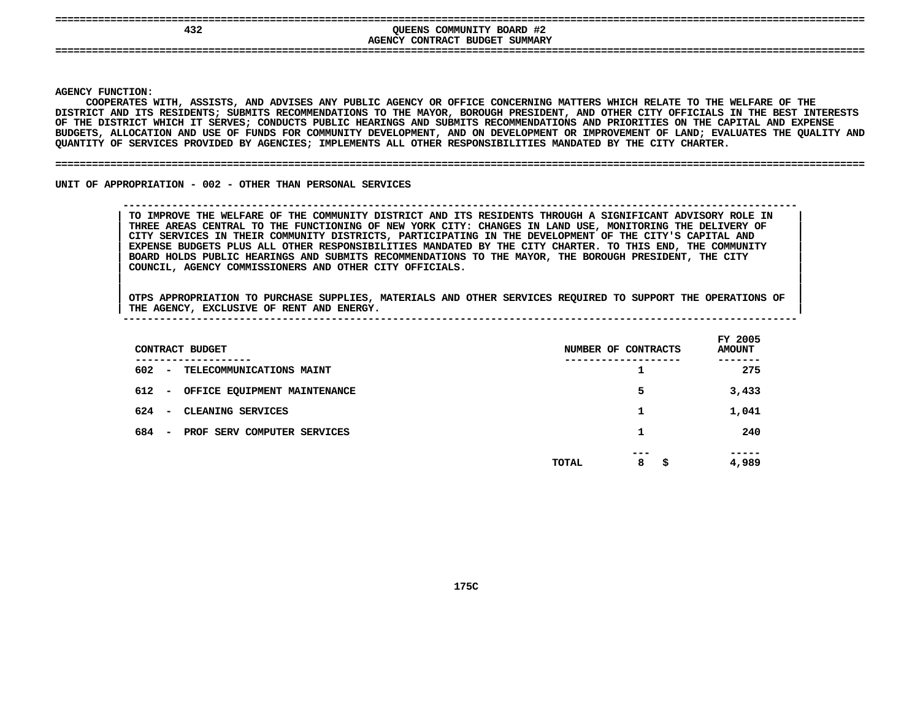# QUEENS COMMUNITY BOARD #2

## AGENCY CONTRACT BUDGET SUMMARY

432

**AGENCY FUNCTION:**

COOPERATES WITH, ASSISTS, AND ADVISES ANY PUBLIC AGENCY OR OFFICE CONCERNING MATTERS WHICH RELATE TO THE WELFARE OF THE DISTRICT AND ITS RESIDENTS; SUBMITS RECOMMENDATIONS TO THE MAYOR, BOROUGH PRESIDENT, AND OTHER CITY OFFICIALS IN THE BEST INTERESTS OF THE DISTRICT WHICH IT SERVES; CONDUCTS PUBLIC HEARINGS AND SUBMITS RECOMMENDATIONS AND PRIORITIES ON THE CAPITAL AND EXPENSE BUDGETS, ALLOCATION AND USE OF FUNDS FOR COMMUNITY DEVELOPMENT, AND ON DEVELOPMENT OR IMPROVEMENT OF LAND; EVALUATES THE QUALITY AND QUANTITY OF SERVICES PROVIDED BY AGENCIES; IMPLEMENTS ALL OTHER RESPONSIBILITIES MANDATED BY THE CITY CHARTER.

**UNIT OF APPROPRIATION - 002 - OTHER THAN PERSONAL SERVICES**

TO IMPROVE THE WELFARE OF THE COMMUNITY DISTRICT AND ITS RESIDENTS THROUGH A SIGNIFICANT ADVISORY ROLE IN THREE AREAS CENTRAL TO THE FUNCTIONING OF NEW YORK CITY: CHANGES IN LAND USE, MONITORING THE DELIVERY OF CITY SERVICES IN THEIR COMMUNITY DISTRICTS, PARTICIPATING IN THE DEVELOPMENT OF THE CITY'S CAPITAL AND EXPENSE BUDGETS PLUS ALL OTHER RESPONSIBILITIES MANDATED BY THE CITY CHARTER. TO THIS END, THE COMMUNITY BOARD HOLDS PUBLIC HEARINGS AND SUBMITS RECOMMENDATIONS TO THE MAYOR, THE BOROUGH PRESIDENT, THE CITY COUNCIL, AGENCY COMMISSIONERS AND OTHER CITY OFFICIALS.

OTPS APPROPRIATION TO PURCHASE SUPPLIES, MATERIALS AND OTHER SERVICES REQUIRED TO SUPPORT THE OPERATIONS OF THE AGENCY, EXCLUSIVE OF RENT AND ENERGY.

| CONTRACT BUDGET | NUMBER OF CONTRACTS | FY 2005 AMOUNT |
|---|---|---|
| 602 - TELECOMMUNICATIONS MAINT | 1 | 275 |
| 612 - OFFICE EQUIPMENT MAINTENANCE | 5 | 3,433 |
| 624 - CLEANING SERVICES | 1 | 1,041 |
| 684 - PROF SERV COMPUTER SERVICES | 1 | 240 |
| TOTAL | 8 | $ 4,989 |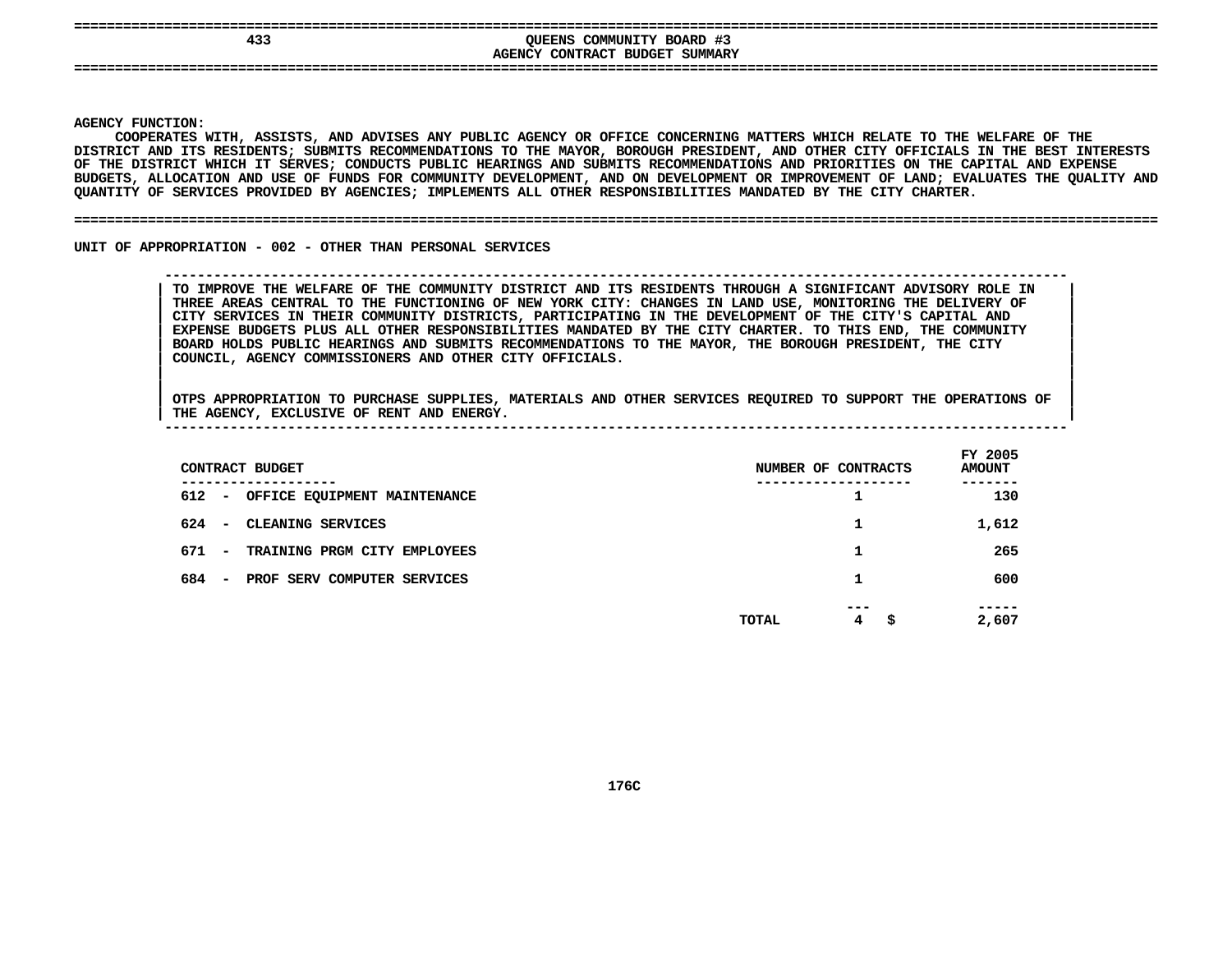# QUEENS COMMUNITY BOARD #3

## AGENCY CONTRACT BUDGET SUMMARY

**AGENCY FUNCTION:**

COOPERATES WITH, ASSISTS, AND ADVISES ANY PUBLIC AGENCY OR OFFICE CONCERNING MATTERS WHICH RELATE TO THE WELFARE OF THE DISTRICT AND ITS RESIDENTS; SUBMITS RECOMMENDATIONS TO THE MAYOR, BOROUGH PRESIDENT, AND OTHER CITY OFFICIALS IN THE BEST INTERESTS OF THE DISTRICT WHICH IT SERVES; CONDUCTS PUBLIC HEARINGS AND SUBMITS RECOMMENDATIONS AND PRIORITIES ON THE CAPITAL AND EXPENSE BUDGETS, ALLOCATION AND USE OF FUNDS FOR COMMUNITY DEVELOPMENT, AND ON DEVELOPMENT OR IMPROVEMENT OF LAND; EVALUATES THE QUALITY AND QUANTITY OF SERVICES PROVIDED BY AGENCIES; IMPLEMENTS ALL OTHER RESPONSIBILITIES MANDATED BY THE CITY CHARTER.

## UNIT OF APPROPRIATION - 002 - OTHER THAN PERSONAL SERVICES

TO IMPROVE THE WELFARE OF THE COMMUNITY DISTRICT AND ITS RESIDENTS THROUGH A SIGNIFICANT ADVISORY ROLE IN THREE AREAS CENTRAL TO THE FUNCTIONING OF NEW YORK CITY: CHANGES IN LAND USE, MONITORING THE DELIVERY OF CITY SERVICES IN THEIR COMMUNITY DISTRICTS, PARTICIPATING IN THE DEVELOPMENT OF THE CITY'S CAPITAL AND EXPENSE BUDGETS PLUS ALL OTHER RESPONSIBILITIES MANDATED BY THE CITY CHARTER. TO THIS END, THE COMMUNITY BOARD HOLDS PUBLIC HEARINGS AND SUBMITS RECOMMENDATIONS TO THE MAYOR, THE BOROUGH PRESIDENT, THE CITY COUNCIL, AGENCY COMMISSIONERS AND OTHER CITY OFFICIALS.

OTPS APPROPRIATION TO PURCHASE SUPPLIES, MATERIALS AND OTHER SERVICES REQUIRED TO SUPPORT THE OPERATIONS OF THE AGENCY, EXCLUSIVE OF RENT AND ENERGY.

| CONTRACT BUDGET | NUMBER OF CONTRACTS | FY 2005 AMOUNT |
|---|---|---|
| 612 - OFFICE EQUIPMENT MAINTENANCE | 1 | 130 |
| 624 - CLEANING SERVICES | 1 | 1,612 |
| 671 - TRAINING PRGM CITY EMPLOYEES | 1 | 265 |
| 684 - PROF SERV COMPUTER SERVICES | 1 | 600 |
| TOTAL | 4 | $ 2,607 |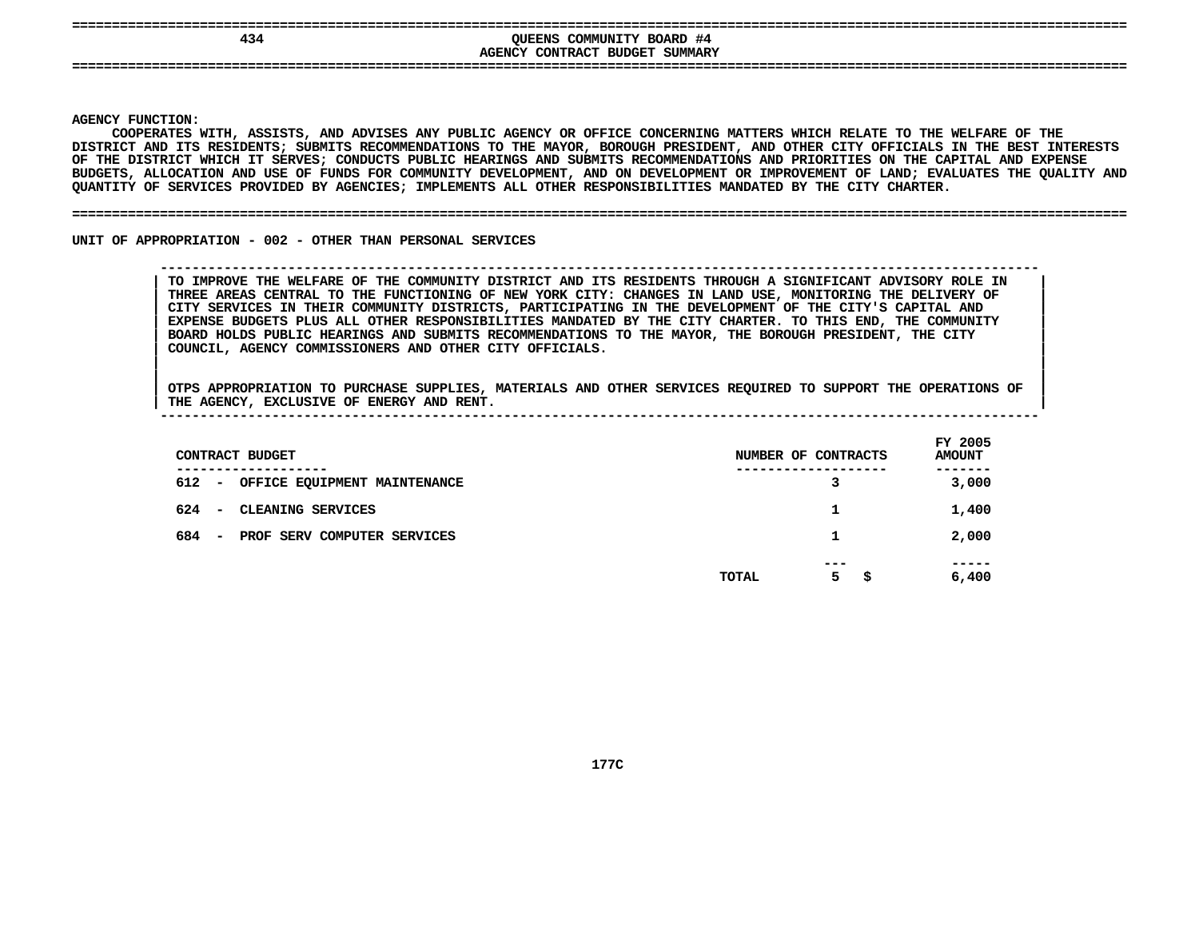# QUEENS COMMUNITY BOARD #4

## AGENCY CONTRACT BUDGET SUMMARY

**AGENCY FUNCTION:**

COOPERATES WITH, ASSISTS, AND ADVISES ANY PUBLIC AGENCY OR OFFICE CONCERNING MATTERS WHICH RELATE TO THE WELFARE OF THE DISTRICT AND ITS RESIDENTS; SUBMITS RECOMMENDATIONS TO THE MAYOR, BOROUGH PRESIDENT, AND OTHER CITY OFFICIALS IN THE BEST INTERESTS OF THE DISTRICT WHICH IT SERVES; CONDUCTS PUBLIC HEARINGS AND SUBMITS RECOMMENDATIONS AND PRIORITIES ON THE CAPITAL AND EXPENSE BUDGETS, ALLOCATION AND USE OF FUNDS FOR COMMUNITY DEVELOPMENT, AND ON DEVELOPMENT OR IMPROVEMENT OF LAND; EVALUATES THE QUALITY AND QUANTITY OF SERVICES PROVIDED BY AGENCIES; IMPLEMENTS ALL OTHER RESPONSIBILITIES MANDATED BY THE CITY CHARTER.

UNIT OF APPROPRIATION - 002 - OTHER THAN PERSONAL SERVICES

TO IMPROVE THE WELFARE OF THE COMMUNITY DISTRICT AND ITS RESIDENTS THROUGH A SIGNIFICANT ADVISORY ROLE IN THREE AREAS CENTRAL TO THE FUNCTIONING OF NEW YORK CITY: CHANGES IN LAND USE, MONITORING THE DELIVERY OF CITY SERVICES IN THEIR COMMUNITY DISTRICTS, PARTICIPATING IN THE DEVELOPMENT OF THE CITY'S CAPITAL AND EXPENSE BUDGETS PLUS ALL OTHER RESPONSIBILITIES MANDATED BY THE CITY CHARTER. TO THIS END, THE COMMUNITY BOARD HOLDS PUBLIC HEARINGS AND SUBMITS RECOMMENDATIONS TO THE MAYOR, THE BOROUGH PRESIDENT, THE CITY COUNCIL, AGENCY COMMISSIONERS AND OTHER CITY OFFICIALS.

OTPS APPROPRIATION TO PURCHASE SUPPLIES, MATERIALS AND OTHER SERVICES REQUIRED TO SUPPORT THE OPERATIONS OF THE AGENCY, EXCLUSIVE OF ENERGY AND RENT.

| CONTRACT BUDGET | NUMBER OF CONTRACTS | FY 2005 AMOUNT |
|---|---|---|
| 612 - OFFICE EQUIPMENT MAINTENANCE | 3 | 3,000 |
| 624 - CLEANING SERVICES | 1 | 1,400 |
| 684 - PROF SERV COMPUTER SERVICES | 1 | 2,000 |
| TOTAL | 5 | $ 6,400 |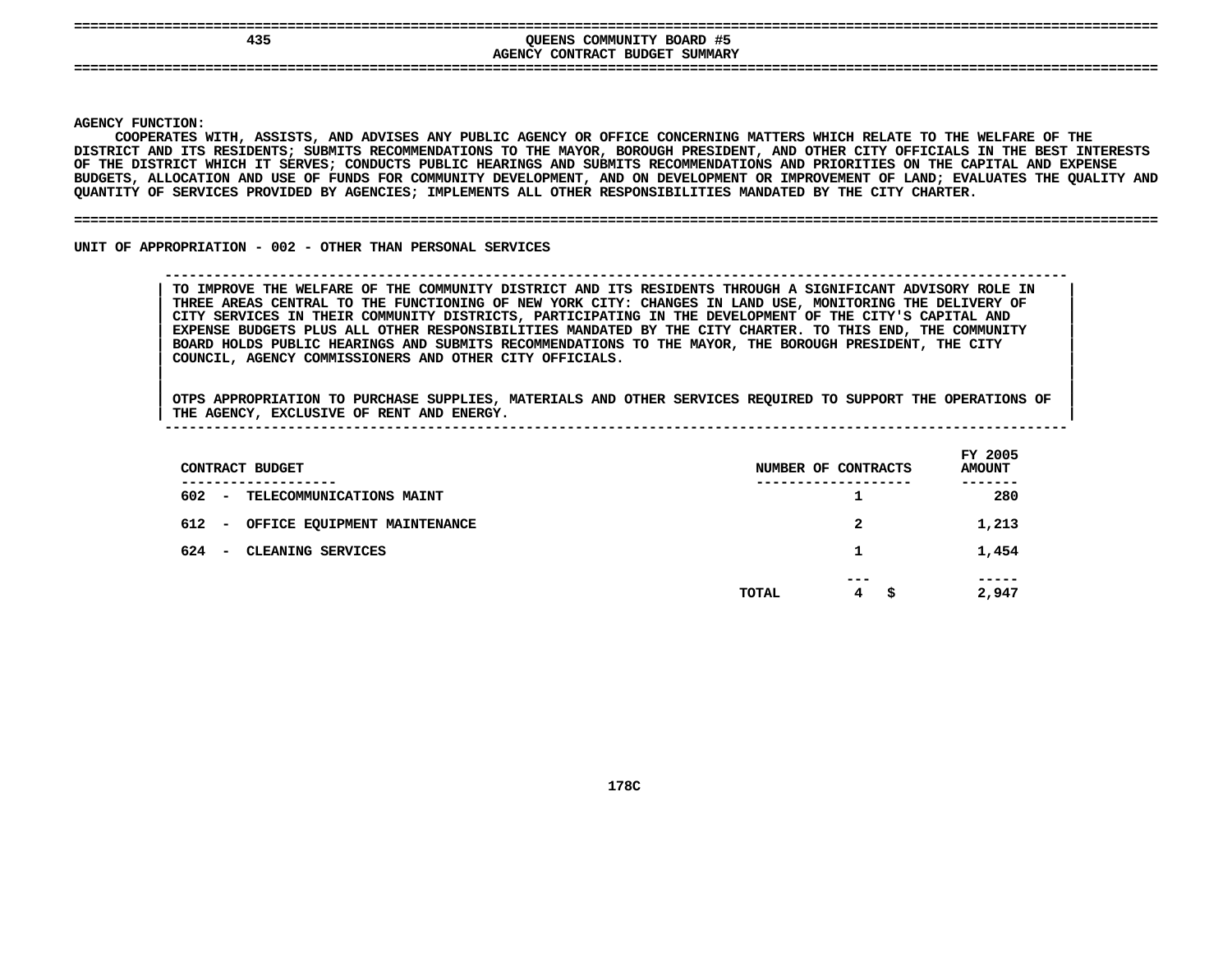## QUEENS COMMUNITY BOARD #5
## AGENCY CONTRACT BUDGET SUMMARY

**AGENCY FUNCTION:**

COOPERATES WITH, ASSISTS, AND ADVISES ANY PUBLIC AGENCY OR OFFICE CONCERNING MATTERS WHICH RELATE TO THE WELFARE OF THE DISTRICT AND ITS RESIDENTS; SUBMITS RECOMMENDATIONS TO THE MAYOR, BOROUGH PRESIDENT, AND OTHER CITY OFFICIALS IN THE BEST INTERESTS OF THE DISTRICT WHICH IT SERVES; CONDUCTS PUBLIC HEARINGS AND SUBMITS RECOMMENDATIONS AND PRIORITIES ON THE CAPITAL AND EXPENSE BUDGETS, ALLOCATION AND USE OF FUNDS FOR COMMUNITY DEVELOPMENT, AND ON DEVELOPMENT OR IMPROVEMENT OF LAND; EVALUATES THE QUALITY AND QUANTITY OF SERVICES PROVIDED BY AGENCIES; IMPLEMENTS ALL OTHER RESPONSIBILITIES MANDATED BY THE CITY CHARTER.

### UNIT OF APPROPRIATION - 002 - OTHER THAN PERSONAL SERVICES

TO IMPROVE THE WELFARE OF THE COMMUNITY DISTRICT AND ITS RESIDENTS THROUGH A SIGNIFICANT ADVISORY ROLE IN THREE AREAS CENTRAL TO THE FUNCTIONING OF NEW YORK CITY: CHANGES IN LAND USE, MONITORING THE DELIVERY OF CITY SERVICES IN THEIR COMMUNITY DISTRICTS, PARTICIPATING IN THE DEVELOPMENT OF THE CITY'S CAPITAL AND EXPENSE BUDGETS PLUS ALL OTHER RESPONSIBILITIES MANDATED BY THE CITY CHARTER. TO THIS END, THE COMMUNITY BOARD HOLDS PUBLIC HEARINGS AND SUBMITS RECOMMENDATIONS TO THE MAYOR, THE BOROUGH PRESIDENT, THE CITY COUNCIL, AGENCY COMMISSIONERS AND OTHER CITY OFFICIALS.

OTPS APPROPRIATION TO PURCHASE SUPPLIES, MATERIALS AND OTHER SERVICES REQUIRED TO SUPPORT THE OPERATIONS OF THE AGENCY, EXCLUSIVE OF RENT AND ENERGY.

| CONTRACT BUDGET | NUMBER OF CONTRACTS | FY 2005 AMOUNT |
|---|---|---|
| 602 - TELECOMMUNICATIONS MAINT | 1 | 280 |
| 612 - OFFICE EQUIPMENT MAINTENANCE | 2 | 1,213 |
| 624 - CLEANING SERVICES | 1 | 1,454 |
| TOTAL | 4 | $ 2,947 |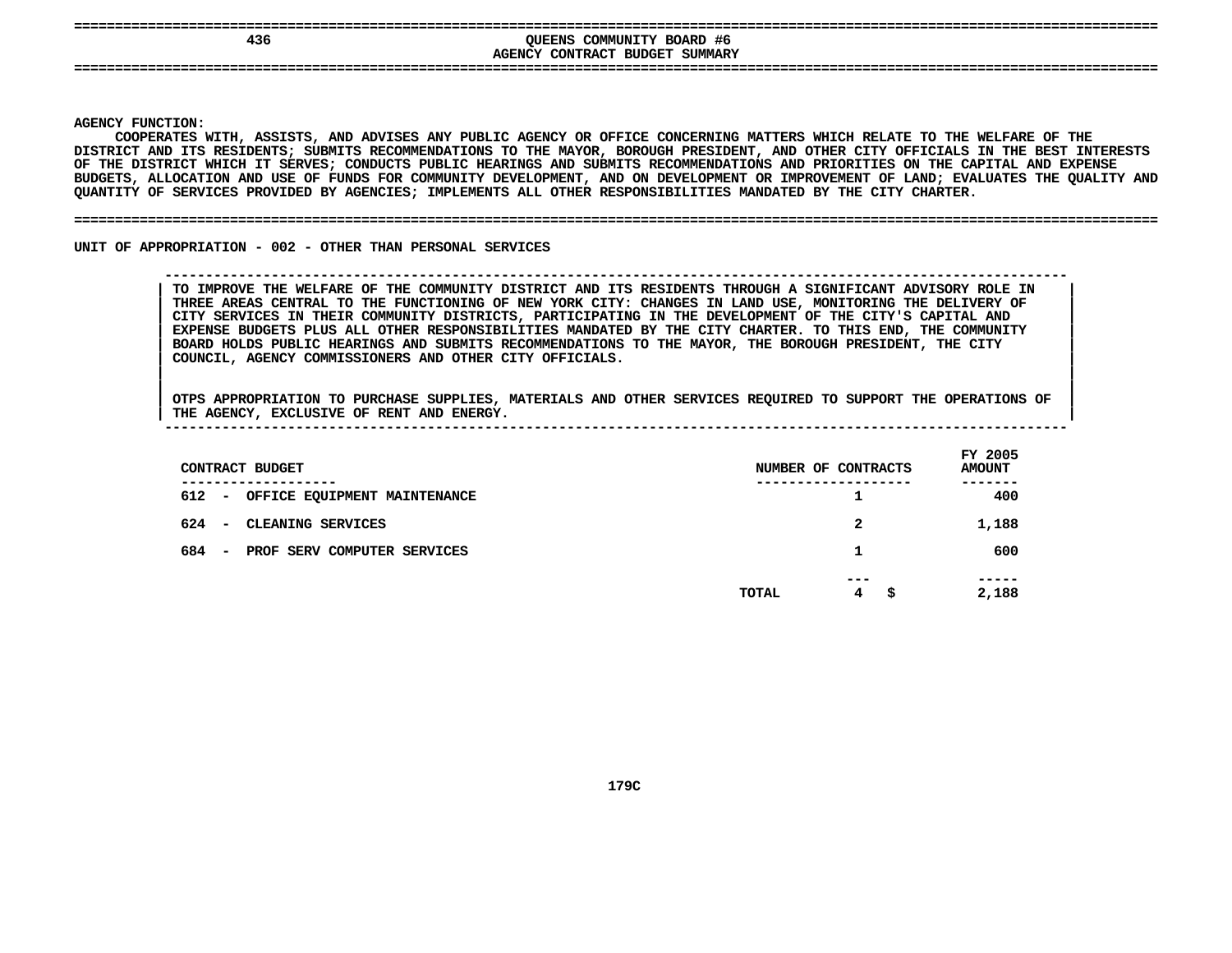# QUEENS COMMUNITY BOARD #6

## AGENCY CONTRACT BUDGET SUMMARY

**AGENCY FUNCTION:**

COOPERATES WITH, ASSISTS, AND ADVISES ANY PUBLIC AGENCY OR OFFICE CONCERNING MATTERS WHICH RELATE TO THE WELFARE OF THE DISTRICT AND ITS RESIDENTS; SUBMITS RECOMMENDATIONS TO THE MAYOR, BOROUGH PRESIDENT, AND OTHER CITY OFFICIALS IN THE BEST INTERESTS OF THE DISTRICT WHICH IT SERVES; CONDUCTS PUBLIC HEARINGS AND SUBMITS RECOMMENDATIONS AND PRIORITIES ON THE CAPITAL AND EXPENSE BUDGETS, ALLOCATION AND USE OF FUNDS FOR COMMUNITY DEVELOPMENT, AND ON DEVELOPMENT OR IMPROVEMENT OF LAND; EVALUATES THE QUALITY AND QUANTITY OF SERVICES PROVIDED BY AGENCIES; IMPLEMENTS ALL OTHER RESPONSIBILITIES MANDATED BY THE CITY CHARTER.

**UNIT OF APPROPRIATION - 002 - OTHER THAN PERSONAL SERVICES**

TO IMPROVE THE WELFARE OF THE COMMUNITY DISTRICT AND ITS RESIDENTS THROUGH A SIGNIFICANT ADVISORY ROLE IN THREE AREAS CENTRAL TO THE FUNCTIONING OF NEW YORK CITY: CHANGES IN LAND USE, MONITORING THE DELIVERY OF CITY SERVICES IN THEIR COMMUNITY DISTRICTS, PARTICIPATING IN THE DEVELOPMENT OF THE CITY'S CAPITAL AND EXPENSE BUDGETS PLUS ALL OTHER RESPONSIBILITIES MANDATED BY THE CITY CHARTER. TO THIS END, THE COMMUNITY BOARD HOLDS PUBLIC HEARINGS AND SUBMITS RECOMMENDATIONS TO THE MAYOR, THE BOROUGH PRESIDENT, THE CITY COUNCIL, AGENCY COMMISSIONERS AND OTHER CITY OFFICIALS.

OTPS APPROPRIATION TO PURCHASE SUPPLIES, MATERIALS AND OTHER SERVICES REQUIRED TO SUPPORT THE OPERATIONS OF THE AGENCY, EXCLUSIVE OF RENT AND ENERGY.

| CONTRACT BUDGET | NUMBER OF CONTRACTS | FY 2005 AMOUNT |
|---|---|---|
| 612 - OFFICE EQUIPMENT MAINTENANCE | 1 | 400 |
| 624 - CLEANING SERVICES | 2 | 1,188 |
| 684 - PROF SERV COMPUTER SERVICES | 1 | 600 |
| TOTAL | 4 | $ 2,188 |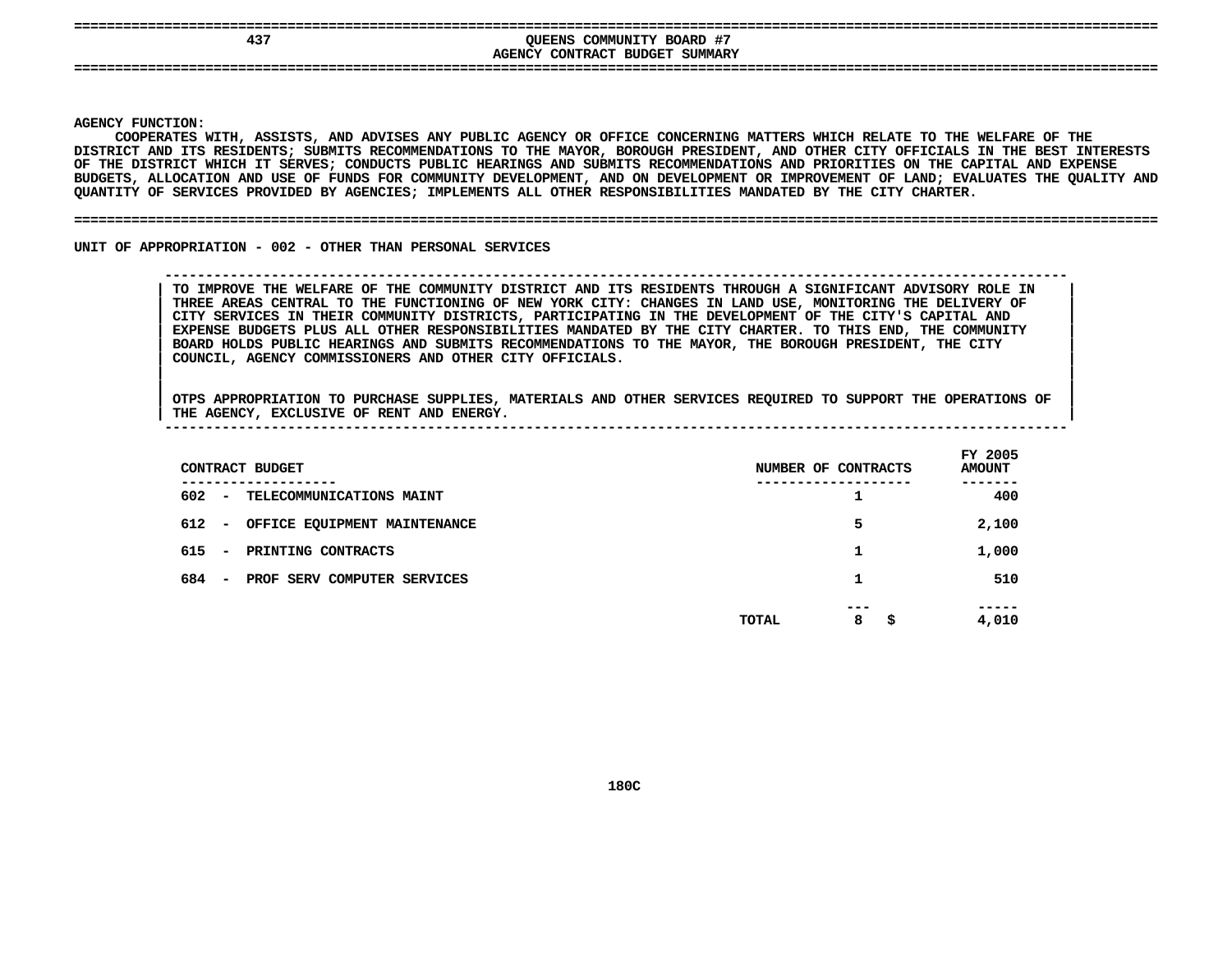# QUEENS COMMUNITY BOARD #7

## AGENCY CONTRACT BUDGET SUMMARY

**AGENCY FUNCTION:**

COOPERATES WITH, ASSISTS, AND ADVISES ANY PUBLIC AGENCY OR OFFICE CONCERNING MATTERS WHICH RELATE TO THE WELFARE OF THE DISTRICT AND ITS RESIDENTS; SUBMITS RECOMMENDATIONS TO THE MAYOR, BOROUGH PRESIDENT, AND OTHER CITY OFFICIALS IN THE BEST INTERESTS OF THE DISTRICT WHICH IT SERVES; CONDUCTS PUBLIC HEARINGS AND SUBMITS RECOMMENDATIONS AND PRIORITIES ON THE CAPITAL AND EXPENSE BUDGETS, ALLOCATION AND USE OF FUNDS FOR COMMUNITY DEVELOPMENT, AND ON DEVELOPMENT OR IMPROVEMENT OF LAND; EVALUATES THE QUALITY AND QUANTITY OF SERVICES PROVIDED BY AGENCIES; IMPLEMENTS ALL OTHER RESPONSIBILITIES MANDATED BY THE CITY CHARTER.

**UNIT OF APPROPRIATION - 002 - OTHER THAN PERSONAL SERVICES**

TO IMPROVE THE WELFARE OF THE COMMUNITY DISTRICT AND ITS RESIDENTS THROUGH A SIGNIFICANT ADVISORY ROLE IN THREE AREAS CENTRAL TO THE FUNCTIONING OF NEW YORK CITY: CHANGES IN LAND USE, MONITORING THE DELIVERY OF CITY SERVICES IN THEIR COMMUNITY DISTRICTS, PARTICIPATING IN THE DEVELOPMENT OF THE CITY'S CAPITAL AND EXPENSE BUDGETS PLUS ALL OTHER RESPONSIBILITIES MANDATED BY THE CITY CHARTER. TO THIS END, THE COMMUNITY BOARD HOLDS PUBLIC HEARINGS AND SUBMITS RECOMMENDATIONS TO THE MAYOR, THE BOROUGH PRESIDENT, THE CITY COUNCIL, AGENCY COMMISSIONERS AND OTHER CITY OFFICIALS.

OTPS APPROPRIATION TO PURCHASE SUPPLIES, MATERIALS AND OTHER SERVICES REQUIRED TO SUPPORT THE OPERATIONS OF THE AGENCY, EXCLUSIVE OF RENT AND ENERGY.

| CONTRACT BUDGET | NUMBER OF CONTRACTS | FY 2005 AMOUNT |
|---|---|---|
| 602 - TELECOMMUNICATIONS MAINT | 1 | 400 |
| 612 - OFFICE EQUIPMENT MAINTENANCE | 5 | 2,100 |
| 615 - PRINTING CONTRACTS | 1 | 1,000 |
| 684 - PROF SERV COMPUTER SERVICES | 1 | 510 |
| TOTAL | 8 | $ 4,010 |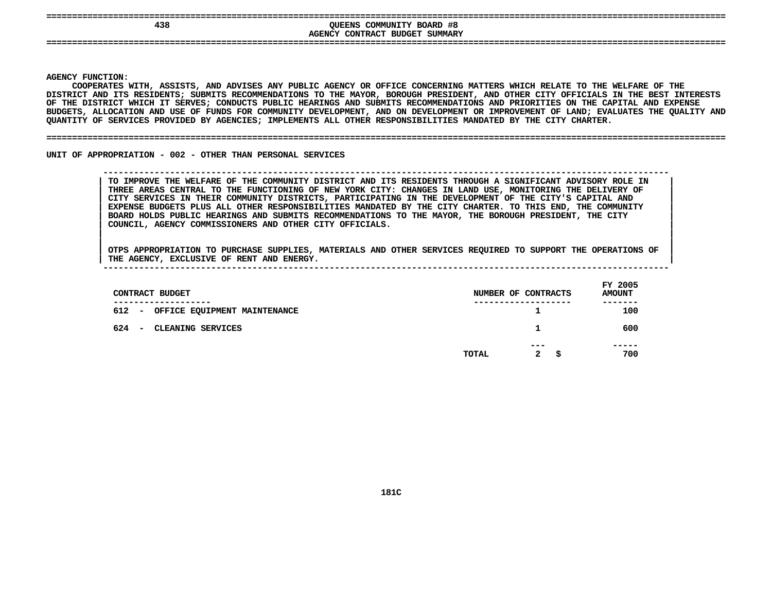# QUEENS COMMUNITY BOARD #8
## AGENCY CONTRACT BUDGET SUMMARY

**AGENCY FUNCTION:**
COOPERATES WITH, ASSISTS, AND ADVISES ANY PUBLIC AGENCY OR OFFICE CONCERNING MATTERS WHICH RELATE TO THE WELFARE OF THE DISTRICT AND ITS RESIDENTS; SUBMITS RECOMMENDATIONS TO THE MAYOR, BOROUGH PRESIDENT, AND OTHER CITY OFFICIALS IN THE BEST INTERESTS OF THE DISTRICT WHICH IT SERVES; CONDUCTS PUBLIC HEARINGS AND SUBMITS RECOMMENDATIONS AND PRIORITIES ON THE CAPITAL AND EXPENSE BUDGETS, ALLOCATION AND USE OF FUNDS FOR COMMUNITY DEVELOPMENT, AND ON DEVELOPMENT OR IMPROVEMENT OF LAND; EVALUATES THE QUALITY AND QUANTITY OF SERVICES PROVIDED BY AGENCIES; IMPLEMENTS ALL OTHER RESPONSIBILITIES MANDATED BY THE CITY CHARTER.

**UNIT OF APPROPRIATION - 002 - OTHER THAN PERSONAL SERVICES**

TO IMPROVE THE WELFARE OF THE COMMUNITY DISTRICT AND ITS RESIDENTS THROUGH A SIGNIFICANT ADVISORY ROLE IN THREE AREAS CENTRAL TO THE FUNCTIONING OF NEW YORK CITY: CHANGES IN LAND USE, MONITORING THE DELIVERY OF CITY SERVICES IN THEIR COMMUNITY DISTRICTS, PARTICIPATING IN THE DEVELOPMENT OF THE CITY'S CAPITAL AND EXPENSE BUDGETS PLUS ALL OTHER RESPONSIBILITIES MANDATED BY THE CITY CHARTER. TO THIS END, THE COMMUNITY BOARD HOLDS PUBLIC HEARINGS AND SUBMITS RECOMMENDATIONS TO THE MAYOR, THE BOROUGH PRESIDENT, THE CITY COUNCIL, AGENCY COMMISSIONERS AND OTHER CITY OFFICIALS.

OTPS APPROPRIATION TO PURCHASE SUPPLIES, MATERIALS AND OTHER SERVICES REQUIRED TO SUPPORT THE OPERATIONS OF THE AGENCY, EXCLUSIVE OF RENT AND ENERGY.

| CONTRACT BUDGET | NUMBER OF CONTRACTS | FY 2005 AMOUNT |
|---|---|---|
| 612 - OFFICE EQUIPMENT MAINTENANCE | 1 | 100 |
| 624 - CLEANING SERVICES | 1 | 600 |
| TOTAL | 2 | $ 700 |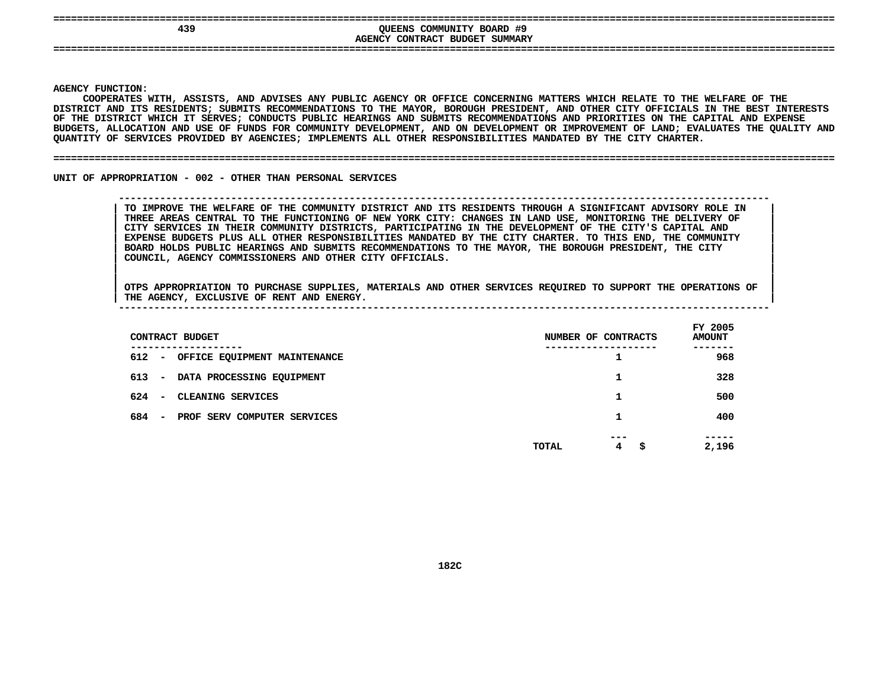# QUEENS COMMUNITY BOARD #9

## AGENCY CONTRACT BUDGET SUMMARY

**AGENCY FUNCTION:**

COOPERATES WITH, ASSISTS, AND ADVISES ANY PUBLIC AGENCY OR OFFICE CONCERNING MATTERS WHICH RELATE TO THE WELFARE OF THE DISTRICT AND ITS RESIDENTS; SUBMITS RECOMMENDATIONS TO THE MAYOR, BOROUGH PRESIDENT, AND OTHER CITY OFFICIALS IN THE BEST INTERESTS OF THE DISTRICT WHICH IT SERVES; CONDUCTS PUBLIC HEARINGS AND SUBMITS RECOMMENDATIONS AND PRIORITIES ON THE CAPITAL AND EXPENSE BUDGETS, ALLOCATION AND USE OF FUNDS FOR COMMUNITY DEVELOPMENT, AND ON DEVELOPMENT OR IMPROVEMENT OF LAND; EVALUATES THE QUALITY AND QUANTITY OF SERVICES PROVIDED BY AGENCIES; IMPLEMENTS ALL OTHER RESPONSIBILITIES MANDATED BY THE CITY CHARTER.

**UNIT OF APPROPRIATION - 002 - OTHER THAN PERSONAL SERVICES**

TO IMPROVE THE WELFARE OF THE COMMUNITY DISTRICT AND ITS RESIDENTS THROUGH A SIGNIFICANT ADVISORY ROLE IN THREE AREAS CENTRAL TO THE FUNCTIONING OF NEW YORK CITY: CHANGES IN LAND USE, MONITORING THE DELIVERY OF CITY SERVICES IN THEIR COMMUNITY DISTRICTS, PARTICIPATING IN THE DEVELOPMENT OF THE CITY'S CAPITAL AND EXPENSE BUDGETS PLUS ALL OTHER RESPONSIBILITIES MANDATED BY THE CITY CHARTER. TO THIS END, THE COMMUNITY BOARD HOLDS PUBLIC HEARINGS AND SUBMITS RECOMMENDATIONS TO THE MAYOR, THE BOROUGH PRESIDENT, THE CITY COUNCIL, AGENCY COMMISSIONERS AND OTHER CITY OFFICIALS.

OTPS APPROPRIATION TO PURCHASE SUPPLIES, MATERIALS AND OTHER SERVICES REQUIRED TO SUPPORT THE OPERATIONS OF THE AGENCY, EXCLUSIVE OF RENT AND ENERGY.

| CONTRACT BUDGET | NUMBER OF CONTRACTS | FY 2005 AMOUNT |
|---|---|---|
| 612 - OFFICE EQUIPMENT MAINTENANCE | 1 | 968 |
| 613 - DATA PROCESSING EQUIPMENT | 1 | 328 |
| 624 - CLEANING SERVICES | 1 | 500 |
| 684 - PROF SERV COMPUTER SERVICES | 1 | 400 |
| TOTAL | 4 | $ 2,196 |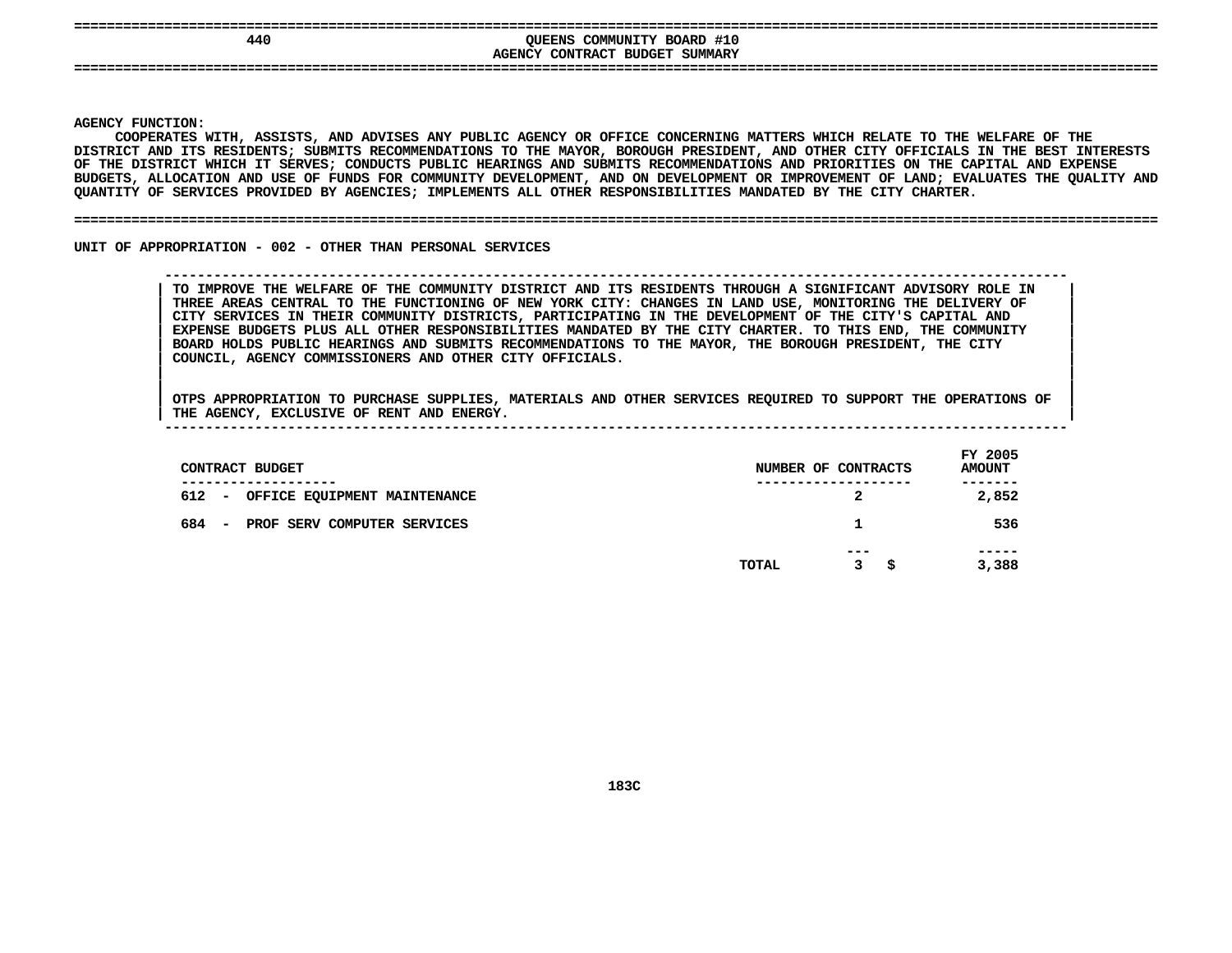## 440 QUEENS COMMUNITY BOARD #10
## AGENCY CONTRACT BUDGET SUMMARY

**AGENCY FUNCTION:**

COOPERATES WITH, ASSISTS, AND ADVISES ANY PUBLIC AGENCY OR OFFICE CONCERNING MATTERS WHICH RELATE TO THE WELFARE OF THE DISTRICT AND ITS RESIDENTS; SUBMITS RECOMMENDATIONS TO THE MAYOR, BOROUGH PRESIDENT, AND OTHER CITY OFFICIALS IN THE BEST INTERESTS OF THE DISTRICT WHICH IT SERVES; CONDUCTS PUBLIC HEARINGS AND SUBMITS RECOMMENDATIONS AND PRIORITIES ON THE CAPITAL AND EXPENSE BUDGETS, ALLOCATION AND USE OF FUNDS FOR COMMUNITY DEVELOPMENT, AND ON DEVELOPMENT OR IMPROVEMENT OF LAND; EVALUATES THE QUALITY AND QUANTITY OF SERVICES PROVIDED BY AGENCIES; IMPLEMENTS ALL OTHER RESPONSIBILITIES MANDATED BY THE CITY CHARTER.

**UNIT OF APPROPRIATION - 002 - OTHER THAN PERSONAL SERVICES**

TO IMPROVE THE WELFARE OF THE COMMUNITY DISTRICT AND ITS RESIDENTS THROUGH A SIGNIFICANT ADVISORY ROLE IN THREE AREAS CENTRAL TO THE FUNCTIONING OF NEW YORK CITY: CHANGES IN LAND USE, MONITORING THE DELIVERY OF CITY SERVICES IN THEIR COMMUNITY DISTRICTS, PARTICIPATING IN THE DEVELOPMENT OF THE CITY'S CAPITAL AND EXPENSE BUDGETS PLUS ALL OTHER RESPONSIBILITIES MANDATED BY THE CITY CHARTER. TO THIS END, THE COMMUNITY BOARD HOLDS PUBLIC HEARINGS AND SUBMITS RECOMMENDATIONS TO THE MAYOR, THE BOROUGH PRESIDENT, THE CITY COUNCIL, AGENCY COMMISSIONERS AND OTHER CITY OFFICIALS.

OTPS APPROPRIATION TO PURCHASE SUPPLIES, MATERIALS AND OTHER SERVICES REQUIRED TO SUPPORT THE OPERATIONS OF THE AGENCY, EXCLUSIVE OF RENT AND ENERGY.

| CONTRACT BUDGET | NUMBER OF CONTRACTS | FY 2005 AMOUNT |
|---|---|---|
| 612 - OFFICE EQUIPMENT MAINTENANCE | 2 | 2,852 |
| 684 - PROF SERV COMPUTER SERVICES | 1 | 536 |
| TOTAL | 3 | $ 3,388 |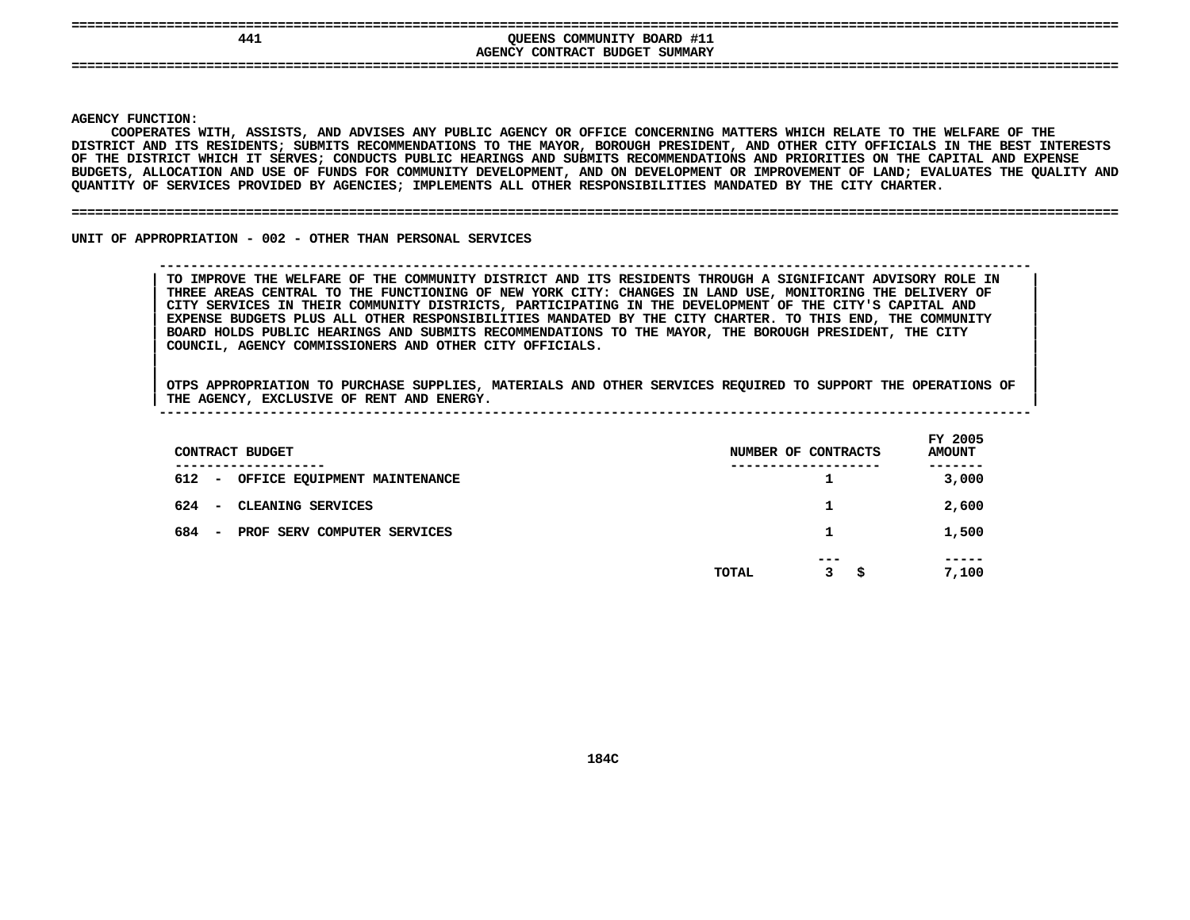# QUEENS COMMUNITY BOARD #11
## AGENCY CONTRACT BUDGET SUMMARY

**AGENCY FUNCTION:**
COOPERATES WITH, ASSISTS, AND ADVISES ANY PUBLIC AGENCY OR OFFICE CONCERNING MATTERS WHICH RELATE TO THE WELFARE OF THE DISTRICT AND ITS RESIDENTS; SUBMITS RECOMMENDATIONS TO THE MAYOR, BOROUGH PRESIDENT, AND OTHER CITY OFFICIALS IN THE BEST INTERESTS OF THE DISTRICT WHICH IT SERVES; CONDUCTS PUBLIC HEARINGS AND SUBMITS RECOMMENDATIONS AND PRIORITIES ON THE CAPITAL AND EXPENSE BUDGETS, ALLOCATION AND USE OF FUNDS FOR COMMUNITY DEVELOPMENT, AND ON DEVELOPMENT OR IMPROVEMENT OF LAND; EVALUATES THE QUALITY AND QUANTITY OF SERVICES PROVIDED BY AGENCIES; IMPLEMENTS ALL OTHER RESPONSIBILITIES MANDATED BY THE CITY CHARTER.

**UNIT OF APPROPRIATION - 002 - OTHER THAN PERSONAL SERVICES**

TO IMPROVE THE WELFARE OF THE COMMUNITY DISTRICT AND ITS RESIDENTS THROUGH A SIGNIFICANT ADVISORY ROLE IN THREE AREAS CENTRAL TO THE FUNCTIONING OF NEW YORK CITY: CHANGES IN LAND USE, MONITORING THE DELIVERY OF CITY SERVICES IN THEIR COMMUNITY DISTRICTS, PARTICIPATING IN THE DEVELOPMENT OF THE CITY'S CAPITAL AND EXPENSE BUDGETS PLUS ALL OTHER RESPONSIBILITIES MANDATED BY THE CITY CHARTER. TO THIS END, THE COMMUNITY BOARD HOLDS PUBLIC HEARINGS AND SUBMITS RECOMMENDATIONS TO THE MAYOR, THE BOROUGH PRESIDENT, THE CITY COUNCIL, AGENCY COMMISSIONERS AND OTHER CITY OFFICIALS.

OTPS APPROPRIATION TO PURCHASE SUPPLIES, MATERIALS AND OTHER SERVICES REQUIRED TO SUPPORT THE OPERATIONS OF THE AGENCY, EXCLUSIVE OF RENT AND ENERGY.

| CONTRACT BUDGET | NUMBER OF CONTRACTS | FY 2005 AMOUNT |
|---|---|---|
| 612 - OFFICE EQUIPMENT MAINTENANCE | 1 | 3,000 |
| 624 - CLEANING SERVICES | 1 | 2,600 |
| 684 - PROF SERV COMPUTER SERVICES | 1 | 1,500 |
| TOTAL | 3 | $ 7,100 |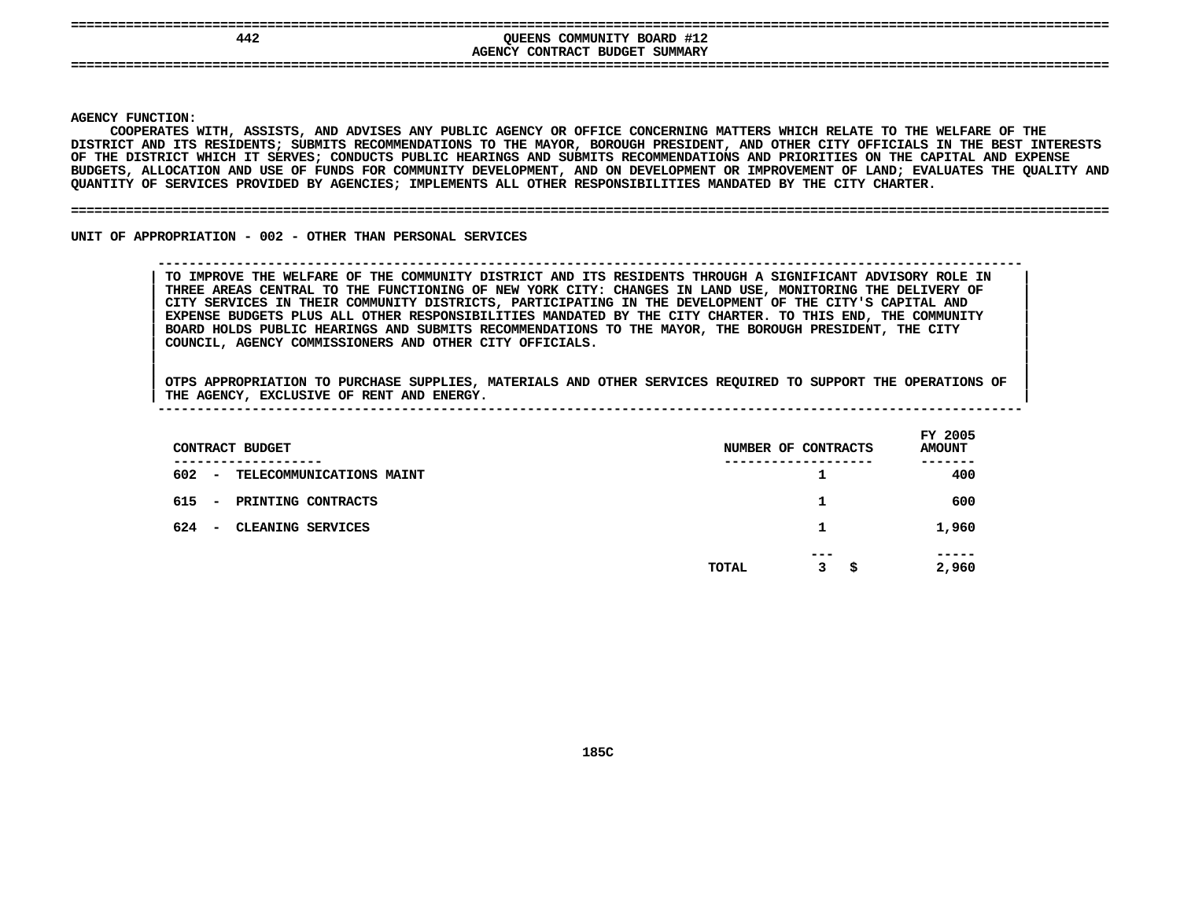# QUEENS COMMUNITY BOARD #12

## AGENCY CONTRACT BUDGET SUMMARY

**AGENCY FUNCTION:**

COOPERATES WITH, ASSISTS, AND ADVISES ANY PUBLIC AGENCY OR OFFICE CONCERNING MATTERS WHICH RELATE TO THE WELFARE OF THE DISTRICT AND ITS RESIDENTS; SUBMITS RECOMMENDATIONS TO THE MAYOR, BOROUGH PRESIDENT, AND OTHER CITY OFFICIALS IN THE BEST INTERESTS OF THE DISTRICT WHICH IT SERVES; CONDUCTS PUBLIC HEARINGS AND SUBMITS RECOMMENDATIONS AND PRIORITIES ON THE CAPITAL AND EXPENSE BUDGETS, ALLOCATION AND USE OF FUNDS FOR COMMUNITY DEVELOPMENT, AND ON DEVELOPMENT OR IMPROVEMENT OF LAND; EVALUATES THE QUALITY AND QUANTITY OF SERVICES PROVIDED BY AGENCIES; IMPLEMENTS ALL OTHER RESPONSIBILITIES MANDATED BY THE CITY CHARTER.

**UNIT OF APPROPRIATION - 002 - OTHER THAN PERSONAL SERVICES**

TO IMPROVE THE WELFARE OF THE COMMUNITY DISTRICT AND ITS RESIDENTS THROUGH A SIGNIFICANT ADVISORY ROLE IN THREE AREAS CENTRAL TO THE FUNCTIONING OF NEW YORK CITY: CHANGES IN LAND USE, MONITORING THE DELIVERY OF CITY SERVICES IN THEIR COMMUNITY DISTRICTS, PARTICIPATING IN THE DEVELOPMENT OF THE CITY'S CAPITAL AND EXPENSE BUDGETS PLUS ALL OTHER RESPONSIBILITIES MANDATED BY THE CITY CHARTER. TO THIS END, THE COMMUNITY BOARD HOLDS PUBLIC HEARINGS AND SUBMITS RECOMMENDATIONS TO THE MAYOR, THE BOROUGH PRESIDENT, THE CITY COUNCIL, AGENCY COMMISSIONERS AND OTHER CITY OFFICIALS.

OTPS APPROPRIATION TO PURCHASE SUPPLIES, MATERIALS AND OTHER SERVICES REQUIRED TO SUPPORT THE OPERATIONS OF THE AGENCY, EXCLUSIVE OF RENT AND ENERGY.

| CONTRACT BUDGET | NUMBER OF CONTRACTS | FY 2005 AMOUNT |
|---|---|---|
| 602 - TELECOMMUNICATIONS MAINT | 1 | 400 |
| 615 - PRINTING CONTRACTS | 1 | 600 |
| 624 - CLEANING SERVICES | 1 | 1,960 |
| TOTAL | 3 | $ 2,960 |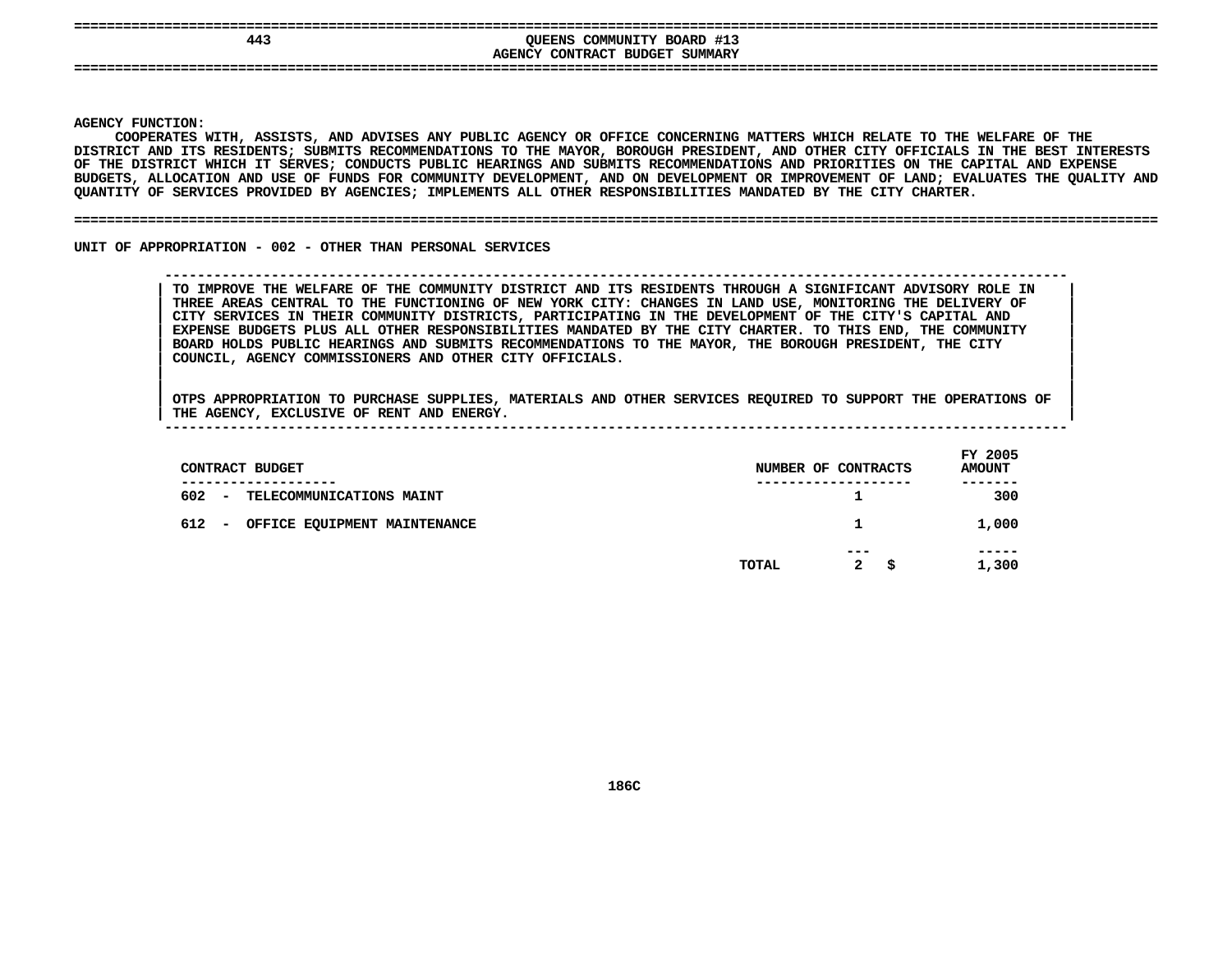# 443 QUEENS COMMUNITY BOARD #13

## AGENCY CONTRACT BUDGET SUMMARY

**AGENCY FUNCTION:**

COOPERATES WITH, ASSISTS, AND ADVISES ANY PUBLIC AGENCY OR OFFICE CONCERNING MATTERS WHICH RELATE TO THE WELFARE OF THE DISTRICT AND ITS RESIDENTS; SUBMITS RECOMMENDATIONS TO THE MAYOR, BOROUGH PRESIDENT, AND OTHER CITY OFFICIALS IN THE BEST INTERESTS OF THE DISTRICT WHICH IT SERVES; CONDUCTS PUBLIC HEARINGS AND SUBMITS RECOMMENDATIONS AND PRIORITIES ON THE CAPITAL AND EXPENSE BUDGETS, ALLOCATION AND USE OF FUNDS FOR COMMUNITY DEVELOPMENT, AND ON DEVELOPMENT OR IMPROVEMENT OF LAND; EVALUATES THE QUALITY AND QUANTITY OF SERVICES PROVIDED BY AGENCIES; IMPLEMENTS ALL OTHER RESPONSIBILITIES MANDATED BY THE CITY CHARTER.

**UNIT OF APPROPRIATION - 002 - OTHER THAN PERSONAL SERVICES**

TO IMPROVE THE WELFARE OF THE COMMUNITY DISTRICT AND ITS RESIDENTS THROUGH A SIGNIFICANT ADVISORY ROLE IN THREE AREAS CENTRAL TO THE FUNCTIONING OF NEW YORK CITY: CHANGES IN LAND USE, MONITORING THE DELIVERY OF CITY SERVICES IN THEIR COMMUNITY DISTRICTS, PARTICIPATING IN THE DEVELOPMENT OF THE CITY'S CAPITAL AND EXPENSE BUDGETS PLUS ALL OTHER RESPONSIBILITIES MANDATED BY THE CITY CHARTER. TO THIS END, THE COMMUNITY BOARD HOLDS PUBLIC HEARINGS AND SUBMITS RECOMMENDATIONS TO THE MAYOR, THE BOROUGH PRESIDENT, THE CITY COUNCIL, AGENCY COMMISSIONERS AND OTHER CITY OFFICIALS.

OTPS APPROPRIATION TO PURCHASE SUPPLIES, MATERIALS AND OTHER SERVICES REQUIRED TO SUPPORT THE OPERATIONS OF THE AGENCY, EXCLUSIVE OF RENT AND ENERGY.

| CONTRACT BUDGET | | NUMBER OF CONTRACTS | FY 2005 AMOUNT |
|---|---|---|---|
| 602 - TELECOMMUNICATIONS MAINT | | 1 | 300 |
| 612 - OFFICE EQUIPMENT MAINTENANCE | | 1 | 1,000 |
| | TOTAL | 2 | $ 1,300 |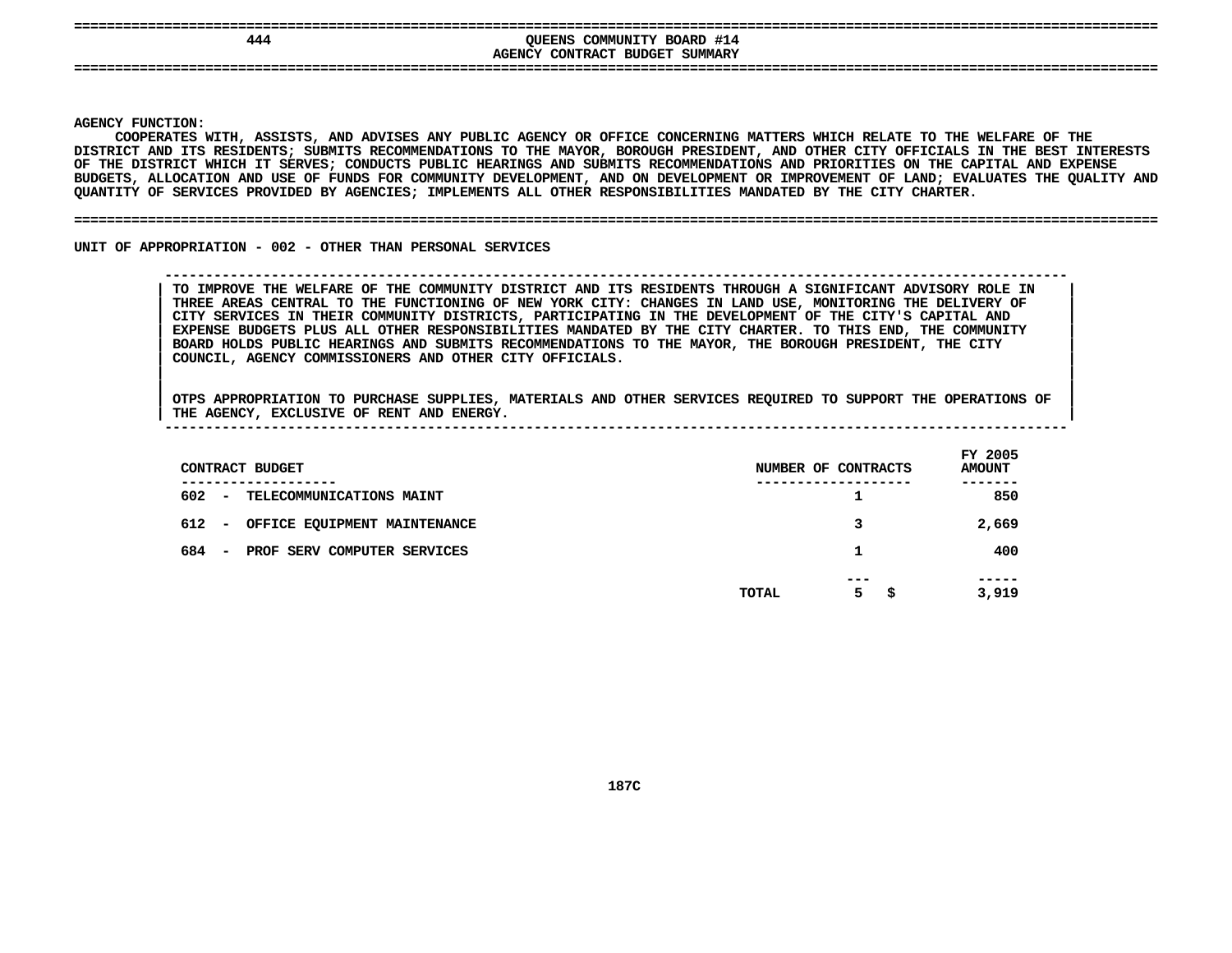# QUEENS COMMUNITY BOARD #14
## AGENCY CONTRACT BUDGET SUMMARY

**AGENCY FUNCTION:**

COOPERATES WITH, ASSISTS, AND ADVISES ANY PUBLIC AGENCY OR OFFICE CONCERNING MATTERS WHICH RELATE TO THE WELFARE OF THE DISTRICT AND ITS RESIDENTS; SUBMITS RECOMMENDATIONS TO THE MAYOR, BOROUGH PRESIDENT, AND OTHER CITY OFFICIALS IN THE BEST INTERESTS OF THE DISTRICT WHICH IT SERVES; CONDUCTS PUBLIC HEARINGS AND SUBMITS RECOMMENDATIONS AND PRIORITIES ON THE CAPITAL AND EXPENSE BUDGETS, ALLOCATION AND USE OF FUNDS FOR COMMUNITY DEVELOPMENT, AND ON DEVELOPMENT OR IMPROVEMENT OF LAND; EVALUATES THE QUALITY AND QUANTITY OF SERVICES PROVIDED BY AGENCIES; IMPLEMENTS ALL OTHER RESPONSIBILITIES MANDATED BY THE CITY CHARTER.

**UNIT OF APPROPRIATION - 002 - OTHER THAN PERSONAL SERVICES**

TO IMPROVE THE WELFARE OF THE COMMUNITY DISTRICT AND ITS RESIDENTS THROUGH A SIGNIFICANT ADVISORY ROLE IN THREE AREAS CENTRAL TO THE FUNCTIONING OF NEW YORK CITY: CHANGES IN LAND USE, MONITORING THE DELIVERY OF CITY SERVICES IN THEIR COMMUNITY DISTRICTS, PARTICIPATING IN THE DEVELOPMENT OF THE CITY'S CAPITAL AND EXPENSE BUDGETS PLUS ALL OTHER RESPONSIBILITIES MANDATED BY THE CITY CHARTER. TO THIS END, THE COMMUNITY BOARD HOLDS PUBLIC HEARINGS AND SUBMITS RECOMMENDATIONS TO THE MAYOR, THE BOROUGH PRESIDENT, THE CITY COUNCIL, AGENCY COMMISSIONERS AND OTHER CITY OFFICIALS.

OTPS APPROPRIATION TO PURCHASE SUPPLIES, MATERIALS AND OTHER SERVICES REQUIRED TO SUPPORT THE OPERATIONS OF THE AGENCY, EXCLUSIVE OF RENT AND ENERGY.

| CONTRACT BUDGET | NUMBER OF CONTRACTS | FY 2005 AMOUNT |
|---|---|---|
| 602 - TELECOMMUNICATIONS MAINT | 1 | 850 |
| 612 - OFFICE EQUIPMENT MAINTENANCE | 3 | 2,669 |
| 684 - PROF SERV COMPUTER SERVICES | 1 | 400 |
| TOTAL | 5 | $ 3,919 |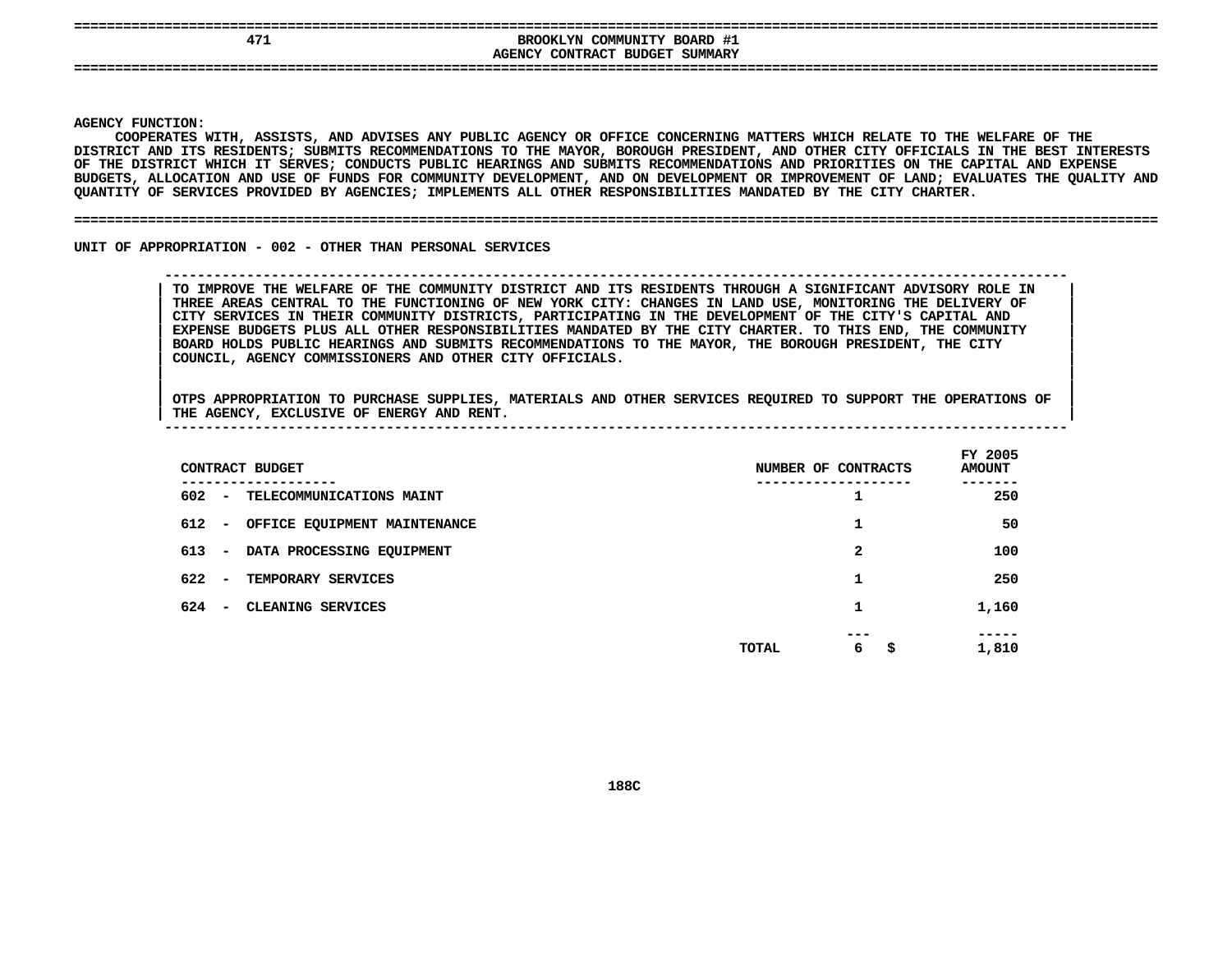**471**

# BROOKLYN COMMUNITY BOARD #1
## AGENCY CONTRACT BUDGET SUMMARY

**AGENCY FUNCTION:**

COOPERATES WITH, ASSISTS, AND ADVISES ANY PUBLIC AGENCY OR OFFICE CONCERNING MATTERS WHICH RELATE TO THE WELFARE OF THE DISTRICT AND ITS RESIDENTS; SUBMITS RECOMMENDATIONS TO THE MAYOR, BOROUGH PRESIDENT, AND OTHER CITY OFFICIALS IN THE BEST INTERESTS OF THE DISTRICT WHICH IT SERVES; CONDUCTS PUBLIC HEARINGS AND SUBMITS RECOMMENDATIONS AND PRIORITIES ON THE CAPITAL AND EXPENSE BUDGETS, ALLOCATION AND USE OF FUNDS FOR COMMUNITY DEVELOPMENT, AND ON DEVELOPMENT OR IMPROVEMENT OF LAND; EVALUATES THE QUALITY AND QUANTITY OF SERVICES PROVIDED BY AGENCIES; IMPLEMENTS ALL OTHER RESPONSIBILITIES MANDATED BY THE CITY CHARTER.

**UNIT OF APPROPRIATION - 002 - OTHER THAN PERSONAL SERVICES**

TO IMPROVE THE WELFARE OF THE COMMUNITY DISTRICT AND ITS RESIDENTS THROUGH A SIGNIFICANT ADVISORY ROLE IN THREE AREAS CENTRAL TO THE FUNCTIONING OF NEW YORK CITY: CHANGES IN LAND USE, MONITORING THE DELIVERY OF CITY SERVICES IN THEIR COMMUNITY DISTRICTS, PARTICIPATING IN THE DEVELOPMENT OF THE CITY'S CAPITAL AND EXPENSE BUDGETS PLUS ALL OTHER RESPONSIBILITIES MANDATED BY THE CITY CHARTER. TO THIS END, THE COMMUNITY BOARD HOLDS PUBLIC HEARINGS AND SUBMITS RECOMMENDATIONS TO THE MAYOR, THE BOROUGH PRESIDENT, THE CITY COUNCIL, AGENCY COMMISSIONERS AND OTHER CITY OFFICIALS.

OTPS APPROPRIATION TO PURCHASE SUPPLIES, MATERIALS AND OTHER SERVICES REQUIRED TO SUPPORT THE OPERATIONS OF THE AGENCY, EXCLUSIVE OF ENERGY AND RENT.

| CONTRACT BUDGET | NUMBER OF CONTRACTS | FY 2005 AMOUNT |
|---|---|---|
| 602 - TELECOMMUNICATIONS MAINT | 1 | 250 |
| 612 - OFFICE EQUIPMENT MAINTENANCE | 1 | 50 |
| 613 - DATA PROCESSING EQUIPMENT | 2 | 100 |
| 622 - TEMPORARY SERVICES | 1 | 250 |
| 624 - CLEANING SERVICES | 1 | 1,160 |
| TOTAL | 6 | $ 1,810 |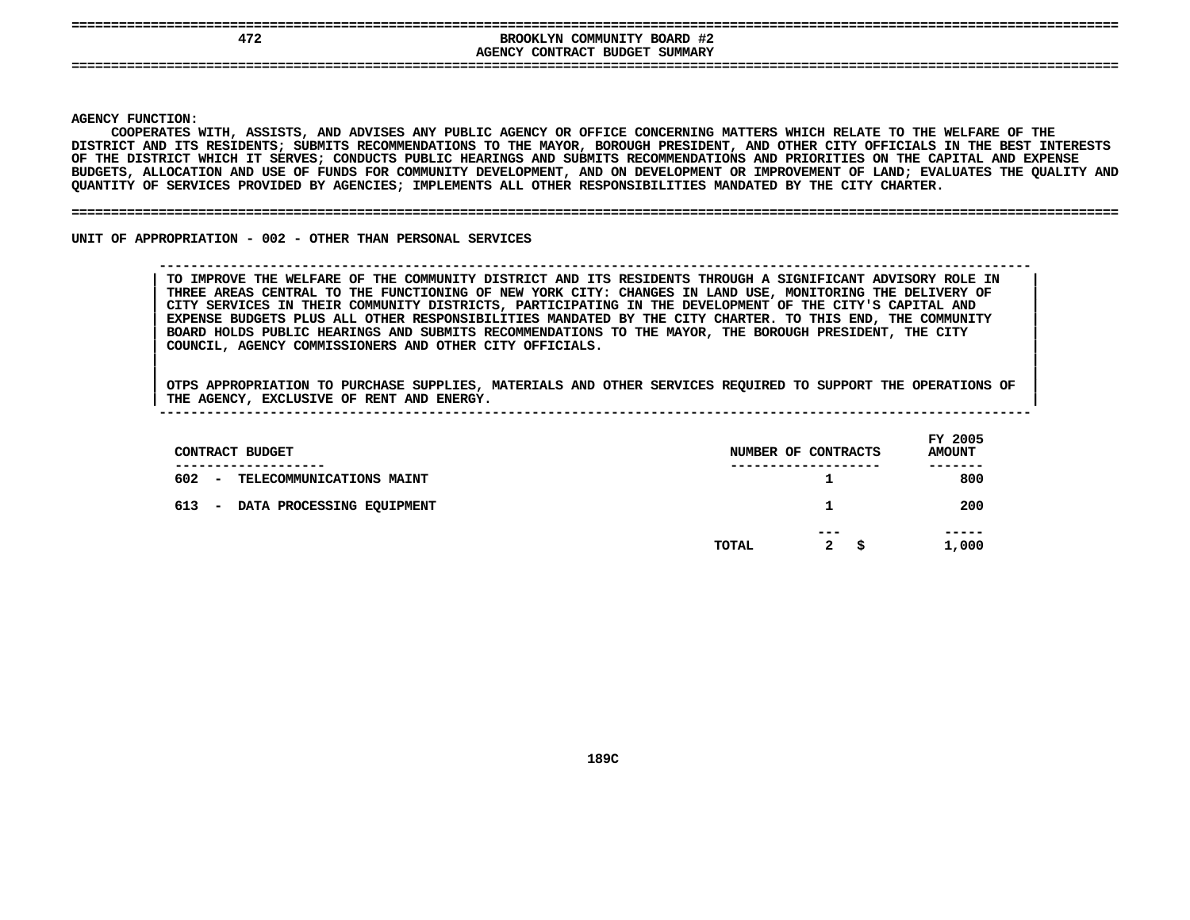# BROOKLYN COMMUNITY BOARD #2
## AGENCY CONTRACT BUDGET SUMMARY

**AGENCY FUNCTION:**
COOPERATES WITH, ASSISTS, AND ADVISES ANY PUBLIC AGENCY OR OFFICE CONCERNING MATTERS WHICH RELATE TO THE WELFARE OF THE DISTRICT AND ITS RESIDENTS; SUBMITS RECOMMENDATIONS TO THE MAYOR, BOROUGH PRESIDENT, AND OTHER CITY OFFICIALS IN THE BEST INTERESTS OF THE DISTRICT WHICH IT SERVES; CONDUCTS PUBLIC HEARINGS AND SUBMITS RECOMMENDATIONS AND PRIORITIES ON THE CAPITAL AND EXPENSE BUDGETS, ALLOCATION AND USE OF FUNDS FOR COMMUNITY DEVELOPMENT, AND ON DEVELOPMENT OR IMPROVEMENT OF LAND; EVALUATES THE QUALITY AND QUANTITY OF SERVICES PROVIDED BY AGENCIES; IMPLEMENTS ALL OTHER RESPONSIBILITIES MANDATED BY THE CITY CHARTER.

**UNIT OF APPROPRIATION - 002 - OTHER THAN PERSONAL SERVICES**

TO IMPROVE THE WELFARE OF THE COMMUNITY DISTRICT AND ITS RESIDENTS THROUGH A SIGNIFICANT ADVISORY ROLE IN THREE AREAS CENTRAL TO THE FUNCTIONING OF NEW YORK CITY: CHANGES IN LAND USE, MONITORING THE DELIVERY OF CITY SERVICES IN THEIR COMMUNITY DISTRICTS, PARTICIPATING IN THE DEVELOPMENT OF THE CITY'S CAPITAL AND EXPENSE BUDGETS PLUS ALL OTHER RESPONSIBILITIES MANDATED BY THE CITY CHARTER. TO THIS END, THE COMMUNITY BOARD HOLDS PUBLIC HEARINGS AND SUBMITS RECOMMENDATIONS TO THE MAYOR, THE BOROUGH PRESIDENT, THE CITY COUNCIL, AGENCY COMMISSIONERS AND OTHER CITY OFFICIALS.

OTPS APPROPRIATION TO PURCHASE SUPPLIES, MATERIALS AND OTHER SERVICES REQUIRED TO SUPPORT THE OPERATIONS OF THE AGENCY, EXCLUSIVE OF RENT AND ENERGY.

| CONTRACT BUDGET | NUMBER OF CONTRACTS | FY 2005 AMOUNT |
|---|---|---|
| 602 - TELECOMMUNICATIONS MAINT | 1 | 800 |
| 613 - DATA PROCESSING EQUIPMENT | 1 | 200 |
| TOTAL | 2 | $ 1,000 |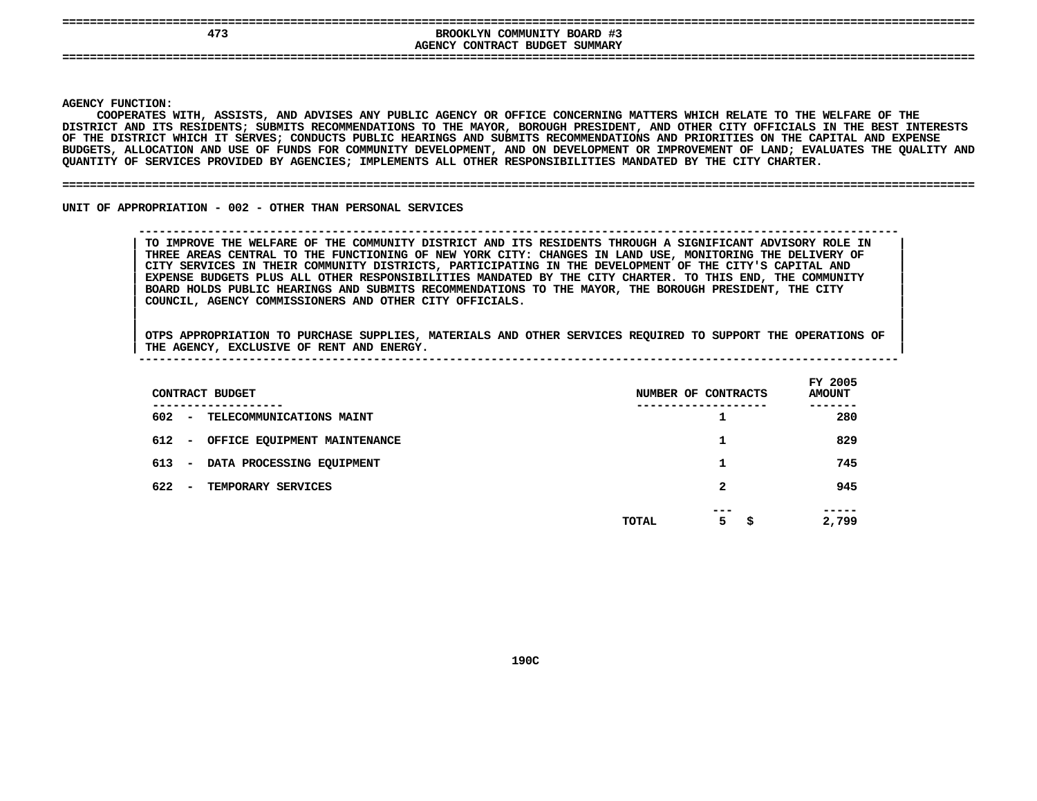# 473 BROOKLYN COMMUNITY BOARD #3

## AGENCY CONTRACT BUDGET SUMMARY

**AGENCY FUNCTION:**

COOPERATES WITH, ASSISTS, AND ADVISES ANY PUBLIC AGENCY OR OFFICE CONCERNING MATTERS WHICH RELATE TO THE WELFARE OF THE DISTRICT AND ITS RESIDENTS; SUBMITS RECOMMENDATIONS TO THE MAYOR, BOROUGH PRESIDENT, AND OTHER CITY OFFICIALS IN THE BEST INTERESTS OF THE DISTRICT WHICH IT SERVES; CONDUCTS PUBLIC HEARINGS AND SUBMITS RECOMMENDATIONS AND PRIORITIES ON THE CAPITAL AND EXPENSE BUDGETS, ALLOCATION AND USE OF FUNDS FOR COMMUNITY DEVELOPMENT, AND ON DEVELOPMENT OR IMPROVEMENT OF LAND; EVALUATES THE QUALITY AND QUANTITY OF SERVICES PROVIDED BY AGENCIES; IMPLEMENTS ALL OTHER RESPONSIBILITIES MANDATED BY THE CITY CHARTER.

**UNIT OF APPROPRIATION - 002 - OTHER THAN PERSONAL SERVICES**

TO IMPROVE THE WELFARE OF THE COMMUNITY DISTRICT AND ITS RESIDENTS THROUGH A SIGNIFICANT ADVISORY ROLE IN THREE AREAS CENTRAL TO THE FUNCTIONING OF NEW YORK CITY: CHANGES IN LAND USE, MONITORING THE DELIVERY OF CITY SERVICES IN THEIR COMMUNITY DISTRICTS, PARTICIPATING IN THE DEVELOPMENT OF THE CITY'S CAPITAL AND EXPENSE BUDGETS PLUS ALL OTHER RESPONSIBILITIES MANDATED BY THE CITY CHARTER. TO THIS END, THE COMMUNITY BOARD HOLDS PUBLIC HEARINGS AND SUBMITS RECOMMENDATIONS TO THE MAYOR, THE BOROUGH PRESIDENT, THE CITY COUNCIL, AGENCY COMMISSIONERS AND OTHER CITY OFFICIALS.

OTPS APPROPRIATION TO PURCHASE SUPPLIES, MATERIALS AND OTHER SERVICES REQUIRED TO SUPPORT THE OPERATIONS OF THE AGENCY, EXCLUSIVE OF RENT AND ENERGY.

| CONTRACT BUDGET | NUMBER OF CONTRACTS | FY 2005 AMOUNT |
|---|---|---|
| 602 - TELECOMMUNICATIONS MAINT | 1 | 280 |
| 612 - OFFICE EQUIPMENT MAINTENANCE | 1 | 829 |
| 613 - DATA PROCESSING EQUIPMENT | 1 | 745 |
| 622 - TEMPORARY SERVICES | 2 | 945 |
| TOTAL | 5 | $ 2,799 |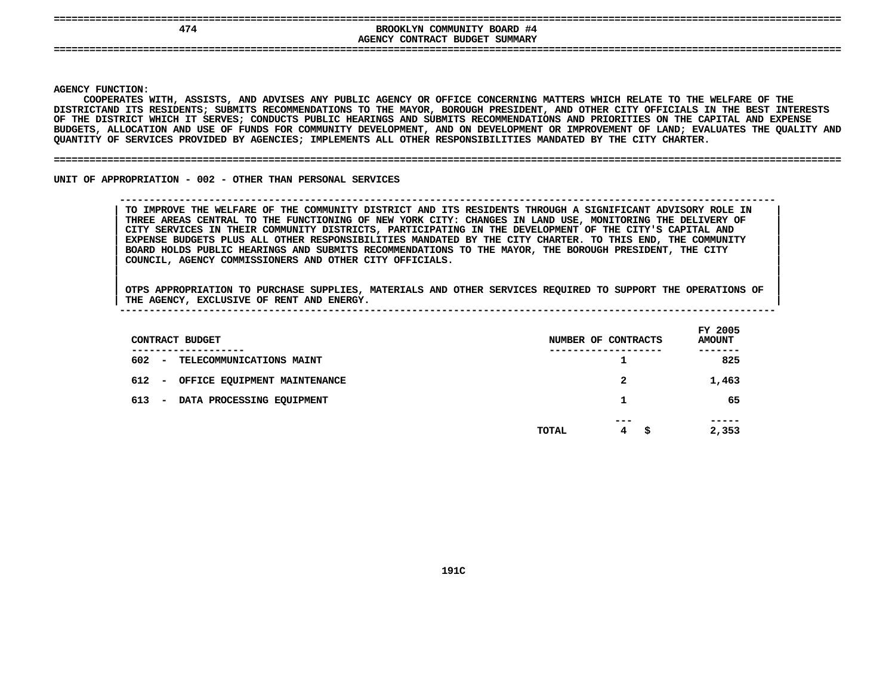## BROOKLYN COMMUNITY BOARD #4
## AGENCY CONTRACT BUDGET SUMMARY

**AGENCY FUNCTION:**
COOPERATES WITH, ASSISTS, AND ADVISES ANY PUBLIC AGENCY OR OFFICE CONCERNING MATTERS WHICH RELATE TO THE WELFARE OF THE DISTRICTAND ITS RESIDENTS; SUBMITS RECOMMENDATIONS TO THE MAYOR, BOROUGH PRESIDENT, AND OTHER CITY OFFICIALS IN THE BEST INTERESTS OF THE DISTRICT WHICH IT SERVES; CONDUCTS PUBLIC HEARINGS AND SUBMITS RECOMMENDATIONS AND PRIORITIES ON THE CAPITAL AND EXPENSE BUDGETS, ALLOCATION AND USE OF FUNDS FOR COMMUNITY DEVELOPMENT, AND ON DEVELOPMENT OR IMPROVEMENT OF LAND; EVALUATES THE QUALITY AND QUANTITY OF SERVICES PROVIDED BY AGENCIES; IMPLEMENTS ALL OTHER RESPONSIBILITIES MANDATED BY THE CITY CHARTER.

**UNIT OF APPROPRIATION - 002 - OTHER THAN PERSONAL SERVICES**

TO IMPROVE THE WELFARE OF THE COMMUNITY DISTRICT AND ITS RESIDENTS THROUGH A SIGNIFICANT ADVISORY ROLE IN THREE AREAS CENTRAL TO THE FUNCTIONING OF NEW YORK CITY: CHANGES IN LAND USE, MONITORING THE DELIVERY OF CITY SERVICES IN THEIR COMMUNITY DISTRICTS, PARTICIPATING IN THE DEVELOPMENT OF THE CITY'S CAPITAL AND EXPENSE BUDGETS PLUS ALL OTHER RESPONSIBILITIES MANDATED BY THE CITY CHARTER. TO THIS END, THE COMMUNITY BOARD HOLDS PUBLIC HEARINGS AND SUBMITS RECOMMENDATIONS TO THE MAYOR, THE BOROUGH PRESIDENT, THE CITY COUNCIL, AGENCY COMMISSIONERS AND OTHER CITY OFFICIALS.

OTPS APPROPRIATION TO PURCHASE SUPPLIES, MATERIALS AND OTHER SERVICES REQUIRED TO SUPPORT THE OPERATIONS OF THE AGENCY, EXCLUSIVE OF RENT AND ENERGY.

| CONTRACT BUDGET | NUMBER OF CONTRACTS | FY 2005 AMOUNT |
|---|---|---|
| 602 - TELECOMMUNICATIONS MAINT | 1 | 825 |
| 612 - OFFICE EQUIPMENT MAINTENANCE | 2 | 1,463 |
| 613 - DATA PROCESSING EQUIPMENT | 1 | 65 |
| TOTAL | 4 | $ 2,353 |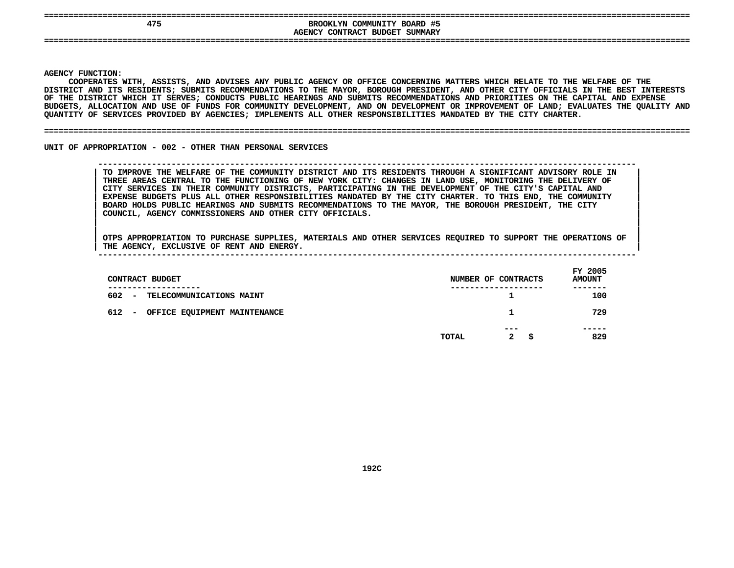# BROOKLYN COMMUNITY BOARD #5

## AGENCY CONTRACT BUDGET SUMMARY

**AGENCY FUNCTION:**

COOPERATES WITH, ASSISTS, AND ADVISES ANY PUBLIC AGENCY OR OFFICE CONCERNING MATTERS WHICH RELATE TO THE WELFARE OF THE DISTRICT AND ITS RESIDENTS; SUBMITS RECOMMENDATIONS TO THE MAYOR, BOROUGH PRESIDENT, AND OTHER CITY OFFICIALS IN THE BEST INTERESTS OF THE DISTRICT WHICH IT SERVES; CONDUCTS PUBLIC HEARINGS AND SUBMITS RECOMMENDATIONS AND PRIORITIES ON THE CAPITAL AND EXPENSE BUDGETS, ALLOCATION AND USE OF FUNDS FOR COMMUNITY DEVELOPMENT, AND ON DEVELOPMENT OR IMPROVEMENT OF LAND; EVALUATES THE QUALITY AND QUANTITY OF SERVICES PROVIDED BY AGENCIES; IMPLEMENTS ALL OTHER RESPONSIBILITIES MANDATED BY THE CITY CHARTER.

**UNIT OF APPROPRIATION - 002 - OTHER THAN PERSONAL SERVICES**

TO IMPROVE THE WELFARE OF THE COMMUNITY DISTRICT AND ITS RESIDENTS THROUGH A SIGNIFICANT ADVISORY ROLE IN THREE AREAS CENTRAL TO THE FUNCTIONING OF NEW YORK CITY: CHANGES IN LAND USE, MONITORING THE DELIVERY OF CITY SERVICES IN THEIR COMMUNITY DISTRICTS, PARTICIPATING IN THE DEVELOPMENT OF THE CITY'S CAPITAL AND EXPENSE BUDGETS PLUS ALL OTHER RESPONSIBILITIES MANDATED BY THE CITY CHARTER. TO THIS END, THE COMMUNITY BOARD HOLDS PUBLIC HEARINGS AND SUBMITS RECOMMENDATIONS TO THE MAYOR, THE BOROUGH PRESIDENT, THE CITY COUNCIL, AGENCY COMMISSIONERS AND OTHER CITY OFFICIALS.

OTPS APPROPRIATION TO PURCHASE SUPPLIES, MATERIALS AND OTHER SERVICES REQUIRED TO SUPPORT THE OPERATIONS OF THE AGENCY, EXCLUSIVE OF RENT AND ENERGY.

| CONTRACT BUDGET | NUMBER OF CONTRACTS | FY 2005 AMOUNT |
|---|---|---|
| 602 - TELECOMMUNICATIONS MAINT | 1 | 100 |
| 612 - OFFICE EQUIPMENT MAINTENANCE | 1 | 729 |
| TOTAL | 2 | $ 829 |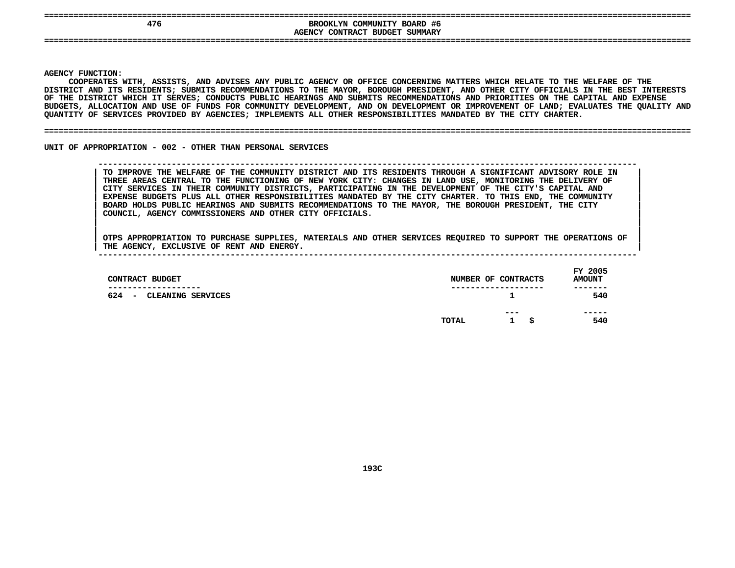# BROOKLYN COMMUNITY BOARD #6

## AGENCY CONTRACT BUDGET SUMMARY

**AGENCY FUNCTION:**

COOPERATES WITH, ASSISTS, AND ADVISES ANY PUBLIC AGENCY OR OFFICE CONCERNING MATTERS WHICH RELATE TO THE WELFARE OF THE DISTRICT AND ITS RESIDENTS; SUBMITS RECOMMENDATIONS TO THE MAYOR, BOROUGH PRESIDENT, AND OTHER CITY OFFICIALS IN THE BEST INTERESTS OF THE DISTRICT WHICH IT SERVES; CONDUCTS PUBLIC HEARINGS AND SUBMITS RECOMMENDATIONS AND PRIORITIES ON THE CAPITAL AND EXPENSE BUDGETS, ALLOCATION AND USE OF FUNDS FOR COMMUNITY DEVELOPMENT, AND ON DEVELOPMENT OR IMPROVEMENT OF LAND; EVALUATES THE QUALITY AND QUANTITY OF SERVICES PROVIDED BY AGENCIES; IMPLEMENTS ALL OTHER RESPONSIBILITIES MANDATED BY THE CITY CHARTER.

**UNIT OF APPROPRIATION - 002 - OTHER THAN PERSONAL SERVICES**

TO IMPROVE THE WELFARE OF THE COMMUNITY DISTRICT AND ITS RESIDENTS THROUGH A SIGNIFICANT ADVISORY ROLE IN THREE AREAS CENTRAL TO THE FUNCTIONING OF NEW YORK CITY: CHANGES IN LAND USE, MONITORING THE DELIVERY OF CITY SERVICES IN THEIR COMMUNITY DISTRICTS, PARTICIPATING IN THE DEVELOPMENT OF THE CITY'S CAPITAL AND EXPENSE BUDGETS PLUS ALL OTHER RESPONSIBILITIES MANDATED BY THE CITY CHARTER. TO THIS END, THE COMMUNITY BOARD HOLDS PUBLIC HEARINGS AND SUBMITS RECOMMENDATIONS TO THE MAYOR, THE BOROUGH PRESIDENT, THE CITY COUNCIL, AGENCY COMMISSIONERS AND OTHER CITY OFFICIALS.

OTPS APPROPRIATION TO PURCHASE SUPPLIES, MATERIALS AND OTHER SERVICES REQUIRED TO SUPPORT THE OPERATIONS OF THE AGENCY, EXCLUSIVE OF RENT AND ENERGY.

| CONTRACT BUDGET | NUMBER OF CONTRACTS | FY 2005 AMOUNT |
|---|---|---|
| 624 - CLEANING SERVICES | 1 | 540 |
| TOTAL | 1 | $ 540 |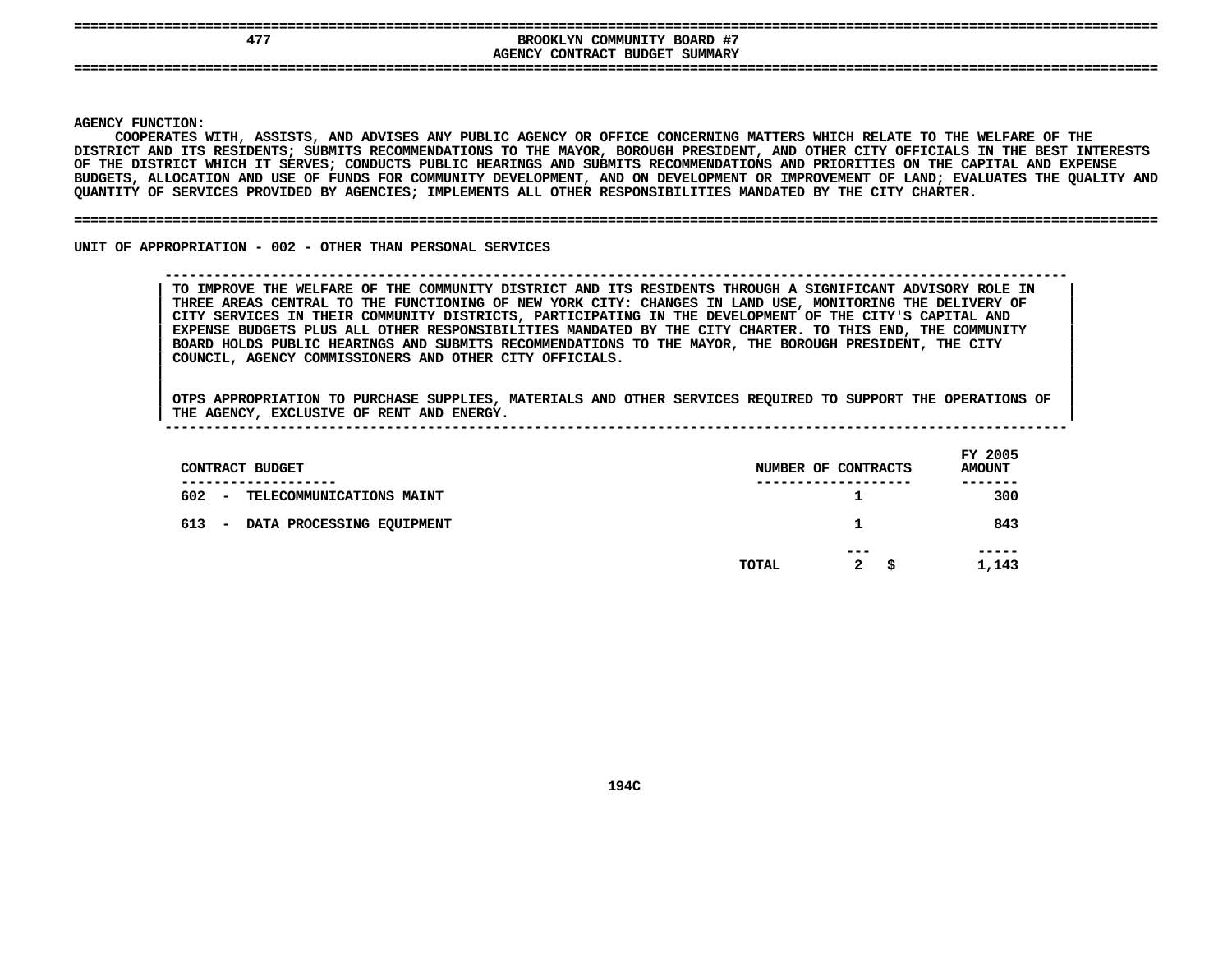# BROOKLYN COMMUNITY BOARD #7
## AGENCY CONTRACT BUDGET SUMMARY

**AGENCY FUNCTION:**

COOPERATES WITH, ASSISTS, AND ADVISES ANY PUBLIC AGENCY OR OFFICE CONCERNING MATTERS WHICH RELATE TO THE WELFARE OF THE DISTRICT AND ITS RESIDENTS; SUBMITS RECOMMENDATIONS TO THE MAYOR, BOROUGH PRESIDENT, AND OTHER CITY OFFICIALS IN THE BEST INTERESTS OF THE DISTRICT WHICH IT SERVES; CONDUCTS PUBLIC HEARINGS AND SUBMITS RECOMMENDATIONS AND PRIORITIES ON THE CAPITAL AND EXPENSE BUDGETS, ALLOCATION AND USE OF FUNDS FOR COMMUNITY DEVELOPMENT, AND ON DEVELOPMENT OR IMPROVEMENT OF LAND; EVALUATES THE QUALITY AND QUANTITY OF SERVICES PROVIDED BY AGENCIES; IMPLEMENTS ALL OTHER RESPONSIBILITIES MANDATED BY THE CITY CHARTER.

**UNIT OF APPROPRIATION - 002 - OTHER THAN PERSONAL SERVICES**

TO IMPROVE THE WELFARE OF THE COMMUNITY DISTRICT AND ITS RESIDENTS THROUGH A SIGNIFICANT ADVISORY ROLE IN THREE AREAS CENTRAL TO THE FUNCTIONING OF NEW YORK CITY: CHANGES IN LAND USE, MONITORING THE DELIVERY OF CITY SERVICES IN THEIR COMMUNITY DISTRICTS, PARTICIPATING IN THE DEVELOPMENT OF THE CITY'S CAPITAL AND EXPENSE BUDGETS PLUS ALL OTHER RESPONSIBILITIES MANDATED BY THE CITY CHARTER. TO THIS END, THE COMMUNITY BOARD HOLDS PUBLIC HEARINGS AND SUBMITS RECOMMENDATIONS TO THE MAYOR, THE BOROUGH PRESIDENT, THE CITY COUNCIL, AGENCY COMMISSIONERS AND OTHER CITY OFFICIALS.

OTPS APPROPRIATION TO PURCHASE SUPPLIES, MATERIALS AND OTHER SERVICES REQUIRED TO SUPPORT THE OPERATIONS OF THE AGENCY, EXCLUSIVE OF RENT AND ENERGY.

| CONTRACT BUDGET | NUMBER OF CONTRACTS | FY 2005 AMOUNT |
|---|---|---|
| 602 - TELECOMMUNICATIONS MAINT | 1 | 300 |
| 613 - DATA PROCESSING EQUIPMENT | 1 | 843 |
| TOTAL | 2 | $ 1,143 |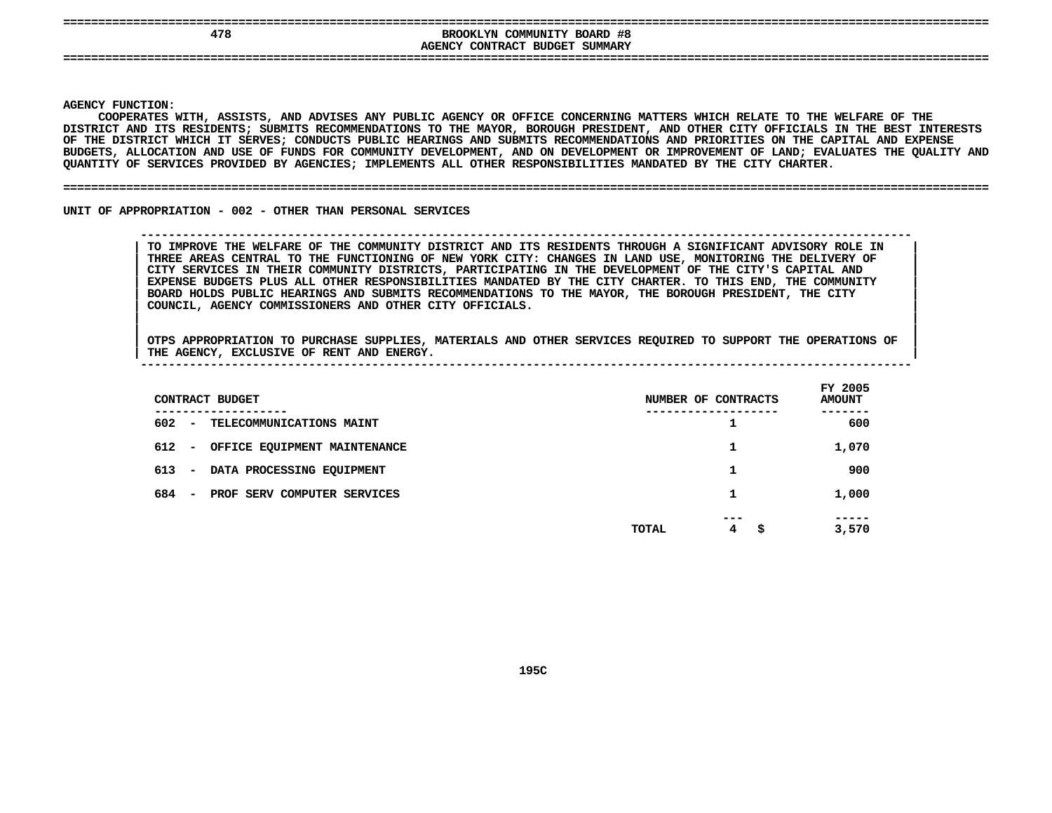## BROOKLYN COMMUNITY BOARD #8
## AGENCY CONTRACT BUDGET SUMMARY

**AGENCY FUNCTION:**

COOPERATES WITH, ASSISTS, AND ADVISES ANY PUBLIC AGENCY OR OFFICE CONCERNING MATTERS WHICH RELATE TO THE WELFARE OF THE DISTRICT AND ITS RESIDENTS; SUBMITS RECOMMENDATIONS TO THE MAYOR, BOROUGH PRESIDENT, AND OTHER CITY OFFICIALS IN THE BEST INTERESTS OF THE DISTRICT WHICH IT SERVES; CONDUCTS PUBLIC HEARINGS AND SUBMITS RECOMMENDATIONS AND PRIORITIES ON THE CAPITAL AND EXPENSE BUDGETS, ALLOCATION AND USE OF FUNDS FOR COMMUNITY DEVELOPMENT, AND ON DEVELOPMENT OR IMPROVEMENT OF LAND; EVALUATES THE QUALITY AND QUANTITY OF SERVICES PROVIDED BY AGENCIES; IMPLEMENTS ALL OTHER RESPONSIBILITIES MANDATED BY THE CITY CHARTER.

**UNIT OF APPROPRIATION - 002 - OTHER THAN PERSONAL SERVICES**

TO IMPROVE THE WELFARE OF THE COMMUNITY DISTRICT AND ITS RESIDENTS THROUGH A SIGNIFICANT ADVISORY ROLE IN THREE AREAS CENTRAL TO THE FUNCTIONING OF NEW YORK CITY: CHANGES IN LAND USE, MONITORING THE DELIVERY OF CITY SERVICES IN THEIR COMMUNITY DISTRICTS, PARTICIPATING IN THE DEVELOPMENT OF THE CITY'S CAPITAL AND EXPENSE BUDGETS PLUS ALL OTHER RESPONSIBILITIES MANDATED BY THE CITY CHARTER. TO THIS END, THE COMMUNITY BOARD HOLDS PUBLIC HEARINGS AND SUBMITS RECOMMENDATIONS TO THE MAYOR, THE BOROUGH PRESIDENT, THE CITY COUNCIL, AGENCY COMMISSIONERS AND OTHER CITY OFFICIALS.

OTPS APPROPRIATION TO PURCHASE SUPPLIES, MATERIALS AND OTHER SERVICES REQUIRED TO SUPPORT THE OPERATIONS OF THE AGENCY, EXCLUSIVE OF RENT AND ENERGY.

| CONTRACT BUDGET | NUMBER OF CONTRACTS | FY 2005 AMOUNT |
|---|---|---|
| 602 - TELECOMMUNICATIONS MAINT | 1 | 600 |
| 612 - OFFICE EQUIPMENT MAINTENANCE | 1 | 1,070 |
| 613 - DATA PROCESSING EQUIPMENT | 1 | 900 |
| 684 - PROF SERV COMPUTER SERVICES | 1 | 1,000 |
| TOTAL | 4 | $ 3,570 |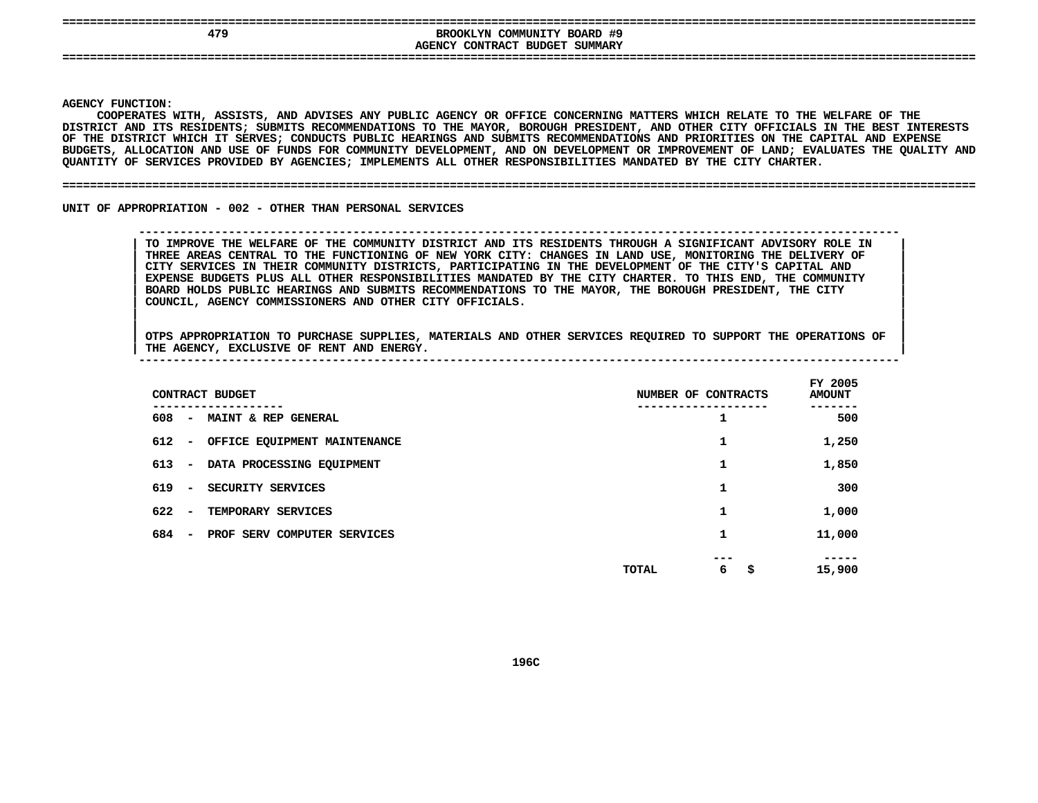# BROOKLYN COMMUNITY BOARD #9
## AGENCY CONTRACT BUDGET SUMMARY

**AGENCY FUNCTION:**
COOPERATES WITH, ASSISTS, AND ADVISES ANY PUBLIC AGENCY OR OFFICE CONCERNING MATTERS WHICH RELATE TO THE WELFARE OF THE DISTRICT AND ITS RESIDENTS; SUBMITS RECOMMENDATIONS TO THE MAYOR, BOROUGH PRESIDENT, AND OTHER CITY OFFICIALS IN THE BEST INTERESTS OF THE DISTRICT WHICH IT SERVES; CONDUCTS PUBLIC HEARINGS AND SUBMITS RECOMMENDATIONS AND PRIORITIES ON THE CAPITAL AND EXPENSE BUDGETS, ALLOCATION AND USE OF FUNDS FOR COMMUNITY DEVELOPMENT, AND ON DEVELOPMENT OR IMPROVEMENT OF LAND; EVALUATES THE QUALITY AND QUANTITY OF SERVICES PROVIDED BY AGENCIES; IMPLEMENTS ALL OTHER RESPONSIBILITIES MANDATED BY THE CITY CHARTER.

**UNIT OF APPROPRIATION - 002 - OTHER THAN PERSONAL SERVICES**

TO IMPROVE THE WELFARE OF THE COMMUNITY DISTRICT AND ITS RESIDENTS THROUGH A SIGNIFICANT ADVISORY ROLE IN THREE AREAS CENTRAL TO THE FUNCTIONING OF NEW YORK CITY: CHANGES IN LAND USE, MONITORING THE DELIVERY OF CITY SERVICES IN THEIR COMMUNITY DISTRICTS, PARTICIPATING IN THE DEVELOPMENT OF THE CITY'S CAPITAL AND EXPENSE BUDGETS PLUS ALL OTHER RESPONSIBILITIES MANDATED BY THE CITY CHARTER. TO THIS END, THE COMMUNITY BOARD HOLDS PUBLIC HEARINGS AND SUBMITS RECOMMENDATIONS TO THE MAYOR, THE BOROUGH PRESIDENT, THE CITY COUNCIL, AGENCY COMMISSIONERS AND OTHER CITY OFFICIALS.

OTPS APPROPRIATION TO PURCHASE SUPPLIES, MATERIALS AND OTHER SERVICES REQUIRED TO SUPPORT THE OPERATIONS OF THE AGENCY, EXCLUSIVE OF RENT AND ENERGY.

| CONTRACT BUDGET | NUMBER OF CONTRACTS | FY 2005 AMOUNT |
|---|---|---|
| 608 - MAINT & REP GENERAL | 1 | 500 |
| 612 - OFFICE EQUIPMENT MAINTENANCE | 1 | 1,250 |
| 613 - DATA PROCESSING EQUIPMENT | 1 | 1,850 |
| 619 - SECURITY SERVICES | 1 | 300 |
| 622 - TEMPORARY SERVICES | 1 | 1,000 |
| 684 - PROF SERV COMPUTER SERVICES | 1 | 11,000 |
| TOTAL | 6 | $ 15,900 |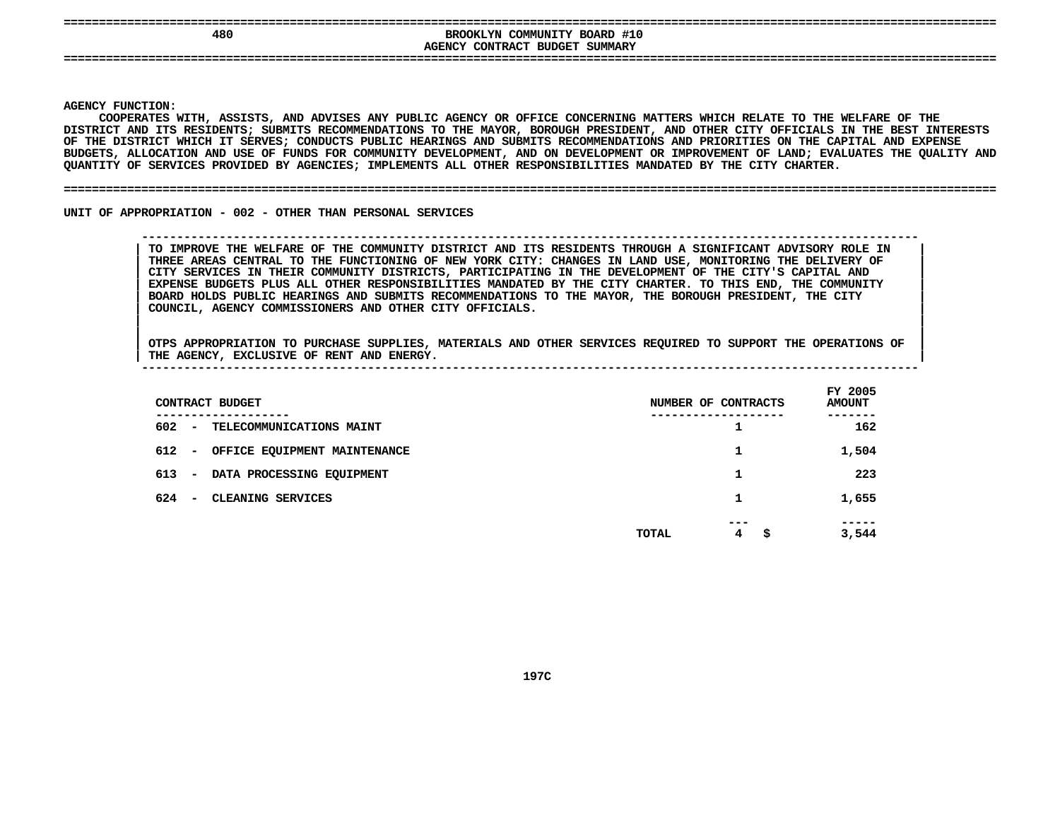# BROOKLYN COMMUNITY BOARD #10

## AGENCY CONTRACT BUDGET SUMMARY

**AGENCY FUNCTION:**

COOPERATES WITH, ASSISTS, AND ADVISES ANY PUBLIC AGENCY OR OFFICE CONCERNING MATTERS WHICH RELATE TO THE WELFARE OF THE DISTRICT AND ITS RESIDENTS; SUBMITS RECOMMENDATIONS TO THE MAYOR, BOROUGH PRESIDENT, AND OTHER CITY OFFICIALS IN THE BEST INTERESTS OF THE DISTRICT WHICH IT SERVES; CONDUCTS PUBLIC HEARINGS AND SUBMITS RECOMMENDATIONS AND PRIORITIES ON THE CAPITAL AND EXPENSE BUDGETS, ALLOCATION AND USE OF FUNDS FOR COMMUNITY DEVELOPMENT, AND ON DEVELOPMENT OR IMPROVEMENT OF LAND; EVALUATES THE QUALITY AND QUANTITY OF SERVICES PROVIDED BY AGENCIES; IMPLEMENTS ALL OTHER RESPONSIBILITIES MANDATED BY THE CITY CHARTER.

## UNIT OF APPROPRIATION - 002 - OTHER THAN PERSONAL SERVICES

TO IMPROVE THE WELFARE OF THE COMMUNITY DISTRICT AND ITS RESIDENTS THROUGH A SIGNIFICANT ADVISORY ROLE IN THREE AREAS CENTRAL TO THE FUNCTIONING OF NEW YORK CITY: CHANGES IN LAND USE, MONITORING THE DELIVERY OF CITY SERVICES IN THEIR COMMUNITY DISTRICTS, PARTICIPATING IN THE DEVELOPMENT OF THE CITY'S CAPITAL AND EXPENSE BUDGETS PLUS ALL OTHER RESPONSIBILITIES MANDATED BY THE CITY CHARTER. TO THIS END, THE COMMUNITY BOARD HOLDS PUBLIC HEARINGS AND SUBMITS RECOMMENDATIONS TO THE MAYOR, THE BOROUGH PRESIDENT, THE CITY COUNCIL, AGENCY COMMISSIONERS AND OTHER CITY OFFICIALS.

OTPS APPROPRIATION TO PURCHASE SUPPLIES, MATERIALS AND OTHER SERVICES REQUIRED TO SUPPORT THE OPERATIONS OF THE AGENCY, EXCLUSIVE OF RENT AND ENERGY.

| CONTRACT BUDGET | NUMBER OF CONTRACTS | FY 2005 AMOUNT |
|---|---|---|
| 602 - TELECOMMUNICATIONS MAINT | 1 | 162 |
| 612 - OFFICE EQUIPMENT MAINTENANCE | 1 | 1,504 |
| 613 - DATA PROCESSING EQUIPMENT | 1 | 223 |
| 624 - CLEANING SERVICES | 1 | 1,655 |
| TOTAL | 4 | $ 3,544 |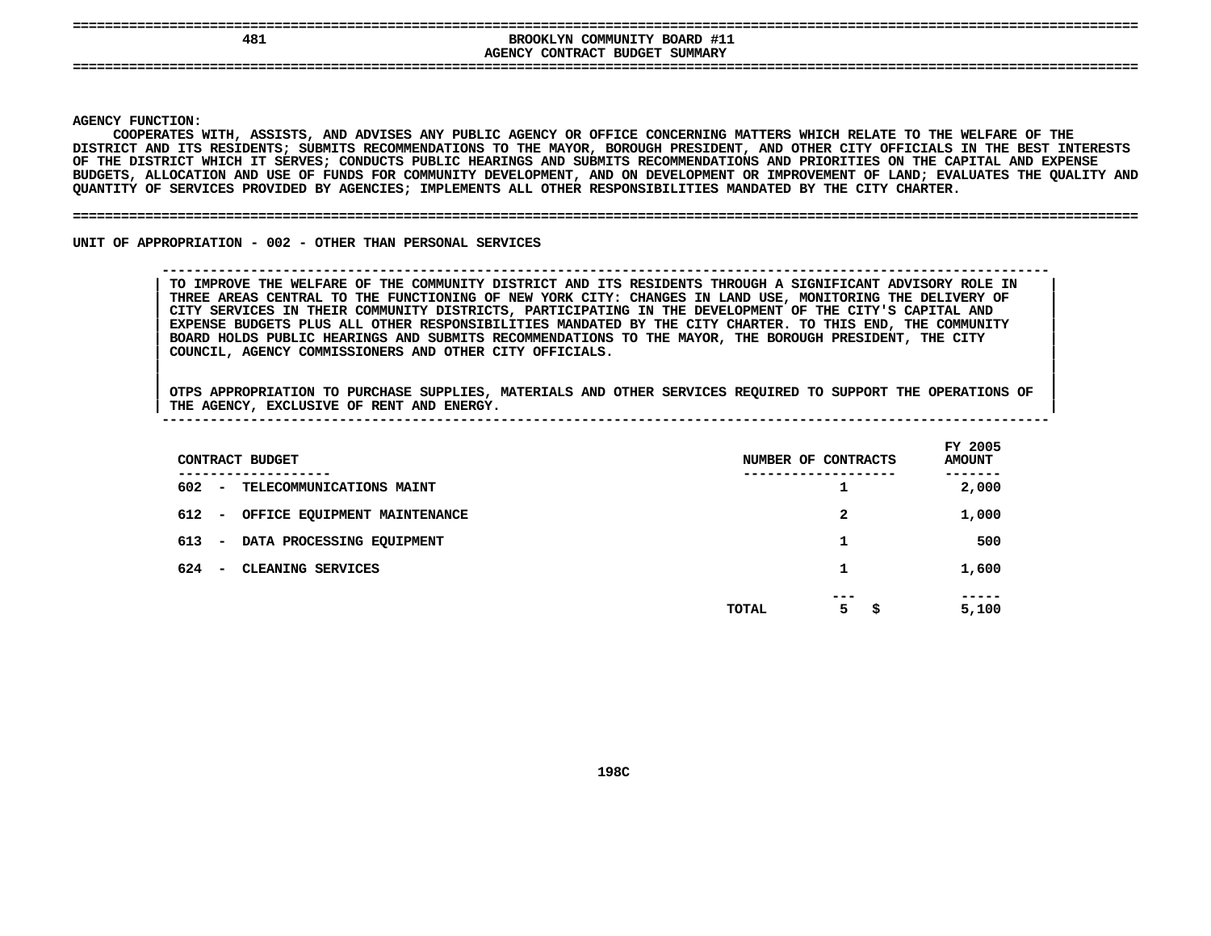# BROOKLYN COMMUNITY BOARD #11

## AGENCY CONTRACT BUDGET SUMMARY

**AGENCY FUNCTION:**

COOPERATES WITH, ASSISTS, AND ADVISES ANY PUBLIC AGENCY OR OFFICE CONCERNING MATTERS WHICH RELATE TO THE WELFARE OF THE DISTRICT AND ITS RESIDENTS; SUBMITS RECOMMENDATIONS TO THE MAYOR, BOROUGH PRESIDENT, AND OTHER CITY OFFICIALS IN THE BEST INTERESTS OF THE DISTRICT WHICH IT SERVES; CONDUCTS PUBLIC HEARINGS AND SUBMITS RECOMMENDATIONS AND PRIORITIES ON THE CAPITAL AND EXPENSE BUDGETS, ALLOCATION AND USE OF FUNDS FOR COMMUNITY DEVELOPMENT, AND ON DEVELOPMENT OR IMPROVEMENT OF LAND; EVALUATES THE QUALITY AND QUANTITY OF SERVICES PROVIDED BY AGENCIES; IMPLEMENTS ALL OTHER RESPONSIBILITIES MANDATED BY THE CITY CHARTER.

**UNIT OF APPROPRIATION - 002 - OTHER THAN PERSONAL SERVICES**

TO IMPROVE THE WELFARE OF THE COMMUNITY DISTRICT AND ITS RESIDENTS THROUGH A SIGNIFICANT ADVISORY ROLE IN THREE AREAS CENTRAL TO THE FUNCTIONING OF NEW YORK CITY: CHANGES IN LAND USE, MONITORING THE DELIVERY OF CITY SERVICES IN THEIR COMMUNITY DISTRICTS, PARTICIPATING IN THE DEVELOPMENT OF THE CITY'S CAPITAL AND EXPENSE BUDGETS PLUS ALL OTHER RESPONSIBILITIES MANDATED BY THE CITY CHARTER. TO THIS END, THE COMMUNITY BOARD HOLDS PUBLIC HEARINGS AND SUBMITS RECOMMENDATIONS TO THE MAYOR, THE BOROUGH PRESIDENT, THE CITY COUNCIL, AGENCY COMMISSIONERS AND OTHER CITY OFFICIALS.

OTPS APPROPRIATION TO PURCHASE SUPPLIES, MATERIALS AND OTHER SERVICES REQUIRED TO SUPPORT THE OPERATIONS OF THE AGENCY, EXCLUSIVE OF RENT AND ENERGY.

| CONTRACT BUDGET | NUMBER OF CONTRACTS | FY 2005 AMOUNT |
|---|---|---|
| 602 - TELECOMMUNICATIONS MAINT | 1 | 2,000 |
| 612 - OFFICE EQUIPMENT MAINTENANCE | 2 | 1,000 |
| 613 - DATA PROCESSING EQUIPMENT | 1 | 500 |
| 624 - CLEANING SERVICES | 1 | 1,600 |
| TOTAL | 5 | $ 5,100 |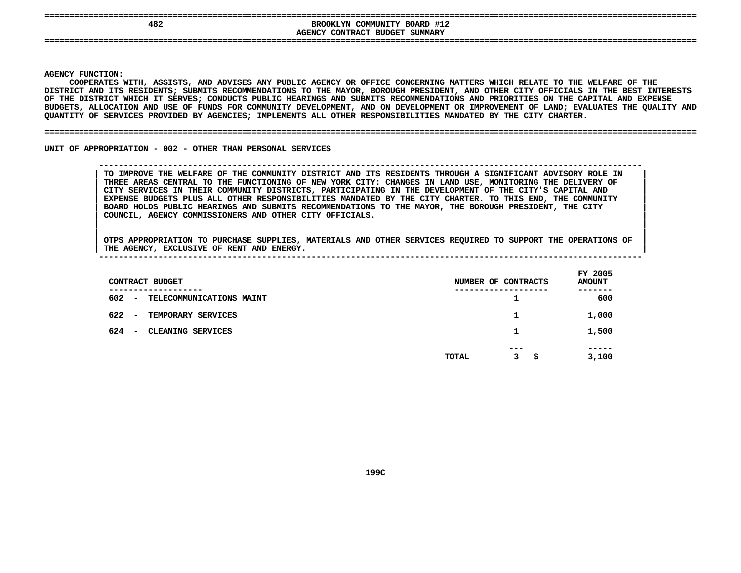# BROOKLYN COMMUNITY BOARD #12

## AGENCY CONTRACT BUDGET SUMMARY

**AGENCY FUNCTION:**

COOPERATES WITH, ASSISTS, AND ADVISES ANY PUBLIC AGENCY OR OFFICE CONCERNING MATTERS WHICH RELATE TO THE WELFARE OF THE DISTRICT AND ITS RESIDENTS; SUBMITS RECOMMENDATIONS TO THE MAYOR, BOROUGH PRESIDENT, AND OTHER CITY OFFICIALS IN THE BEST INTERESTS OF THE DISTRICT WHICH IT SERVES; CONDUCTS PUBLIC HEARINGS AND SUBMITS RECOMMENDATIONS AND PRIORITIES ON THE CAPITAL AND EXPENSE BUDGETS, ALLOCATION AND USE OF FUNDS FOR COMMUNITY DEVELOPMENT, AND ON DEVELOPMENT OR IMPROVEMENT OF LAND; EVALUATES THE QUALITY AND QUANTITY OF SERVICES PROVIDED BY AGENCIES; IMPLEMENTS ALL OTHER RESPONSIBILITIES MANDATED BY THE CITY CHARTER.

**UNIT OF APPROPRIATION - 002 - OTHER THAN PERSONAL SERVICES**

TO IMPROVE THE WELFARE OF THE COMMUNITY DISTRICT AND ITS RESIDENTS THROUGH A SIGNIFICANT ADVISORY ROLE IN THREE AREAS CENTRAL TO THE FUNCTIONING OF NEW YORK CITY: CHANGES IN LAND USE, MONITORING THE DELIVERY OF CITY SERVICES IN THEIR COMMUNITY DISTRICTS, PARTICIPATING IN THE DEVELOPMENT OF THE CITY'S CAPITAL AND EXPENSE BUDGETS PLUS ALL OTHER RESPONSIBILITIES MANDATED BY THE CITY CHARTER. TO THIS END, THE COMMUNITY BOARD HOLDS PUBLIC HEARINGS AND SUBMITS RECOMMENDATIONS TO THE MAYOR, THE BOROUGH PRESIDENT, THE CITY COUNCIL, AGENCY COMMISSIONERS AND OTHER CITY OFFICIALS.

OTPS APPROPRIATION TO PURCHASE SUPPLIES, MATERIALS AND OTHER SERVICES REQUIRED TO SUPPORT THE OPERATIONS OF THE AGENCY, EXCLUSIVE OF RENT AND ENERGY.

| CONTRACT BUDGET | NUMBER OF CONTRACTS | FY 2005 AMOUNT |
|---|---|---|
| 602 - TELECOMMUNICATIONS MAINT | 1 | 600 |
| 622 - TEMPORARY SERVICES | 1 | 1,000 |
| 624 - CLEANING SERVICES | 1 | 1,500 |
| TOTAL | 3 | $ 3,100 |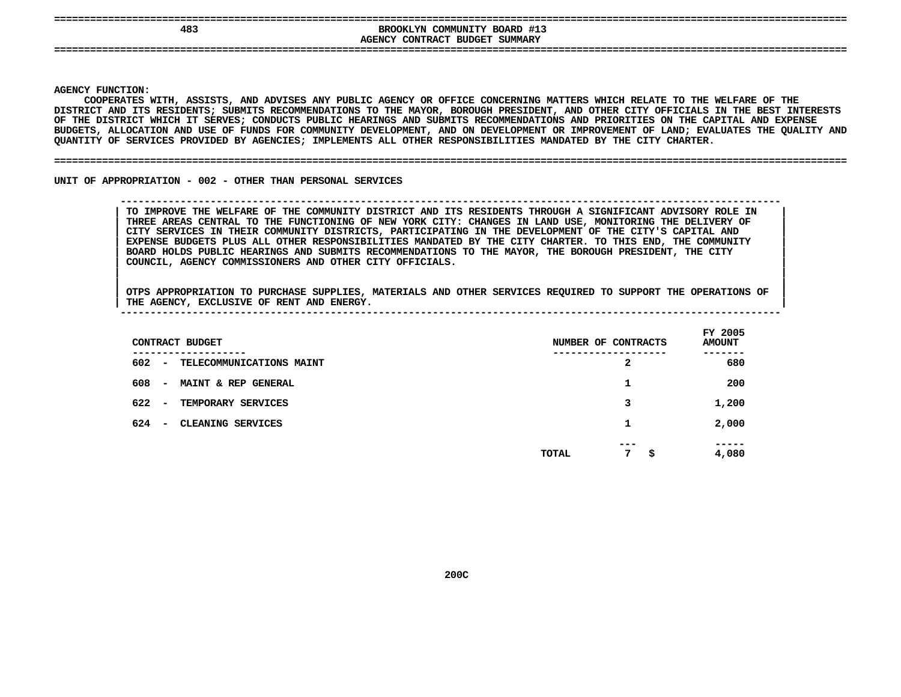# BROOKLYN COMMUNITY BOARD #13

## AGENCY CONTRACT BUDGET SUMMARY

**AGENCY FUNCTION:**
COOPERATES WITH, ASSISTS, AND ADVISES ANY PUBLIC AGENCY OR OFFICE CONCERNING MATTERS WHICH RELATE TO THE WELFARE OF THE DISTRICT AND ITS RESIDENTS; SUBMITS RECOMMENDATIONS TO THE MAYOR, BOROUGH PRESIDENT, AND OTHER CITY OFFICIALS IN THE BEST INTERESTS OF THE DISTRICT WHICH IT SERVES; CONDUCTS PUBLIC HEARINGS AND SUBMITS RECOMMENDATIONS AND PRIORITIES ON THE CAPITAL AND EXPENSE BUDGETS, ALLOCATION AND USE OF FUNDS FOR COMMUNITY DEVELOPMENT, AND ON DEVELOPMENT OR IMPROVEMENT OF LAND; EVALUATES THE QUALITY AND QUANTITY OF SERVICES PROVIDED BY AGENCIES; IMPLEMENTS ALL OTHER RESPONSIBILITIES MANDATED BY THE CITY CHARTER.

**UNIT OF APPROPRIATION - 002 - OTHER THAN PERSONAL SERVICES**

TO IMPROVE THE WELFARE OF THE COMMUNITY DISTRICT AND ITS RESIDENTS THROUGH A SIGNIFICANT ADVISORY ROLE IN THREE AREAS CENTRAL TO THE FUNCTIONING OF NEW YORK CITY: CHANGES IN LAND USE, MONITORING THE DELIVERY OF CITY SERVICES IN THEIR COMMUNITY DISTRICTS, PARTICIPATING IN THE DEVELOPMENT OF THE CITY'S CAPITAL AND EXPENSE BUDGETS PLUS ALL OTHER RESPONSIBILITIES MANDATED BY THE CITY CHARTER. TO THIS END, THE COMMUNITY BOARD HOLDS PUBLIC HEARINGS AND SUBMITS RECOMMENDATIONS TO THE MAYOR, THE BOROUGH PRESIDENT, THE CITY COUNCIL, AGENCY COMMISSIONERS AND OTHER CITY OFFICIALS.

OTPS APPROPRIATION TO PURCHASE SUPPLIES, MATERIALS AND OTHER SERVICES REQUIRED TO SUPPORT THE OPERATIONS OF THE AGENCY, EXCLUSIVE OF RENT AND ENERGY.

| CONTRACT BUDGET | NUMBER OF CONTRACTS | FY 2005 AMOUNT |
|---|---|---|
| 602 - TELECOMMUNICATIONS MAINT | 2 | 680 |
| 608 - MAINT & REP GENERAL | 1 | 200 |
| 622 - TEMPORARY SERVICES | 3 | 1,200 |
| 624 - CLEANING SERVICES | 1 | 2,000 |
| TOTAL | 7 | $ 4,080 |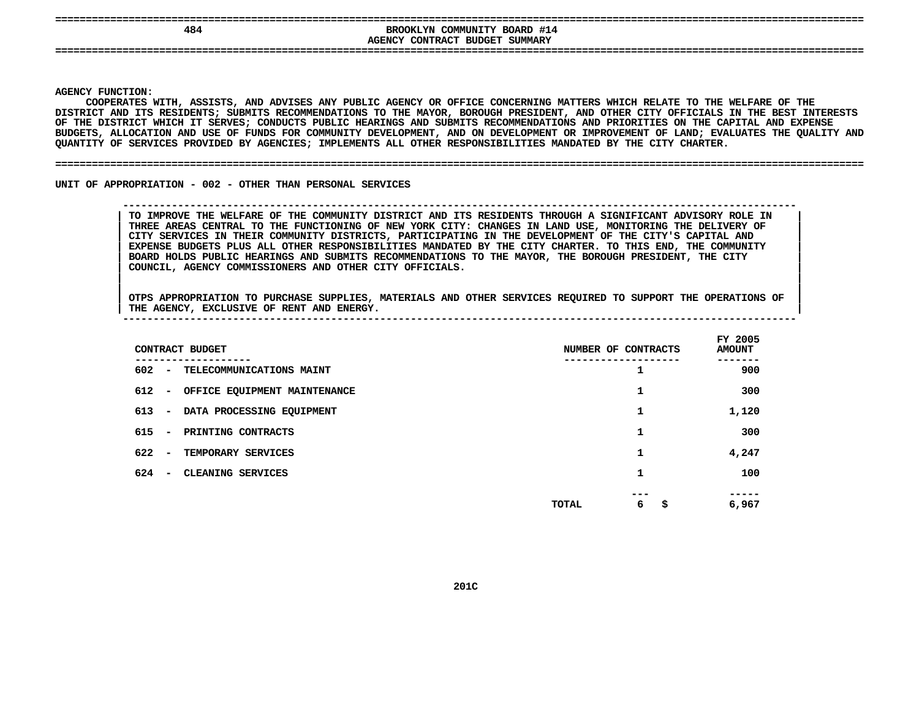## BROOKLYN COMMUNITY BOARD #14
## AGENCY CONTRACT BUDGET SUMMARY

**AGENCY FUNCTION:**
COOPERATES WITH, ASSISTS, AND ADVISES ANY PUBLIC AGENCY OR OFFICE CONCERNING MATTERS WHICH RELATE TO THE WELFARE OF THE DISTRICT AND ITS RESIDENTS; SUBMITS RECOMMENDATIONS TO THE MAYOR, BOROUGH PRESIDENT, AND OTHER CITY OFFICIALS IN THE BEST INTERESTS OF THE DISTRICT WHICH IT SERVES; CONDUCTS PUBLIC HEARINGS AND SUBMITS RECOMMENDATIONS AND PRIORITIES ON THE CAPITAL AND EXPENSE BUDGETS, ALLOCATION AND USE OF FUNDS FOR COMMUNITY DEVELOPMENT, AND ON DEVELOPMENT OR IMPROVEMENT OF LAND; EVALUATES THE QUALITY AND QUANTITY OF SERVICES PROVIDED BY AGENCIES; IMPLEMENTS ALL OTHER RESPONSIBILITIES MANDATED BY THE CITY CHARTER.

**UNIT OF APPROPRIATION - 002 - OTHER THAN PERSONAL SERVICES**

TO IMPROVE THE WELFARE OF THE COMMUNITY DISTRICT AND ITS RESIDENTS THROUGH A SIGNIFICANT ADVISORY ROLE IN THREE AREAS CENTRAL TO THE FUNCTIONING OF NEW YORK CITY: CHANGES IN LAND USE, MONITORING THE DELIVERY OF CITY SERVICES IN THEIR COMMUNITY DISTRICTS, PARTICIPATING IN THE DEVELOPMENT OF THE CITY'S CAPITAL AND EXPENSE BUDGETS PLUS ALL OTHER RESPONSIBILITIES MANDATED BY THE CITY CHARTER. TO THIS END, THE COMMUNITY BOARD HOLDS PUBLIC HEARINGS AND SUBMITS RECOMMENDATIONS TO THE MAYOR, THE BOROUGH PRESIDENT, THE CITY COUNCIL, AGENCY COMMISSIONERS AND OTHER CITY OFFICIALS.

OTPS APPROPRIATION TO PURCHASE SUPPLIES, MATERIALS AND OTHER SERVICES REQUIRED TO SUPPORT THE OPERATIONS OF THE AGENCY, EXCLUSIVE OF RENT AND ENERGY.

| CONTRACT BUDGET | NUMBER OF CONTRACTS | FY 2005 AMOUNT |
|---|---|---|
| 602 - TELECOMMUNICATIONS MAINT | 1 | 900 |
| 612 - OFFICE EQUIPMENT MAINTENANCE | 1 | 300 |
| 613 - DATA PROCESSING EQUIPMENT | 1 | 1,120 |
| 615 - PRINTING CONTRACTS | 1 | 300 |
| 622 - TEMPORARY SERVICES | 1 | 4,247 |
| 624 - CLEANING SERVICES | 1 | 100 |
| TOTAL | 6 | $ 6,967 |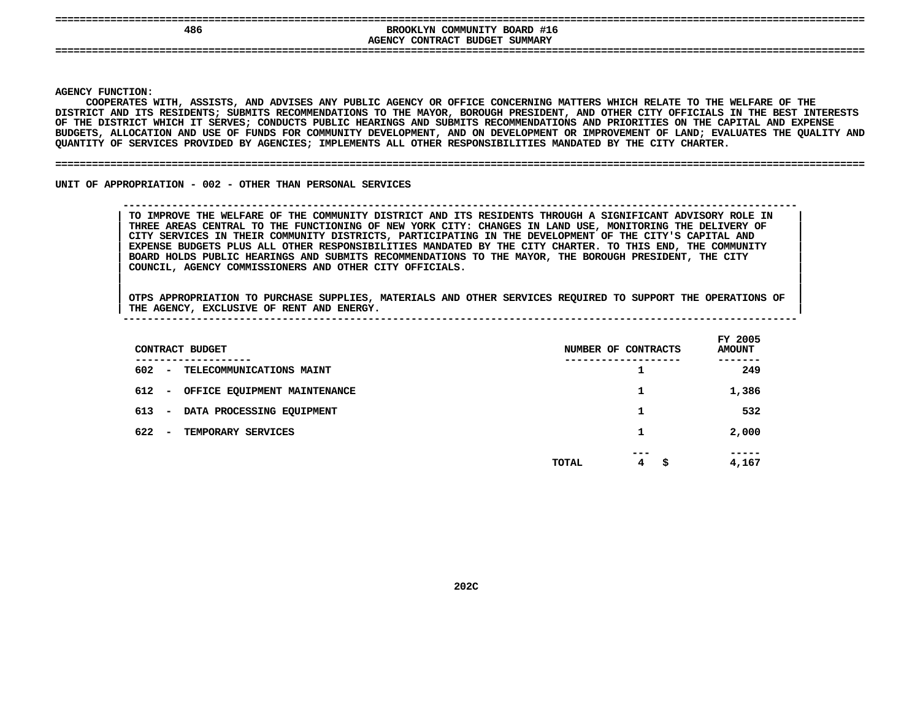# BROOKLYN COMMUNITY BOARD #16

## AGENCY CONTRACT BUDGET SUMMARY

**AGENCY FUNCTION:**

COOPERATES WITH, ASSISTS, AND ADVISES ANY PUBLIC AGENCY OR OFFICE CONCERNING MATTERS WHICH RELATE TO THE WELFARE OF THE DISTRICT AND ITS RESIDENTS; SUBMITS RECOMMENDATIONS TO THE MAYOR, BOROUGH PRESIDENT, AND OTHER CITY OFFICIALS IN THE BEST INTERESTS OF THE DISTRICT WHICH IT SERVES; CONDUCTS PUBLIC HEARINGS AND SUBMITS RECOMMENDATIONS AND PRIORITIES ON THE CAPITAL AND EXPENSE BUDGETS, ALLOCATION AND USE OF FUNDS FOR COMMUNITY DEVELOPMENT, AND ON DEVELOPMENT OR IMPROVEMENT OF LAND; EVALUATES THE QUALITY AND QUANTITY OF SERVICES PROVIDED BY AGENCIES; IMPLEMENTS ALL OTHER RESPONSIBILITIES MANDATED BY THE CITY CHARTER.

**UNIT OF APPROPRIATION - 002 - OTHER THAN PERSONAL SERVICES**

TO IMPROVE THE WELFARE OF THE COMMUNITY DISTRICT AND ITS RESIDENTS THROUGH A SIGNIFICANT ADVISORY ROLE IN THREE AREAS CENTRAL TO THE FUNCTIONING OF NEW YORK CITY: CHANGES IN LAND USE, MONITORING THE DELIVERY OF CITY SERVICES IN THEIR COMMUNITY DISTRICTS, PARTICIPATING IN THE DEVELOPMENT OF THE CITY'S CAPITAL AND EXPENSE BUDGETS PLUS ALL OTHER RESPONSIBILITIES MANDATED BY THE CITY CHARTER. TO THIS END, THE COMMUNITY BOARD HOLDS PUBLIC HEARINGS AND SUBMITS RECOMMENDATIONS TO THE MAYOR, THE BOROUGH PRESIDENT, THE CITY COUNCIL, AGENCY COMMISSIONERS AND OTHER CITY OFFICIALS.

OTPS APPROPRIATION TO PURCHASE SUPPLIES, MATERIALS AND OTHER SERVICES REQUIRED TO SUPPORT THE OPERATIONS OF THE AGENCY, EXCLUSIVE OF RENT AND ENERGY.

| CONTRACT BUDGET | NUMBER OF CONTRACTS | FY 2005 AMOUNT |
|---|---|---|
| 602 - TELECOMMUNICATIONS MAINT | 1 | 249 |
| 612 - OFFICE EQUIPMENT MAINTENANCE | 1 | 1,386 |
| 613 - DATA PROCESSING EQUIPMENT | 1 | 532 |
| 622 - TEMPORARY SERVICES | 1 | 2,000 |
| TOTAL | 4 | $ 4,167 |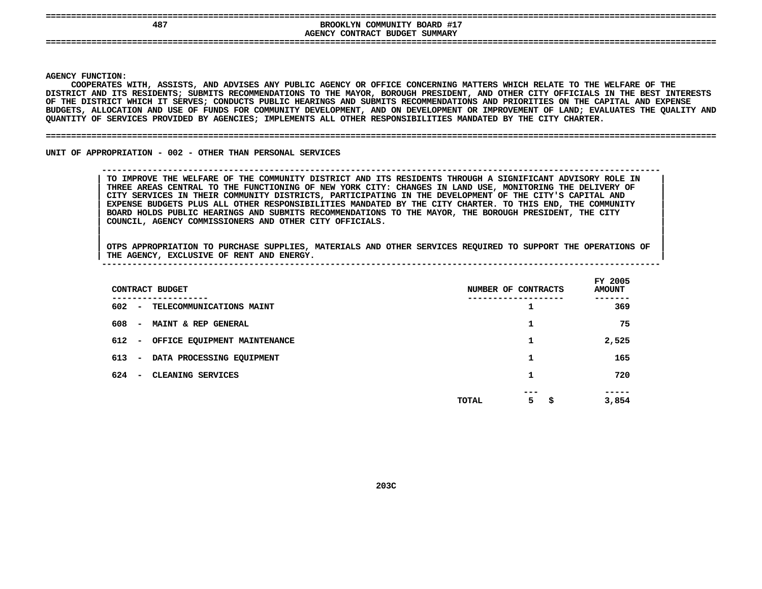# BROOKLYN COMMUNITY BOARD #17
## AGENCY CONTRACT BUDGET SUMMARY

**AGENCY FUNCTION:**

COOPERATES WITH, ASSISTS, AND ADVISES ANY PUBLIC AGENCY OR OFFICE CONCERNING MATTERS WHICH RELATE TO THE WELFARE OF THE DISTRICT AND ITS RESIDENTS; SUBMITS RECOMMENDATIONS TO THE MAYOR, BOROUGH PRESIDENT, AND OTHER CITY OFFICIALS IN THE BEST INTERESTS OF THE DISTRICT WHICH IT SERVES; CONDUCTS PUBLIC HEARINGS AND SUBMITS RECOMMENDATIONS AND PRIORITIES ON THE CAPITAL AND EXPENSE BUDGETS, ALLOCATION AND USE OF FUNDS FOR COMMUNITY DEVELOPMENT, AND ON DEVELOPMENT OR IMPROVEMENT OF LAND; EVALUATES THE QUALITY AND QUANTITY OF SERVICES PROVIDED BY AGENCIES; IMPLEMENTS ALL OTHER RESPONSIBILITIES MANDATED BY THE CITY CHARTER.

**UNIT OF APPROPRIATION - 002 - OTHER THAN PERSONAL SERVICES**

TO IMPROVE THE WELFARE OF THE COMMUNITY DISTRICT AND ITS RESIDENTS THROUGH A SIGNIFICANT ADVISORY ROLE IN THREE AREAS CENTRAL TO THE FUNCTIONING OF NEW YORK CITY: CHANGES IN LAND USE, MONITORING THE DELIVERY OF CITY SERVICES IN THEIR COMMUNITY DISTRICTS, PARTICIPATING IN THE DEVELOPMENT OF THE CITY'S CAPITAL AND EXPENSE BUDGETS PLUS ALL OTHER RESPONSIBILITIES MANDATED BY THE CITY CHARTER. TO THIS END, THE COMMUNITY BOARD HOLDS PUBLIC HEARINGS AND SUBMITS RECOMMENDATIONS TO THE MAYOR, THE BOROUGH PRESIDENT, THE CITY COUNCIL, AGENCY COMMISSIONERS AND OTHER CITY OFFICIALS.

OTPS APPROPRIATION TO PURCHASE SUPPLIES, MATERIALS AND OTHER SERVICES REQUIRED TO SUPPORT THE OPERATIONS OF THE AGENCY, EXCLUSIVE OF RENT AND ENERGY.

| CONTRACT BUDGET | NUMBER OF CONTRACTS | FY 2005 AMOUNT |
|---|---|---|
| 602 - TELECOMMUNICATIONS MAINT | 1 | 369 |
| 608 - MAINT & REP GENERAL | 1 | 75 |
| 612 - OFFICE EQUIPMENT MAINTENANCE | 1 | 2,525 |
| 613 - DATA PROCESSING EQUIPMENT | 1 | 165 |
| 624 - CLEANING SERVICES | 1 | 720 |
| TOTAL | 5 | $ 3,854 |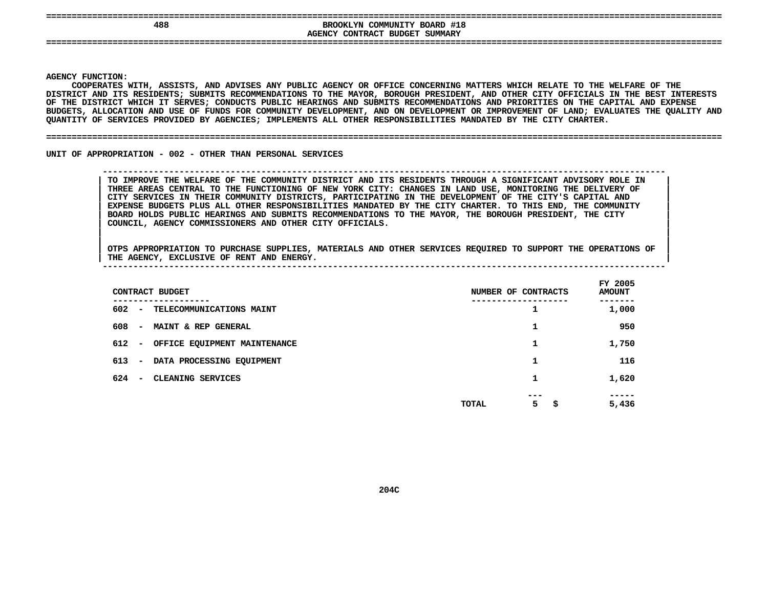# BROOKLYN COMMUNITY BOARD #18
## AGENCY CONTRACT BUDGET SUMMARY

**AGENCY FUNCTION:**
COOPERATES WITH, ASSISTS, AND ADVISES ANY PUBLIC AGENCY OR OFFICE CONCERNING MATTERS WHICH RELATE TO THE WELFARE OF THE DISTRICT AND ITS RESIDENTS; SUBMITS RECOMMENDATIONS TO THE MAYOR, BOROUGH PRESIDENT, AND OTHER CITY OFFICIALS IN THE BEST INTERESTS OF THE DISTRICT WHICH IT SERVES; CONDUCTS PUBLIC HEARINGS AND SUBMITS RECOMMENDATIONS AND PRIORITIES ON THE CAPITAL AND EXPENSE BUDGETS, ALLOCATION AND USE OF FUNDS FOR COMMUNITY DEVELOPMENT, AND ON DEVELOPMENT OR IMPROVEMENT OF LAND; EVALUATES THE QUALITY AND QUANTITY OF SERVICES PROVIDED BY AGENCIES; IMPLEMENTS ALL OTHER RESPONSIBILITIES MANDATED BY THE CITY CHARTER.

**UNIT OF APPROPRIATION - 002 - OTHER THAN PERSONAL SERVICES**

TO IMPROVE THE WELFARE OF THE COMMUNITY DISTRICT AND ITS RESIDENTS THROUGH A SIGNIFICANT ADVISORY ROLE IN THREE AREAS CENTRAL TO THE FUNCTIONING OF NEW YORK CITY: CHANGES IN LAND USE, MONITORING THE DELIVERY OF CITY SERVICES IN THEIR COMMUNITY DISTRICTS, PARTICIPATING IN THE DEVELOPMENT OF THE CITY'S CAPITAL AND EXPENSE BUDGETS PLUS ALL OTHER RESPONSIBILITIES MANDATED BY THE CITY CHARTER. TO THIS END, THE COMMUNITY BOARD HOLDS PUBLIC HEARINGS AND SUBMITS RECOMMENDATIONS TO THE MAYOR, THE BOROUGH PRESIDENT, THE CITY COUNCIL, AGENCY COMMISSIONERS AND OTHER CITY OFFICIALS.

OTPS APPROPRIATION TO PURCHASE SUPPLIES, MATERIALS AND OTHER SERVICES REQUIRED TO SUPPORT THE OPERATIONS OF THE AGENCY, EXCLUSIVE OF RENT AND ENERGY.

| CONTRACT BUDGET | | NUMBER OF CONTRACTS | FY 2005 AMOUNT |
|---|---|---|---|
| 602 - TELECOMMUNICATIONS MAINT | | 1 | 1,000 |
| 608 - MAINT & REP GENERAL | | 1 | 950 |
| 612 - OFFICE EQUIPMENT MAINTENANCE | | 1 | 1,750 |
| 613 - DATA PROCESSING EQUIPMENT | | 1 | 116 |
| 624 - CLEANING SERVICES | | 1 | 1,620 |
| | TOTAL | 5 | $ 5,436 |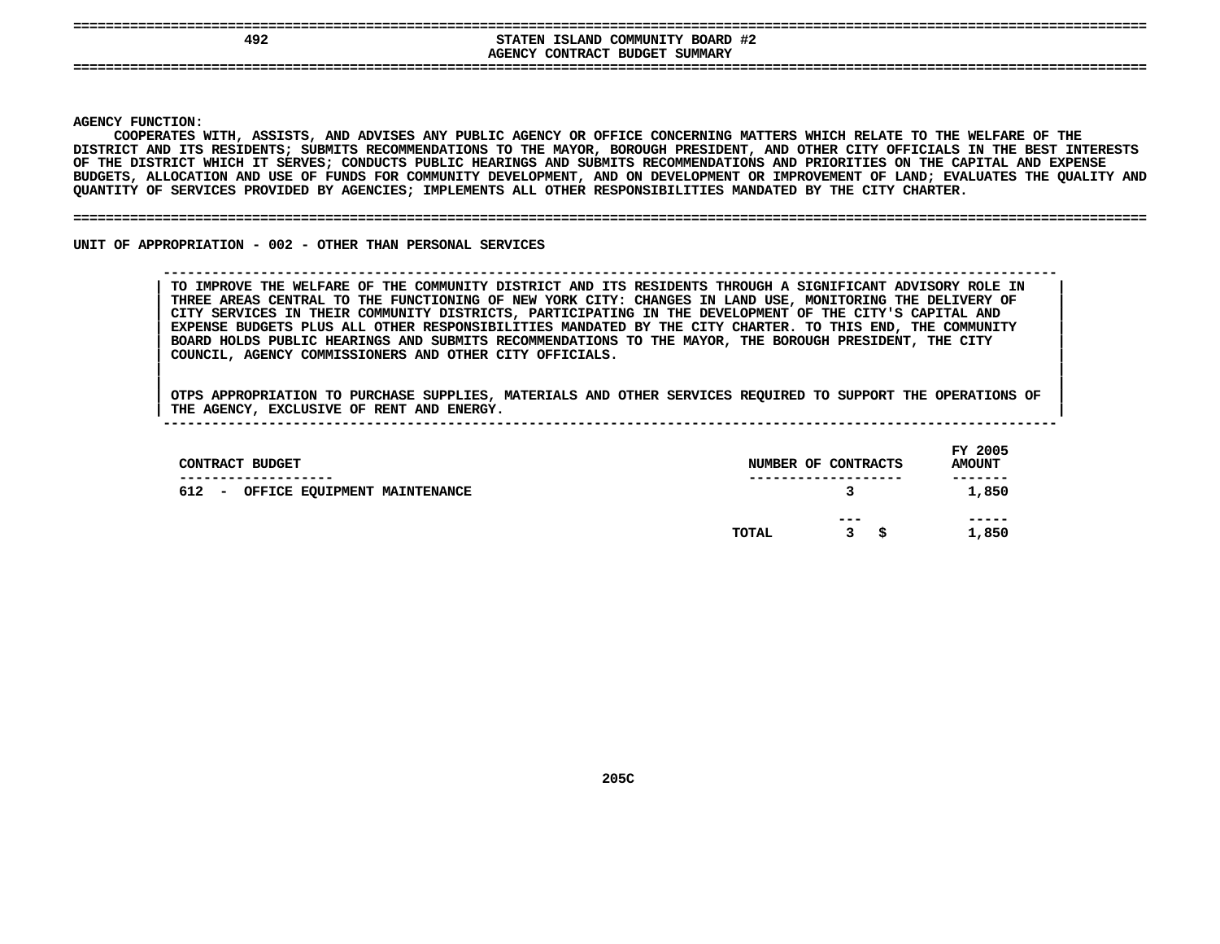# STATEN ISLAND COMMUNITY BOARD #2
## AGENCY CONTRACT BUDGET SUMMARY

**AGENCY FUNCTION:**

COOPERATES WITH, ASSISTS, AND ADVISES ANY PUBLIC AGENCY OR OFFICE CONCERNING MATTERS WHICH RELATE TO THE WELFARE OF THE DISTRICT AND ITS RESIDENTS; SUBMITS RECOMMENDATIONS TO THE MAYOR, BOROUGH PRESIDENT, AND OTHER CITY OFFICIALS IN THE BEST INTERESTS OF THE DISTRICT WHICH IT SERVES; CONDUCTS PUBLIC HEARINGS AND SUBMITS RECOMMENDATIONS AND PRIORITIES ON THE CAPITAL AND EXPENSE BUDGETS, ALLOCATION AND USE OF FUNDS FOR COMMUNITY DEVELOPMENT, AND ON DEVELOPMENT OR IMPROVEMENT OF LAND; EVALUATES THE QUALITY AND QUANTITY OF SERVICES PROVIDED BY AGENCIES; IMPLEMENTS ALL OTHER RESPONSIBILITIES MANDATED BY THE CITY CHARTER.

**UNIT OF APPROPRIATION - 002 - OTHER THAN PERSONAL SERVICES**

TO IMPROVE THE WELFARE OF THE COMMUNITY DISTRICT AND ITS RESIDENTS THROUGH A SIGNIFICANT ADVISORY ROLE IN THREE AREAS CENTRAL TO THE FUNCTIONING OF NEW YORK CITY: CHANGES IN LAND USE, MONITORING THE DELIVERY OF CITY SERVICES IN THEIR COMMUNITY DISTRICTS, PARTICIPATING IN THE DEVELOPMENT OF THE CITY'S CAPITAL AND EXPENSE BUDGETS PLUS ALL OTHER RESPONSIBILITIES MANDATED BY THE CITY CHARTER. TO THIS END, THE COMMUNITY BOARD HOLDS PUBLIC HEARINGS AND SUBMITS RECOMMENDATIONS TO THE MAYOR, THE BOROUGH PRESIDENT, THE CITY COUNCIL, AGENCY COMMISSIONERS AND OTHER CITY OFFICIALS.

OTPS APPROPRIATION TO PURCHASE SUPPLIES, MATERIALS AND OTHER SERVICES REQUIRED TO SUPPORT THE OPERATIONS OF THE AGENCY, EXCLUSIVE OF RENT AND ENERGY.

| CONTRACT BUDGET | NUMBER OF CONTRACTS | FY 2005 AMOUNT |
|---|---|---|
| 612 - OFFICE EQUIPMENT MAINTENANCE | 3 | 1,850 |
| TOTAL | 3 | $ 1,850 |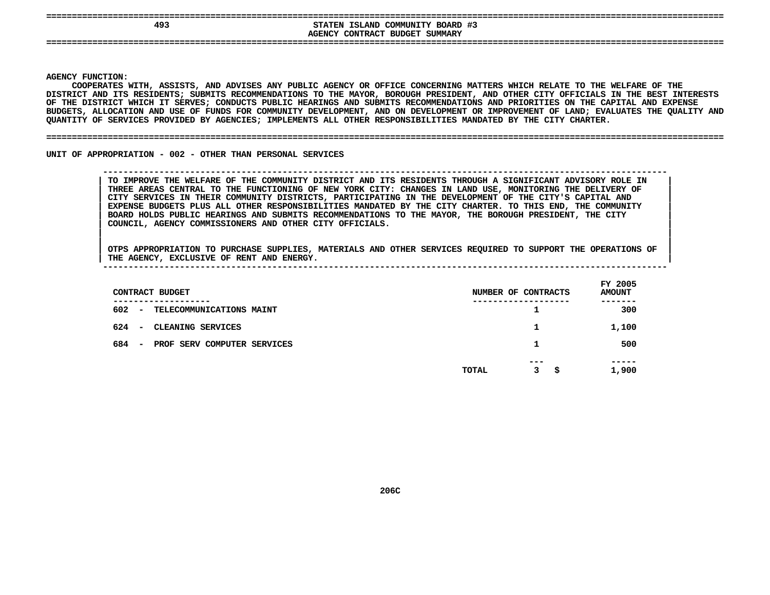# STATEN ISLAND COMMUNITY BOARD #3
## AGENCY CONTRACT BUDGET SUMMARY

**AGENCY FUNCTION:**

COOPERATES WITH, ASSISTS, AND ADVISES ANY PUBLIC AGENCY OR OFFICE CONCERNING MATTERS WHICH RELATE TO THE WELFARE OF THE DISTRICT AND ITS RESIDENTS; SUBMITS RECOMMENDATIONS TO THE MAYOR, BOROUGH PRESIDENT, AND OTHER CITY OFFICIALS IN THE BEST INTERESTS OF THE DISTRICT WHICH IT SERVES; CONDUCTS PUBLIC HEARINGS AND SUBMITS RECOMMENDATIONS AND PRIORITIES ON THE CAPITAL AND EXPENSE BUDGETS, ALLOCATION AND USE OF FUNDS FOR COMMUNITY DEVELOPMENT, AND ON DEVELOPMENT OR IMPROVEMENT OF LAND; EVALUATES THE QUALITY AND QUANTITY OF SERVICES PROVIDED BY AGENCIES; IMPLEMENTS ALL OTHER RESPONSIBILITIES MANDATED BY THE CITY CHARTER.

**UNIT OF APPROPRIATION - 002 - OTHER THAN PERSONAL SERVICES**

TO IMPROVE THE WELFARE OF THE COMMUNITY DISTRICT AND ITS RESIDENTS THROUGH A SIGNIFICANT ADVISORY ROLE IN THREE AREAS CENTRAL TO THE FUNCTIONING OF NEW YORK CITY: CHANGES IN LAND USE, MONITORING THE DELIVERY OF CITY SERVICES IN THEIR COMMUNITY DISTRICTS, PARTICIPATING IN THE DEVELOPMENT OF THE CITY'S CAPITAL AND EXPENSE BUDGETS PLUS ALL OTHER RESPONSIBILITIES MANDATED BY THE CITY CHARTER. TO THIS END, THE COMMUNITY BOARD HOLDS PUBLIC HEARINGS AND SUBMITS RECOMMENDATIONS TO THE MAYOR, THE BOROUGH PRESIDENT, THE CITY COUNCIL, AGENCY COMMISSIONERS AND OTHER CITY OFFICIALS.

OTPS APPROPRIATION TO PURCHASE SUPPLIES, MATERIALS AND OTHER SERVICES REQUIRED TO SUPPORT THE OPERATIONS OF THE AGENCY, EXCLUSIVE OF RENT AND ENERGY.

| CONTRACT BUDGET | NUMBER OF CONTRACTS | FY 2005 AMOUNT |
|---|---|---|
| 602 - TELECOMMUNICATIONS MAINT | 1 | 300 |
| 624 - CLEANING SERVICES | 1 | 1,100 |
| 684 - PROF SERV COMPUTER SERVICES | 1 | 500 |
| TOTAL | 3 | $ 1,900 |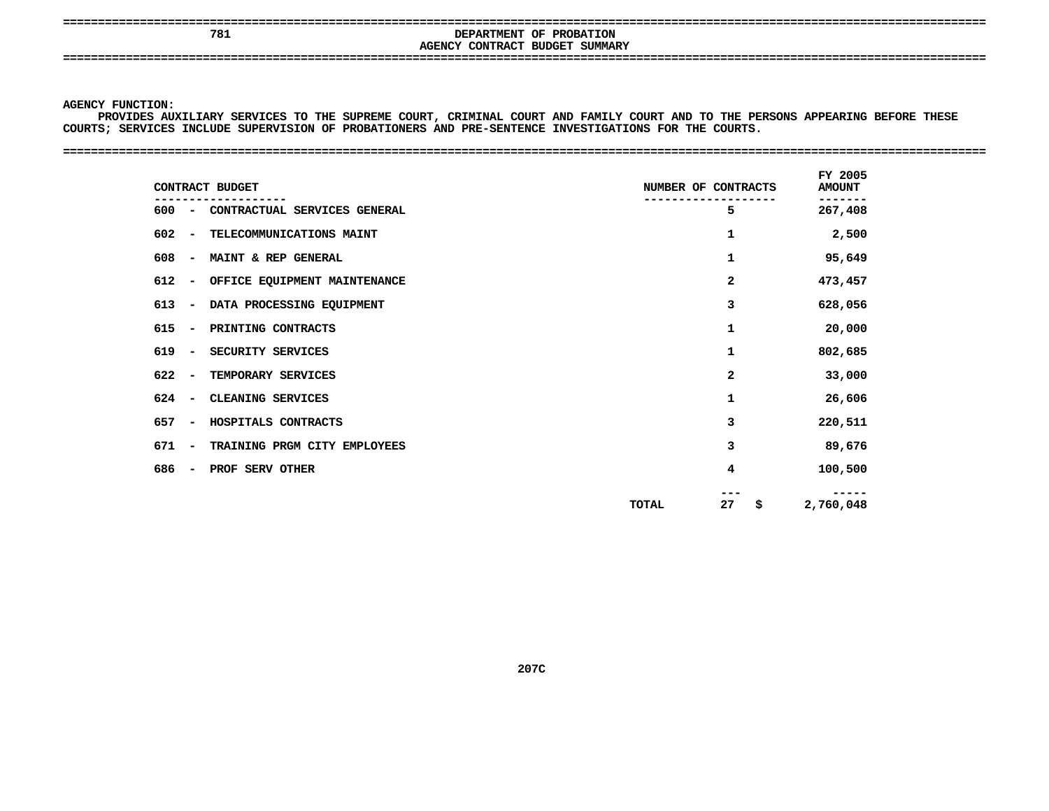781

# DEPARTMENT OF PROBATION

## AGENCY CONTRACT BUDGET SUMMARY

**AGENCY FUNCTION:**

PROVIDES AUXILIARY SERVICES TO THE SUPREME COURT, CRIMINAL COURT AND FAMILY COURT AND TO THE PERSONS APPEARING BEFORE THESE COURTS; SERVICES INCLUDE SUPERVISION OF PROBATIONERS AND PRE-SENTENCE INVESTIGATIONS FOR THE COURTS.

| CONTRACT BUDGET | NUMBER OF CONTRACTS | FY 2005 AMOUNT |
|---|---|---|
| 600 - CONTRACTUAL SERVICES GENERAL | 5 | 267,408 |
| 602 - TELECOMMUNICATIONS MAINT | 1 | 2,500 |
| 608 - MAINT & REP GENERAL | 1 | 95,649 |
| 612 - OFFICE EQUIPMENT MAINTENANCE | 2 | 473,457 |
| 613 - DATA PROCESSING EQUIPMENT | 3 | 628,056 |
| 615 - PRINTING CONTRACTS | 1 | 20,000 |
| 619 - SECURITY SERVICES | 1 | 802,685 |
| 622 - TEMPORARY SERVICES | 2 | 33,000 |
| 624 - CLEANING SERVICES | 1 | 26,606 |
| 657 - HOSPITALS CONTRACTS | 3 | 220,511 |
| 671 - TRAINING PRGM CITY EMPLOYEES | 3 | 89,676 |
| 686 - PROF SERV OTHER | 4 | 100,500 |
| TOTAL | 27 | $ 2,760,048 |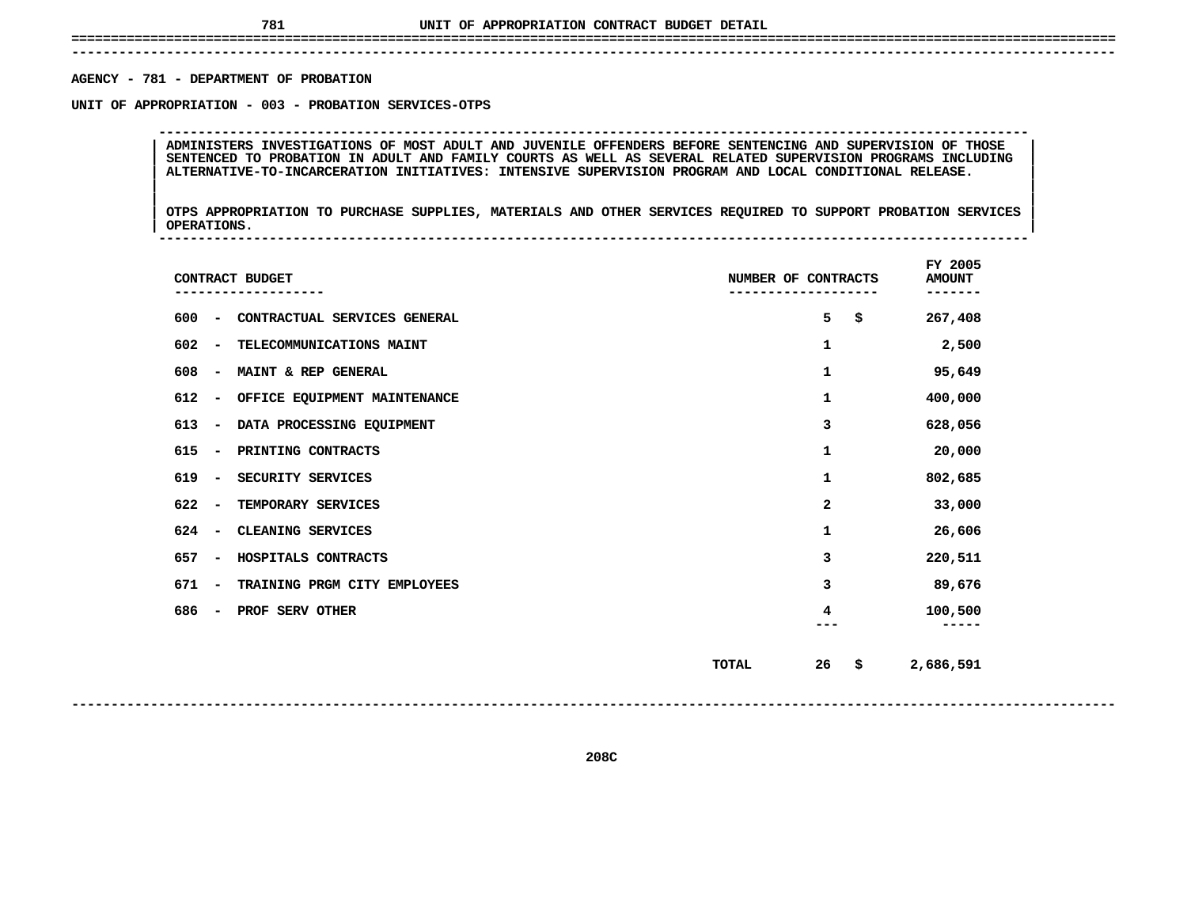# UNIT OF APPROPRIATION CONTRACT BUDGET DETAIL

**AGENCY - 781 - DEPARTMENT OF PROBATION**

**UNIT OF APPROPRIATION - 003 - PROBATION SERVICES-OTPS**

ADMINISTERS INVESTIGATIONS OF MOST ADULT AND JUVENILE OFFENDERS BEFORE SENTENCING AND SUPERVISION OF THOSE SENTENCED TO PROBATION IN ADULT AND FAMILY COURTS AS WELL AS SEVERAL RELATED SUPERVISION PROGRAMS INCLUDING ALTERNATIVE-TO-INCARCERATION INITIATIVES: INTENSIVE SUPERVISION PROGRAM AND LOCAL CONDITIONAL RELEASE.

OTPS APPROPRIATION TO PURCHASE SUPPLIES, MATERIALS AND OTHER SERVICES REQUIRED TO SUPPORT PROBATION SERVICES OPERATIONS.

| CONTRACT BUDGET | NUMBER OF CONTRACTS | FY 2005 AMOUNT |
|---|---|---|
| 600 - CONTRACTUAL SERVICES GENERAL | 5 | $ 267,408 |
| 602 - TELECOMMUNICATIONS MAINT | 1 | 2,500 |
| 608 - MAINT & REP GENERAL | 1 | 95,649 |
| 612 - OFFICE EQUIPMENT MAINTENANCE | 1 | 400,000 |
| 613 - DATA PROCESSING EQUIPMENT | 3 | 628,056 |
| 615 - PRINTING CONTRACTS | 1 | 20,000 |
| 619 - SECURITY SERVICES | 1 | 802,685 |
| 622 - TEMPORARY SERVICES | 2 | 33,000 |
| 624 - CLEANING SERVICES | 1 | 26,606 |
| 657 - HOSPITALS CONTRACTS | 3 | 220,511 |
| 671 - TRAINING PRGM CITY EMPLOYEES | 3 | 89,676 |
| 686 - PROF SERV OTHER | 4 | 100,500 |
| TOTAL | 26 | $ 2,686,591 |

208C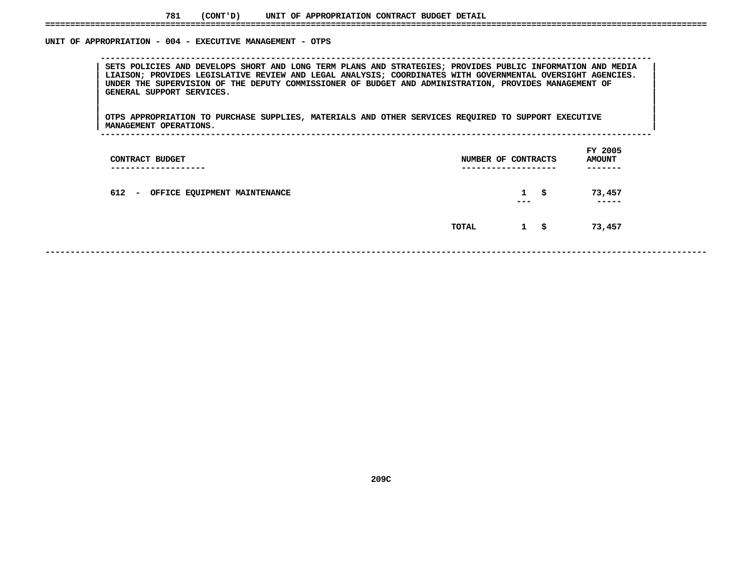781 (CONT'D) UNIT OF APPROPRIATION CONTRACT BUDGET DETAIL

## UNIT OF APPROPRIATION - 004 - EXECUTIVE MANAGEMENT - OTPS

SETS POLICIES AND DEVELOPS SHORT AND LONG TERM PLANS AND STRATEGIES; PROVIDES PUBLIC INFORMATION AND MEDIA LIAISON; PROVIDES LEGISLATIVE REVIEW AND LEGAL ANALYSIS; COORDINATES WITH GOVERNMENTAL OVERSIGHT AGENCIES. UNDER THE SUPERVISION OF THE DEPUTY COMMISSIONER OF BUDGET AND ADMINISTRATION, PROVIDES MANAGEMENT OF GENERAL SUPPORT SERVICES.

OTPS APPROPRIATION TO PURCHASE SUPPLIES, MATERIALS AND OTHER SERVICES REQUIRED TO SUPPORT EXECUTIVE MANAGEMENT OPERATIONS.

| CONTRACT BUDGET | NUMBER OF CONTRACTS | FY 2005 AMOUNT |
|---|---|---|
| 612 - OFFICE EQUIPMENT MAINTENANCE | 1 | $ 73,457 |
| TOTAL | 1 | $ 73,457 |

209C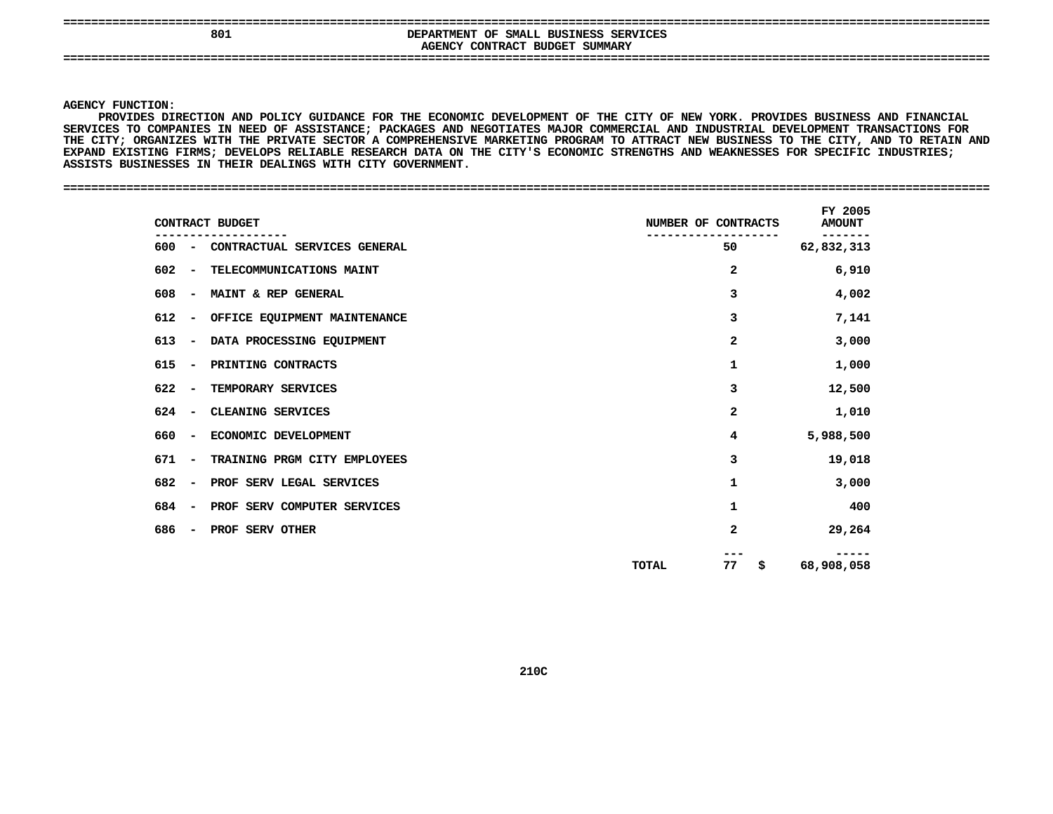801 DEPARTMENT OF SMALL BUSINESS SERVICES

AGENCY CONTRACT BUDGET SUMMARY

**AGENCY FUNCTION:**

PROVIDES DIRECTION AND POLICY GUIDANCE FOR THE ECONOMIC DEVELOPMENT OF THE CITY OF NEW YORK. PROVIDES BUSINESS AND FINANCIAL SERVICES TO COMPANIES IN NEED OF ASSISTANCE; PACKAGES AND NEGOTIATES MAJOR COMMERCIAL AND INDUSTRIAL DEVELOPMENT TRANSACTIONS FOR THE CITY; ORGANIZES WITH THE PRIVATE SECTOR A COMPREHENSIVE MARKETING PROGRAM TO ATTRACT NEW BUSINESS TO THE CITY, AND TO RETAIN AND EXPAND EXISTING FIRMS; DEVELOPS RELIABLE RESEARCH DATA ON THE CITY'S ECONOMIC STRENGTHS AND WEAKNESSES FOR SPECIFIC INDUSTRIES; ASSISTS BUSINESSES IN THEIR DEALINGS WITH CITY GOVERNMENT.

| CONTRACT BUDGET | NUMBER OF CONTRACTS | FY 2005 AMOUNT |
|---|---|---|
| 600 - CONTRACTUAL SERVICES GENERAL | 50 | 62,832,313 |
| 602 - TELECOMMUNICATIONS MAINT | 2 | 6,910 |
| 608 - MAINT & REP GENERAL | 3 | 4,002 |
| 612 - OFFICE EQUIPMENT MAINTENANCE | 3 | 7,141 |
| 613 - DATA PROCESSING EQUIPMENT | 2 | 3,000 |
| 615 - PRINTING CONTRACTS | 1 | 1,000 |
| 622 - TEMPORARY SERVICES | 3 | 12,500 |
| 624 - CLEANING SERVICES | 2 | 1,010 |
| 660 - ECONOMIC DEVELOPMENT | 4 | 5,988,500 |
| 671 - TRAINING PRGM CITY EMPLOYEES | 3 | 19,018 |
| 682 - PROF SERV LEGAL SERVICES | 1 | 3,000 |
| 684 - PROF SERV COMPUTER SERVICES | 1 | 400 |
| 686 - PROF SERV OTHER | 2 | 29,264 |
| TOTAL | 77 | $ 68,908,058 |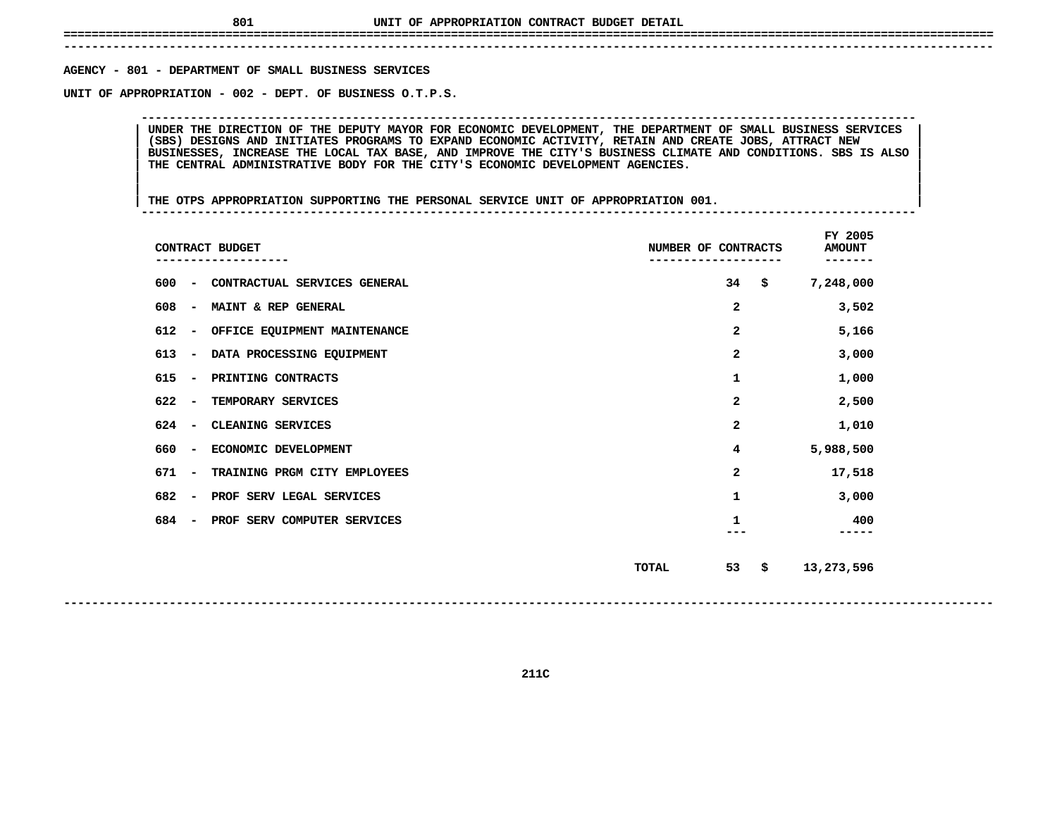# UNIT OF APPROPRIATION CONTRACT BUDGET DETAIL

**AGENCY - 801 - DEPARTMENT OF SMALL BUSINESS SERVICES**

**UNIT OF APPROPRIATION - 002 - DEPT. OF BUSINESS O.T.P.S.**

UNDER THE DIRECTION OF THE DEPUTY MAYOR FOR ECONOMIC DEVELOPMENT, THE DEPARTMENT OF SMALL BUSINESS SERVICES (SBS) DESIGNS AND INITIATES PROGRAMS TO EXPAND ECONOMIC ACTIVITY, RETAIN AND CREATE JOBS, ATTRACT NEW BUSINESSES, INCREASE THE LOCAL TAX BASE, AND IMPROVE THE CITY'S BUSINESS CLIMATE AND CONDITIONS. SBS IS ALSO THE CENTRAL ADMINISTRATIVE BODY FOR THE CITY'S ECONOMIC DEVELOPMENT AGENCIES.

THE OTPS APPROPRIATION SUPPORTING THE PERSONAL SERVICE UNIT OF APPROPRIATION 001.

| CONTRACT BUDGET | NUMBER OF CONTRACTS | FY 2005 AMOUNT |
|---|---|---|
| 600 - CONTRACTUAL SERVICES GENERAL | 34 | $ 7,248,000 |
| 608 - MAINT & REP GENERAL | 2 | 3,502 |
| 612 - OFFICE EQUIPMENT MAINTENANCE | 2 | 5,166 |
| 613 - DATA PROCESSING EQUIPMENT | 2 | 3,000 |
| 615 - PRINTING CONTRACTS | 1 | 1,000 |
| 622 - TEMPORARY SERVICES | 2 | 2,500 |
| 624 - CLEANING SERVICES | 2 | 1,010 |
| 660 - ECONOMIC DEVELOPMENT | 4 | 5,988,500 |
| 671 - TRAINING PRGM CITY EMPLOYEES | 2 | 17,518 |
| 682 - PROF SERV LEGAL SERVICES | 1 | 3,000 |
| 684 - PROF SERV COMPUTER SERVICES | 1 | 400 |
| TOTAL | 53 | $ 13,273,596 |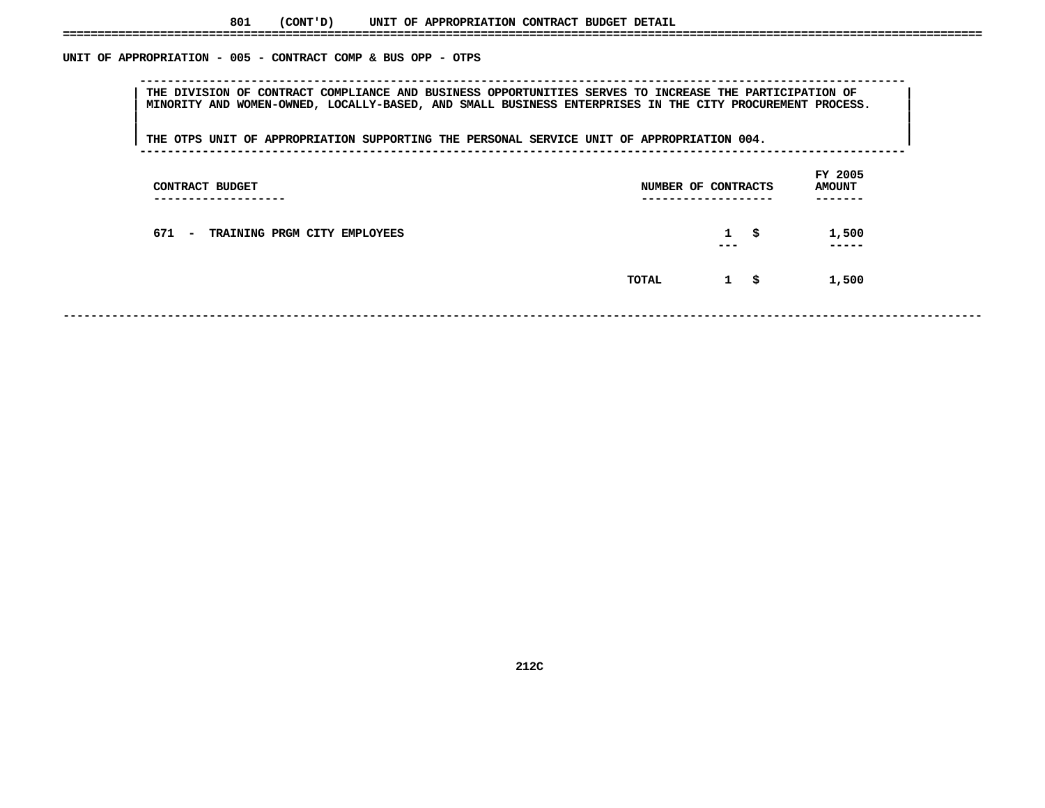801 (CONT'D) UNIT OF APPROPRIATION CONTRACT BUDGET DETAIL

## UNIT OF APPROPRIATION - 005 - CONTRACT COMP & BUS OPP - OTPS

THE DIVISION OF CONTRACT COMPLIANCE AND BUSINESS OPPORTUNITIES SERVES TO INCREASE THE PARTICIPATION OF MINORITY AND WOMEN-OWNED, LOCALLY-BASED, AND SMALL BUSINESS ENTERPRISES IN THE CITY PROCUREMENT PROCESS.

THE OTPS UNIT OF APPROPRIATION SUPPORTING THE PERSONAL SERVICE UNIT OF APPROPRIATION 004.

| CONTRACT BUDGET | NUMBER OF CONTRACTS | | FY 2005 AMOUNT |
|---|---|---|---|
| 671 - TRAINING PRGM CITY EMPLOYEES | 1 | $ | 1,500 |
| TOTAL | 1 | $ | 1,500 |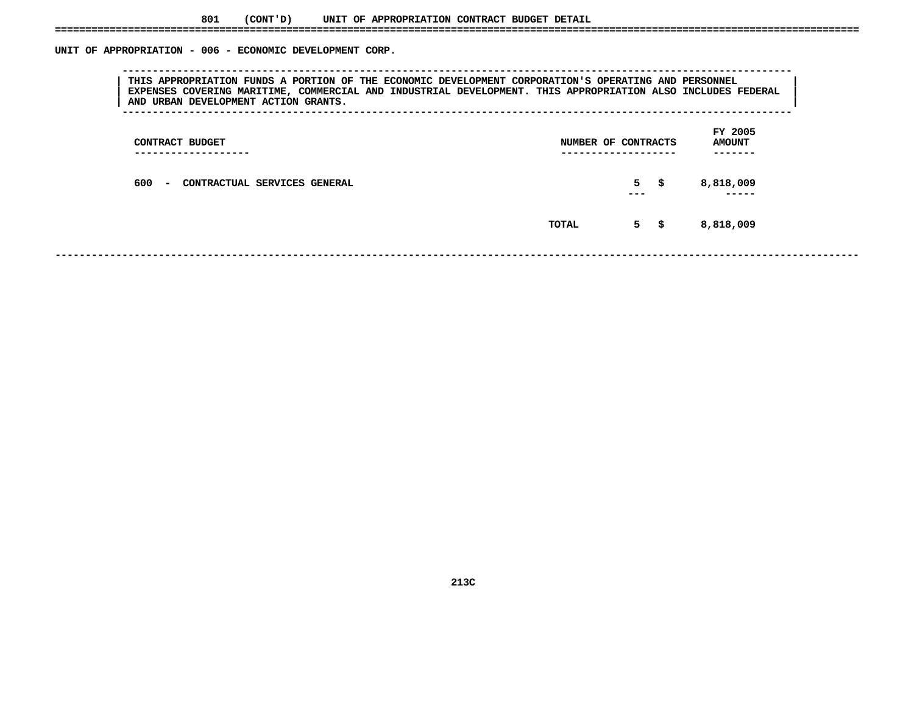801 (CONT'D) UNIT OF APPROPRIATION CONTRACT BUDGET DETAIL

## UNIT OF APPROPRIATION - 006 - ECONOMIC DEVELOPMENT CORP.

THIS APPROPRIATION FUNDS A PORTION OF THE ECONOMIC DEVELOPMENT CORPORATION'S OPERATING AND PERSONNEL EXPENSES COVERING MARITIME, COMMERCIAL AND INDUSTRIAL DEVELOPMENT. THIS APPROPRIATION ALSO INCLUDES FEDERAL AND URBAN DEVELOPMENT ACTION GRANTS.

| CONTRACT BUDGET | | NUMBER OF CONTRACTS | FY 2005 AMOUNT |
|---|---|---|---|
| 600 - CONTRACTUAL SERVICES GENERAL | | 5 | $ 8,818,009 |
| | TOTAL | 5 | $ 8,818,009 |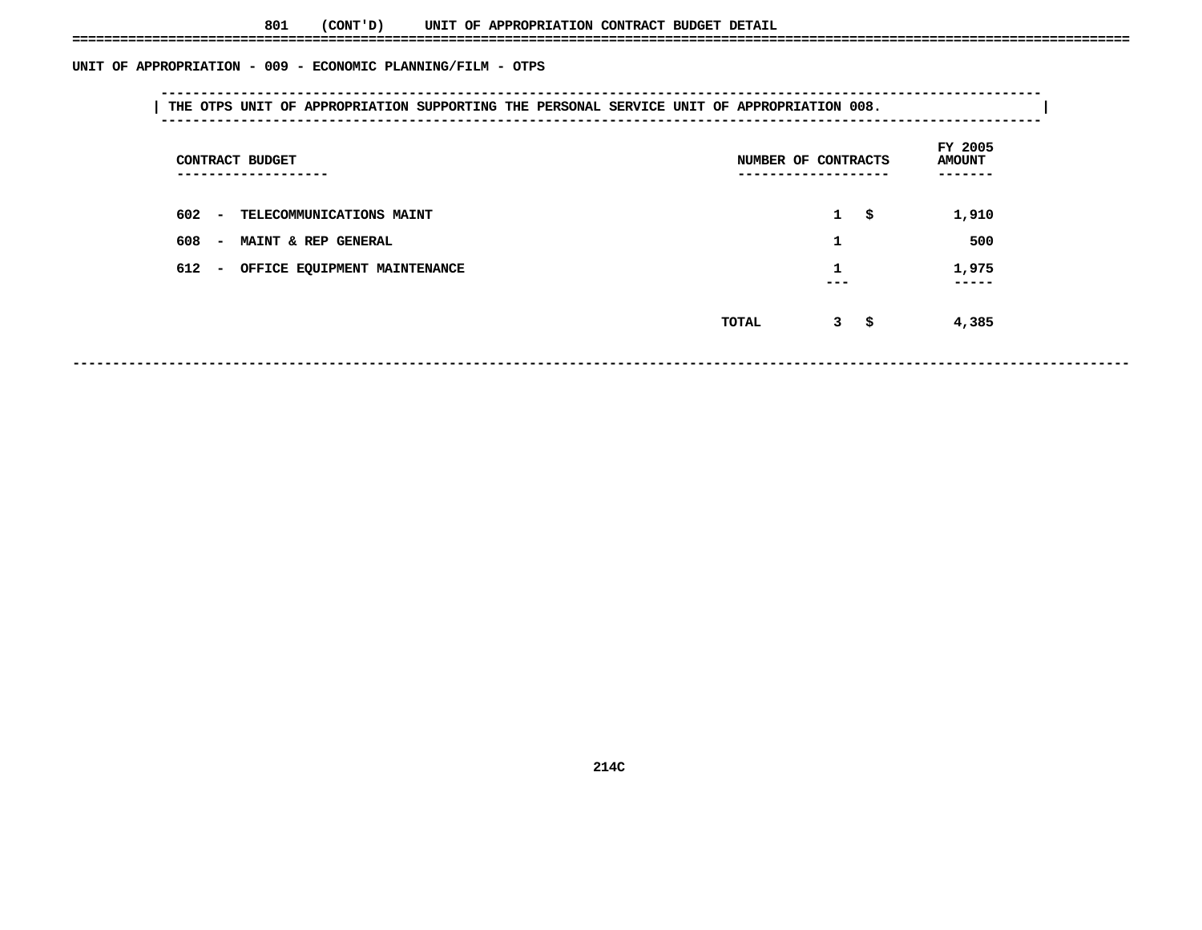801 (CONT'D) UNIT OF APPROPRIATION CONTRACT BUDGET DETAIL

## UNIT OF APPROPRIATION - 009 - ECONOMIC PLANNING/FILM - OTPS

THE OTPS UNIT OF APPROPRIATION SUPPORTING THE PERSONAL SERVICE UNIT OF APPROPRIATION 008.

| CONTRACT BUDGET | NUMBER OF CONTRACTS | | FY 2005 AMOUNT |
|---|---|---|---|
| 602 - TELECOMMUNICATIONS MAINT | 1 | $ | 1,910 |
| 608 - MAINT & REP GENERAL | 1 | | 500 |
| 612 - OFFICE EQUIPMENT MAINTENANCE | 1 | | 1,975 |
| TOTAL | 3 | $ | 4,385 |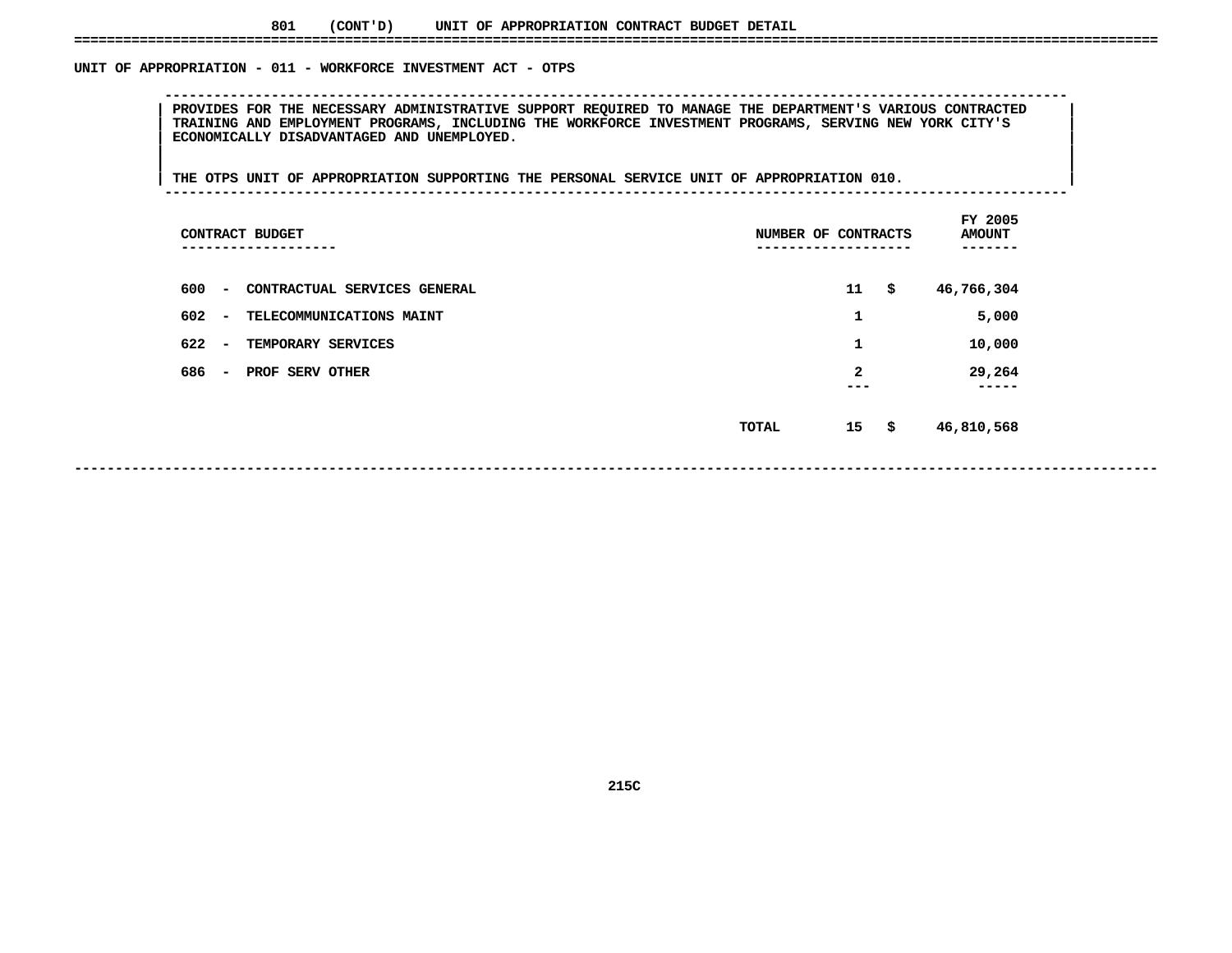801 (CONT'D) UNIT OF APPROPRIATION CONTRACT BUDGET DETAIL

## UNIT OF APPROPRIATION - 011 - WORKFORCE INVESTMENT ACT - OTPS

PROVIDES FOR THE NECESSARY ADMINISTRATIVE SUPPORT REQUIRED TO MANAGE THE DEPARTMENT'S VARIOUS CONTRACTED TRAINING AND EMPLOYMENT PROGRAMS, INCLUDING THE WORKFORCE INVESTMENT PROGRAMS, SERVING NEW YORK CITY'S ECONOMICALLY DISADVANTAGED AND UNEMPLOYED.

THE OTPS UNIT OF APPROPRIATION SUPPORTING THE PERSONAL SERVICE UNIT OF APPROPRIATION 010.

| CONTRACT BUDGET | NUMBER OF CONTRACTS | FY 2005 AMOUNT |
|---|---|---|
| 600 - CONTRACTUAL SERVICES GENERAL | 11 | $ 46,766,304 |
| 602 - TELECOMMUNICATIONS MAINT | 1 | 5,000 |
| 622 - TEMPORARY SERVICES | 1 | 10,000 |
| 686 - PROF SERV OTHER | 2 | 29,264 |
| TOTAL | 15 | $ 46,810,568 |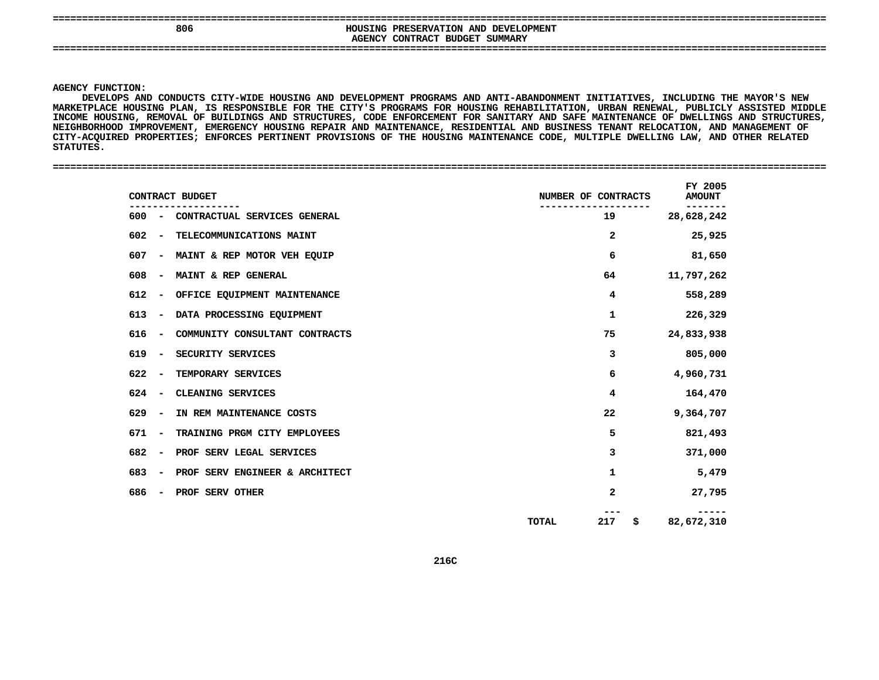# 806 HOUSING PRESERVATION AND DEVELOPMENT
## AGENCY CONTRACT BUDGET SUMMARY

**AGENCY FUNCTION:**
DEVELOPS AND CONDUCTS CITY-WIDE HOUSING AND DEVELOPMENT PROGRAMS AND ANTI-ABANDONMENT INITIATIVES, INCLUDING THE MAYOR'S NEW MARKETPLACE HOUSING PLAN, IS RESPONSIBLE FOR THE CITY'S PROGRAMS FOR HOUSING REHABILITATION, URBAN RENEWAL, PUBLICLY ASSISTED MIDDLE INCOME HOUSING, REMOVAL OF BUILDINGS AND STRUCTURES, CODE ENFORCEMENT FOR SANITARY AND SAFE MAINTENANCE OF DWELLINGS AND STRUCTURES, NEIGHBORHOOD IMPROVEMENT, EMERGENCY HOUSING REPAIR AND MAINTENANCE, RESIDENTIAL AND BUSINESS TENANT RELOCATION, AND MANAGEMENT OF CITY-ACQUIRED PROPERTIES; ENFORCES PERTINENT PROVISIONS OF THE HOUSING MAINTENANCE CODE, MULTIPLE DWELLING LAW, AND OTHER RELATED STATUTES.

| CONTRACT BUDGET | NUMBER OF CONTRACTS | FY 2005 AMOUNT |
|---|---|---|
| 600 - CONTRACTUAL SERVICES GENERAL | 19 | 28,628,242 |
| 602 - TELECOMMUNICATIONS MAINT | 2 | 25,925 |
| 607 - MAINT & REP MOTOR VEH EQUIP | 6 | 81,650 |
| 608 - MAINT & REP GENERAL | 64 | 11,797,262 |
| 612 - OFFICE EQUIPMENT MAINTENANCE | 4 | 558,289 |
| 613 - DATA PROCESSING EQUIPMENT | 1 | 226,329 |
| 616 - COMMUNITY CONSULTANT CONTRACTS | 75 | 24,833,938 |
| 619 - SECURITY SERVICES | 3 | 805,000 |
| 622 - TEMPORARY SERVICES | 6 | 4,960,731 |
| 624 - CLEANING SERVICES | 4 | 164,470 |
| 629 - IN REM MAINTENANCE COSTS | 22 | 9,364,707 |
| 671 - TRAINING PRGM CITY EMPLOYEES | 5 | 821,493 |
| 682 - PROF SERV LEGAL SERVICES | 3 | 371,000 |
| 683 - PROF SERV ENGINEER & ARCHITECT | 1 | 5,479 |
| 686 - PROF SERV OTHER | 2 | 27,795 |
| TOTAL | 217 | $ 82,672,310 |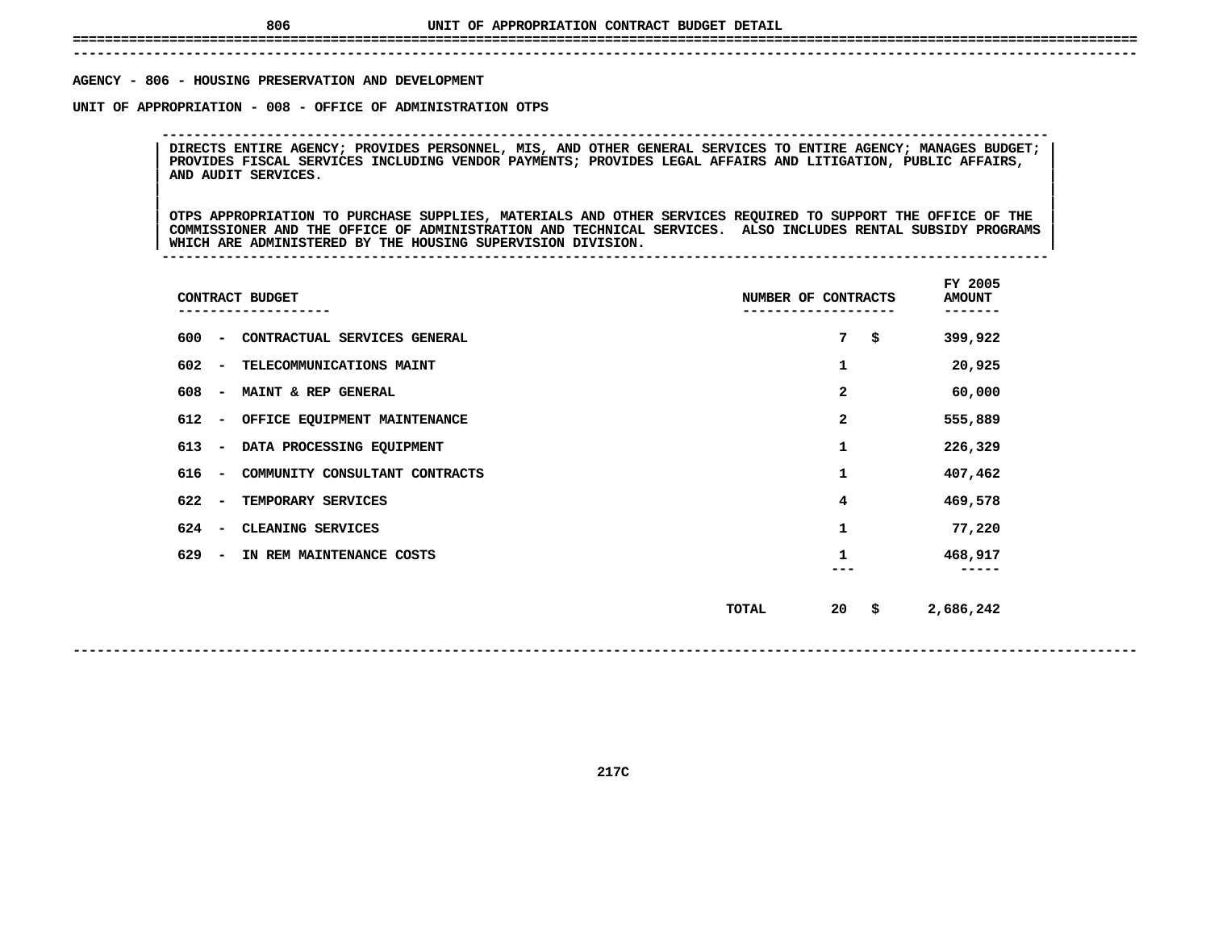# UNIT OF APPROPRIATION CONTRACT BUDGET DETAIL

**AGENCY - 806 - HOUSING PRESERVATION AND DEVELOPMENT**

**UNIT OF APPROPRIATION - 008 - OFFICE OF ADMINISTRATION OTPS**

DIRECTS ENTIRE AGENCY; PROVIDES PERSONNEL, MIS, AND OTHER GENERAL SERVICES TO ENTIRE AGENCY; MANAGES BUDGET; PROVIDES FISCAL SERVICES INCLUDING VENDOR PAYMENTS; PROVIDES LEGAL AFFAIRS AND LITIGATION, PUBLIC AFFAIRS, AND AUDIT SERVICES.

OTPS APPROPRIATION TO PURCHASE SUPPLIES, MATERIALS AND OTHER SERVICES REQUIRED TO SUPPORT THE OFFICE OF THE COMMISSIONER AND THE OFFICE OF ADMINISTRATION AND TECHNICAL SERVICES. ALSO INCLUDES RENTAL SUBSIDY PROGRAMS WHICH ARE ADMINISTERED BY THE HOUSING SUPERVISION DIVISION.

| CONTRACT BUDGET | NUMBER OF CONTRACTS | FY 2005 AMOUNT |
|---|---|---|
| 600 - CONTRACTUAL SERVICES GENERAL | 7 | $ 399,922 |
| 602 - TELECOMMUNICATIONS MAINT | 1 | 20,925 |
| 608 - MAINT & REP GENERAL | 2 | 60,000 |
| 612 - OFFICE EQUIPMENT MAINTENANCE | 2 | 555,889 |
| 613 - DATA PROCESSING EQUIPMENT | 1 | 226,329 |
| 616 - COMMUNITY CONSULTANT CONTRACTS | 1 | 407,462 |
| 622 - TEMPORARY SERVICES | 4 | 469,578 |
| 624 - CLEANING SERVICES | 1 | 77,220 |
| 629 - IN REM MAINTENANCE COSTS | 1 | 468,917 |
| TOTAL | 20 | $ 2,686,242 |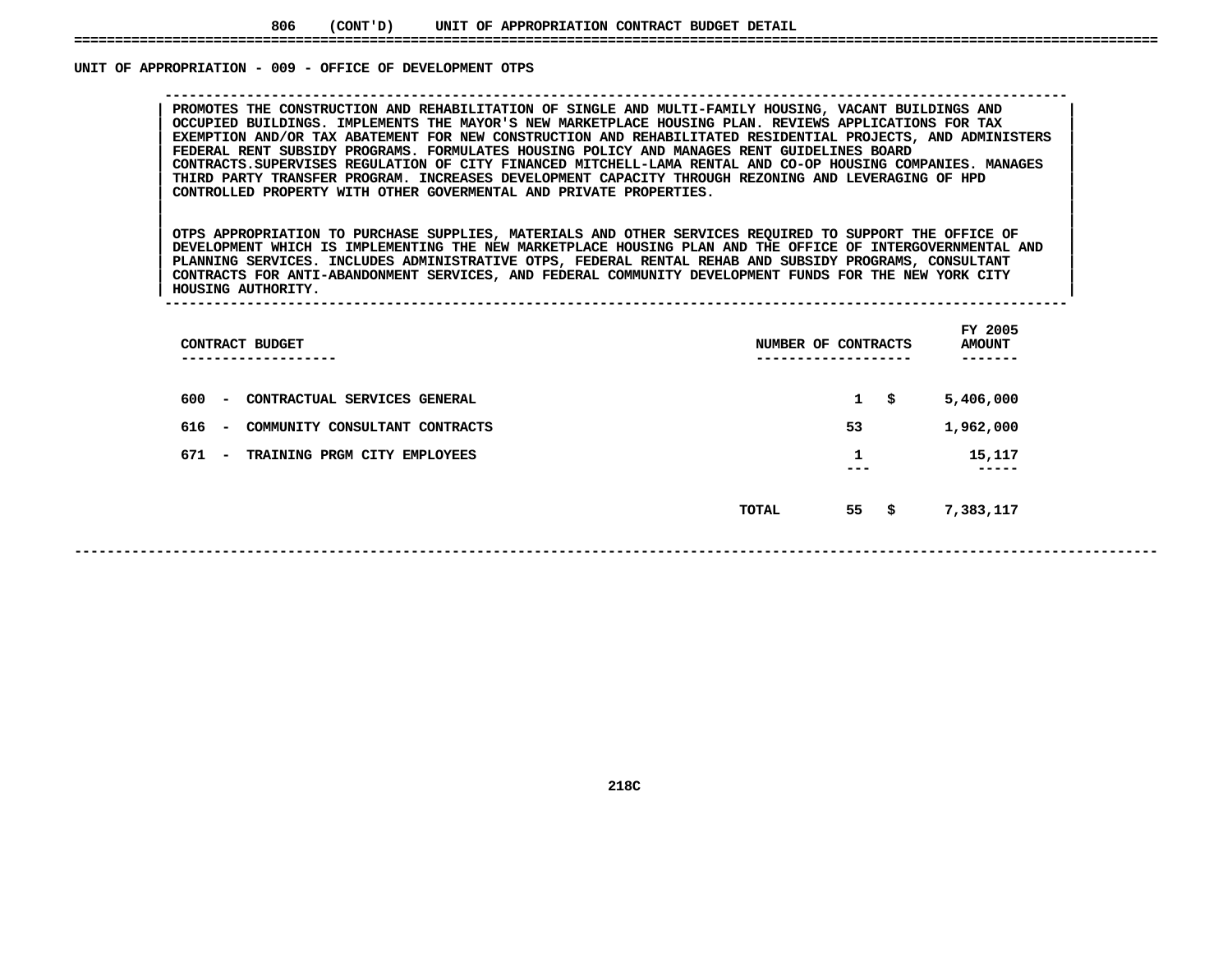806 (CONT'D) UNIT OF APPROPRIATION CONTRACT BUDGET DETAIL

## UNIT OF APPROPRIATION - 009 - OFFICE OF DEVELOPMENT OTPS

PROMOTES THE CONSTRUCTION AND REHABILITATION OF SINGLE AND MULTI-FAMILY HOUSING, VACANT BUILDINGS AND OCCUPIED BUILDINGS. IMPLEMENTS THE MAYOR'S NEW MARKETPLACE HOUSING PLAN. REVIEWS APPLICATIONS FOR TAX EXEMPTION AND/OR TAX ABATEMENT FOR NEW CONSTRUCTION AND REHABILITATED RESIDENTIAL PROJECTS, AND ADMINISTERS FEDERAL RENT SUBSIDY PROGRAMS. FORMULATES HOUSING POLICY AND MANAGES RENT GUIDELINES BOARD CONTRACTS.SUPERVISES REGULATION OF CITY FINANCED MITCHELL-LAMA RENTAL AND CO-OP HOUSING COMPANIES. MANAGES THIRD PARTY TRANSFER PROGRAM. INCREASES DEVELOPMENT CAPACITY THROUGH REZONING AND LEVERAGING OF HPD CONTROLLED PROPERTY WITH OTHER GOVERMENTAL AND PRIVATE PROPERTIES.

OTPS APPROPRIATION TO PURCHASE SUPPLIES, MATERIALS AND OTHER SERVICES REQUIRED TO SUPPORT THE OFFICE OF DEVELOPMENT WHICH IS IMPLEMENTING THE NEW MARKETPLACE HOUSING PLAN AND THE OFFICE OF INTERGOVERNMENTAL AND PLANNING SERVICES. INCLUDES ADMINISTRATIVE OTPS, FEDERAL RENTAL REHAB AND SUBSIDY PROGRAMS, CONSULTANT CONTRACTS FOR ANTI-ABANDONMENT SERVICES, AND FEDERAL COMMUNITY DEVELOPMENT FUNDS FOR THE NEW YORK CITY HOUSING AUTHORITY.

| CONTRACT BUDGET | | NUMBER OF CONTRACTS | FY 2005 AMOUNT |
|---|---|---|---|
| 600 - CONTRACTUAL SERVICES GENERAL | | 1 | $ 5,406,000 |
| 616 - COMMUNITY CONSULTANT CONTRACTS | | 53 | 1,962,000 |
| 671 - TRAINING PRGM CITY EMPLOYEES | | 1 | 15,117 |
| | TOTAL | 55 | $ 7,383,117 |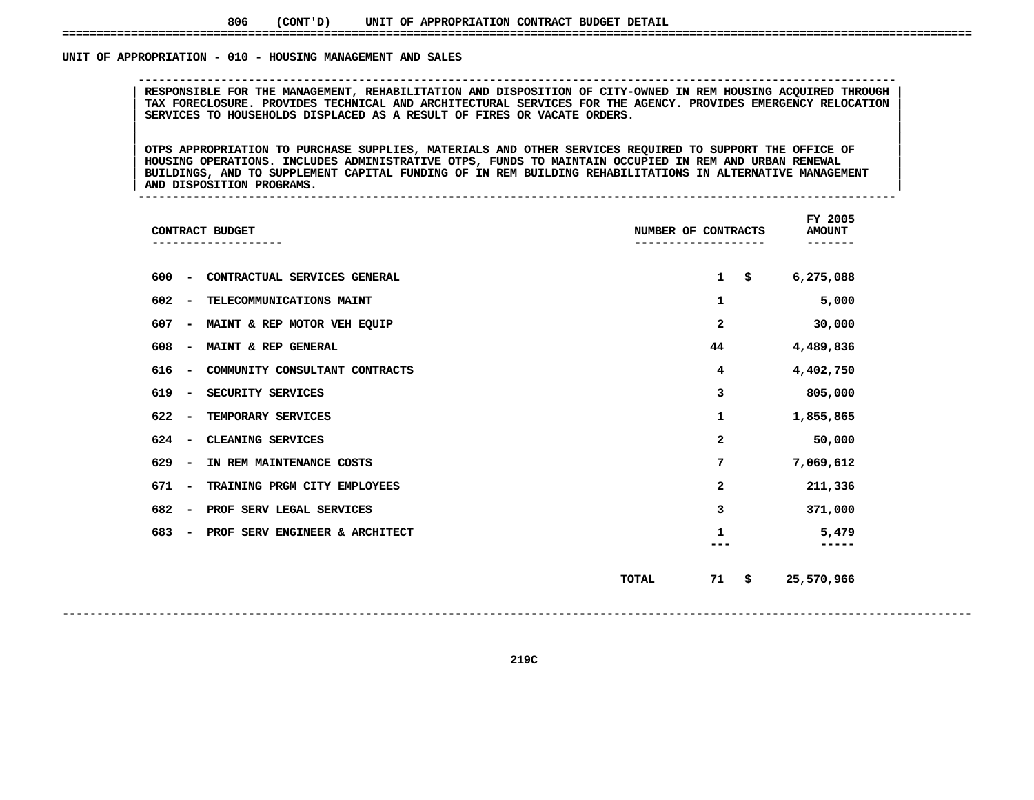806 (CONT'D) UNIT OF APPROPRIATION CONTRACT BUDGET DETAIL

## UNIT OF APPROPRIATION - 010 - HOUSING MANAGEMENT AND SALES

RESPONSIBLE FOR THE MANAGEMENT, REHABILITATION AND DISPOSITION OF CITY-OWNED IN REM HOUSING ACQUIRED THROUGH TAX FORECLOSURE. PROVIDES TECHNICAL AND ARCHITECTURAL SERVICES FOR THE AGENCY. PROVIDES EMERGENCY RELOCATION SERVICES TO HOUSEHOLDS DISPLACED AS A RESULT OF FIRES OR VACATE ORDERS.

OTPS APPROPRIATION TO PURCHASE SUPPLIES, MATERIALS AND OTHER SERVICES REQUIRED TO SUPPORT THE OFFICE OF HOUSING OPERATIONS. INCLUDES ADMINISTRATIVE OTPS, FUNDS TO MAINTAIN OCCUPIED IN REM AND URBAN RENEWAL BUILDINGS, AND TO SUPPLEMENT CAPITAL FUNDING OF IN REM BUILDING REHABILITATIONS IN ALTERNATIVE MANAGEMENT AND DISPOSITION PROGRAMS.

| CONTRACT BUDGET | NUMBER OF CONTRACTS | FY 2005 AMOUNT |
|---|---|---|
| 600 - CONTRACTUAL SERVICES GENERAL | 1 | $ 6,275,088 |
| 602 - TELECOMMUNICATIONS MAINT | 1 | 5,000 |
| 607 - MAINT & REP MOTOR VEH EQUIP | 2 | 30,000 |
| 608 - MAINT & REP GENERAL | 44 | 4,489,836 |
| 616 - COMMUNITY CONSULTANT CONTRACTS | 4 | 4,402,750 |
| 619 - SECURITY SERVICES | 3 | 805,000 |
| 622 - TEMPORARY SERVICES | 1 | 1,855,865 |
| 624 - CLEANING SERVICES | 2 | 50,000 |
| 629 - IN REM MAINTENANCE COSTS | 7 | 7,069,612 |
| 671 - TRAINING PRGM CITY EMPLOYEES | 2 | 211,336 |
| 682 - PROF SERV LEGAL SERVICES | 3 | 371,000 |
| 683 - PROF SERV ENGINEER & ARCHITECT | 1 | 5,479 |
| TOTAL | 71 | $ 25,570,966 |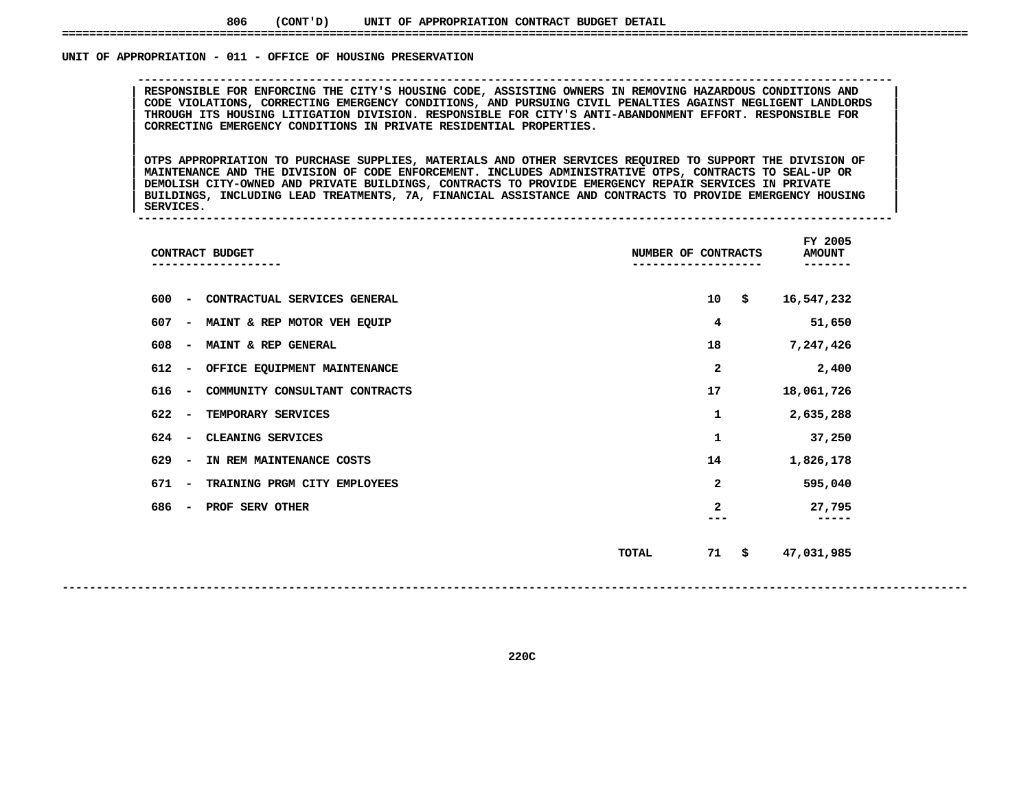806 (CONT'D) UNIT OF APPROPRIATION CONTRACT BUDGET DETAIL

## UNIT OF APPROPRIATION - 011 - OFFICE OF HOUSING PRESERVATION

RESPONSIBLE FOR ENFORCING THE CITY'S HOUSING CODE, ASSISTING OWNERS IN REMOVING HAZARDOUS CONDITIONS AND CODE VIOLATIONS, CORRECTING EMERGENCY CONDITIONS, AND PURSUING CIVIL PENALTIES AGAINST NEGLIGENT LANDLORDS THROUGH ITS HOUSING LITIGATION DIVISION. RESPONSIBLE FOR CITY'S ANTI-ABANDONMENT EFFORT. RESPONSIBLE FOR CORRECTING EMERGENCY CONDITIONS IN PRIVATE RESIDENTIAL PROPERTIES.

OTPS APPROPRIATION TO PURCHASE SUPPLIES, MATERIALS AND OTHER SERVICES REQUIRED TO SUPPORT THE DIVISION OF MAINTENANCE AND THE DIVISION OF CODE ENFORCEMENT. INCLUDES ADMINISTRATIVE OTPS, CONTRACTS TO SEAL-UP OR DEMOLISH CITY-OWNED AND PRIVATE BUILDINGS, CONTRACTS TO PROVIDE EMERGENCY REPAIR SERVICES IN PRIVATE BUILDINGS, INCLUDING LEAD TREATMENTS, 7A, FINANCIAL ASSISTANCE AND CONTRACTS TO PROVIDE EMERGENCY HOUSING SERVICES.

| CONTRACT BUDGET | NUMBER OF CONTRACTS | FY 2005 AMOUNT |
|---|---|---|
| 600 - CONTRACTUAL SERVICES GENERAL | 10 | $ 16,547,232 |
| 607 - MAINT & REP MOTOR VEH EQUIP | 4 | 51,650 |
| 608 - MAINT & REP GENERAL | 18 | 7,247,426 |
| 612 - OFFICE EQUIPMENT MAINTENANCE | 2 | 2,400 |
| 616 - COMMUNITY CONSULTANT CONTRACTS | 17 | 18,061,726 |
| 622 - TEMPORARY SERVICES | 1 | 2,635,288 |
| 624 - CLEANING SERVICES | 1 | 37,250 |
| 629 - IN REM MAINTENANCE COSTS | 14 | 1,826,178 |
| 671 - TRAINING PRGM CITY EMPLOYEES | 2 | 595,040 |
| 686 - PROF SERV OTHER | 2 | 27,795 |
| TOTAL | 71 | $ 47,031,985 |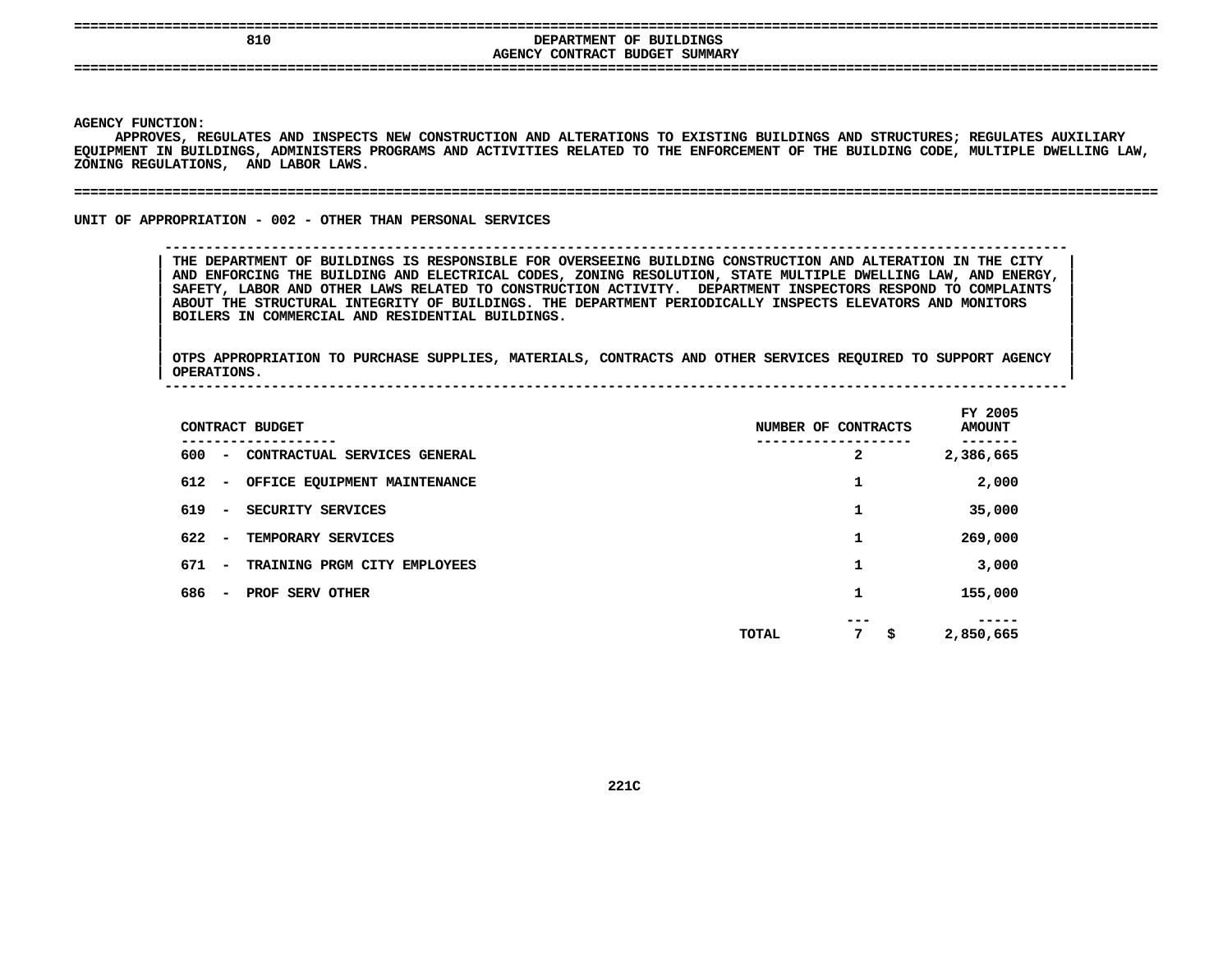# 810 DEPARTMENT OF BUILDINGS
## AGENCY CONTRACT BUDGET SUMMARY

**AGENCY FUNCTION:**
APPROVES, REGULATES AND INSPECTS NEW CONSTRUCTION AND ALTERATIONS TO EXISTING BUILDINGS AND STRUCTURES; REGULATES AUXILIARY EQUIPMENT IN BUILDINGS, ADMINISTERS PROGRAMS AND ACTIVITIES RELATED TO THE ENFORCEMENT OF THE BUILDING CODE, MULTIPLE DWELLING LAW, ZONING REGULATIONS, AND LABOR LAWS.

**UNIT OF APPROPRIATION - 002 - OTHER THAN PERSONAL SERVICES**

THE DEPARTMENT OF BUILDINGS IS RESPONSIBLE FOR OVERSEEING BUILDING CONSTRUCTION AND ALTERATION IN THE CITY AND ENFORCING THE BUILDING AND ELECTRICAL CODES, ZONING RESOLUTION, STATE MULTIPLE DWELLING LAW, AND ENERGY, SAFETY, LABOR AND OTHER LAWS RELATED TO CONSTRUCTION ACTIVITY. DEPARTMENT INSPECTORS RESPOND TO COMPLAINTS ABOUT THE STRUCTURAL INTEGRITY OF BUILDINGS. THE DEPARTMENT PERIODICALLY INSPECTS ELEVATORS AND MONITORS BOILERS IN COMMERCIAL AND RESIDENTIAL BUILDINGS.

OTPS APPROPRIATION TO PURCHASE SUPPLIES, MATERIALS, CONTRACTS AND OTHER SERVICES REQUIRED TO SUPPORT AGENCY OPERATIONS.

| CONTRACT BUDGET | NUMBER OF CONTRACTS | FY 2005 AMOUNT |
|---|---|---|
| 600 - CONTRACTUAL SERVICES GENERAL | 2 | 2,386,665 |
| 612 - OFFICE EQUIPMENT MAINTENANCE | 1 | 2,000 |
| 619 - SECURITY SERVICES | 1 | 35,000 |
| 622 - TEMPORARY SERVICES | 1 | 269,000 |
| 671 - TRAINING PRGM CITY EMPLOYEES | 1 | 3,000 |
| 686 - PROF SERV OTHER | 1 | 155,000 |
| TOTAL | 7 | $ 2,850,665 |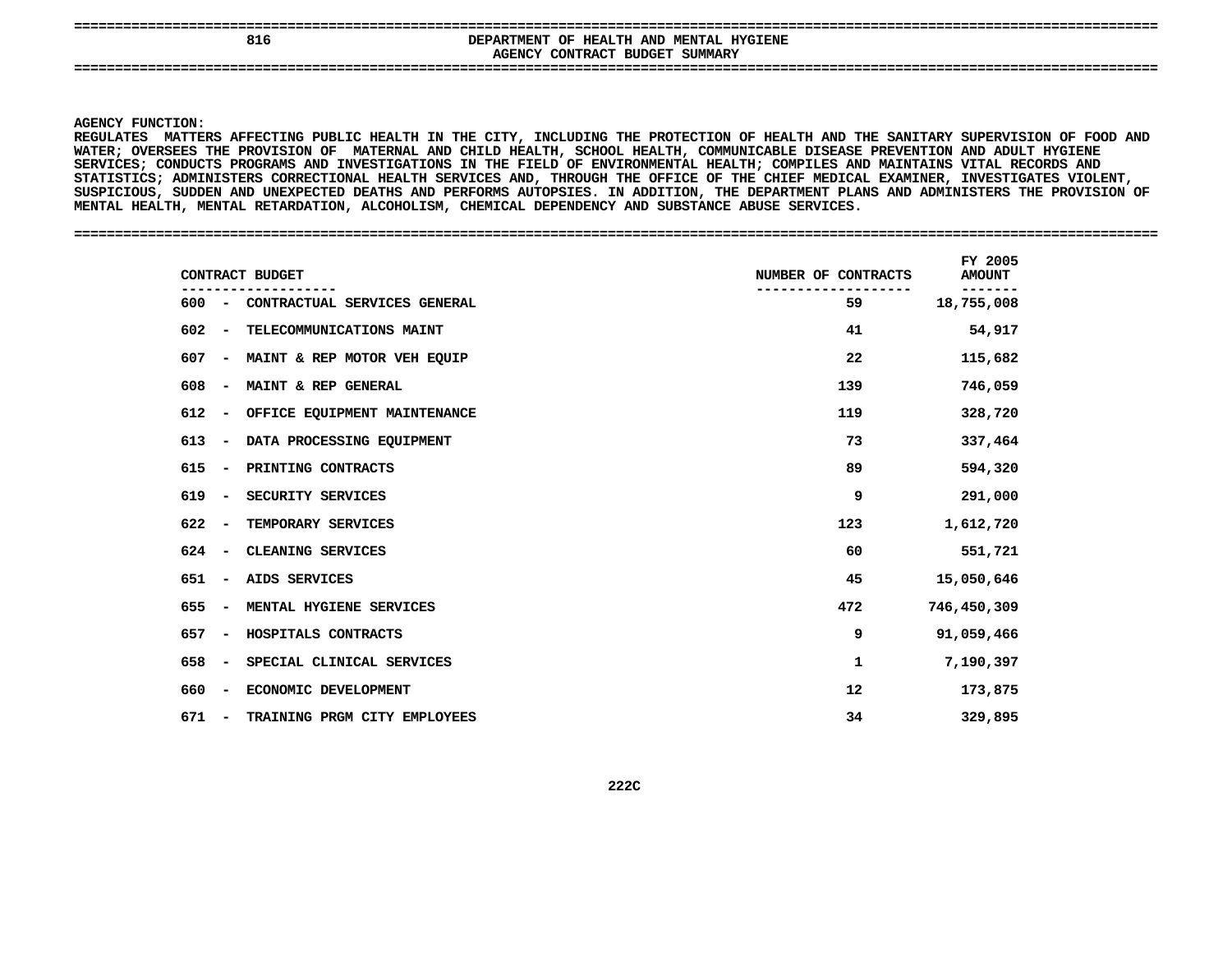# 816 DEPARTMENT OF HEALTH AND MENTAL HYGIENE
## AGENCY CONTRACT BUDGET SUMMARY

**AGENCY FUNCTION:**
REGULATES MATTERS AFFECTING PUBLIC HEALTH IN THE CITY, INCLUDING THE PROTECTION OF HEALTH AND THE SANITARY SUPERVISION OF FOOD AND WATER; OVERSEES THE PROVISION OF MATERNAL AND CHILD HEALTH, SCHOOL HEALTH, COMMUNICABLE DISEASE PREVENTION AND ADULT HYGIENE SERVICES; CONDUCTS PROGRAMS AND INVESTIGATIONS IN THE FIELD OF ENVIRONMENTAL HEALTH; COMPILES AND MAINTAINS VITAL RECORDS AND STATISTICS; ADMINISTERS CORRECTIONAL HEALTH SERVICES AND, THROUGH THE OFFICE OF THE CHIEF MEDICAL EXAMINER, INVESTIGATES VIOLENT, SUSPICIOUS, SUDDEN AND UNEXPECTED DEATHS AND PERFORMS AUTOPSIES. IN ADDITION, THE DEPARTMENT PLANS AND ADMINISTERS THE PROVISION OF MENTAL HEALTH, MENTAL RETARDATION, ALCOHOLISM, CHEMICAL DEPENDENCY AND SUBSTANCE ABUSE SERVICES.

| CONTRACT BUDGET | NUMBER OF CONTRACTS | FY 2005 AMOUNT |
|---|---|---|
| 600 - CONTRACTUAL SERVICES GENERAL | 59 | 18,755,008 |
| 602 - TELECOMMUNICATIONS MAINT | 41 | 54,917 |
| 607 - MAINT & REP MOTOR VEH EQUIP | 22 | 115,682 |
| 608 - MAINT & REP GENERAL | 139 | 746,059 |
| 612 - OFFICE EQUIPMENT MAINTENANCE | 119 | 328,720 |
| 613 - DATA PROCESSING EQUIPMENT | 73 | 337,464 |
| 615 - PRINTING CONTRACTS | 89 | 594,320 |
| 619 - SECURITY SERVICES | 9 | 291,000 |
| 622 - TEMPORARY SERVICES | 123 | 1,612,720 |
| 624 - CLEANING SERVICES | 60 | 551,721 |
| 651 - AIDS SERVICES | 45 | 15,050,646 |
| 655 - MENTAL HYGIENE SERVICES | 472 | 746,450,309 |
| 657 - HOSPITALS CONTRACTS | 9 | 91,059,466 |
| 658 - SPECIAL CLINICAL SERVICES | 1 | 7,190,397 |
| 660 - ECONOMIC DEVELOPMENT | 12 | 173,875 |
| 671 - TRAINING PRGM CITY EMPLOYEES | 34 | 329,895 |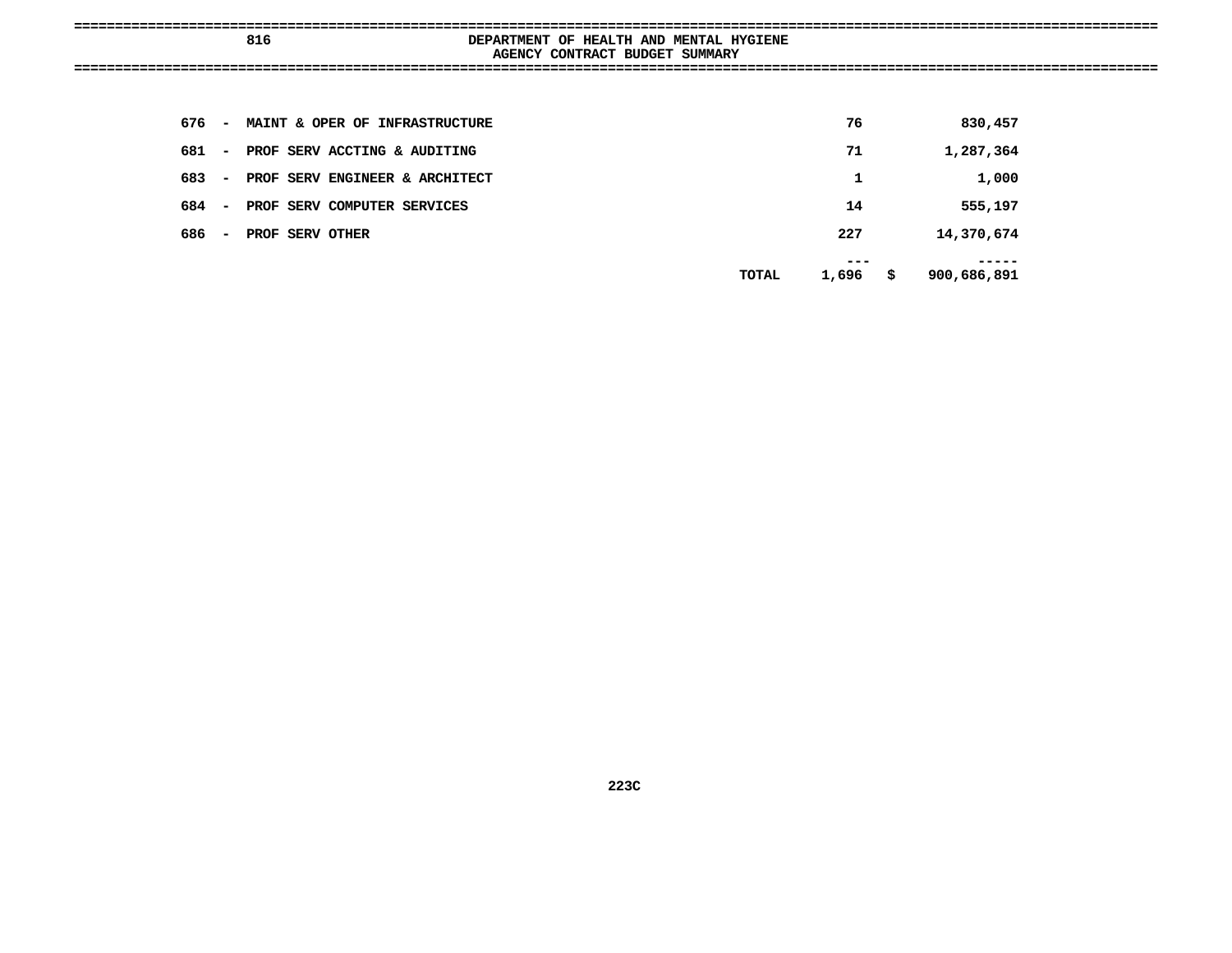## 816 DEPARTMENT OF HEALTH AND MENTAL HYGIENE

### AGENCY CONTRACT BUDGET SUMMARY

| | | | |
|---|---|---|---|
| 676 - MAINT & OPER OF INFRASTRUCTURE | | 76 | 830,457 |
| 681 - PROF SERV ACCTING & AUDITING | | 71 | 1,287,364 |
| 683 - PROF SERV ENGINEER & ARCHITECT | | 1 | 1,000 |
| 684 - PROF SERV COMPUTER SERVICES | | 14 | 555,197 |
| 686 - PROF SERV OTHER | | 227 | 14,370,674 |
| | | --- | ----- |
| | TOTAL | 1,696 | $ 900,686,891 |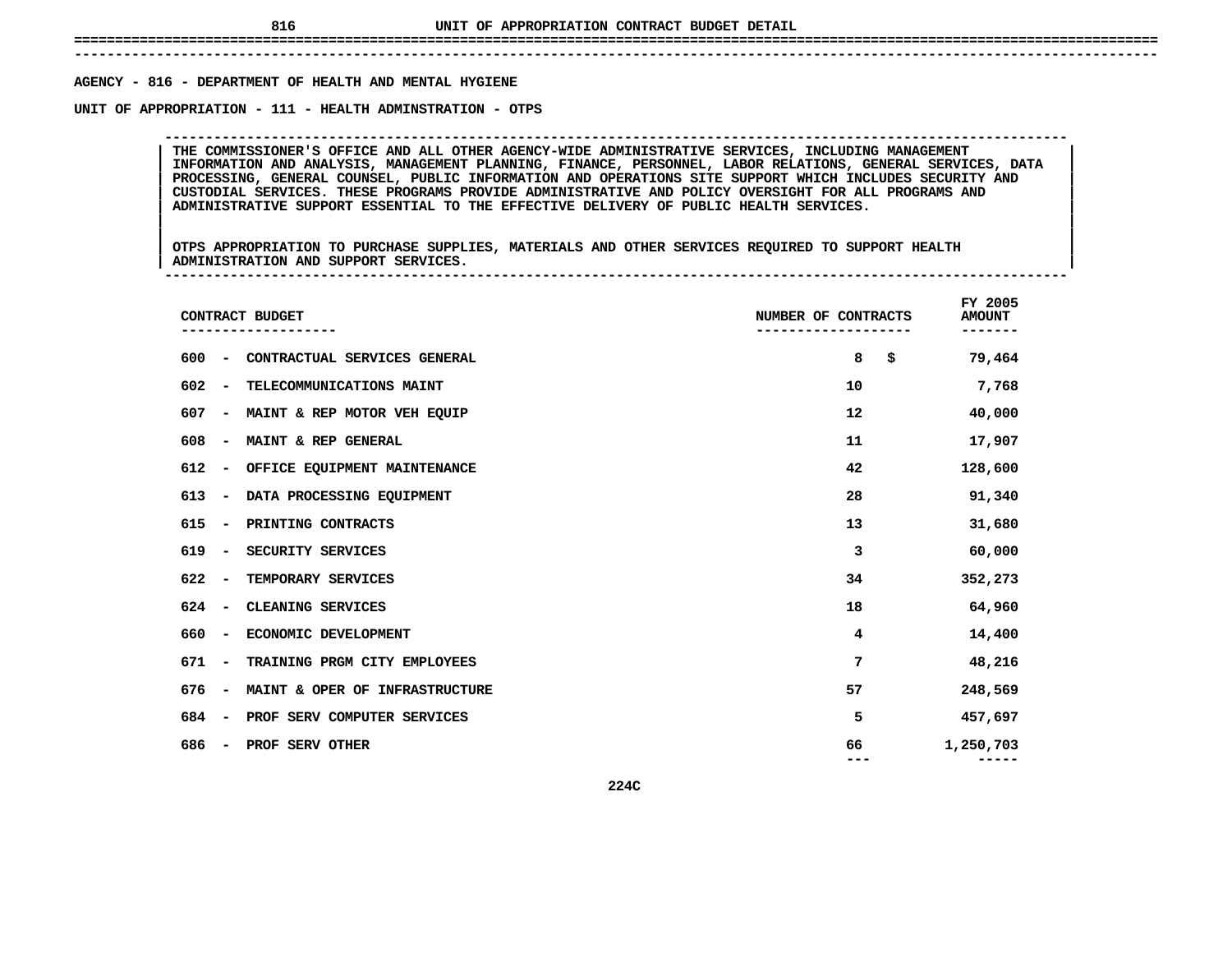# UNIT OF APPROPRIATION CONTRACT BUDGET DETAIL

AGENCY - 816 - DEPARTMENT OF HEALTH AND MENTAL HYGIENE

UNIT OF APPROPRIATION - 111 - HEALTH ADMINSTRATION - OTPS

THE COMMISSIONER'S OFFICE AND ALL OTHER AGENCY-WIDE ADMINISTRATIVE SERVICES, INCLUDING MANAGEMENT INFORMATION AND ANALYSIS, MANAGEMENT PLANNING, FINANCE, PERSONNEL, LABOR RELATIONS, GENERAL SERVICES, DATA PROCESSING, GENERAL COUNSEL, PUBLIC INFORMATION AND OPERATIONS SITE SUPPORT WHICH INCLUDES SECURITY AND CUSTODIAL SERVICES. THESE PROGRAMS PROVIDE ADMINISTRATIVE AND POLICY OVERSIGHT FOR ALL PROGRAMS AND ADMINISTRATIVE SUPPORT ESSENTIAL TO THE EFFECTIVE DELIVERY OF PUBLIC HEALTH SERVICES.

OTPS APPROPRIATION TO PURCHASE SUPPLIES, MATERIALS AND OTHER SERVICES REQUIRED TO SUPPORT HEALTH ADMINISTRATION AND SUPPORT SERVICES.

| CONTRACT BUDGET | NUMBER OF CONTRACTS | FY 2005 AMOUNT |
|---|---|---|
| 600 - CONTRACTUAL SERVICES GENERAL | 8 | $ 79,464 |
| 602 - TELECOMMUNICATIONS MAINT | 10 | 7,768 |
| 607 - MAINT & REP MOTOR VEH EQUIP | 12 | 40,000 |
| 608 - MAINT & REP GENERAL | 11 | 17,907 |
| 612 - OFFICE EQUIPMENT MAINTENANCE | 42 | 128,600 |
| 613 - DATA PROCESSING EQUIPMENT | 28 | 91,340 |
| 615 - PRINTING CONTRACTS | 13 | 31,680 |
| 619 - SECURITY SERVICES | 3 | 60,000 |
| 622 - TEMPORARY SERVICES | 34 | 352,273 |
| 624 - CLEANING SERVICES | 18 | 64,960 |
| 660 - ECONOMIC DEVELOPMENT | 4 | 14,400 |
| 671 - TRAINING PRGM CITY EMPLOYEES | 7 | 48,216 |
| 676 - MAINT & OPER OF INFRASTRUCTURE | 57 | 248,569 |
| 684 - PROF SERV COMPUTER SERVICES | 5 | 457,697 |
| 686 - PROF SERV OTHER | 66 | 1,250,703 |

224C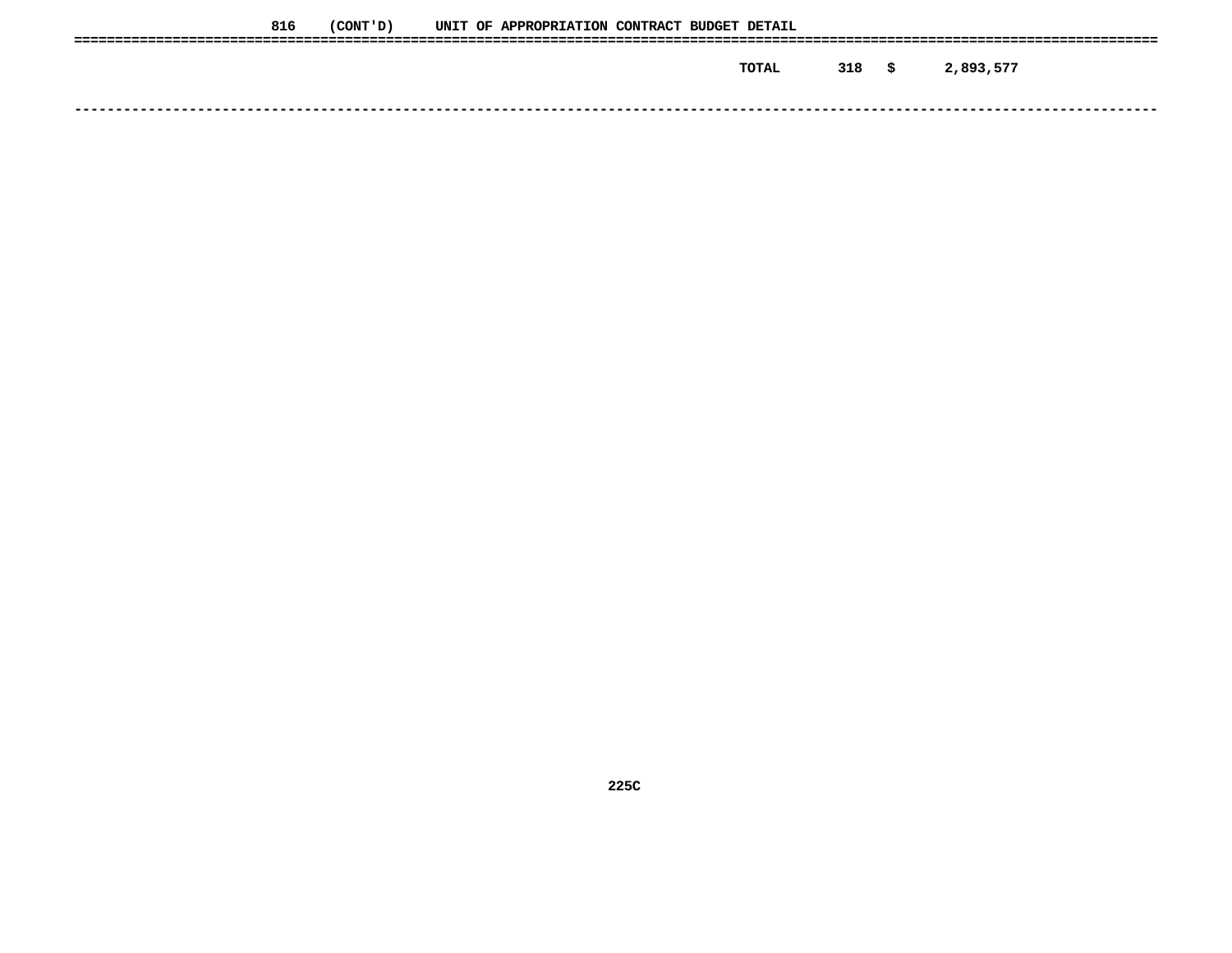816 (CONT'D) UNIT OF APPROPRIATION CONTRACT BUDGET DETAIL

| | | | |
|---|---|---|---|
| TOTAL | 318 | $ | 2,893,577 |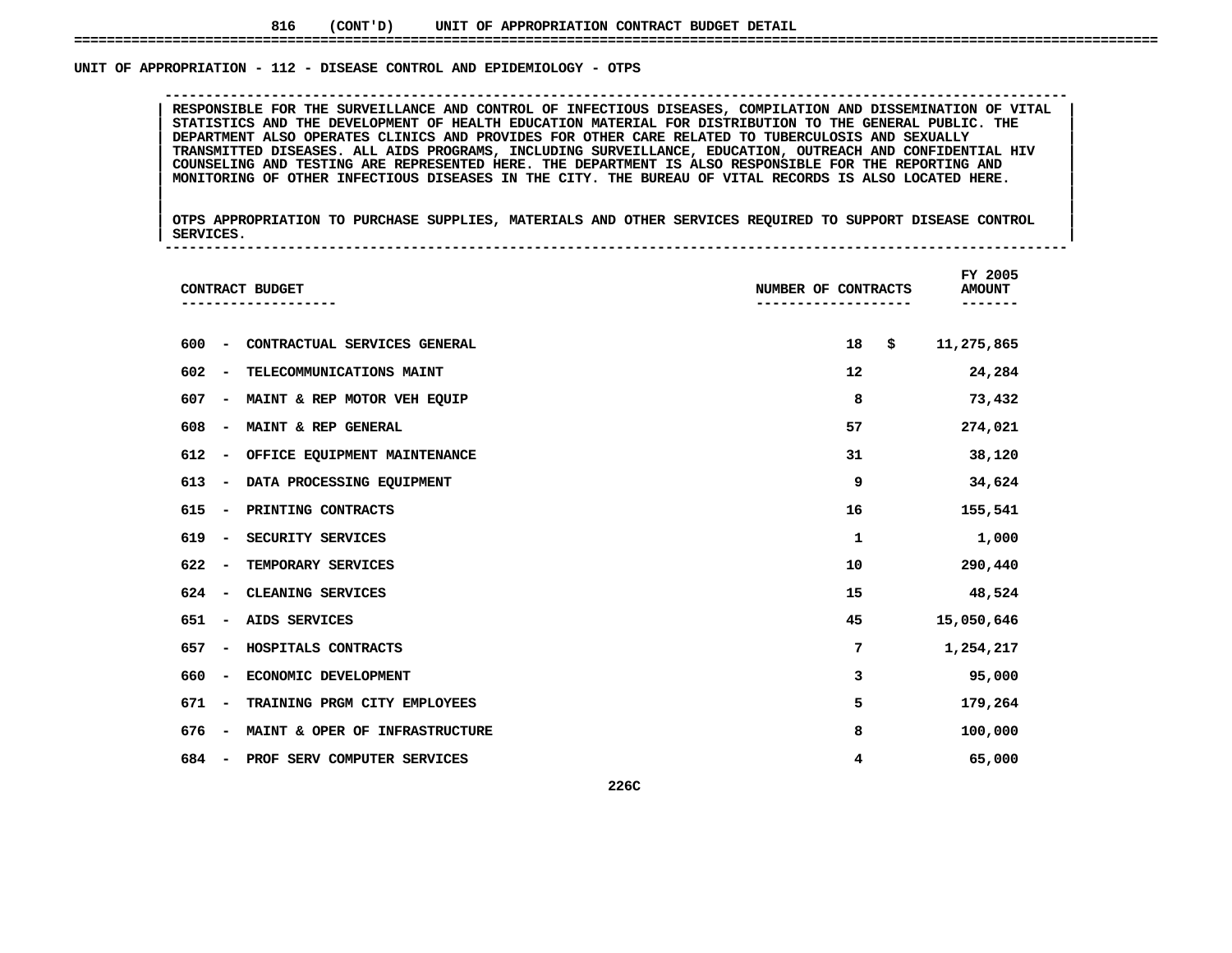816 (CONT'D) UNIT OF APPROPRIATION CONTRACT BUDGET DETAIL

## UNIT OF APPROPRIATION - 112 - DISEASE CONTROL AND EPIDEMIOLOGY - OTPS

RESPONSIBLE FOR THE SURVEILLANCE AND CONTROL OF INFECTIOUS DISEASES, COMPILATION AND DISSEMINATION OF VITAL STATISTICS AND THE DEVELOPMENT OF HEALTH EDUCATION MATERIAL FOR DISTRIBUTION TO THE GENERAL PUBLIC. THE DEPARTMENT ALSO OPERATES CLINICS AND PROVIDES FOR OTHER CARE RELATED TO TUBERCULOSIS AND SEXUALLY TRANSMITTED DISEASES. ALL AIDS PROGRAMS, INCLUDING SURVEILLANCE, EDUCATION, OUTREACH AND CONFIDENTIAL HIV COUNSELING AND TESTING ARE REPRESENTED HERE. THE DEPARTMENT IS ALSO RESPONSIBLE FOR THE REPORTING AND MONITORING OF OTHER INFECTIOUS DISEASES IN THE CITY. THE BUREAU OF VITAL RECORDS IS ALSO LOCATED HERE.

OTPS APPROPRIATION TO PURCHASE SUPPLIES, MATERIALS AND OTHER SERVICES REQUIRED TO SUPPORT DISEASE CONTROL SERVICES.

| CONTRACT BUDGET | NUMBER OF CONTRACTS | FY 2005 AMOUNT |
|---|---|---|
| 600 - CONTRACTUAL SERVICES GENERAL | 18 | $ 11,275,865 |
| 602 - TELECOMMUNICATIONS MAINT | 12 | 24,284 |
| 607 - MAINT & REP MOTOR VEH EQUIP | 8 | 73,432 |
| 608 - MAINT & REP GENERAL | 57 | 274,021 |
| 612 - OFFICE EQUIPMENT MAINTENANCE | 31 | 38,120 |
| 613 - DATA PROCESSING EQUIPMENT | 9 | 34,624 |
| 615 - PRINTING CONTRACTS | 16 | 155,541 |
| 619 - SECURITY SERVICES | 1 | 1,000 |
| 622 - TEMPORARY SERVICES | 10 | 290,440 |
| 624 - CLEANING SERVICES | 15 | 48,524 |
| 651 - AIDS SERVICES | 45 | 15,050,646 |
| 657 - HOSPITALS CONTRACTS | 7 | 1,254,217 |
| 660 - ECONOMIC DEVELOPMENT | 3 | 95,000 |
| 671 - TRAINING PRGM CITY EMPLOYEES | 5 | 179,264 |
| 676 - MAINT & OPER OF INFRASTRUCTURE | 8 | 100,000 |
| 684 - PROF SERV COMPUTER SERVICES | 4 | 65,000 |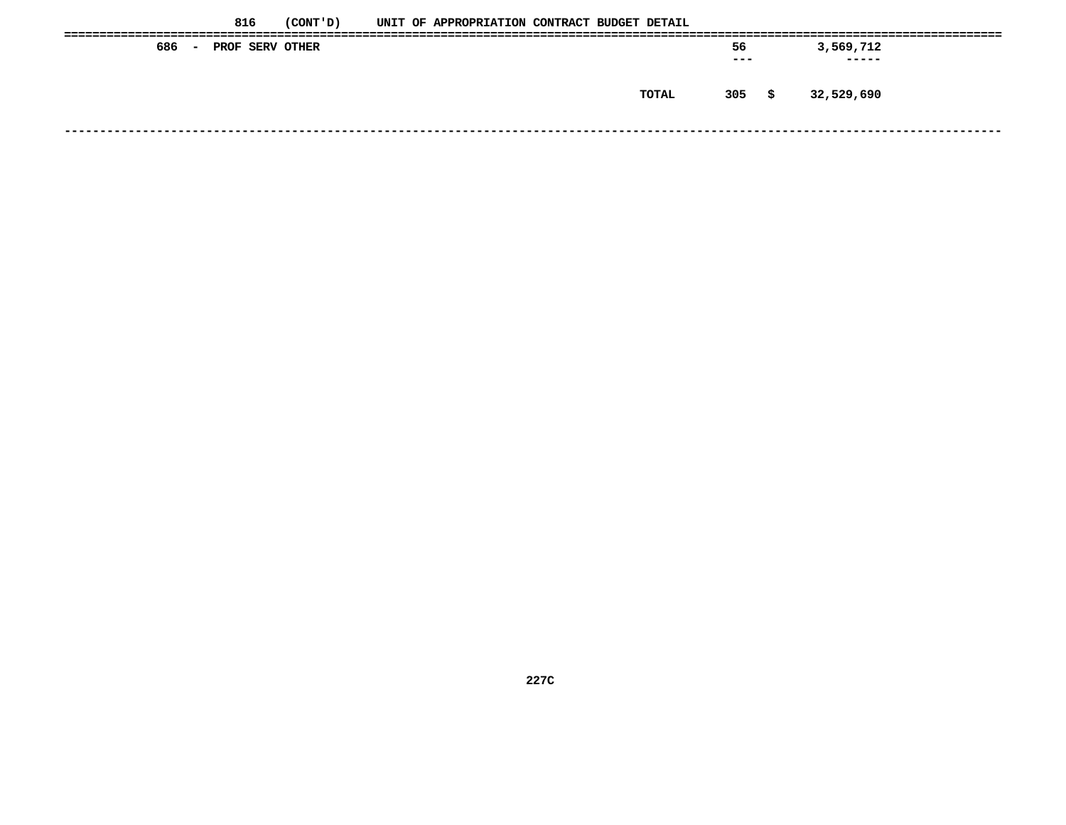816 (CONT'D) UNIT OF APPROPRIATION CONTRACT BUDGET DETAIL

| | | | |
|---|---|---|---|
| 686 - PROF SERV OTHER | | 56 | 3,569,712 |
| | TOTAL | 305 | $ 32,529,690 |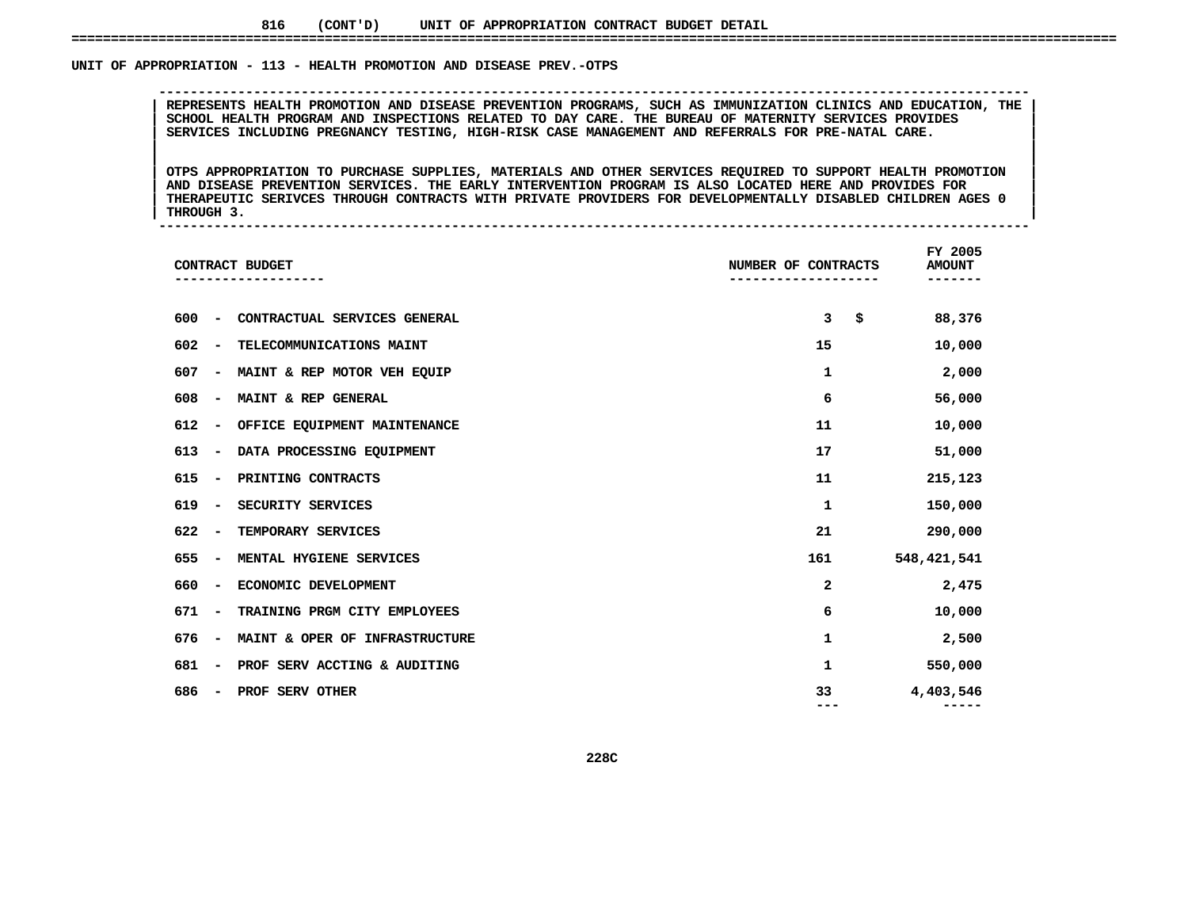816 (CONT'D) UNIT OF APPROPRIATION CONTRACT BUDGET DETAIL

## UNIT OF APPROPRIATION - 113 - HEALTH PROMOTION AND DISEASE PREV.-OTPS

REPRESENTS HEALTH PROMOTION AND DISEASE PREVENTION PROGRAMS, SUCH AS IMMUNIZATION CLINICS AND EDUCATION, THE SCHOOL HEALTH PROGRAM AND INSPECTIONS RELATED TO DAY CARE. THE BUREAU OF MATERNITY SERVICES PROVIDES SERVICES INCLUDING PREGNANCY TESTING, HIGH-RISK CASE MANAGEMENT AND REFERRALS FOR PRE-NATAL CARE.

OTPS APPROPRIATION TO PURCHASE SUPPLIES, MATERIALS AND OTHER SERVICES REQUIRED TO SUPPORT HEALTH PROMOTION AND DISEASE PREVENTION SERVICES. THE EARLY INTERVENTION PROGRAM IS ALSO LOCATED HERE AND PROVIDES FOR THERAPEUTIC SERIVCES THROUGH CONTRACTS WITH PRIVATE PROVIDERS FOR DEVELOPMENTALLY DISABLED CHILDREN AGES 0 THROUGH 3.

| CONTRACT BUDGET | NUMBER OF CONTRACTS | FY 2005 AMOUNT |
|---|---|---|
| 600 - CONTRACTUAL SERVICES GENERAL | 3 | $ 88,376 |
| 602 - TELECOMMUNICATIONS MAINT | 15 | 10,000 |
| 607 - MAINT & REP MOTOR VEH EQUIP | 1 | 2,000 |
| 608 - MAINT & REP GENERAL | 6 | 56,000 |
| 612 - OFFICE EQUIPMENT MAINTENANCE | 11 | 10,000 |
| 613 - DATA PROCESSING EQUIPMENT | 17 | 51,000 |
| 615 - PRINTING CONTRACTS | 11 | 215,123 |
| 619 - SECURITY SERVICES | 1 | 150,000 |
| 622 - TEMPORARY SERVICES | 21 | 290,000 |
| 655 - MENTAL HYGIENE SERVICES | 161 | 548,421,541 |
| 660 - ECONOMIC DEVELOPMENT | 2 | 2,475 |
| 671 - TRAINING PRGM CITY EMPLOYEES | 6 | 10,000 |
| 676 - MAINT & OPER OF INFRASTRUCTURE | 1 | 2,500 |
| 681 - PROF SERV ACCTING & AUDITING | 1 | 550,000 |
| 686 - PROF SERV OTHER | 33 | 4,403,546 |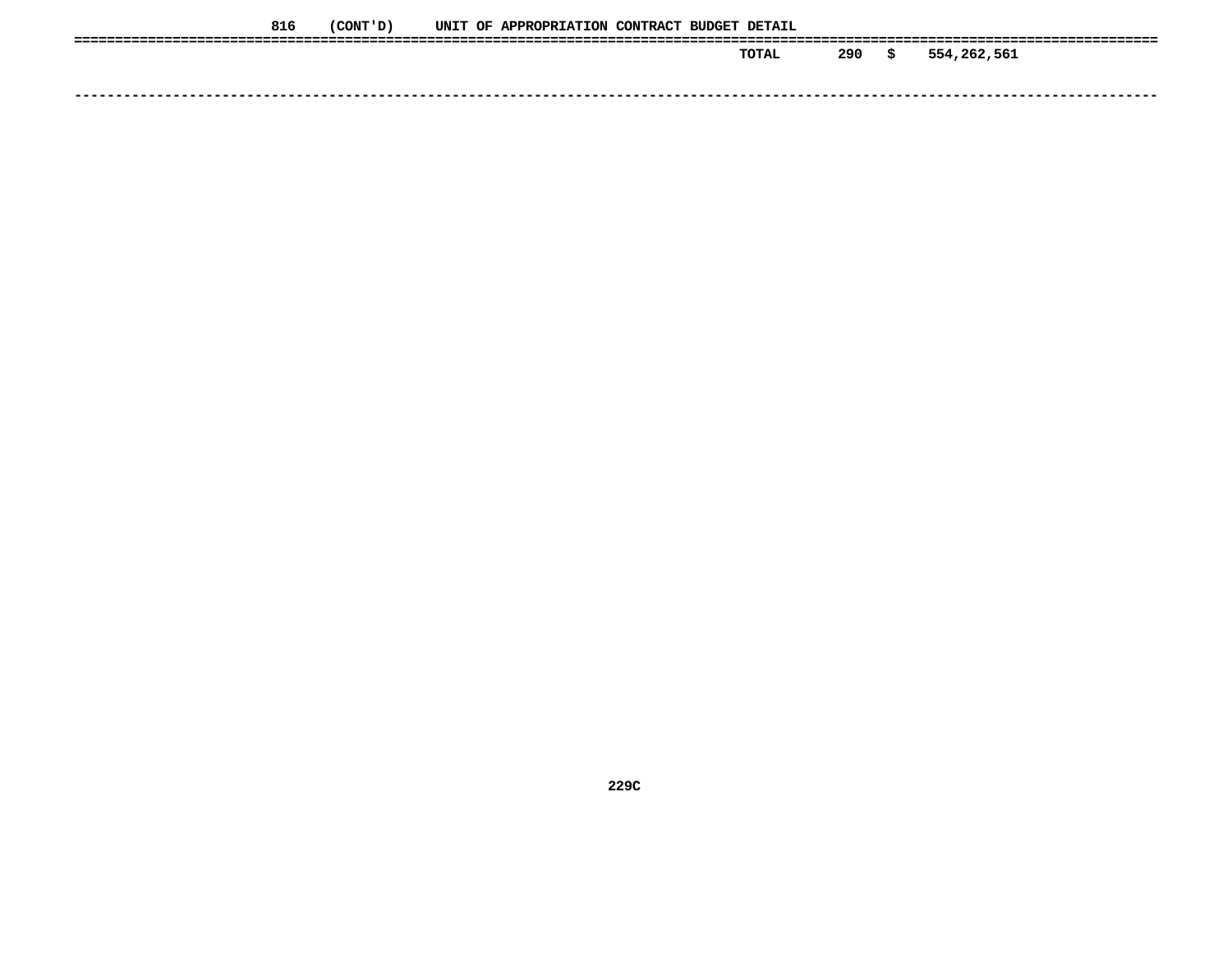816 (CONT'D) UNIT OF APPROPRIATION CONTRACT BUDGET DETAIL

| | | | |
|---|---|---|---|
| TOTAL | 290 | $ | 554,262,561 |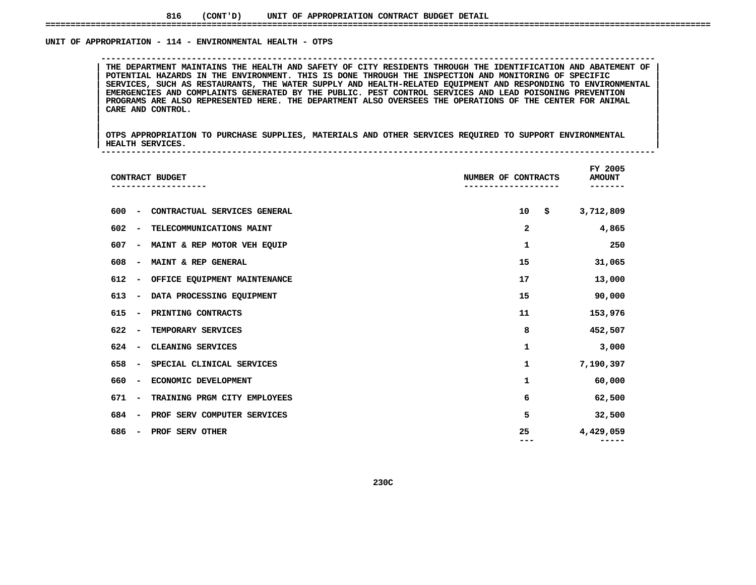816 (CONT'D) UNIT OF APPROPRIATION CONTRACT BUDGET DETAIL

## UNIT OF APPROPRIATION - 114 - ENVIRONMENTAL HEALTH - OTPS

THE DEPARTMENT MAINTAINS THE HEALTH AND SAFETY OF CITY RESIDENTS THROUGH THE IDENTIFICATION AND ABATEMENT OF POTENTIAL HAZARDS IN THE ENVIRONMENT. THIS IS DONE THROUGH THE INSPECTION AND MONITORING OF SPECIFIC SERVICES, SUCH AS RESTAURANTS, THE WATER SUPPLY AND HEALTH-RELATED EQUIPMENT AND RESPONDING TO ENVIRONMENTAL EMERGENCIES AND COMPLAINTS GENERATED BY THE PUBLIC. PEST CONTROL SERVICES AND LEAD POISONING PREVENTION PROGRAMS ARE ALSO REPRESENTED HERE. THE DEPARTMENT ALSO OVERSEES THE OPERATIONS OF THE CENTER FOR ANIMAL CARE AND CONTROL.

OTPS APPROPRIATION TO PURCHASE SUPPLIES, MATERIALS AND OTHER SERVICES REQUIRED TO SUPPORT ENVIRONMENTAL HEALTH SERVICES.

| CONTRACT BUDGET | NUMBER OF CONTRACTS | FY 2005 AMOUNT |
|---|---|---|
| 600 - CONTRACTUAL SERVICES GENERAL | 10 | $ 3,712,809 |
| 602 - TELECOMMUNICATIONS MAINT | 2 | 4,865 |
| 607 - MAINT & REP MOTOR VEH EQUIP | 1 | 250 |
| 608 - MAINT & REP GENERAL | 15 | 31,065 |
| 612 - OFFICE EQUIPMENT MAINTENANCE | 17 | 13,000 |
| 613 - DATA PROCESSING EQUIPMENT | 15 | 90,000 |
| 615 - PRINTING CONTRACTS | 11 | 153,976 |
| 622 - TEMPORARY SERVICES | 8 | 452,507 |
| 624 - CLEANING SERVICES | 1 | 3,000 |
| 658 - SPECIAL CLINICAL SERVICES | 1 | 7,190,397 |
| 660 - ECONOMIC DEVELOPMENT | 1 | 60,000 |
| 671 - TRAINING PRGM CITY EMPLOYEES | 6 | 62,500 |
| 684 - PROF SERV COMPUTER SERVICES | 5 | 32,500 |
| 686 - PROF SERV OTHER | 25 | 4,429,059 |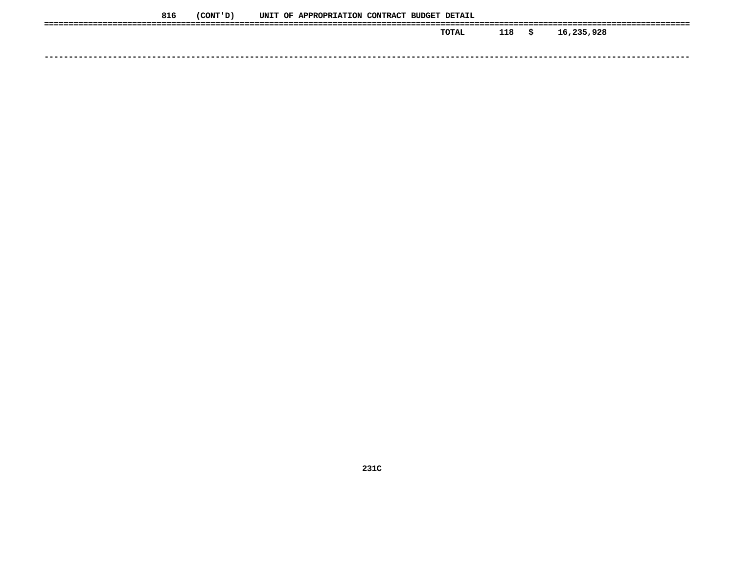816 (CONT'D) UNIT OF APPROPRIATION CONTRACT BUDGET DETAIL

| | | | |
|---|---|---|---|
| TOTAL | 118 | $ | 16,235,928 |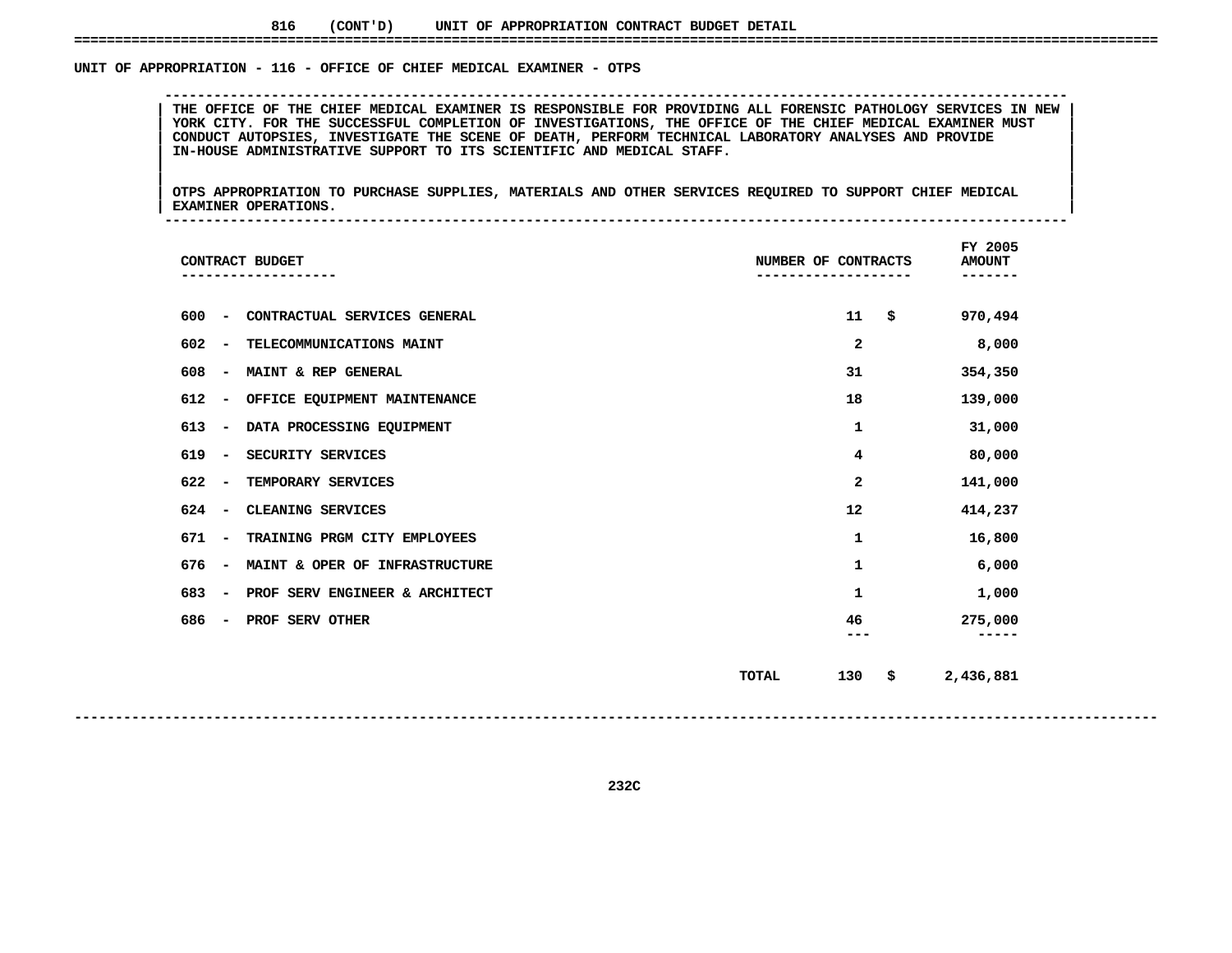816 (CONT'D) UNIT OF APPROPRIATION CONTRACT BUDGET DETAIL

## UNIT OF APPROPRIATION - 116 - OFFICE OF CHIEF MEDICAL EXAMINER - OTPS

THE OFFICE OF THE CHIEF MEDICAL EXAMINER IS RESPONSIBLE FOR PROVIDING ALL FORENSIC PATHOLOGY SERVICES IN NEW YORK CITY. FOR THE SUCCESSFUL COMPLETION OF INVESTIGATIONS, THE OFFICE OF THE CHIEF MEDICAL EXAMINER MUST CONDUCT AUTOPSIES, INVESTIGATE THE SCENE OF DEATH, PERFORM TECHNICAL LABORATORY ANALYSES AND PROVIDE IN-HOUSE ADMINISTRATIVE SUPPORT TO ITS SCIENTIFIC AND MEDICAL STAFF.

OTPS APPROPRIATION TO PURCHASE SUPPLIES, MATERIALS AND OTHER SERVICES REQUIRED TO SUPPORT CHIEF MEDICAL EXAMINER OPERATIONS.

| CONTRACT BUDGET | NUMBER OF CONTRACTS | FY 2005 AMOUNT |
|---|---|---|
| 600 - CONTRACTUAL SERVICES GENERAL | 11 | $ 970,494 |
| 602 - TELECOMMUNICATIONS MAINT | 2 | 8,000 |
| 608 - MAINT & REP GENERAL | 31 | 354,350 |
| 612 - OFFICE EQUIPMENT MAINTENANCE | 18 | 139,000 |
| 613 - DATA PROCESSING EQUIPMENT | 1 | 31,000 |
| 619 - SECURITY SERVICES | 4 | 80,000 |
| 622 - TEMPORARY SERVICES | 2 | 141,000 |
| 624 - CLEANING SERVICES | 12 | 414,237 |
| 671 - TRAINING PRGM CITY EMPLOYEES | 1 | 16,800 |
| 676 - MAINT & OPER OF INFRASTRUCTURE | 1 | 6,000 |
| 683 - PROF SERV ENGINEER & ARCHITECT | 1 | 1,000 |
| 686 - PROF SERV OTHER | 46 | 275,000 |
| TOTAL | 130 | $ 2,436,881 |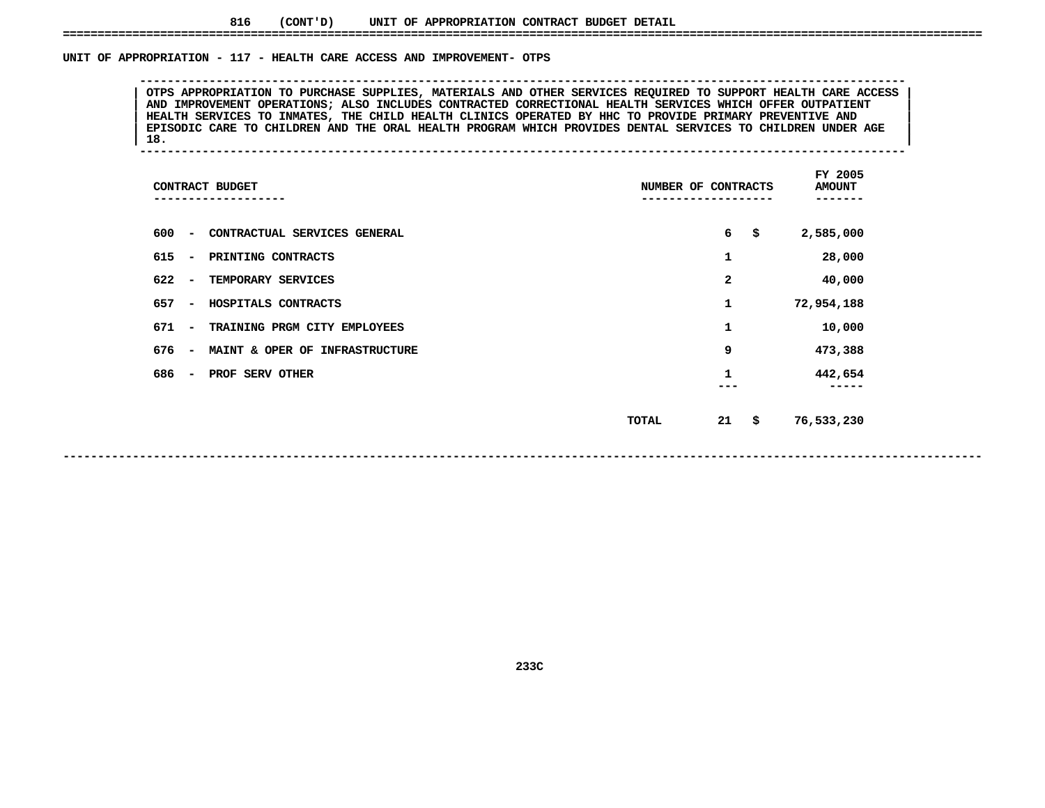816 (CONT'D) UNIT OF APPROPRIATION CONTRACT BUDGET DETAIL

## UNIT OF APPROPRIATION - 117 - HEALTH CARE ACCESS AND IMPROVEMENT- OTPS

OTPS APPROPRIATION TO PURCHASE SUPPLIES, MATERIALS AND OTHER SERVICES REQUIRED TO SUPPORT HEALTH CARE ACCESS AND IMPROVEMENT OPERATIONS; ALSO INCLUDES CONTRACTED CORRECTIONAL HEALTH SERVICES WHICH OFFER OUTPATIENT HEALTH SERVICES TO INMATES, THE CHILD HEALTH CLINICS OPERATED BY HHC TO PROVIDE PRIMARY PREVENTIVE AND EPISODIC CARE TO CHILDREN AND THE ORAL HEALTH PROGRAM WHICH PROVIDES DENTAL SERVICES TO CHILDREN UNDER AGE 18.

| CONTRACT BUDGET | NUMBER OF CONTRACTS | FY 2005 AMOUNT |
|---|---|---|
| 600 - CONTRACTUAL SERVICES GENERAL | 6 | $ 2,585,000 |
| 615 - PRINTING CONTRACTS | 1 | 28,000 |
| 622 - TEMPORARY SERVICES | 2 | 40,000 |
| 657 - HOSPITALS CONTRACTS | 1 | 72,954,188 |
| 671 - TRAINING PRGM CITY EMPLOYEES | 1 | 10,000 |
| 676 - MAINT & OPER OF INFRASTRUCTURE | 9 | 473,388 |
| 686 - PROF SERV OTHER | 1 | 442,654 |
| TOTAL | 21 | $ 76,533,230 |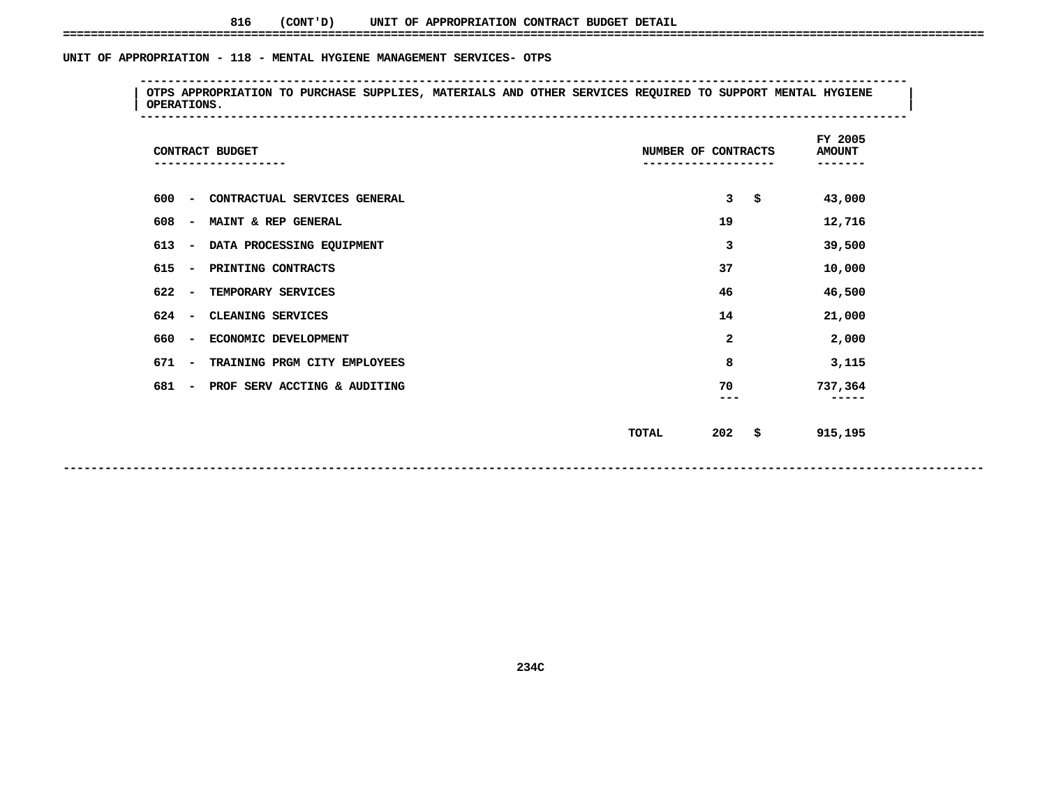## 816 (CONT'D) UNIT OF APPROPRIATION CONTRACT BUDGET DETAIL

### UNIT OF APPROPRIATION - 118 - MENTAL HYGIENE MANAGEMENT SERVICES- OTPS

OTPS APPROPRIATION TO PURCHASE SUPPLIES, MATERIALS AND OTHER SERVICES REQUIRED TO SUPPORT MENTAL HYGIENE OPERATIONS.

| CONTRACT BUDGET | NUMBER OF CONTRACTS | FY 2005 AMOUNT |
|---|---|---|
| 600 - CONTRACTUAL SERVICES GENERAL | 3 | $ 43,000 |
| 608 - MAINT & REP GENERAL | 19 | 12,716 |
| 613 - DATA PROCESSING EQUIPMENT | 3 | 39,500 |
| 615 - PRINTING CONTRACTS | 37 | 10,000 |
| 622 - TEMPORARY SERVICES | 46 | 46,500 |
| 624 - CLEANING SERVICES | 14 | 21,000 |
| 660 - ECONOMIC DEVELOPMENT | 2 | 2,000 |
| 671 - TRAINING PRGM CITY EMPLOYEES | 8 | 3,115 |
| 681 - PROF SERV ACCTING & AUDITING | 70 | 737,364 |
| TOTAL | 202 | $ 915,195 |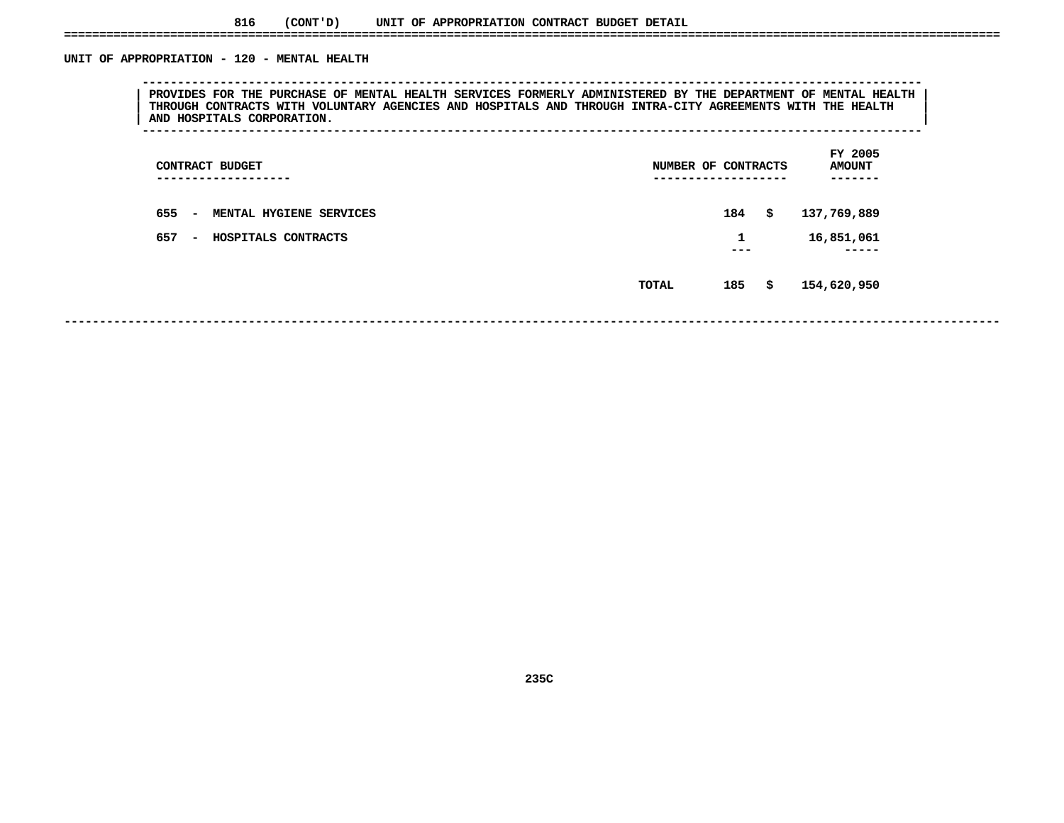816 (CONT'D) UNIT OF APPROPRIATION CONTRACT BUDGET DETAIL

## UNIT OF APPROPRIATION - 120 - MENTAL HEALTH

PROVIDES FOR THE PURCHASE OF MENTAL HEALTH SERVICES FORMERLY ADMINISTERED BY THE DEPARTMENT OF MENTAL HEALTH THROUGH CONTRACTS WITH VOLUNTARY AGENCIES AND HOSPITALS AND THROUGH INTRA-CITY AGREEMENTS WITH THE HEALTH AND HOSPITALS CORPORATION.

| CONTRACT BUDGET | NUMBER OF CONTRACTS | FY 2005 AMOUNT |
|---|---|---|
| 655 - MENTAL HYGIENE SERVICES | 184 | $ 137,769,889 |
| 657 - HOSPITALS CONTRACTS | 1 | 16,851,061 |
| TOTAL | 185 | $ 154,620,950 |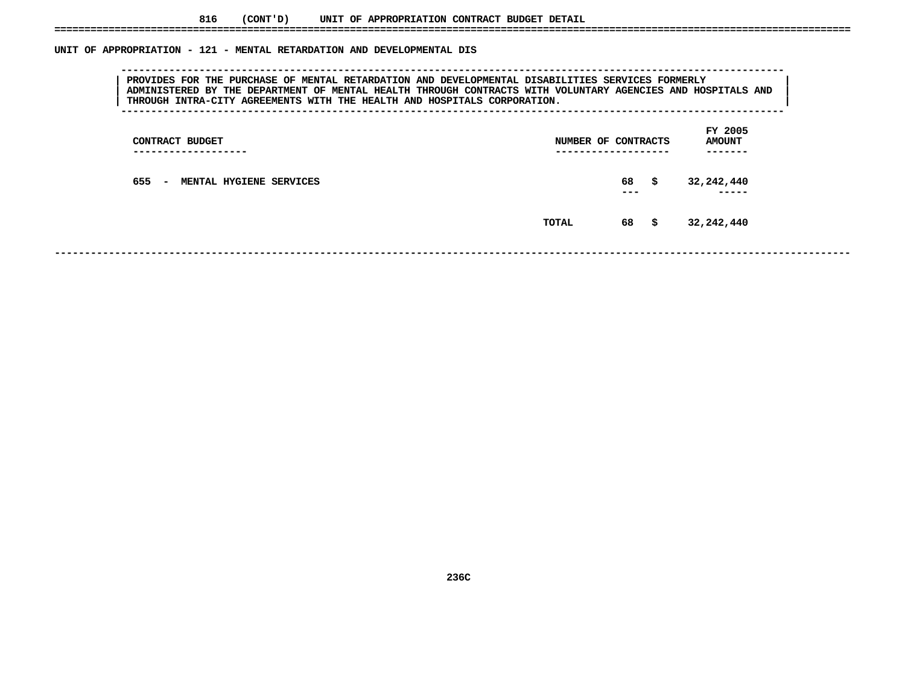## 816 (CONT'D) UNIT OF APPROPRIATION CONTRACT BUDGET DETAIL

### UNIT OF APPROPRIATION - 121 - MENTAL RETARDATION AND DEVELOPMENTAL DIS

PROVIDES FOR THE PURCHASE OF MENTAL RETARDATION AND DEVELOPMENTAL DISABILITIES SERVICES FORMERLY ADMINISTERED BY THE DEPARTMENT OF MENTAL HEALTH THROUGH CONTRACTS WITH VOLUNTARY AGENCIES AND HOSPITALS AND THROUGH INTRA-CITY AGREEMENTS WITH THE HEALTH AND HOSPITALS CORPORATION.

| CONTRACT BUDGET | NUMBER OF CONTRACTS | FY 2005 AMOUNT |
|---|---|---|
| 655 - MENTAL HYGIENE SERVICES | 68 | $ 32,242,440 |
| TOTAL | 68 | $ 32,242,440 |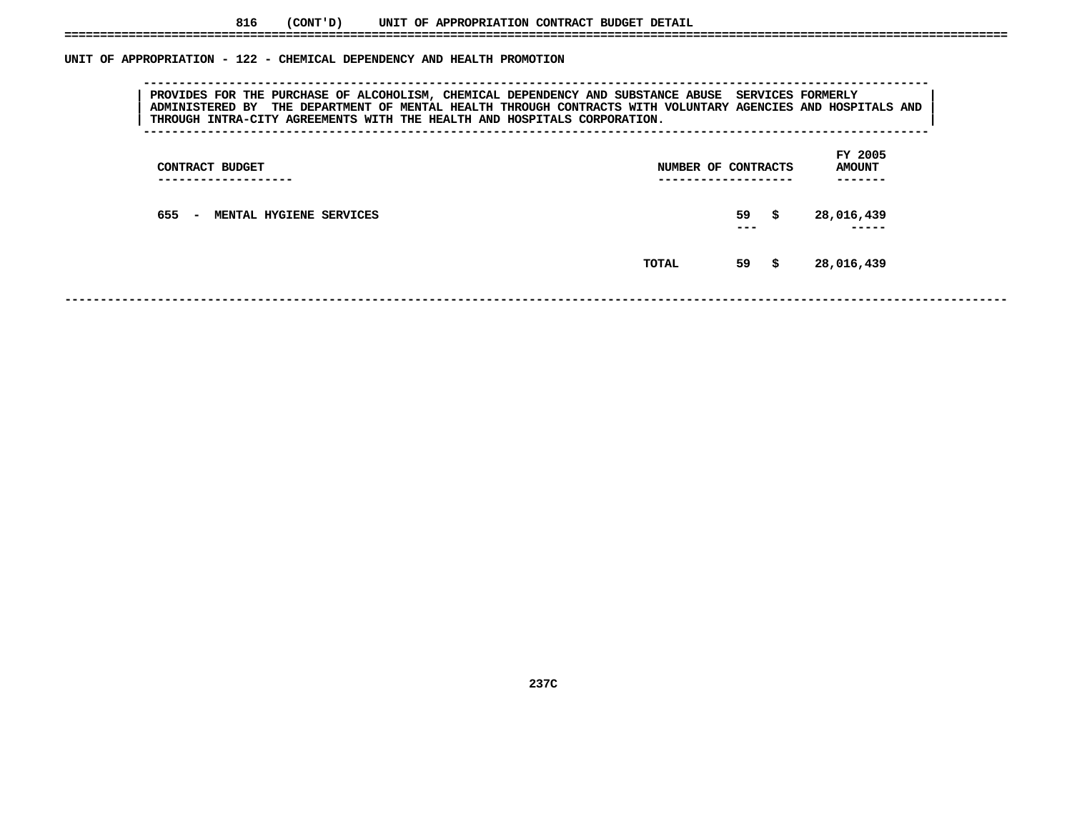**816 (CONT'D) UNIT OF APPROPRIATION CONTRACT BUDGET DETAIL**

## UNIT OF APPROPRIATION - 122 - CHEMICAL DEPENDENCY AND HEALTH PROMOTION

PROVIDES FOR THE PURCHASE OF ALCOHOLISM, CHEMICAL DEPENDENCY AND SUBSTANCE ABUSE SERVICES FORMERLY ADMINISTERED BY THE DEPARTMENT OF MENTAL HEALTH THROUGH CONTRACTS WITH VOLUNTARY AGENCIES AND HOSPITALS AND THROUGH INTRA-CITY AGREEMENTS WITH THE HEALTH AND HOSPITALS CORPORATION.

| CONTRACT BUDGET | NUMBER OF CONTRACTS | FY 2005 AMOUNT |
|---|---|---|
| 655 - MENTAL HYGIENE SERVICES | 59 | $ 28,016,439 |
| TOTAL | 59 | $ 28,016,439 |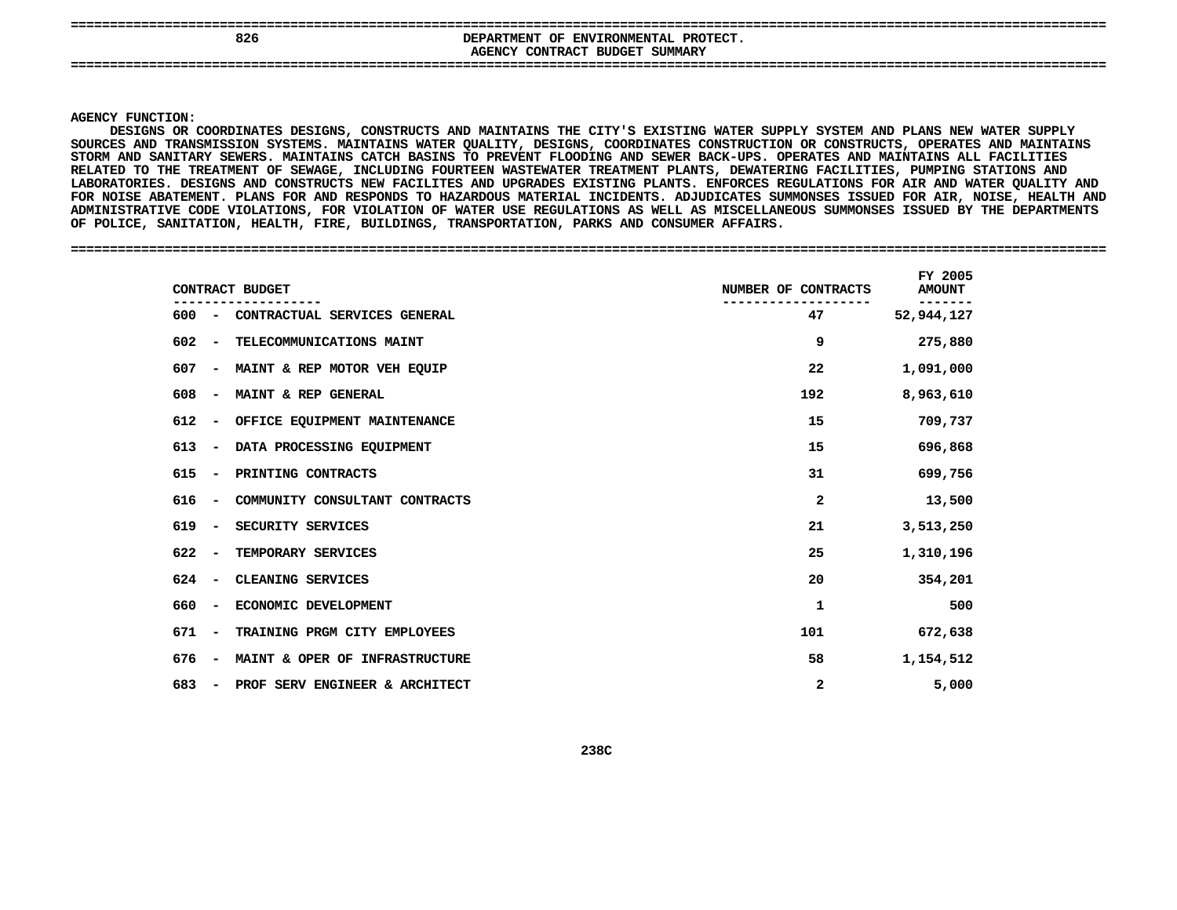# 826 DEPARTMENT OF ENVIRONMENTAL PROTECT.

## AGENCY CONTRACT BUDGET SUMMARY

AGENCY FUNCTION:
DESIGNS OR COORDINATES DESIGNS, CONSTRUCTS AND MAINTAINS THE CITY'S EXISTING WATER SUPPLY SYSTEM AND PLANS NEW WATER SUPPLY SOURCES AND TRANSMISSION SYSTEMS. MAINTAINS WATER QUALITY, DESIGNS, COORDINATES CONSTRUCTION OR CONSTRUCTS, OPERATES AND MAINTAINS STORM AND SANITARY SEWERS. MAINTAINS CATCH BASINS TO PREVENT FLOODING AND SEWER BACK-UPS. OPERATES AND MAINTAINS ALL FACILITIES RELATED TO THE TREATMENT OF SEWAGE, INCLUDING FOURTEEN WASTEWATER TREATMENT PLANTS, DEWATERING FACILITIES, PUMPING STATIONS AND LABORATORIES. DESIGNS AND CONSTRUCTS NEW FACILITES AND UPGRADES EXISTING PLANTS. ENFORCES REGULATIONS FOR AIR AND WATER QUALITY AND FOR NOISE ABATEMENT. PLANS FOR AND RESPONDS TO HAZARDOUS MATERIAL INCIDENTS. ADJUDICATES SUMMONSES ISSUED FOR AIR, NOISE, HEALTH AND ADMINISTRATIVE CODE VIOLATIONS, FOR VIOLATION OF WATER USE REGULATIONS AS WELL AS MISCELLANEOUS SUMMONSES ISSUED BY THE DEPARTMENTS OF POLICE, SANITATION, HEALTH, FIRE, BUILDINGS, TRANSPORTATION, PARKS AND CONSUMER AFFAIRS.

| CONTRACT BUDGET | NUMBER OF CONTRACTS | FY 2005 AMOUNT |
|---|---|---|
| 600 - CONTRACTUAL SERVICES GENERAL | 47 | 52,944,127 |
| 602 - TELECOMMUNICATIONS MAINT | 9 | 275,880 |
| 607 - MAINT & REP MOTOR VEH EQUIP | 22 | 1,091,000 |
| 608 - MAINT & REP GENERAL | 192 | 8,963,610 |
| 612 - OFFICE EQUIPMENT MAINTENANCE | 15 | 709,737 |
| 613 - DATA PROCESSING EQUIPMENT | 15 | 696,868 |
| 615 - PRINTING CONTRACTS | 31 | 699,756 |
| 616 - COMMUNITY CONSULTANT CONTRACTS | 2 | 13,500 |
| 619 - SECURITY SERVICES | 21 | 3,513,250 |
| 622 - TEMPORARY SERVICES | 25 | 1,310,196 |
| 624 - CLEANING SERVICES | 20 | 354,201 |
| 660 - ECONOMIC DEVELOPMENT | 1 | 500 |
| 671 - TRAINING PRGM CITY EMPLOYEES | 101 | 672,638 |
| 676 - MAINT & OPER OF INFRASTRUCTURE | 58 | 1,154,512 |
| 683 - PROF SERV ENGINEER & ARCHITECT | 2 | 5,000 |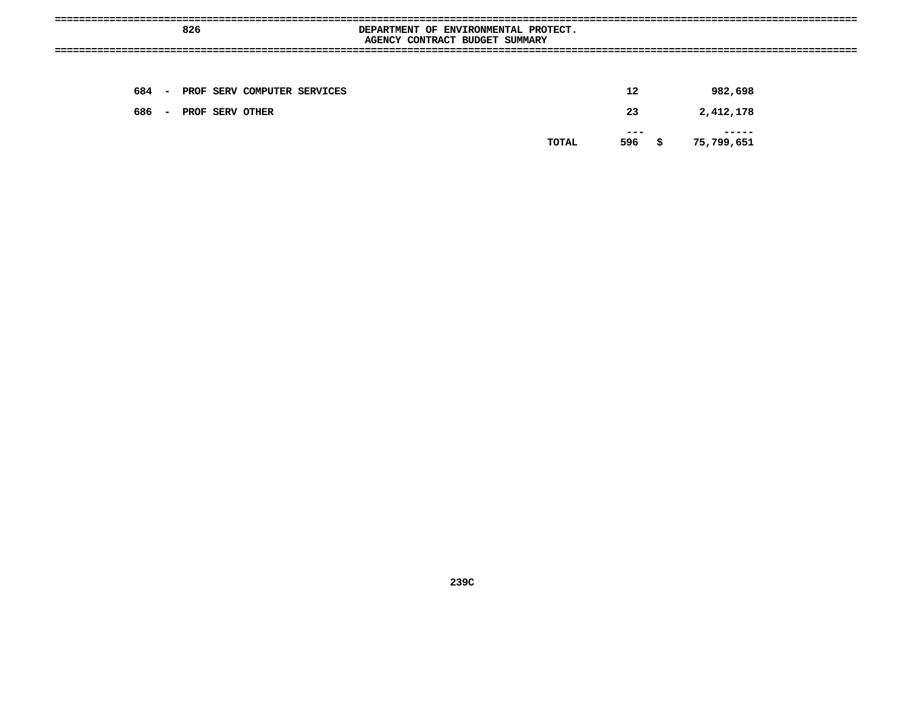826 DEPARTMENT OF ENVIRONMENTAL PROTECT.

AGENCY CONTRACT BUDGET SUMMARY

| | | |
|---|---|---|
| 684 - PROF SERV COMPUTER SERVICES | 12 | 982,698 |
| 686 - PROF SERV OTHER | 23 | 2,412,178 |
| | --- | ----- |
| TOTAL | 596 | $ 75,799,651 |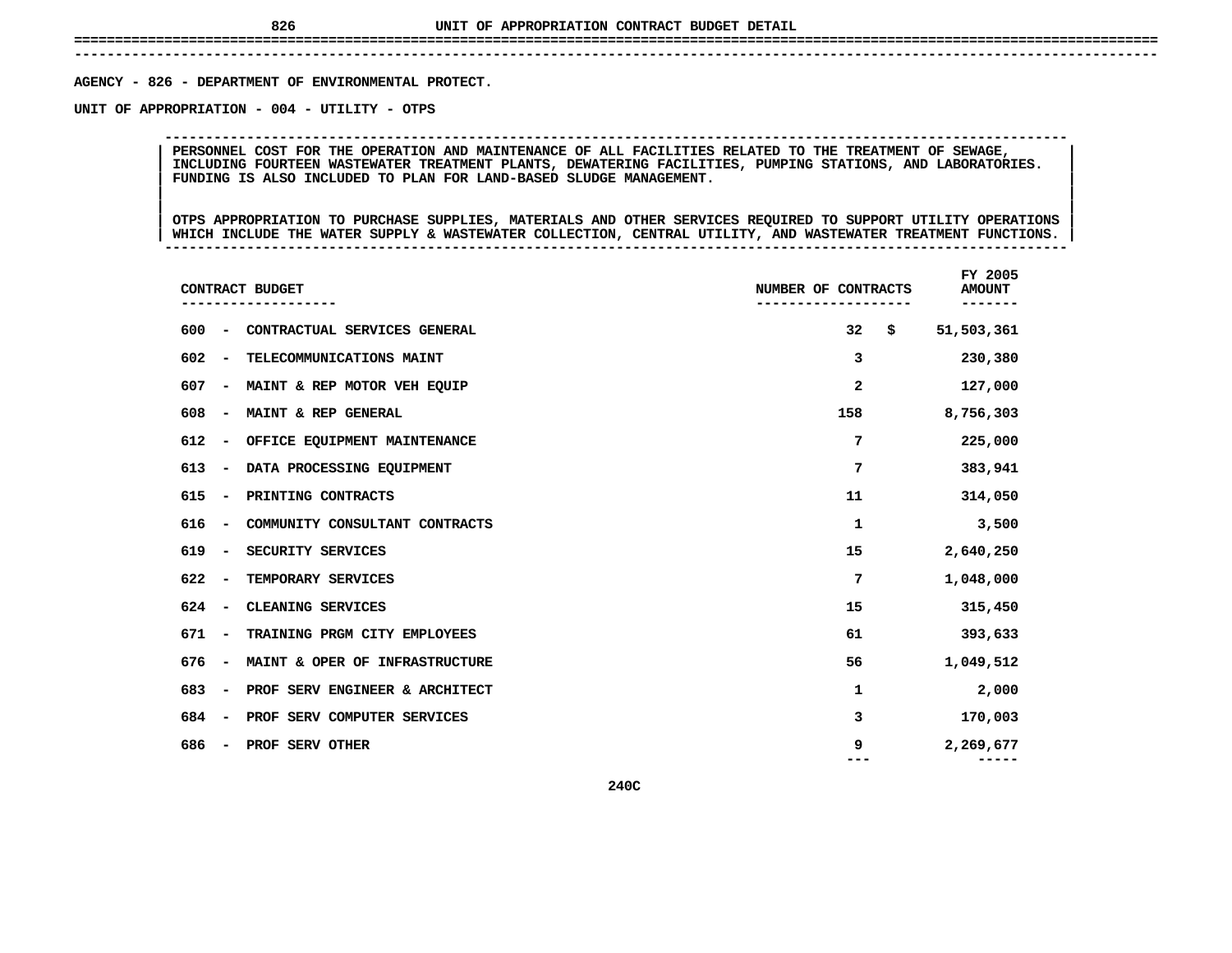# UNIT OF APPROPRIATION CONTRACT BUDGET DETAIL

AGENCY - 826 - DEPARTMENT OF ENVIRONMENTAL PROTECT.

UNIT OF APPROPRIATION - 004 - UTILITY - OTPS

PERSONNEL COST FOR THE OPERATION AND MAINTENANCE OF ALL FACILITIES RELATED TO THE TREATMENT OF SEWAGE, INCLUDING FOURTEEN WASTEWATER TREATMENT PLANTS, DEWATERING FACILITIES, PUMPING STATIONS, AND LABORATORIES. FUNDING IS ALSO INCLUDED TO PLAN FOR LAND-BASED SLUDGE MANAGEMENT.

OTPS APPROPRIATION TO PURCHASE SUPPLIES, MATERIALS AND OTHER SERVICES REQUIRED TO SUPPORT UTILITY OPERATIONS WHICH INCLUDE THE WATER SUPPLY & WASTEWATER COLLECTION, CENTRAL UTILITY, AND WASTEWATER TREATMENT FUNCTIONS.

| CONTRACT BUDGET | NUMBER OF CONTRACTS | FY 2005 AMOUNT |
|---|---|---|
| 600 - CONTRACTUAL SERVICES GENERAL | 32 | $ 51,503,361 |
| 602 - TELECOMMUNICATIONS MAINT | 3 | 230,380 |
| 607 - MAINT & REP MOTOR VEH EQUIP | 2 | 127,000 |
| 608 - MAINT & REP GENERAL | 158 | 8,756,303 |
| 612 - OFFICE EQUIPMENT MAINTENANCE | 7 | 225,000 |
| 613 - DATA PROCESSING EQUIPMENT | 7 | 383,941 |
| 615 - PRINTING CONTRACTS | 11 | 314,050 |
| 616 - COMMUNITY CONSULTANT CONTRACTS | 1 | 3,500 |
| 619 - SECURITY SERVICES | 15 | 2,640,250 |
| 622 - TEMPORARY SERVICES | 7 | 1,048,000 |
| 624 - CLEANING SERVICES | 15 | 315,450 |
| 671 - TRAINING PRGM CITY EMPLOYEES | 61 | 393,633 |
| 676 - MAINT & OPER OF INFRASTRUCTURE | 56 | 1,049,512 |
| 683 - PROF SERV ENGINEER & ARCHITECT | 1 | 2,000 |
| 684 - PROF SERV COMPUTER SERVICES | 3 | 170,003 |
| 686 - PROF SERV OTHER | 9 | 2,269,677 |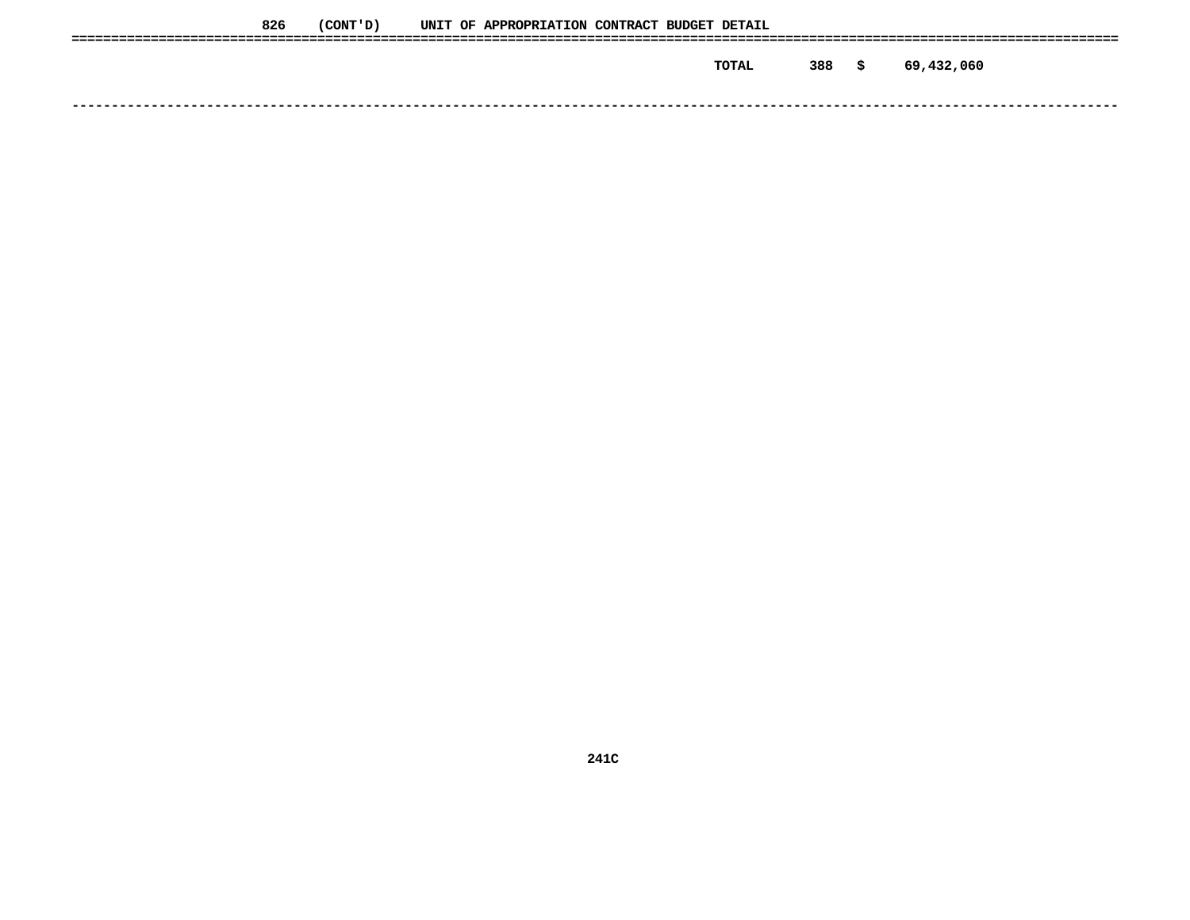826 (CONT'D) UNIT OF APPROPRIATION CONTRACT BUDGET DETAIL

| | | | |
|---|---|---|---|
| TOTAL | 388 | $ | 69,432,060 |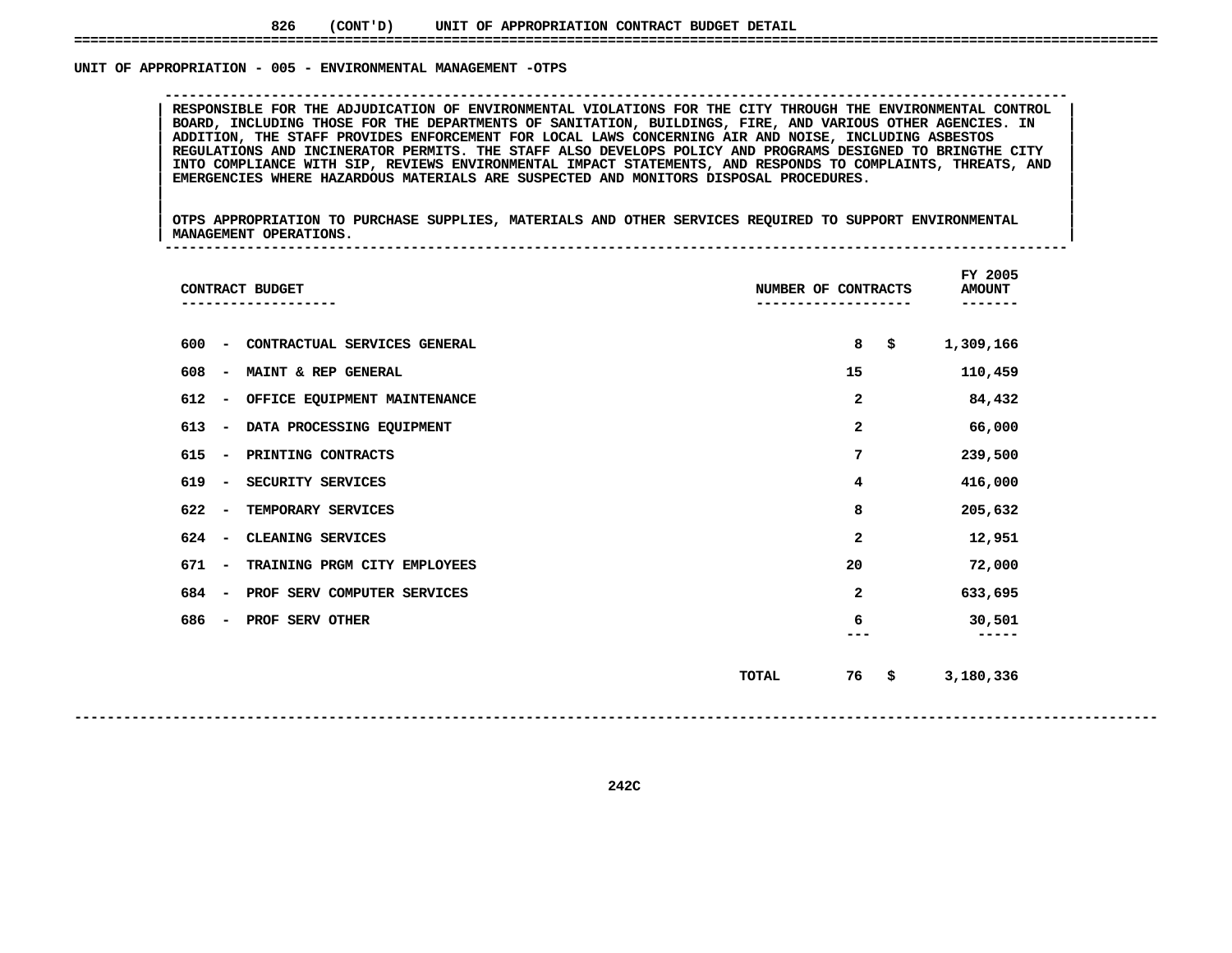## 826 (CONT'D) UNIT OF APPROPRIATION CONTRACT BUDGET DETAIL

### UNIT OF APPROPRIATION - 005 - ENVIRONMENTAL MANAGEMENT -OTPS

RESPONSIBLE FOR THE ADJUDICATION OF ENVIRONMENTAL VIOLATIONS FOR THE CITY THROUGH THE ENVIRONMENTAL CONTROL BOARD, INCLUDING THOSE FOR THE DEPARTMENTS OF SANITATION, BUILDINGS, FIRE, AND VARIOUS OTHER AGENCIES. IN ADDITION, THE STAFF PROVIDES ENFORCEMENT FOR LOCAL LAWS CONCERNING AIR AND NOISE, INCLUDING ASBESTOS REGULATIONS AND INCINERATOR PERMITS. THE STAFF ALSO DEVELOPS POLICY AND PROGRAMS DESIGNED TO BRINGTHE CITY INTO COMPLIANCE WITH SIP, REVIEWS ENVIRONMENTAL IMPACT STATEMENTS, AND RESPONDS TO COMPLAINTS, THREATS, AND EMERGENCIES WHERE HAZARDOUS MATERIALS ARE SUSPECTED AND MONITORS DISPOSAL PROCEDURES.

OTPS APPROPRIATION TO PURCHASE SUPPLIES, MATERIALS AND OTHER SERVICES REQUIRED TO SUPPORT ENVIRONMENTAL MANAGEMENT OPERATIONS.

| CONTRACT BUDGET | NUMBER OF CONTRACTS | FY 2005 AMOUNT |
|---|---|---|
| 600 - CONTRACTUAL SERVICES GENERAL | 8 | $ 1,309,166 |
| 608 - MAINT & REP GENERAL | 15 | 110,459 |
| 612 - OFFICE EQUIPMENT MAINTENANCE | 2 | 84,432 |
| 613 - DATA PROCESSING EQUIPMENT | 2 | 66,000 |
| 615 - PRINTING CONTRACTS | 7 | 239,500 |
| 619 - SECURITY SERVICES | 4 | 416,000 |
| 622 - TEMPORARY SERVICES | 8 | 205,632 |
| 624 - CLEANING SERVICES | 2 | 12,951 |
| 671 - TRAINING PRGM CITY EMPLOYEES | 20 | 72,000 |
| 684 - PROF SERV COMPUTER SERVICES | 2 | 633,695 |
| 686 - PROF SERV OTHER | 6 | 30,501 |
| TOTAL | 76 | $ 3,180,336 |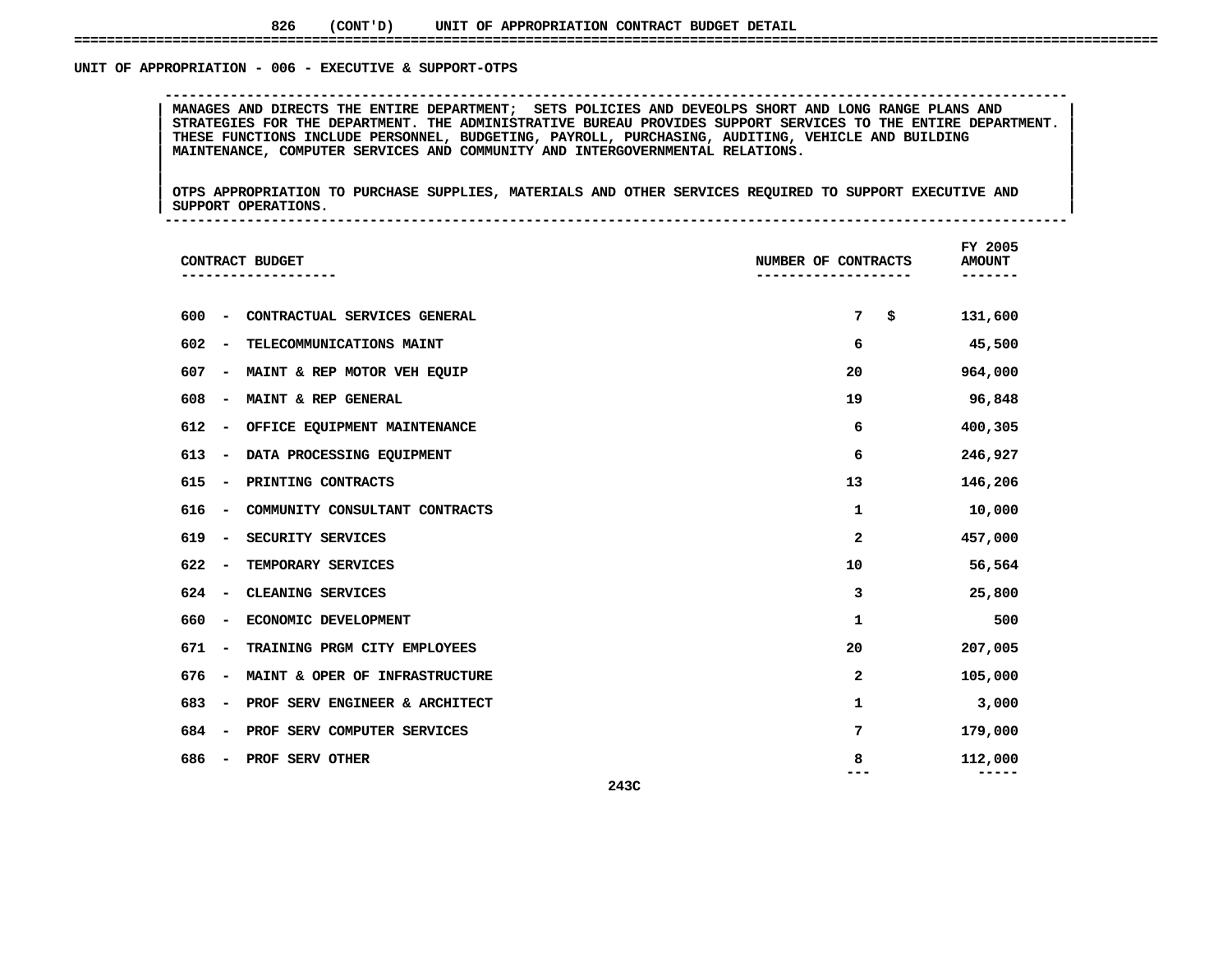826 (CONT'D) UNIT OF APPROPRIATION CONTRACT BUDGET DETAIL

## UNIT OF APPROPRIATION - 006 - EXECUTIVE & SUPPORT-OTPS

MANAGES AND DIRECTS THE ENTIRE DEPARTMENT; SETS POLICIES AND DEVEOLPS SHORT AND LONG RANGE PLANS AND STRATEGIES FOR THE DEPARTMENT. THE ADMINISTRATIVE BUREAU PROVIDES SUPPORT SERVICES TO THE ENTIRE DEPARTMENT. THESE FUNCTIONS INCLUDE PERSONNEL, BUDGETING, PAYROLL, PURCHASING, AUDITING, VEHICLE AND BUILDING MAINTENANCE, COMPUTER SERVICES AND COMMUNITY AND INTERGOVERNMENTAL RELATIONS.

OTPS APPROPRIATION TO PURCHASE SUPPLIES, MATERIALS AND OTHER SERVICES REQUIRED TO SUPPORT EXECUTIVE AND SUPPORT OPERATIONS.

| CONTRACT BUDGET | NUMBER OF CONTRACTS | FY 2005 AMOUNT |
|---|---|---|
| 600 - CONTRACTUAL SERVICES GENERAL | 7 | $ 131,600 |
| 602 - TELECOMMUNICATIONS MAINT | 6 | 45,500 |
| 607 - MAINT & REP MOTOR VEH EQUIP | 20 | 964,000 |
| 608 - MAINT & REP GENERAL | 19 | 96,848 |
| 612 - OFFICE EQUIPMENT MAINTENANCE | 6 | 400,305 |
| 613 - DATA PROCESSING EQUIPMENT | 6 | 246,927 |
| 615 - PRINTING CONTRACTS | 13 | 146,206 |
| 616 - COMMUNITY CONSULTANT CONTRACTS | 1 | 10,000 |
| 619 - SECURITY SERVICES | 2 | 457,000 |
| 622 - TEMPORARY SERVICES | 10 | 56,564 |
| 624 - CLEANING SERVICES | 3 | 25,800 |
| 660 - ECONOMIC DEVELOPMENT | 1 | 500 |
| 671 - TRAINING PRGM CITY EMPLOYEES | 20 | 207,005 |
| 676 - MAINT & OPER OF INFRASTRUCTURE | 2 | 105,000 |
| 683 - PROF SERV ENGINEER & ARCHITECT | 1 | 3,000 |
| 684 - PROF SERV COMPUTER SERVICES | 7 | 179,000 |
| 686 - PROF SERV OTHER | 8 | 112,000 |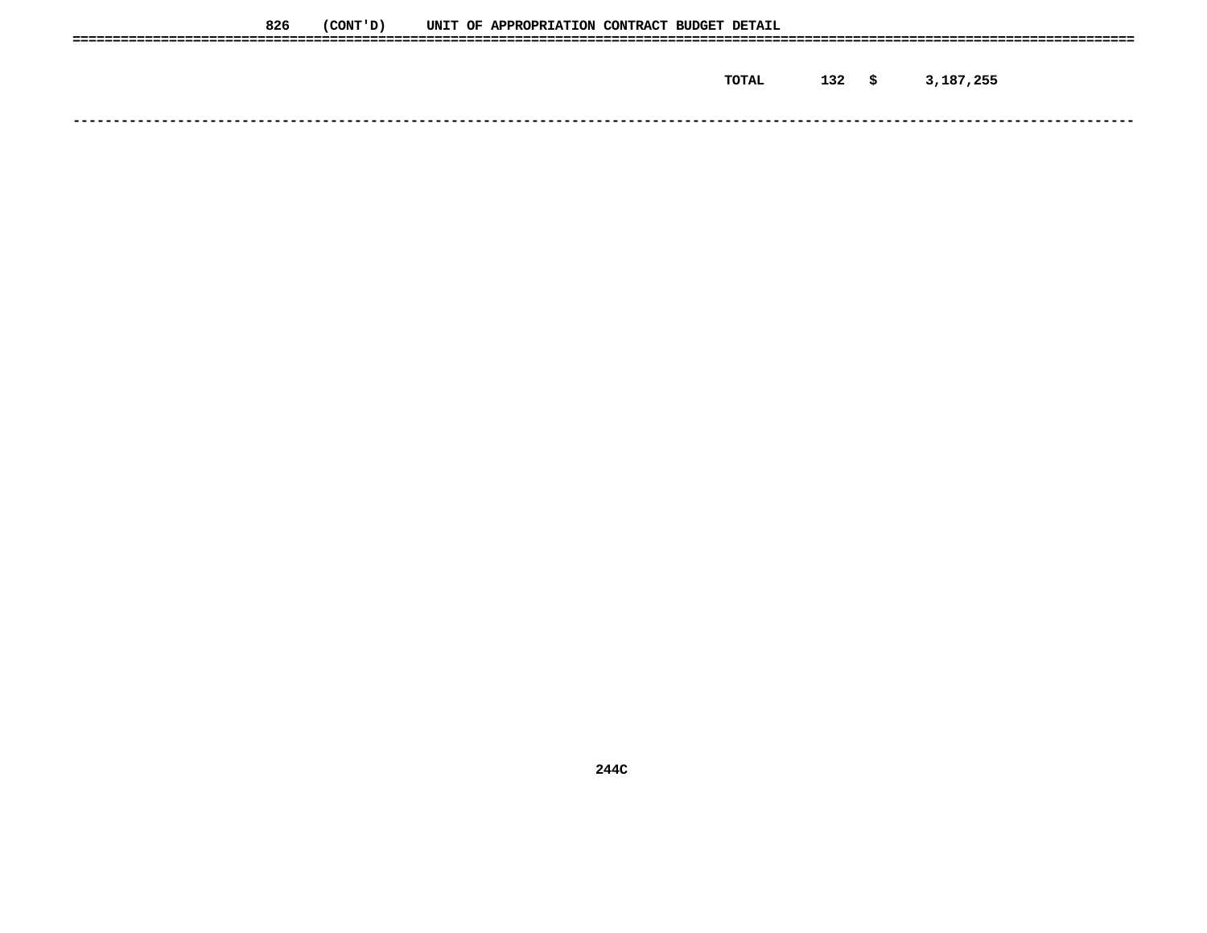826 (CONT'D) UNIT OF APPROPRIATION CONTRACT BUDGET DETAIL

| | | | |
|---|---|---|---|
| TOTAL | 132 | $ | 3,187,255 |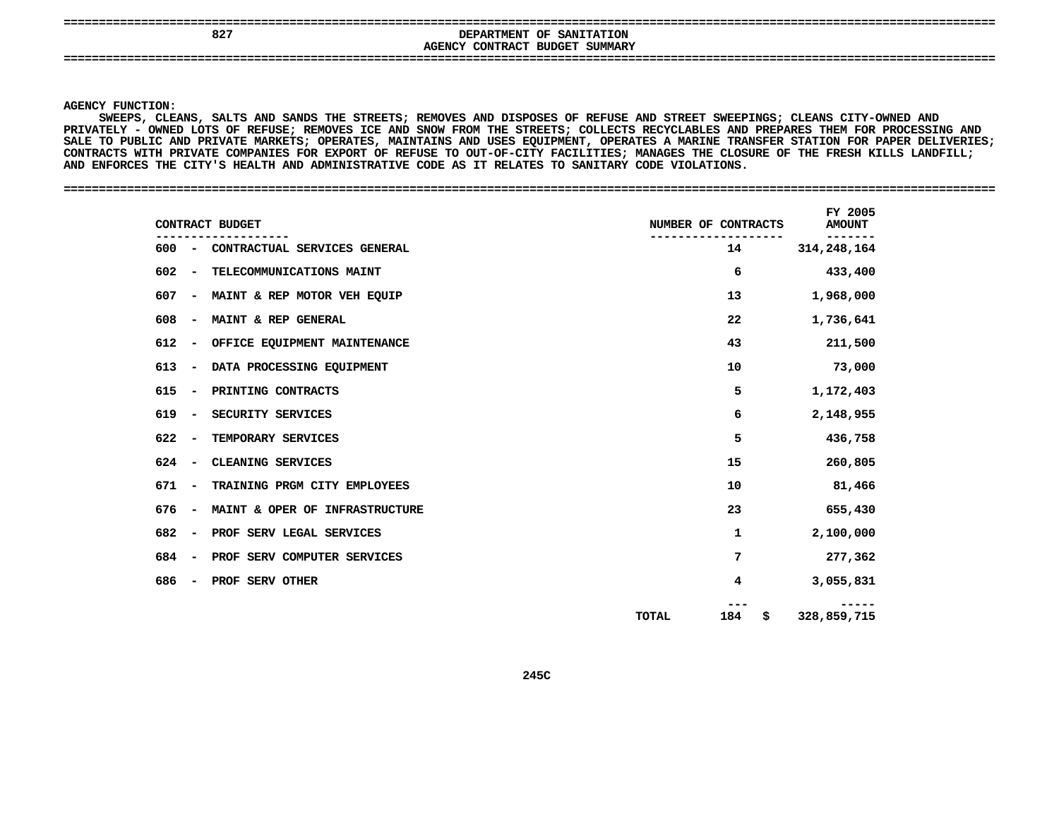## 827 DEPARTMENT OF SANITATION

### AGENCY CONTRACT BUDGET SUMMARY

**AGENCY FUNCTION:**

SWEEPS, CLEANS, SALTS AND SANDS THE STREETS; REMOVES AND DISPOSES OF REFUSE AND STREET SWEEPINGS; CLEANS CITY-OWNED AND PRIVATELY - OWNED LOTS OF REFUSE; REMOVES ICE AND SNOW FROM THE STREETS; COLLECTS RECYCLABLES AND PREPARES THEM FOR PROCESSING AND SALE TO PUBLIC AND PRIVATE MARKETS; OPERATES, MAINTAINS AND USES EQUIPMENT, OPERATES A MARINE TRANSFER STATION FOR PAPER DELIVERIES; CONTRACTS WITH PRIVATE COMPANIES FOR EXPORT OF REFUSE TO OUT-OF-CITY FACILITIES; MANAGES THE CLOSURE OF THE FRESH KILLS LANDFILL; AND ENFORCES THE CITY'S HEALTH AND ADMINISTRATIVE CODE AS IT RELATES TO SANITARY CODE VIOLATIONS.

| CONTRACT BUDGET | NUMBER OF CONTRACTS | FY 2005 AMOUNT |
|---|---|---|
| 600 - CONTRACTUAL SERVICES GENERAL | 14 | 314,248,164 |
| 602 - TELECOMMUNICATIONS MAINT | 6 | 433,400 |
| 607 - MAINT & REP MOTOR VEH EQUIP | 13 | 1,968,000 |
| 608 - MAINT & REP GENERAL | 22 | 1,736,641 |
| 612 - OFFICE EQUIPMENT MAINTENANCE | 43 | 211,500 |
| 613 - DATA PROCESSING EQUIPMENT | 10 | 73,000 |
| 615 - PRINTING CONTRACTS | 5 | 1,172,403 |
| 619 - SECURITY SERVICES | 6 | 2,148,955 |
| 622 - TEMPORARY SERVICES | 5 | 436,758 |
| 624 - CLEANING SERVICES | 15 | 260,805 |
| 671 - TRAINING PRGM CITY EMPLOYEES | 10 | 81,466 |
| 676 - MAINT & OPER OF INFRASTRUCTURE | 23 | 655,430 |
| 682 - PROF SERV LEGAL SERVICES | 1 | 2,100,000 |
| 684 - PROF SERV COMPUTER SERVICES | 7 | 277,362 |
| 686 - PROF SERV OTHER | 4 | 3,055,831 |
| TOTAL | 184 | $ 328,859,715 |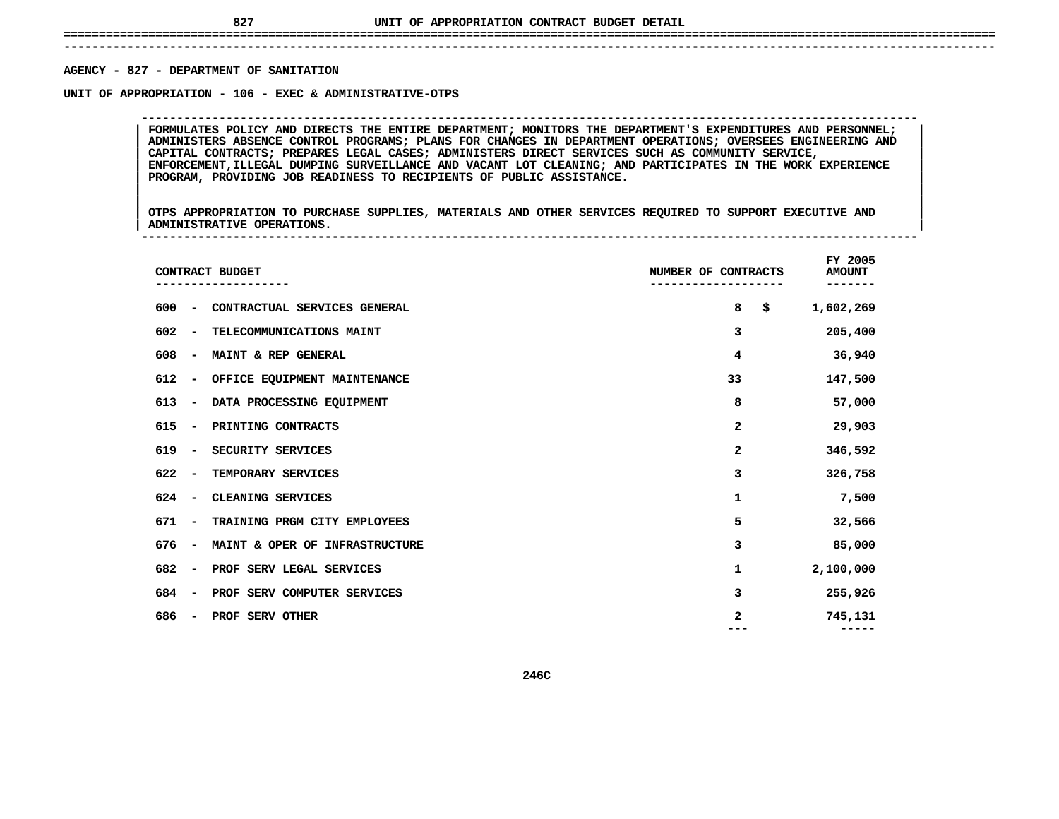## UNIT OF APPROPRIATION CONTRACT BUDGET DETAIL

AGENCY - 827 - DEPARTMENT OF SANITATION

UNIT OF APPROPRIATION - 106 - EXEC & ADMINISTRATIVE-OTPS

FORMULATES POLICY AND DIRECTS THE ENTIRE DEPARTMENT; MONITORS THE DEPARTMENT'S EXPENDITURES AND PERSONNEL; ADMINISTERS ABSENCE CONTROL PROGRAMS; PLANS FOR CHANGES IN DEPARTMENT OPERATIONS; OVERSEES ENGINEERING AND CAPITAL CONTRACTS; PREPARES LEGAL CASES; ADMINISTERS DIRECT SERVICES SUCH AS COMMUNITY SERVICE, ENFORCEMENT,ILLEGAL DUMPING SURVEILLANCE AND VACANT LOT CLEANING; AND PARTICIPATES IN THE WORK EXPERIENCE PROGRAM, PROVIDING JOB READINESS TO RECIPIENTS OF PUBLIC ASSISTANCE.

OTPS APPROPRIATION TO PURCHASE SUPPLIES, MATERIALS AND OTHER SERVICES REQUIRED TO SUPPORT EXECUTIVE AND ADMINISTRATIVE OPERATIONS.

| CONTRACT BUDGET | NUMBER OF CONTRACTS | FY 2005 AMOUNT |
|---|---|---|
| 600 - CONTRACTUAL SERVICES GENERAL | 8 | $ 1,602,269 |
| 602 - TELECOMMUNICATIONS MAINT | 3 | 205,400 |
| 608 - MAINT & REP GENERAL | 4 | 36,940 |
| 612 - OFFICE EQUIPMENT MAINTENANCE | 33 | 147,500 |
| 613 - DATA PROCESSING EQUIPMENT | 8 | 57,000 |
| 615 - PRINTING CONTRACTS | 2 | 29,903 |
| 619 - SECURITY SERVICES | 2 | 346,592 |
| 622 - TEMPORARY SERVICES | 3 | 326,758 |
| 624 - CLEANING SERVICES | 1 | 7,500 |
| 671 - TRAINING PRGM CITY EMPLOYEES | 5 | 32,566 |
| 676 - MAINT & OPER OF INFRASTRUCTURE | 3 | 85,000 |
| 682 - PROF SERV LEGAL SERVICES | 1 | 2,100,000 |
| 684 - PROF SERV COMPUTER SERVICES | 3 | 255,926 |
| 686 - PROF SERV OTHER | 2 | 745,131 |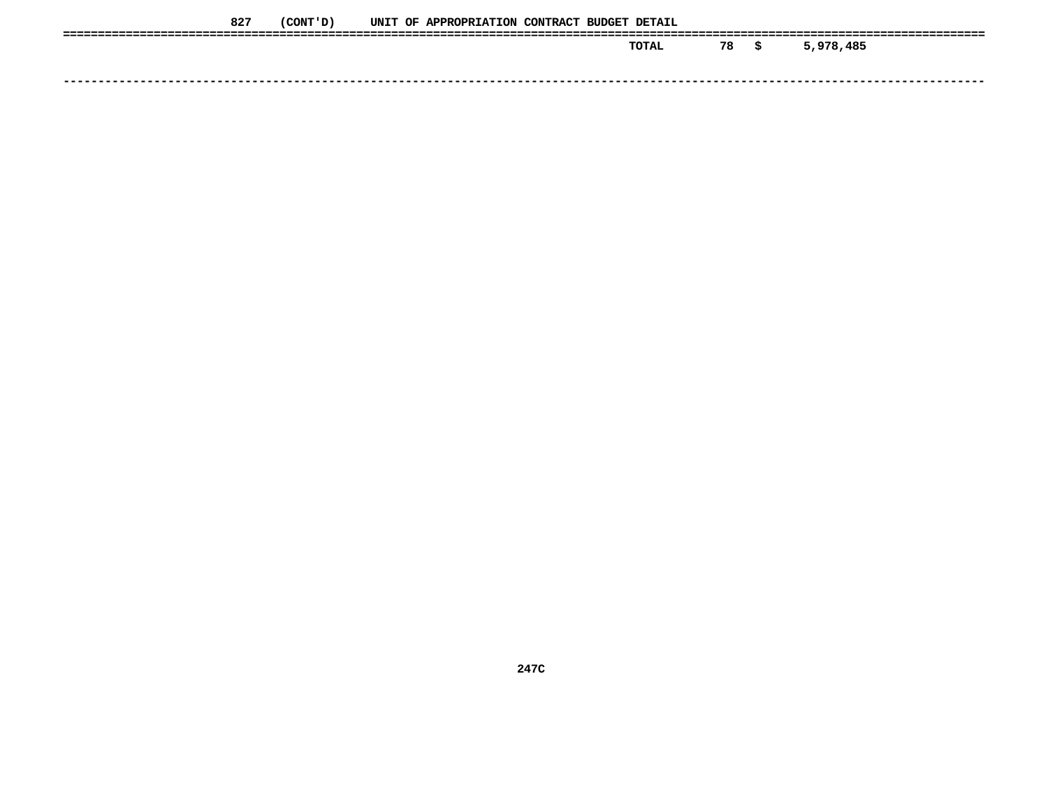827 (CONT'D) UNIT OF APPROPRIATION CONTRACT BUDGET DETAIL

| | | | |
|---|---|---|---|
| TOTAL | 78 | $ | 5,978,485 |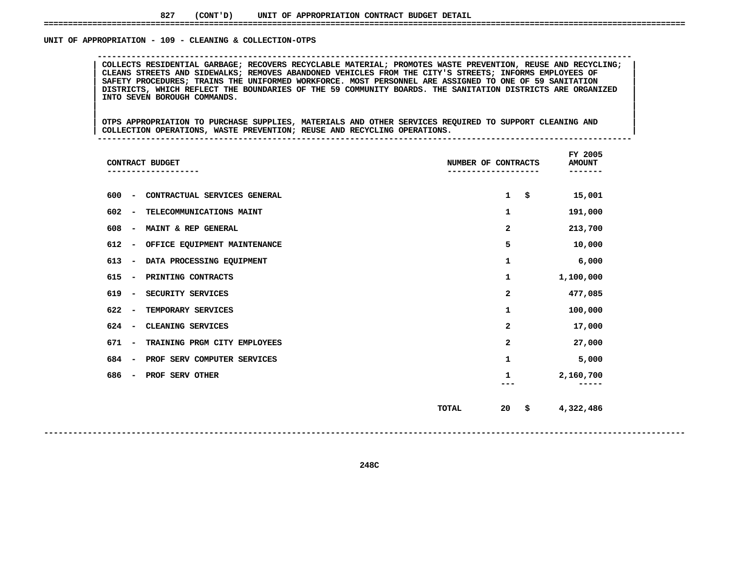827 (CONT'D) UNIT OF APPROPRIATION CONTRACT BUDGET DETAIL

## UNIT OF APPROPRIATION - 109 - CLEANING & COLLECTION-OTPS

COLLECTS RESIDENTIAL GARBAGE; RECOVERS RECYCLABLE MATERIAL; PROMOTES WASTE PREVENTION, REUSE AND RECYCLING; CLEANS STREETS AND SIDEWALKS; REMOVES ABANDONED VEHICLES FROM THE CITY'S STREETS; INFORMS EMPLOYEES OF SAFETY PROCEDURES; TRAINS THE UNIFORMED WORKFORCE. MOST PERSONNEL ARE ASSIGNED TO ONE OF 59 SANITATION DISTRICTS, WHICH REFLECT THE BOUNDARIES OF THE 59 COMMUNITY BOARDS. THE SANITATION DISTRICTS ARE ORGANIZED INTO SEVEN BOROUGH COMMANDS.

OTPS APPROPRIATION TO PURCHASE SUPPLIES, MATERIALS AND OTHER SERVICES REQUIRED TO SUPPORT CLEANING AND COLLECTION OPERATIONS, WASTE PREVENTION; REUSE AND RECYCLING OPERATIONS.

| CONTRACT BUDGET | NUMBER OF CONTRACTS | FY 2005 AMOUNT |
|---|---|---|
| 600 - CONTRACTUAL SERVICES GENERAL | 1 | $ 15,001 |
| 602 - TELECOMMUNICATIONS MAINT | 1 | 191,000 |
| 608 - MAINT & REP GENERAL | 2 | 213,700 |
| 612 - OFFICE EQUIPMENT MAINTENANCE | 5 | 10,000 |
| 613 - DATA PROCESSING EQUIPMENT | 1 | 6,000 |
| 615 - PRINTING CONTRACTS | 1 | 1,100,000 |
| 619 - SECURITY SERVICES | 2 | 477,085 |
| 622 - TEMPORARY SERVICES | 1 | 100,000 |
| 624 - CLEANING SERVICES | 2 | 17,000 |
| 671 - TRAINING PRGM CITY EMPLOYEES | 2 | 27,000 |
| 684 - PROF SERV COMPUTER SERVICES | 1 | 5,000 |
| 686 - PROF SERV OTHER | 1 | 2,160,700 |
| TOTAL | 20 | $ 4,322,486 |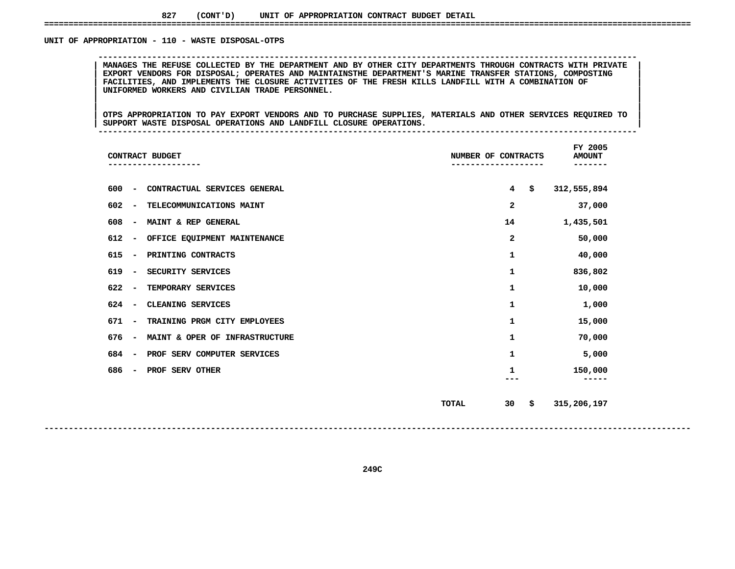# 827 (CONT'D) UNIT OF APPROPRIATION CONTRACT BUDGET DETAIL

## UNIT OF APPROPRIATION - 110 - WASTE DISPOSAL-OTPS

MANAGES THE REFUSE COLLECTED BY THE DEPARTMENT AND BY OTHER CITY DEPARTMENTS THROUGH CONTRACTS WITH PRIVATE EXPORT VENDORS FOR DISPOSAL; OPERATES AND MAINTAINSTHE DEPARTMENT'S MARINE TRANSFER STATIONS, COMPOSTING FACILITIES, AND IMPLEMENTS THE CLOSURE ACTIVITIES OF THE FRESH KILLS LANDFILL WITH A COMBINATION OF UNIFORMED WORKERS AND CIVILIAN TRADE PERSONNEL.

OTPS APPROPRIATION TO PAY EXPORT VENDORS AND TO PURCHASE SUPPLIES, MATERIALS AND OTHER SERVICES REQUIRED TO SUPPORT WASTE DISPOSAL OPERATIONS AND LANDFILL CLOSURE OPERATIONS.

| CONTRACT BUDGET | NUMBER OF CONTRACTS | FY 2005 AMOUNT |
|---|---|---|
| 600 - CONTRACTUAL SERVICES GENERAL | 4 | $ 312,555,894 |
| 602 - TELECOMMUNICATIONS MAINT | 2 | 37,000 |
| 608 - MAINT & REP GENERAL | 14 | 1,435,501 |
| 612 - OFFICE EQUIPMENT MAINTENANCE | 2 | 50,000 |
| 615 - PRINTING CONTRACTS | 1 | 40,000 |
| 619 - SECURITY SERVICES | 1 | 836,802 |
| 622 - TEMPORARY SERVICES | 1 | 10,000 |
| 624 - CLEANING SERVICES | 1 | 1,000 |
| 671 - TRAINING PRGM CITY EMPLOYEES | 1 | 15,000 |
| 676 - MAINT & OPER OF INFRASTRUCTURE | 1 | 70,000 |
| 684 - PROF SERV COMPUTER SERVICES | 1 | 5,000 |
| 686 - PROF SERV OTHER | 1 | 150,000 |
| TOTAL | 30 | $ 315,206,197 |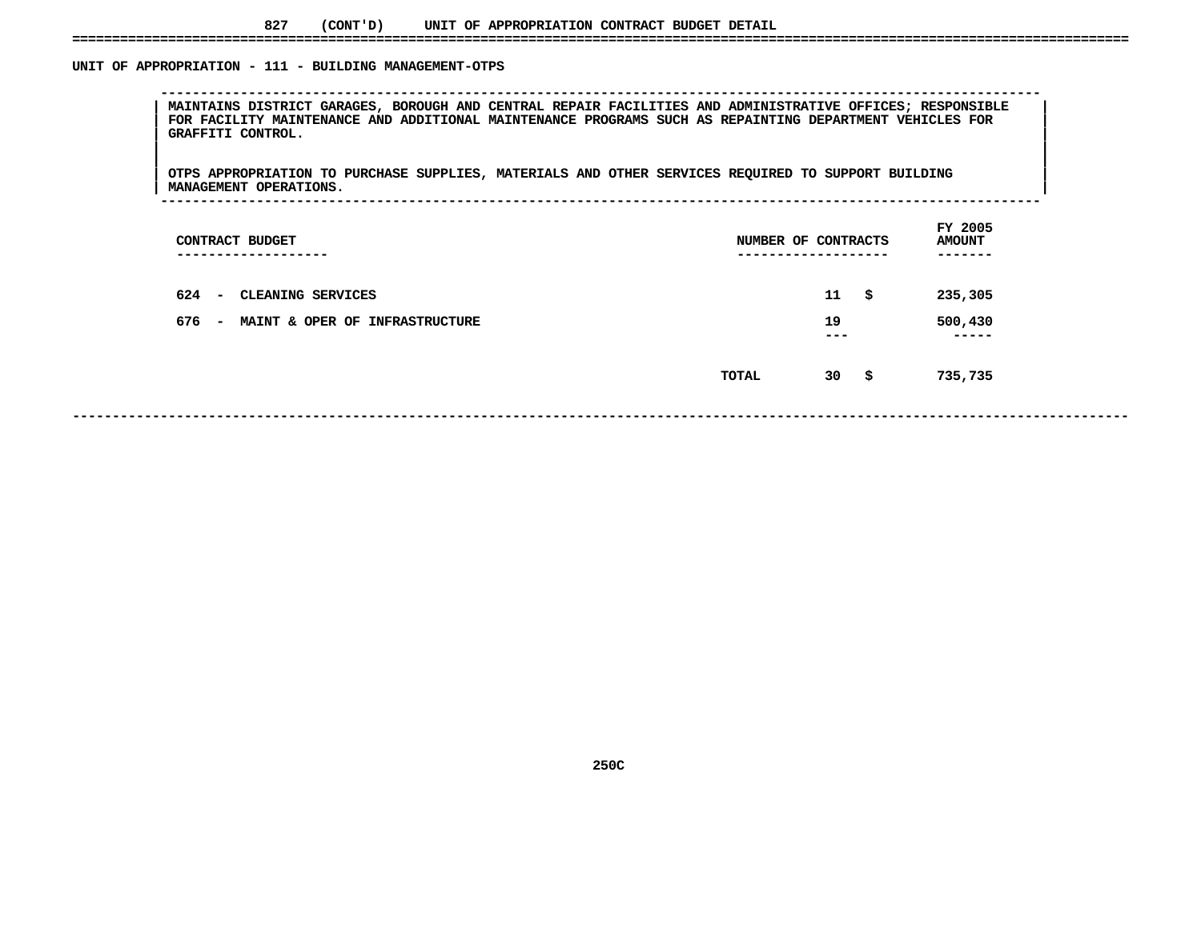# 827 (CONT'D) UNIT OF APPROPRIATION CONTRACT BUDGET DETAIL

## UNIT OF APPROPRIATION - 111 - BUILDING MANAGEMENT-OTPS

MAINTAINS DISTRICT GARAGES, BOROUGH AND CENTRAL REPAIR FACILITIES AND ADMINISTRATIVE OFFICES; RESPONSIBLE FOR FACILITY MAINTENANCE AND ADDITIONAL MAINTENANCE PROGRAMS SUCH AS REPAINTING DEPARTMENT VEHICLES FOR GRAFFITI CONTROL.

OTPS APPROPRIATION TO PURCHASE SUPPLIES, MATERIALS AND OTHER SERVICES REQUIRED TO SUPPORT BUILDING MANAGEMENT OPERATIONS.

| CONTRACT BUDGET | NUMBER OF CONTRACTS | | FY 2005 AMOUNT |
|---|---|---|---|
| 624 - CLEANING SERVICES | 11 | $ | 235,305 |
| 676 - MAINT & OPER OF INFRASTRUCTURE | 19 | | 500,430 |
| TOTAL | 30 | $ | 735,735 |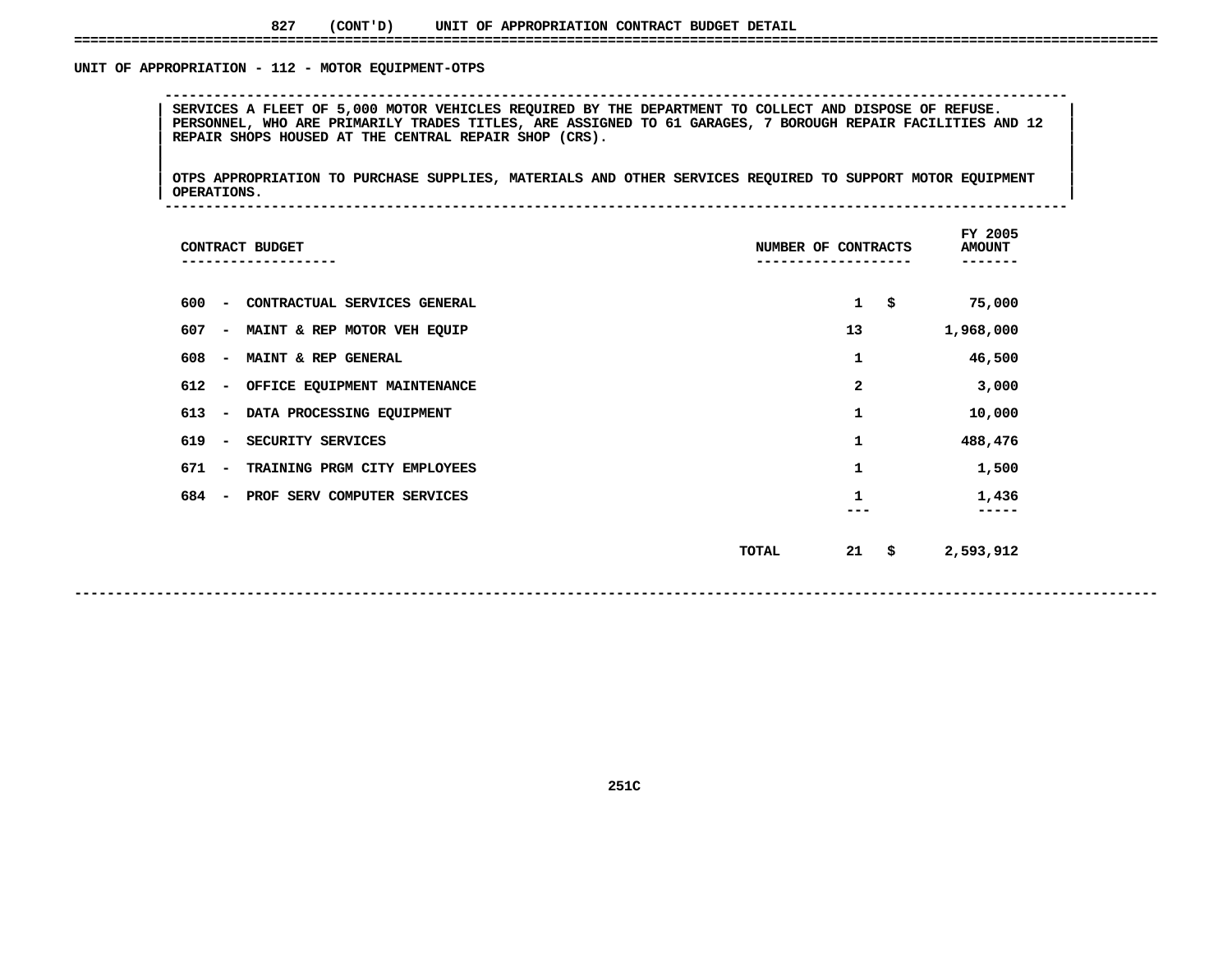827 (CONT'D) UNIT OF APPROPRIATION CONTRACT BUDGET DETAIL

## UNIT OF APPROPRIATION - 112 - MOTOR EQUIPMENT-OTPS

SERVICES A FLEET OF 5,000 MOTOR VEHICLES REQUIRED BY THE DEPARTMENT TO COLLECT AND DISPOSE OF REFUSE. PERSONNEL, WHO ARE PRIMARILY TRADES TITLES, ARE ASSIGNED TO 61 GARAGES, 7 BOROUGH REPAIR FACILITIES AND 12 REPAIR SHOPS HOUSED AT THE CENTRAL REPAIR SHOP (CRS).

OTPS APPROPRIATION TO PURCHASE SUPPLIES, MATERIALS AND OTHER SERVICES REQUIRED TO SUPPORT MOTOR EQUIPMENT OPERATIONS.

| CONTRACT BUDGET | NUMBER OF CONTRACTS | FY 2005 AMOUNT |
|---|---|---|
| 600 - CONTRACTUAL SERVICES GENERAL | 1 | $ 75,000 |
| 607 - MAINT & REP MOTOR VEH EQUIP | 13 | 1,968,000 |
| 608 - MAINT & REP GENERAL | 1 | 46,500 |
| 612 - OFFICE EQUIPMENT MAINTENANCE | 2 | 3,000 |
| 613 - DATA PROCESSING EQUIPMENT | 1 | 10,000 |
| 619 - SECURITY SERVICES | 1 | 488,476 |
| 671 - TRAINING PRGM CITY EMPLOYEES | 1 | 1,500 |
| 684 - PROF SERV COMPUTER SERVICES | 1 | 1,436 |
| TOTAL | 21 | $ 2,593,912 |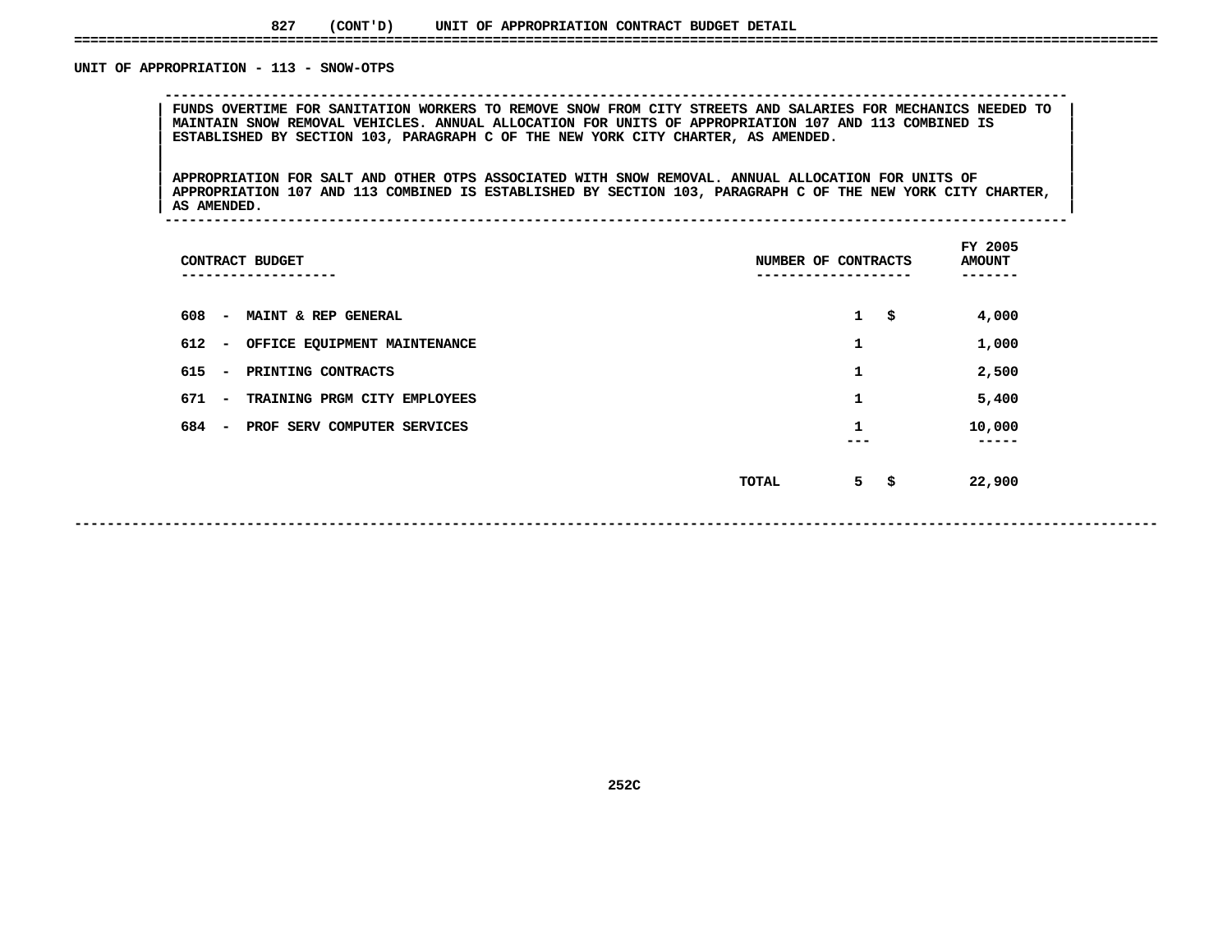827 (CONT'D) UNIT OF APPROPRIATION CONTRACT BUDGET DETAIL

## UNIT OF APPROPRIATION - 113 - SNOW-OTPS

FUNDS OVERTIME FOR SANITATION WORKERS TO REMOVE SNOW FROM CITY STREETS AND SALARIES FOR MECHANICS NEEDED TO MAINTAIN SNOW REMOVAL VEHICLES. ANNUAL ALLOCATION FOR UNITS OF APPROPRIATION 107 AND 113 COMBINED IS ESTABLISHED BY SECTION 103, PARAGRAPH C OF THE NEW YORK CITY CHARTER, AS AMENDED.

APPROPRIATION FOR SALT AND OTHER OTPS ASSOCIATED WITH SNOW REMOVAL. ANNUAL ALLOCATION FOR UNITS OF APPROPRIATION 107 AND 113 COMBINED IS ESTABLISHED BY SECTION 103, PARAGRAPH C OF THE NEW YORK CITY CHARTER, AS AMENDED.

| CONTRACT BUDGET | NUMBER OF CONTRACTS | FY 2005 AMOUNT |
|---|---|---|
| 608 - MAINT & REP GENERAL | 1 | $ 4,000 |
| 612 - OFFICE EQUIPMENT MAINTENANCE | 1 | 1,000 |
| 615 - PRINTING CONTRACTS | 1 | 2,500 |
| 671 - TRAINING PRGM CITY EMPLOYEES | 1 | 5,400 |
| 684 - PROF SERV COMPUTER SERVICES | 1 | 10,000 |
| TOTAL | 5 | $ 22,900 |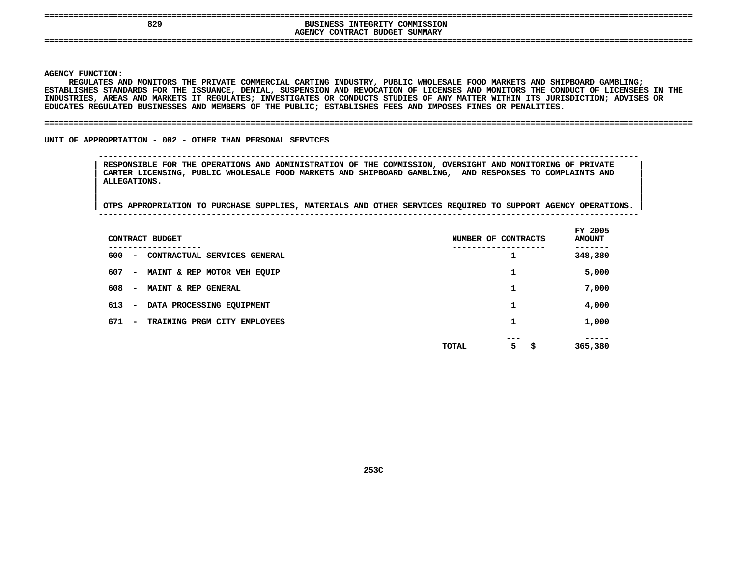# BUSINESS INTEGRITY COMMISSION

## AGENCY CONTRACT BUDGET SUMMARY

AGENCY FUNCTION:
REGULATES AND MONITORS THE PRIVATE COMMERCIAL CARTING INDUSTRY, PUBLIC WHOLESALE FOOD MARKETS AND SHIPBOARD GAMBLING; ESTABLISHES STANDARDS FOR THE ISSUANCE, DENIAL, SUSPENSION AND REVOCATION OF LICENSES AND MONITORS THE CONDUCT OF LICENSEES IN THE INDUSTRIES, AREAS AND MARKETS IT REGULATES; INVESTIGATES OR CONDUCTS STUDIES OF ANY MATTER WITHIN ITS JURISDICTION; ADVISES OR EDUCATES REGULATED BUSINESSES AND MEMBERS OF THE PUBLIC; ESTABLISHES FEES AND IMPOSES FINES OR PENALITIES.

UNIT OF APPROPRIATION - 002 - OTHER THAN PERSONAL SERVICES

RESPONSIBLE FOR THE OPERATIONS AND ADMINISTRATION OF THE COMMISSION, OVERSIGHT AND MONITORING OF PRIVATE CARTER LICENSING, PUBLIC WHOLESALE FOOD MARKETS AND SHIPBOARD GAMBLING, AND RESPONSES TO COMPLAINTS AND ALLEGATIONS.

OTPS APPROPRIATION TO PURCHASE SUPPLIES, MATERIALS AND OTHER SERVICES REQUIRED TO SUPPORT AGENCY OPERATIONS.

| CONTRACT BUDGET | NUMBER OF CONTRACTS | FY 2005 AMOUNT |
|---|---|---|
| 600 - CONTRACTUAL SERVICES GENERAL | 1 | 348,380 |
| 607 - MAINT & REP MOTOR VEH EQUIP | 1 | 5,000 |
| 608 - MAINT & REP GENERAL | 1 | 7,000 |
| 613 - DATA PROCESSING EQUIPMENT | 1 | 4,000 |
| 671 - TRAINING PRGM CITY EMPLOYEES | 1 | 1,000 |
| TOTAL | 5 | $ 365,380 |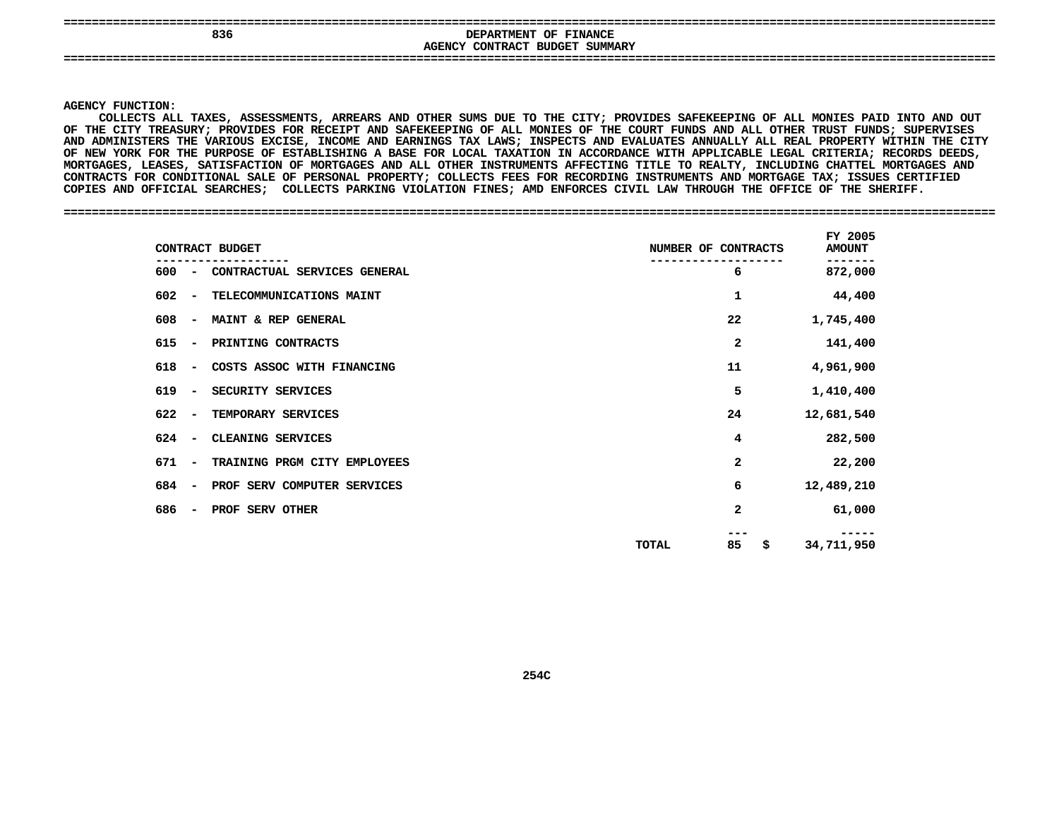# 836 DEPARTMENT OF FINANCE

## AGENCY CONTRACT BUDGET SUMMARY

**AGENCY FUNCTION:**

COLLECTS ALL TAXES, ASSESSMENTS, ARREARS AND OTHER SUMS DUE TO THE CITY; PROVIDES SAFEKEEPING OF ALL MONIES PAID INTO AND OUT OF THE CITY TREASURY; PROVIDES FOR RECEIPT AND SAFEKEEPING OF ALL MONIES OF THE COURT FUNDS AND ALL OTHER TRUST FUNDS; SUPERVISES AND ADMINISTERS THE VARIOUS EXCISE, INCOME AND EARNINGS TAX LAWS; INSPECTS AND EVALUATES ANNUALLY ALL REAL PROPERTY WITHIN THE CITY OF NEW YORK FOR THE PURPOSE OF ESTABLISHING A BASE FOR LOCAL TAXATION IN ACCORDANCE WITH APPLICABLE LEGAL CRITERIA; RECORDS DEEDS, MORTGAGES, LEASES, SATISFACTION OF MORTGAGES AND ALL OTHER INSTRUMENTS AFFECTING TITLE TO REALTY, INCLUDING CHATTEL MORTGAGES AND CONTRACTS FOR CONDITIONAL SALE OF PERSONAL PROPERTY; COLLECTS FEES FOR RECORDING INSTRUMENTS AND MORTGAGE TAX; ISSUES CERTIFIED COPIES AND OFFICIAL SEARCHES; COLLECTS PARKING VIOLATION FINES; AMD ENFORCES CIVIL LAW THROUGH THE OFFICE OF THE SHERIFF.

| CONTRACT BUDGET | NUMBER OF CONTRACTS | FY 2005 AMOUNT |
|---|---|---|
| 600 - CONTRACTUAL SERVICES GENERAL | 6 | 872,000 |
| 602 - TELECOMMUNICATIONS MAINT | 1 | 44,400 |
| 608 - MAINT & REP GENERAL | 22 | 1,745,400 |
| 615 - PRINTING CONTRACTS | 2 | 141,400 |
| 618 - COSTS ASSOC WITH FINANCING | 11 | 4,961,900 |
| 619 - SECURITY SERVICES | 5 | 1,410,400 |
| 622 - TEMPORARY SERVICES | 24 | 12,681,540 |
| 624 - CLEANING SERVICES | 4 | 282,500 |
| 671 - TRAINING PRGM CITY EMPLOYEES | 2 | 22,200 |
| 684 - PROF SERV COMPUTER SERVICES | 6 | 12,489,210 |
| 686 - PROF SERV OTHER | 2 | 61,000 |
| TOTAL | 85 | $ 34,711,950 |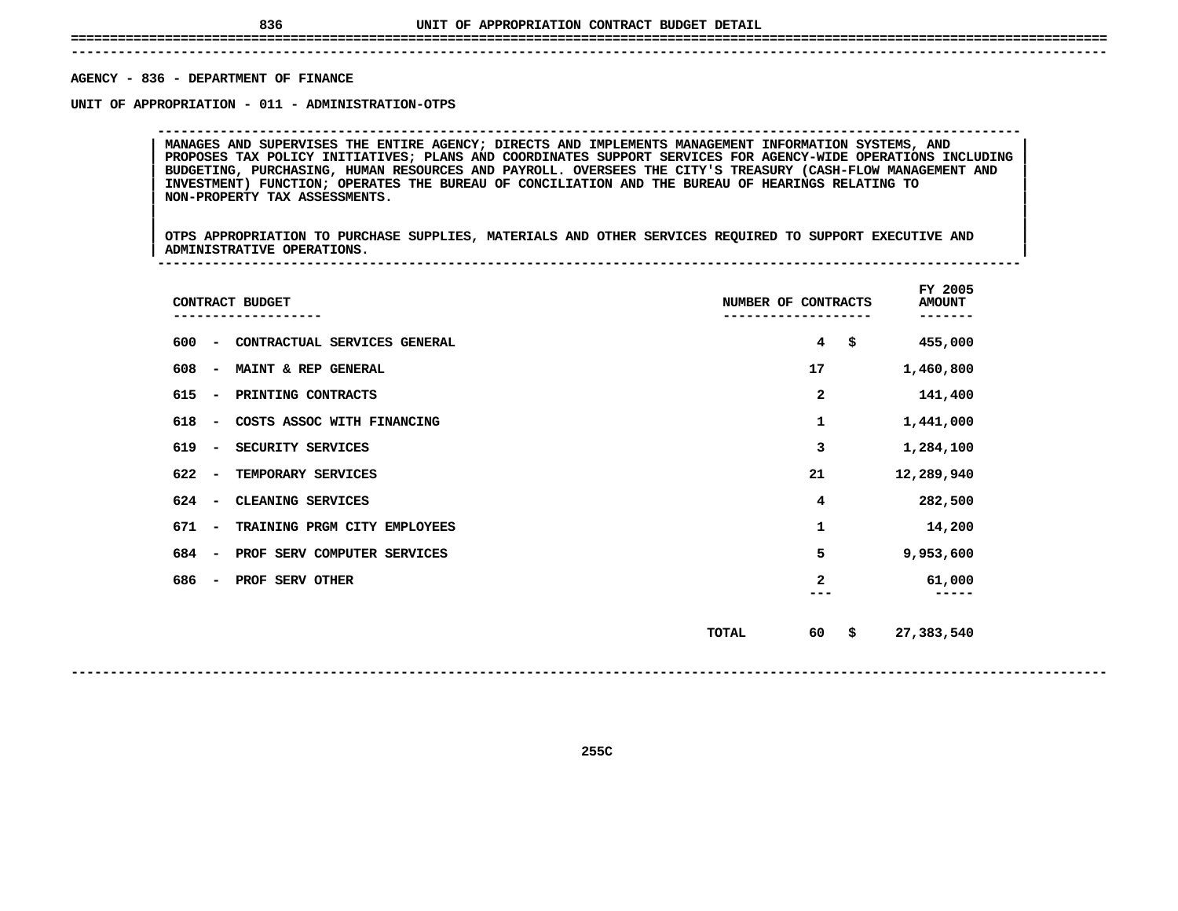# UNIT OF APPROPRIATION CONTRACT BUDGET DETAIL

AGENCY - 836 - DEPARTMENT OF FINANCE

UNIT OF APPROPRIATION - 011 - ADMINISTRATION-OTPS

MANAGES AND SUPERVISES THE ENTIRE AGENCY; DIRECTS AND IMPLEMENTS MANAGEMENT INFORMATION SYSTEMS, AND PROPOSES TAX POLICY INITIATIVES; PLANS AND COORDINATES SUPPORT SERVICES FOR AGENCY-WIDE OPERATIONS INCLUDING BUDGETING, PURCHASING, HUMAN RESOURCES AND PAYROLL. OVERSEES THE CITY'S TREASURY (CASH-FLOW MANAGEMENT AND INVESTMENT) FUNCTION; OPERATES THE BUREAU OF CONCILIATION AND THE BUREAU OF HEARINGS RELATING TO NON-PROPERTY TAX ASSESSMENTS.

OTPS APPROPRIATION TO PURCHASE SUPPLIES, MATERIALS AND OTHER SERVICES REQUIRED TO SUPPORT EXECUTIVE AND ADMINISTRATIVE OPERATIONS.

| CONTRACT BUDGET | NUMBER OF CONTRACTS | FY 2005 AMOUNT |
|---|---|---|
| 600 - CONTRACTUAL SERVICES GENERAL | 4 | $ 455,000 |
| 608 - MAINT & REP GENERAL | 17 | 1,460,800 |
| 615 - PRINTING CONTRACTS | 2 | 141,400 |
| 618 - COSTS ASSOC WITH FINANCING | 1 | 1,441,000 |
| 619 - SECURITY SERVICES | 3 | 1,284,100 |
| 622 - TEMPORARY SERVICES | 21 | 12,289,940 |
| 624 - CLEANING SERVICES | 4 | 282,500 |
| 671 - TRAINING PRGM CITY EMPLOYEES | 1 | 14,200 |
| 684 - PROF SERV COMPUTER SERVICES | 5 | 9,953,600 |
| 686 - PROF SERV OTHER | 2 | 61,000 |
| TOTAL | 60 | $ 27,383,540 |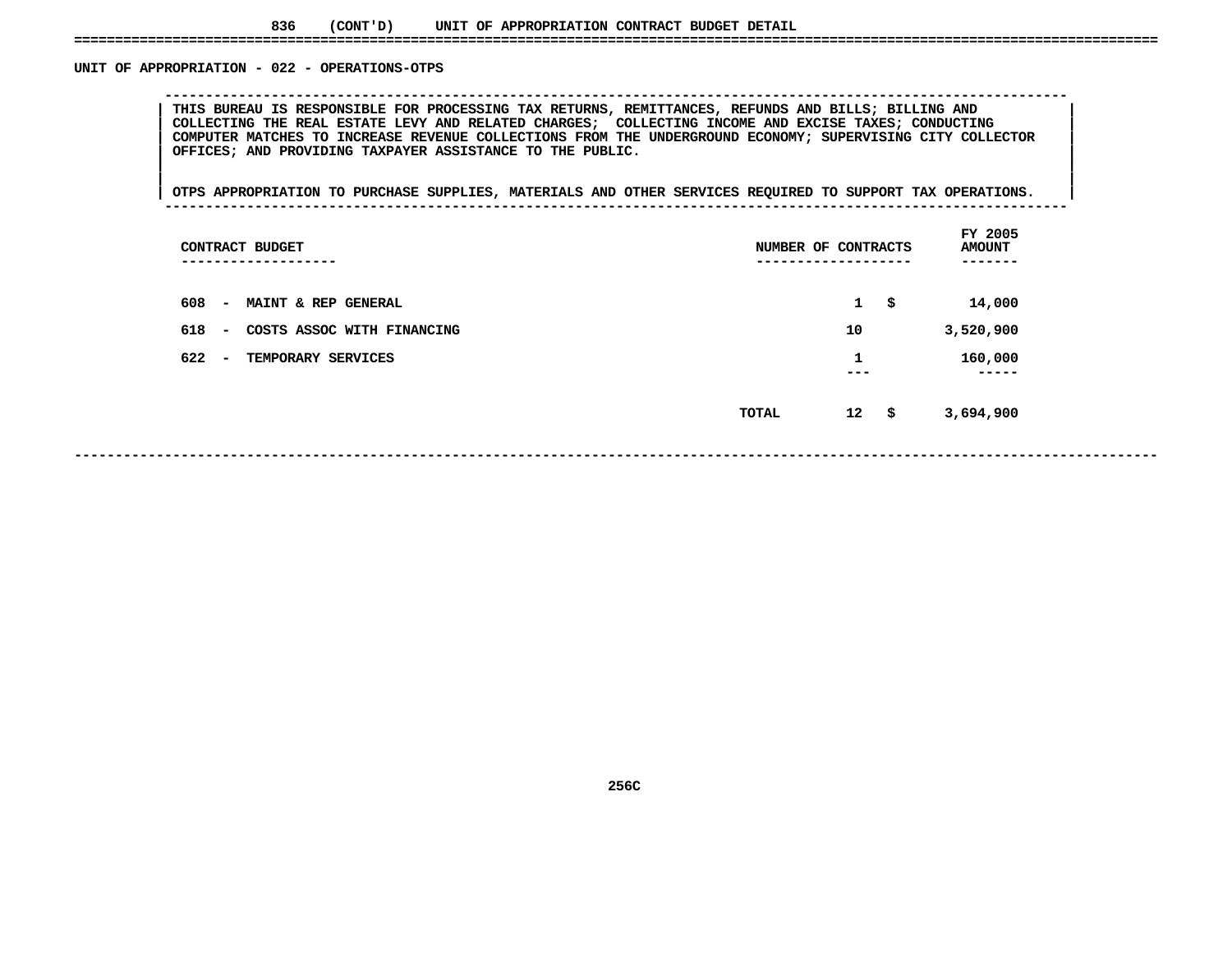836 (CONT'D) UNIT OF APPROPRIATION CONTRACT BUDGET DETAIL

## UNIT OF APPROPRIATION - 022 - OPERATIONS-OTPS

THIS BUREAU IS RESPONSIBLE FOR PROCESSING TAX RETURNS, REMITTANCES, REFUNDS AND BILLS; BILLING AND COLLECTING THE REAL ESTATE LEVY AND RELATED CHARGES; COLLECTING INCOME AND EXCISE TAXES; CONDUCTING COMPUTER MATCHES TO INCREASE REVENUE COLLECTIONS FROM THE UNDERGROUND ECONOMY; SUPERVISING CITY COLLECTOR OFFICES; AND PROVIDING TAXPAYER ASSISTANCE TO THE PUBLIC.

OTPS APPROPRIATION TO PURCHASE SUPPLIES, MATERIALS AND OTHER SERVICES REQUIRED TO SUPPORT TAX OPERATIONS.

| CONTRACT BUDGET | NUMBER OF CONTRACTS | FY 2005 AMOUNT |
|---|---|---|
| 608 - MAINT & REP GENERAL | 1 | $ 14,000 |
| 618 - COSTS ASSOC WITH FINANCING | 10 | 3,520,900 |
| 622 - TEMPORARY SERVICES | 1 | 160,000 |
| TOTAL | 12 | $ 3,694,900 |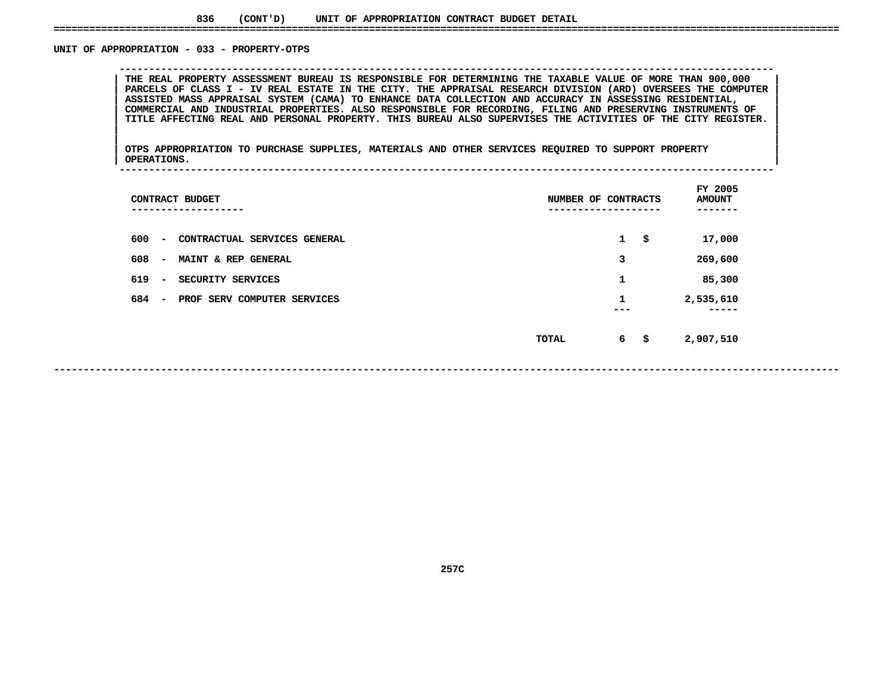836 (CONT'D) UNIT OF APPROPRIATION CONTRACT BUDGET DETAIL

## UNIT OF APPROPRIATION - 033 - PROPERTY-OTPS

THE REAL PROPERTY ASSESSMENT BUREAU IS RESPONSIBLE FOR DETERMINING THE TAXABLE VALUE OF MORE THAN 900,000 PARCELS OF CLASS I - IV REAL ESTATE IN THE CITY. THE APPRAISAL RESEARCH DIVISION (ARD) OVERSEES THE COMPUTER ASSISTED MASS APPRAISAL SYSTEM (CAMA) TO ENHANCE DATA COLLECTION AND ACCURACY IN ASSESSING RESIDENTIAL, COMMERCIAL AND INDUSTRIAL PROPERTIES. ALSO RESPONSIBLE FOR RECORDING, FILING AND PRESERVING INSTRUMENTS OF TITLE AFFECTING REAL AND PERSONAL PROPERTY. THIS BUREAU ALSO SUPERVISES THE ACTIVITIES OF THE CITY REGISTER.

OTPS APPROPRIATION TO PURCHASE SUPPLIES, MATERIALS AND OTHER SERVICES REQUIRED TO SUPPORT PROPERTY OPERATIONS.

| CONTRACT BUDGET | NUMBER OF CONTRACTS | FY 2005 AMOUNT |
|---|---|---|
| 600 - CONTRACTUAL SERVICES GENERAL | 1 | $ 17,000 |
| 608 - MAINT & REP GENERAL | 3 | 269,600 |
| 619 - SECURITY SERVICES | 1 | 85,300 |
| 684 - PROF SERV COMPUTER SERVICES | 1 | 2,535,610 |
| TOTAL | 6 | $ 2,907,510 |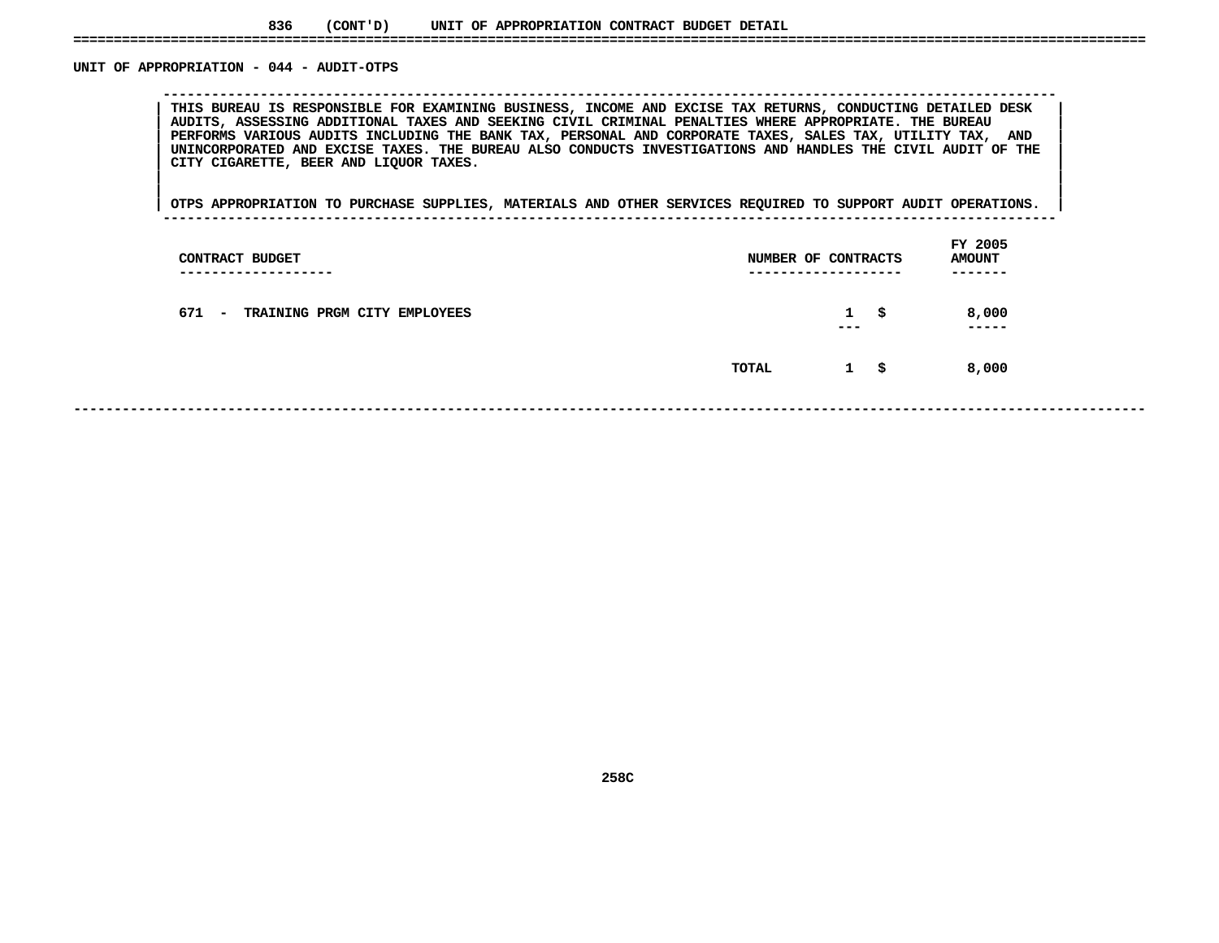836 (CONT'D) UNIT OF APPROPRIATION CONTRACT BUDGET DETAIL

## UNIT OF APPROPRIATION - 044 - AUDIT-OTPS

THIS BUREAU IS RESPONSIBLE FOR EXAMINING BUSINESS, INCOME AND EXCISE TAX RETURNS, CONDUCTING DETAILED DESK AUDITS, ASSESSING ADDITIONAL TAXES AND SEEKING CIVIL CRIMINAL PENALTIES WHERE APPROPRIATE. THE BUREAU PERFORMS VARIOUS AUDITS INCLUDING THE BANK TAX, PERSONAL AND CORPORATE TAXES, SALES TAX, UTILITY TAX, AND UNINCORPORATED AND EXCISE TAXES. THE BUREAU ALSO CONDUCTS INVESTIGATIONS AND HANDLES THE CIVIL AUDIT OF THE CITY CIGARETTE, BEER AND LIQUOR TAXES.

OTPS APPROPRIATION TO PURCHASE SUPPLIES, MATERIALS AND OTHER SERVICES REQUIRED TO SUPPORT AUDIT OPERATIONS.

| CONTRACT BUDGET | NUMBER OF CONTRACTS | FY 2005 AMOUNT |
|---|---|---|
| 671 - TRAINING PRGM CITY EMPLOYEES | 1 | $ 8,000 |
| TOTAL | 1 | $ 8,000 |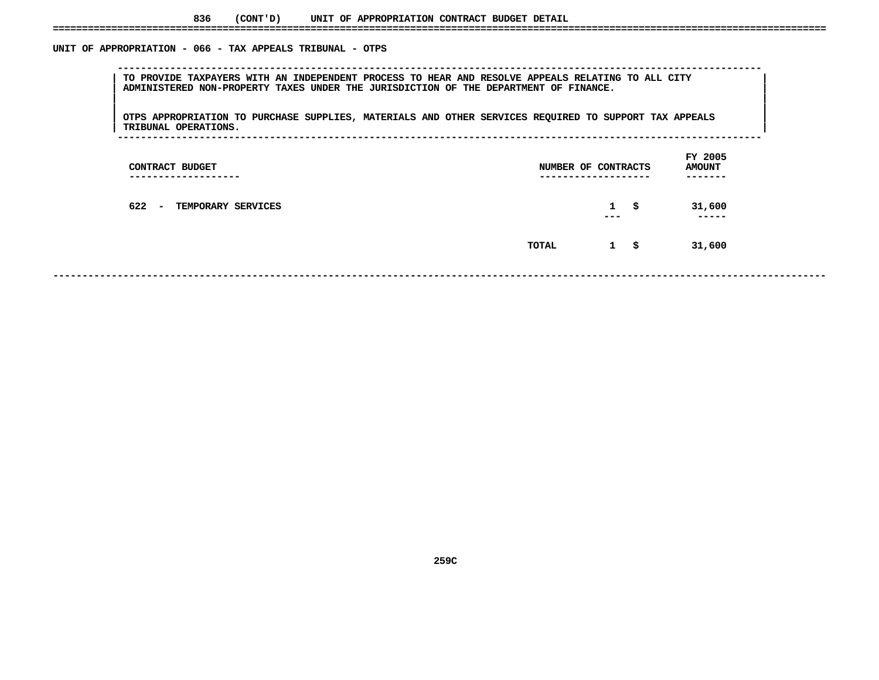## 836 (CONT'D) UNIT OF APPROPRIATION CONTRACT BUDGET DETAIL

### UNIT OF APPROPRIATION - 066 - TAX APPEALS TRIBUNAL - OTPS

TO PROVIDE TAXPAYERS WITH AN INDEPENDENT PROCESS TO HEAR AND RESOLVE APPEALS RELATING TO ALL CITY ADMINISTERED NON-PROPERTY TAXES UNDER THE JURISDICTION OF THE DEPARTMENT OF FINANCE.

OTPS APPROPRIATION TO PURCHASE SUPPLIES, MATERIALS AND OTHER SERVICES REQUIRED TO SUPPORT TAX APPEALS TRIBUNAL OPERATIONS.

| CONTRACT BUDGET | | NUMBER OF CONTRACTS | | FY 2005 AMOUNT |
|---|---|---|---|---|
| 622 - TEMPORARY SERVICES | | 1 | $ | 31,600 |
| | TOTAL | 1 | $ | 31,600 |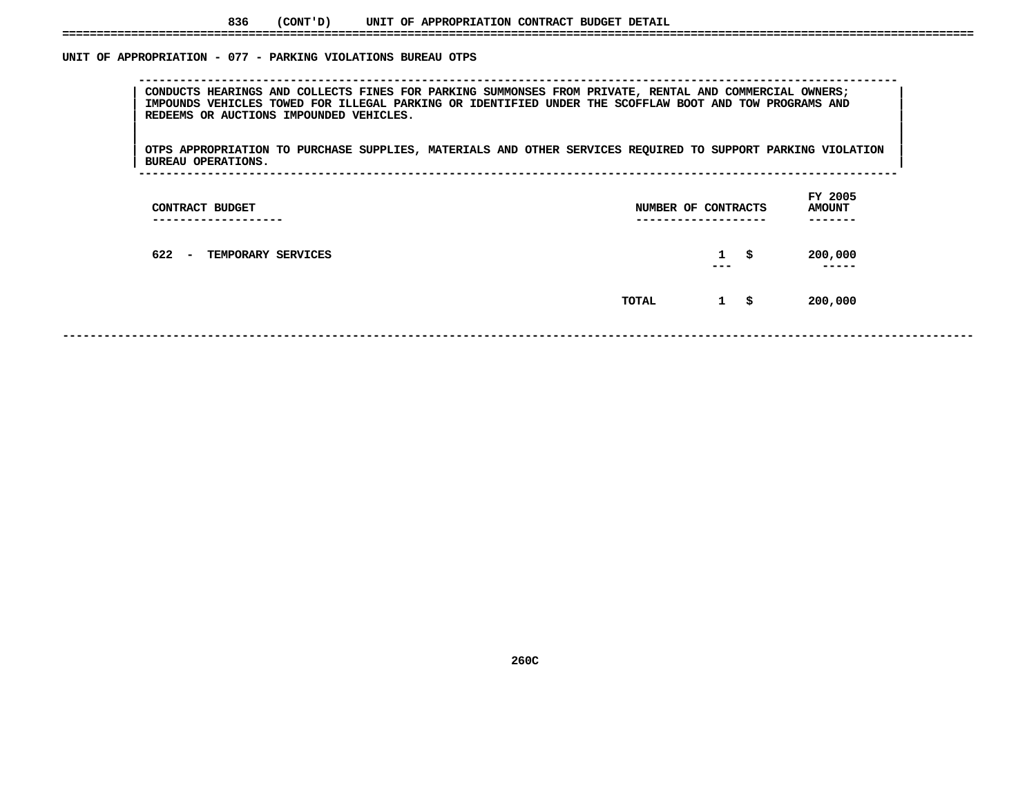836 (CONT'D) UNIT OF APPROPRIATION CONTRACT BUDGET DETAIL

## UNIT OF APPROPRIATION - 077 - PARKING VIOLATIONS BUREAU OTPS

CONDUCTS HEARINGS AND COLLECTS FINES FOR PARKING SUMMONSES FROM PRIVATE, RENTAL AND COMMERCIAL OWNERS; IMPOUNDS VEHICLES TOWED FOR ILLEGAL PARKING OR IDENTIFIED UNDER THE SCOFFLAW BOOT AND TOW PROGRAMS AND REDEEMS OR AUCTIONS IMPOUNDED VEHICLES.

OTPS APPROPRIATION TO PURCHASE SUPPLIES, MATERIALS AND OTHER SERVICES REQUIRED TO SUPPORT PARKING VIOLATION BUREAU OPERATIONS.

| CONTRACT BUDGET | NUMBER OF CONTRACTS | | FY 2005 AMOUNT |
|---|---|---|---|
| 622 - TEMPORARY SERVICES | 1 | $ | 200,000 |
| TOTAL | 1 | $ | 200,000 |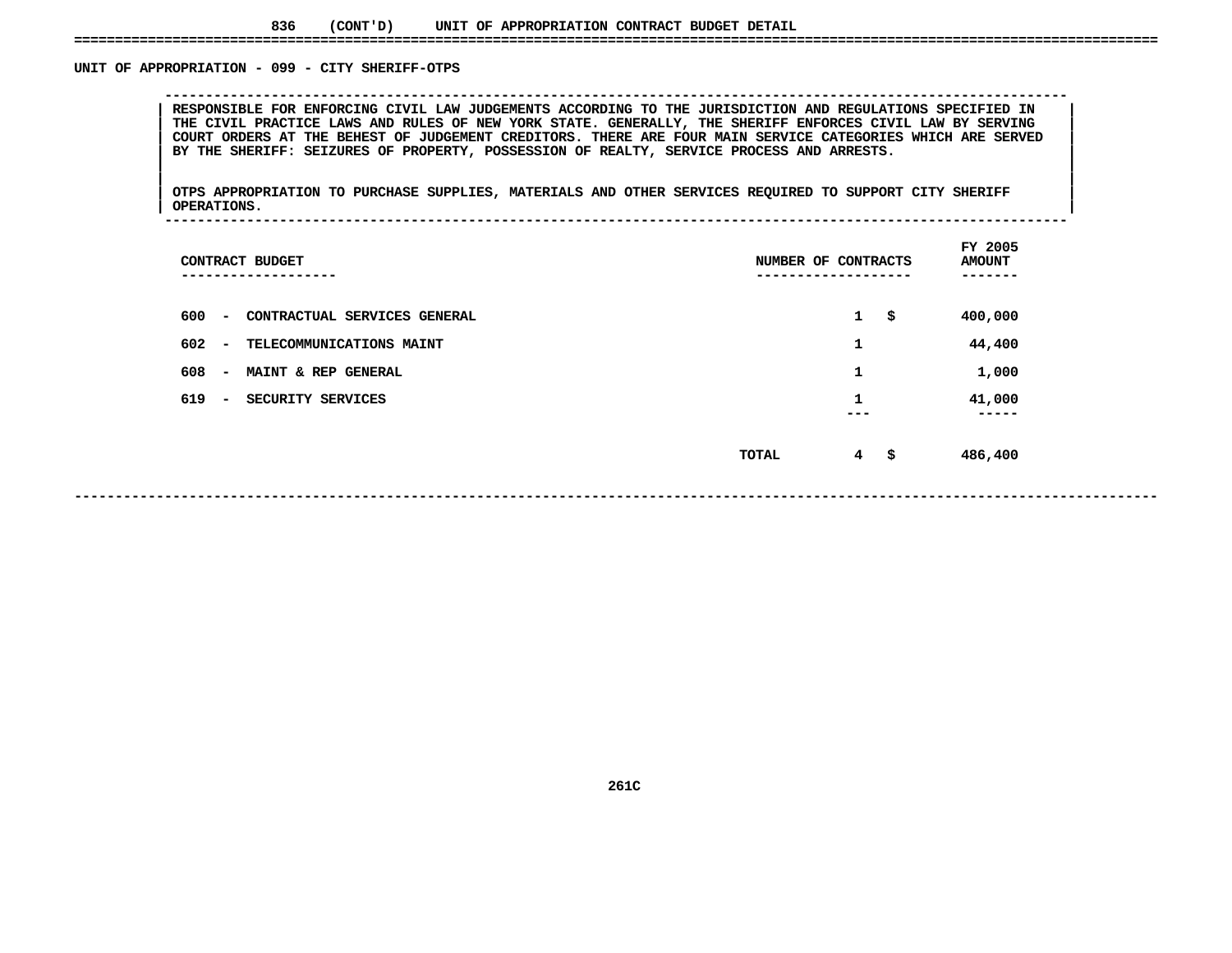836 (CONT'D) UNIT OF APPROPRIATION CONTRACT BUDGET DETAIL

## UNIT OF APPROPRIATION - 099 - CITY SHERIFF-OTPS

RESPONSIBLE FOR ENFORCING CIVIL LAW JUDGEMENTS ACCORDING TO THE JURISDICTION AND REGULATIONS SPECIFIED IN THE CIVIL PRACTICE LAWS AND RULES OF NEW YORK STATE. GENERALLY, THE SHERIFF ENFORCES CIVIL LAW BY SERVING COURT ORDERS AT THE BEHEST OF JUDGEMENT CREDITORS. THERE ARE FOUR MAIN SERVICE CATEGORIES WHICH ARE SERVED BY THE SHERIFF: SEIZURES OF PROPERTY, POSSESSION OF REALTY, SERVICE PROCESS AND ARRESTS.

OTPS APPROPRIATION TO PURCHASE SUPPLIES, MATERIALS AND OTHER SERVICES REQUIRED TO SUPPORT CITY SHERIFF OPERATIONS.

| CONTRACT BUDGET | NUMBER OF CONTRACTS | FY 2005 AMOUNT |
|---|---|---|
| 600 - CONTRACTUAL SERVICES GENERAL | 1 | $ 400,000 |
| 602 - TELECOMMUNICATIONS MAINT | 1 | 44,400 |
| 608 - MAINT & REP GENERAL | 1 | 1,000 |
| 619 - SECURITY SERVICES | 1 | 41,000 |
| TOTAL | 4 | $ 486,400 |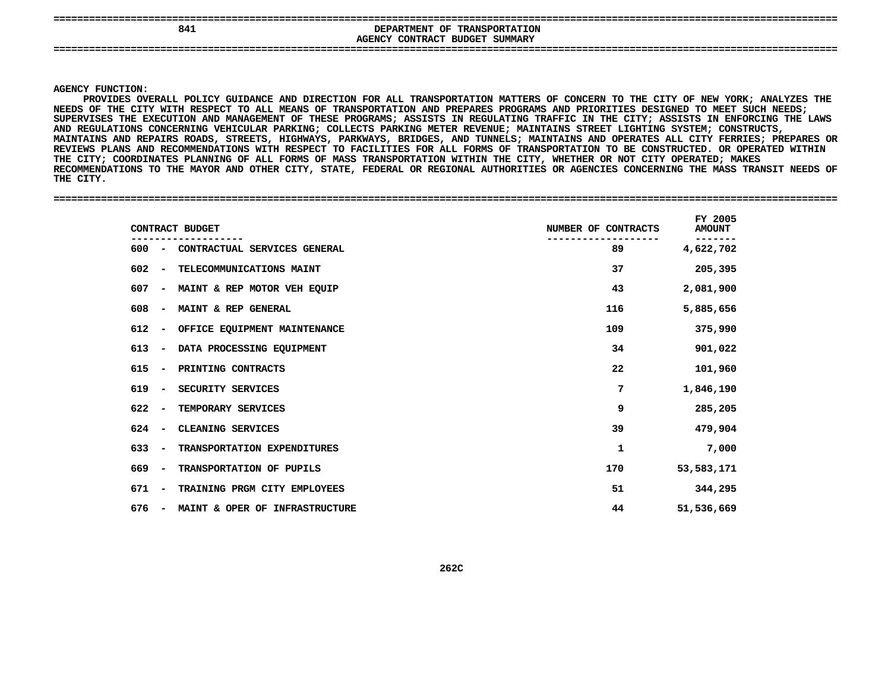# 841 DEPARTMENT OF TRANSPORTATION

## AGENCY CONTRACT BUDGET SUMMARY

**AGENCY FUNCTION:**

PROVIDES OVERALL POLICY GUIDANCE AND DIRECTION FOR ALL TRANSPORTATION MATTERS OF CONCERN TO THE CITY OF NEW YORK; ANALYZES THE NEEDS OF THE CITY WITH RESPECT TO ALL MEANS OF TRANSPORTATION AND PREPARES PROGRAMS AND PRIORITIES DESIGNED TO MEET SUCH NEEDS; SUPERVISES THE EXECUTION AND MANAGEMENT OF THESE PROGRAMS; ASSISTS IN REGULATING TRAFFIC IN THE CITY; ASSISTS IN ENFORCING THE LAWS AND REGULATIONS CONCERNING VEHICULAR PARKING; COLLECTS PARKING METER REVENUE; MAINTAINS STREET LIGHTING SYSTEM; CONSTRUCTS, MAINTAINS AND REPAIRS ROADS, STREETS, HIGHWAYS, PARKWAYS, BRIDGES, AND TUNNELS; MAINTAINS AND OPERATES ALL CITY FERRIES; PREPARES OR REVIEWS PLANS AND RECOMMENDATIONS WITH RESPECT TO FACILITIES FOR ALL FORMS OF TRANSPORTATION TO BE CONSTRUCTED. OR OPERATED WITHIN THE CITY; COORDINATES PLANNING OF ALL FORMS OF MASS TRANSPORTATION WITHIN THE CITY, WHETHER OR NOT CITY OPERATED; MAKES RECOMMENDATIONS TO THE MAYOR AND OTHER CITY, STATE, FEDERAL OR REGIONAL AUTHORITIES OR AGENCIES CONCERNING THE MASS TRANSIT NEEDS OF THE CITY.

| CONTRACT BUDGET | NUMBER OF CONTRACTS | FY 2005 AMOUNT |
|---|---|---|
| 600 - CONTRACTUAL SERVICES GENERAL | 89 | 4,622,702 |
| 602 - TELECOMMUNICATIONS MAINT | 37 | 205,395 |
| 607 - MAINT & REP MOTOR VEH EQUIP | 43 | 2,081,900 |
| 608 - MAINT & REP GENERAL | 116 | 5,885,656 |
| 612 - OFFICE EQUIPMENT MAINTENANCE | 109 | 375,990 |
| 613 - DATA PROCESSING EQUIPMENT | 34 | 901,022 |
| 615 - PRINTING CONTRACTS | 22 | 101,960 |
| 619 - SECURITY SERVICES | 7 | 1,846,190 |
| 622 - TEMPORARY SERVICES | 9 | 285,205 |
| 624 - CLEANING SERVICES | 39 | 479,904 |
| 633 - TRANSPORTATION EXPENDITURES | 1 | 7,000 |
| 669 - TRANSPORTATION OF PUPILS | 170 | 53,583,171 |
| 671 - TRAINING PRGM CITY EMPLOYEES | 51 | 344,295 |
| 676 - MAINT & OPER OF INFRASTRUCTURE | 44 | 51,536,669 |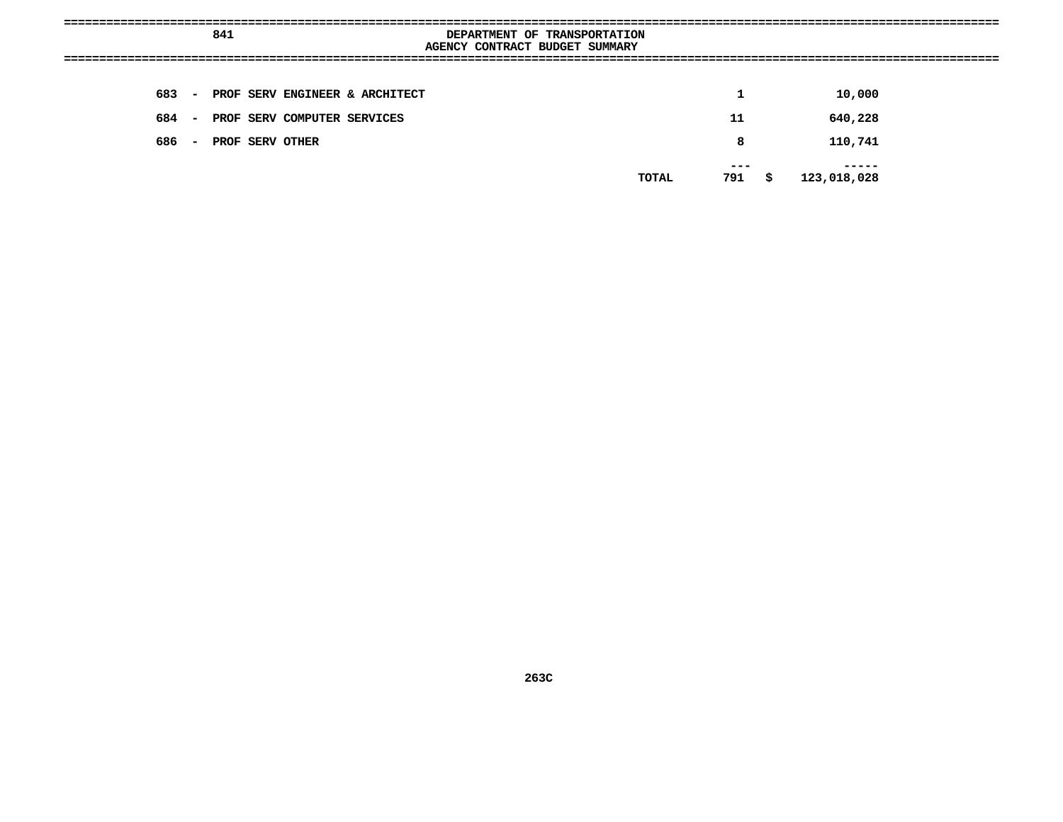## 841 DEPARTMENT OF TRANSPORTATION
### AGENCY CONTRACT BUDGET SUMMARY

| | | | |
|---|---|---|---|
| 683 - PROF SERV ENGINEER & ARCHITECT | | 1 | 10,000 |
| 684 - PROF SERV COMPUTER SERVICES | | 11 | 640,228 |
| 686 - PROF SERV OTHER | | 8 | 110,741 |
| | | --- | ----- |
| | TOTAL | 791 | $ 123,018,028 |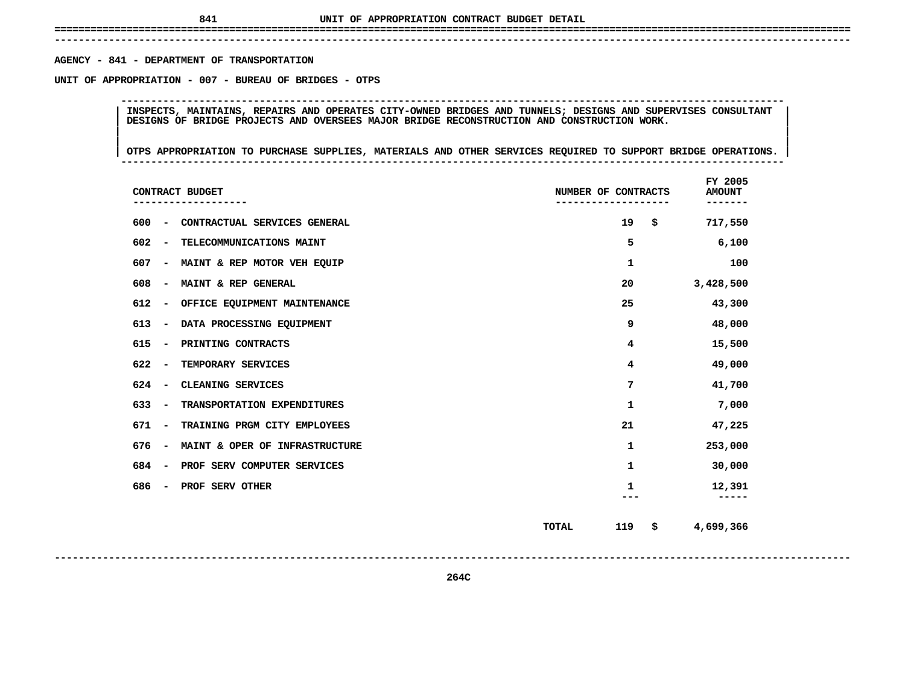# UNIT OF APPROPRIATION CONTRACT BUDGET DETAIL

**AGENCY - 841 - DEPARTMENT OF TRANSPORTATION**

**UNIT OF APPROPRIATION - 007 - BUREAU OF BRIDGES - OTPS**

INSPECTS, MAINTAINS, REPAIRS AND OPERATES CITY-OWNED BRIDGES AND TUNNELS; DESIGNS AND SUPERVISES CONSULTANT DESIGNS OF BRIDGE PROJECTS AND OVERSEES MAJOR BRIDGE RECONSTRUCTION AND CONSTRUCTION WORK.

OTPS APPROPRIATION TO PURCHASE SUPPLIES, MATERIALS AND OTHER SERVICES REQUIRED TO SUPPORT BRIDGE OPERATIONS.

| CONTRACT BUDGET | NUMBER OF CONTRACTS | FY 2005 AMOUNT |
|---|---|---|
| 600 - CONTRACTUAL SERVICES GENERAL | 19 | $ 717,550 |
| 602 - TELECOMMUNICATIONS MAINT | 5 | 6,100 |
| 607 - MAINT & REP MOTOR VEH EQUIP | 1 | 100 |
| 608 - MAINT & REP GENERAL | 20 | 3,428,500 |
| 612 - OFFICE EQUIPMENT MAINTENANCE | 25 | 43,300 |
| 613 - DATA PROCESSING EQUIPMENT | 9 | 48,000 |
| 615 - PRINTING CONTRACTS | 4 | 15,500 |
| 622 - TEMPORARY SERVICES | 4 | 49,000 |
| 624 - CLEANING SERVICES | 7 | 41,700 |
| 633 - TRANSPORTATION EXPENDITURES | 1 | 7,000 |
| 671 - TRAINING PRGM CITY EMPLOYEES | 21 | 47,225 |
| 676 - MAINT & OPER OF INFRASTRUCTURE | 1 | 253,000 |
| 684 - PROF SERV COMPUTER SERVICES | 1 | 30,000 |
| 686 - PROF SERV OTHER | 1 | 12,391 |
| TOTAL | 119 | $ 4,699,366 |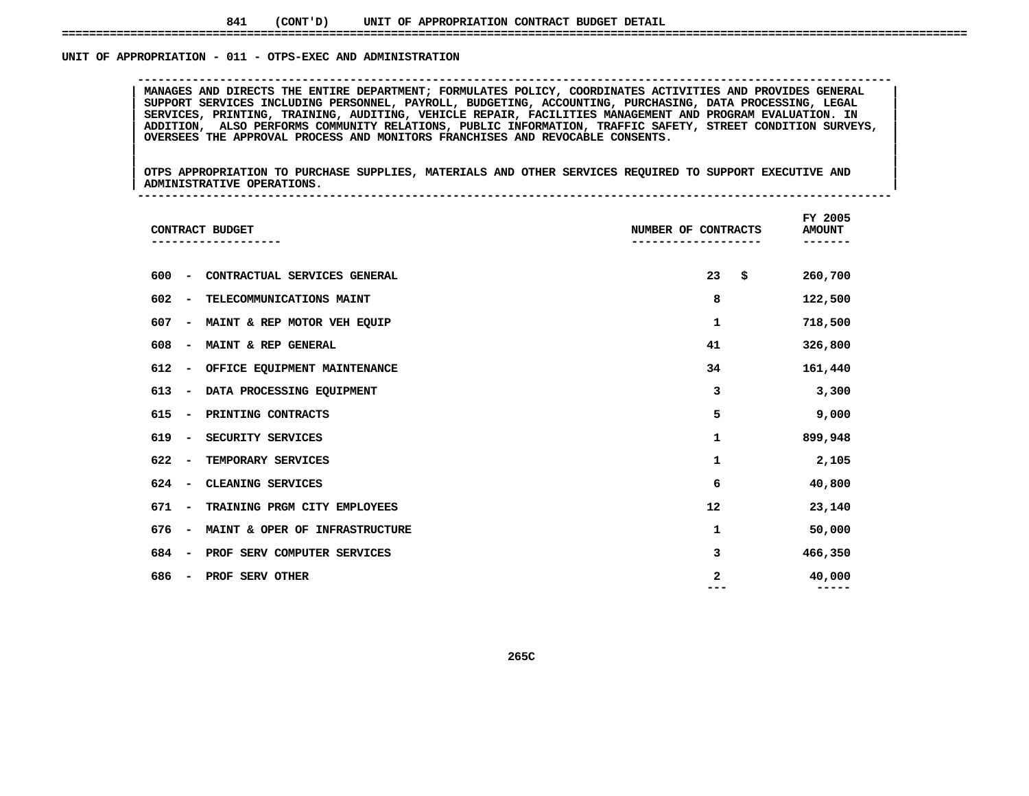841 (CONT'D) UNIT OF APPROPRIATION CONTRACT BUDGET DETAIL

## UNIT OF APPROPRIATION - 011 - OTPS-EXEC AND ADMINISTRATION

MANAGES AND DIRECTS THE ENTIRE DEPARTMENT; FORMULATES POLICY, COORDINATES ACTIVITIES AND PROVIDES GENERAL SUPPORT SERVICES INCLUDING PERSONNEL, PAYROLL, BUDGETING, ACCOUNTING, PURCHASING, DATA PROCESSING, LEGAL SERVICES, PRINTING, TRAINING, AUDITING, VEHICLE REPAIR, FACILITIES MANAGEMENT AND PROGRAM EVALUATION. IN ADDITION, ALSO PERFORMS COMMUNITY RELATIONS, PUBLIC INFORMATION, TRAFFIC SAFETY, STREET CONDITION SURVEYS, OVERSEES THE APPROVAL PROCESS AND MONITORS FRANCHISES AND REVOCABLE CONSENTS.

OTPS APPROPRIATION TO PURCHASE SUPPLIES, MATERIALS AND OTHER SERVICES REQUIRED TO SUPPORT EXECUTIVE AND ADMINISTRATIVE OPERATIONS.

| CONTRACT BUDGET | NUMBER OF CONTRACTS | FY 2005 AMOUNT |
|---|---|---|
| 600 - CONTRACTUAL SERVICES GENERAL | 23 | $ 260,700 |
| 602 - TELECOMMUNICATIONS MAINT | 8 | 122,500 |
| 607 - MAINT & REP MOTOR VEH EQUIP | 1 | 718,500 |
| 608 - MAINT & REP GENERAL | 41 | 326,800 |
| 612 - OFFICE EQUIPMENT MAINTENANCE | 34 | 161,440 |
| 613 - DATA PROCESSING EQUIPMENT | 3 | 3,300 |
| 615 - PRINTING CONTRACTS | 5 | 9,000 |
| 619 - SECURITY SERVICES | 1 | 899,948 |
| 622 - TEMPORARY SERVICES | 1 | 2,105 |
| 624 - CLEANING SERVICES | 6 | 40,800 |
| 671 - TRAINING PRGM CITY EMPLOYEES | 12 | 23,140 |
| 676 - MAINT & OPER OF INFRASTRUCTURE | 1 | 50,000 |
| 684 - PROF SERV COMPUTER SERVICES | 3 | 466,350 |
| 686 - PROF SERV OTHER | 2 | 40,000 |

265C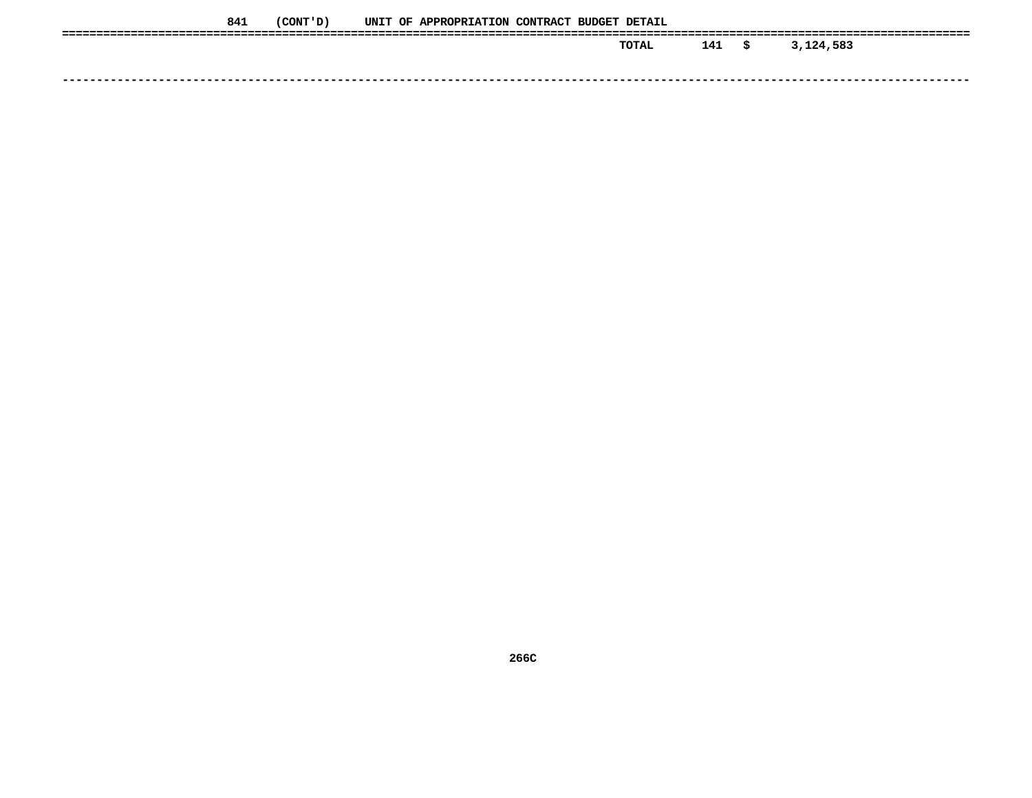841 (CONT'D) UNIT OF APPROPRIATION CONTRACT BUDGET DETAIL

| | | | |
|---|---|---|---|
| TOTAL | 141 | $ | 3,124,583 |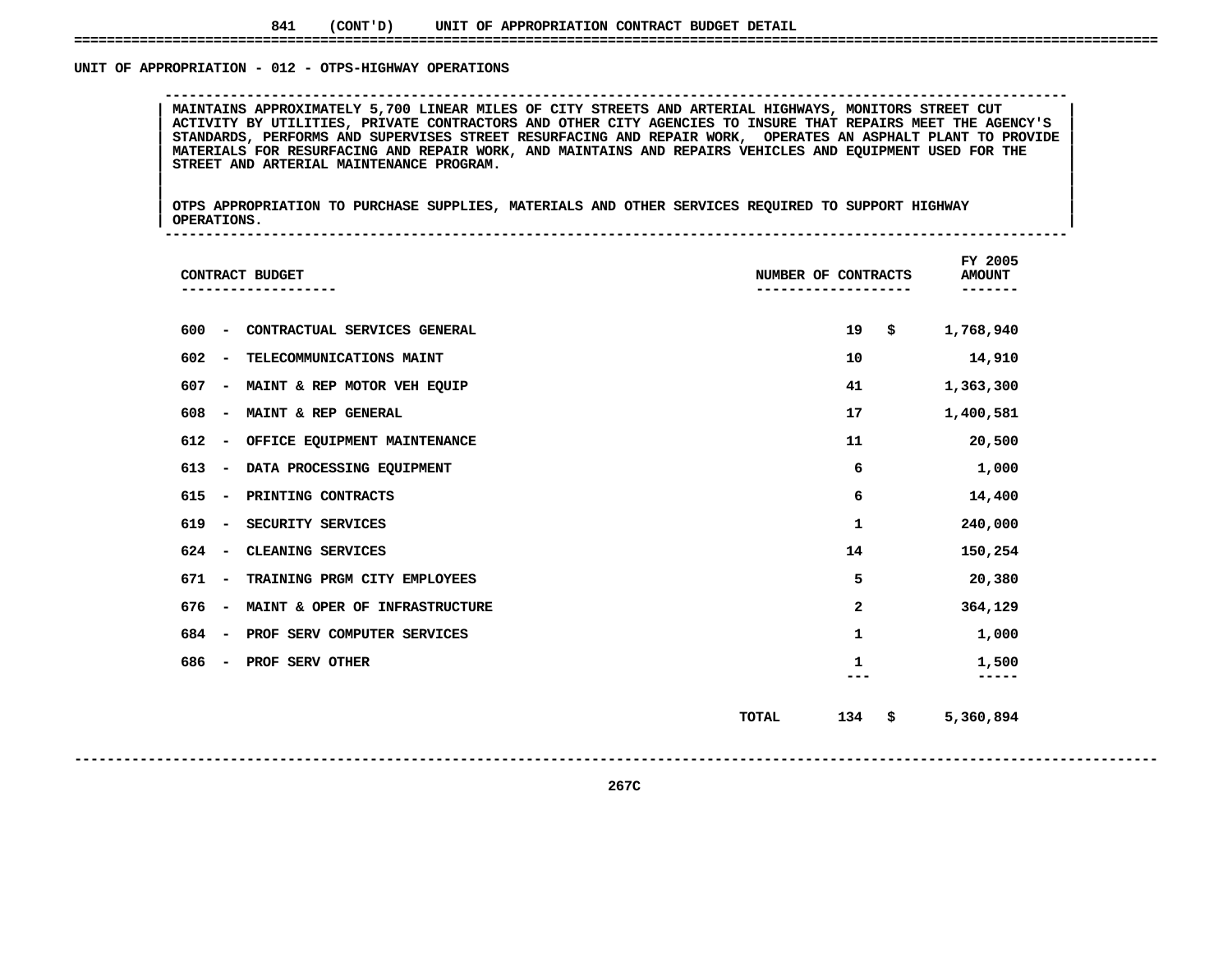## 841 (CONT'D) UNIT OF APPROPRIATION CONTRACT BUDGET DETAIL

### UNIT OF APPROPRIATION - 012 - OTPS-HIGHWAY OPERATIONS

MAINTAINS APPROXIMATELY 5,700 LINEAR MILES OF CITY STREETS AND ARTERIAL HIGHWAYS, MONITORS STREET CUT ACTIVITY BY UTILITIES, PRIVATE CONTRACTORS AND OTHER CITY AGENCIES TO INSURE THAT REPAIRS MEET THE AGENCY'S STANDARDS, PERFORMS AND SUPERVISES STREET RESURFACING AND REPAIR WORK, OPERATES AN ASPHALT PLANT TO PROVIDE MATERIALS FOR RESURFACING AND REPAIR WORK, AND MAINTAINS AND REPAIRS VEHICLES AND EQUIPMENT USED FOR THE STREET AND ARTERIAL MAINTENANCE PROGRAM.

OTPS APPROPRIATION TO PURCHASE SUPPLIES, MATERIALS AND OTHER SERVICES REQUIRED TO SUPPORT HIGHWAY OPERATIONS.

| CONTRACT BUDGET | NUMBER OF CONTRACTS | FY 2005 AMOUNT |
|---|---|---|
| 600 - CONTRACTUAL SERVICES GENERAL | 19 | $ 1,768,940 |
| 602 - TELECOMMUNICATIONS MAINT | 10 | 14,910 |
| 607 - MAINT & REP MOTOR VEH EQUIP | 41 | 1,363,300 |
| 608 - MAINT & REP GENERAL | 17 | 1,400,581 |
| 612 - OFFICE EQUIPMENT MAINTENANCE | 11 | 20,500 |
| 613 - DATA PROCESSING EQUIPMENT | 6 | 1,000 |
| 615 - PRINTING CONTRACTS | 6 | 14,400 |
| 619 - SECURITY SERVICES | 1 | 240,000 |
| 624 - CLEANING SERVICES | 14 | 150,254 |
| 671 - TRAINING PRGM CITY EMPLOYEES | 5 | 20,380 |
| 676 - MAINT & OPER OF INFRASTRUCTURE | 2 | 364,129 |
| 684 - PROF SERV COMPUTER SERVICES | 1 | 1,000 |
| 686 - PROF SERV OTHER | 1 | 1,500 |
| TOTAL | 134 | $ 5,360,894 |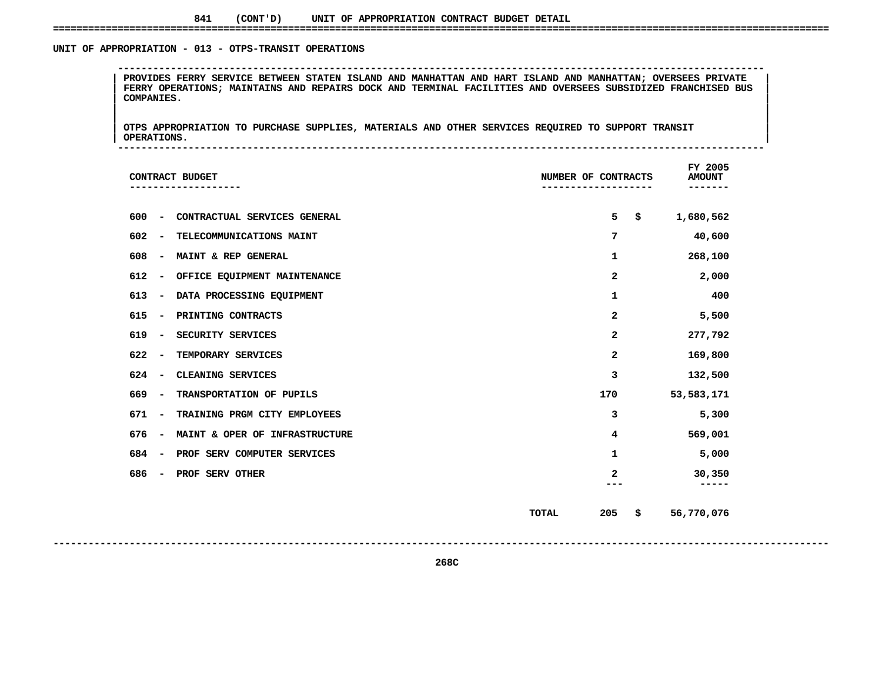841 (CONT'D) UNIT OF APPROPRIATION CONTRACT BUDGET DETAIL

## UNIT OF APPROPRIATION - 013 - OTPS-TRANSIT OPERATIONS

PROVIDES FERRY SERVICE BETWEEN STATEN ISLAND AND MANHATTAN AND HART ISLAND AND MANHATTAN; OVERSEES PRIVATE FERRY OPERATIONS; MAINTAINS AND REPAIRS DOCK AND TERMINAL FACILITIES AND OVERSEES SUBSIDIZED FRANCHISED BUS COMPANIES.

OTPS APPROPRIATION TO PURCHASE SUPPLIES, MATERIALS AND OTHER SERVICES REQUIRED TO SUPPORT TRANSIT OPERATIONS.

| CONTRACT BUDGET | NUMBER OF CONTRACTS | FY 2005 AMOUNT |
|---|---|---|
| 600 - CONTRACTUAL SERVICES GENERAL | 5 | $ 1,680,562 |
| 602 - TELECOMMUNICATIONS MAINT | 7 | 40,600 |
| 608 - MAINT & REP GENERAL | 1 | 268,100 |
| 612 - OFFICE EQUIPMENT MAINTENANCE | 2 | 2,000 |
| 613 - DATA PROCESSING EQUIPMENT | 1 | 400 |
| 615 - PRINTING CONTRACTS | 2 | 5,500 |
| 619 - SECURITY SERVICES | 2 | 277,792 |
| 622 - TEMPORARY SERVICES | 2 | 169,800 |
| 624 - CLEANING SERVICES | 3 | 132,500 |
| 669 - TRANSPORTATION OF PUPILS | 170 | 53,583,171 |
| 671 - TRAINING PRGM CITY EMPLOYEES | 3 | 5,300 |
| 676 - MAINT & OPER OF INFRASTRUCTURE | 4 | 569,001 |
| 684 - PROF SERV COMPUTER SERVICES | 1 | 5,000 |
| 686 - PROF SERV OTHER | 2 | 30,350 |
| TOTAL | 205 | $ 56,770,076 |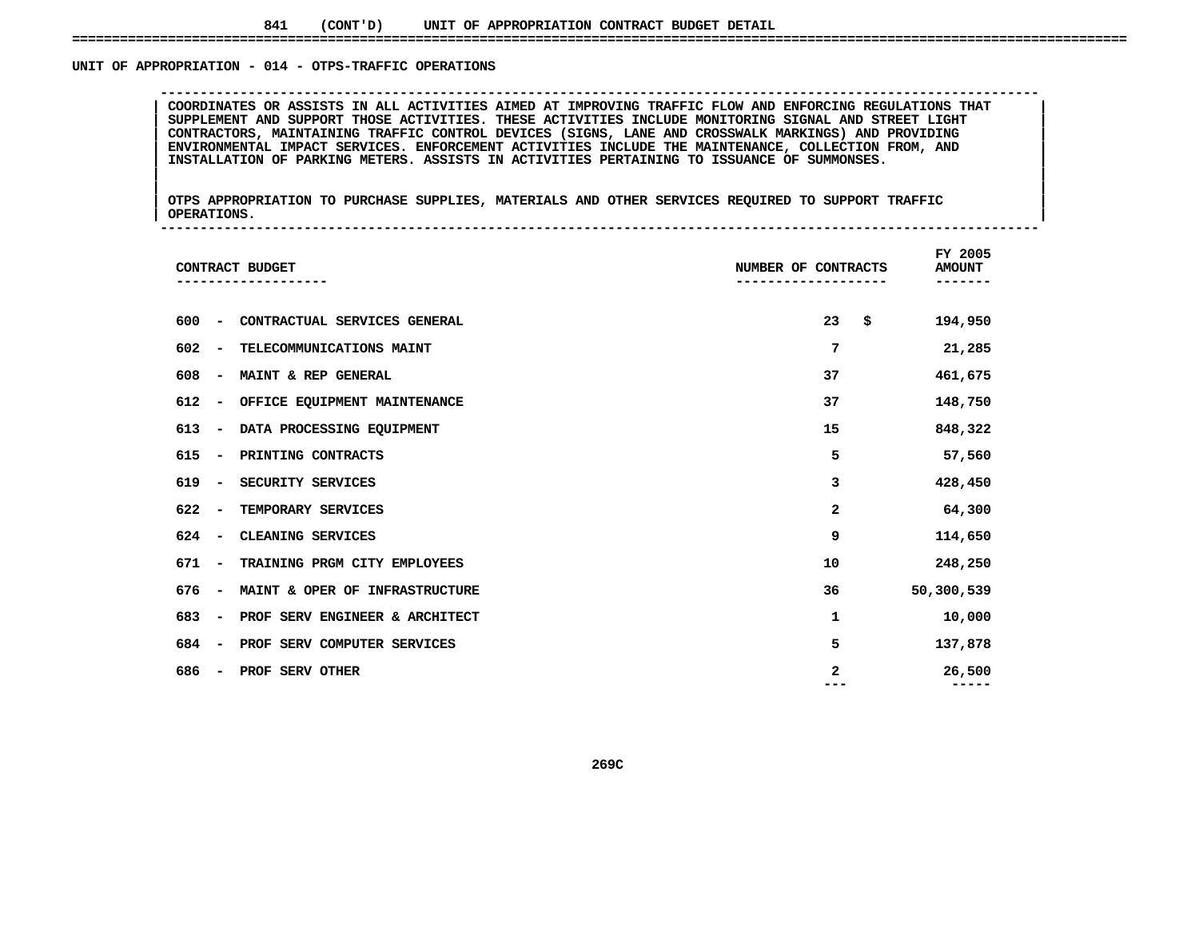841 (CONT'D) UNIT OF APPROPRIATION CONTRACT BUDGET DETAIL

## UNIT OF APPROPRIATION - 014 - OTPS-TRAFFIC OPERATIONS

COORDINATES OR ASSISTS IN ALL ACTIVITIES AIMED AT IMPROVING TRAFFIC FLOW AND ENFORCING REGULATIONS THAT SUPPLEMENT AND SUPPORT THOSE ACTIVITIES. THESE ACTIVITIES INCLUDE MONITORING SIGNAL AND STREET LIGHT CONTRACTORS, MAINTAINING TRAFFIC CONTROL DEVICES (SIGNS, LANE AND CROSSWALK MARKINGS) AND PROVIDING ENVIRONMENTAL IMPACT SERVICES. ENFORCEMENT ACTIVITIES INCLUDE THE MAINTENANCE, COLLECTION FROM, AND INSTALLATION OF PARKING METERS. ASSISTS IN ACTIVITIES PERTAINING TO ISSUANCE OF SUMMONSES.

OTPS APPROPRIATION TO PURCHASE SUPPLIES, MATERIALS AND OTHER SERVICES REQUIRED TO SUPPORT TRAFFIC OPERATIONS.

| CONTRACT BUDGET | NUMBER OF CONTRACTS | FY 2005 AMOUNT |
|---|---|---|
| 600 - CONTRACTUAL SERVICES GENERAL | 23 | $ 194,950 |
| 602 - TELECOMMUNICATIONS MAINT | 7 | 21,285 |
| 608 - MAINT & REP GENERAL | 37 | 461,675 |
| 612 - OFFICE EQUIPMENT MAINTENANCE | 37 | 148,750 |
| 613 - DATA PROCESSING EQUIPMENT | 15 | 848,322 |
| 615 - PRINTING CONTRACTS | 5 | 57,560 |
| 619 - SECURITY SERVICES | 3 | 428,450 |
| 622 - TEMPORARY SERVICES | 2 | 64,300 |
| 624 - CLEANING SERVICES | 9 | 114,650 |
| 671 - TRAINING PRGM CITY EMPLOYEES | 10 | 248,250 |
| 676 - MAINT & OPER OF INFRASTRUCTURE | 36 | 50,300,539 |
| 683 - PROF SERV ENGINEER & ARCHITECT | 1 | 10,000 |
| 684 - PROF SERV COMPUTER SERVICES | 5 | 137,878 |
| 686 - PROF SERV OTHER | 2 | 26,500 |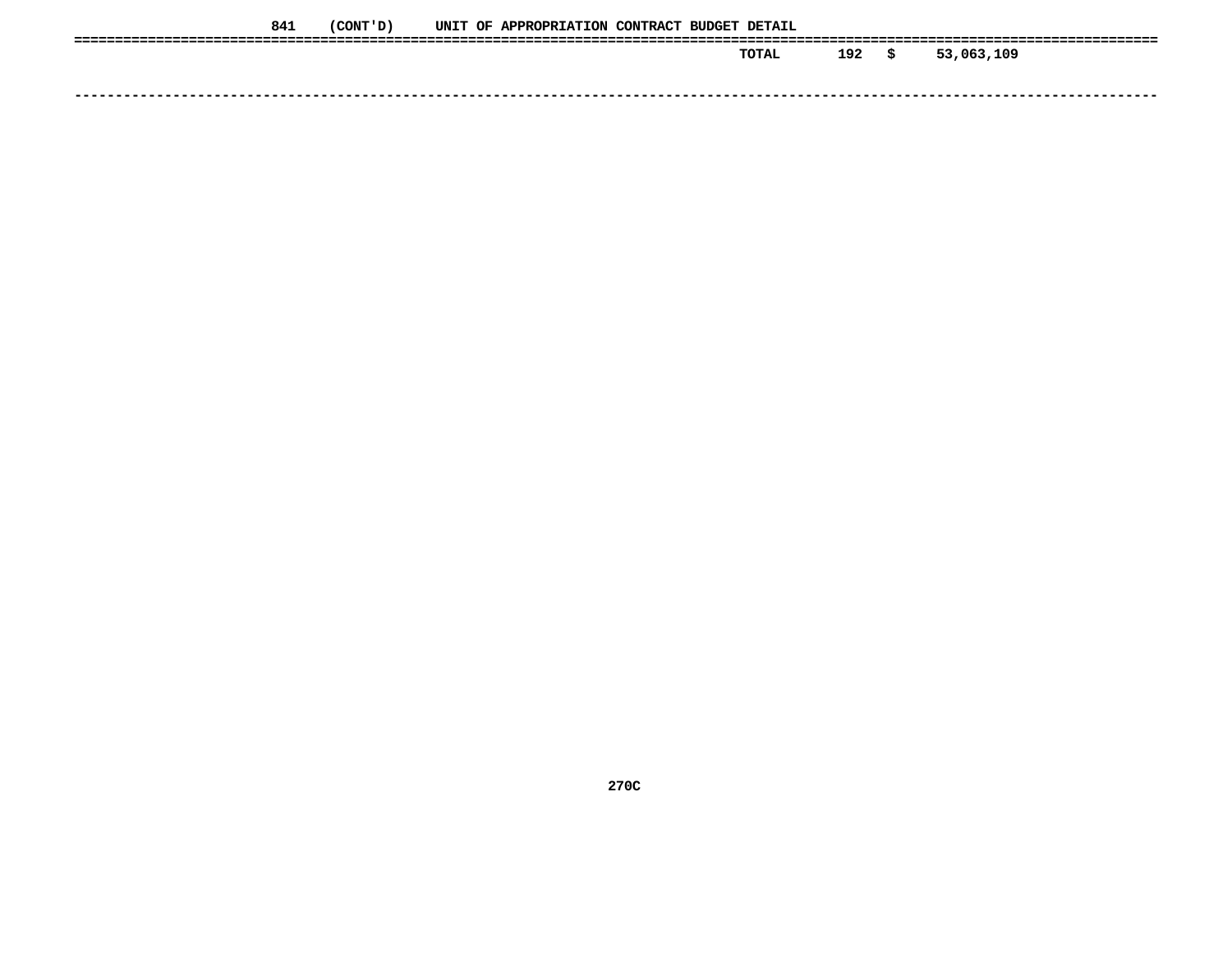841 (CONT'D) UNIT OF APPROPRIATION CONTRACT BUDGET DETAIL

| | | | |
|---|---|---|---|
| TOTAL | 192 | $ | 53,063,109 |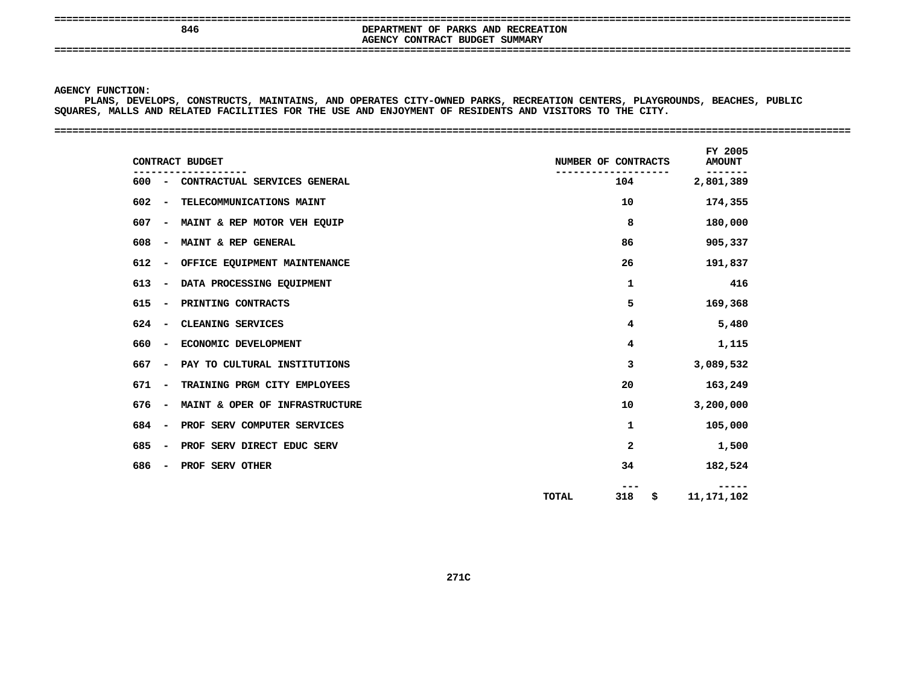846

# DEPARTMENT OF PARKS AND RECREATION
## AGENCY CONTRACT BUDGET SUMMARY

**AGENCY FUNCTION:**
PLANS, DEVELOPS, CONSTRUCTS, MAINTAINS, AND OPERATES CITY-OWNED PARKS, RECREATION CENTERS, PLAYGROUNDS, BEACHES, PUBLIC SQUARES, MALLS AND RELATED FACILITIES FOR THE USE AND ENJOYMENT OF RESIDENTS AND VISITORS TO THE CITY.

| CONTRACT BUDGET | NUMBER OF CONTRACTS | FY 2005 AMOUNT |
|---|---|---|
| 600 - CONTRACTUAL SERVICES GENERAL | 104 | 2,801,389 |
| 602 - TELECOMMUNICATIONS MAINT | 10 | 174,355 |
| 607 - MAINT & REP MOTOR VEH EQUIP | 8 | 180,000 |
| 608 - MAINT & REP GENERAL | 86 | 905,337 |
| 612 - OFFICE EQUIPMENT MAINTENANCE | 26 | 191,837 |
| 613 - DATA PROCESSING EQUIPMENT | 1 | 416 |
| 615 - PRINTING CONTRACTS | 5 | 169,368 |
| 624 - CLEANING SERVICES | 4 | 5,480 |
| 660 - ECONOMIC DEVELOPMENT | 4 | 1,115 |
| 667 - PAY TO CULTURAL INSTITUTIONS | 3 | 3,089,532 |
| 671 - TRAINING PRGM CITY EMPLOYEES | 20 | 163,249 |
| 676 - MAINT & OPER OF INFRASTRUCTURE | 10 | 3,200,000 |
| 684 - PROF SERV COMPUTER SERVICES | 1 | 105,000 |
| 685 - PROF SERV DIRECT EDUC SERV | 2 | 1,500 |
| 686 - PROF SERV OTHER | 34 | 182,524 |
| TOTAL | 318 | $ 11,171,102 |

271C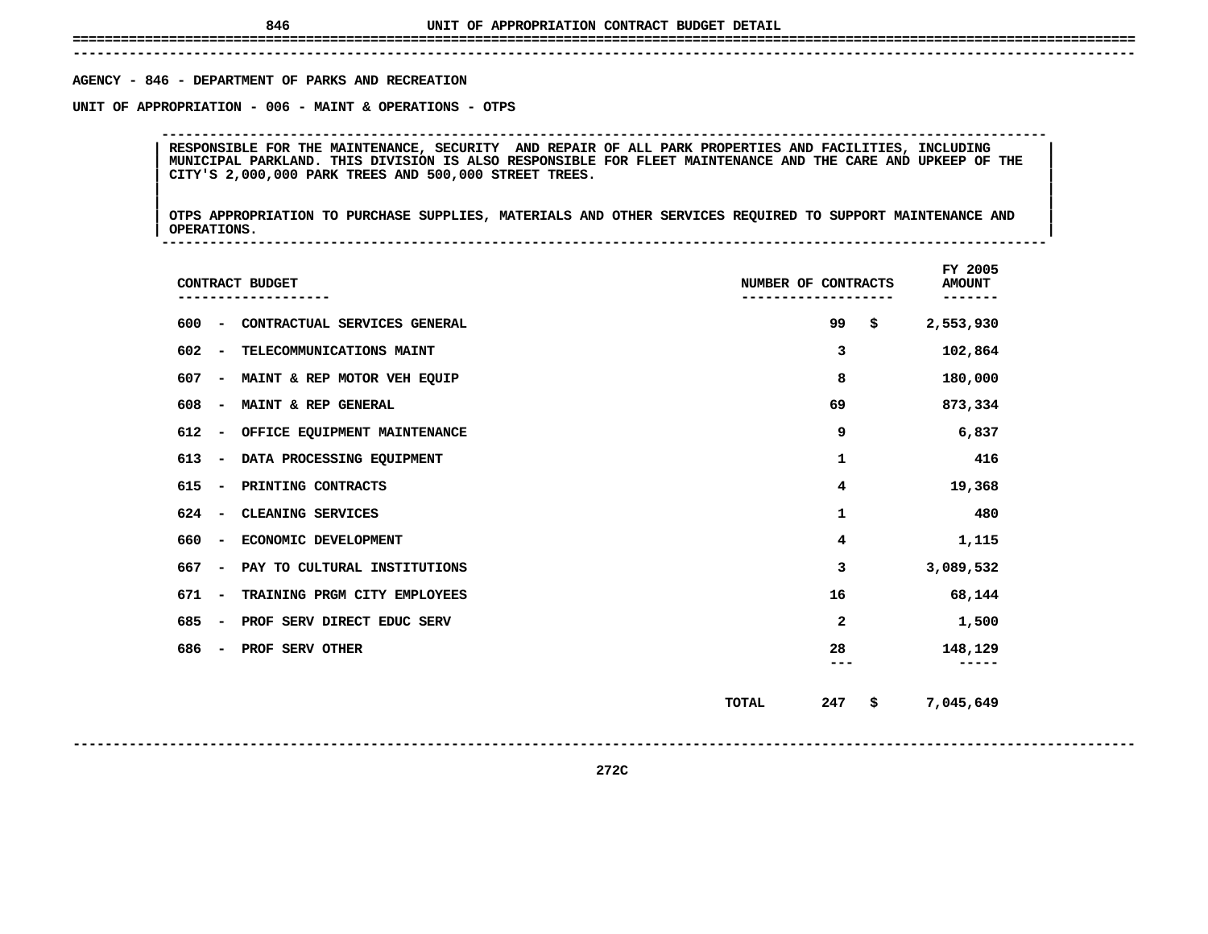# UNIT OF APPROPRIATION CONTRACT BUDGET DETAIL

**AGENCY - 846 - DEPARTMENT OF PARKS AND RECREATION**

**UNIT OF APPROPRIATION - 006 - MAINT & OPERATIONS - OTPS**

RESPONSIBLE FOR THE MAINTENANCE, SECURITY AND REPAIR OF ALL PARK PROPERTIES AND FACILITIES, INCLUDING MUNICIPAL PARKLAND. THIS DIVISION IS ALSO RESPONSIBLE FOR FLEET MAINTENANCE AND THE CARE AND UPKEEP OF THE CITY'S 2,000,000 PARK TREES AND 500,000 STREET TREES.

OTPS APPROPRIATION TO PURCHASE SUPPLIES, MATERIALS AND OTHER SERVICES REQUIRED TO SUPPORT MAINTENANCE AND OPERATIONS.

| CONTRACT BUDGET | NUMBER OF CONTRACTS | FY 2005 AMOUNT |
|---|---|---|
| 600 - CONTRACTUAL SERVICES GENERAL | 99 | $ 2,553,930 |
| 602 - TELECOMMUNICATIONS MAINT | 3 | 102,864 |
| 607 - MAINT & REP MOTOR VEH EQUIP | 8 | 180,000 |
| 608 - MAINT & REP GENERAL | 69 | 873,334 |
| 612 - OFFICE EQUIPMENT MAINTENANCE | 9 | 6,837 |
| 613 - DATA PROCESSING EQUIPMENT | 1 | 416 |
| 615 - PRINTING CONTRACTS | 4 | 19,368 |
| 624 - CLEANING SERVICES | 1 | 480 |
| 660 - ECONOMIC DEVELOPMENT | 4 | 1,115 |
| 667 - PAY TO CULTURAL INSTITUTIONS | 3 | 3,089,532 |
| 671 - TRAINING PRGM CITY EMPLOYEES | 16 | 68,144 |
| 685 - PROF SERV DIRECT EDUC SERV | 2 | 1,500 |
| 686 - PROF SERV OTHER | 28 | 148,129 |
| TOTAL | 247 | $ 7,045,649 |

272C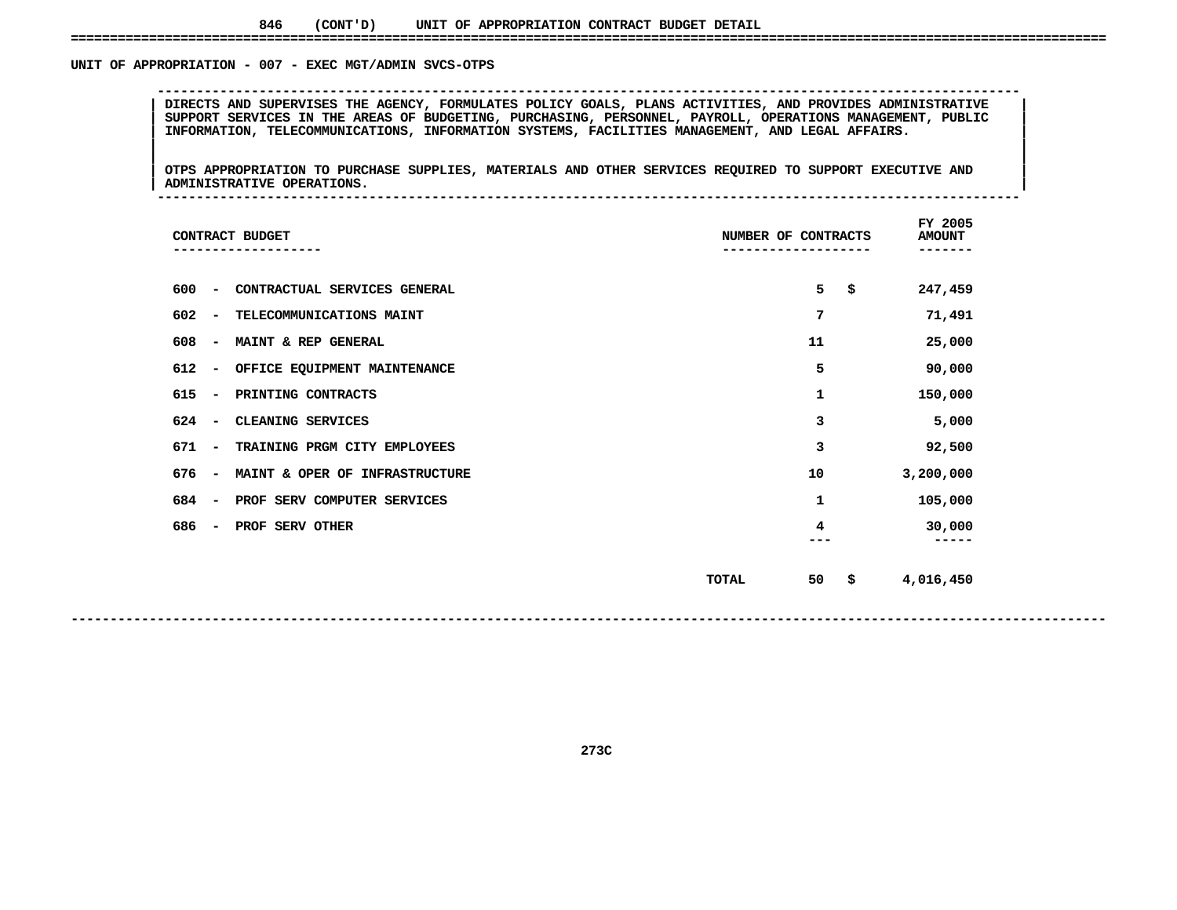846 (CONT'D) UNIT OF APPROPRIATION CONTRACT BUDGET DETAIL

## UNIT OF APPROPRIATION - 007 - EXEC MGT/ADMIN SVCS-OTPS

DIRECTS AND SUPERVISES THE AGENCY, FORMULATES POLICY GOALS, PLANS ACTIVITIES, AND PROVIDES ADMINISTRATIVE SUPPORT SERVICES IN THE AREAS OF BUDGETING, PURCHASING, PERSONNEL, PAYROLL, OPERATIONS MANAGEMENT, PUBLIC INFORMATION, TELECOMMUNICATIONS, INFORMATION SYSTEMS, FACILITIES MANAGEMENT, AND LEGAL AFFAIRS.

OTPS APPROPRIATION TO PURCHASE SUPPLIES, MATERIALS AND OTHER SERVICES REQUIRED TO SUPPORT EXECUTIVE AND ADMINISTRATIVE OPERATIONS.

| CONTRACT BUDGET | NUMBER OF CONTRACTS | FY 2005 AMOUNT |
|---|---|---|
| 600 - CONTRACTUAL SERVICES GENERAL | 5 | $ 247,459 |
| 602 - TELECOMMUNICATIONS MAINT | 7 | 71,491 |
| 608 - MAINT & REP GENERAL | 11 | 25,000 |
| 612 - OFFICE EQUIPMENT MAINTENANCE | 5 | 90,000 |
| 615 - PRINTING CONTRACTS | 1 | 150,000 |
| 624 - CLEANING SERVICES | 3 | 5,000 |
| 671 - TRAINING PRGM CITY EMPLOYEES | 3 | 92,500 |
| 676 - MAINT & OPER OF INFRASTRUCTURE | 10 | 3,200,000 |
| 684 - PROF SERV COMPUTER SERVICES | 1 | 105,000 |
| 686 - PROF SERV OTHER | 4 | 30,000 |
| TOTAL | 50 | $ 4,016,450 |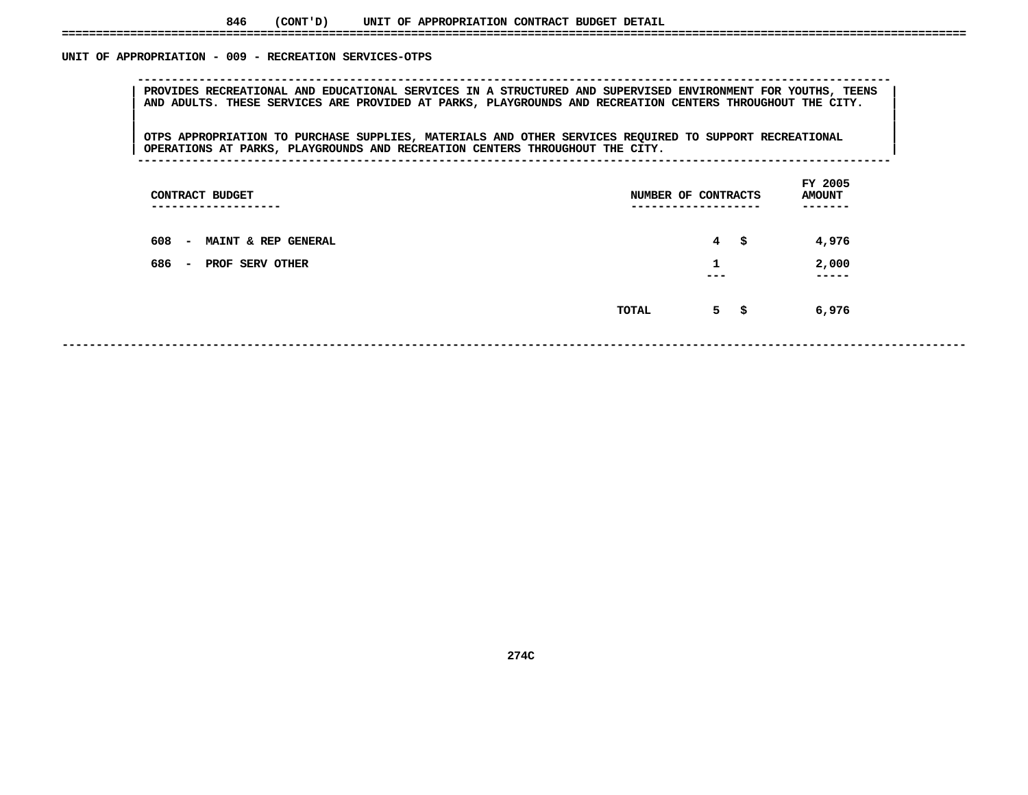## 846 (CONT'D) UNIT OF APPROPRIATION CONTRACT BUDGET DETAIL

### UNIT OF APPROPRIATION - 009 - RECREATION SERVICES-OTPS

PROVIDES RECREATIONAL AND EDUCATIONAL SERVICES IN A STRUCTURED AND SUPERVISED ENVIRONMENT FOR YOUTHS, TEENS AND ADULTS. THESE SERVICES ARE PROVIDED AT PARKS, PLAYGROUNDS AND RECREATION CENTERS THROUGHOUT THE CITY.

OTPS APPROPRIATION TO PURCHASE SUPPLIES, MATERIALS AND OTHER SERVICES REQUIRED TO SUPPORT RECREATIONAL OPERATIONS AT PARKS, PLAYGROUNDS AND RECREATION CENTERS THROUGHOUT THE CITY.

| CONTRACT BUDGET | | NUMBER OF CONTRACTS | FY 2005 AMOUNT |
|---|---|---|---|
| 608 - MAINT & REP GENERAL | | 4 | $ 4,976 |
| 686 - PROF SERV OTHER | | 1 | 2,000 |
| | TOTAL | 5 | $ 6,976 |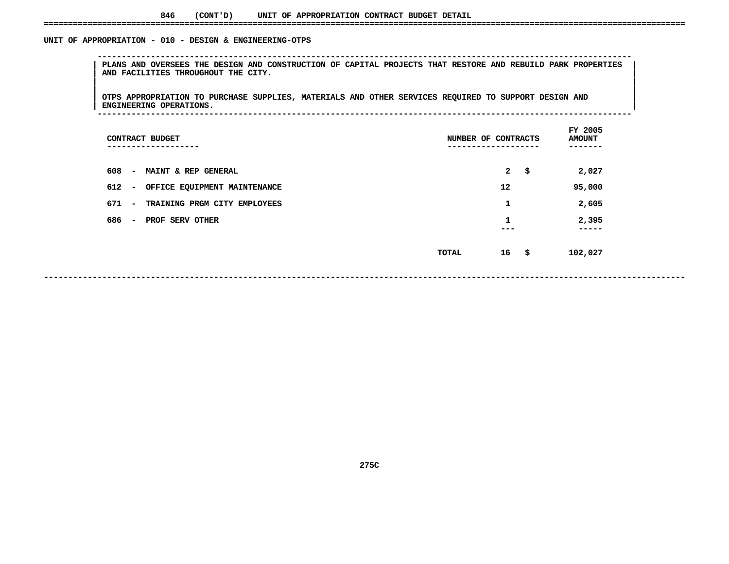## 846 (CONT'D) UNIT OF APPROPRIATION CONTRACT BUDGET DETAIL

### UNIT OF APPROPRIATION - 010 - DESIGN & ENGINEERING-OTPS

PLANS AND OVERSEES THE DESIGN AND CONSTRUCTION OF CAPITAL PROJECTS THAT RESTORE AND REBUILD PARK PROPERTIES AND FACILITIES THROUGHOUT THE CITY.

OTPS APPROPRIATION TO PURCHASE SUPPLIES, MATERIALS AND OTHER SERVICES REQUIRED TO SUPPORT DESIGN AND ENGINEERING OPERATIONS.

| CONTRACT BUDGET | NUMBER OF CONTRACTS | FY 2005 AMOUNT |
|---|---|---|
| 608 - MAINT & REP GENERAL | 2 | $ 2,027 |
| 612 - OFFICE EQUIPMENT MAINTENANCE | 12 | 95,000 |
| 671 - TRAINING PRGM CITY EMPLOYEES | 1 | 2,605 |
| 686 - PROF SERV OTHER | 1 | 2,395 |
| TOTAL | 16 | $ 102,027 |

275C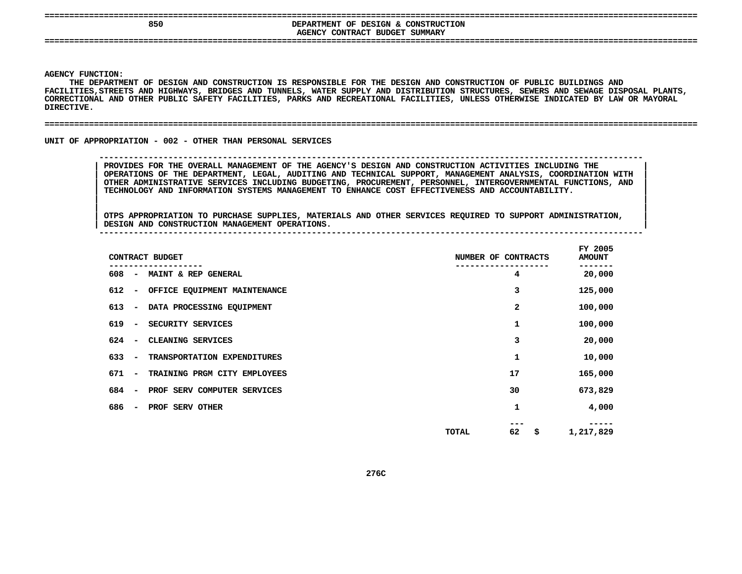## 850 DEPARTMENT OF DESIGN & CONSTRUCTION
### AGENCY CONTRACT BUDGET SUMMARY

**AGENCY FUNCTION:**

THE DEPARTMENT OF DESIGN AND CONSTRUCTION IS RESPONSIBLE FOR THE DESIGN AND CONSTRUCTION OF PUBLIC BUILDINGS AND FACILITIES,STREETS AND HIGHWAYS, BRIDGES AND TUNNELS, WATER SUPPLY AND DISTRIBUTION STRUCTURES, SEWERS AND SEWAGE DISPOSAL PLANTS, CORRECTIONAL AND OTHER PUBLIC SAFETY FACILITIES, PARKS AND RECREATIONAL FACILITIES, UNLESS OTHERWISE INDICATED BY LAW OR MAYORAL DIRECTIVE.

**UNIT OF APPROPRIATION - 002 - OTHER THAN PERSONAL SERVICES**

PROVIDES FOR THE OVERALL MANAGEMENT OF THE AGENCY'S DESIGN AND CONSTRUCTION ACTIVITIES INCLUDING THE OPERATIONS OF THE DEPARTMENT, LEGAL, AUDITING AND TECHNICAL SUPPORT, MANAGEMENT ANALYSIS, COORDINATION WITH OTHER ADMINISTRATIVE SERVICES INCLUDING BUDGETING, PROCUREMENT, PERSONNEL, INTERGOVERNMENTAL FUNCTIONS, AND TECHNOLOGY AND INFORMATION SYSTEMS MANAGEMENT TO ENHANCE COST EFFECTIVENESS AND ACCOUNTABILITY.

OTPS APPROPRIATION TO PURCHASE SUPPLIES, MATERIALS AND OTHER SERVICES REQUIRED TO SUPPORT ADMINISTRATION, DESIGN AND CONSTRUCTION MANAGEMENT OPERATIONS.

| CONTRACT BUDGET | NUMBER OF CONTRACTS | FY 2005 AMOUNT |
|---|---|---|
| 608 - MAINT & REP GENERAL | 4 | 20,000 |
| 612 - OFFICE EQUIPMENT MAINTENANCE | 3 | 125,000 |
| 613 - DATA PROCESSING EQUIPMENT | 2 | 100,000 |
| 619 - SECURITY SERVICES | 1 | 100,000 |
| 624 - CLEANING SERVICES | 3 | 20,000 |
| 633 - TRANSPORTATION EXPENDITURES | 1 | 10,000 |
| 671 - TRAINING PRGM CITY EMPLOYEES | 17 | 165,000 |
| 684 - PROF SERV COMPUTER SERVICES | 30 | 673,829 |
| 686 - PROF SERV OTHER | 1 | 4,000 |
| TOTAL | 62 | $ 1,217,829 |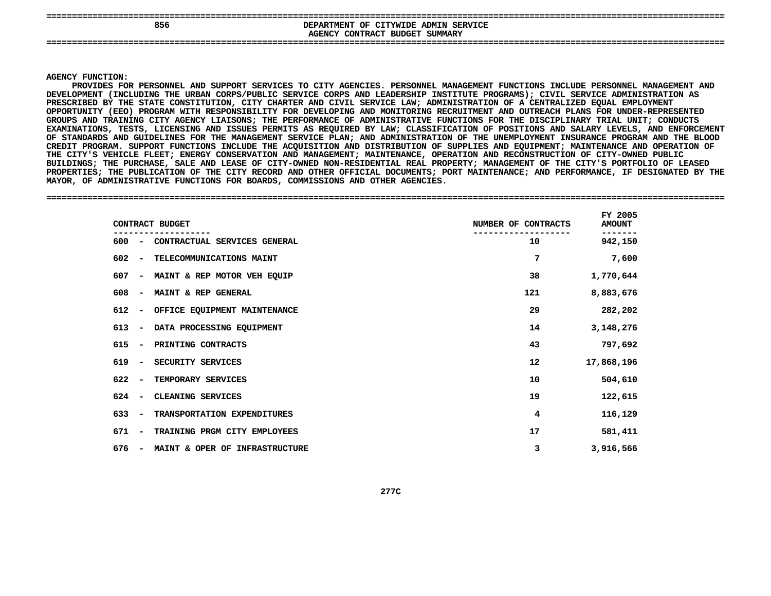## DEPARTMENT OF CITYWIDE ADMIN SERVICE
### AGENCY CONTRACT BUDGET SUMMARY

**AGENCY FUNCTION:**

PROVIDES FOR PERSONNEL AND SUPPORT SERVICES TO CITY AGENCIES. PERSONNEL MANAGEMENT FUNCTIONS INCLUDE PERSONNEL MANAGEMENT AND DEVELOPMENT (INCLUDING THE URBAN CORPS/PUBLIC SERVICE CORPS AND LEADERSHIP INSTITUTE PROGRAMS); CIVIL SERVICE ADMINISTRATION AS PRESCRIBED BY THE STATE CONSTITUTION, CITY CHARTER AND CIVIL SERVICE LAW; ADMINISTRATION OF A CENTRALIZED EQUAL EMPLOYMENT OPPORTUNITY (EEO) PROGRAM WITH RESPONSIBILITY FOR DEVELOPING AND MONITORING RECRUITMENT AND OUTREACH PLANS FOR UNDER-REPRESENTED GROUPS AND TRAINING CITY AGENCY LIAISONS; THE PERFORMANCE OF ADMINISTRATIVE FUNCTIONS FOR THE DISCIPLINARY TRIAL UNIT; CONDUCTS EXAMINATIONS, TESTS, LICENSING AND ISSUES PERMITS AS REQUIRED BY LAW; CLASSIFICATION OF POSITIONS AND SALARY LEVELS, AND ENFORCEMENT OF STANDARDS AND GUIDELINES FOR THE MANAGEMENT SERVICE PLAN; AND ADMINISTRATION OF THE UNEMPLOYMENT INSURANCE PROGRAM AND THE BLOOD CREDIT PROGRAM. SUPPORT FUNCTIONS INCLUDE THE ACQUISITION AND DISTRIBUTION OF SUPPLIES AND EQUIPMENT; MAINTENANCE AND OPERATION OF THE CITY'S VEHICLE FLEET; ENERGY CONSERVATION AND MANAGEMENT; MAINTENANCE, OPERATION AND RECONSTRUCTION OF CITY-OWNED PUBLIC BUILDINGS; THE PURCHASE, SALE AND LEASE OF CITY-OWNED NON-RESIDENTIAL REAL PROPERTY; MANAGEMENT OF THE CITY'S PORTFOLIO OF LEASED PROPERTIES; THE PUBLICATION OF THE CITY RECORD AND OTHER OFFICIAL DOCUMENTS; PORT MAINTENANCE; AND PERFORMANCE, IF DESIGNATED BY THE MAYOR, OF ADMINISTRATIVE FUNCTIONS FOR BOARDS, COMMISSIONS AND OTHER AGENCIES.

| CONTRACT BUDGET | NUMBER OF CONTRACTS | FY 2005 AMOUNT |
|---|---|---|
| 600 - CONTRACTUAL SERVICES GENERAL | 10 | 942,150 |
| 602 - TELECOMMUNICATIONS MAINT | 7 | 7,600 |
| 607 - MAINT & REP MOTOR VEH EQUIP | 38 | 1,770,644 |
| 608 - MAINT & REP GENERAL | 121 | 8,883,676 |
| 612 - OFFICE EQUIPMENT MAINTENANCE | 29 | 282,202 |
| 613 - DATA PROCESSING EQUIPMENT | 14 | 3,148,276 |
| 615 - PRINTING CONTRACTS | 43 | 797,692 |
| 619 - SECURITY SERVICES | 12 | 17,868,196 |
| 622 - TEMPORARY SERVICES | 10 | 504,610 |
| 624 - CLEANING SERVICES | 19 | 122,615 |
| 633 - TRANSPORTATION EXPENDITURES | 4 | 116,129 |
| 671 - TRAINING PRGM CITY EMPLOYEES | 17 | 581,411 |
| 676 - MAINT & OPER OF INFRASTRUCTURE | 3 | 3,916,566 |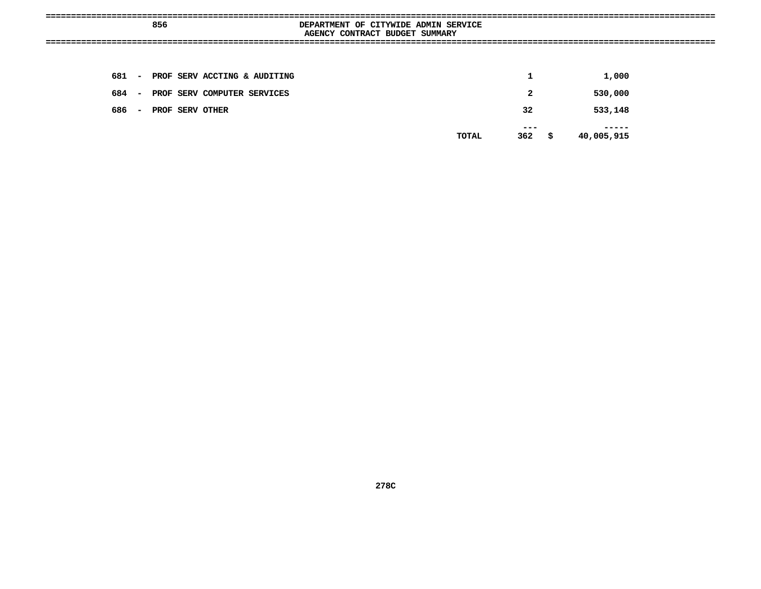**856 DEPARTMENT OF CITYWIDE ADMIN SERVICE**

**AGENCY CONTRACT BUDGET SUMMARY**

| Code | Description | | Count | | Amount |
|---|---|---|---|---|---|
| 681 - | PROF SERV ACCTING & AUDITING | | 1 | | 1,000 |
| 684 - | PROF SERV COMPUTER SERVICES | | 2 | | 530,000 |
| 686 - | PROF SERV OTHER | | 32 | | 533,148 |
| | | TOTAL | 362 | $ | 40,005,915 |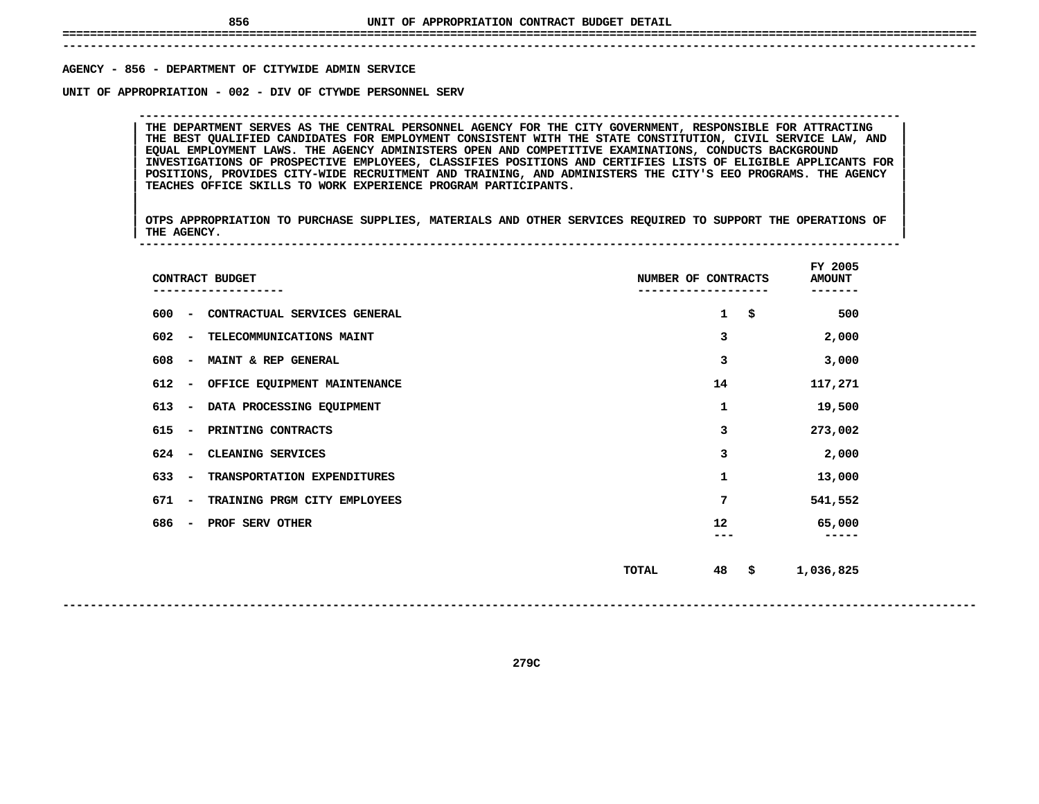# UNIT OF APPROPRIATION CONTRACT BUDGET DETAIL

AGENCY - 856 - DEPARTMENT OF CITYWIDE ADMIN SERVICE

UNIT OF APPROPRIATION - 002 - DIV OF CTYWDE PERSONNEL SERV

THE DEPARTMENT SERVES AS THE CENTRAL PERSONNEL AGENCY FOR THE CITY GOVERNMENT, RESPONSIBLE FOR ATTRACTING THE BEST QUALIFIED CANDIDATES FOR EMPLOYMENT CONSISTENT WITH THE STATE CONSTITUTION, CIVIL SERVICE LAW, AND EQUAL EMPLOYMENT LAWS. THE AGENCY ADMINISTERS OPEN AND COMPETITIVE EXAMINATIONS, CONDUCTS BACKGROUND INVESTIGATIONS OF PROSPECTIVE EMPLOYEES, CLASSIFIES POSITIONS AND CERTIFIES LISTS OF ELIGIBLE APPLICANTS FOR POSITIONS, PROVIDES CITY-WIDE RECRUITMENT AND TRAINING, AND ADMINISTERS THE CITY'S EEO PROGRAMS. THE AGENCY TEACHES OFFICE SKILLS TO WORK EXPERIENCE PROGRAM PARTICIPANTS.

OTPS APPROPRIATION TO PURCHASE SUPPLIES, MATERIALS AND OTHER SERVICES REQUIRED TO SUPPORT THE OPERATIONS OF THE AGENCY.

| CONTRACT BUDGET | NUMBER OF CONTRACTS | FY 2005 AMOUNT |
|---|---|---|
| 600 - CONTRACTUAL SERVICES GENERAL | 1 | $ 500 |
| 602 - TELECOMMUNICATIONS MAINT | 3 | 2,000 |
| 608 - MAINT & REP GENERAL | 3 | 3,000 |
| 612 - OFFICE EQUIPMENT MAINTENANCE | 14 | 117,271 |
| 613 - DATA PROCESSING EQUIPMENT | 1 | 19,500 |
| 615 - PRINTING CONTRACTS | 3 | 273,002 |
| 624 - CLEANING SERVICES | 3 | 2,000 |
| 633 - TRANSPORTATION EXPENDITURES | 1 | 13,000 |
| 671 - TRAINING PRGM CITY EMPLOYEES | 7 | 541,552 |
| 686 - PROF SERV OTHER | 12 | 65,000 |
| TOTAL | 48 | $ 1,036,825 |

279C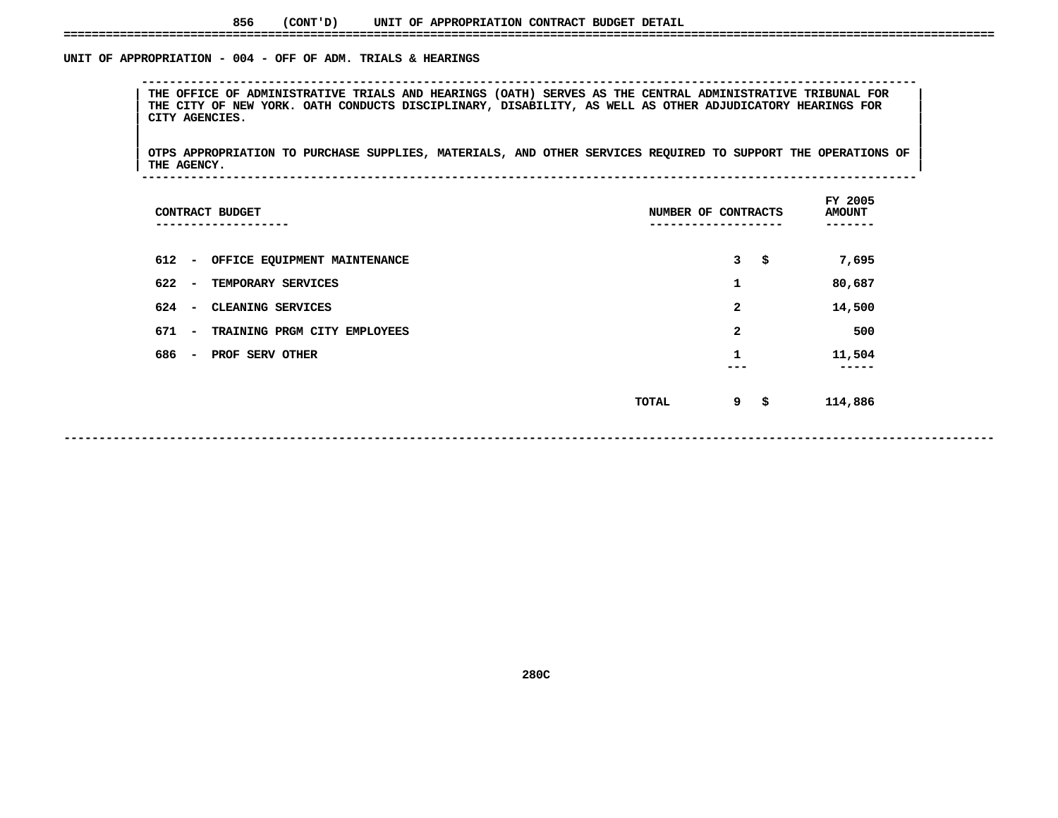856 (CONT'D) UNIT OF APPROPRIATION CONTRACT BUDGET DETAIL

## UNIT OF APPROPRIATION - 004 - OFF OF ADM. TRIALS & HEARINGS

THE OFFICE OF ADMINISTRATIVE TRIALS AND HEARINGS (OATH) SERVES AS THE CENTRAL ADMINISTRATIVE TRIBUNAL FOR THE CITY OF NEW YORK. OATH CONDUCTS DISCIPLINARY, DISABILITY, AS WELL AS OTHER ADJUDICATORY HEARINGS FOR CITY AGENCIES.

OTPS APPROPRIATION TO PURCHASE SUPPLIES, MATERIALS, AND OTHER SERVICES REQUIRED TO SUPPORT THE OPERATIONS OF THE AGENCY.

| CONTRACT BUDGET | NUMBER OF CONTRACTS | FY 2005 AMOUNT |
|---|---|---|
| 612 - OFFICE EQUIPMENT MAINTENANCE | 3 | $ 7,695 |
| 622 - TEMPORARY SERVICES | 1 | 80,687 |
| 624 - CLEANING SERVICES | 2 | 14,500 |
| 671 - TRAINING PRGM CITY EMPLOYEES | 2 | 500 |
| 686 - PROF SERV OTHER | 1 | 11,504 |
| TOTAL | 9 | $ 114,886 |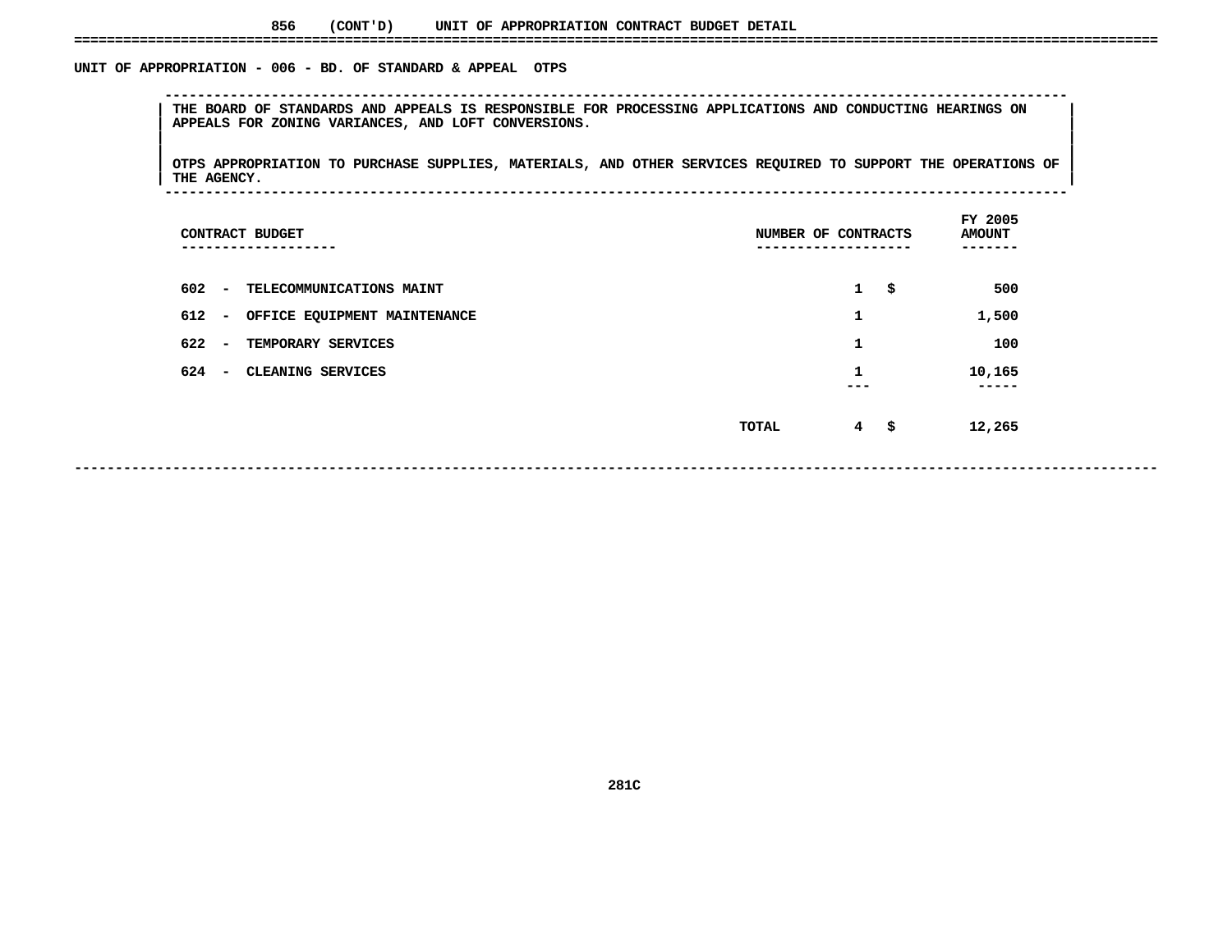856 (CONT'D) UNIT OF APPROPRIATION CONTRACT BUDGET DETAIL

## UNIT OF APPROPRIATION - 006 - BD. OF STANDARD & APPEAL OTPS

THE BOARD OF STANDARDS AND APPEALS IS RESPONSIBLE FOR PROCESSING APPLICATIONS AND CONDUCTING HEARINGS ON APPEALS FOR ZONING VARIANCES, AND LOFT CONVERSIONS.

OTPS APPROPRIATION TO PURCHASE SUPPLIES, MATERIALS, AND OTHER SERVICES REQUIRED TO SUPPORT THE OPERATIONS OF THE AGENCY.

| CONTRACT BUDGET | NUMBER OF CONTRACTS | FY 2005 AMOUNT |
|---|---|---|
| 602 - TELECOMMUNICATIONS MAINT | 1 | $ 500 |
| 612 - OFFICE EQUIPMENT MAINTENANCE | 1 | 1,500 |
| 622 - TEMPORARY SERVICES | 1 | 100 |
| 624 - CLEANING SERVICES | 1 | 10,165 |
| TOTAL | 4 | $ 12,265 |

281C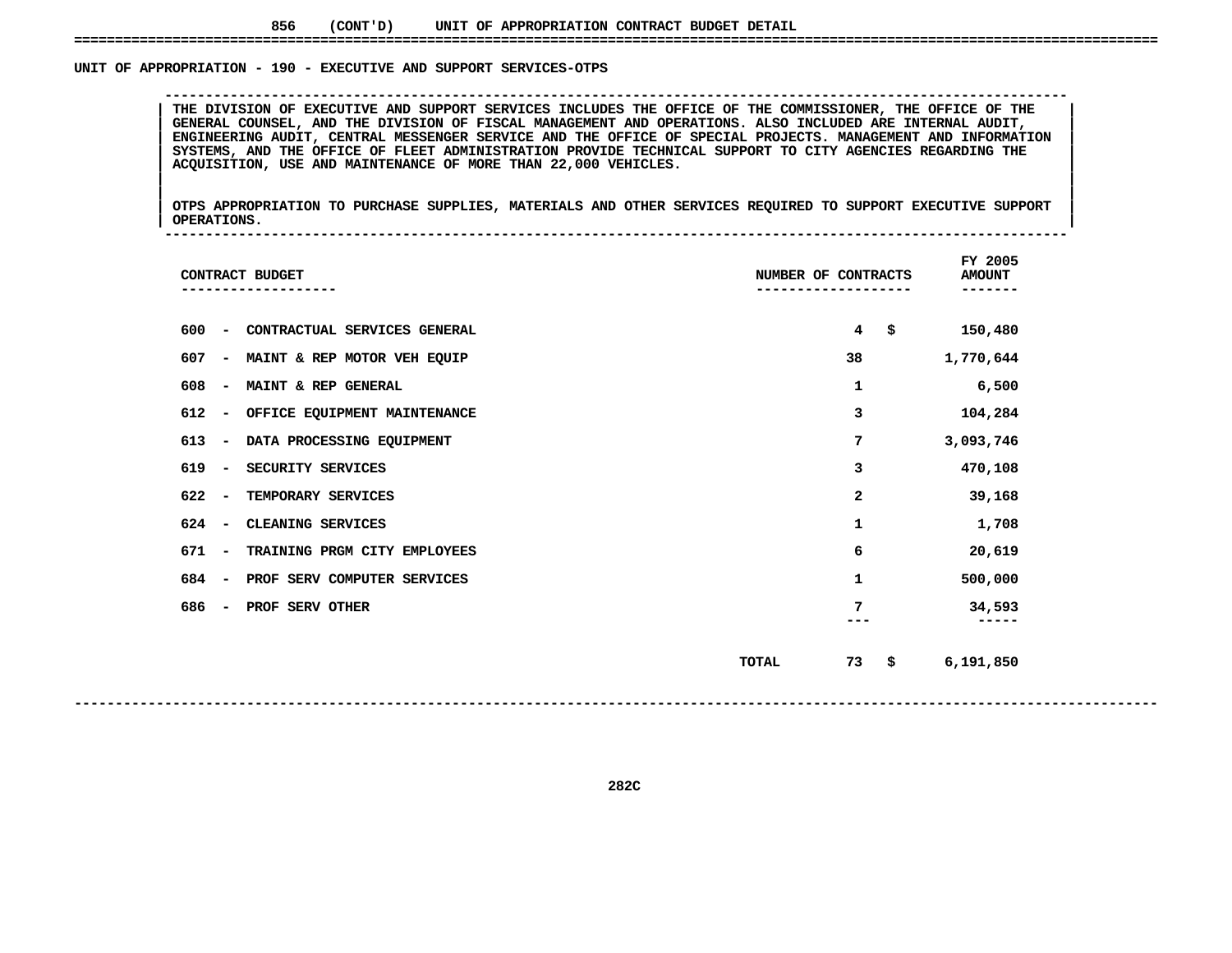856 (CONT'D) UNIT OF APPROPRIATION CONTRACT BUDGET DETAIL

## UNIT OF APPROPRIATION - 190 - EXECUTIVE AND SUPPORT SERVICES-OTPS

THE DIVISION OF EXECUTIVE AND SUPPORT SERVICES INCLUDES THE OFFICE OF THE COMMISSIONER, THE OFFICE OF THE GENERAL COUNSEL, AND THE DIVISION OF FISCAL MANAGEMENT AND OPERATIONS. ALSO INCLUDED ARE INTERNAL AUDIT, ENGINEERING AUDIT, CENTRAL MESSENGER SERVICE AND THE OFFICE OF SPECIAL PROJECTS. MANAGEMENT AND INFORMATION SYSTEMS, AND THE OFFICE OF FLEET ADMINISTRATION PROVIDE TECHNICAL SUPPORT TO CITY AGENCIES REGARDING THE ACQUISITION, USE AND MAINTENANCE OF MORE THAN 22,000 VEHICLES.

OTPS APPROPRIATION TO PURCHASE SUPPLIES, MATERIALS AND OTHER SERVICES REQUIRED TO SUPPORT EXECUTIVE SUPPORT OPERATIONS.

| CONTRACT BUDGET | NUMBER OF CONTRACTS | FY 2005 AMOUNT |
|---|---|---|
| 600 - CONTRACTUAL SERVICES GENERAL | 4 | $ 150,480 |
| 607 - MAINT & REP MOTOR VEH EQUIP | 38 | 1,770,644 |
| 608 - MAINT & REP GENERAL | 1 | 6,500 |
| 612 - OFFICE EQUIPMENT MAINTENANCE | 3 | 104,284 |
| 613 - DATA PROCESSING EQUIPMENT | 7 | 3,093,746 |
| 619 - SECURITY SERVICES | 3 | 470,108 |
| 622 - TEMPORARY SERVICES | 2 | 39,168 |
| 624 - CLEANING SERVICES | 1 | 1,708 |
| 671 - TRAINING PRGM CITY EMPLOYEES | 6 | 20,619 |
| 684 - PROF SERV COMPUTER SERVICES | 1 | 500,000 |
| 686 - PROF SERV OTHER | 7 | 34,593 |
| TOTAL | 73 | $ 6,191,850 |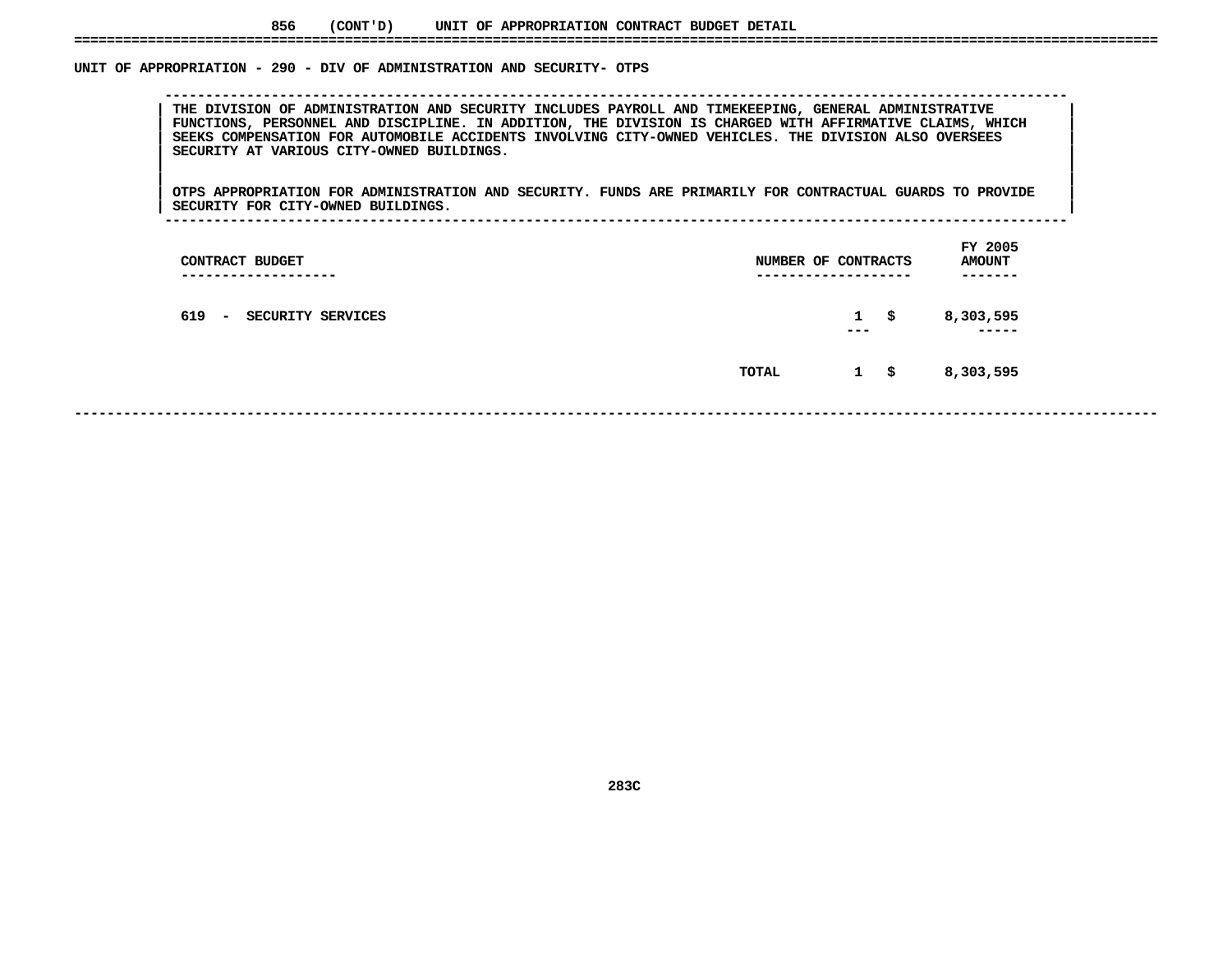856 (CONT'D) UNIT OF APPROPRIATION CONTRACT BUDGET DETAIL

## UNIT OF APPROPRIATION - 290 - DIV OF ADMINISTRATION AND SECURITY- OTPS

THE DIVISION OF ADMINISTRATION AND SECURITY INCLUDES PAYROLL AND TIMEKEEPING, GENERAL ADMINISTRATIVE FUNCTIONS, PERSONNEL AND DISCIPLINE. IN ADDITION, THE DIVISION IS CHARGED WITH AFFIRMATIVE CLAIMS, WHICH SEEKS COMPENSATION FOR AUTOMOBILE ACCIDENTS INVOLVING CITY-OWNED VEHICLES. THE DIVISION ALSO OVERSEES SECURITY AT VARIOUS CITY-OWNED BUILDINGS.

OTPS APPROPRIATION FOR ADMINISTRATION AND SECURITY. FUNDS ARE PRIMARILY FOR CONTRACTUAL GUARDS TO PROVIDE SECURITY FOR CITY-OWNED BUILDINGS.

| CONTRACT BUDGET | NUMBER OF CONTRACTS | FY 2005 AMOUNT |
|---|---|---|
| 619 - SECURITY SERVICES | 1 | $ 8,303,595 |
| TOTAL | 1 | $ 8,303,595 |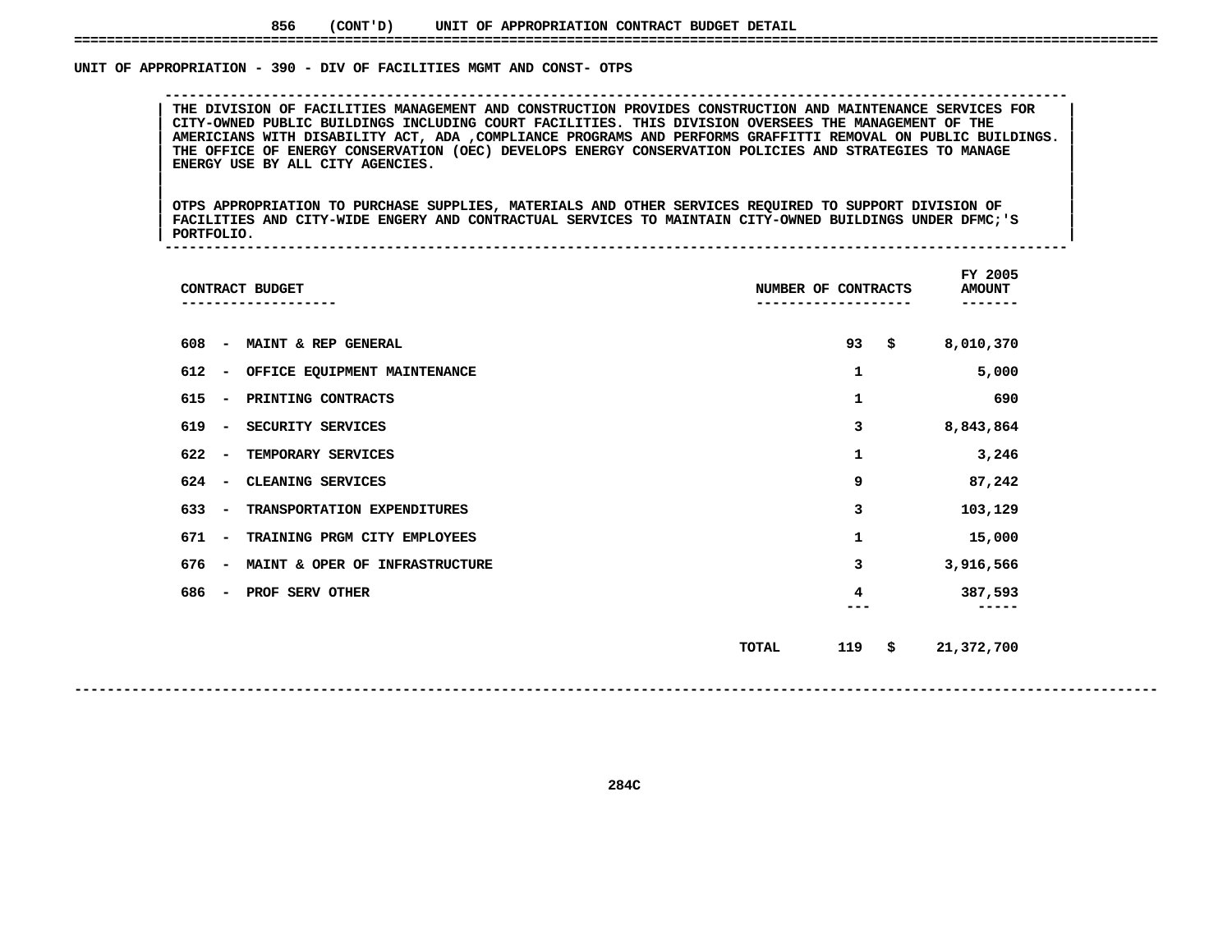856 (CONT'D) UNIT OF APPROPRIATION CONTRACT BUDGET DETAIL

## UNIT OF APPROPRIATION - 390 - DIV OF FACILITIES MGMT AND CONST- OTPS

THE DIVISION OF FACILITIES MANAGEMENT AND CONSTRUCTION PROVIDES CONSTRUCTION AND MAINTENANCE SERVICES FOR CITY-OWNED PUBLIC BUILDINGS INCLUDING COURT FACILITIES. THIS DIVISION OVERSEES THE MANAGEMENT OF THE AMERICIANS WITH DISABILITY ACT, ADA ,COMPLIANCE PROGRAMS AND PERFORMS GRAFFITTI REMOVAL ON PUBLIC BUILDINGS. THE OFFICE OF ENERGY CONSERVATION (OEC) DEVELOPS ENERGY CONSERVATION POLICIES AND STRATEGIES TO MANAGE ENERGY USE BY ALL CITY AGENCIES.

OTPS APPROPRIATION TO PURCHASE SUPPLIES, MATERIALS AND OTHER SERVICES REQUIRED TO SUPPORT DIVISION OF FACILITIES AND CITY-WIDE ENGERY AND CONTRACTUAL SERVICES TO MAINTAIN CITY-OWNED BUILDINGS UNDER DFMC;'S PORTFOLIO.

| CONTRACT BUDGET | NUMBER OF CONTRACTS | FY 2005 AMOUNT |
|---|---|---|
| 608 - MAINT & REP GENERAL | 93 | $ 8,010,370 |
| 612 - OFFICE EQUIPMENT MAINTENANCE | 1 | 5,000 |
| 615 - PRINTING CONTRACTS | 1 | 690 |
| 619 - SECURITY SERVICES | 3 | 8,843,864 |
| 622 - TEMPORARY SERVICES | 1 | 3,246 |
| 624 - CLEANING SERVICES | 9 | 87,242 |
| 633 - TRANSPORTATION EXPENDITURES | 3 | 103,129 |
| 671 - TRAINING PRGM CITY EMPLOYEES | 1 | 15,000 |
| 676 - MAINT & OPER OF INFRASTRUCTURE | 3 | 3,916,566 |
| 686 - PROF SERV OTHER | 4 | 387,593 |
| TOTAL | 119 | $ 21,372,700 |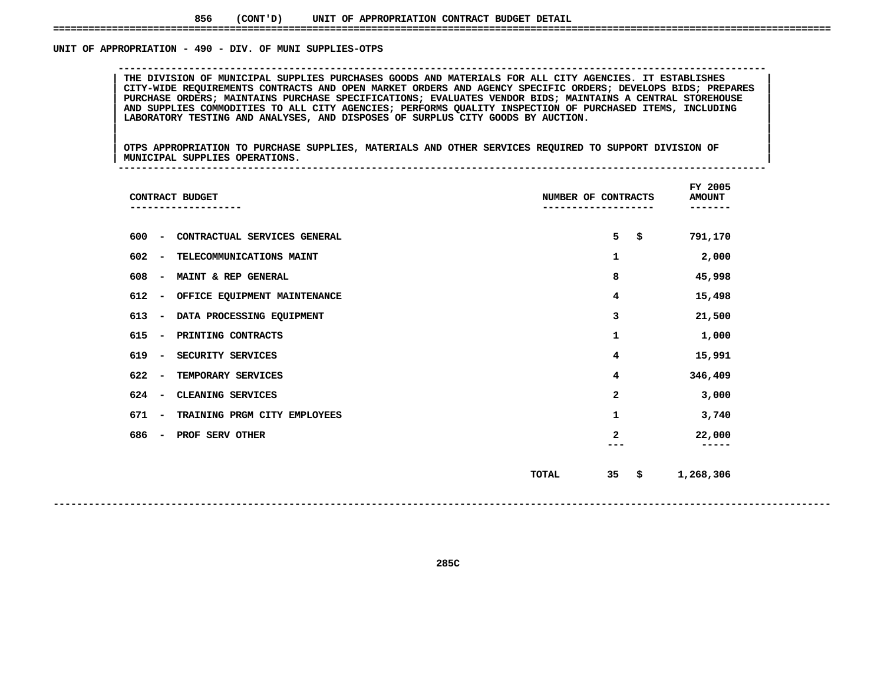856 (CONT'D) UNIT OF APPROPRIATION CONTRACT BUDGET DETAIL

UNIT OF APPROPRIATION - 490 - DIV. OF MUNI SUPPLIES-OTPS

THE DIVISION OF MUNICIPAL SUPPLIES PURCHASES GOODS AND MATERIALS FOR ALL CITY AGENCIES. IT ESTABLISHES CITY-WIDE REQUIREMENTS CONTRACTS AND OPEN MARKET ORDERS AND AGENCY SPECIFIC ORDERS; DEVELOPS BIDS; PREPARES PURCHASE ORDERS; MAINTAINS PURCHASE SPECIFICATIONS; EVALUATES VENDOR BIDS; MAINTAINS A CENTRAL STOREHOUSE AND SUPPLIES COMMODITIES TO ALL CITY AGENCIES; PERFORMS QUALITY INSPECTION OF PURCHASED ITEMS, INCLUDING LABORATORY TESTING AND ANALYSES, AND DISPOSES OF SURPLUS CITY GOODS BY AUCTION.

OTPS APPROPRIATION TO PURCHASE SUPPLIES, MATERIALS AND OTHER SERVICES REQUIRED TO SUPPORT DIVISION OF MUNICIPAL SUPPLIES OPERATIONS.

| CONTRACT BUDGET | NUMBER OF CONTRACTS | FY 2005 AMOUNT |
|---|---|---|
| 600 - CONTRACTUAL SERVICES GENERAL | 5 | $ 791,170 |
| 602 - TELECOMMUNICATIONS MAINT | 1 | 2,000 |
| 608 - MAINT & REP GENERAL | 8 | 45,998 |
| 612 - OFFICE EQUIPMENT MAINTENANCE | 4 | 15,498 |
| 613 - DATA PROCESSING EQUIPMENT | 3 | 21,500 |
| 615 - PRINTING CONTRACTS | 1 | 1,000 |
| 619 - SECURITY SERVICES | 4 | 15,991 |
| 622 - TEMPORARY SERVICES | 4 | 346,409 |
| 624 - CLEANING SERVICES | 2 | 3,000 |
| 671 - TRAINING PRGM CITY EMPLOYEES | 1 | 3,740 |
| 686 - PROF SERV OTHER | 2 | 22,000 |
| TOTAL | 35 | $ 1,268,306 |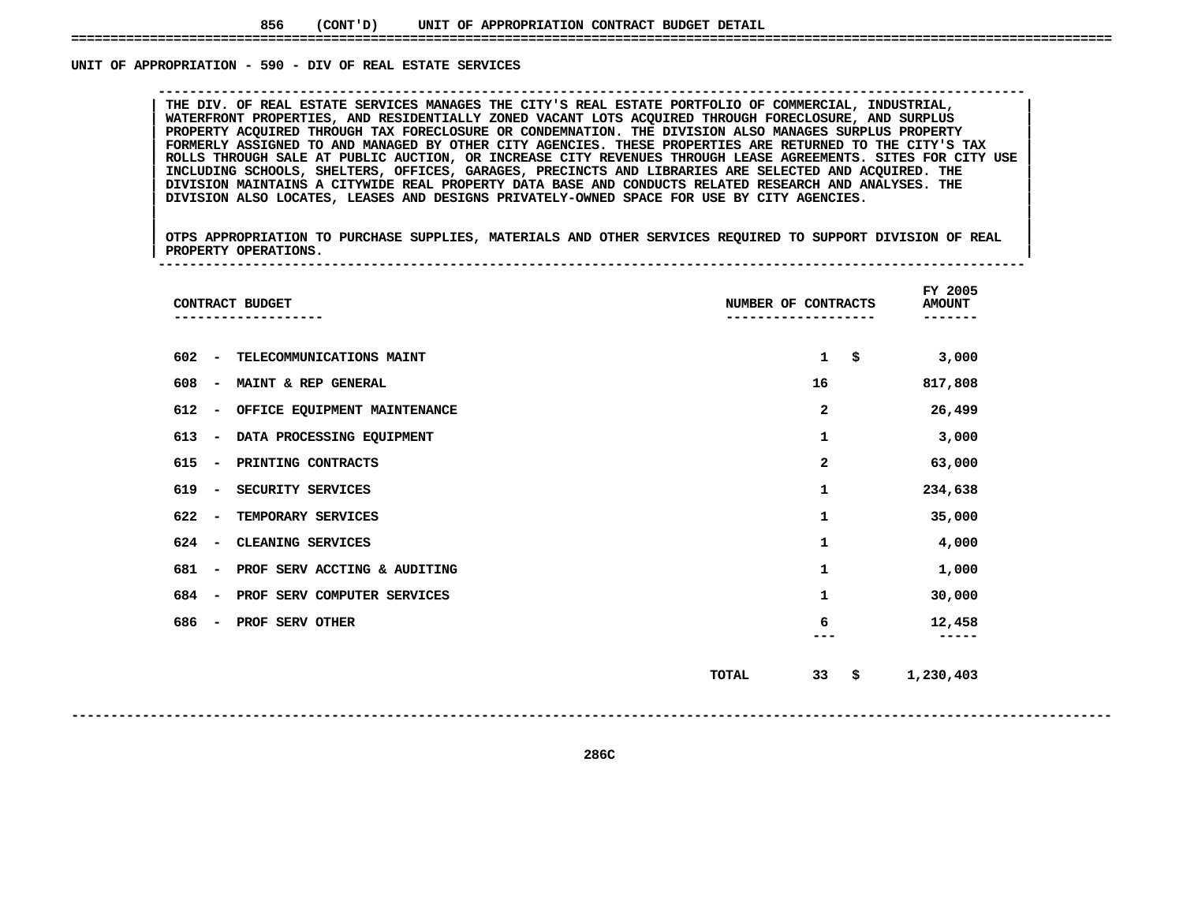856 (CONT'D) UNIT OF APPROPRIATION CONTRACT BUDGET DETAIL

## UNIT OF APPROPRIATION - 590 - DIV OF REAL ESTATE SERVICES

THE DIV. OF REAL ESTATE SERVICES MANAGES THE CITY'S REAL ESTATE PORTFOLIO OF COMMERCIAL, INDUSTRIAL, WATERFRONT PROPERTIES, AND RESIDENTIALLY ZONED VACANT LOTS ACQUIRED THROUGH FORECLOSURE, AND SURPLUS PROPERTY ACQUIRED THROUGH TAX FORECLOSURE OR CONDEMNATION. THE DIVISION ALSO MANAGES SURPLUS PROPERTY FORMERLY ASSIGNED TO AND MANAGED BY OTHER CITY AGENCIES. THESE PROPERTIES ARE RETURNED TO THE CITY'S TAX ROLLS THROUGH SALE AT PUBLIC AUCTION, OR INCREASE CITY REVENUES THROUGH LEASE AGREEMENTS. SITES FOR CITY USE INCLUDING SCHOOLS, SHELTERS, OFFICES, GARAGES, PRECINCTS AND LIBRARIES ARE SELECTED AND ACQUIRED. THE DIVISION MAINTAINS A CITYWIDE REAL PROPERTY DATA BASE AND CONDUCTS RELATED RESEARCH AND ANALYSES. THE DIVISION ALSO LOCATES, LEASES AND DESIGNS PRIVATELY-OWNED SPACE FOR USE BY CITY AGENCIES.

OTPS APPROPRIATION TO PURCHASE SUPPLIES, MATERIALS AND OTHER SERVICES REQUIRED TO SUPPORT DIVISION OF REAL PROPERTY OPERATIONS.

| CONTRACT BUDGET | NUMBER OF CONTRACTS | FY 2005 AMOUNT |
|---|---|---|
| 602 - TELECOMMUNICATIONS MAINT | 1 | $ 3,000 |
| 608 - MAINT & REP GENERAL | 16 | 817,808 |
| 612 - OFFICE EQUIPMENT MAINTENANCE | 2 | 26,499 |
| 613 - DATA PROCESSING EQUIPMENT | 1 | 3,000 |
| 615 - PRINTING CONTRACTS | 2 | 63,000 |
| 619 - SECURITY SERVICES | 1 | 234,638 |
| 622 - TEMPORARY SERVICES | 1 | 35,000 |
| 624 - CLEANING SERVICES | 1 | 4,000 |
| 681 - PROF SERV ACCTING & AUDITING | 1 | 1,000 |
| 684 - PROF SERV COMPUTER SERVICES | 1 | 30,000 |
| 686 - PROF SERV OTHER | 6 | 12,458 |
| TOTAL | 33 | $ 1,230,403 |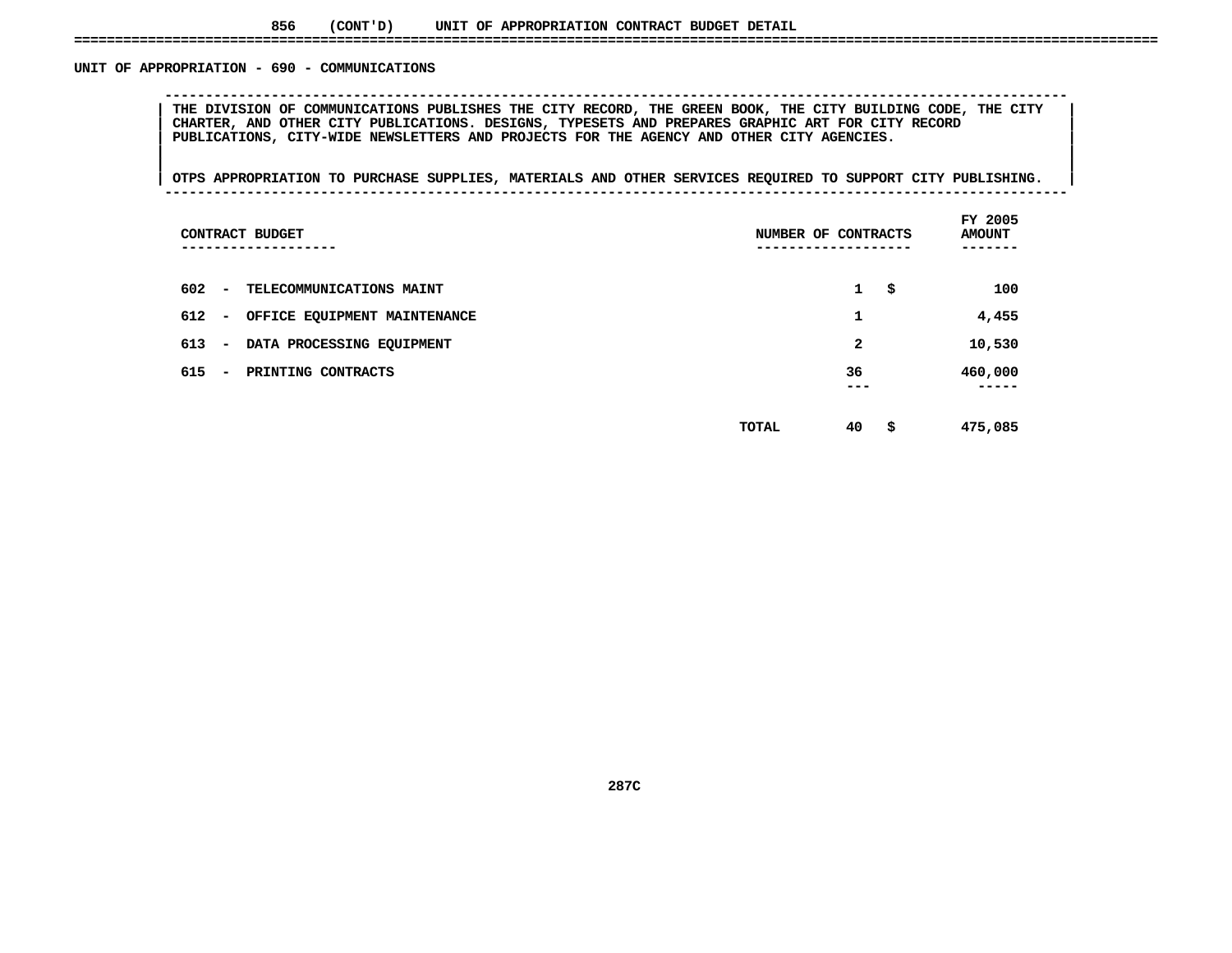856 (CONT'D) UNIT OF APPROPRIATION CONTRACT BUDGET DETAIL

## UNIT OF APPROPRIATION - 690 - COMMUNICATIONS

THE DIVISION OF COMMUNICATIONS PUBLISHES THE CITY RECORD, THE GREEN BOOK, THE CITY BUILDING CODE, THE CITY CHARTER, AND OTHER CITY PUBLICATIONS. DESIGNS, TYPESETS AND PREPARES GRAPHIC ART FOR CITY RECORD PUBLICATIONS, CITY-WIDE NEWSLETTERS AND PROJECTS FOR THE AGENCY AND OTHER CITY AGENCIES.

OTPS APPROPRIATION TO PURCHASE SUPPLIES, MATERIALS AND OTHER SERVICES REQUIRED TO SUPPORT CITY PUBLISHING.

| CONTRACT BUDGET | NUMBER OF CONTRACTS | FY 2005 AMOUNT |
|---|---|---|
| 602 - TELECOMMUNICATIONS MAINT | 1 | $ 100 |
| 612 - OFFICE EQUIPMENT MAINTENANCE | 1 | 4,455 |
| 613 - DATA PROCESSING EQUIPMENT | 2 | 10,530 |
| 615 - PRINTING CONTRACTS | 36 | 460,000 |
| TOTAL | 40 | $ 475,085 |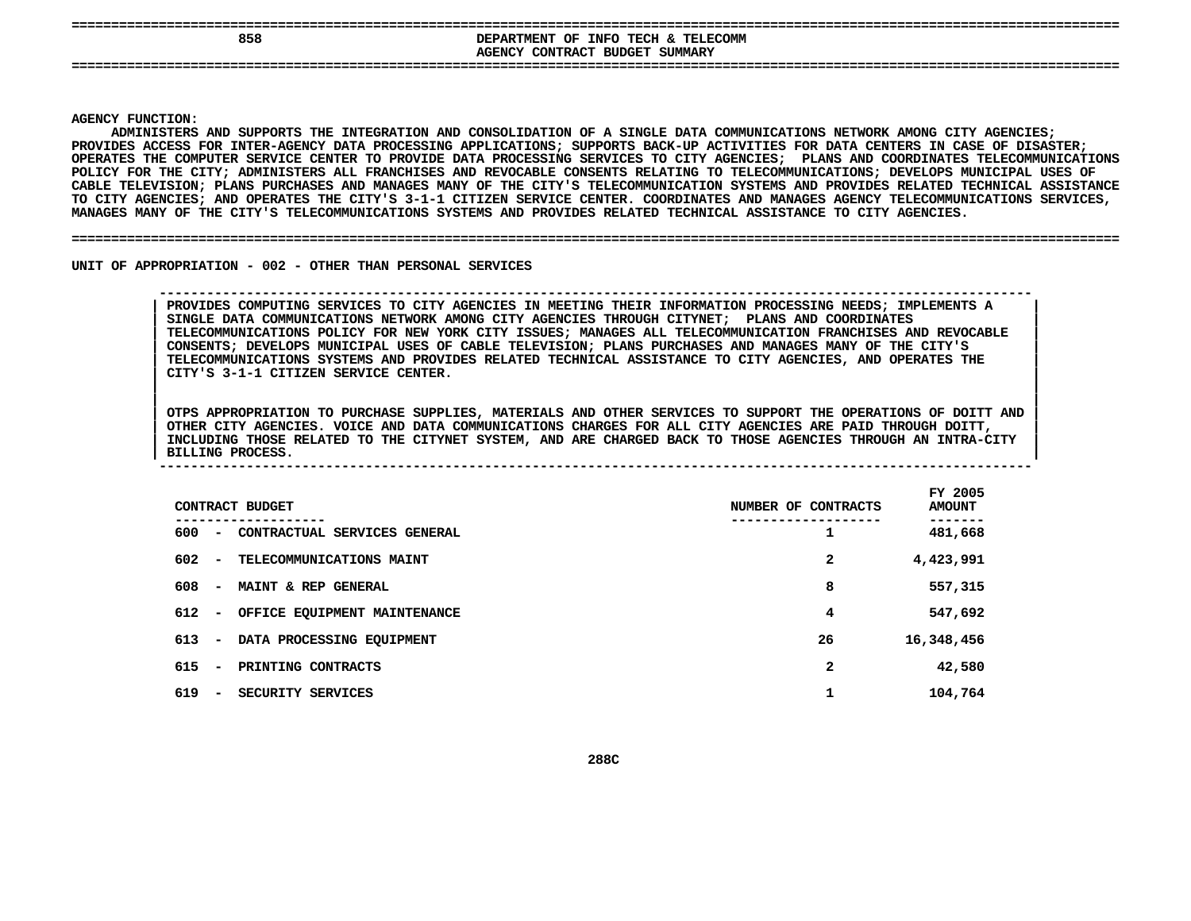# DEPARTMENT OF INFO TECH & TELECOMM
## AGENCY CONTRACT BUDGET SUMMARY

**AGENCY FUNCTION:**

ADMINISTERS AND SUPPORTS THE INTEGRATION AND CONSOLIDATION OF A SINGLE DATA COMMUNICATIONS NETWORK AMONG CITY AGENCIES; PROVIDES ACCESS FOR INTER-AGENCY DATA PROCESSING APPLICATIONS; SUPPORTS BACK-UP ACTIVITIES FOR DATA CENTERS IN CASE OF DISASTER; OPERATES THE COMPUTER SERVICE CENTER TO PROVIDE DATA PROCESSING SERVICES TO CITY AGENCIES; PLANS AND COORDINATES TELECOMMUNICATIONS POLICY FOR THE CITY; ADMINISTERS ALL FRANCHISES AND REVOCABLE CONSENTS RELATING TO TELECOMMUNICATIONS; DEVELOPS MUNICIPAL USES OF CABLE TELEVISION; PLANS PURCHASES AND MANAGES MANY OF THE CITY'S TELECOMMUNICATION SYSTEMS AND PROVIDES RELATED TECHNICAL ASSISTANCE TO CITY AGENCIES; AND OPERATES THE CITY'S 3-1-1 CITIZEN SERVICE CENTER. COORDINATES AND MANAGES AGENCY TELECOMMUNICATIONS SERVICES, MANAGES MANY OF THE CITY'S TELECOMMUNICATIONS SYSTEMS AND PROVIDES RELATED TECHNICAL ASSISTANCE TO CITY AGENCIES.

**UNIT OF APPROPRIATION - 002 - OTHER THAN PERSONAL SERVICES**

PROVIDES COMPUTING SERVICES TO CITY AGENCIES IN MEETING THEIR INFORMATION PROCESSING NEEDS; IMPLEMENTS A SINGLE DATA COMMUNICATIONS NETWORK AMONG CITY AGENCIES THROUGH CITYNET; PLANS AND COORDINATES TELECOMMUNICATIONS POLICY FOR NEW YORK CITY ISSUES; MANAGES ALL TELECOMMUNICATION FRANCHISES AND REVOCABLE CONSENTS; DEVELOPS MUNICIPAL USES OF CABLE TELEVISION; PLANS PURCHASES AND MANAGES MANY OF THE CITY'S TELECOMMUNICATIONS SYSTEMS AND PROVIDES RELATED TECHNICAL ASSISTANCE TO CITY AGENCIES, AND OPERATES THE CITY'S 3-1-1 CITIZEN SERVICE CENTER.

OTPS APPROPRIATION TO PURCHASE SUPPLIES, MATERIALS AND OTHER SERVICES TO SUPPORT THE OPERATIONS OF DOITT AND OTHER CITY AGENCIES. VOICE AND DATA COMMUNICATIONS CHARGES FOR ALL CITY AGENCIES ARE PAID THROUGH DOITT, INCLUDING THOSE RELATED TO THE CITYNET SYSTEM, AND ARE CHARGED BACK TO THOSE AGENCIES THROUGH AN INTRA-CITY BILLING PROCESS.

| CONTRACT BUDGET | NUMBER OF CONTRACTS | FY 2005 AMOUNT |
|---|---|---|
| 600 - CONTRACTUAL SERVICES GENERAL | 1 | 481,668 |
| 602 - TELECOMMUNICATIONS MAINT | 2 | 4,423,991 |
| 608 - MAINT & REP GENERAL | 8 | 557,315 |
| 612 - OFFICE EQUIPMENT MAINTENANCE | 4 | 547,692 |
| 613 - DATA PROCESSING EQUIPMENT | 26 | 16,348,456 |
| 615 - PRINTING CONTRACTS | 2 | 42,580 |
| 619 - SECURITY SERVICES | 1 | 104,764 |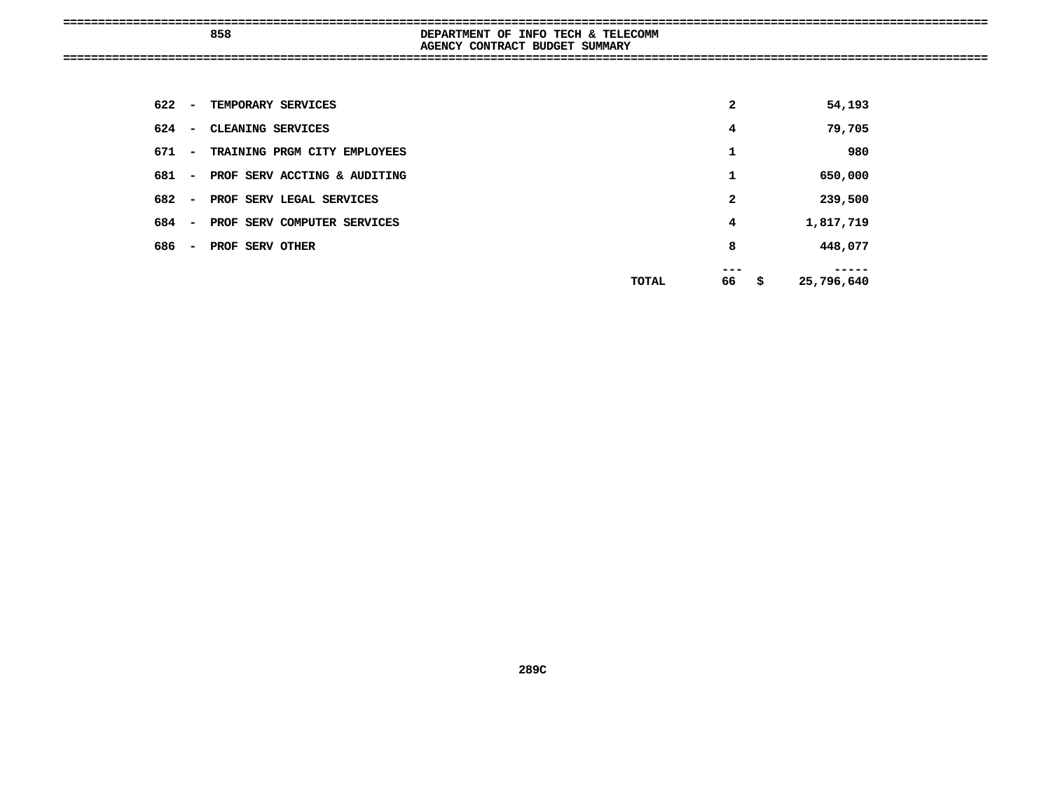858 DEPARTMENT OF INFO TECH & TELECOMM
AGENCY CONTRACT BUDGET SUMMARY

| Code | Description | | Count | Amount |
|---|---|---|---|---|
| 622 - | TEMPORARY SERVICES | | 2 | 54,193 |
| 624 - | CLEANING SERVICES | | 4 | 79,705 |
| 671 - | TRAINING PRGM CITY EMPLOYEES | | 1 | 980 |
| 681 - | PROF SERV ACCTING & AUDITING | | 1 | 650,000 |
| 682 - | PROF SERV LEGAL SERVICES | | 2 | 239,500 |
| 684 - | PROF SERV COMPUTER SERVICES | | 4 | 1,817,719 |
| 686 - | PROF SERV OTHER | | 8 | 448,077 |
| | | TOTAL | 66 | $ 25,796,640 |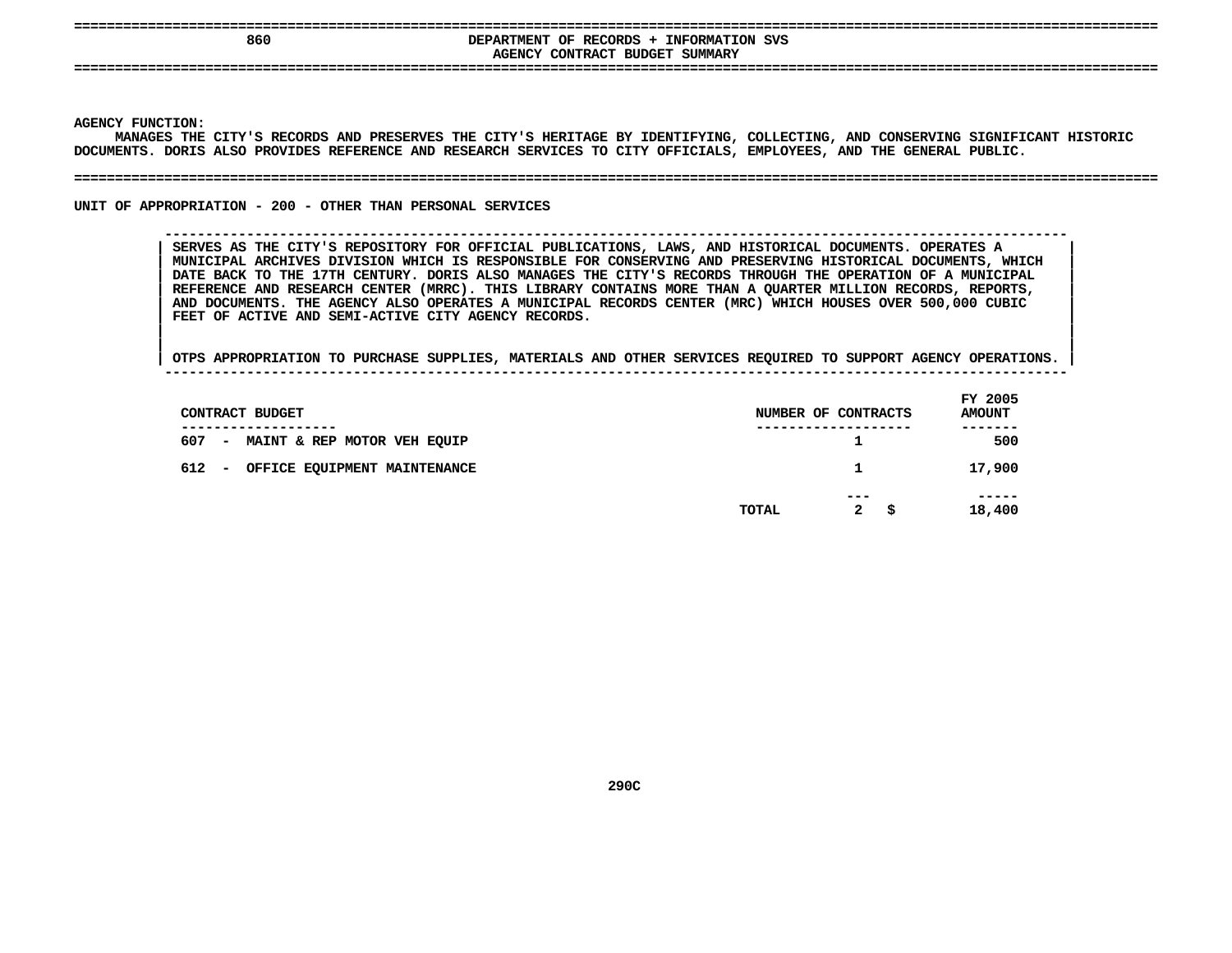860 DEPARTMENT OF RECORDS + INFORMATION SVS

AGENCY CONTRACT BUDGET SUMMARY

**AGENCY FUNCTION:**

MANAGES THE CITY'S RECORDS AND PRESERVES THE CITY'S HERITAGE BY IDENTIFYING, COLLECTING, AND CONSERVING SIGNIFICANT HISTORIC DOCUMENTS. DORIS ALSO PROVIDES REFERENCE AND RESEARCH SERVICES TO CITY OFFICIALS, EMPLOYEES, AND THE GENERAL PUBLIC.

**UNIT OF APPROPRIATION - 200 - OTHER THAN PERSONAL SERVICES**

SERVES AS THE CITY'S REPOSITORY FOR OFFICIAL PUBLICATIONS, LAWS, AND HISTORICAL DOCUMENTS. OPERATES A MUNICIPAL ARCHIVES DIVISION WHICH IS RESPONSIBLE FOR CONSERVING AND PRESERVING HISTORICAL DOCUMENTS, WHICH DATE BACK TO THE 17TH CENTURY. DORIS ALSO MANAGES THE CITY'S RECORDS THROUGH THE OPERATION OF A MUNICIPAL REFERENCE AND RESEARCH CENTER (MRRC). THIS LIBRARY CONTAINS MORE THAN A QUARTER MILLION RECORDS, REPORTS, AND DOCUMENTS. THE AGENCY ALSO OPERATES A MUNICIPAL RECORDS CENTER (MRC) WHICH HOUSES OVER 500,000 CUBIC FEET OF ACTIVE AND SEMI-ACTIVE CITY AGENCY RECORDS.

OTPS APPROPRIATION TO PURCHASE SUPPLIES, MATERIALS AND OTHER SERVICES REQUIRED TO SUPPORT AGENCY OPERATIONS.

| CONTRACT BUDGET | NUMBER OF CONTRACTS | FY 2005 AMOUNT |
|---|---|---|
| 607 - MAINT & REP MOTOR VEH EQUIP | 1 | 500 |
| 612 - OFFICE EQUIPMENT MAINTENANCE | 1 | 17,900 |
| TOTAL | 2 | $ 18,400 |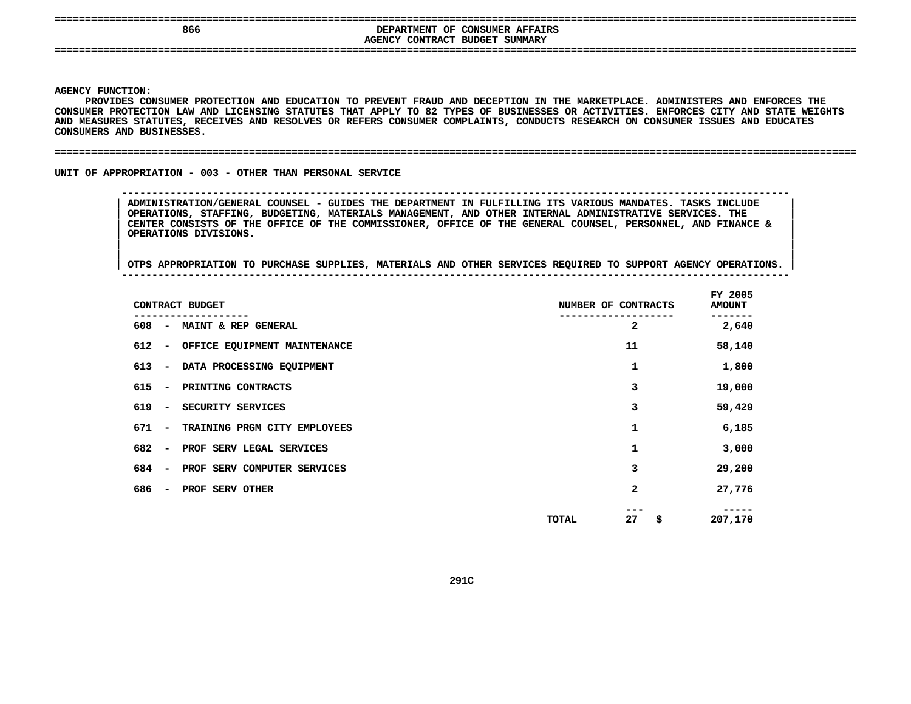# DEPARTMENT OF CONSUMER AFFAIRS
## AGENCY CONTRACT BUDGET SUMMARY

**AGENCY FUNCTION:**
PROVIDES CONSUMER PROTECTION AND EDUCATION TO PREVENT FRAUD AND DECEPTION IN THE MARKETPLACE. ADMINISTERS AND ENFORCES THE CONSUMER PROTECTION LAW AND LICENSING STATUTES THAT APPLY TO 82 TYPES OF BUSINESSES OR ACTIVITIES. ENFORCES CITY AND STATE WEIGHTS AND MEASURES STATUTES, RECEIVES AND RESOLVES OR REFERS CONSUMER COMPLAINTS, CONDUCTS RESEARCH ON CONSUMER ISSUES AND EDUCATES CONSUMERS AND BUSINESSES.

**UNIT OF APPROPRIATION - 003 - OTHER THAN PERSONAL SERVICE**

ADMINISTRATION/GENERAL COUNSEL - GUIDES THE DEPARTMENT IN FULFILLING ITS VARIOUS MANDATES. TASKS INCLUDE OPERATIONS, STAFFING, BUDGETING, MATERIALS MANAGEMENT, AND OTHER INTERNAL ADMINISTRATIVE SERVICES. THE CENTER CONSISTS OF THE OFFICE OF THE COMMISSIONER, OFFICE OF THE GENERAL COUNSEL, PERSONNEL, AND FINANCE & OPERATIONS DIVISIONS.

OTPS APPROPRIATION TO PURCHASE SUPPLIES, MATERIALS AND OTHER SERVICES REQUIRED TO SUPPORT AGENCY OPERATIONS.

| CONTRACT BUDGET | NUMBER OF CONTRACTS | FY 2005 AMOUNT |
|---|---|---|
| 608 - MAINT & REP GENERAL | 2 | 2,640 |
| 612 - OFFICE EQUIPMENT MAINTENANCE | 11 | 58,140 |
| 613 - DATA PROCESSING EQUIPMENT | 1 | 1,800 |
| 615 - PRINTING CONTRACTS | 3 | 19,000 |
| 619 - SECURITY SERVICES | 3 | 59,429 |
| 671 - TRAINING PRGM CITY EMPLOYEES | 1 | 6,185 |
| 682 - PROF SERV LEGAL SERVICES | 1 | 3,000 |
| 684 - PROF SERV COMPUTER SERVICES | 3 | 29,200 |
| 686 - PROF SERV OTHER | 2 | 27,776 |
| TOTAL | 27 | $ 207,170 |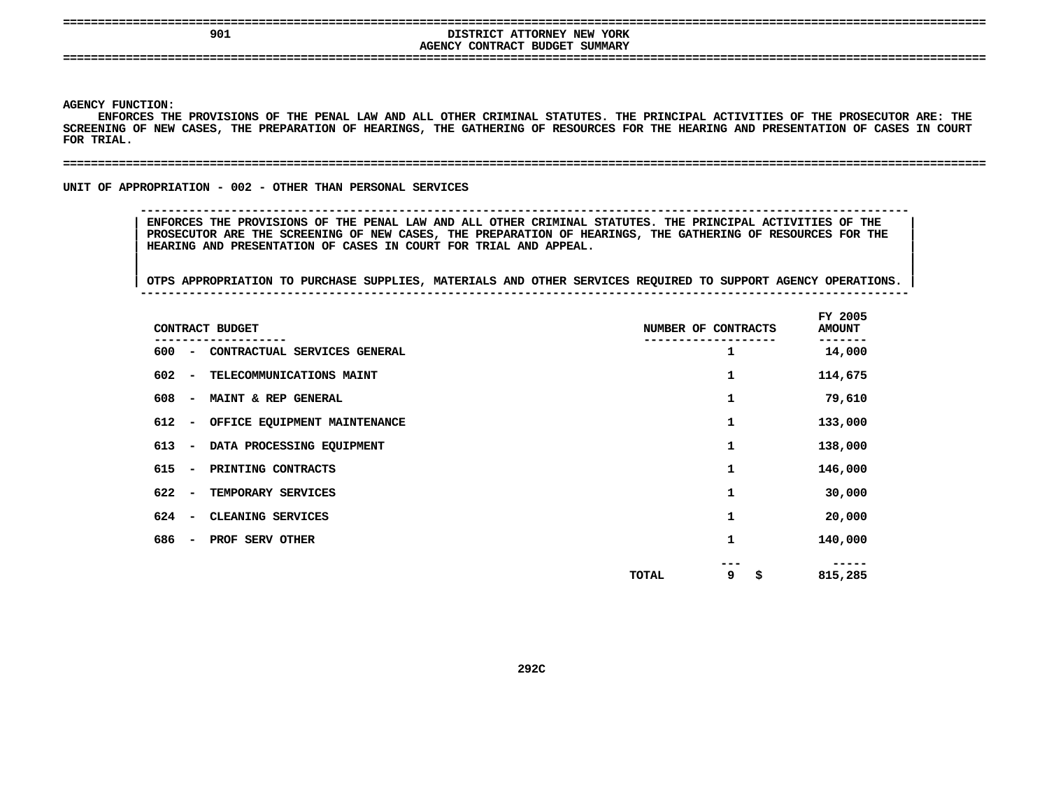# 901 DISTRICT ATTORNEY NEW YORK

## AGENCY CONTRACT BUDGET SUMMARY

**AGENCY FUNCTION:**
ENFORCES THE PROVISIONS OF THE PENAL LAW AND ALL OTHER CRIMINAL STATUTES. THE PRINCIPAL ACTIVITIES OF THE PROSECUTOR ARE: THE SCREENING OF NEW CASES, THE PREPARATION OF HEARINGS, THE GATHERING OF RESOURCES FOR THE HEARING AND PRESENTATION OF CASES IN COURT FOR TRIAL.

### UNIT OF APPROPRIATION - 002 - OTHER THAN PERSONAL SERVICES

ENFORCES THE PROVISIONS OF THE PENAL LAW AND ALL OTHER CRIMINAL STATUTES. THE PRINCIPAL ACTIVITIES OF THE PROSECUTOR ARE THE SCREENING OF NEW CASES, THE PREPARATION OF HEARINGS, THE GATHERING OF RESOURCES FOR THE HEARING AND PRESENTATION OF CASES IN COURT FOR TRIAL AND APPEAL.

OTPS APPROPRIATION TO PURCHASE SUPPLIES, MATERIALS AND OTHER SERVICES REQUIRED TO SUPPORT AGENCY OPERATIONS.

| CONTRACT BUDGET | | NUMBER OF CONTRACTS | FY 2005 AMOUNT |
|---|---|---|---|
| 600 - CONTRACTUAL SERVICES GENERAL | | 1 | 14,000 |
| 602 - TELECOMMUNICATIONS MAINT | | 1 | 114,675 |
| 608 - MAINT & REP GENERAL | | 1 | 79,610 |
| 612 - OFFICE EQUIPMENT MAINTENANCE | | 1 | 133,000 |
| 613 - DATA PROCESSING EQUIPMENT | | 1 | 138,000 |
| 615 - PRINTING CONTRACTS | | 1 | 146,000 |
| 622 - TEMPORARY SERVICES | | 1 | 30,000 |
| 624 - CLEANING SERVICES | | 1 | 20,000 |
| 686 - PROF SERV OTHER | | 1 | 140,000 |
| | TOTAL | 9 | $ 815,285 |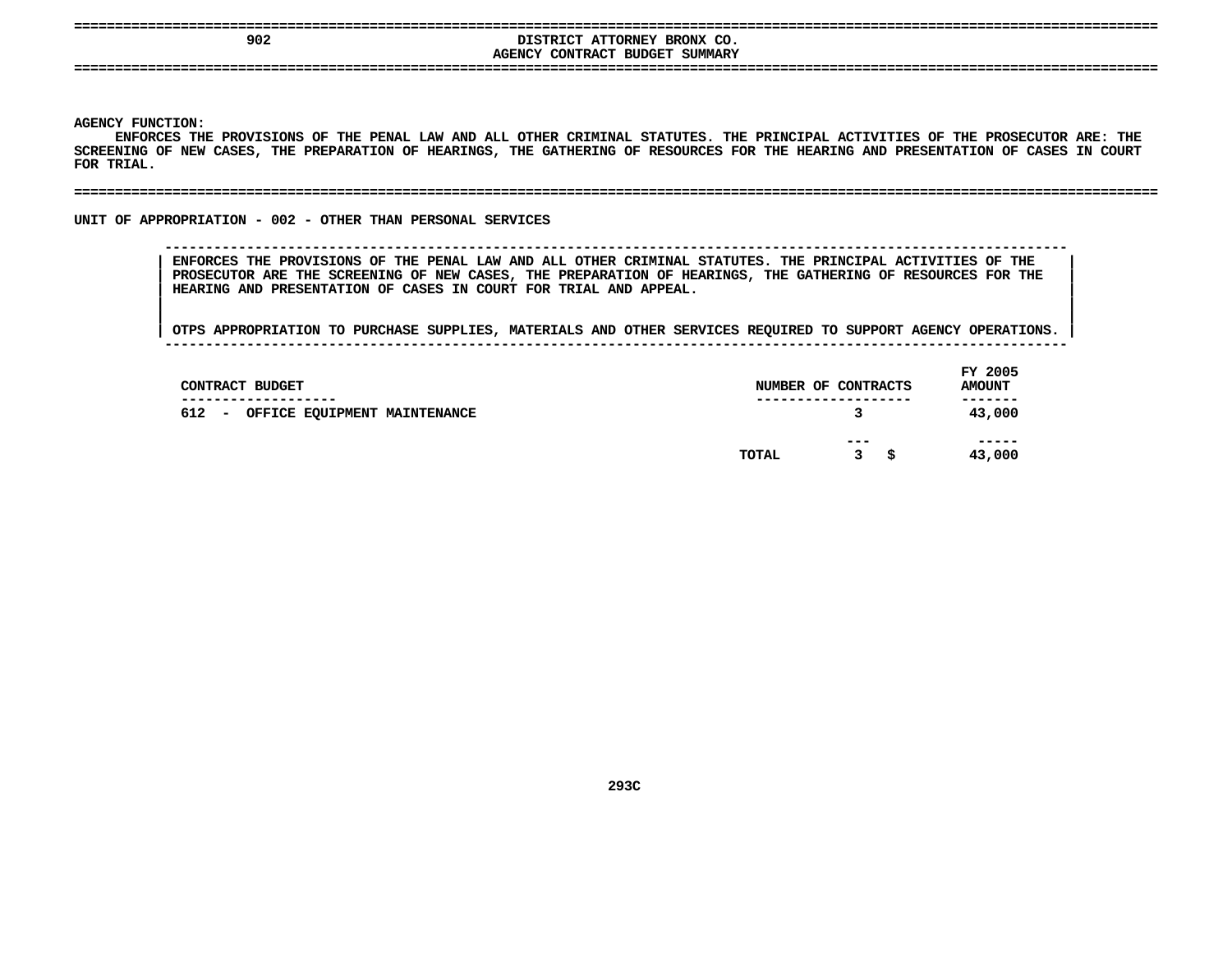## 902 DISTRICT ATTORNEY BRONX CO.
### AGENCY CONTRACT BUDGET SUMMARY

**AGENCY FUNCTION:**
ENFORCES THE PROVISIONS OF THE PENAL LAW AND ALL OTHER CRIMINAL STATUTES. THE PRINCIPAL ACTIVITIES OF THE PROSECUTOR ARE: THE SCREENING OF NEW CASES, THE PREPARATION OF HEARINGS, THE GATHERING OF RESOURCES FOR THE HEARING AND PRESENTATION OF CASES IN COURT FOR TRIAL.

**UNIT OF APPROPRIATION - 002 - OTHER THAN PERSONAL SERVICES**

ENFORCES THE PROVISIONS OF THE PENAL LAW AND ALL OTHER CRIMINAL STATUTES. THE PRINCIPAL ACTIVITIES OF THE PROSECUTOR ARE THE SCREENING OF NEW CASES, THE PREPARATION OF HEARINGS, THE GATHERING OF RESOURCES FOR THE HEARING AND PRESENTATION OF CASES IN COURT FOR TRIAL AND APPEAL.

OTPS APPROPRIATION TO PURCHASE SUPPLIES, MATERIALS AND OTHER SERVICES REQUIRED TO SUPPORT AGENCY OPERATIONS.

| CONTRACT BUDGET | NUMBER OF CONTRACTS | FY 2005 AMOUNT |
|---|---|---|
| 612 - OFFICE EQUIPMENT MAINTENANCE | 3 | 43,000 |
| TOTAL | 3 | $ 43,000 |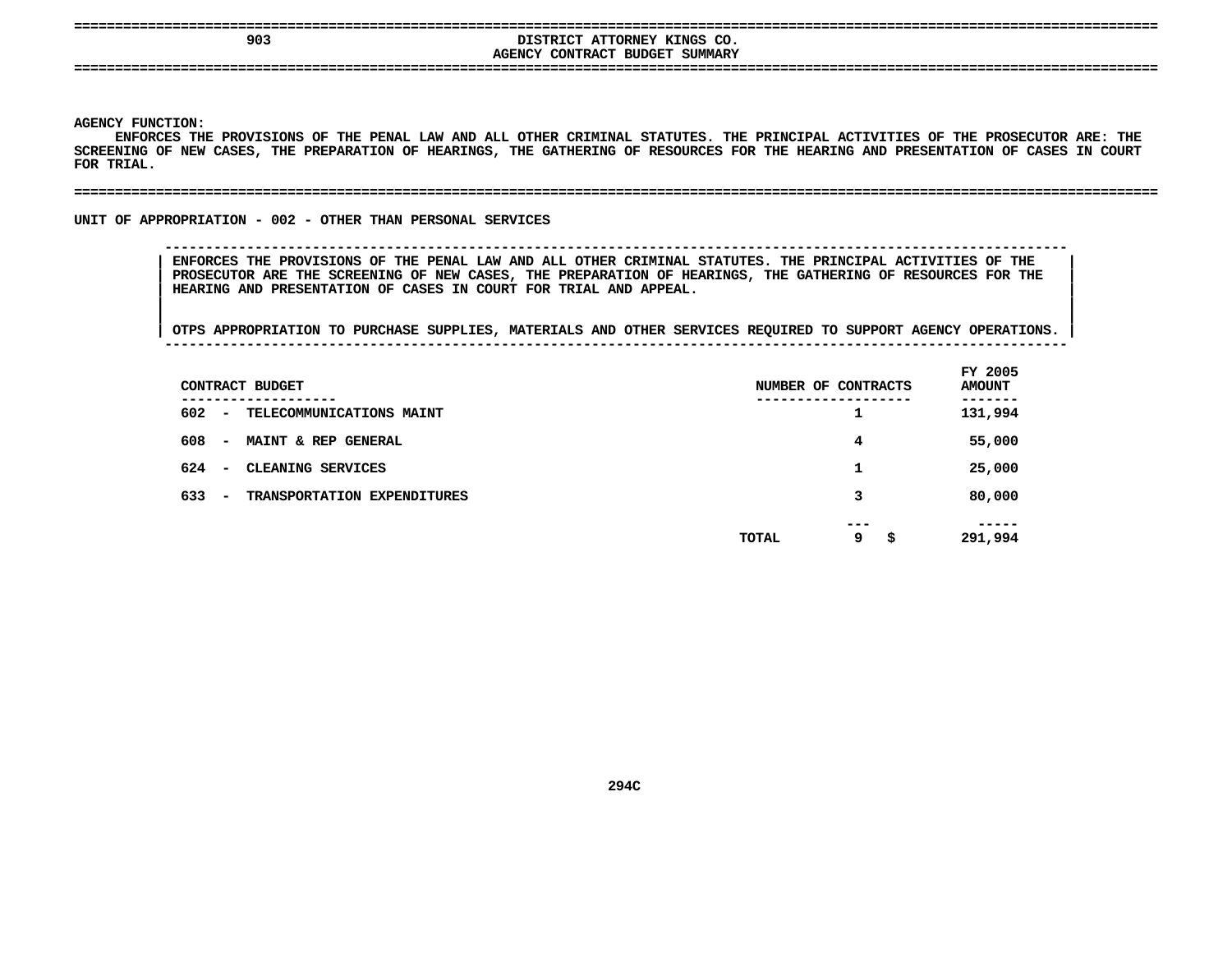# 903 DISTRICT ATTORNEY KINGS CO.
## AGENCY CONTRACT BUDGET SUMMARY

**AGENCY FUNCTION:**
ENFORCES THE PROVISIONS OF THE PENAL LAW AND ALL OTHER CRIMINAL STATUTES. THE PRINCIPAL ACTIVITIES OF THE PROSECUTOR ARE: THE SCREENING OF NEW CASES, THE PREPARATION OF HEARINGS, THE GATHERING OF RESOURCES FOR THE HEARING AND PRESENTATION OF CASES IN COURT FOR TRIAL.

**UNIT OF APPROPRIATION - 002 - OTHER THAN PERSONAL SERVICES**

ENFORCES THE PROVISIONS OF THE PENAL LAW AND ALL OTHER CRIMINAL STATUTES. THE PRINCIPAL ACTIVITIES OF THE PROSECUTOR ARE THE SCREENING OF NEW CASES, THE PREPARATION OF HEARINGS, THE GATHERING OF RESOURCES FOR THE HEARING AND PRESENTATION OF CASES IN COURT FOR TRIAL AND APPEAL.

OTPS APPROPRIATION TO PURCHASE SUPPLIES, MATERIALS AND OTHER SERVICES REQUIRED TO SUPPORT AGENCY OPERATIONS.

| CONTRACT BUDGET | NUMBER OF CONTRACTS | FY 2005 AMOUNT |
|---|---|---|
| 602 - TELECOMMUNICATIONS MAINT | 1 | 131,994 |
| 608 - MAINT & REP GENERAL | 4 | 55,000 |
| 624 - CLEANING SERVICES | 1 | 25,000 |
| 633 - TRANSPORTATION EXPENDITURES | 3 | 80,000 |
| TOTAL | 9 | $ 291,994 |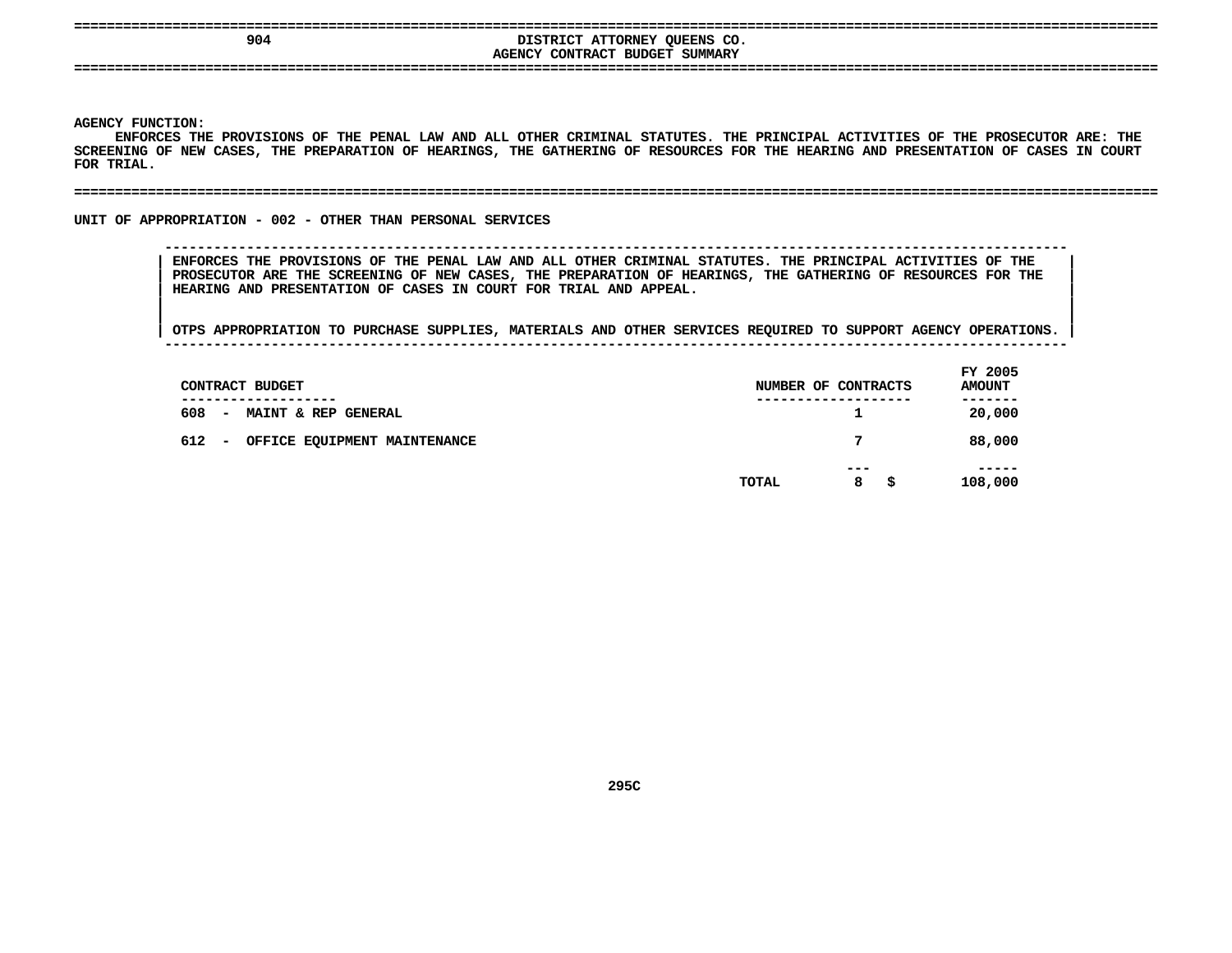# 904 DISTRICT ATTORNEY QUEENS CO.

## AGENCY CONTRACT BUDGET SUMMARY

AGENCY FUNCTION:

ENFORCES THE PROVISIONS OF THE PENAL LAW AND ALL OTHER CRIMINAL STATUTES. THE PRINCIPAL ACTIVITIES OF THE PROSECUTOR ARE: THE SCREENING OF NEW CASES, THE PREPARATION OF HEARINGS, THE GATHERING OF RESOURCES FOR THE HEARING AND PRESENTATION OF CASES IN COURT FOR TRIAL.

### UNIT OF APPROPRIATION - 002 - OTHER THAN PERSONAL SERVICES

ENFORCES THE PROVISIONS OF THE PENAL LAW AND ALL OTHER CRIMINAL STATUTES. THE PRINCIPAL ACTIVITIES OF THE PROSECUTOR ARE THE SCREENING OF NEW CASES, THE PREPARATION OF HEARINGS, THE GATHERING OF RESOURCES FOR THE HEARING AND PRESENTATION OF CASES IN COURT FOR TRIAL AND APPEAL.

OTPS APPROPRIATION TO PURCHASE SUPPLIES, MATERIALS AND OTHER SERVICES REQUIRED TO SUPPORT AGENCY OPERATIONS.

| CONTRACT BUDGET | | NUMBER OF CONTRACTS | FY 2005 AMOUNT |
|---|---|---|---|
| 608 - MAINT & REP GENERAL | | 1 | 20,000 |
| 612 - OFFICE EQUIPMENT MAINTENANCE | | 7 | 88,000 |
| | TOTAL | 8 | $ 108,000 |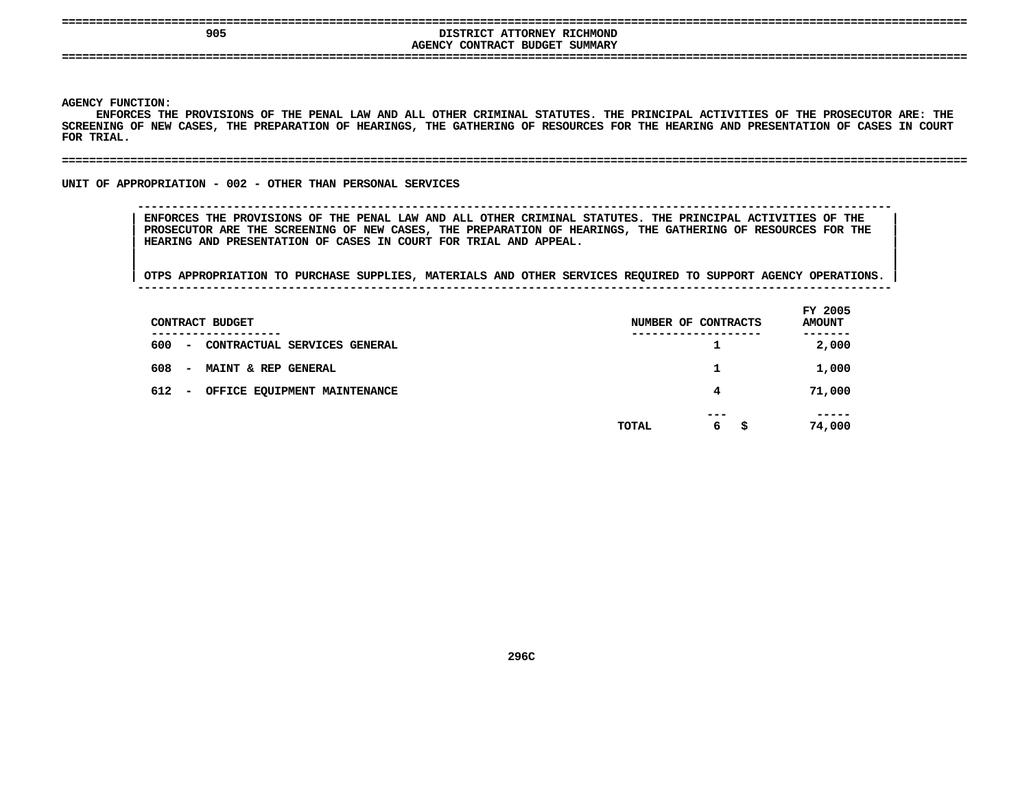905 DISTRICT ATTORNEY RICHMOND
AGENCY CONTRACT BUDGET SUMMARY

AGENCY FUNCTION:
ENFORCES THE PROVISIONS OF THE PENAL LAW AND ALL OTHER CRIMINAL STATUTES. THE PRINCIPAL ACTIVITIES OF THE PROSECUTOR ARE: THE SCREENING OF NEW CASES, THE PREPARATION OF HEARINGS, THE GATHERING OF RESOURCES FOR THE HEARING AND PRESENTATION OF CASES IN COURT FOR TRIAL.

UNIT OF APPROPRIATION - 002 - OTHER THAN PERSONAL SERVICES

ENFORCES THE PROVISIONS OF THE PENAL LAW AND ALL OTHER CRIMINAL STATUTES. THE PRINCIPAL ACTIVITIES OF THE PROSECUTOR ARE THE SCREENING OF NEW CASES, THE PREPARATION OF HEARINGS, THE GATHERING OF RESOURCES FOR THE HEARING AND PRESENTATION OF CASES IN COURT FOR TRIAL AND APPEAL.

OTPS APPROPRIATION TO PURCHASE SUPPLIES, MATERIALS AND OTHER SERVICES REQUIRED TO SUPPORT AGENCY OPERATIONS.

| CONTRACT BUDGET | NUMBER OF CONTRACTS | FY 2005 AMOUNT |
|---|---|---|
| 600 - CONTRACTUAL SERVICES GENERAL | 1 | 2,000 |
| 608 - MAINT & REP GENERAL | 1 | 1,000 |
| 612 - OFFICE EQUIPMENT MAINTENANCE | 4 | 71,000 |
| TOTAL | 6 | $ 74,000 |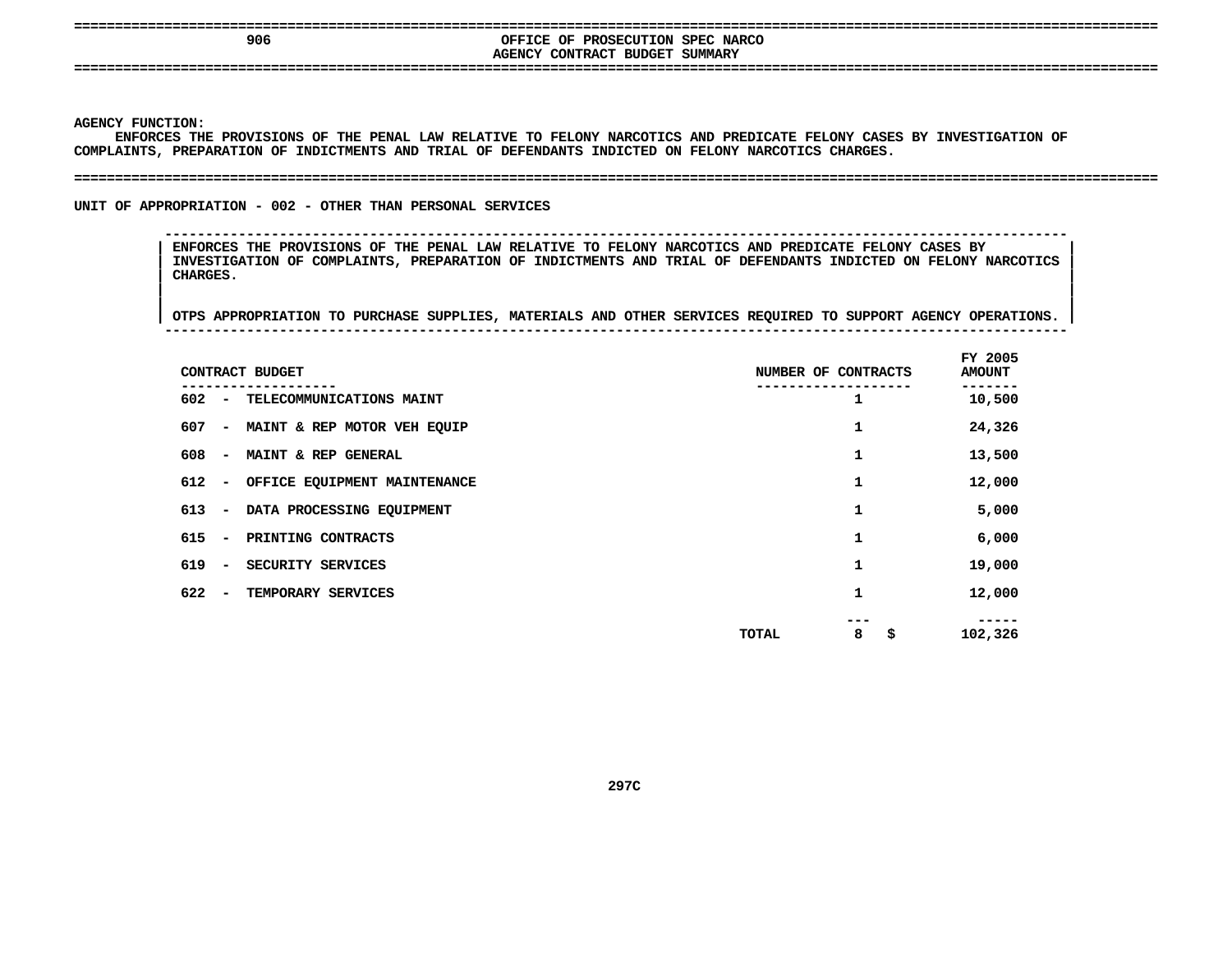# 906 OFFICE OF PROSECUTION SPEC NARCO
## AGENCY CONTRACT BUDGET SUMMARY

**AGENCY FUNCTION:**
ENFORCES THE PROVISIONS OF THE PENAL LAW RELATIVE TO FELONY NARCOTICS AND PREDICATE FELONY CASES BY INVESTIGATION OF COMPLAINTS, PREPARATION OF INDICTMENTS AND TRIAL OF DEFENDANTS INDICTED ON FELONY NARCOTICS CHARGES.

**UNIT OF APPROPRIATION - 002 - OTHER THAN PERSONAL SERVICES**

ENFORCES THE PROVISIONS OF THE PENAL LAW RELATIVE TO FELONY NARCOTICS AND PREDICATE FELONY CASES BY INVESTIGATION OF COMPLAINTS, PREPARATION OF INDICTMENTS AND TRIAL OF DEFENDANTS INDICTED ON FELONY NARCOTICS CHARGES.

OTPS APPROPRIATION TO PURCHASE SUPPLIES, MATERIALS AND OTHER SERVICES REQUIRED TO SUPPORT AGENCY OPERATIONS.

| CONTRACT BUDGET | NUMBER OF CONTRACTS | FY 2005 AMOUNT |
|---|---|---|
| 602 - TELECOMMUNICATIONS MAINT | 1 | 10,500 |
| 607 - MAINT & REP MOTOR VEH EQUIP | 1 | 24,326 |
| 608 - MAINT & REP GENERAL | 1 | 13,500 |
| 612 - OFFICE EQUIPMENT MAINTENANCE | 1 | 12,000 |
| 613 - DATA PROCESSING EQUIPMENT | 1 | 5,000 |
| 615 - PRINTING CONTRACTS | 1 | 6,000 |
| 619 - SECURITY SERVICES | 1 | 19,000 |
| 622 - TEMPORARY SERVICES | 1 | 12,000 |
| TOTAL | 8 | $ 102,326 |